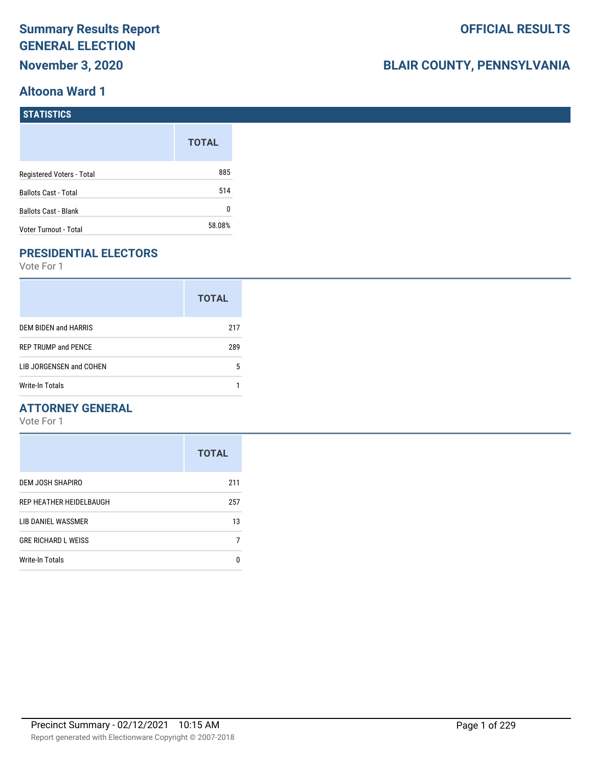# Summary Results Report GENERAL ELECTION

## November 3, 2020

**OFFICIAL RESULTS**

**BLAIR COUNTY, PENNSYLVANIA**

## Altoona Ward 1

### STATISTICS

| | TOTAL |
|---|---|
| Registered Voters - Total | 885 |
| Ballots Cast - Total | 514 |
| Ballots Cast - Blank | 0 |
| Voter Turnout - Total | 58.08% |

### PRESIDENTIAL ELECTORS

Vote For 1

| | TOTAL |
|---|---|
| DEM BIDEN and HARRIS | 217 |
| REP TRUMP and PENCE | 289 |
| LIB JORGENSEN and COHEN | 5 |
| Write-In Totals | 1 |

### ATTORNEY GENERAL

Vote For 1

| | TOTAL |
|---|---|
| DEM JOSH SHAPIRO | 211 |
| REP HEATHER HEIDELBAUGH | 257 |
| LIB DANIEL WASSMER | 13 |
| GRE RICHARD L WEISS | 7 |
| Write-In Totals | 0 |

Precinct Summary - 02/12/2021 10:15 AM

Report generated with Electionware Copyright © 2007-2018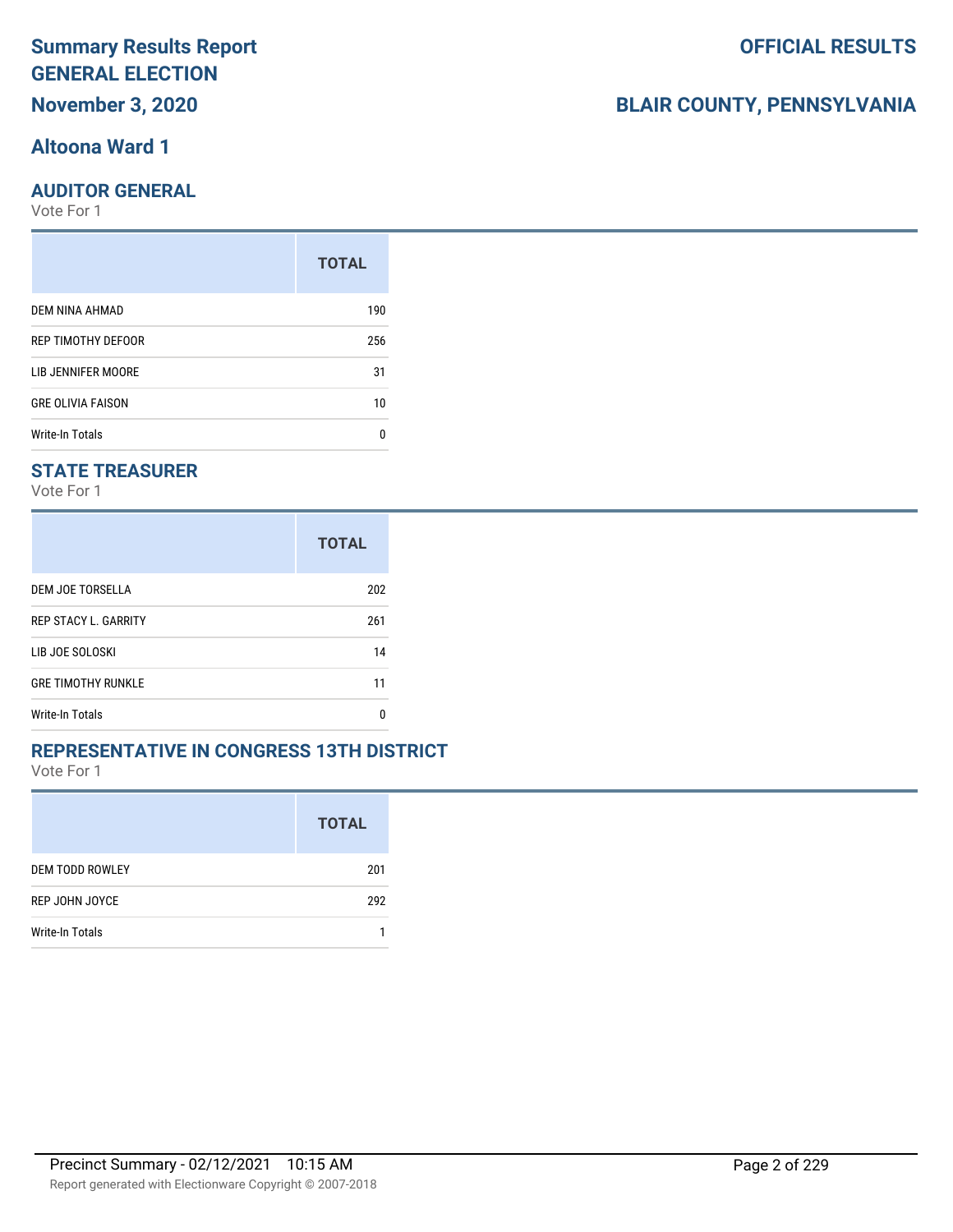# Summary Results Report
# GENERAL ELECTION
## November 3, 2020

**OFFICIAL RESULTS**

**BLAIR COUNTY, PENNSYLVANIA**

## Altoona Ward 1

### AUDITOR GENERAL
Vote For 1

| | TOTAL |
|---|---|
| DEM NINA AHMAD | 190 |
| REP TIMOTHY DEFOOR | 256 |
| LIB JENNIFER MOORE | 31 |
| GRE OLIVIA FAISON | 10 |
| Write-In Totals | 0 |

### STATE TREASURER
Vote For 1

| | TOTAL |
|---|---|
| DEM JOE TORSELLA | 202 |
| REP STACY L. GARRITY | 261 |
| LIB JOE SOLOSKI | 14 |
| GRE TIMOTHY RUNKLE | 11 |
| Write-In Totals | 0 |

### REPRESENTATIVE IN CONGRESS 13TH DISTRICT
Vote For 1

| | TOTAL |
|---|---|
| DEM TODD ROWLEY | 201 |
| REP JOHN JOYCE | 292 |
| Write-In Totals | 1 |

Precinct Summary - 02/12/2021 10:15 AM

Report generated with Electionware Copyright © 2007-2018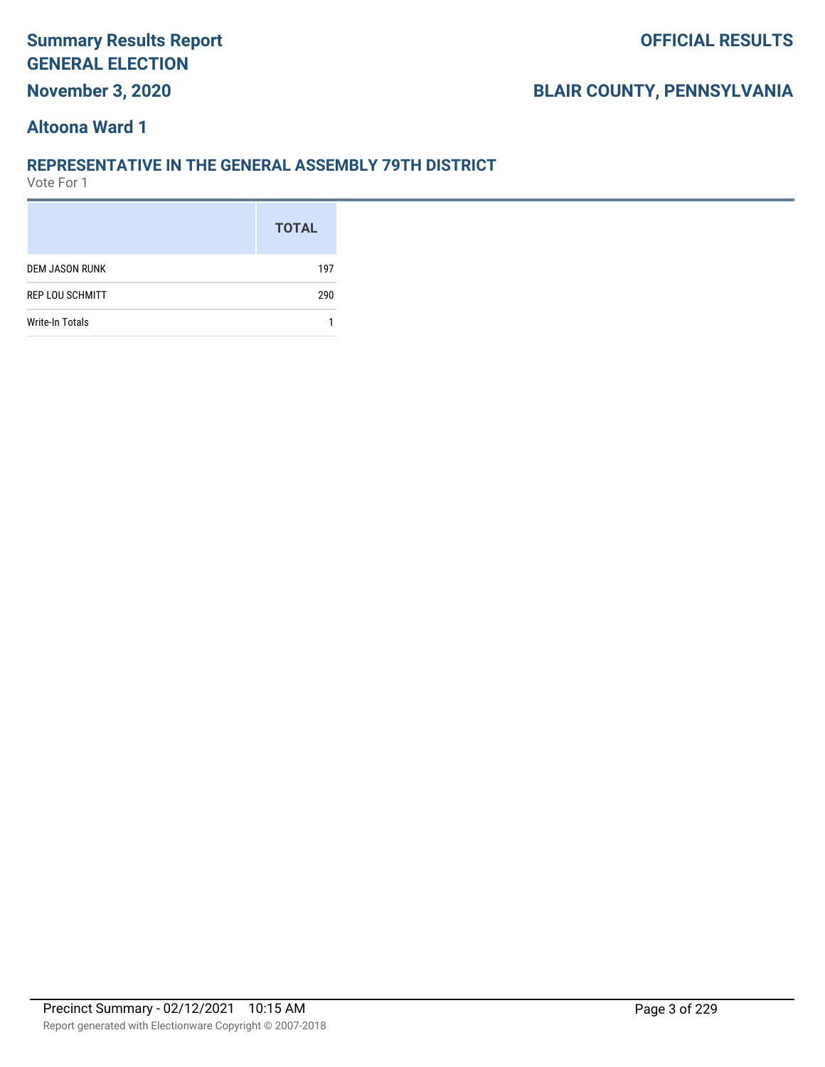# Summary Results Report
# GENERAL ELECTION
# November 3, 2020

**OFFICIAL RESULTS**

**BLAIR COUNTY, PENNSYLVANIA**

## Altoona Ward 1

### REPRESENTATIVE IN THE GENERAL ASSEMBLY 79TH DISTRICT

Vote For 1

| | TOTAL |
|---|---|
| DEM JASON RUNK | 197 |
| REP LOU SCHMITT | 290 |
| Write-In Totals | 1 |

Precinct Summary - 02/12/2021 10:15 AM

Report generated with Electionware Copyright © 2007-2018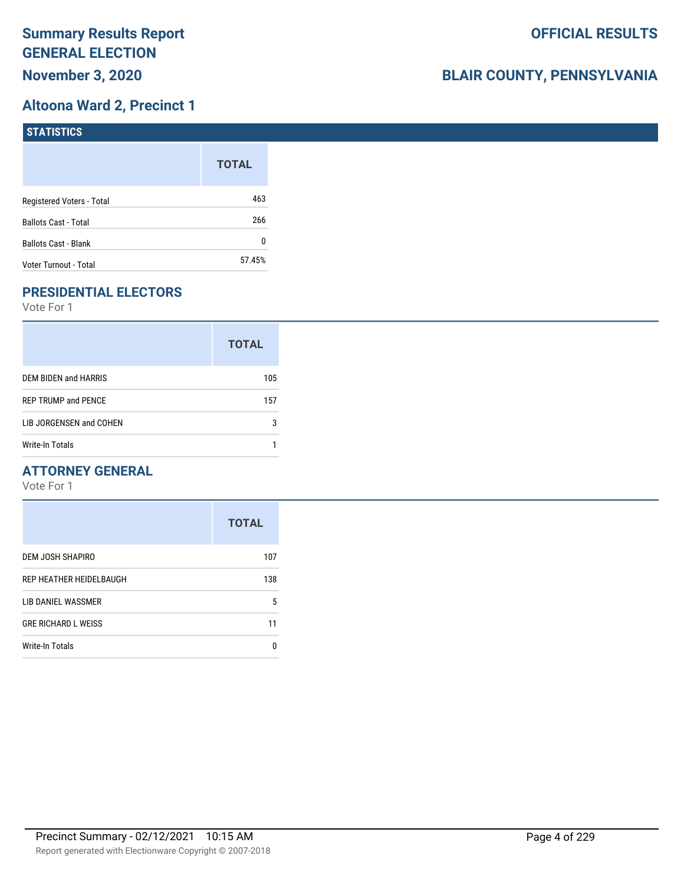# Summary Results Report
# GENERAL ELECTION
## November 3, 2020

**OFFICIAL RESULTS**

**BLAIR COUNTY, PENNSYLVANIA**

## Altoona Ward 2, Precinct 1

### STATISTICS

| | TOTAL |
|---|---|
| Registered Voters - Total | 463 |
| Ballots Cast - Total | 266 |
| Ballots Cast - Blank | 0 |
| Voter Turnout - Total | 57.45% |

### PRESIDENTIAL ELECTORS

Vote For 1

| | TOTAL |
|---|---|
| DEM BIDEN and HARRIS | 105 |
| REP TRUMP and PENCE | 157 |
| LIB JORGENSEN and COHEN | 3 |
| Write-In Totals | 1 |

### ATTORNEY GENERAL

Vote For 1

| | TOTAL |
|---|---|
| DEM JOSH SHAPIRO | 107 |
| REP HEATHER HEIDELBAUGH | 138 |
| LIB DANIEL WASSMER | 5 |
| GRE RICHARD L WEISS | 11 |
| Write-In Totals | 0 |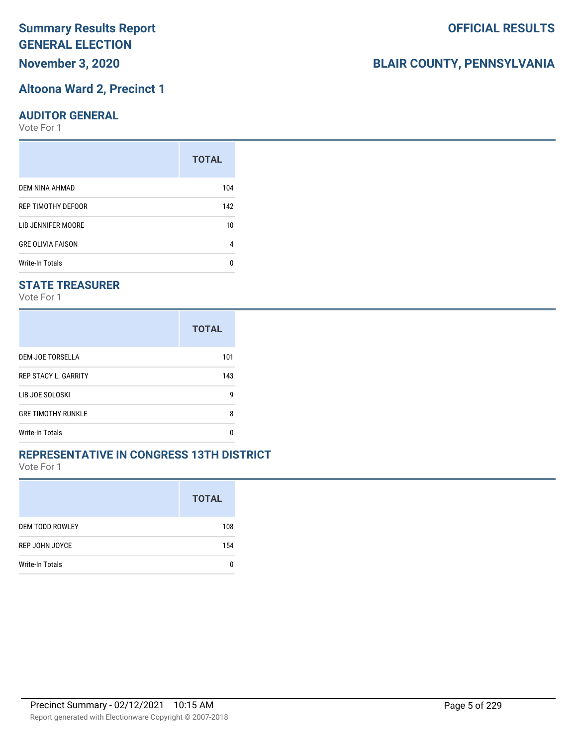# Summary Results Report
## GENERAL ELECTION
## November 3, 2020

**OFFICIAL RESULTS**

**BLAIR COUNTY, PENNSYLVANIA**

## Altoona Ward 2, Precinct 1

### AUDITOR GENERAL

Vote For 1

| | TOTAL |
|---|---|
| DEM NINA AHMAD | 104 |
| REP TIMOTHY DEFOOR | 142 |
| LIB JENNIFER MOORE | 10 |
| GRE OLIVIA FAISON | 4 |
| Write-In Totals | 0 |

### STATE TREASURER

Vote For 1

| | TOTAL |
|---|---|
| DEM JOE TORSELLA | 101 |
| REP STACY L. GARRITY | 143 |
| LIB JOE SOLOSKI | 9 |
| GRE TIMOTHY RUNKLE | 8 |
| Write-In Totals | 0 |

### REPRESENTATIVE IN CONGRESS 13TH DISTRICT

Vote For 1

| | TOTAL |
|---|---|
| DEM TODD ROWLEY | 108 |
| REP JOHN JOYCE | 154 |
| Write-In Totals | 0 |

Precinct Summary - 02/12/2021 10:15 AM

Report generated with Electionware Copyright © 2007-2018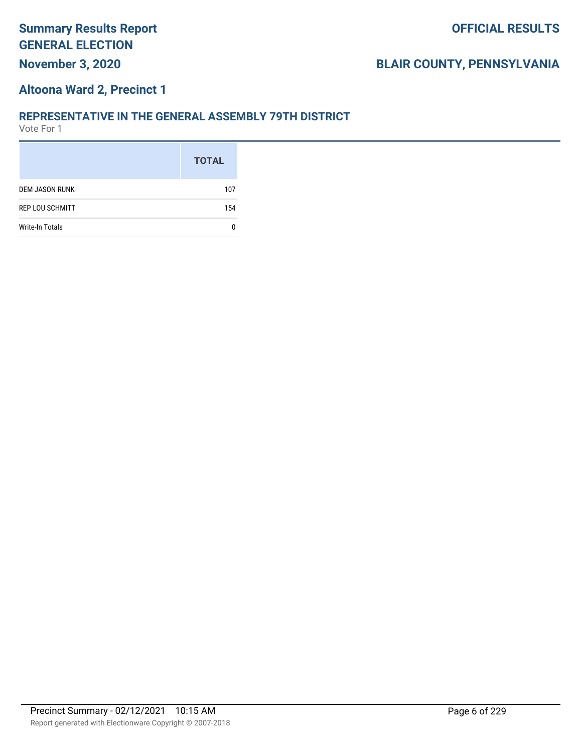## Altoona Ward 2, Precinct 1

### REPRESENTATIVE IN THE GENERAL ASSEMBLY 79TH DISTRICT

Vote For 1

| | TOTAL |
|---|---|
| DEM JASON RUNK | 107 |
| REP LOU SCHMITT | 154 |
| Write-In Totals | 0 |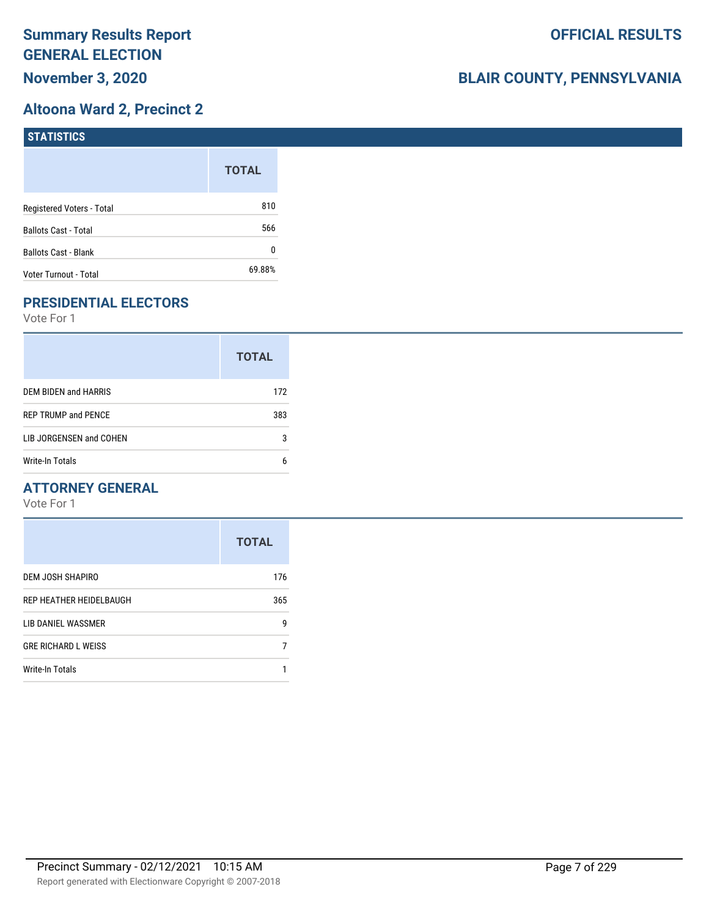# Summary Results Report
# GENERAL ELECTION
## November 3, 2020

## OFFICIAL RESULTS

## BLAIR COUNTY, PENNSYLVANIA

## Altoona Ward 2, Precinct 2

### STATISTICS

| | TOTAL |
|---|---|
| Registered Voters - Total | 810 |
| Ballots Cast - Total | 566 |
| Ballots Cast - Blank | 0 |
| Voter Turnout - Total | 69.88% |

### PRESIDENTIAL ELECTORS

Vote For 1

| | TOTAL |
|---|---|
| DEM BIDEN and HARRIS | 172 |
| REP TRUMP and PENCE | 383 |
| LIB JORGENSEN and COHEN | 3 |
| Write-In Totals | 6 |

### ATTORNEY GENERAL

Vote For 1

| | TOTAL |
|---|---|
| DEM JOSH SHAPIRO | 176 |
| REP HEATHER HEIDELBAUGH | 365 |
| LIB DANIEL WASSMER | 9 |
| GRE RICHARD L WEISS | 7 |
| Write-In Totals | 1 |

Precinct Summary - 02/12/2021 10:15 AM

Report generated with Electionware Copyright © 2007-2018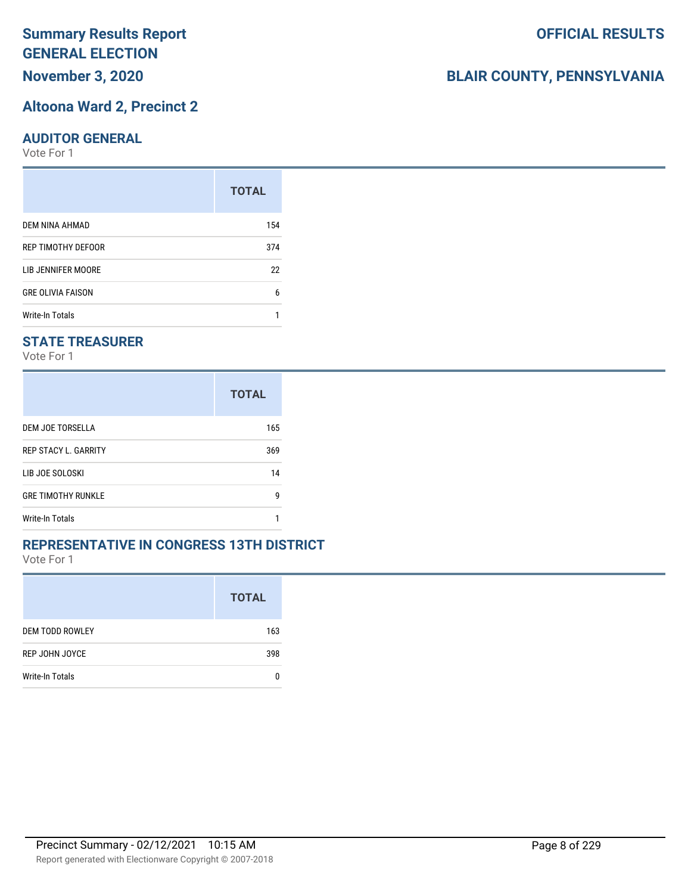# Summary Results Report GENERAL ELECTION

**OFFICIAL RESULTS**

**November 3, 2020**

**BLAIR COUNTY, PENNSYLVANIA**

## Altoona Ward 2, Precinct 2

### AUDITOR GENERAL

Vote For 1

| | TOTAL |
|---|---|
| DEM NINA AHMAD | 154 |
| REP TIMOTHY DEFOOR | 374 |
| LIB JENNIFER MOORE | 22 |
| GRE OLIVIA FAISON | 6 |
| Write-In Totals | 1 |

### STATE TREASURER

Vote For 1

| | TOTAL |
|---|---|
| DEM JOE TORSELLA | 165 |
| REP STACY L. GARRITY | 369 |
| LIB JOE SOLOSKI | 14 |
| GRE TIMOTHY RUNKLE | 9 |
| Write-In Totals | 1 |

### REPRESENTATIVE IN CONGRESS 13TH DISTRICT

Vote For 1

| | TOTAL |
|---|---|
| DEM TODD ROWLEY | 163 |
| REP JOHN JOYCE | 398 |
| Write-In Totals | 0 |

Precinct Summary - 02/12/2021 10:15 AM

Report generated with Electionware Copyright © 2007-2018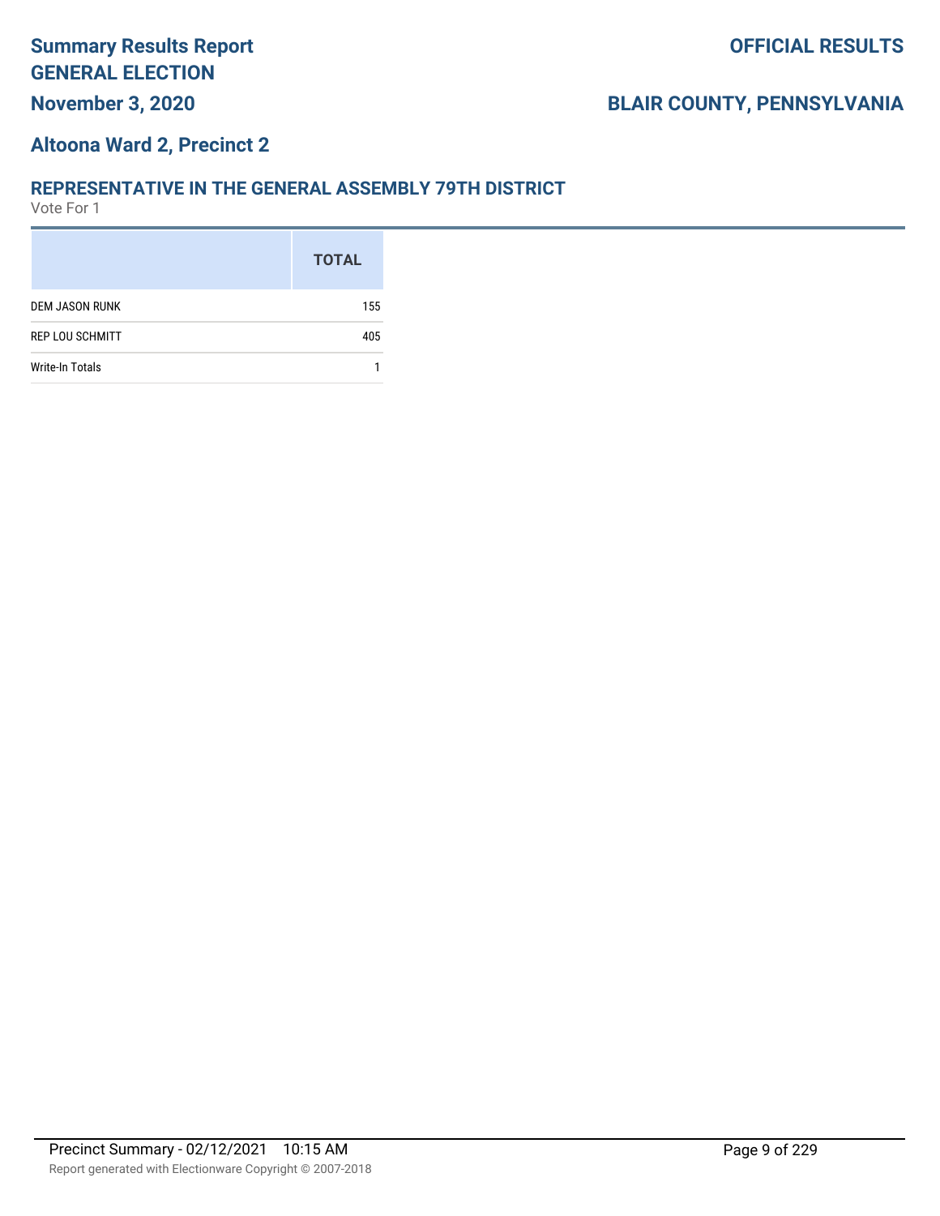## Altoona Ward 2, Precinct 2

### REPRESENTATIVE IN THE GENERAL ASSEMBLY 79TH DISTRICT

Vote For 1

| | TOTAL |
|---|---|
| DEM JASON RUNK | 155 |
| REP LOU SCHMITT | 405 |
| Write-In Totals | 1 |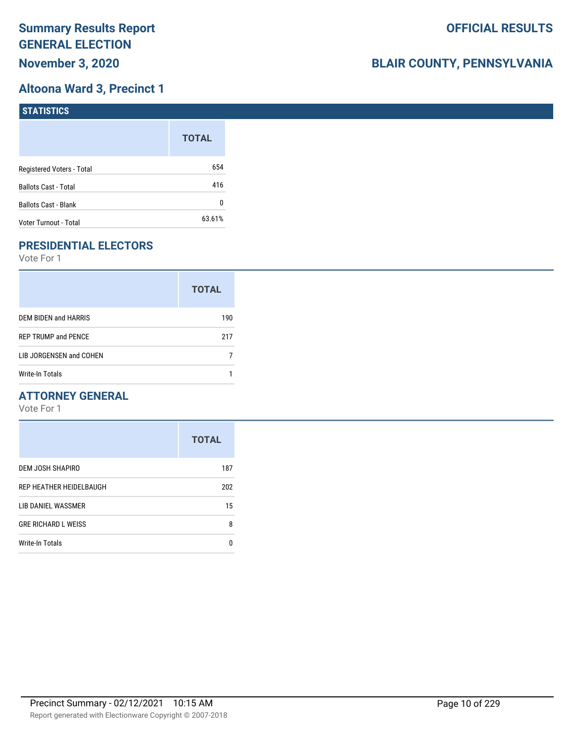# Summary Results Report
## GENERAL ELECTION
## November 3, 2020

**OFFICIAL RESULTS**

**BLAIR COUNTY, PENNSYLVANIA**

## Altoona Ward 3, Precinct 1

### STATISTICS

| | TOTAL |
|---|---|
| Registered Voters - Total | 654 |
| Ballots Cast - Total | 416 |
| Ballots Cast - Blank | 0 |
| Voter Turnout - Total | 63.61% |

### PRESIDENTIAL ELECTORS

Vote For 1

| | TOTAL |
|---|---|
| DEM BIDEN and HARRIS | 190 |
| REP TRUMP and PENCE | 217 |
| LIB JORGENSEN and COHEN | 7 |
| Write-In Totals | 1 |

### ATTORNEY GENERAL

Vote For 1

| | TOTAL |
|---|---|
| DEM JOSH SHAPIRO | 187 |
| REP HEATHER HEIDELBAUGH | 202 |
| LIB DANIEL WASSMER | 15 |
| GRE RICHARD L WEISS | 8 |
| Write-In Totals | 0 |

Precinct Summary - 02/12/2021 10:15 AM

Report generated with Electionware Copyright © 2007-2018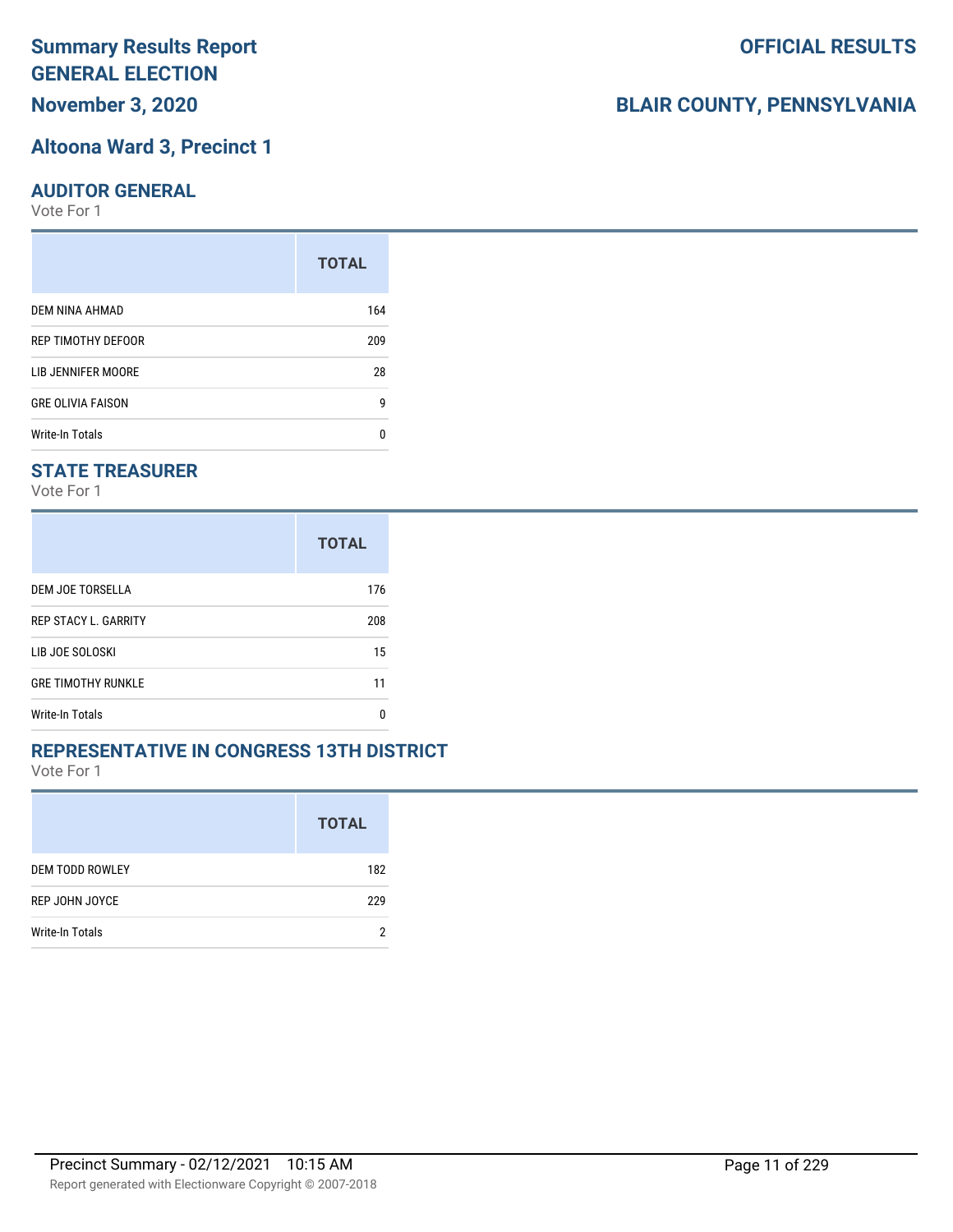# Summary Results Report
## GENERAL ELECTION
## November 3, 2020

**OFFICIAL RESULTS**

**BLAIR COUNTY, PENNSYLVANIA**

## Altoona Ward 3, Precinct 1

### AUDITOR GENERAL

Vote For 1

| | TOTAL |
|---|---|
| DEM NINA AHMAD | 164 |
| REP TIMOTHY DEFOOR | 209 |
| LIB JENNIFER MOORE | 28 |
| GRE OLIVIA FAISON | 9 |
| Write-In Totals | 0 |

### STATE TREASURER

Vote For 1

| | TOTAL |
|---|---|
| DEM JOE TORSELLA | 176 |
| REP STACY L. GARRITY | 208 |
| LIB JOE SOLOSKI | 15 |
| GRE TIMOTHY RUNKLE | 11 |
| Write-In Totals | 0 |

### REPRESENTATIVE IN CONGRESS 13TH DISTRICT

Vote For 1

| | TOTAL |
|---|---|
| DEM TODD ROWLEY | 182 |
| REP JOHN JOYCE | 229 |
| Write-In Totals | 2 |

Precinct Summary - 02/12/2021 10:15 AM

Report generated with Electionware Copyright © 2007-2018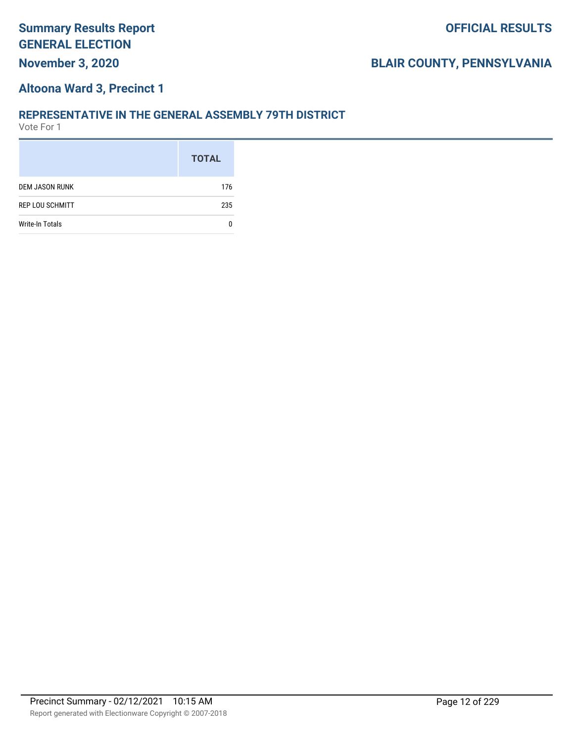# Summary Results Report GENERAL ELECTION

**November 3, 2020**

**OFFICIAL RESULTS**

**BLAIR COUNTY, PENNSYLVANIA**

## Altoona Ward 3, Precinct 1

### REPRESENTATIVE IN THE GENERAL ASSEMBLY 79TH DISTRICT

Vote For 1

| | TOTAL |
|---|---|
| DEM JASON RUNK | 176 |
| REP LOU SCHMITT | 235 |
| Write-In Totals | 0 |

Precinct Summary - 02/12/2021 10:15 AM

Report generated with Electionware Copyright © 2007-2018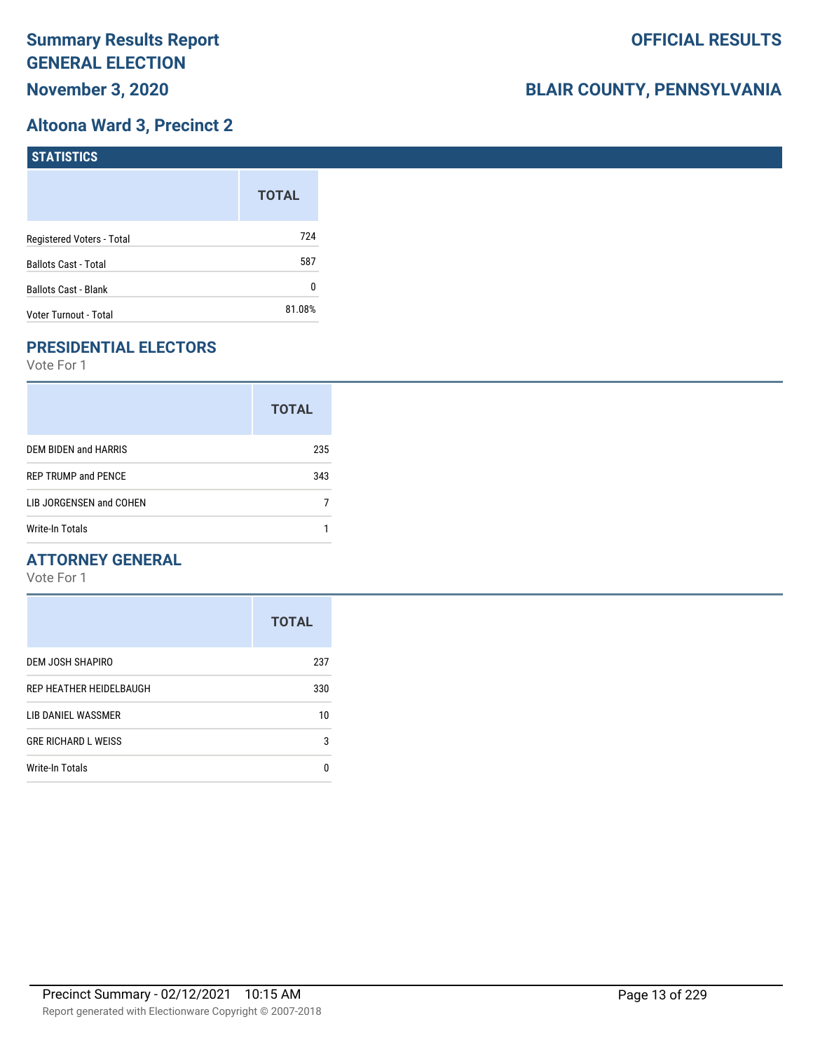# Summary Results Report
# GENERAL ELECTION
# November 3, 2020

**OFFICIAL RESULTS**

**BLAIR COUNTY, PENNSYLVANIA**

## Altoona Ward 3, Precinct 2

### STATISTICS

| | TOTAL |
|---|---|
| Registered Voters - Total | 724 |
| Ballots Cast - Total | 587 |
| Ballots Cast - Blank | 0 |
| Voter Turnout - Total | 81.08% |

### PRESIDENTIAL ELECTORS

Vote For 1

| | TOTAL |
|---|---|
| DEM BIDEN and HARRIS | 235 |
| REP TRUMP and PENCE | 343 |
| LIB JORGENSEN and COHEN | 7 |
| Write-In Totals | 1 |

### ATTORNEY GENERAL

Vote For 1

| | TOTAL |
|---|---|
| DEM JOSH SHAPIRO | 237 |
| REP HEATHER HEIDELBAUGH | 330 |
| LIB DANIEL WASSMER | 10 |
| GRE RICHARD L WEISS | 3 |
| Write-In Totals | 0 |

Precinct Summary - 02/12/2021 10:15 AM

Report generated with Electionware Copyright © 2007-2018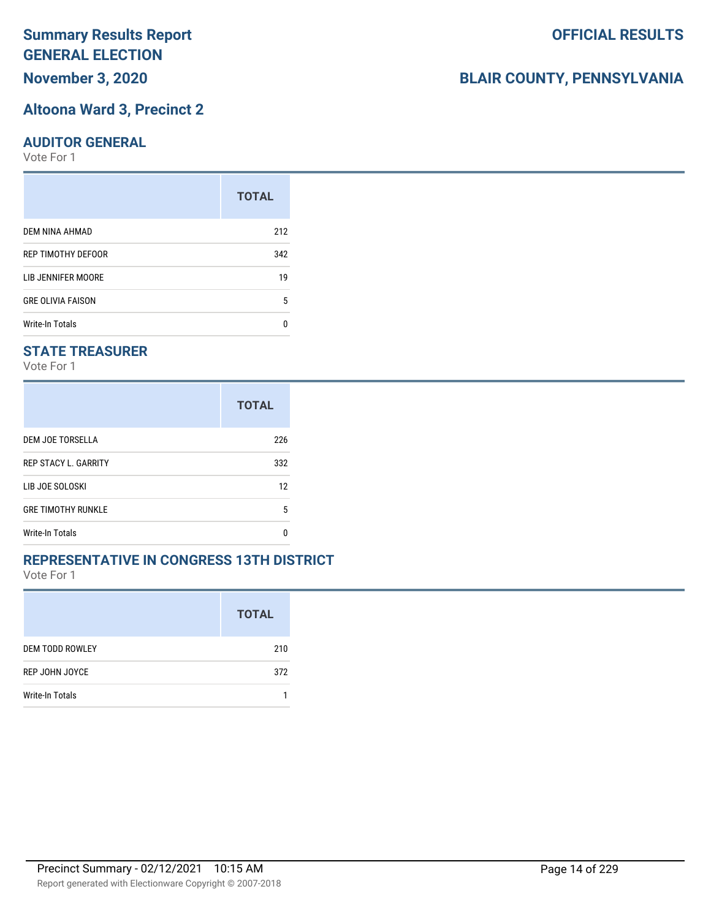# Summary Results Report GENERAL ELECTION

**November 3, 2020**

**OFFICIAL RESULTS**

**BLAIR COUNTY, PENNSYLVANIA**

## Altoona Ward 3, Precinct 2

### AUDITOR GENERAL

Vote For 1

| | TOTAL |
|---|---|
| DEM NINA AHMAD | 212 |
| REP TIMOTHY DEFOOR | 342 |
| LIB JENNIFER MOORE | 19 |
| GRE OLIVIA FAISON | 5 |
| Write-In Totals | 0 |

### STATE TREASURER

Vote For 1

| | TOTAL |
|---|---|
| DEM JOE TORSELLA | 226 |
| REP STACY L. GARRITY | 332 |
| LIB JOE SOLOSKI | 12 |
| GRE TIMOTHY RUNKLE | 5 |
| Write-In Totals | 0 |

### REPRESENTATIVE IN CONGRESS 13TH DISTRICT

Vote For 1

| | TOTAL |
|---|---|
| DEM TODD ROWLEY | 210 |
| REP JOHN JOYCE | 372 |
| Write-In Totals | 1 |

Precinct Summary - 02/12/2021 10:15 AM

Report generated with Electionware Copyright © 2007-2018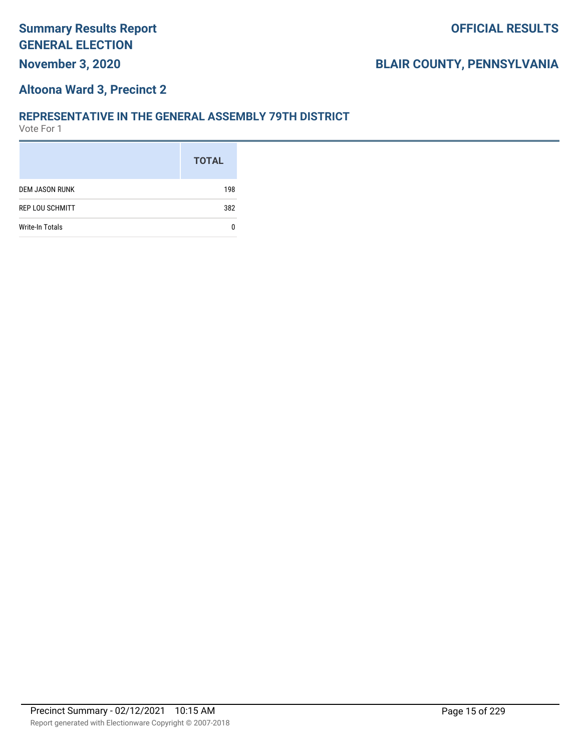# Summary Results Report
## GENERAL ELECTION
## November 3, 2020

**OFFICIAL RESULTS**

**BLAIR COUNTY, PENNSYLVANIA**

## Altoona Ward 3, Precinct 2

### REPRESENTATIVE IN THE GENERAL ASSEMBLY 79TH DISTRICT
Vote For 1

| | TOTAL |
|---|---|
| DEM JASON RUNK | 198 |
| REP LOU SCHMITT | 382 |
| Write-In Totals | 0 |

Precinct Summary - 02/12/2021 10:15 AM

Report generated with Electionware Copyright © 2007-2018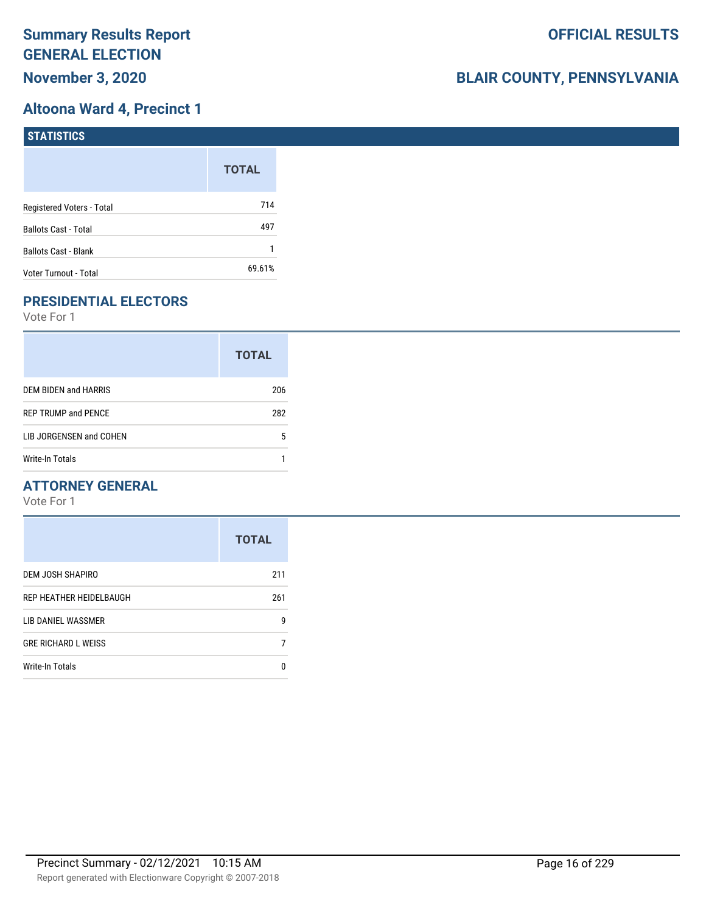# Summary Results Report
# GENERAL ELECTION
## November 3, 2020

**OFFICIAL RESULTS**

**BLAIR COUNTY, PENNSYLVANIA**

## Altoona Ward 4, Precinct 1

### STATISTICS

| | TOTAL |
|---|---|
| Registered Voters - Total | 714 |
| Ballots Cast - Total | 497 |
| Ballots Cast - Blank | 1 |
| Voter Turnout - Total | 69.61% |

### PRESIDENTIAL ELECTORS

Vote For 1

| | TOTAL |
|---|---|
| DEM BIDEN and HARRIS | 206 |
| REP TRUMP and PENCE | 282 |
| LIB JORGENSEN and COHEN | 5 |
| Write-In Totals | 1 |

### ATTORNEY GENERAL

Vote For 1

| | TOTAL |
|---|---|
| DEM JOSH SHAPIRO | 211 |
| REP HEATHER HEIDELBAUGH | 261 |
| LIB DANIEL WASSMER | 9 |
| GRE RICHARD L WEISS | 7 |
| Write-In Totals | 0 |

Precinct Summary - 02/12/2021 10:15 AM

Report generated with Electionware Copyright © 2007-2018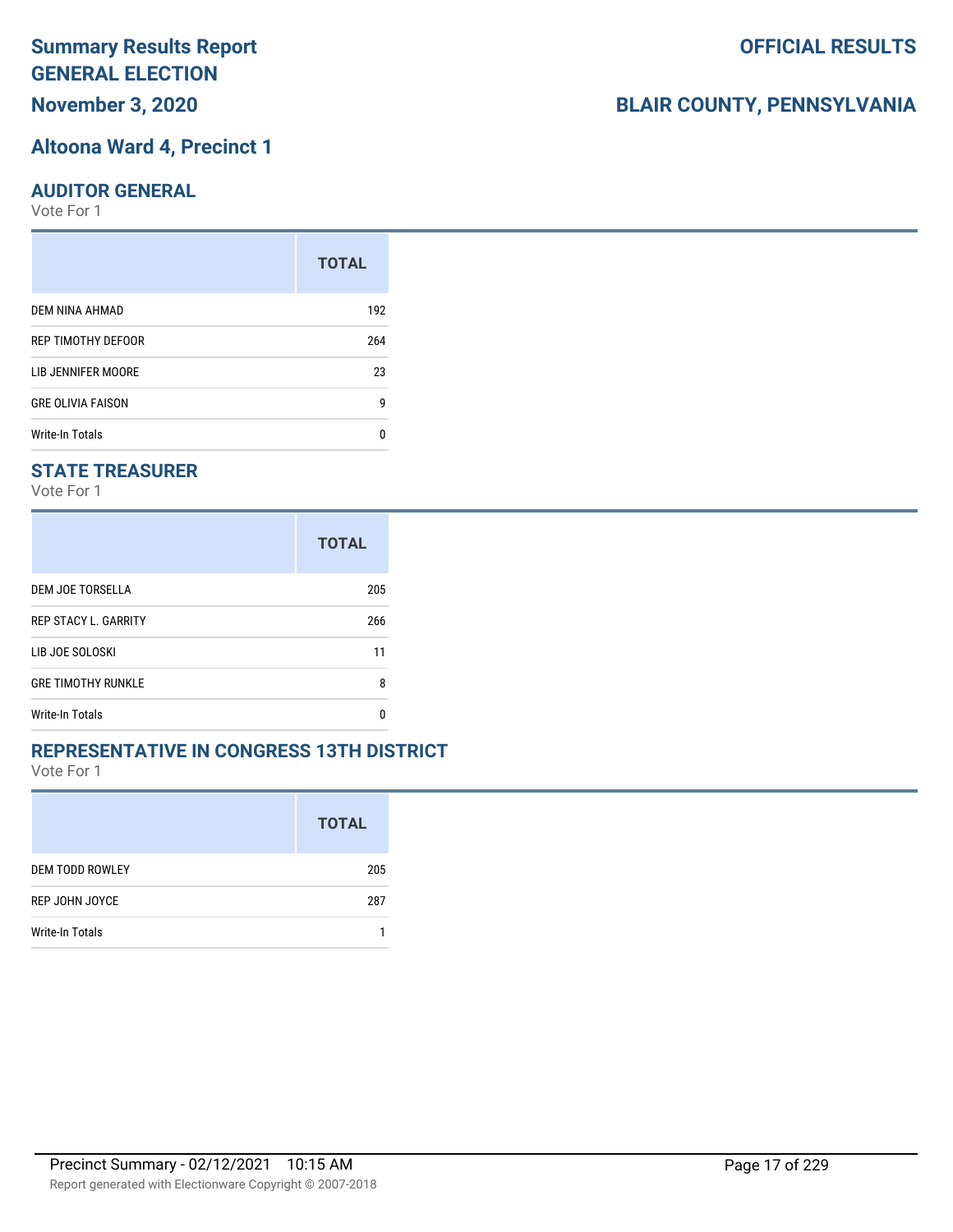# Summary Results Report
# GENERAL ELECTION
## November 3, 2020

**OFFICIAL RESULTS**

**BLAIR COUNTY, PENNSYLVANIA**

## Altoona Ward 4, Precinct 1

### AUDITOR GENERAL

Vote For 1

| | TOTAL |
|---|---|
| DEM NINA AHMAD | 192 |
| REP TIMOTHY DEFOOR | 264 |
| LIB JENNIFER MOORE | 23 |
| GRE OLIVIA FAISON | 9 |
| Write-In Totals | 0 |

### STATE TREASURER

Vote For 1

| | TOTAL |
|---|---|
| DEM JOE TORSELLA | 205 |
| REP STACY L. GARRITY | 266 |
| LIB JOE SOLOSKI | 11 |
| GRE TIMOTHY RUNKLE | 8 |
| Write-In Totals | 0 |

### REPRESENTATIVE IN CONGRESS 13TH DISTRICT

Vote For 1

| | TOTAL |
|---|---|
| DEM TODD ROWLEY | 205 |
| REP JOHN JOYCE | 287 |
| Write-In Totals | 1 |

Precinct Summary - 02/12/2021 10:15 AM

Report generated with Electionware Copyright © 2007-2018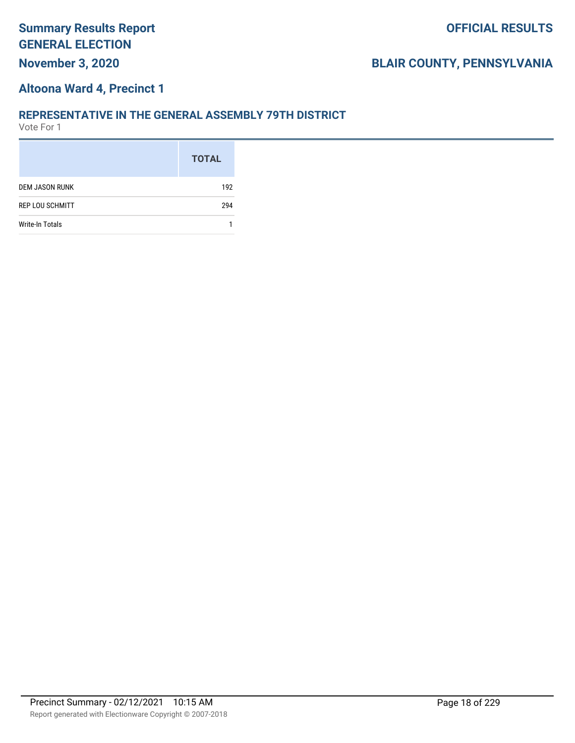# Summary Results Report
# GENERAL ELECTION

**November 3, 2020**

**OFFICIAL RESULTS**

**BLAIR COUNTY, PENNSYLVANIA**

## Altoona Ward 4, Precinct 1

### REPRESENTATIVE IN THE GENERAL ASSEMBLY 79TH DISTRICT

Vote For 1

| | TOTAL |
|---|---|
| DEM JASON RUNK | 192 |
| REP LOU SCHMITT | 294 |
| Write-In Totals | 1 |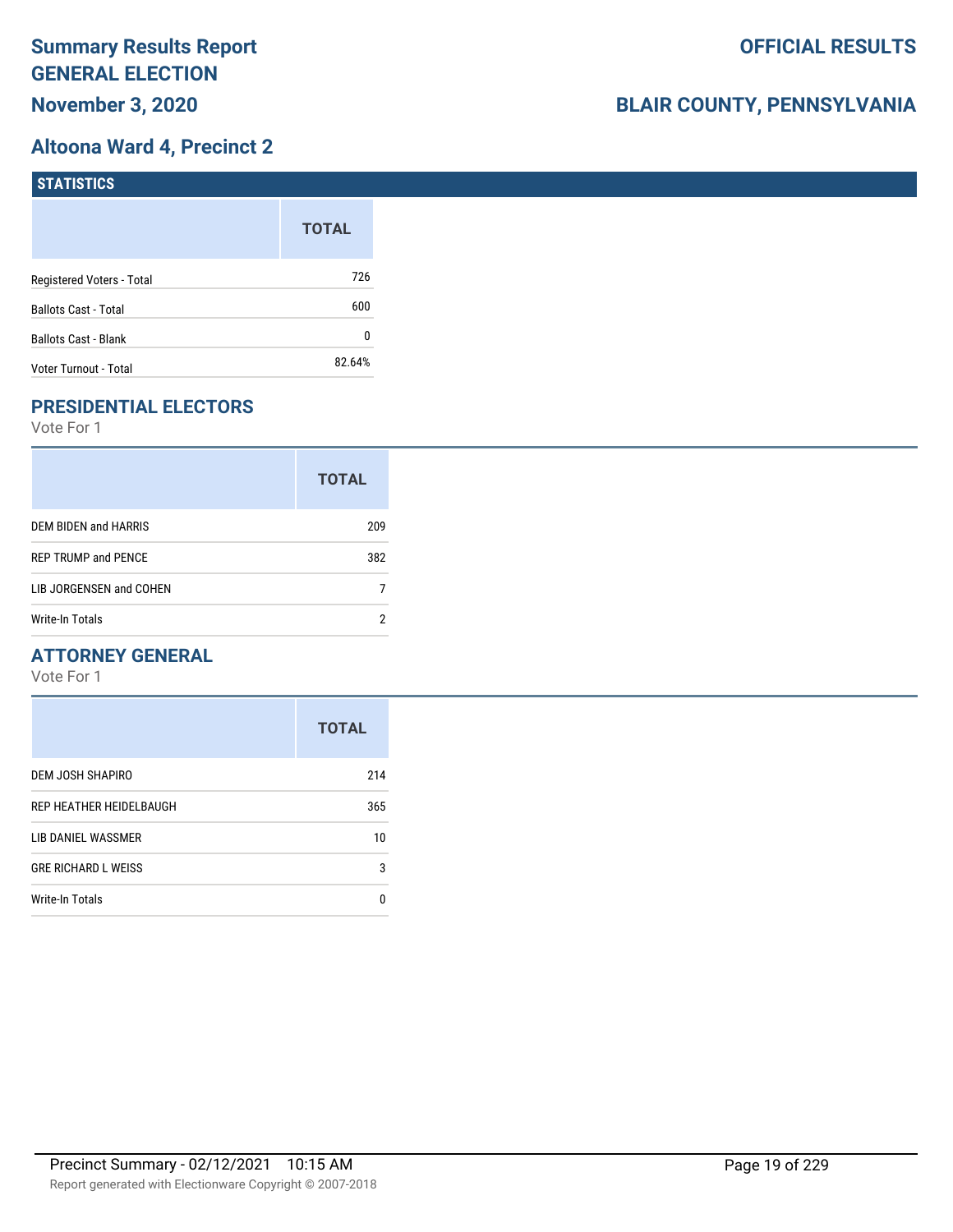# Summary Results Report
# GENERAL ELECTION
# November 3, 2020

**OFFICIAL RESULTS**

**BLAIR COUNTY, PENNSYLVANIA**

## Altoona Ward 4, Precinct 2

### STATISTICS

| | TOTAL |
|---|---|
| Registered Voters - Total | 726 |
| Ballots Cast - Total | 600 |
| Ballots Cast - Blank | 0 |
| Voter Turnout - Total | 82.64% |

## PRESIDENTIAL ELECTORS

Vote For 1

| | TOTAL |
|---|---|
| DEM BIDEN and HARRIS | 209 |
| REP TRUMP and PENCE | 382 |
| LIB JORGENSEN and COHEN | 7 |
| Write-In Totals | 2 |

## ATTORNEY GENERAL

Vote For 1

| | TOTAL |
|---|---|
| DEM JOSH SHAPIRO | 214 |
| REP HEATHER HEIDELBAUGH | 365 |
| LIB DANIEL WASSMER | 10 |
| GRE RICHARD L WEISS | 3 |
| Write-In Totals | 0 |

Precinct Summary - 02/12/2021 10:15 AM

Report generated with Electionware Copyright © 2007-2018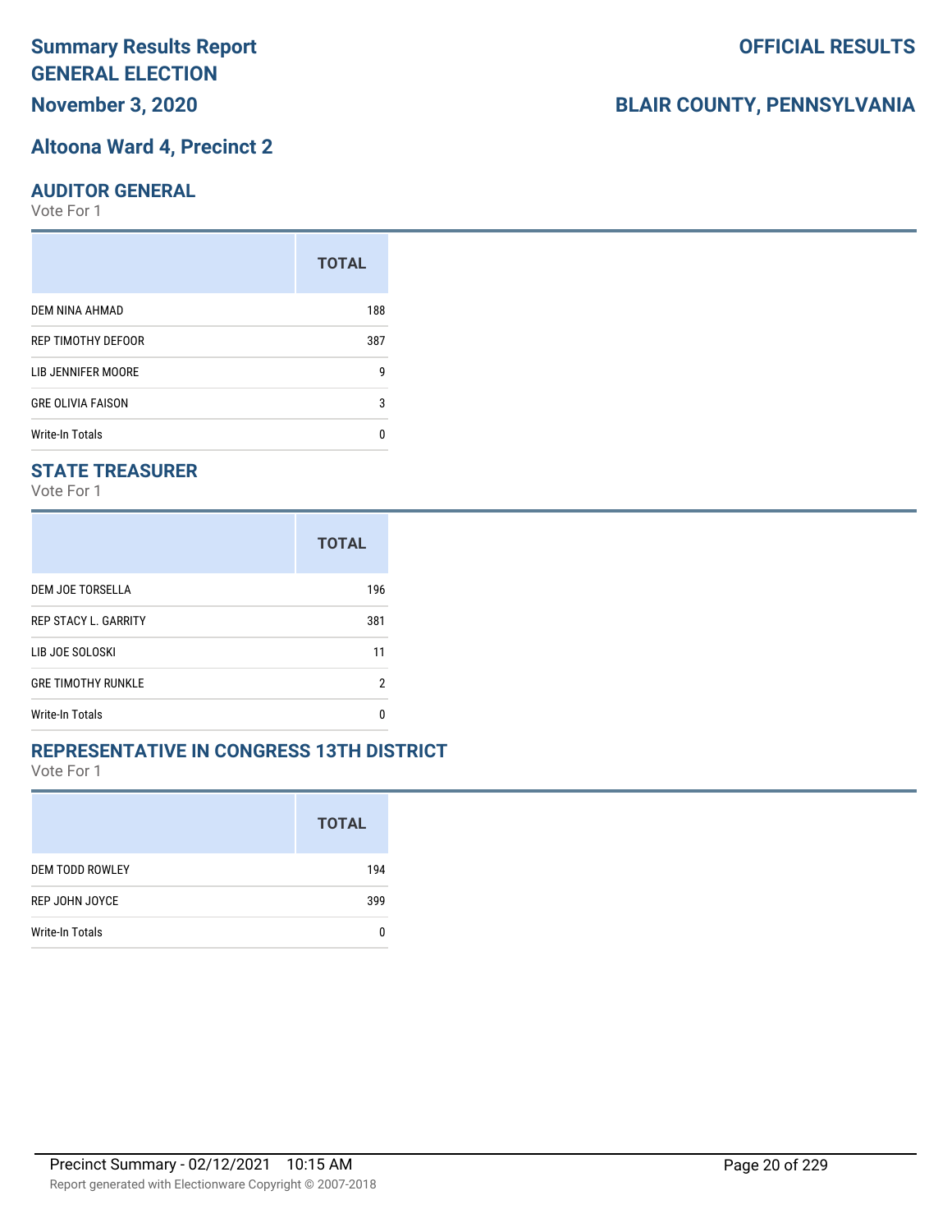# Summary Results Report GENERAL ELECTION

**November 3, 2020**

**OFFICIAL RESULTS**

**BLAIR COUNTY, PENNSYLVANIA**

## Altoona Ward 4, Precinct 2

### AUDITOR GENERAL

Vote For 1

| | TOTAL |
|---|---|
| DEM NINA AHMAD | 188 |
| REP TIMOTHY DEFOOR | 387 |
| LIB JENNIFER MOORE | 9 |
| GRE OLIVIA FAISON | 3 |
| Write-In Totals | 0 |

### STATE TREASURER

Vote For 1

| | TOTAL |
|---|---|
| DEM JOE TORSELLA | 196 |
| REP STACY L. GARRITY | 381 |
| LIB JOE SOLOSKI | 11 |
| GRE TIMOTHY RUNKLE | 2 |
| Write-In Totals | 0 |

### REPRESENTATIVE IN CONGRESS 13TH DISTRICT

Vote For 1

| | TOTAL |
|---|---|
| DEM TODD ROWLEY | 194 |
| REP JOHN JOYCE | 399 |
| Write-In Totals | 0 |

Precinct Summary - 02/12/2021 10:15 AM

Report generated with Electionware Copyright © 2007-2018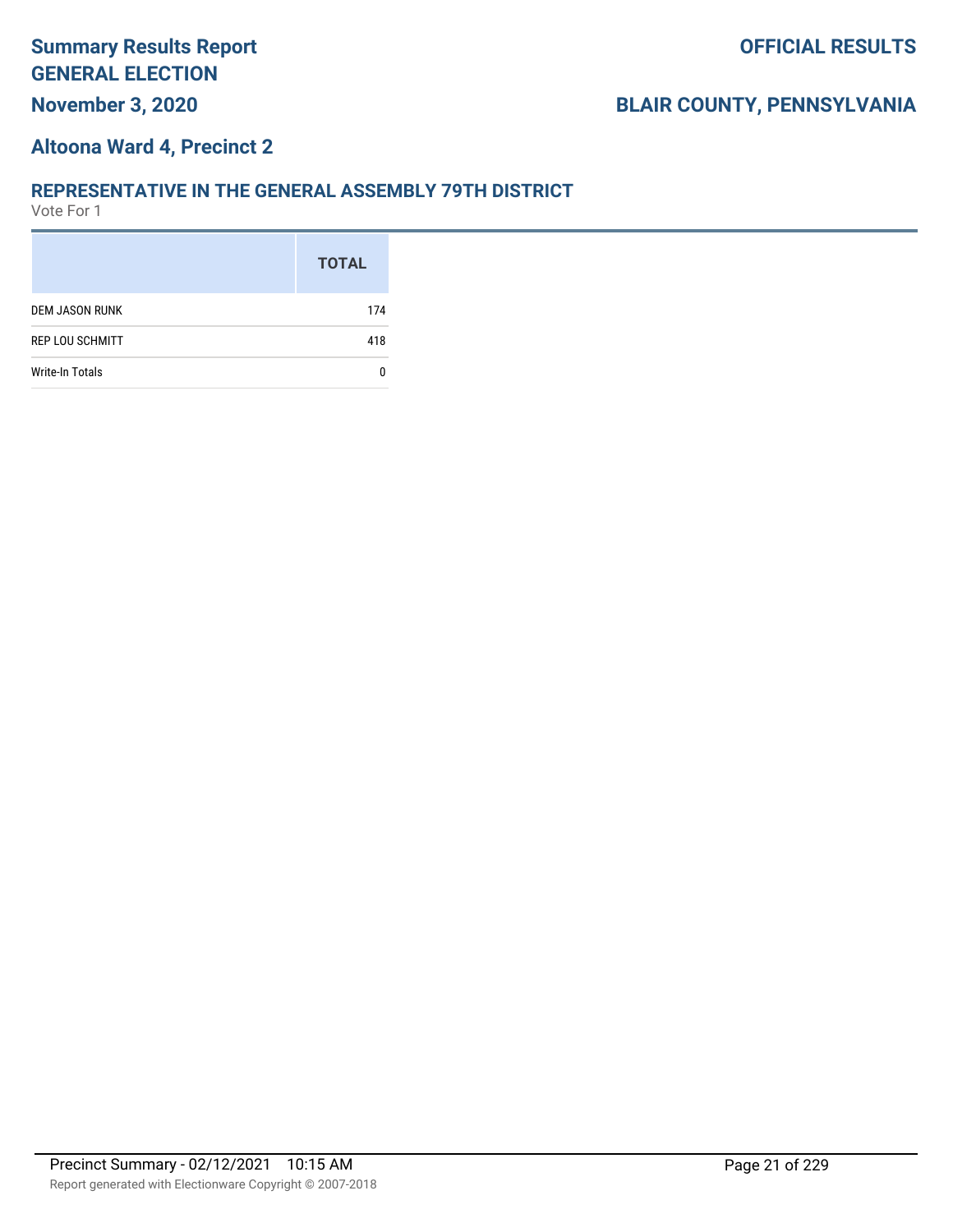# Summary Results Report
## GENERAL ELECTION
**November 3, 2020**

**OFFICIAL RESULTS**

**BLAIR COUNTY, PENNSYLVANIA**

### Altoona Ward 4, Precinct 2

### REPRESENTATIVE IN THE GENERAL ASSEMBLY 79TH DISTRICT
Vote For 1

| | TOTAL |
|---|---|
| DEM JASON RUNK | 174 |
| REP LOU SCHMITT | 418 |
| Write-In Totals | 0 |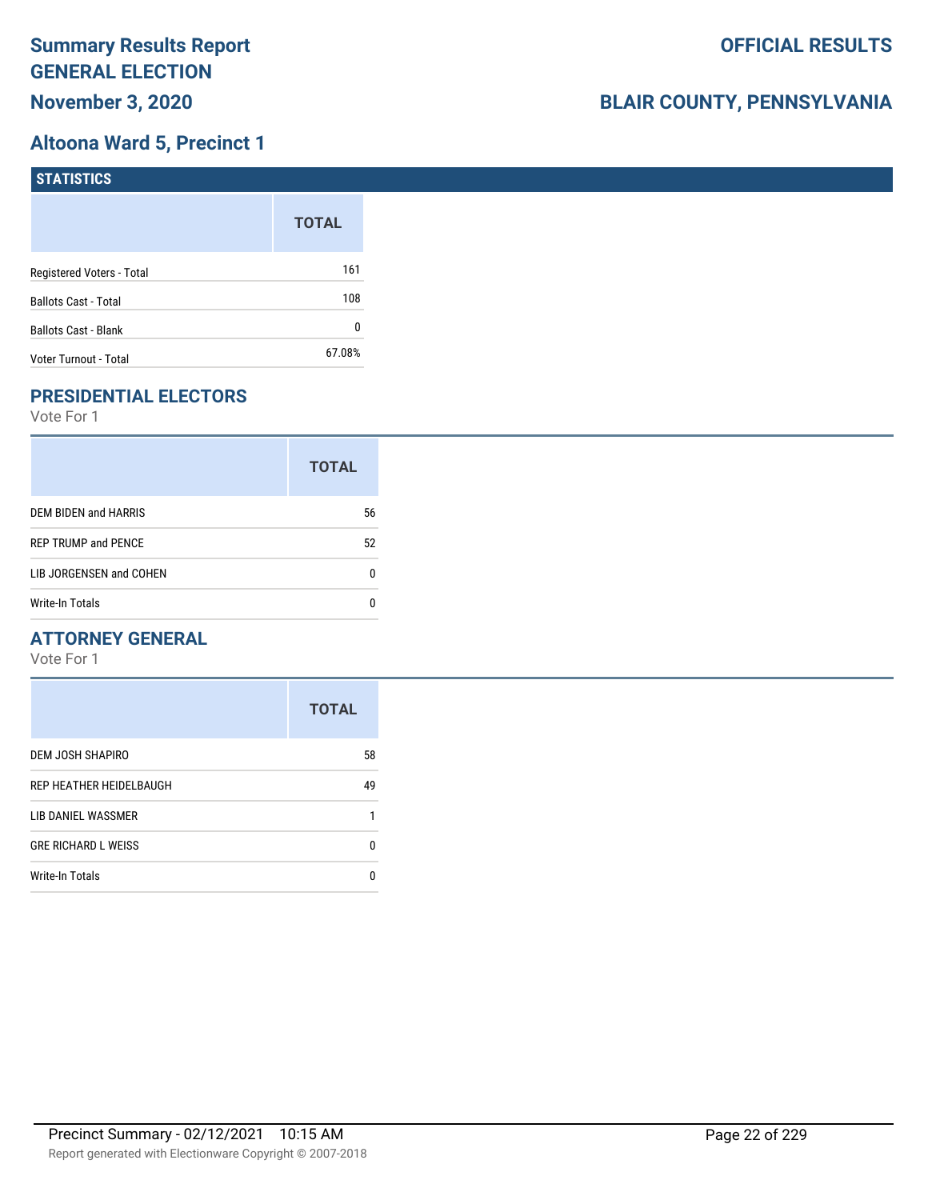# Summary Results Report GENERAL ELECTION

**November 3, 2020**

**OFFICIAL RESULTS**

**BLAIR COUNTY, PENNSYLVANIA**

## Altoona Ward 5, Precinct 1

### STATISTICS

| | TOTAL |
|---|---|
| Registered Voters - Total | 161 |
| Ballots Cast - Total | 108 |
| Ballots Cast - Blank | 0 |
| Voter Turnout - Total | 67.08% |

### PRESIDENTIAL ELECTORS

Vote For 1

| | TOTAL |
|---|---|
| DEM BIDEN and HARRIS | 56 |
| REP TRUMP and PENCE | 52 |
| LIB JORGENSEN and COHEN | 0 |
| Write-In Totals | 0 |

### ATTORNEY GENERAL

Vote For 1

| | TOTAL |
|---|---|
| DEM JOSH SHAPIRO | 58 |
| REP HEATHER HEIDELBAUGH | 49 |
| LIB DANIEL WASSMER | 1 |
| GRE RICHARD L WEISS | 0 |
| Write-In Totals | 0 |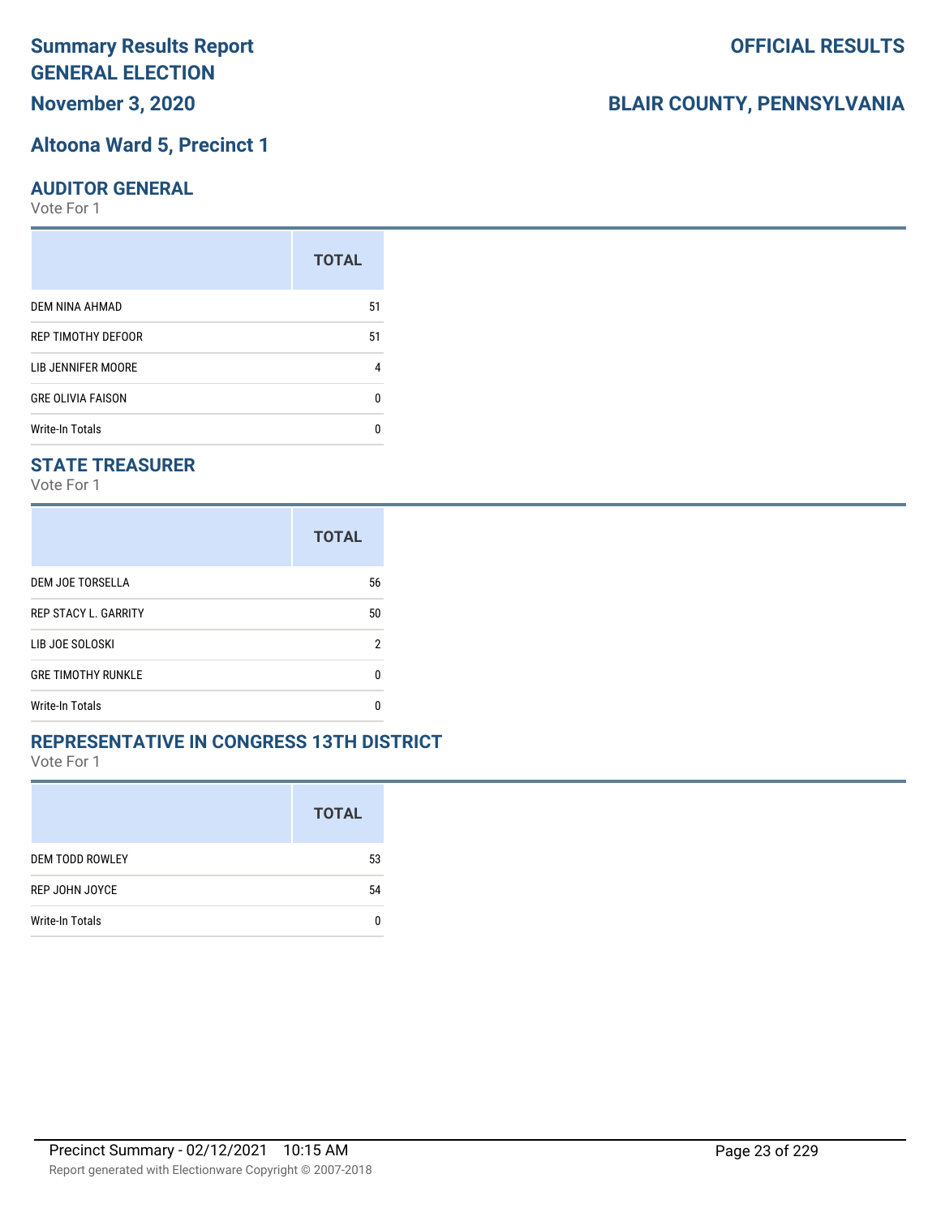# Summary Results Report
## GENERAL ELECTION
## November 3, 2020

**OFFICIAL RESULTS**

**BLAIR COUNTY, PENNSYLVANIA**

## Altoona Ward 5, Precinct 1

### AUDITOR GENERAL

Vote For 1

| | TOTAL |
|---|---|
| DEM NINA AHMAD | 51 |
| REP TIMOTHY DEFOOR | 51 |
| LIB JENNIFER MOORE | 4 |
| GRE OLIVIA FAISON | 0 |
| Write-In Totals | 0 |

### STATE TREASURER

Vote For 1

| | TOTAL |
|---|---|
| DEM JOE TORSELLA | 56 |
| REP STACY L. GARRITY | 50 |
| LIB JOE SOLOSKI | 2 |
| GRE TIMOTHY RUNKLE | 0 |
| Write-In Totals | 0 |

### REPRESENTATIVE IN CONGRESS 13TH DISTRICT

Vote For 1

| | TOTAL |
|---|---|
| DEM TODD ROWLEY | 53 |
| REP JOHN JOYCE | 54 |
| Write-In Totals | 0 |

Precinct Summary - 02/12/2021 10:15 AM

Report generated with Electionware Copyright © 2007-2018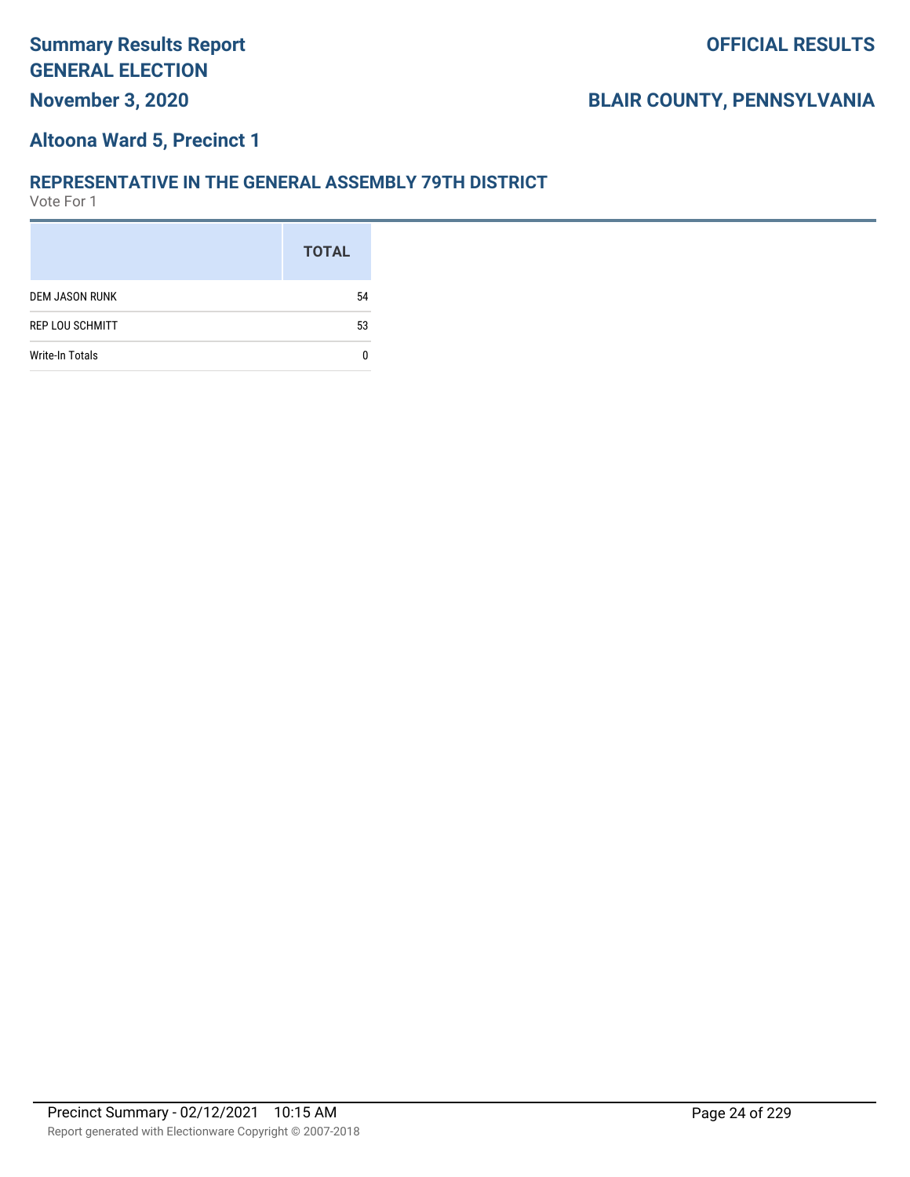# Summary Results Report
## GENERAL ELECTION
**November 3, 2020**

**OFFICIAL RESULTS**

**BLAIR COUNTY, PENNSYLVANIA**

### Altoona Ward 5, Precinct 1

### REPRESENTATIVE IN THE GENERAL ASSEMBLY 79TH DISTRICT
Vote For 1

| | TOTAL |
|---|---|
| DEM JASON RUNK | 54 |
| REP LOU SCHMITT | 53 |
| Write-In Totals | 0 |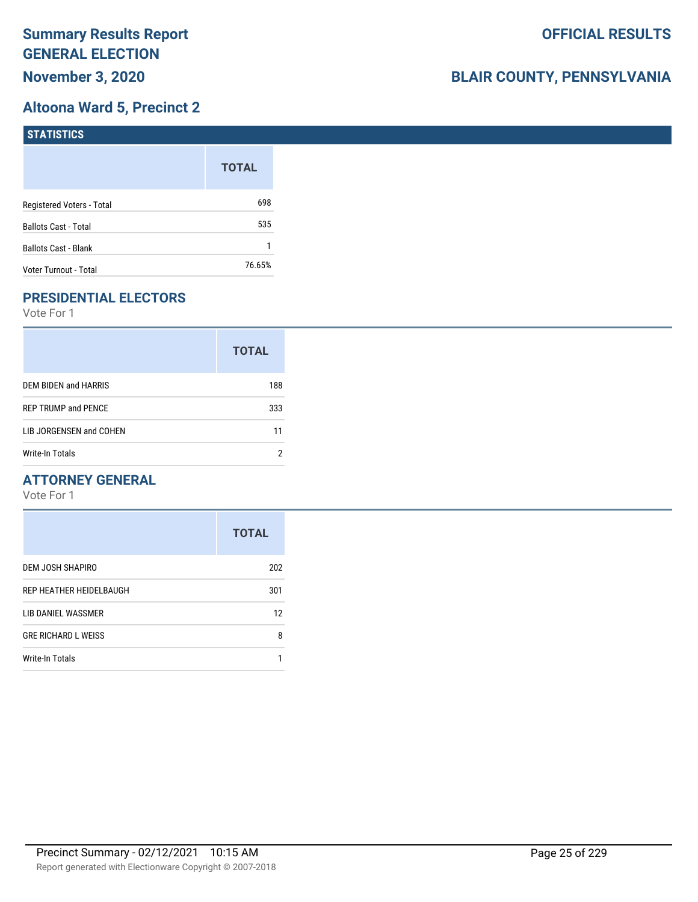# Summary Results Report
# GENERAL ELECTION
## November 3, 2020

## OFFICIAL RESULTS

## BLAIR COUNTY, PENNSYLVANIA

## Altoona Ward 5, Precinct 2

### STATISTICS

| | TOTAL |
|---|---|
| Registered Voters - Total | 698 |
| Ballots Cast - Total | 535 |
| Ballots Cast - Blank | 1 |
| Voter Turnout - Total | 76.65% |

### PRESIDENTIAL ELECTORS

Vote For 1

| | TOTAL |
|---|---|
| DEM BIDEN and HARRIS | 188 |
| REP TRUMP and PENCE | 333 |
| LIB JORGENSEN and COHEN | 11 |
| Write-In Totals | 2 |

### ATTORNEY GENERAL

Vote For 1

| | TOTAL |
|---|---|
| DEM JOSH SHAPIRO | 202 |
| REP HEATHER HEIDELBAUGH | 301 |
| LIB DANIEL WASSMER | 12 |
| GRE RICHARD L WEISS | 8 |
| Write-In Totals | 1 |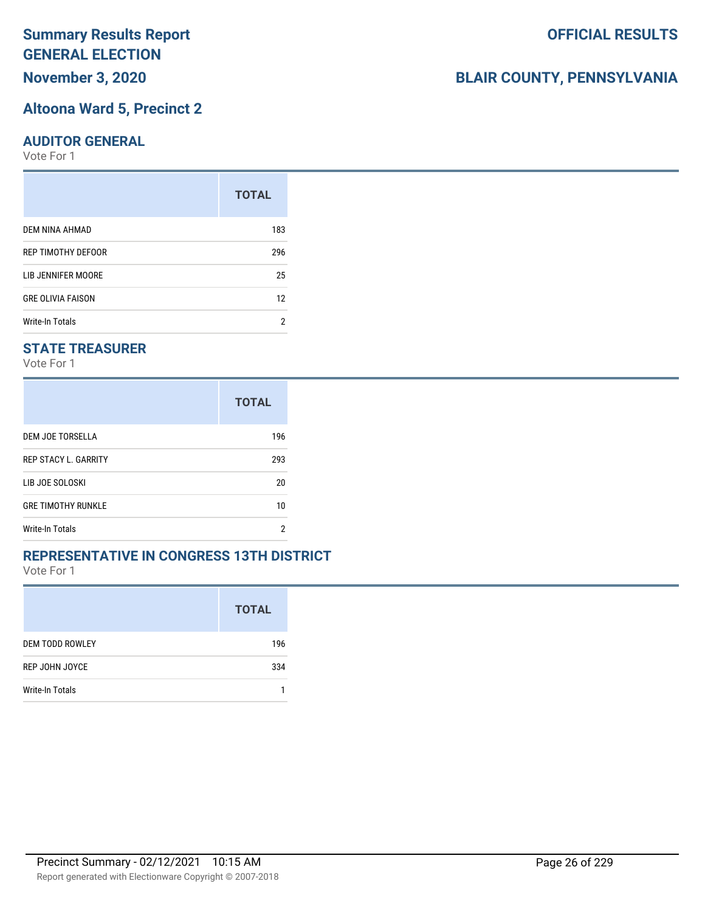# Summary Results Report
# GENERAL ELECTION
## November 3, 2020

**OFFICIAL RESULTS**

**BLAIR COUNTY, PENNSYLVANIA**

## Altoona Ward 5, Precinct 2

### AUDITOR GENERAL
Vote For 1

| | TOTAL |
|---|---|
| DEM NINA AHMAD | 183 |
| REP TIMOTHY DEFOOR | 296 |
| LIB JENNIFER MOORE | 25 |
| GRE OLIVIA FAISON | 12 |
| Write-In Totals | 2 |

### STATE TREASURER
Vote For 1

| | TOTAL |
|---|---|
| DEM JOE TORSELLA | 196 |
| REP STACY L. GARRITY | 293 |
| LIB JOE SOLOSKI | 20 |
| GRE TIMOTHY RUNKLE | 10 |
| Write-In Totals | 2 |

### REPRESENTATIVE IN CONGRESS 13TH DISTRICT
Vote For 1

| | TOTAL |
|---|---|
| DEM TODD ROWLEY | 196 |
| REP JOHN JOYCE | 334 |
| Write-In Totals | 1 |

Precinct Summary - 02/12/2021 10:15 AM

Report generated with Electionware Copyright © 2007-2018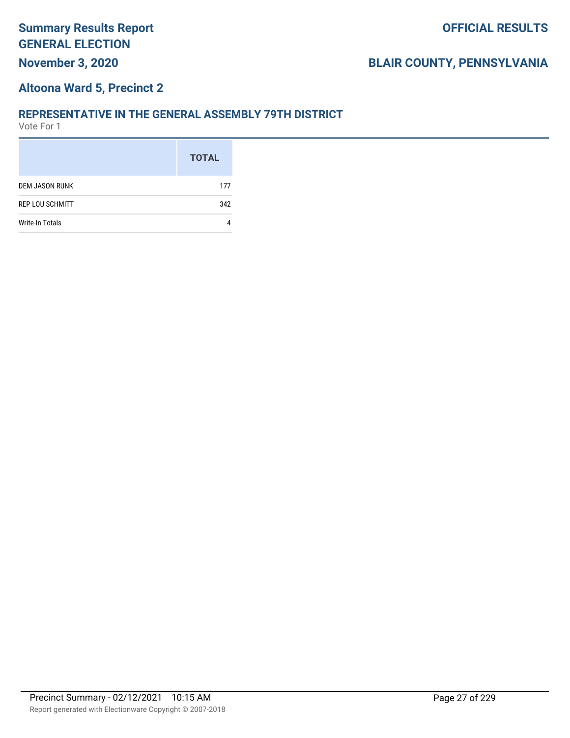# Summary Results Report
# GENERAL ELECTION
## November 3, 2020

**OFFICIAL RESULTS**

**BLAIR COUNTY, PENNSYLVANIA**

## Altoona Ward 5, Precinct 2

### REPRESENTATIVE IN THE GENERAL ASSEMBLY 79TH DISTRICT

Vote For 1

| | TOTAL |
|---|---|
| DEM JASON RUNK | 177 |
| REP LOU SCHMITT | 342 |
| Write-In Totals | 4 |

Precinct Summary - 02/12/2021 10:15 AM

Report generated with Electionware Copyright © 2007-2018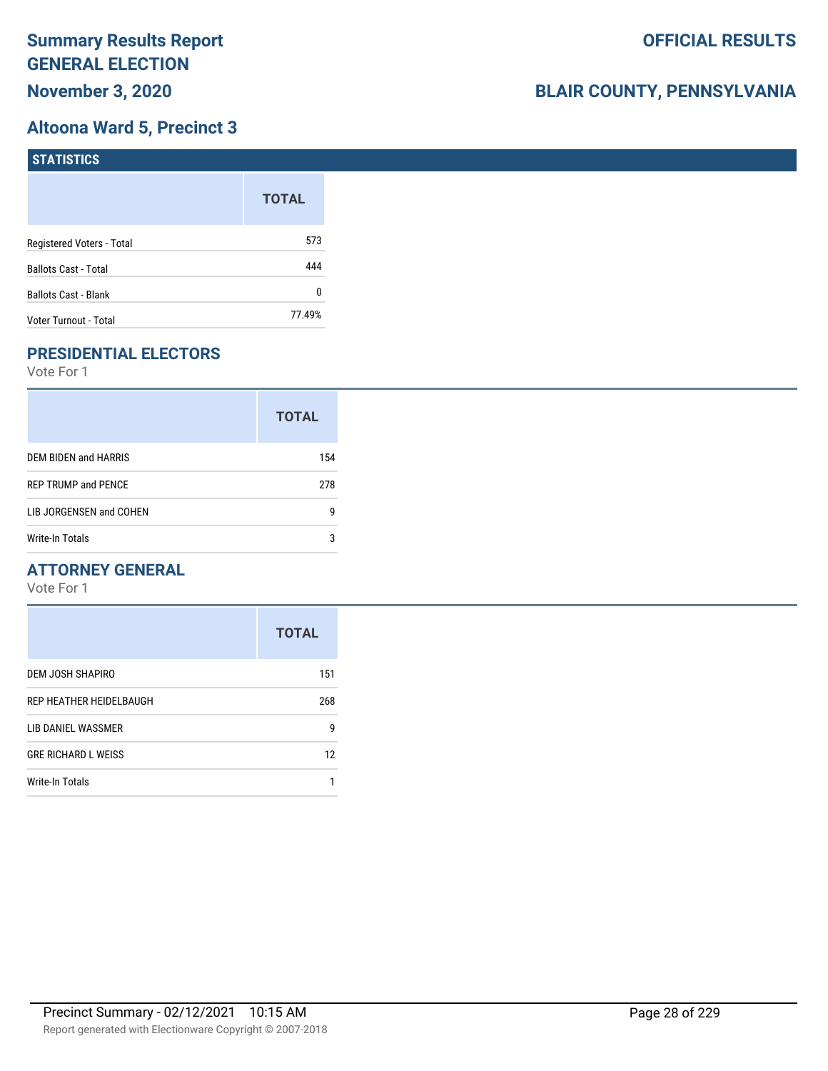# Summary Results Report

## GENERAL ELECTION

**November 3, 2020**

**OFFICIAL RESULTS**

**BLAIR COUNTY, PENNSYLVANIA**

## Altoona Ward 5, Precinct 3

### STATISTICS

| | TOTAL |
|---|---|
| Registered Voters - Total | 573 |
| Ballots Cast - Total | 444 |
| Ballots Cast - Blank | 0 |
| Voter Turnout - Total | 77.49% |

### PRESIDENTIAL ELECTORS

Vote For 1

| | TOTAL |
|---|---|
| DEM BIDEN and HARRIS | 154 |
| REP TRUMP and PENCE | 278 |
| LIB JORGENSEN and COHEN | 9 |
| Write-In Totals | 3 |

### ATTORNEY GENERAL

Vote For 1

| | TOTAL |
|---|---|
| DEM JOSH SHAPIRO | 151 |
| REP HEATHER HEIDELBAUGH | 268 |
| LIB DANIEL WASSMER | 9 |
| GRE RICHARD L WEISS | 12 |
| Write-In Totals | 1 |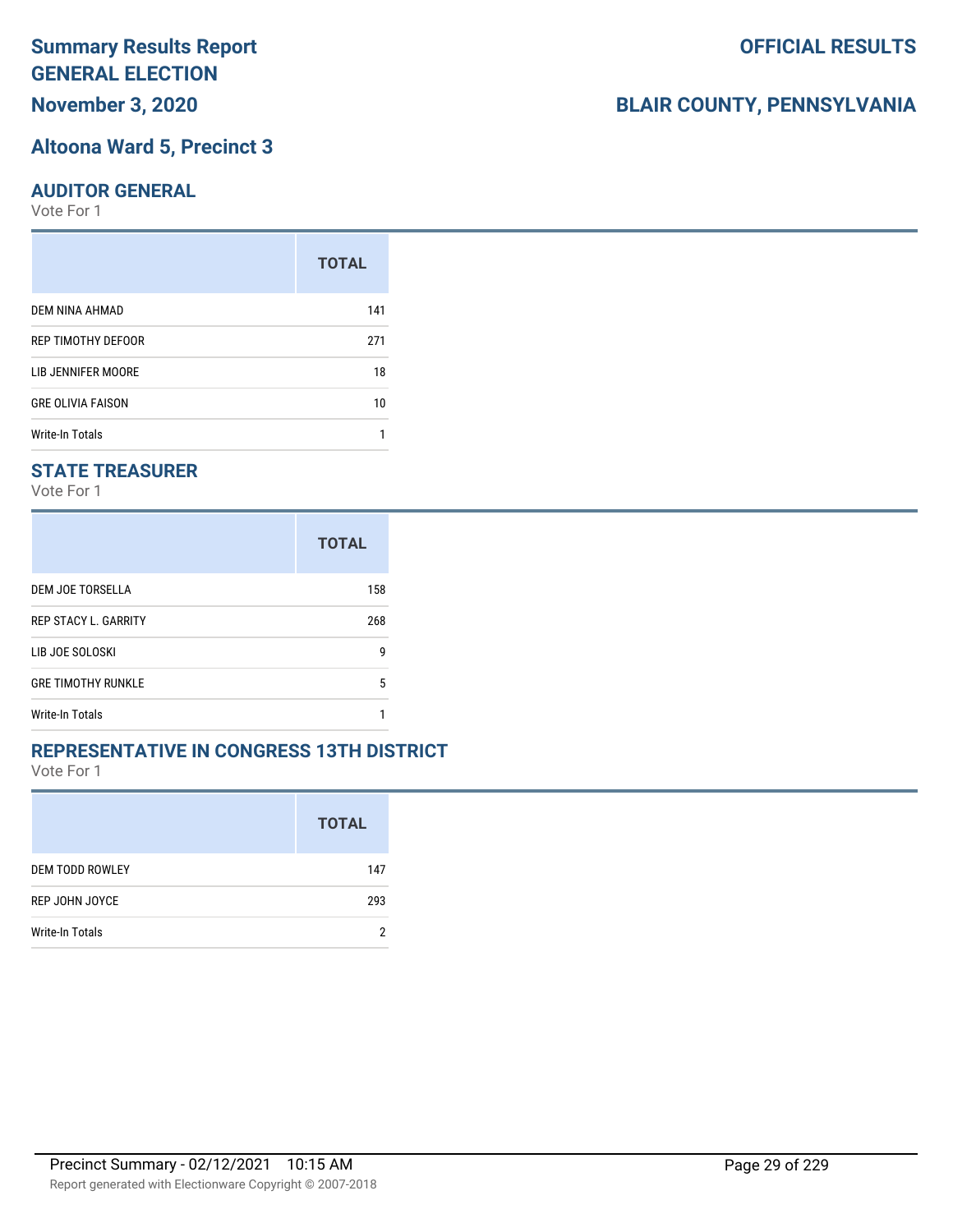# Summary Results Report GENERAL ELECTION

**OFFICIAL RESULTS**

**November 3, 2020**

**BLAIR COUNTY, PENNSYLVANIA**

## Altoona Ward 5, Precinct 3

### AUDITOR GENERAL

Vote For 1

| | TOTAL |
|---|---|
| DEM NINA AHMAD | 141 |
| REP TIMOTHY DEFOOR | 271 |
| LIB JENNIFER MOORE | 18 |
| GRE OLIVIA FAISON | 10 |
| Write-In Totals | 1 |

### STATE TREASURER

Vote For 1

| | TOTAL |
|---|---|
| DEM JOE TORSELLA | 158 |
| REP STACY L. GARRITY | 268 |
| LIB JOE SOLOSKI | 9 |
| GRE TIMOTHY RUNKLE | 5 |
| Write-In Totals | 1 |

### REPRESENTATIVE IN CONGRESS 13TH DISTRICT

Vote For 1

| | TOTAL |
|---|---|
| DEM TODD ROWLEY | 147 |
| REP JOHN JOYCE | 293 |
| Write-In Totals | 2 |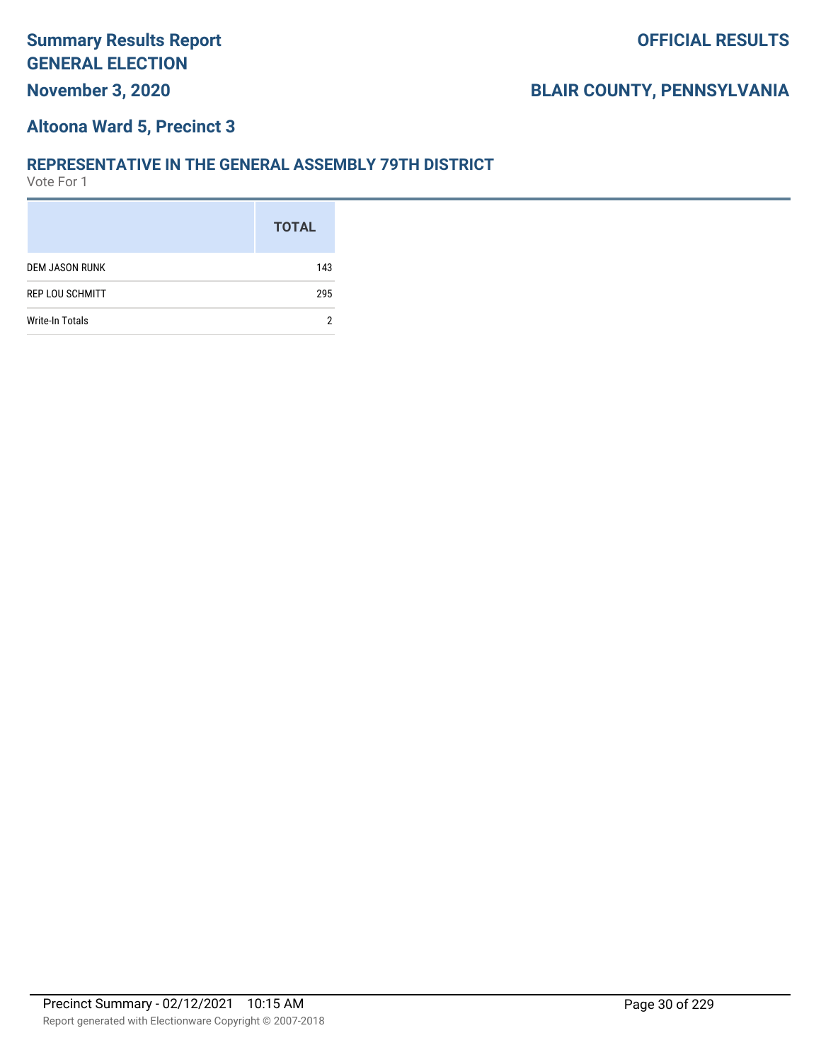# Summary Results Report
# GENERAL ELECTION

**November 3, 2020**

**OFFICIAL RESULTS**

**BLAIR COUNTY, PENNSYLVANIA**

## Altoona Ward 5, Precinct 3

### REPRESENTATIVE IN THE GENERAL ASSEMBLY 79TH DISTRICT

Vote For 1

| | TOTAL |
|---|---|
| DEM JASON RUNK | 143 |
| REP LOU SCHMITT | 295 |
| Write-In Totals | 2 |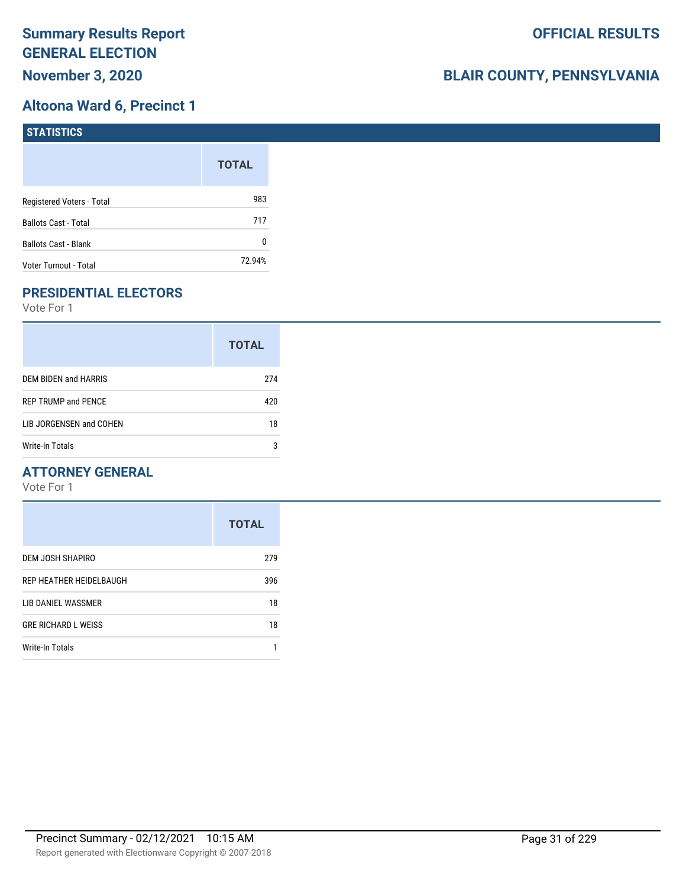# Summary Results Report
# GENERAL ELECTION
## November 3, 2020

**OFFICIAL RESULTS**

**BLAIR COUNTY, PENNSYLVANIA**

## Altoona Ward 6, Precinct 1

### STATISTICS

| | TOTAL |
|---|---|
| Registered Voters - Total | 983 |
| Ballots Cast - Total | 717 |
| Ballots Cast - Blank | 0 |
| Voter Turnout - Total | 72.94% |

### PRESIDENTIAL ELECTORS

Vote For 1

| | TOTAL |
|---|---|
| DEM BIDEN and HARRIS | 274 |
| REP TRUMP and PENCE | 420 |
| LIB JORGENSEN and COHEN | 18 |
| Write-In Totals | 3 |

### ATTORNEY GENERAL

Vote For 1

| | TOTAL |
|---|---|
| DEM JOSH SHAPIRO | 279 |
| REP HEATHER HEIDELBAUGH | 396 |
| LIB DANIEL WASSMER | 18 |
| GRE RICHARD L WEISS | 18 |
| Write-In Totals | 1 |

Precinct Summary - 02/12/2021 10:15 AM

Report generated with Electionware Copyright © 2007-2018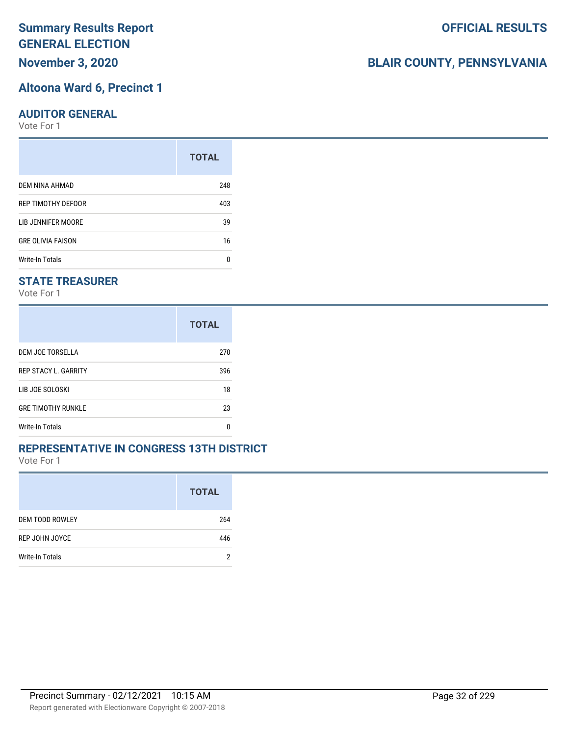# Summary Results Report GENERAL ELECTION

**November 3, 2020**

**OFFICIAL RESULTS**

**BLAIR COUNTY, PENNSYLVANIA**

## Altoona Ward 6, Precinct 1

### AUDITOR GENERAL

Vote For 1

| | TOTAL |
|---|---|
| DEM NINA AHMAD | 248 |
| REP TIMOTHY DEFOOR | 403 |
| LIB JENNIFER MOORE | 39 |
| GRE OLIVIA FAISON | 16 |
| Write-In Totals | 0 |

### STATE TREASURER

Vote For 1

| | TOTAL |
|---|---|
| DEM JOE TORSELLA | 270 |
| REP STACY L. GARRITY | 396 |
| LIB JOE SOLOSKI | 18 |
| GRE TIMOTHY RUNKLE | 23 |
| Write-In Totals | 0 |

### REPRESENTATIVE IN CONGRESS 13TH DISTRICT

Vote For 1

| | TOTAL |
|---|---|
| DEM TODD ROWLEY | 264 |
| REP JOHN JOYCE | 446 |
| Write-In Totals | 2 |

Precinct Summary - 02/12/2021 10:15 AM

Report generated with Electionware Copyright © 2007-2018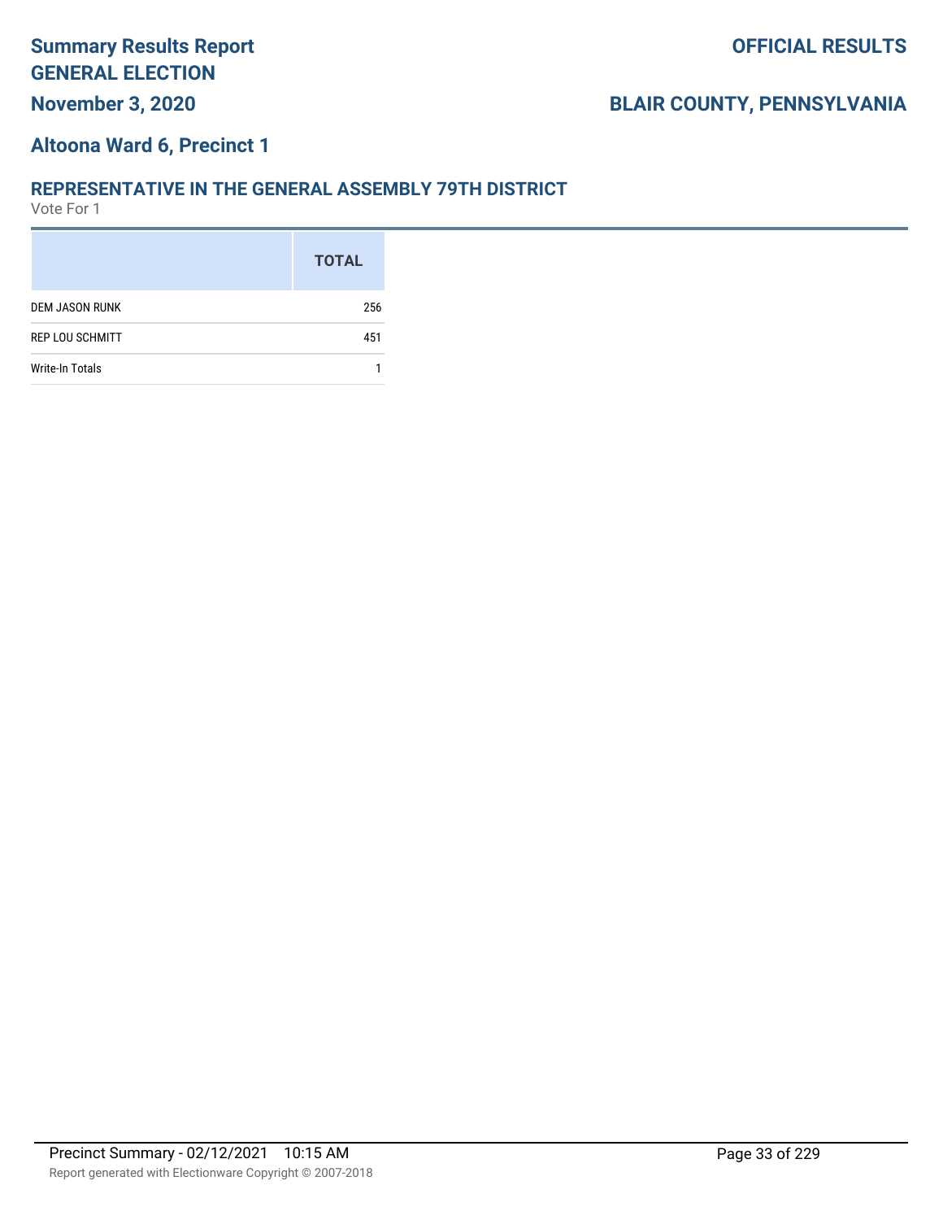# Summary Results Report
# GENERAL ELECTION
**November 3, 2020**

**OFFICIAL RESULTS**

**BLAIR COUNTY, PENNSYLVANIA**

## Altoona Ward 6, Precinct 1

### REPRESENTATIVE IN THE GENERAL ASSEMBLY 79TH DISTRICT
Vote For 1

| | TOTAL |
|---|---|
| DEM JASON RUNK | 256 |
| REP LOU SCHMITT | 451 |
| Write-In Totals | 1 |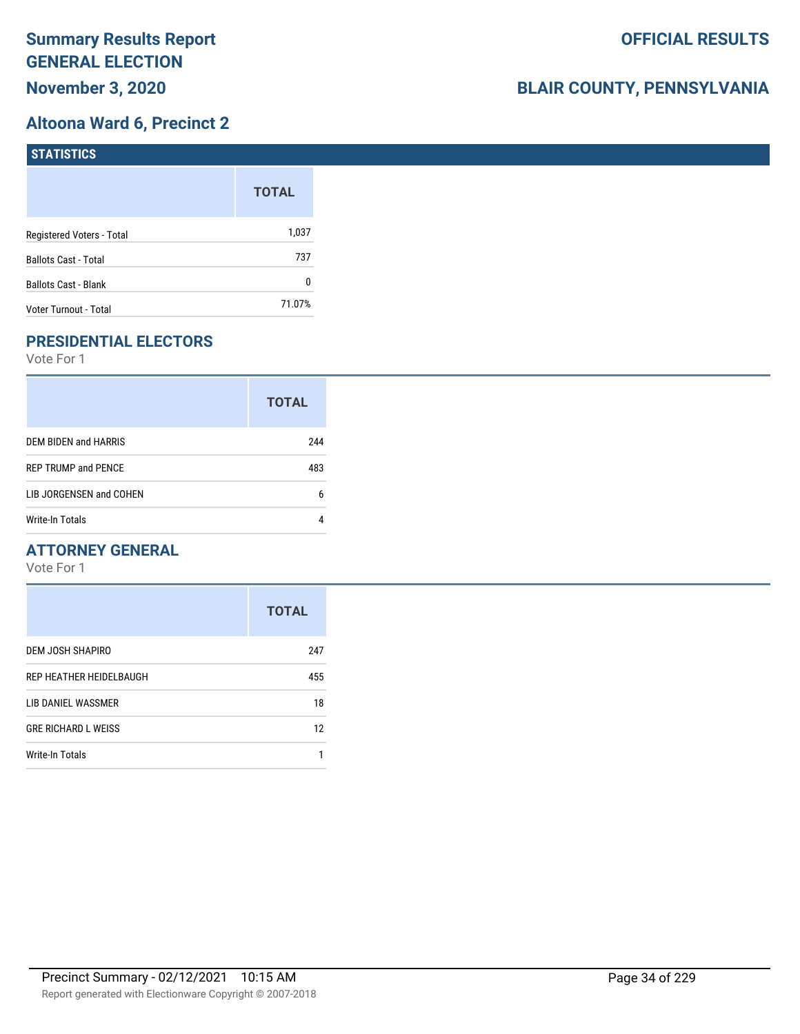# Summary Results Report
# GENERAL ELECTION
## November 3, 2020

**OFFICIAL RESULTS**

**BLAIR COUNTY, PENNSYLVANIA**

## Altoona Ward 6, Precinct 2

### STATISTICS

| | TOTAL |
|---|---|
| Registered Voters - Total | 1,037 |
| Ballots Cast - Total | 737 |
| Ballots Cast - Blank | 0 |
| Voter Turnout - Total | 71.07% |

### PRESIDENTIAL ELECTORS

Vote For 1

| | TOTAL |
|---|---|
| DEM BIDEN and HARRIS | 244 |
| REP TRUMP and PENCE | 483 |
| LIB JORGENSEN and COHEN | 6 |
| Write-In Totals | 4 |

### ATTORNEY GENERAL

Vote For 1

| | TOTAL |
|---|---|
| DEM JOSH SHAPIRO | 247 |
| REP HEATHER HEIDELBAUGH | 455 |
| LIB DANIEL WASSMER | 18 |
| GRE RICHARD L WEISS | 12 |
| Write-In Totals | 1 |

Precinct Summary - 02/12/2021 10:15 AM

Report generated with Electionware Copyright © 2007-2018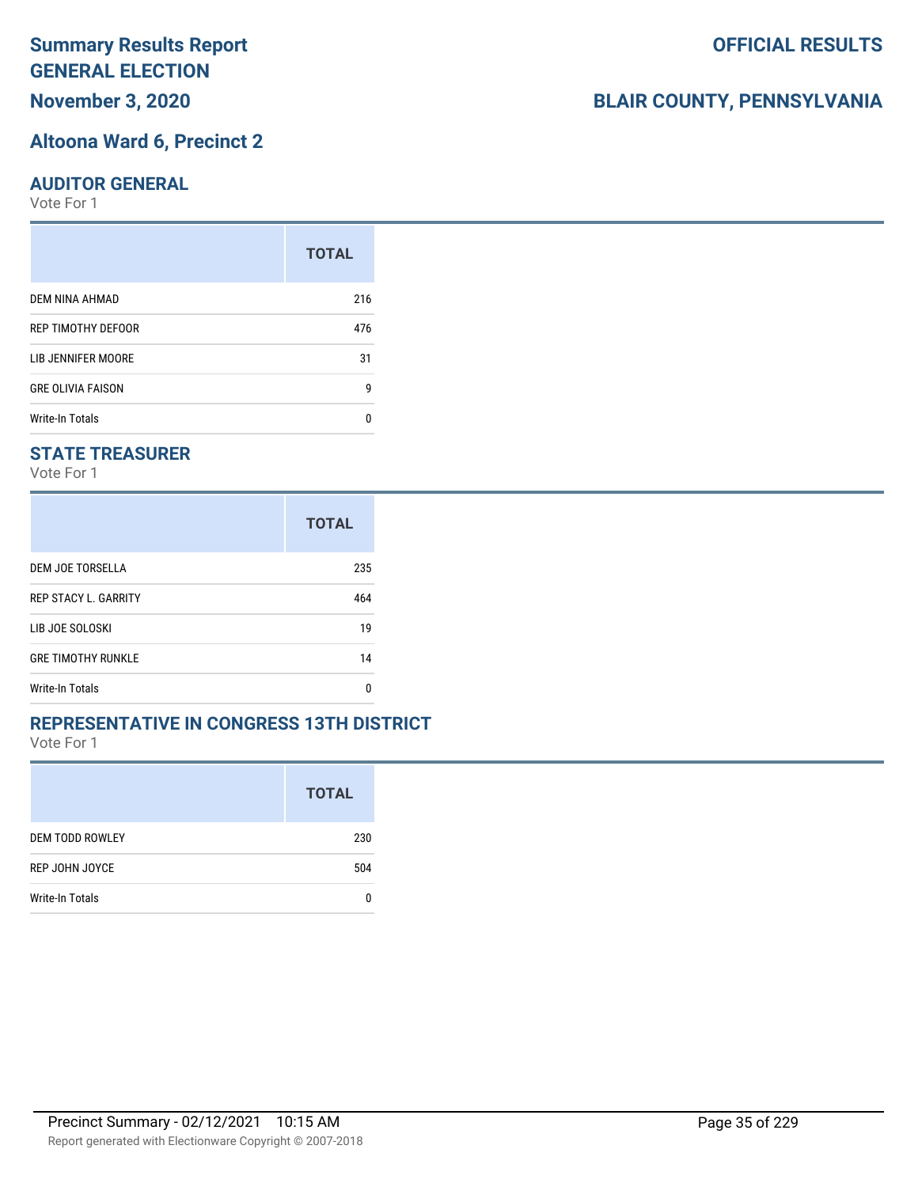# Summary Results Report GENERAL ELECTION

**November 3, 2020**

**OFFICIAL RESULTS**

**BLAIR COUNTY, PENNSYLVANIA**

## Altoona Ward 6, Precinct 2

### AUDITOR GENERAL

Vote For 1

| | TOTAL |
|---|---|
| DEM NINA AHMAD | 216 |
| REP TIMOTHY DEFOOR | 476 |
| LIB JENNIFER MOORE | 31 |
| GRE OLIVIA FAISON | 9 |
| Write-In Totals | 0 |

### STATE TREASURER

Vote For 1

| | TOTAL |
|---|---|
| DEM JOE TORSELLA | 235 |
| REP STACY L. GARRITY | 464 |
| LIB JOE SOLOSKI | 19 |
| GRE TIMOTHY RUNKLE | 14 |
| Write-In Totals | 0 |

### REPRESENTATIVE IN CONGRESS 13TH DISTRICT

Vote For 1

| | TOTAL |
|---|---|
| DEM TODD ROWLEY | 230 |
| REP JOHN JOYCE | 504 |
| Write-In Totals | 0 |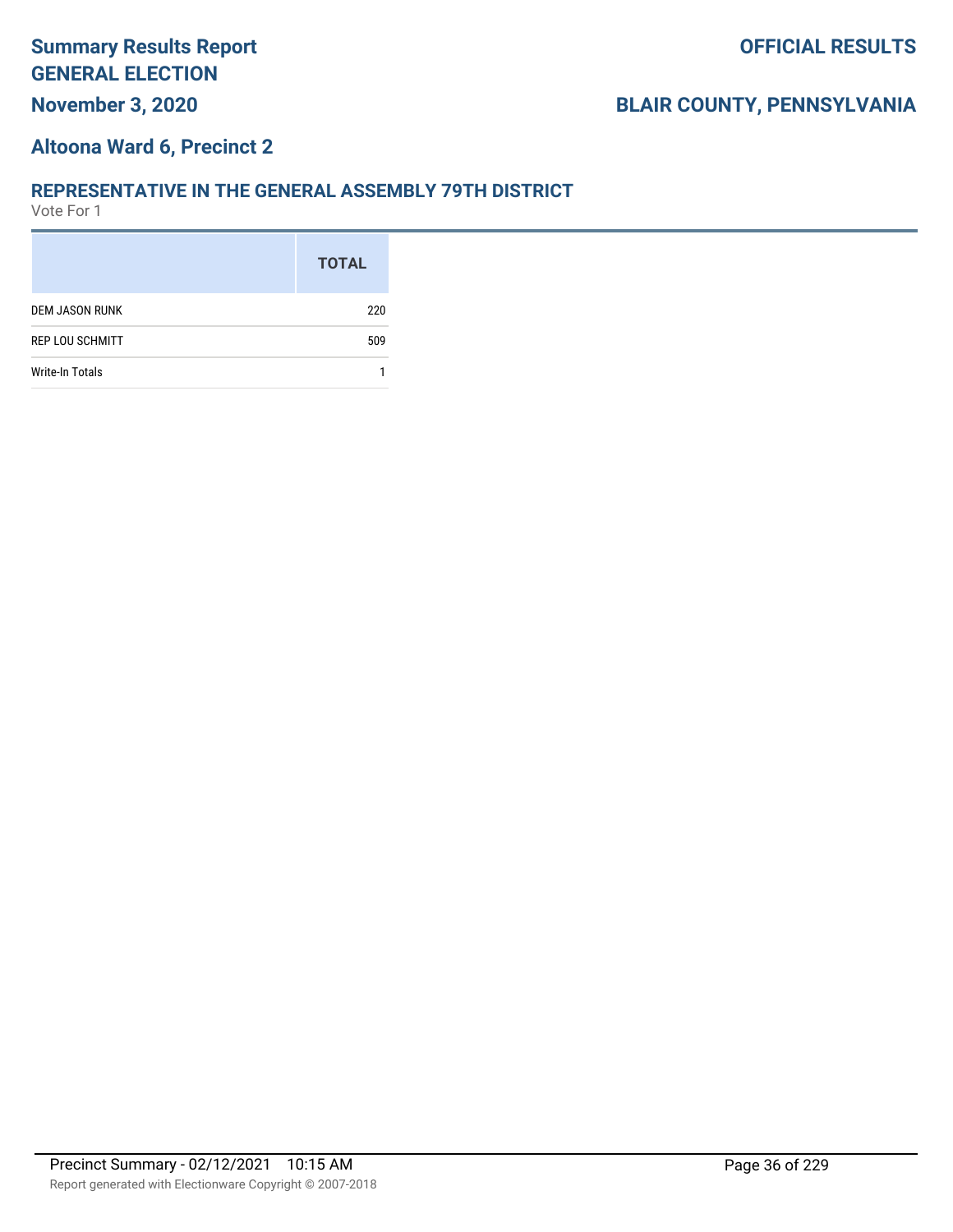# Summary Results Report
# GENERAL ELECTION
## November 3, 2020

**OFFICIAL RESULTS**

**BLAIR COUNTY, PENNSYLVANIA**

## Altoona Ward 6, Precinct 2

### REPRESENTATIVE IN THE GENERAL ASSEMBLY 79TH DISTRICT

Vote For 1

| | TOTAL |
|---|---|
| DEM JASON RUNK | 220 |
| REP LOU SCHMITT | 509 |
| Write-In Totals | 1 |

Precinct Summary - 02/12/2021 10:15 AM

Report generated with Electionware Copyright © 2007-2018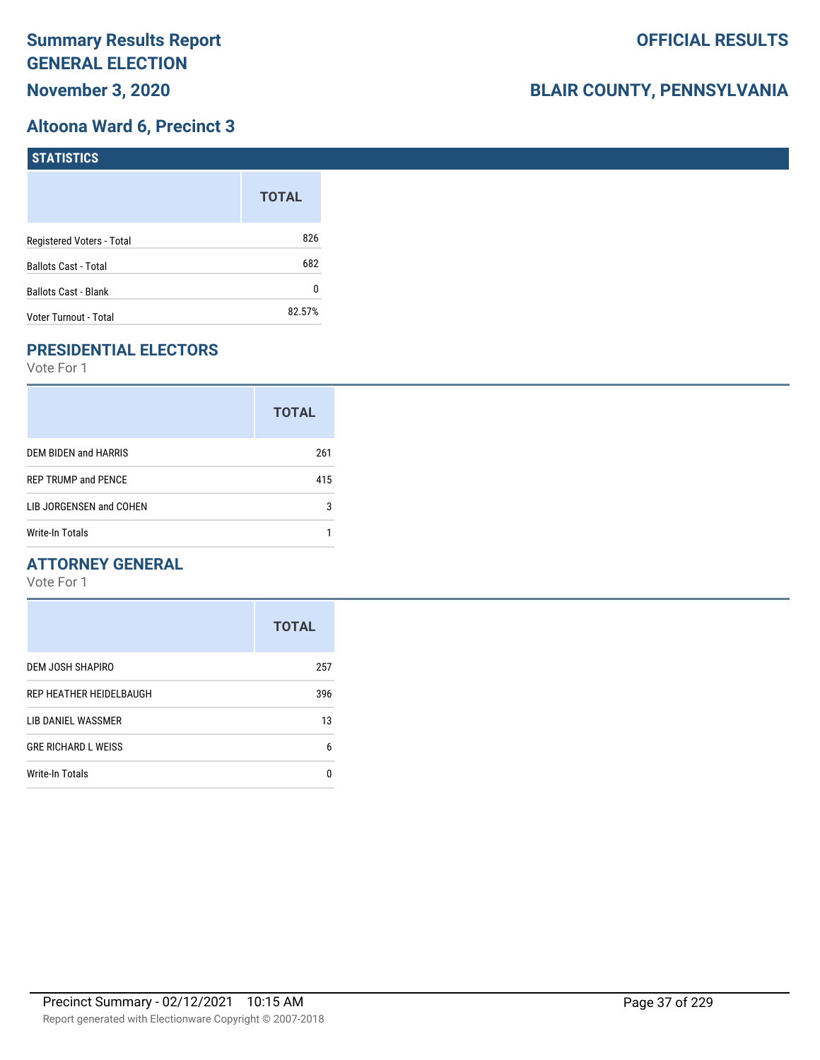# Summary Results Report
# GENERAL ELECTION
## November 3, 2020

**OFFICIAL RESULTS**

**BLAIR COUNTY, PENNSYLVANIA**

## Altoona Ward 6, Precinct 3

### STATISTICS

| | TOTAL |
|---|---|
| Registered Voters - Total | 826 |
| Ballots Cast - Total | 682 |
| Ballots Cast - Blank | 0 |
| Voter Turnout - Total | 82.57% |

### PRESIDENTIAL ELECTORS

Vote For 1

| | TOTAL |
|---|---|
| DEM BIDEN and HARRIS | 261 |
| REP TRUMP and PENCE | 415 |
| LIB JORGENSEN and COHEN | 3 |
| Write-In Totals | 1 |

### ATTORNEY GENERAL

Vote For 1

| | TOTAL |
|---|---|
| DEM JOSH SHAPIRO | 257 |
| REP HEATHER HEIDELBAUGH | 396 |
| LIB DANIEL WASSMER | 13 |
| GRE RICHARD L WEISS | 6 |
| Write-In Totals | 0 |

Precinct Summary - 02/12/2021 10:15 AM

Report generated with Electionware Copyright © 2007-2018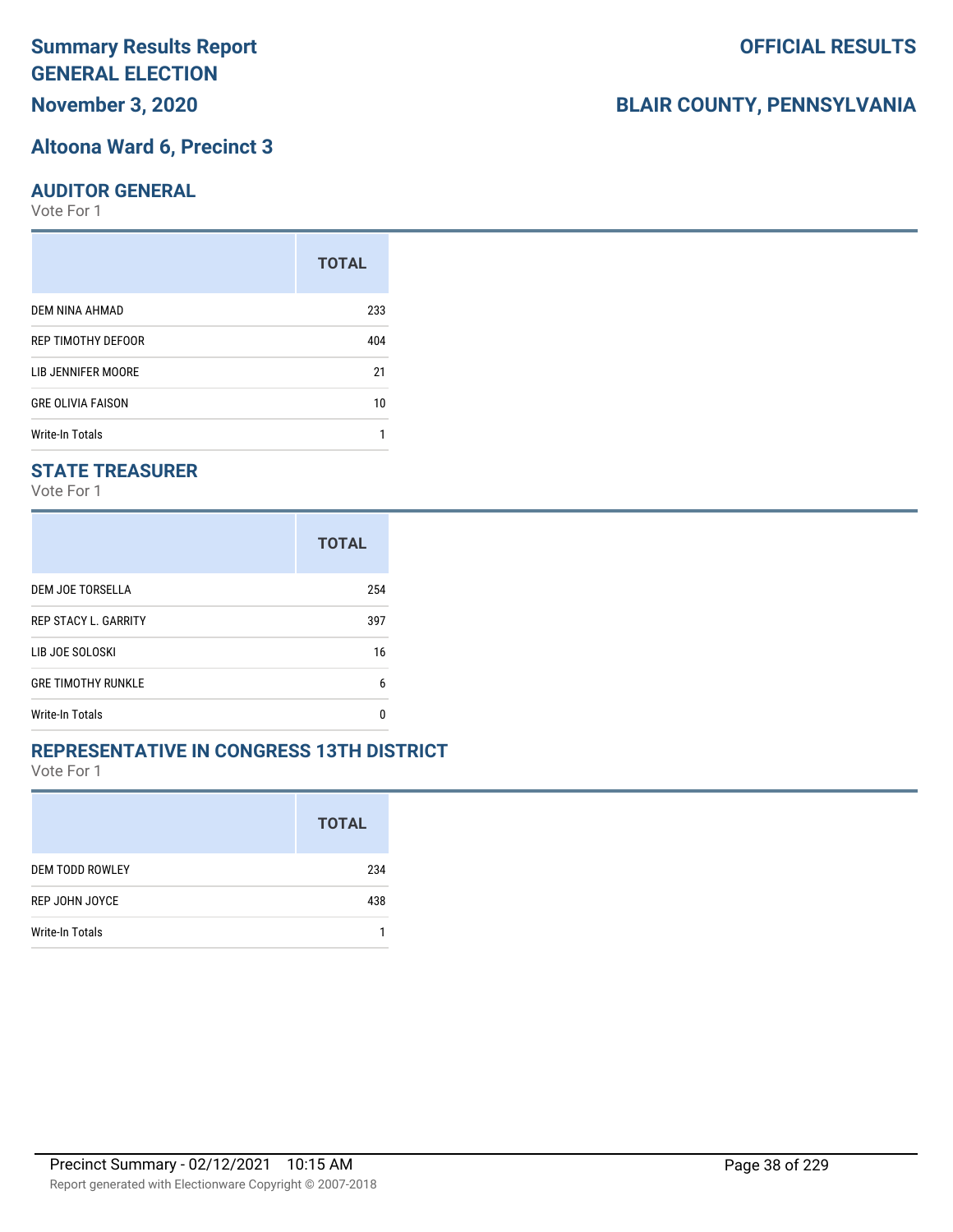# Summary Results Report GENERAL ELECTION

**November 3, 2020**

**OFFICIAL RESULTS**

**BLAIR COUNTY, PENNSYLVANIA**

## Altoona Ward 6, Precinct 3

### AUDITOR GENERAL

Vote For 1

| | TOTAL |
|---|---|
| DEM NINA AHMAD | 233 |
| REP TIMOTHY DEFOOR | 404 |
| LIB JENNIFER MOORE | 21 |
| GRE OLIVIA FAISON | 10 |
| Write-In Totals | 1 |

### STATE TREASURER

Vote For 1

| | TOTAL |
|---|---|
| DEM JOE TORSELLA | 254 |
| REP STACY L. GARRITY | 397 |
| LIB JOE SOLOSKI | 16 |
| GRE TIMOTHY RUNKLE | 6 |
| Write-In Totals | 0 |

### REPRESENTATIVE IN CONGRESS 13TH DISTRICT

Vote For 1

| | TOTAL |
|---|---|
| DEM TODD ROWLEY | 234 |
| REP JOHN JOYCE | 438 |
| Write-In Totals | 1 |

Precinct Summary - 02/12/2021 10:15 AM

Report generated with Electionware Copyright © 2007-2018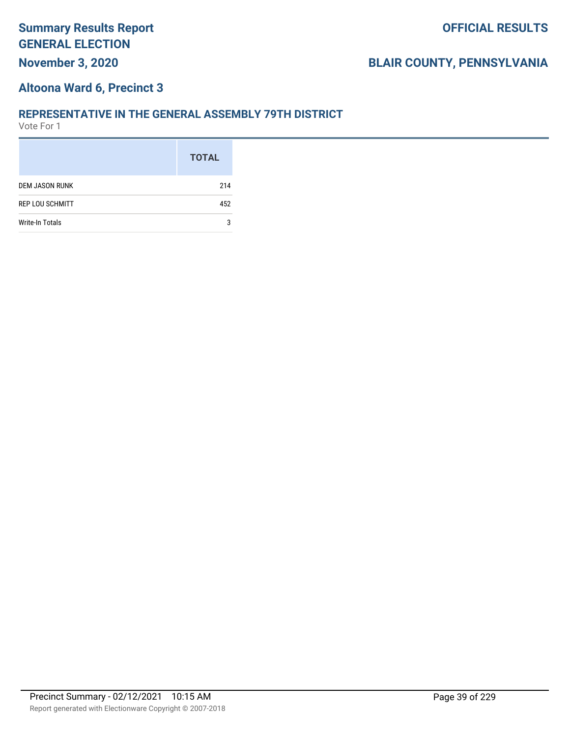# Summary Results Report
## GENERAL ELECTION
**November 3, 2020**

**OFFICIAL RESULTS**

**BLAIR COUNTY, PENNSYLVANIA**

### Altoona Ward 6, Precinct 3

### REPRESENTATIVE IN THE GENERAL ASSEMBLY 79TH DISTRICT
Vote For 1

| | TOTAL |
|---|---|
| DEM JASON RUNK | 214 |
| REP LOU SCHMITT | 452 |
| Write-In Totals | 3 |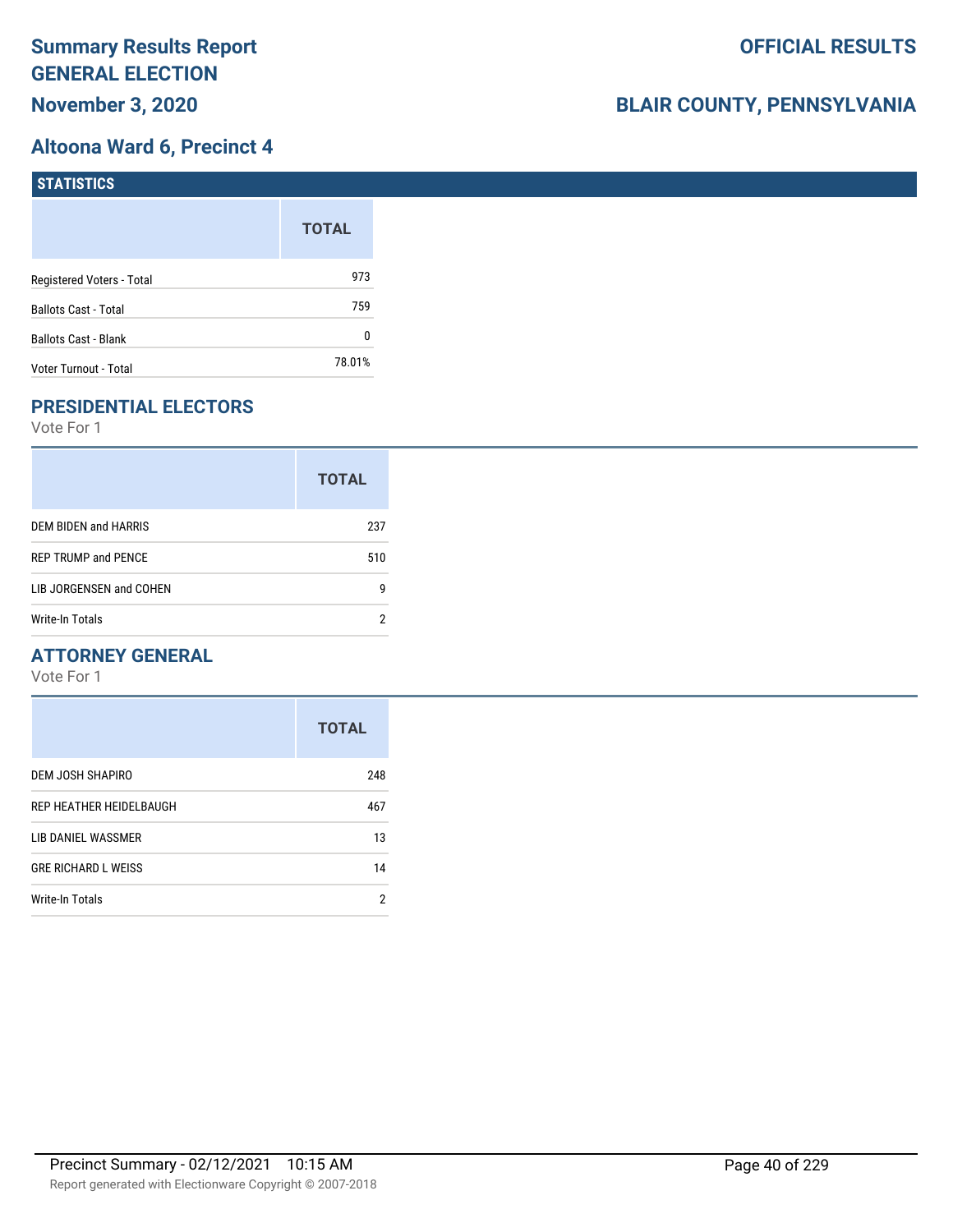# Summary Results Report
## GENERAL ELECTION
### November 3, 2020

**OFFICIAL RESULTS**

**BLAIR COUNTY, PENNSYLVANIA**

## Altoona Ward 6, Precinct 4

### STATISTICS

| | TOTAL |
|---|---|
| Registered Voters - Total | 973 |
| Ballots Cast - Total | 759 |
| Ballots Cast - Blank | 0 |
| Voter Turnout - Total | 78.01% |

### PRESIDENTIAL ELECTORS

Vote For 1

| | TOTAL |
|---|---|
| DEM BIDEN and HARRIS | 237 |
| REP TRUMP and PENCE | 510 |
| LIB JORGENSEN and COHEN | 9 |
| Write-In Totals | 2 |

### ATTORNEY GENERAL

Vote For 1

| | TOTAL |
|---|---|
| DEM JOSH SHAPIRO | 248 |
| REP HEATHER HEIDELBAUGH | 467 |
| LIB DANIEL WASSMER | 13 |
| GRE RICHARD L WEISS | 14 |
| Write-In Totals | 2 |

Precinct Summary - 02/12/2021 10:15 AM

Report generated with Electionware Copyright © 2007-2018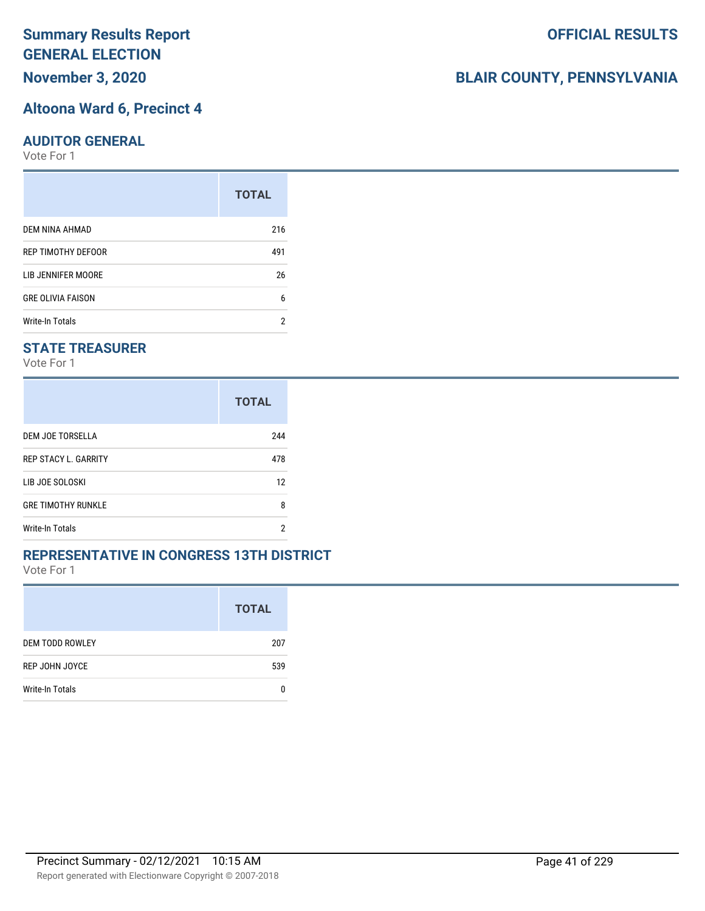# Summary Results Report
# GENERAL ELECTION
## November 3, 2020

**OFFICIAL RESULTS**

**BLAIR COUNTY, PENNSYLVANIA**

## Altoona Ward 6, Precinct 4

### AUDITOR GENERAL

Vote For 1

| | TOTAL |
|---|---|
| DEM NINA AHMAD | 216 |
| REP TIMOTHY DEFOOR | 491 |
| LIB JENNIFER MOORE | 26 |
| GRE OLIVIA FAISON | 6 |
| Write-In Totals | 2 |

### STATE TREASURER

Vote For 1

| | TOTAL |
|---|---|
| DEM JOE TORSELLA | 244 |
| REP STACY L. GARRITY | 478 |
| LIB JOE SOLOSKI | 12 |
| GRE TIMOTHY RUNKLE | 8 |
| Write-In Totals | 2 |

### REPRESENTATIVE IN CONGRESS 13TH DISTRICT

Vote For 1

| | TOTAL |
|---|---|
| DEM TODD ROWLEY | 207 |
| REP JOHN JOYCE | 539 |
| Write-In Totals | 0 |

Precinct Summary - 02/12/2021 10:15 AM

Report generated with Electionware Copyright © 2007-2018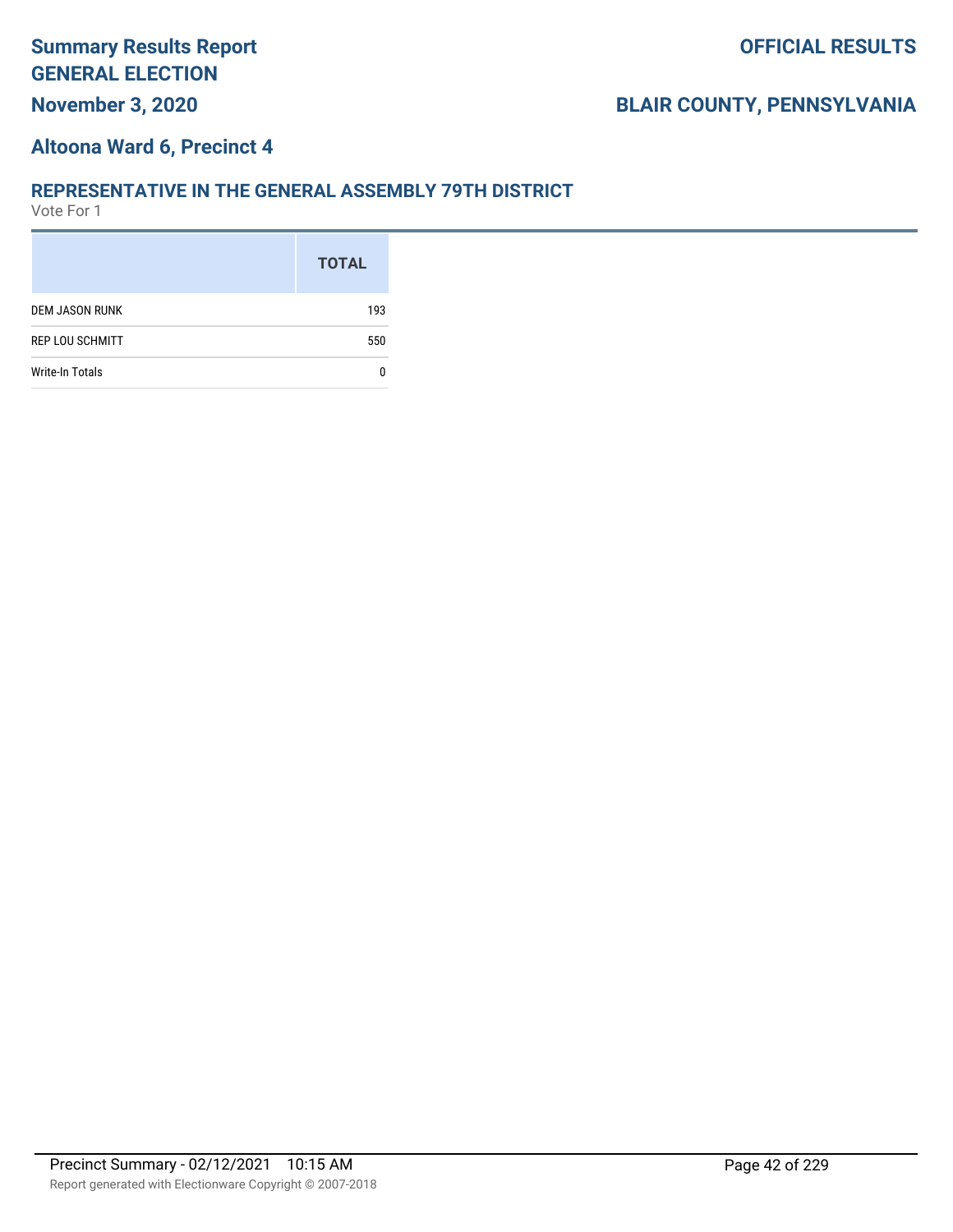# Summary Results Report
## GENERAL ELECTION
**November 3, 2020**

**OFFICIAL RESULTS**

**BLAIR COUNTY, PENNSYLVANIA**

### Altoona Ward 6, Precinct 4

### REPRESENTATIVE IN THE GENERAL ASSEMBLY 79TH DISTRICT
Vote For 1

| | TOTAL |
|---|---|
| DEM JASON RUNK | 193 |
| REP LOU SCHMITT | 550 |
| Write-In Totals | 0 |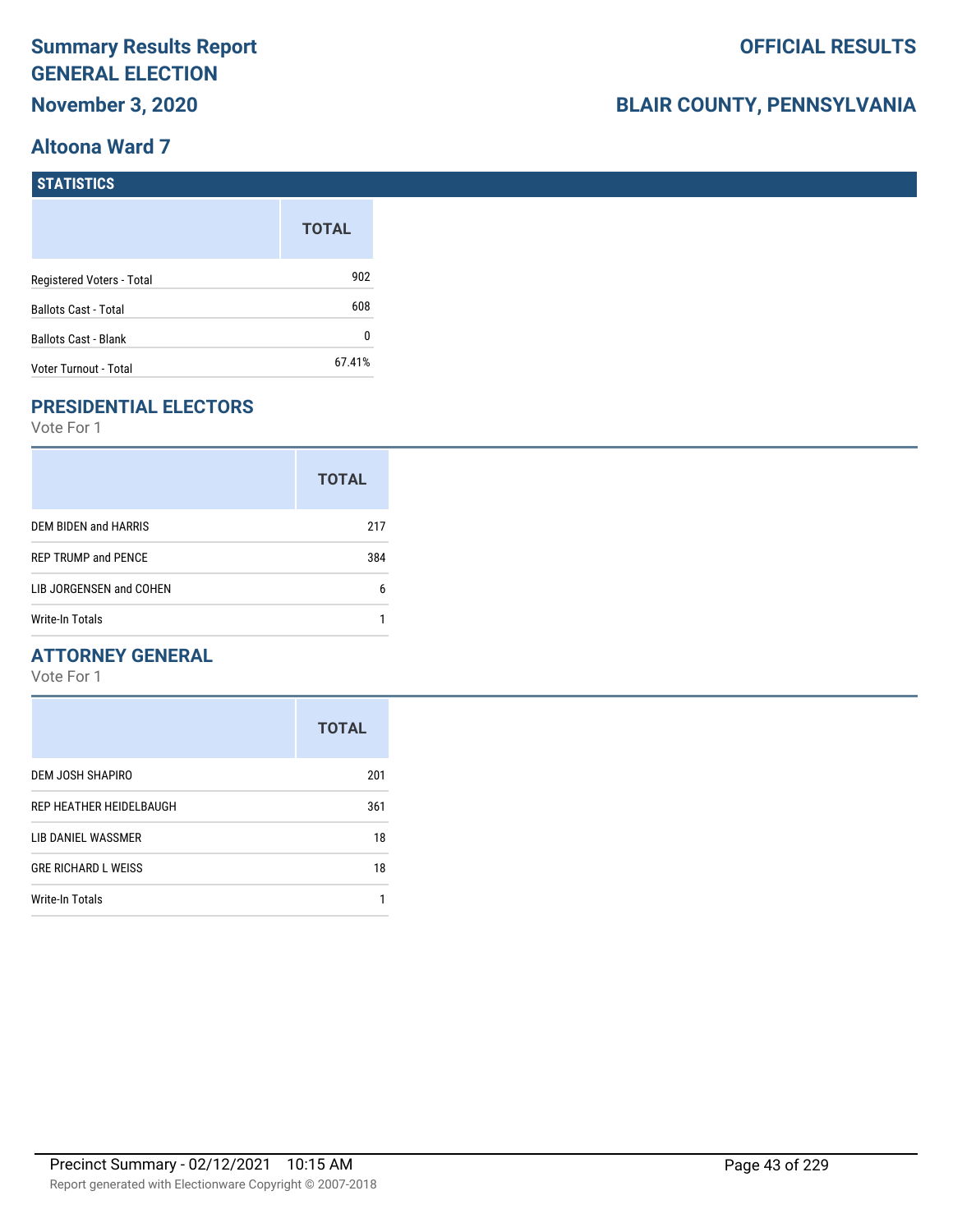# Summary Results Report
# GENERAL ELECTION
## November 3, 2020

**OFFICIAL RESULTS**

**BLAIR COUNTY, PENNSYLVANIA**

## Altoona Ward 7

### STATISTICS

| | TOTAL |
|---|---|
| Registered Voters - Total | 902 |
| Ballots Cast - Total | 608 |
| Ballots Cast - Blank | 0 |
| Voter Turnout - Total | 67.41% |

### PRESIDENTIAL ELECTORS

Vote For 1

| | TOTAL |
|---|---|
| DEM BIDEN and HARRIS | 217 |
| REP TRUMP and PENCE | 384 |
| LIB JORGENSEN and COHEN | 6 |
| Write-In Totals | 1 |

### ATTORNEY GENERAL

Vote For 1

| | TOTAL |
|---|---|
| DEM JOSH SHAPIRO | 201 |
| REP HEATHER HEIDELBAUGH | 361 |
| LIB DANIEL WASSMER | 18 |
| GRE RICHARD L WEISS | 18 |
| Write-In Totals | 1 |

Precinct Summary - 02/12/2021 10:15 AM

Report generated with Electionware Copyright © 2007-2018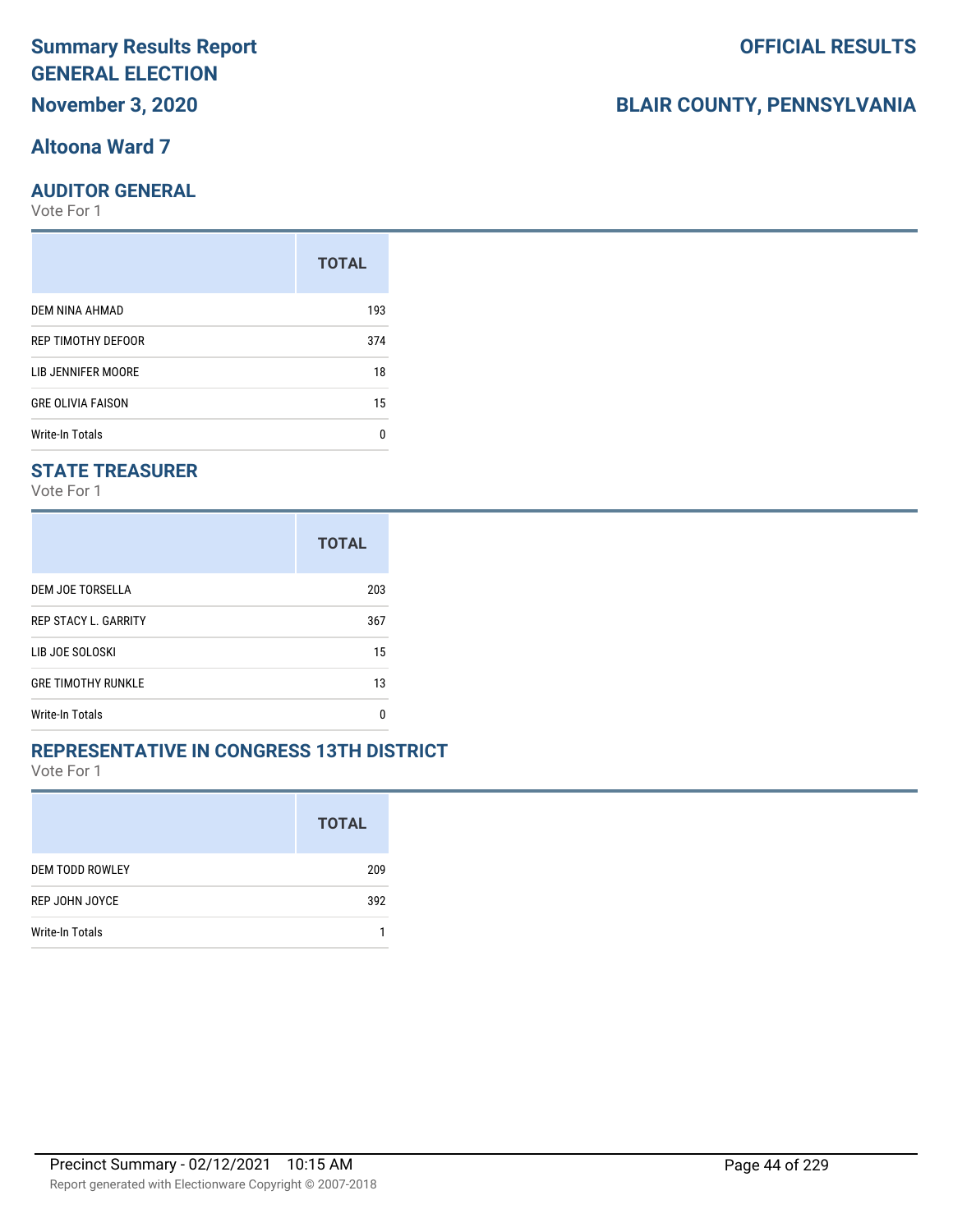# Summary Results Report GENERAL ELECTION

**November 3, 2020**

**OFFICIAL RESULTS**

**BLAIR COUNTY, PENNSYLVANIA**

## Altoona Ward 7

### AUDITOR GENERAL

Vote For 1

| | TOTAL |
|---|---|
| DEM NINA AHMAD | 193 |
| REP TIMOTHY DEFOOR | 374 |
| LIB JENNIFER MOORE | 18 |
| GRE OLIVIA FAISON | 15 |
| Write-In Totals | 0 |

### STATE TREASURER

Vote For 1

| | TOTAL |
|---|---|
| DEM JOE TORSELLA | 203 |
| REP STACY L. GARRITY | 367 |
| LIB JOE SOLOSKI | 15 |
| GRE TIMOTHY RUNKLE | 13 |
| Write-In Totals | 0 |

### REPRESENTATIVE IN CONGRESS 13TH DISTRICT

Vote For 1

| | TOTAL |
|---|---|
| DEM TODD ROWLEY | 209 |
| REP JOHN JOYCE | 392 |
| Write-In Totals | 1 |

Precinct Summary - 02/12/2021 10:15 AM

Report generated with Electionware Copyright © 2007-2018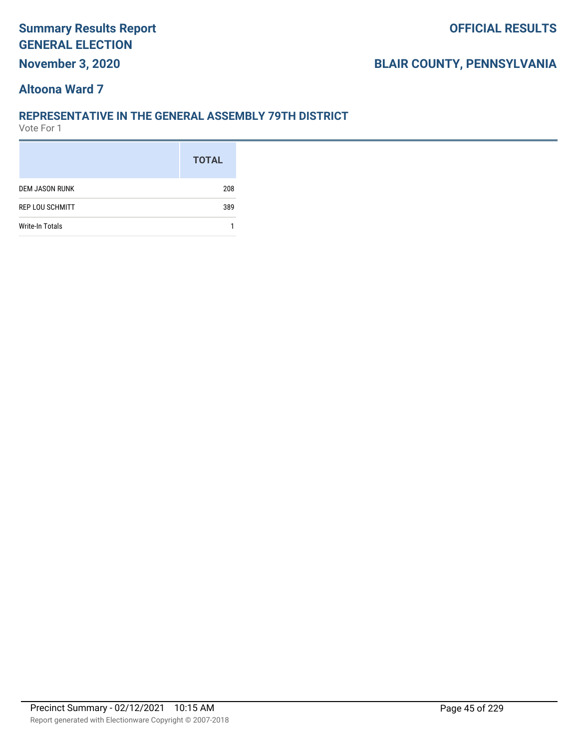# Summary Results Report
# GENERAL ELECTION

**OFFICIAL RESULTS**

**November 3, 2020**

**BLAIR COUNTY, PENNSYLVANIA**

## Altoona Ward 7

### REPRESENTATIVE IN THE GENERAL ASSEMBLY 79TH DISTRICT

Vote For 1

| | TOTAL |
|---|---|
| DEM JASON RUNK | 208 |
| REP LOU SCHMITT | 389 |
| Write-In Totals | 1 |

Precinct Summary - 02/12/2021 10:15 AM

Report generated with Electionware Copyright © 2007-2018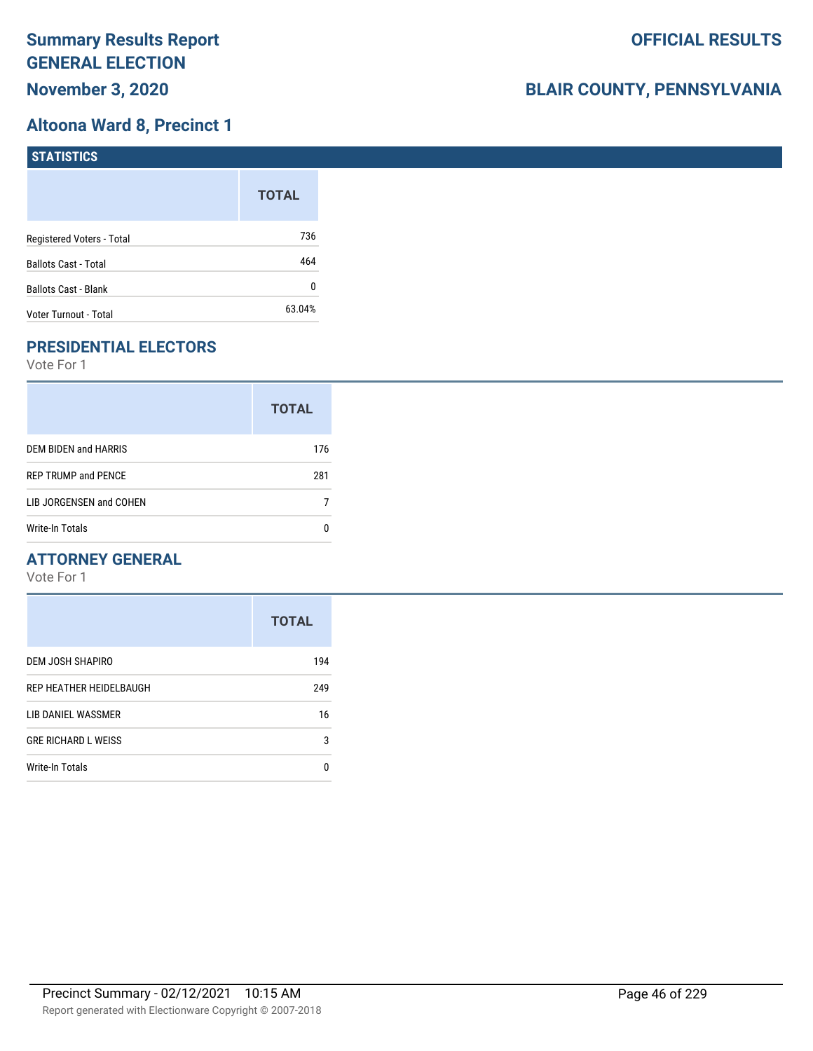# Summary Results Report GENERAL ELECTION

**November 3, 2020**

**OFFICIAL RESULTS**

**BLAIR COUNTY, PENNSYLVANIA**

## Altoona Ward 8, Precinct 1

### STATISTICS

| | TOTAL |
|---|---|
| Registered Voters - Total | 736 |
| Ballots Cast - Total | 464 |
| Ballots Cast - Blank | 0 |
| Voter Turnout - Total | 63.04% |

### PRESIDENTIAL ELECTORS

Vote For 1

| | TOTAL |
|---|---|
| DEM BIDEN and HARRIS | 176 |
| REP TRUMP and PENCE | 281 |
| LIB JORGENSEN and COHEN | 7 |
| Write-In Totals | 0 |

### ATTORNEY GENERAL

Vote For 1

| | TOTAL |
|---|---|
| DEM JOSH SHAPIRO | 194 |
| REP HEATHER HEIDELBAUGH | 249 |
| LIB DANIEL WASSMER | 16 |
| GRE RICHARD L WEISS | 3 |
| Write-In Totals | 0 |

Precinct Summary - 02/12/2021 10:15 AM

Report generated with Electionware Copyright © 2007-2018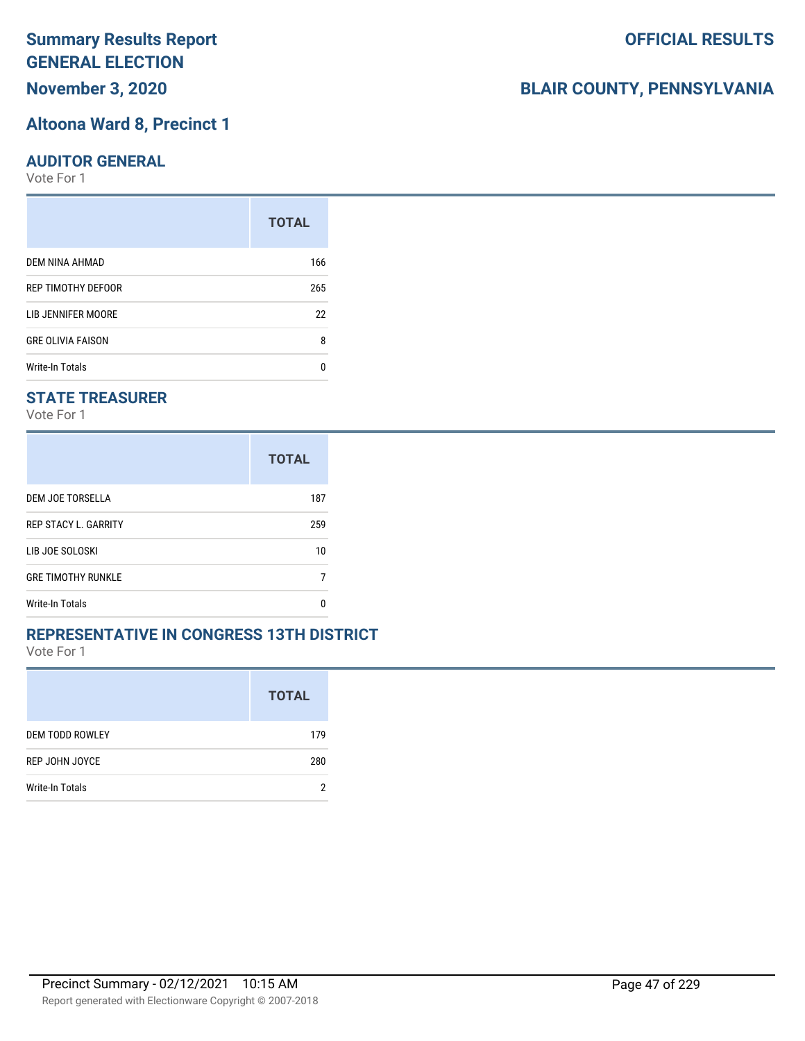# Summary Results Report
# GENERAL ELECTION
## November 3, 2020

**OFFICIAL RESULTS**

**BLAIR COUNTY, PENNSYLVANIA**

## Altoona Ward 8, Precinct 1

### AUDITOR GENERAL

Vote For 1

| | TOTAL |
|---|---|
| DEM NINA AHMAD | 166 |
| REP TIMOTHY DEFOOR | 265 |
| LIB JENNIFER MOORE | 22 |
| GRE OLIVIA FAISON | 8 |
| Write-In Totals | 0 |

### STATE TREASURER

Vote For 1

| | TOTAL |
|---|---|
| DEM JOE TORSELLA | 187 |
| REP STACY L. GARRITY | 259 |
| LIB JOE SOLOSKI | 10 |
| GRE TIMOTHY RUNKLE | 7 |
| Write-In Totals | 0 |

### REPRESENTATIVE IN CONGRESS 13TH DISTRICT

Vote For 1

| | TOTAL |
|---|---|
| DEM TODD ROWLEY | 179 |
| REP JOHN JOYCE | 280 |
| Write-In Totals | 2 |

Precinct Summary - 02/12/2021 10:15 AM

Report generated with Electionware Copyright © 2007-2018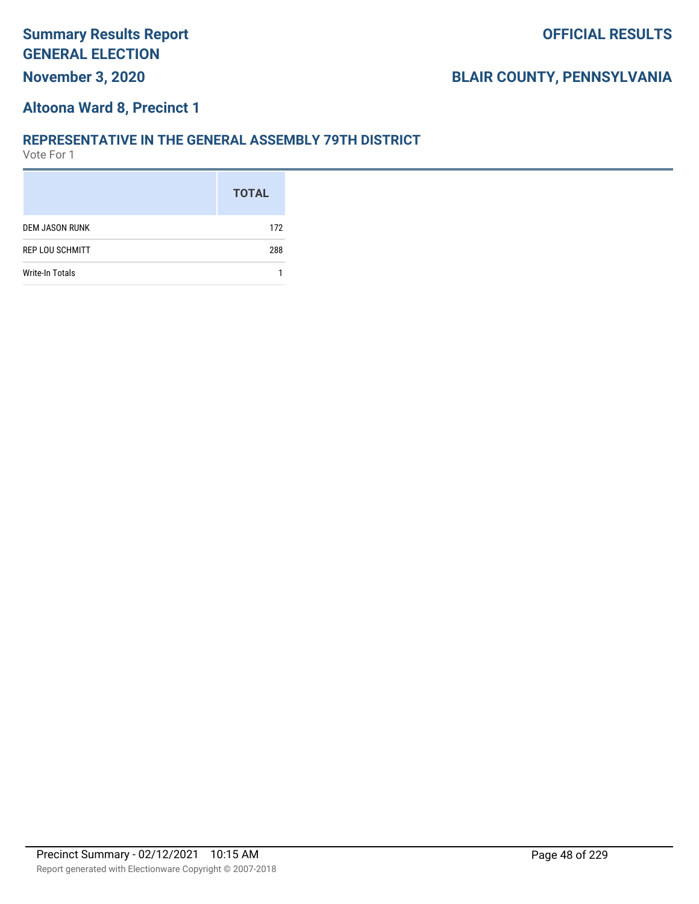# Summary Results Report
# GENERAL ELECTION
**November 3, 2020**

**OFFICIAL RESULTS**

**BLAIR COUNTY, PENNSYLVANIA**

## Altoona Ward 8, Precinct 1

### REPRESENTATIVE IN THE GENERAL ASSEMBLY 79TH DISTRICT
Vote For 1

| | TOTAL |
|---|---|
| DEM JASON RUNK | 172 |
| REP LOU SCHMITT | 288 |
| Write-In Totals | 1 |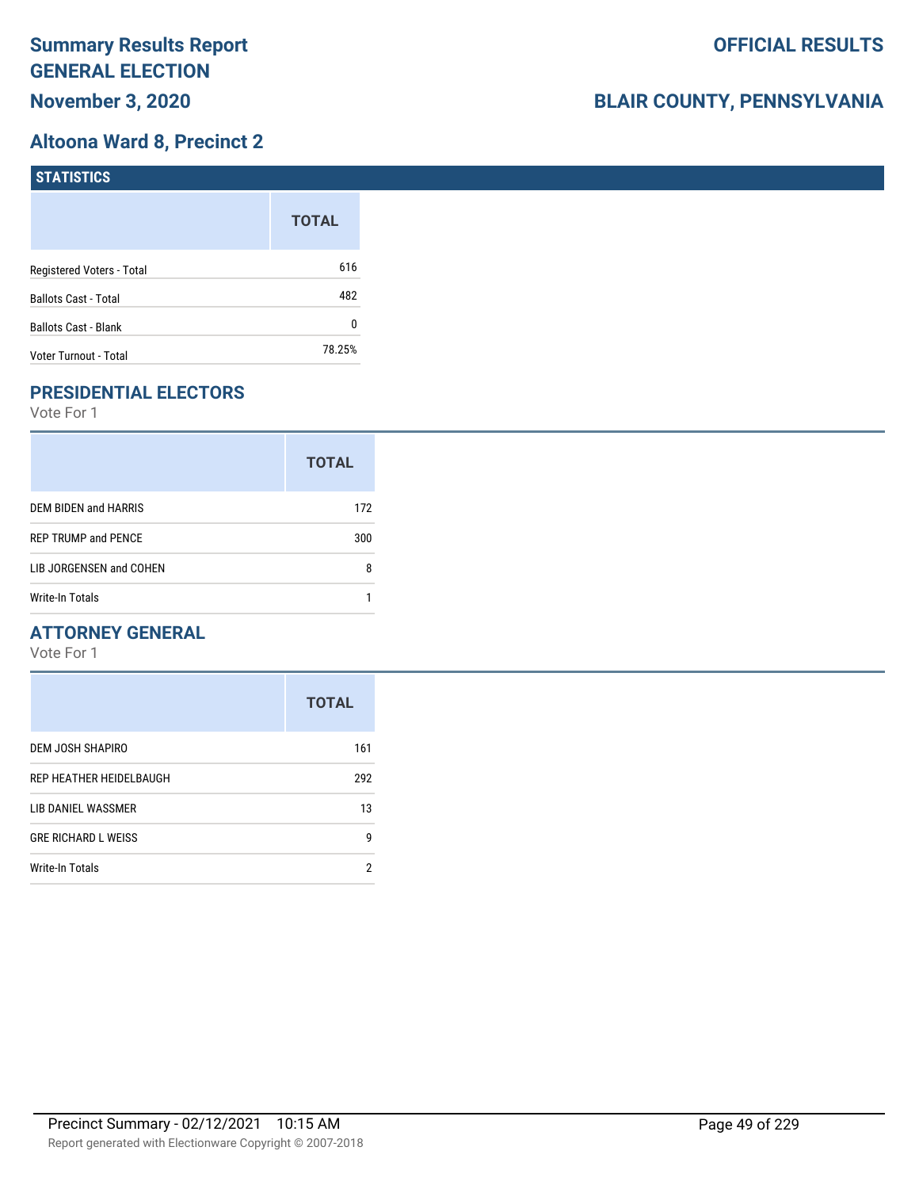# Summary Results Report
## GENERAL ELECTION
### November 3, 2020

**OFFICIAL RESULTS**

**BLAIR COUNTY, PENNSYLVANIA**

### Altoona Ward 8, Precinct 2

## STATISTICS

| | TOTAL |
|---|---|
| Registered Voters - Total | 616 |
| Ballots Cast - Total | 482 |
| Ballots Cast - Blank | 0 |
| Voter Turnout - Total | 78.25% |

## PRESIDENTIAL ELECTORS

Vote For 1

| | TOTAL |
|---|---|
| DEM BIDEN and HARRIS | 172 |
| REP TRUMP and PENCE | 300 |
| LIB JORGENSEN and COHEN | 8 |
| Write-In Totals | 1 |

## ATTORNEY GENERAL

Vote For 1

| | TOTAL |
|---|---|
| DEM JOSH SHAPIRO | 161 |
| REP HEATHER HEIDELBAUGH | 292 |
| LIB DANIEL WASSMER | 13 |
| GRE RICHARD L WEISS | 9 |
| Write-In Totals | 2 |

Precinct Summary - 02/12/2021 10:15 AM

Report generated with Electionware Copyright © 2007-2018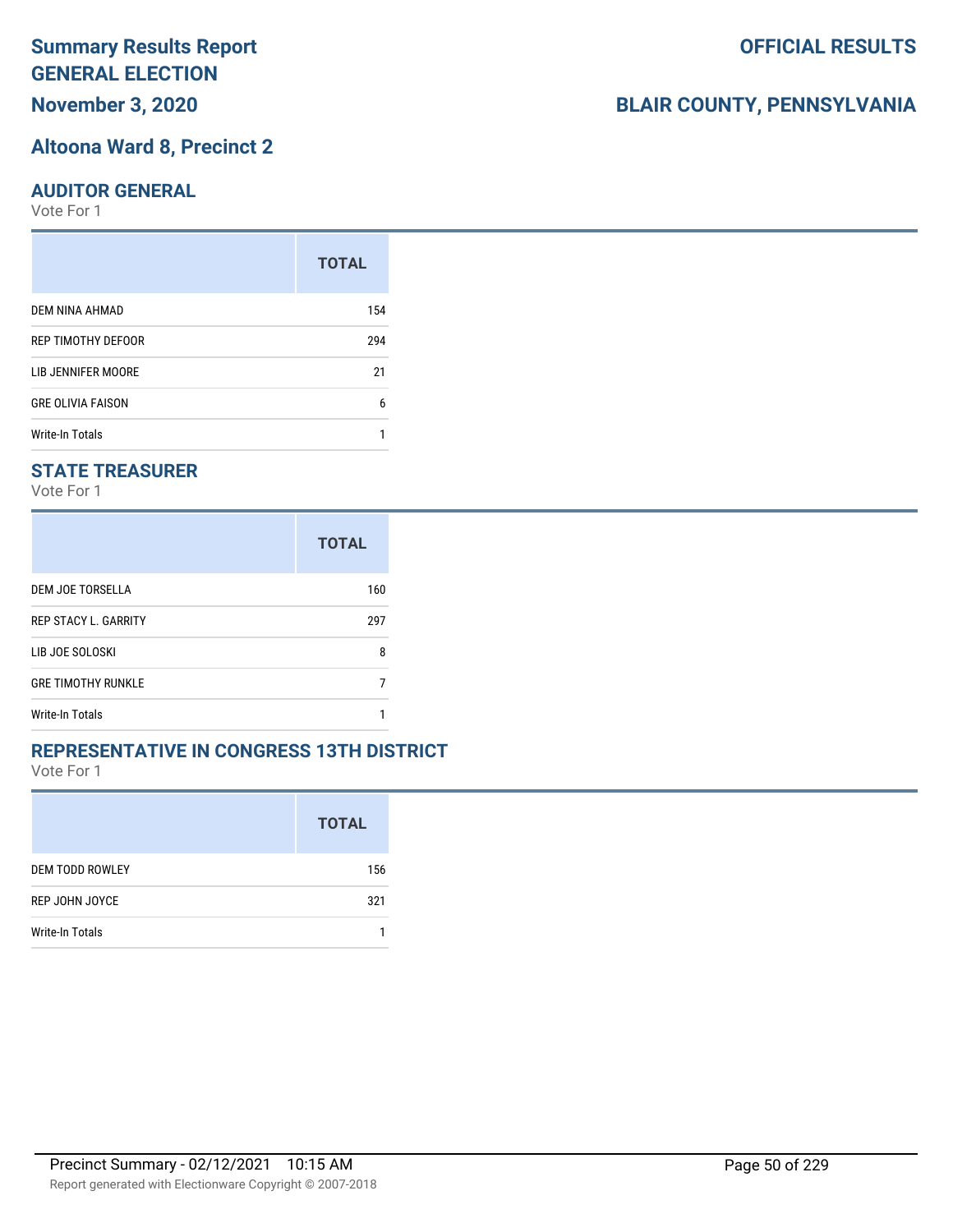# Summary Results Report
# GENERAL ELECTION
## November 3, 2020

**OFFICIAL RESULTS**

**BLAIR COUNTY, PENNSYLVANIA**

## Altoona Ward 8, Precinct 2

### AUDITOR GENERAL

Vote For 1

| | TOTAL |
|---|---|
| DEM NINA AHMAD | 154 |
| REP TIMOTHY DEFOOR | 294 |
| LIB JENNIFER MOORE | 21 |
| GRE OLIVIA FAISON | 6 |
| Write-In Totals | 1 |

### STATE TREASURER

Vote For 1

| | TOTAL |
|---|---|
| DEM JOE TORSELLA | 160 |
| REP STACY L. GARRITY | 297 |
| LIB JOE SOLOSKI | 8 |
| GRE TIMOTHY RUNKLE | 7 |
| Write-In Totals | 1 |

### REPRESENTATIVE IN CONGRESS 13TH DISTRICT

Vote For 1

| | TOTAL |
|---|---|
| DEM TODD ROWLEY | 156 |
| REP JOHN JOYCE | 321 |
| Write-In Totals | 1 |

Precinct Summary - 02/12/2021 10:15 AM

Report generated with Electionware Copyright © 2007-2018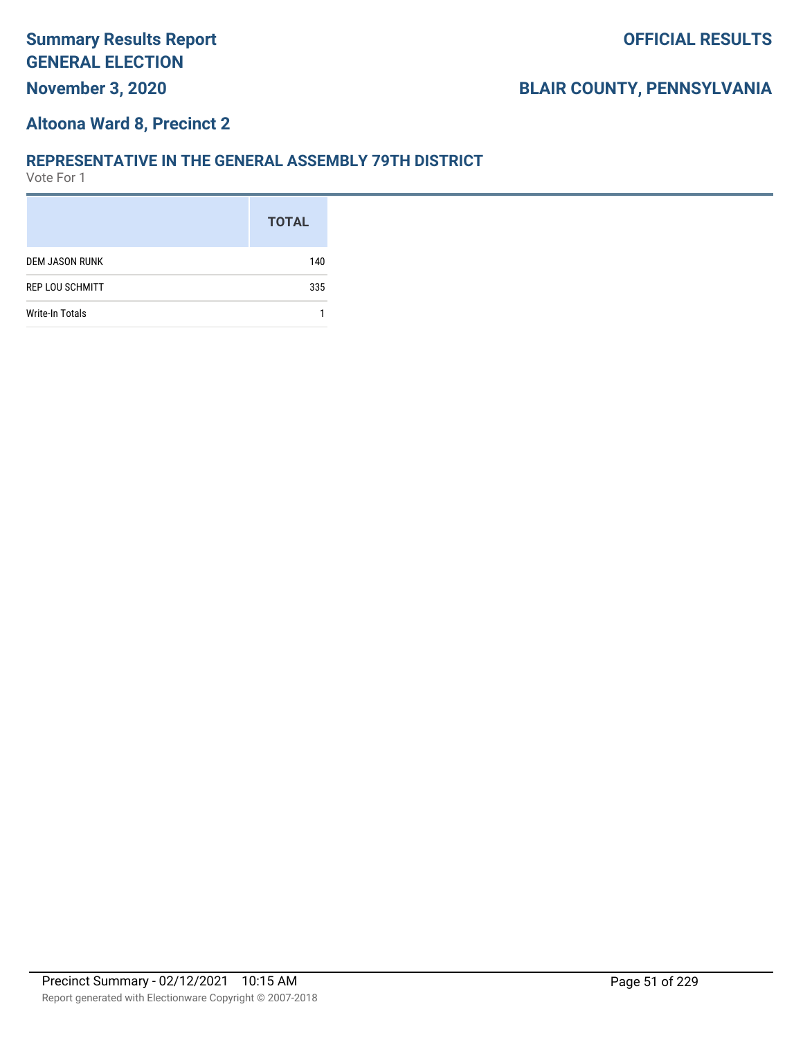# Summary Results Report
## GENERAL ELECTION
## November 3, 2020

**OFFICIAL RESULTS**

**BLAIR COUNTY, PENNSYLVANIA**

## Altoona Ward 8, Precinct 2

### REPRESENTATIVE IN THE GENERAL ASSEMBLY 79TH DISTRICT

Vote For 1

| | TOTAL |
|---|---|
| DEM JASON RUNK | 140 |
| REP LOU SCHMITT | 335 |
| Write-In Totals | 1 |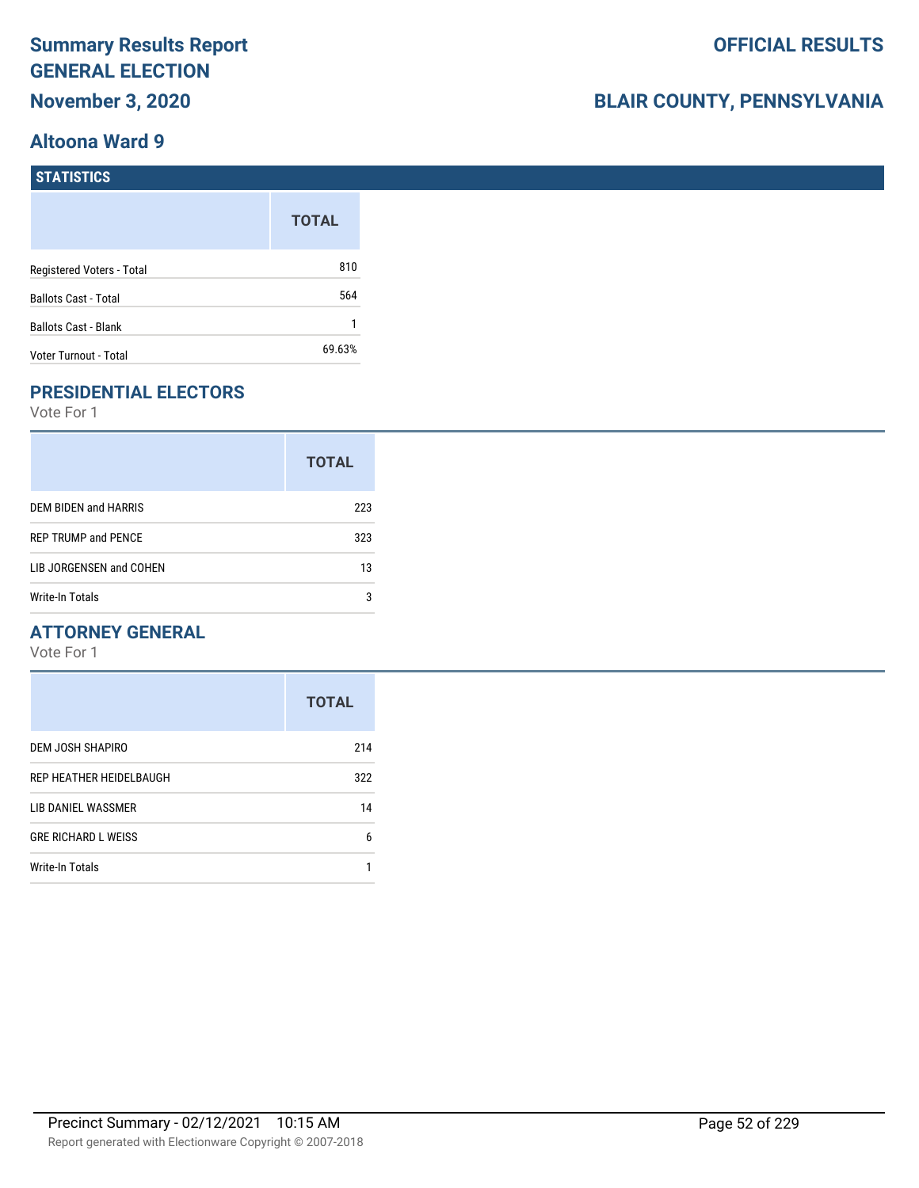# Summary Results Report GENERAL ELECTION

## November 3, 2020

**OFFICIAL RESULTS**

**BLAIR COUNTY, PENNSYLVANIA**

## Altoona Ward 9

### STATISTICS

| | TOTAL |
|---|---|
| Registered Voters - Total | 810 |
| Ballots Cast - Total | 564 |
| Ballots Cast - Blank | 1 |
| Voter Turnout - Total | 69.63% |

### PRESIDENTIAL ELECTORS

Vote For 1

| | TOTAL |
|---|---|
| DEM BIDEN and HARRIS | 223 |
| REP TRUMP and PENCE | 323 |
| LIB JORGENSEN and COHEN | 13 |
| Write-In Totals | 3 |

### ATTORNEY GENERAL

Vote For 1

| | TOTAL |
|---|---|
| DEM JOSH SHAPIRO | 214 |
| REP HEATHER HEIDELBAUGH | 322 |
| LIB DANIEL WASSMER | 14 |
| GRE RICHARD L WEISS | 6 |
| Write-In Totals | 1 |

Precinct Summary - 02/12/2021 10:15 AM

Report generated with Electionware Copyright © 2007-2018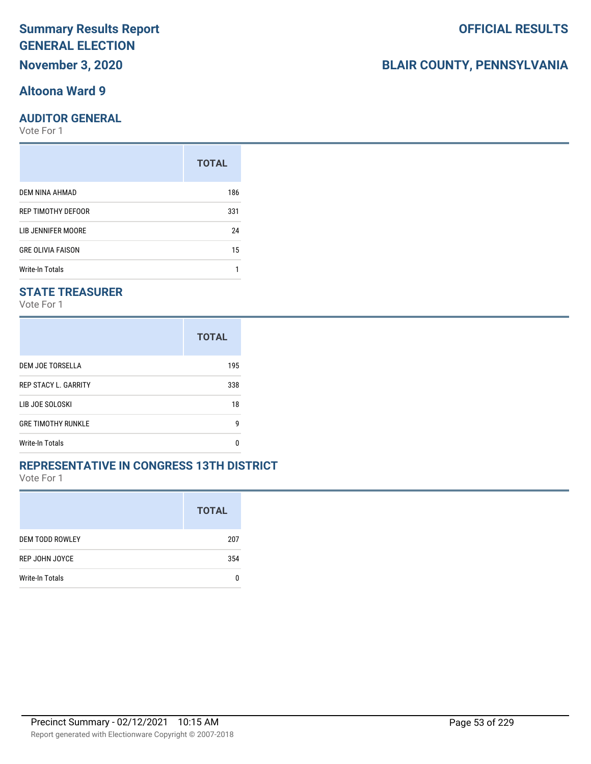# Summary Results Report GENERAL ELECTION

**November 3, 2020**

**OFFICIAL RESULTS**

**BLAIR COUNTY, PENNSYLVANIA**

## Altoona Ward 9

### AUDITOR GENERAL

Vote For 1

| | TOTAL |
|---|---|
| DEM NINA AHMAD | 186 |
| REP TIMOTHY DEFOOR | 331 |
| LIB JENNIFER MOORE | 24 |
| GRE OLIVIA FAISON | 15 |
| Write-In Totals | 1 |

### STATE TREASURER

Vote For 1

| | TOTAL |
|---|---|
| DEM JOE TORSELLA | 195 |
| REP STACY L. GARRITY | 338 |
| LIB JOE SOLOSKI | 18 |
| GRE TIMOTHY RUNKLE | 9 |
| Write-In Totals | 0 |

### REPRESENTATIVE IN CONGRESS 13TH DISTRICT

Vote For 1

| | TOTAL |
|---|---|
| DEM TODD ROWLEY | 207 |
| REP JOHN JOYCE | 354 |
| Write-In Totals | 0 |

Precinct Summary - 02/12/2021 10:15 AM

Report generated with Electionware Copyright © 2007-2018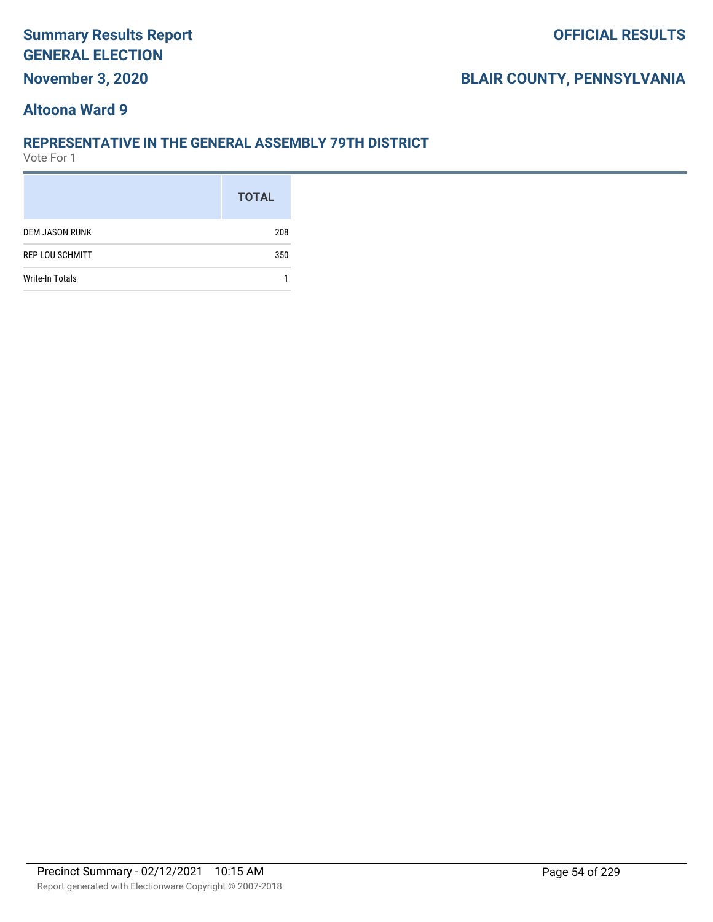# Summary Results Report GENERAL ELECTION

**November 3, 2020**

**OFFICIAL RESULTS**

**BLAIR COUNTY, PENNSYLVANIA**

## Altoona Ward 9

### REPRESENTATIVE IN THE GENERAL ASSEMBLY 79TH DISTRICT

Vote For 1

| | TOTAL |
|---|---|
| DEM JASON RUNK | 208 |
| REP LOU SCHMITT | 350 |
| Write-In Totals | 1 |

Precinct Summary - 02/12/2021 10:15 AM

Report generated with Electionware Copyright © 2007-2018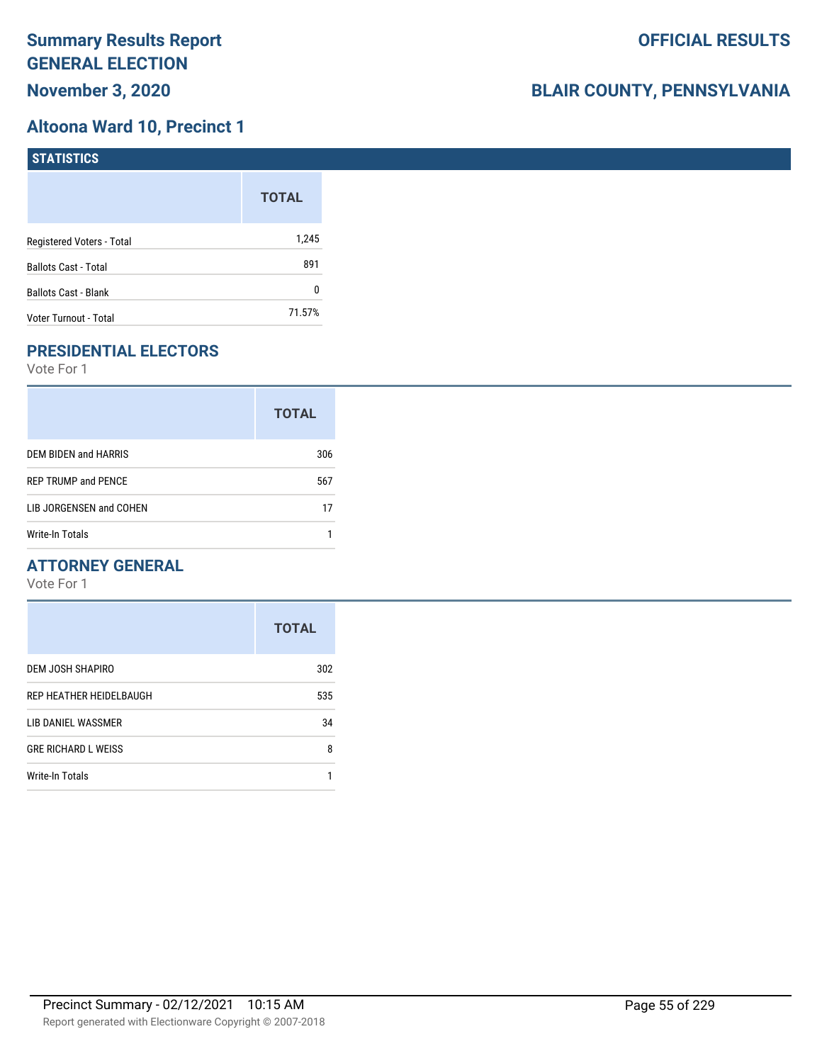# Summary Results Report
# GENERAL ELECTION
## November 3, 2020

**OFFICIAL RESULTS**

**BLAIR COUNTY, PENNSYLVANIA**

## Altoona Ward 10, Precinct 1

### STATISTICS

| | TOTAL |
|---|---|
| Registered Voters - Total | 1,245 |
| Ballots Cast - Total | 891 |
| Ballots Cast - Blank | 0 |
| Voter Turnout - Total | 71.57% |

### PRESIDENTIAL ELECTORS

Vote For 1

| | TOTAL |
|---|---|
| DEM BIDEN and HARRIS | 306 |
| REP TRUMP and PENCE | 567 |
| LIB JORGENSEN and COHEN | 17 |
| Write-In Totals | 1 |

### ATTORNEY GENERAL

Vote For 1

| | TOTAL |
|---|---|
| DEM JOSH SHAPIRO | 302 |
| REP HEATHER HEIDELBAUGH | 535 |
| LIB DANIEL WASSMER | 34 |
| GRE RICHARD L WEISS | 8 |
| Write-In Totals | 1 |

Precinct Summary - 02/12/2021 10:15 AM

Report generated with Electionware Copyright © 2007-2018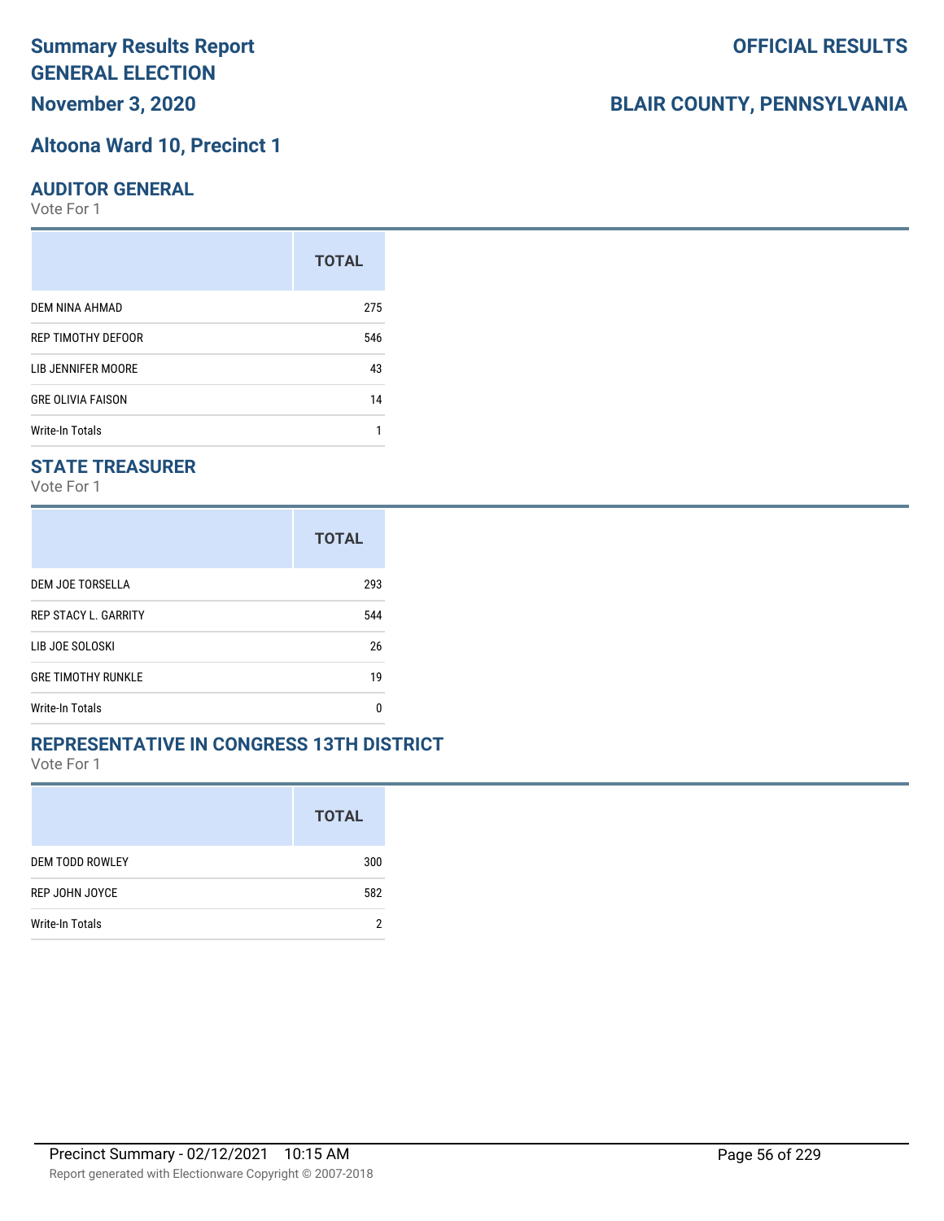# Summary Results Report
## GENERAL ELECTION
## November 3, 2020

**OFFICIAL RESULTS**

**BLAIR COUNTY, PENNSYLVANIA**

### Altoona Ward 10, Precinct 1

### AUDITOR GENERAL
Vote For 1

| | TOTAL |
|---|---|
| DEM NINA AHMAD | 275 |
| REP TIMOTHY DEFOOR | 546 |
| LIB JENNIFER MOORE | 43 |
| GRE OLIVIA FAISON | 14 |
| Write-In Totals | 1 |

### STATE TREASURER
Vote For 1

| | TOTAL |
|---|---|
| DEM JOE TORSELLA | 293 |
| REP STACY L. GARRITY | 544 |
| LIB JOE SOLOSKI | 26 |
| GRE TIMOTHY RUNKLE | 19 |
| Write-In Totals | 0 |

### REPRESENTATIVE IN CONGRESS 13TH DISTRICT
Vote For 1

| | TOTAL |
|---|---|
| DEM TODD ROWLEY | 300 |
| REP JOHN JOYCE | 582 |
| Write-In Totals | 2 |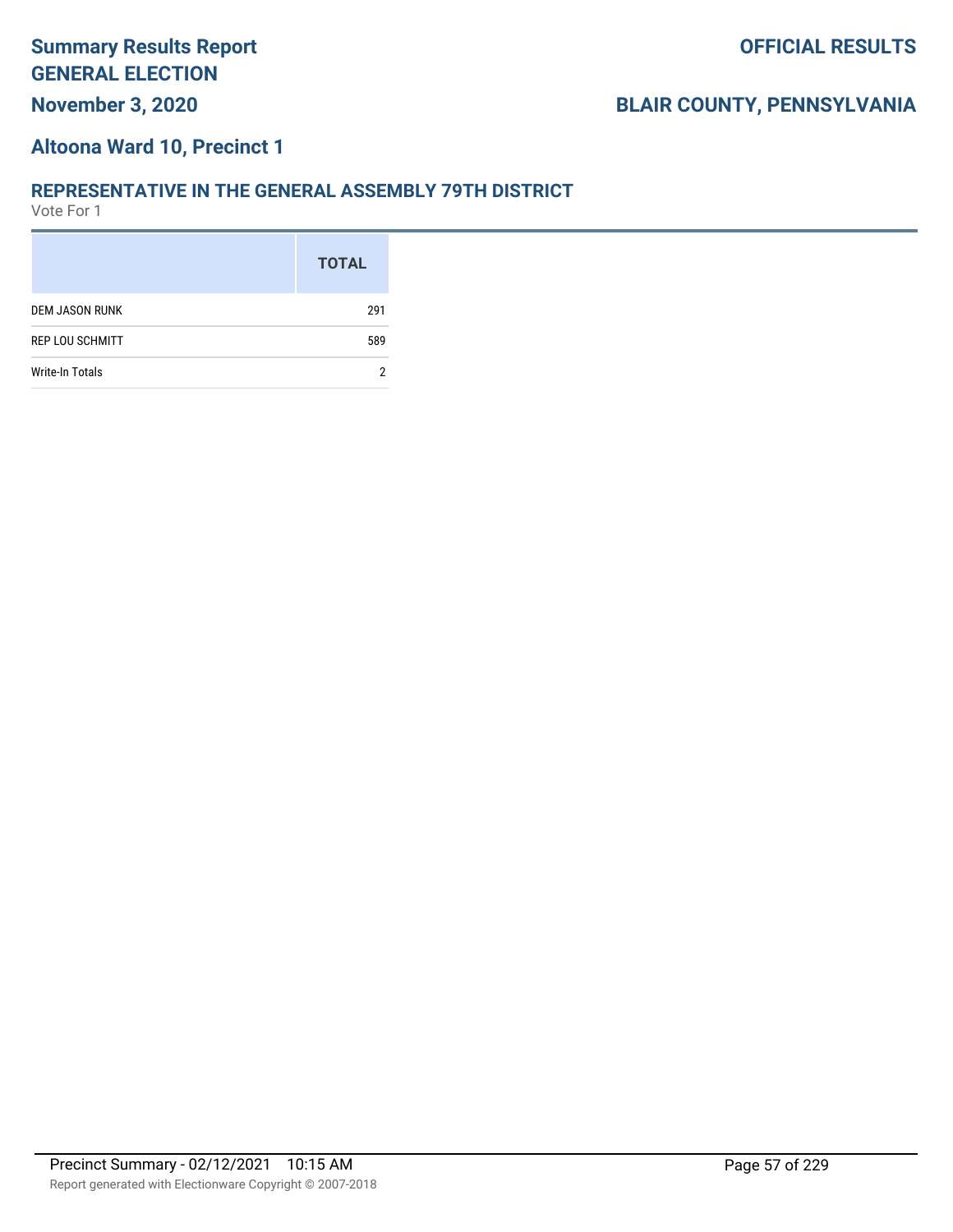## Altoona Ward 10, Precinct 1

### REPRESENTATIVE IN THE GENERAL ASSEMBLY 79TH DISTRICT

Vote For 1

| | TOTAL |
|---|---|
| DEM JASON RUNK | 291 |
| REP LOU SCHMITT | 589 |
| Write-In Totals | 2 |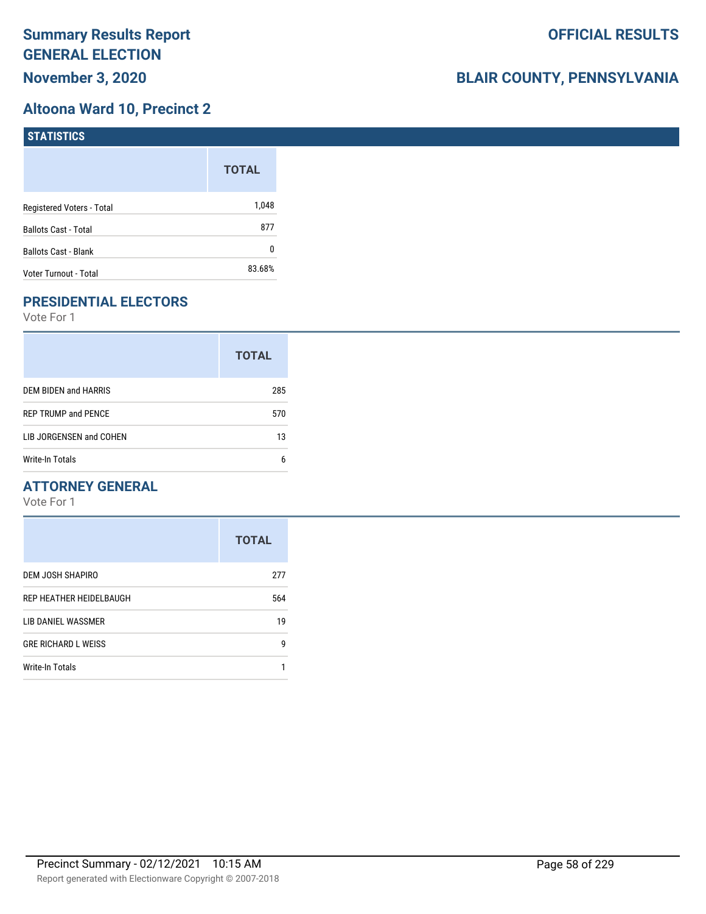# Summary Results Report GENERAL ELECTION

**November 3, 2020**

**OFFICIAL RESULTS**

**BLAIR COUNTY, PENNSYLVANIA**

## Altoona Ward 10, Precinct 2

### STATISTICS

| | TOTAL |
|---|---|
| Registered Voters - Total | 1,048 |
| Ballots Cast - Total | 877 |
| Ballots Cast - Blank | 0 |
| Voter Turnout - Total | 83.68% |

### PRESIDENTIAL ELECTORS

Vote For 1

| | TOTAL |
|---|---|
| DEM BIDEN and HARRIS | 285 |
| REP TRUMP and PENCE | 570 |
| LIB JORGENSEN and COHEN | 13 |
| Write-In Totals | 6 |

### ATTORNEY GENERAL

Vote For 1

| | TOTAL |
|---|---|
| DEM JOSH SHAPIRO | 277 |
| REP HEATHER HEIDELBAUGH | 564 |
| LIB DANIEL WASSMER | 19 |
| GRE RICHARD L WEISS | 9 |
| Write-In Totals | 1 |

Precinct Summary - 02/12/2021 10:15 AM

Report generated with Electionware Copyright © 2007-2018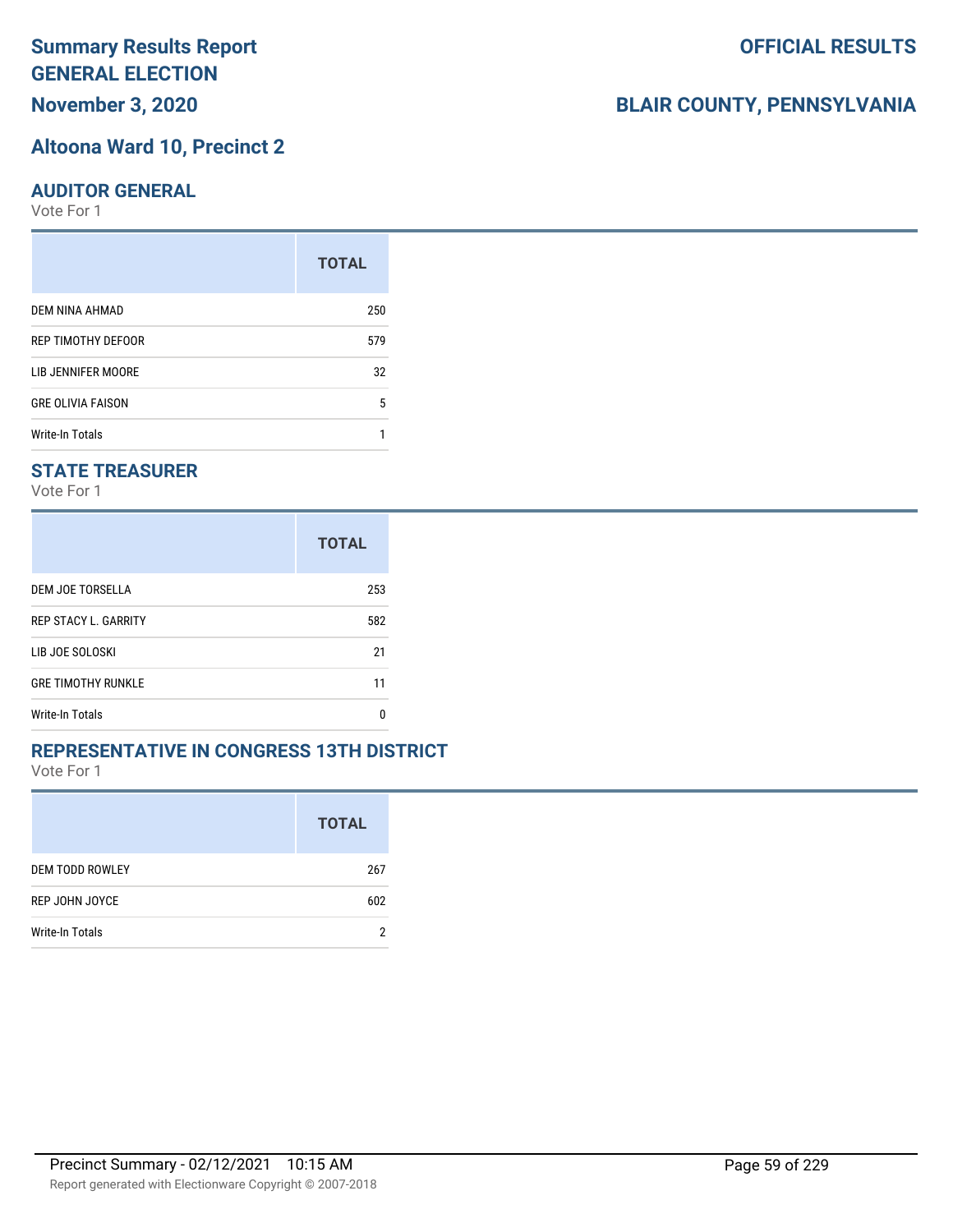# Summary Results Report
## GENERAL ELECTION
## November 3, 2020

**OFFICIAL RESULTS**

**BLAIR COUNTY, PENNSYLVANIA**

## Altoona Ward 10, Precinct 2

### AUDITOR GENERAL

Vote For 1

| | TOTAL |
|---|---|
| DEM NINA AHMAD | 250 |
| REP TIMOTHY DEFOOR | 579 |
| LIB JENNIFER MOORE | 32 |
| GRE OLIVIA FAISON | 5 |
| Write-In Totals | 1 |

### STATE TREASURER

Vote For 1

| | TOTAL |
|---|---|
| DEM JOE TORSELLA | 253 |
| REP STACY L. GARRITY | 582 |
| LIB JOE SOLOSKI | 21 |
| GRE TIMOTHY RUNKLE | 11 |
| Write-In Totals | 0 |

### REPRESENTATIVE IN CONGRESS 13TH DISTRICT

Vote For 1

| | TOTAL |
|---|---|
| DEM TODD ROWLEY | 267 |
| REP JOHN JOYCE | 602 |
| Write-In Totals | 2 |

Precinct Summary - 02/12/2021 10:15 AM

Report generated with Electionware Copyright © 2007-2018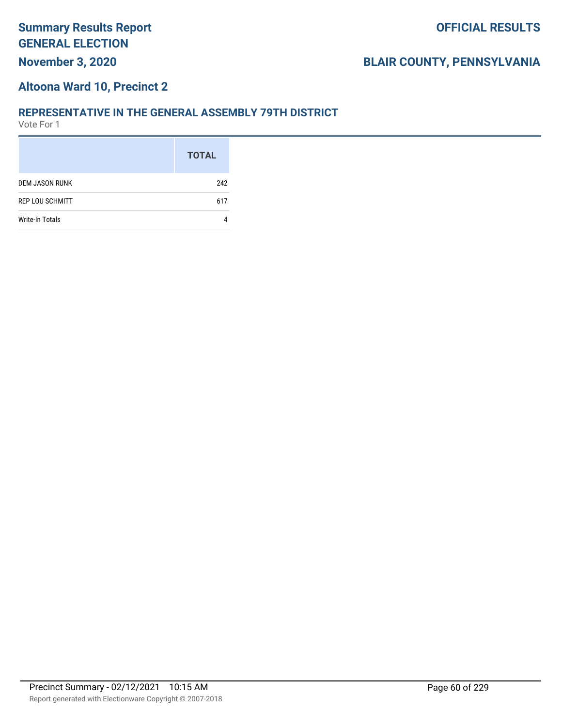# Summary Results Report
# GENERAL ELECTION

**November 3, 2020**

**OFFICIAL RESULTS**

**BLAIR COUNTY, PENNSYLVANIA**

## Altoona Ward 10, Precinct 2

### REPRESENTATIVE IN THE GENERAL ASSEMBLY 79TH DISTRICT

Vote For 1

| | TOTAL |
|---|---|
| DEM JASON RUNK | 242 |
| REP LOU SCHMITT | 617 |
| Write-In Totals | 4 |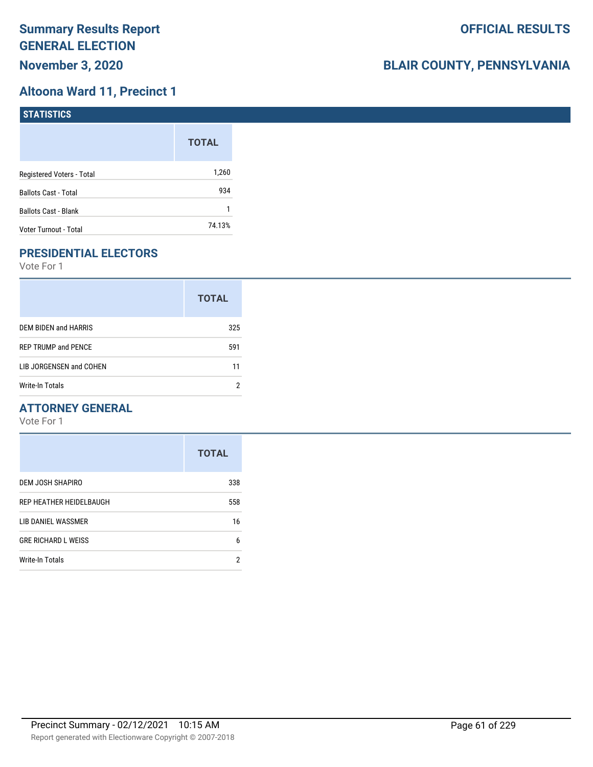# Summary Results Report

## GENERAL ELECTION

**November 3, 2020**

**OFFICIAL RESULTS**

**BLAIR COUNTY, PENNSYLVANIA**

## Altoona Ward 11, Precinct 1

### STATISTICS

| | TOTAL |
|---|---|
| Registered Voters - Total | 1,260 |
| Ballots Cast - Total | 934 |
| Ballots Cast - Blank | 1 |
| Voter Turnout - Total | 74.13% |

### PRESIDENTIAL ELECTORS

Vote For 1

| | TOTAL |
|---|---|
| DEM BIDEN and HARRIS | 325 |
| REP TRUMP and PENCE | 591 |
| LIB JORGENSEN and COHEN | 11 |
| Write-In Totals | 2 |

### ATTORNEY GENERAL

Vote For 1

| | TOTAL |
|---|---|
| DEM JOSH SHAPIRO | 338 |
| REP HEATHER HEIDELBAUGH | 558 |
| LIB DANIEL WASSMER | 16 |
| GRE RICHARD L WEISS | 6 |
| Write-In Totals | 2 |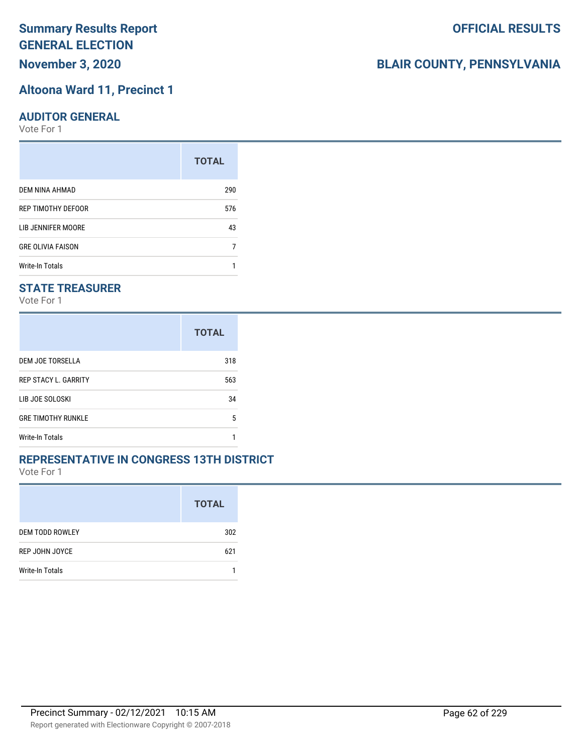# Summary Results Report
# GENERAL ELECTION
# November 3, 2020

# OFFICIAL RESULTS

# BLAIR COUNTY, PENNSYLVANIA

## Altoona Ward 11, Precinct 1

### AUDITOR GENERAL

Vote For 1

| | TOTAL |
|---|---|
| DEM NINA AHMAD | 290 |
| REP TIMOTHY DEFOOR | 576 |
| LIB JENNIFER MOORE | 43 |
| GRE OLIVIA FAISON | 7 |
| Write-In Totals | 1 |

### STATE TREASURER

Vote For 1

| | TOTAL |
|---|---|
| DEM JOE TORSELLA | 318 |
| REP STACY L. GARRITY | 563 |
| LIB JOE SOLOSKI | 34 |
| GRE TIMOTHY RUNKLE | 5 |
| Write-In Totals | 1 |

### REPRESENTATIVE IN CONGRESS 13TH DISTRICT

Vote For 1

| | TOTAL |
|---|---|
| DEM TODD ROWLEY | 302 |
| REP JOHN JOYCE | 621 |
| Write-In Totals | 1 |

Precinct Summary - 02/12/2021 10:15 AM

Report generated with Electionware Copyright © 2007-2018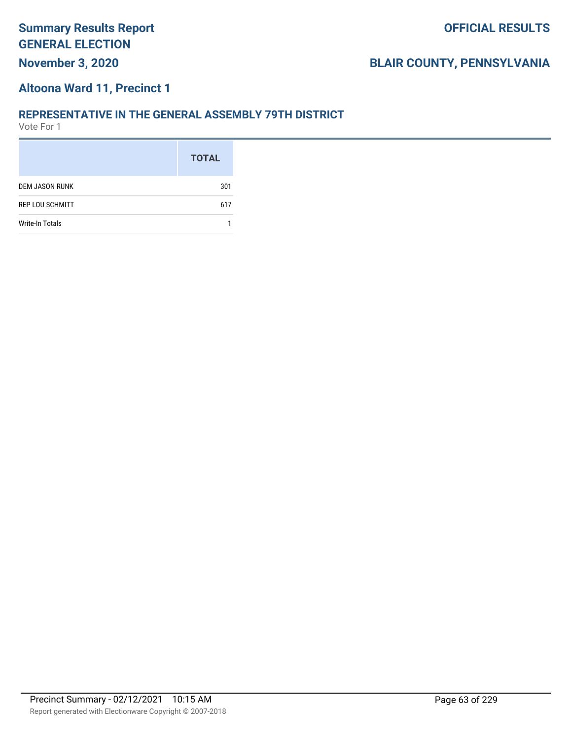# Summary Results Report
# GENERAL ELECTION
**November 3, 2020**

**OFFICIAL RESULTS**

**BLAIR COUNTY, PENNSYLVANIA**

## Altoona Ward 11, Precinct 1

### REPRESENTATIVE IN THE GENERAL ASSEMBLY 79TH DISTRICT
Vote For 1

| | TOTAL |
|---|---|
| DEM JASON RUNK | 301 |
| REP LOU SCHMITT | 617 |
| Write-In Totals | 1 |

Precinct Summary - 02/12/2021 10:15 AM

Report generated with Electionware Copyright © 2007-2018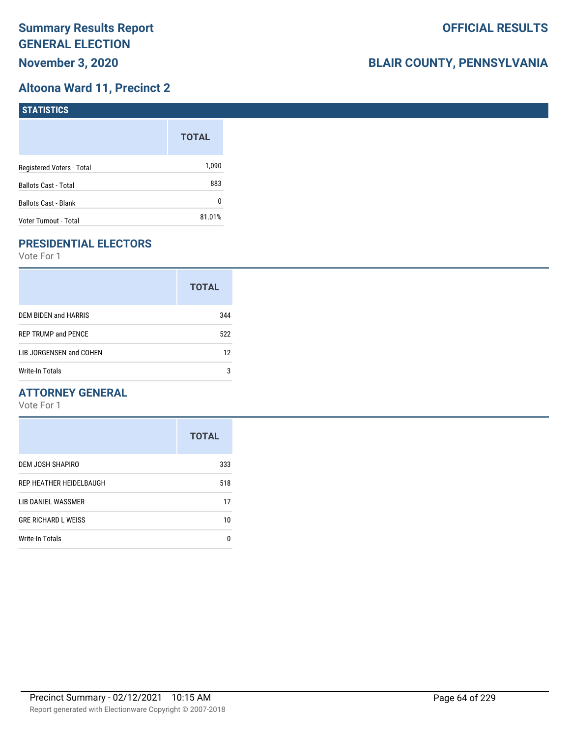# Summary Results Report
# GENERAL ELECTION
## November 3, 2020

**OFFICIAL RESULTS**

**BLAIR COUNTY, PENNSYLVANIA**

## Altoona Ward 11, Precinct 2

### STATISTICS

| | TOTAL |
|---|---|
| Registered Voters - Total | 1,090 |
| Ballots Cast - Total | 883 |
| Ballots Cast - Blank | 0 |
| Voter Turnout - Total | 81.01% |

### PRESIDENTIAL ELECTORS

Vote For 1

| | TOTAL |
|---|---|
| DEM BIDEN and HARRIS | 344 |
| REP TRUMP and PENCE | 522 |
| LIB JORGENSEN and COHEN | 12 |
| Write-In Totals | 3 |

### ATTORNEY GENERAL

Vote For 1

| | TOTAL |
|---|---|
| DEM JOSH SHAPIRO | 333 |
| REP HEATHER HEIDELBAUGH | 518 |
| LIB DANIEL WASSMER | 17 |
| GRE RICHARD L WEISS | 10 |
| Write-In Totals | 0 |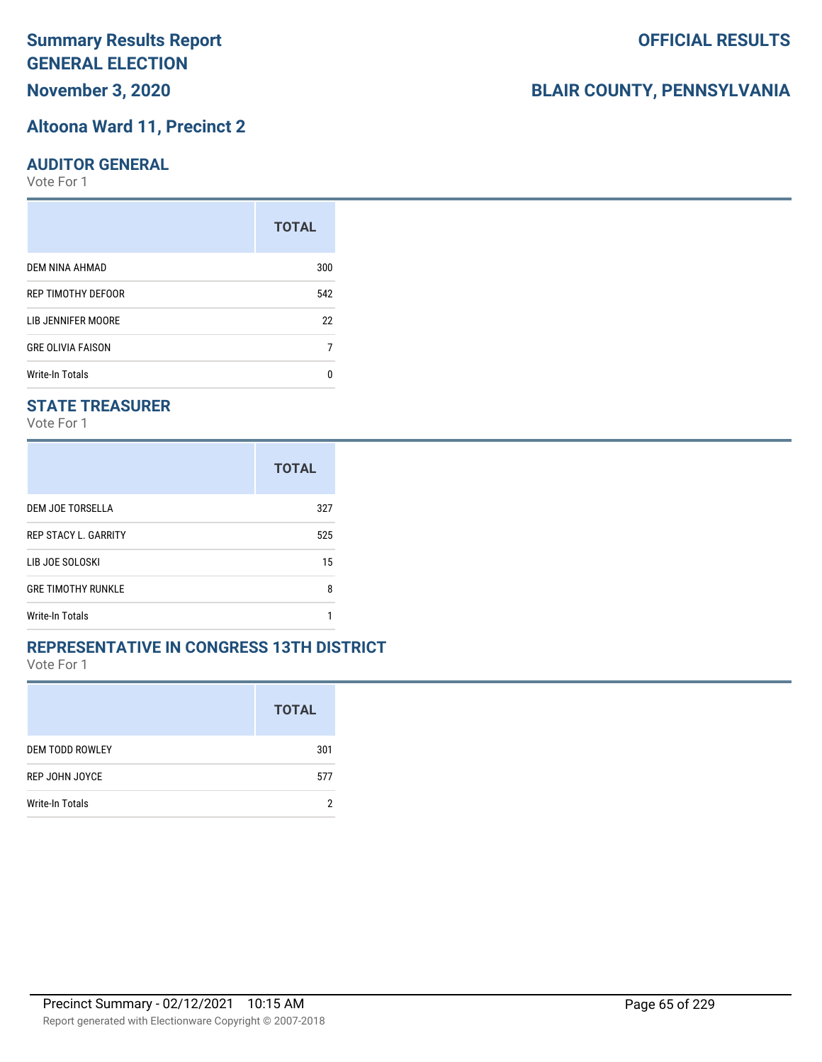# Summary Results Report
# GENERAL ELECTION
**November 3, 2020**

**OFFICIAL RESULTS**

**BLAIR COUNTY, PENNSYLVANIA**

## Altoona Ward 11, Precinct 2

### AUDITOR GENERAL
Vote For 1

| | TOTAL |
|---|---|
| DEM NINA AHMAD | 300 |
| REP TIMOTHY DEFOOR | 542 |
| LIB JENNIFER MOORE | 22 |
| GRE OLIVIA FAISON | 7 |
| Write-In Totals | 0 |

### STATE TREASURER
Vote For 1

| | TOTAL |
|---|---|
| DEM JOE TORSELLA | 327 |
| REP STACY L. GARRITY | 525 |
| LIB JOE SOLOSKI | 15 |
| GRE TIMOTHY RUNKLE | 8 |
| Write-In Totals | 1 |

### REPRESENTATIVE IN CONGRESS 13TH DISTRICT
Vote For 1

| | TOTAL |
|---|---|
| DEM TODD ROWLEY | 301 |
| REP JOHN JOYCE | 577 |
| Write-In Totals | 2 |

Precinct Summary - 02/12/2021 10:15 AM

Report generated with Electionware Copyright © 2007-2018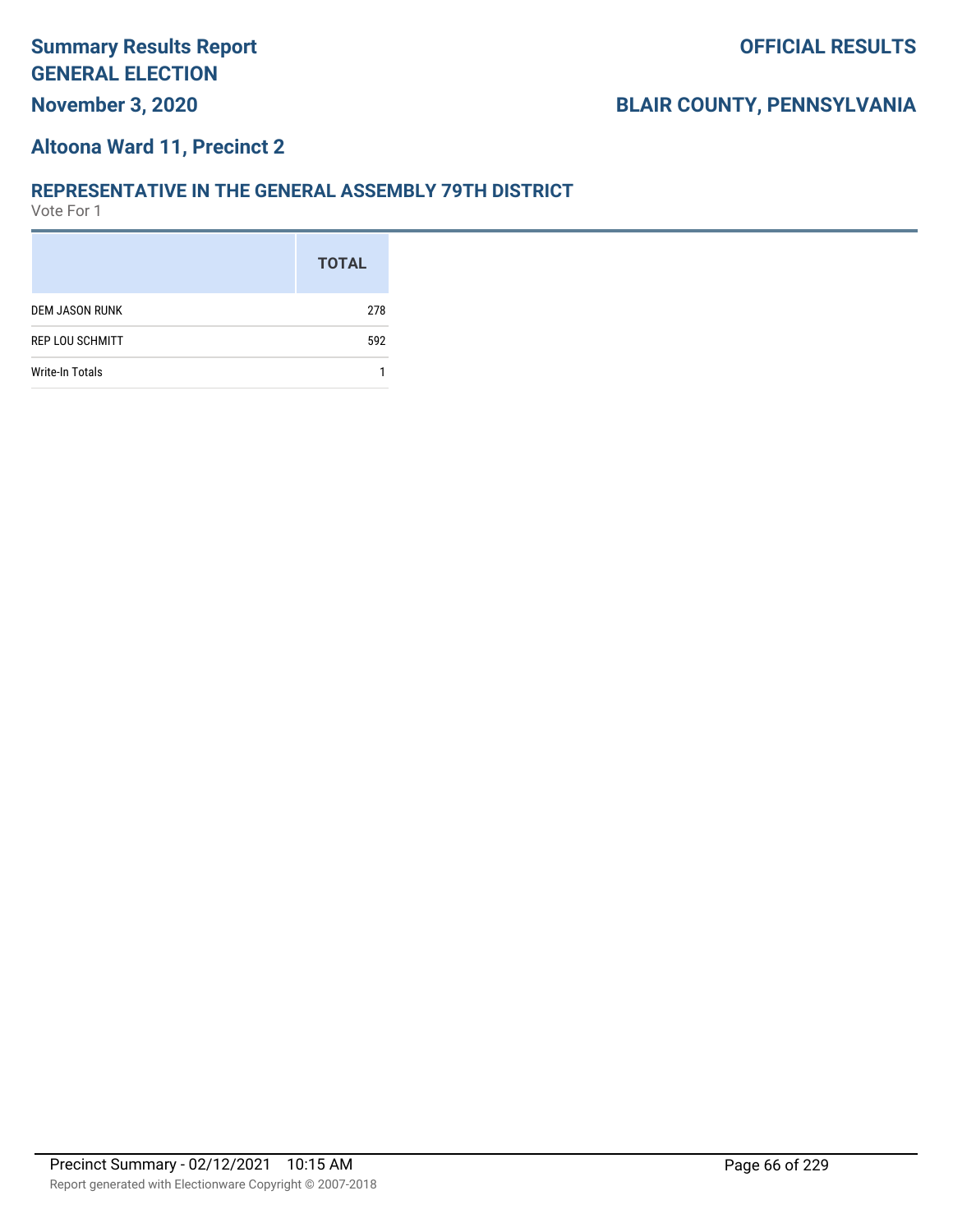## Altoona Ward 11, Precinct 2

### REPRESENTATIVE IN THE GENERAL ASSEMBLY 79TH DISTRICT

Vote For 1

| | TOTAL |
|---|---|
| DEM JASON RUNK | 278 |
| REP LOU SCHMITT | 592 |
| Write-In Totals | 1 |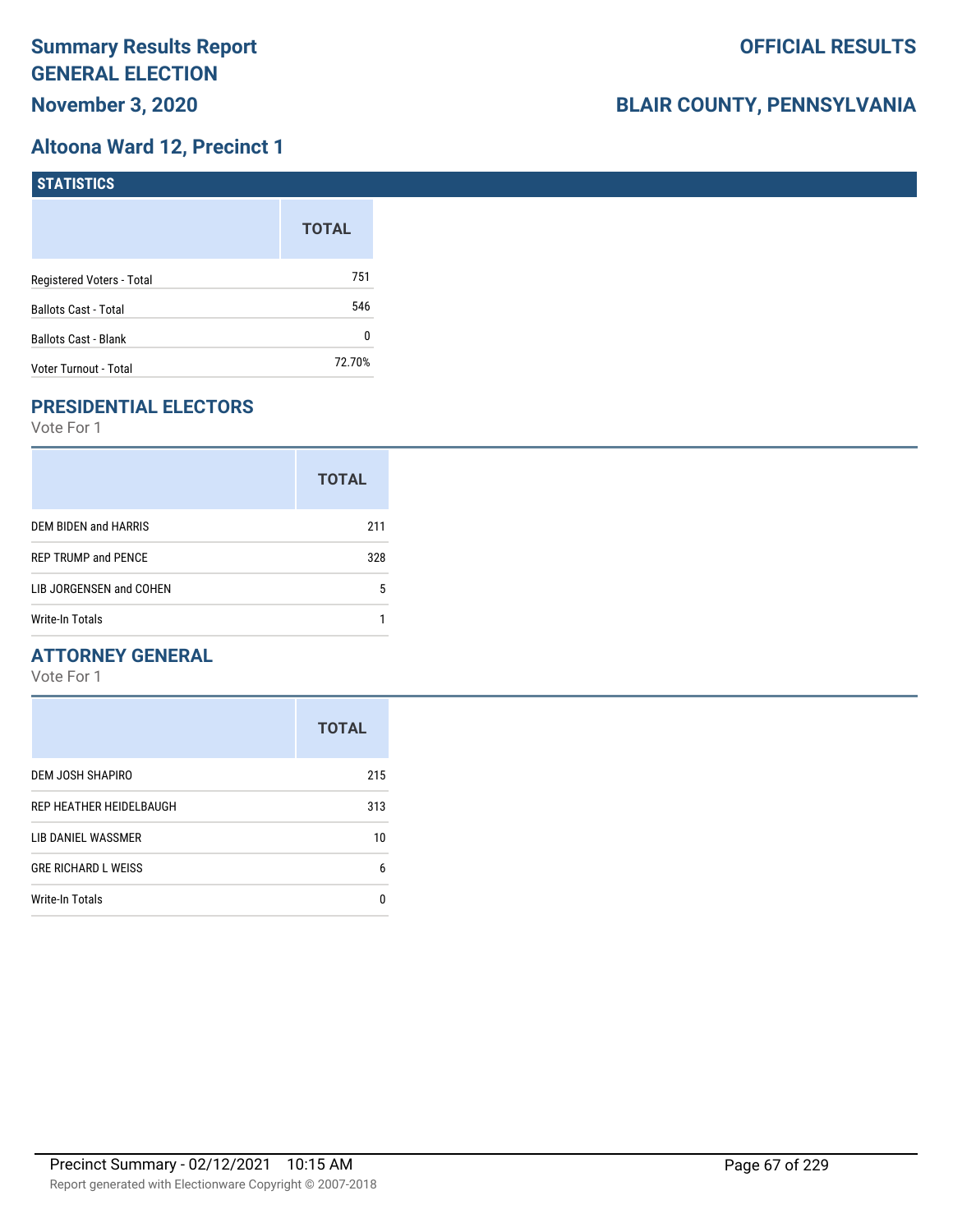# Summary Results Report
# GENERAL ELECTION
## November 3, 2020

**OFFICIAL RESULTS**

**BLAIR COUNTY, PENNSYLVANIA**

## Altoona Ward 12, Precinct 1

### STATISTICS

| | TOTAL |
|---|---|
| Registered Voters - Total | 751 |
| Ballots Cast - Total | 546 |
| Ballots Cast - Blank | 0 |
| Voter Turnout - Total | 72.70% |

### PRESIDENTIAL ELECTORS

Vote For 1

| | TOTAL |
|---|---|
| DEM BIDEN and HARRIS | 211 |
| REP TRUMP and PENCE | 328 |
| LIB JORGENSEN and COHEN | 5 |
| Write-In Totals | 1 |

### ATTORNEY GENERAL

Vote For 1

| | TOTAL |
|---|---|
| DEM JOSH SHAPIRO | 215 |
| REP HEATHER HEIDELBAUGH | 313 |
| LIB DANIEL WASSMER | 10 |
| GRE RICHARD L WEISS | 6 |
| Write-In Totals | 0 |

Precinct Summary - 02/12/2021 10:15 AM

Report generated with Electionware Copyright © 2007-2018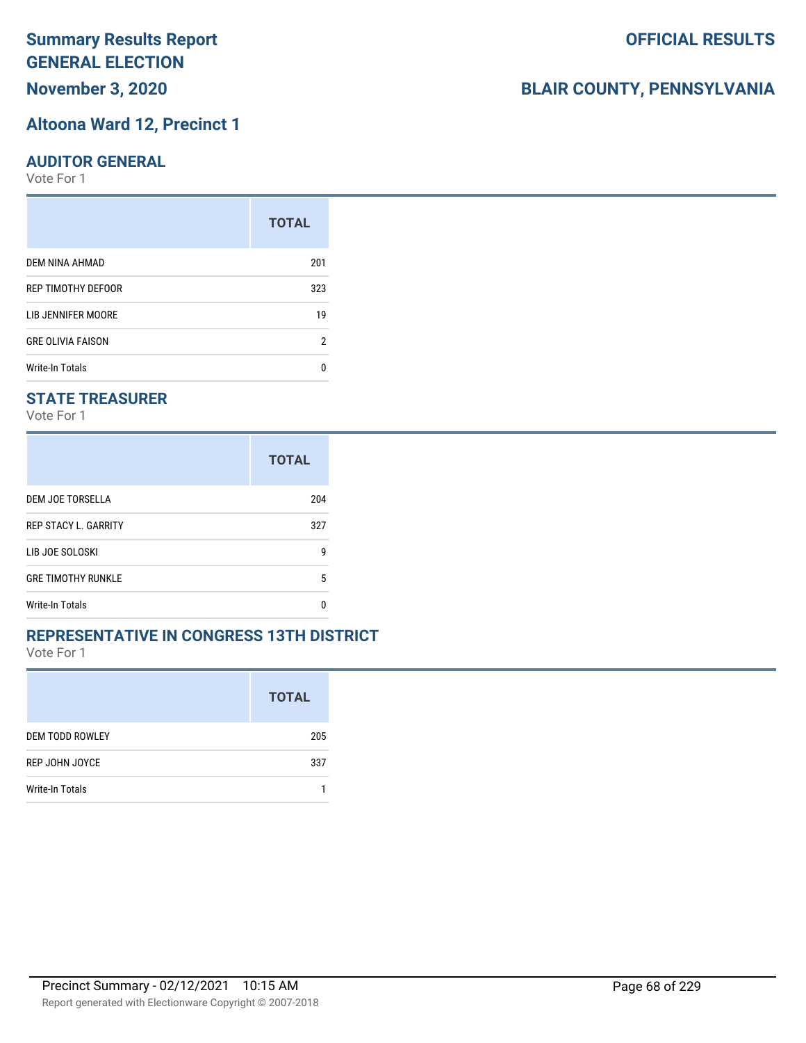# Summary Results Report
# GENERAL ELECTION
## November 3, 2020

## OFFICIAL RESULTS

## BLAIR COUNTY, PENNSYLVANIA

## Altoona Ward 12, Precinct 1

### AUDITOR GENERAL

Vote For 1

| | TOTAL |
|---|---|
| DEM NINA AHMAD | 201 |
| REP TIMOTHY DEFOOR | 323 |
| LIB JENNIFER MOORE | 19 |
| GRE OLIVIA FAISON | 2 |
| Write-In Totals | 0 |

### STATE TREASURER

Vote For 1

| | TOTAL |
|---|---|
| DEM JOE TORSELLA | 204 |
| REP STACY L. GARRITY | 327 |
| LIB JOE SOLOSKI | 9 |
| GRE TIMOTHY RUNKLE | 5 |
| Write-In Totals | 0 |

### REPRESENTATIVE IN CONGRESS 13TH DISTRICT

Vote For 1

| | TOTAL |
|---|---|
| DEM TODD ROWLEY | 205 |
| REP JOHN JOYCE | 337 |
| Write-In Totals | 1 |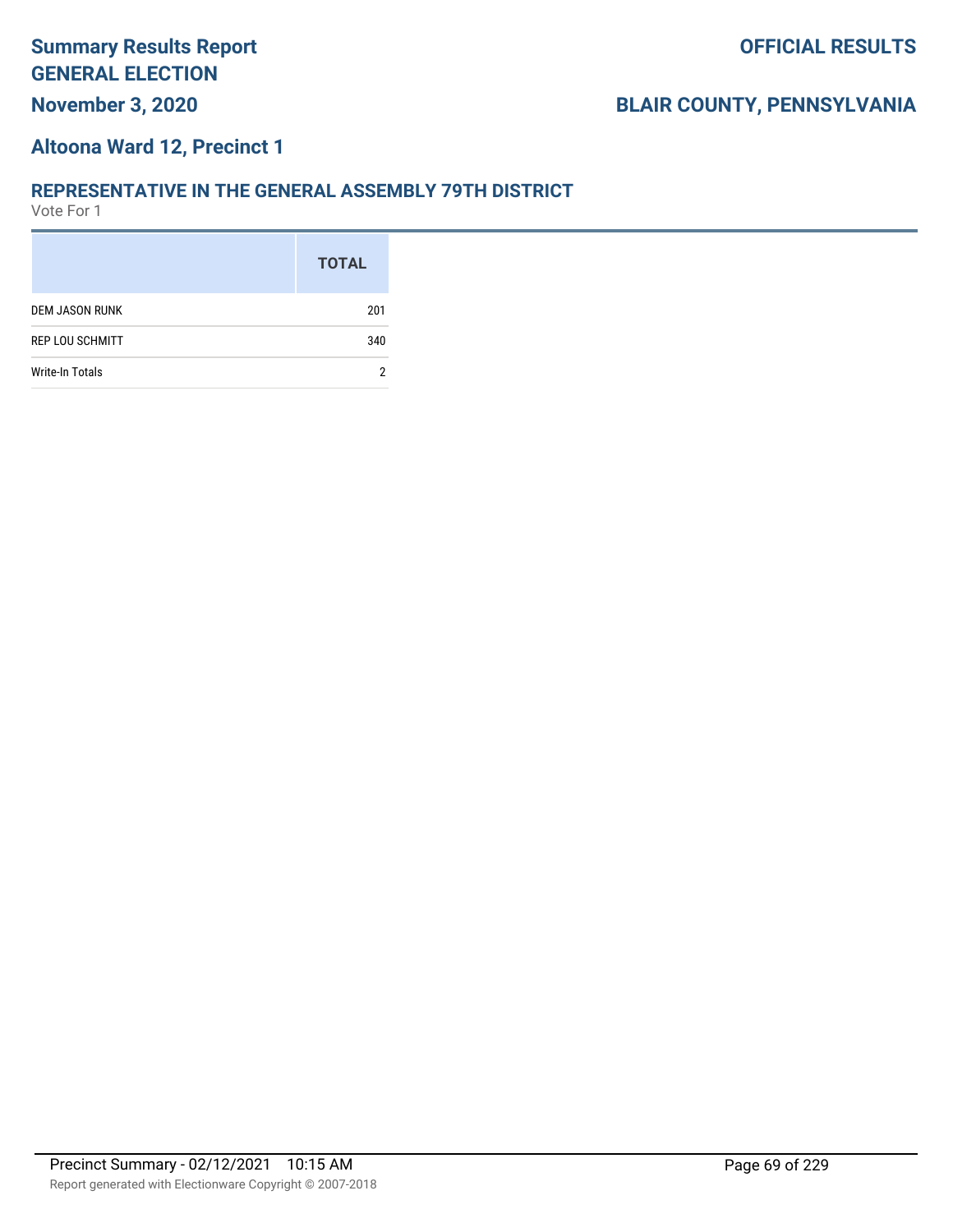# Summary Results Report GENERAL ELECTION

**OFFICIAL RESULTS**

**November 3, 2020**

**BLAIR COUNTY, PENNSYLVANIA**

## Altoona Ward 12, Precinct 1

### REPRESENTATIVE IN THE GENERAL ASSEMBLY 79TH DISTRICT

Vote For 1

| | TOTAL |
|---|---|
| DEM JASON RUNK | 201 |
| REP LOU SCHMITT | 340 |
| Write-In Totals | 2 |

Precinct Summary - 02/12/2021 10:15 AM

Report generated with Electionware Copyright © 2007-2018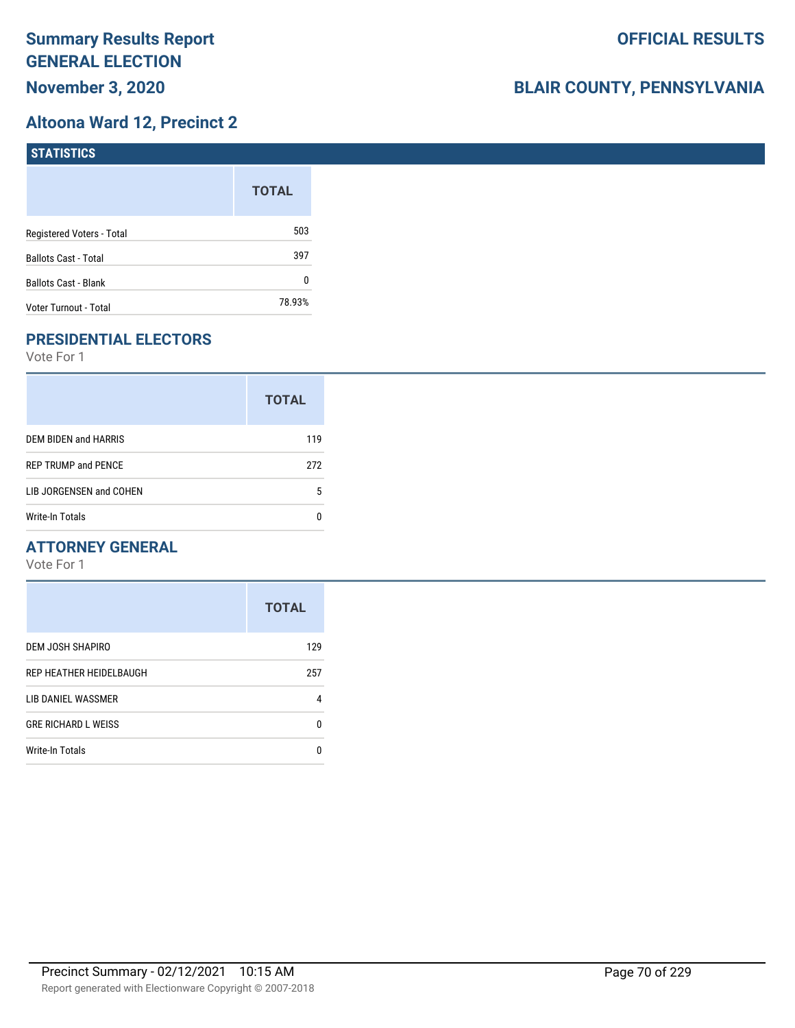# Summary Results Report GENERAL ELECTION

**November 3, 2020**

**OFFICIAL RESULTS**

**BLAIR COUNTY, PENNSYLVANIA**

## Altoona Ward 12, Precinct 2

### STATISTICS

| | TOTAL |
|---|---|
| Registered Voters - Total | 503 |
| Ballots Cast - Total | 397 |
| Ballots Cast - Blank | 0 |
| Voter Turnout - Total | 78.93% |

### PRESIDENTIAL ELECTORS

Vote For 1

| | TOTAL |
|---|---|
| DEM BIDEN and HARRIS | 119 |
| REP TRUMP and PENCE | 272 |
| LIB JORGENSEN and COHEN | 5 |
| Write-In Totals | 0 |

### ATTORNEY GENERAL

Vote For 1

| | TOTAL |
|---|---|
| DEM JOSH SHAPIRO | 129 |
| REP HEATHER HEIDELBAUGH | 257 |
| LIB DANIEL WASSMER | 4 |
| GRE RICHARD L WEISS | 0 |
| Write-In Totals | 0 |

Precinct Summary - 02/12/2021 10:15 AM

Report generated with Electionware Copyright © 2007-2018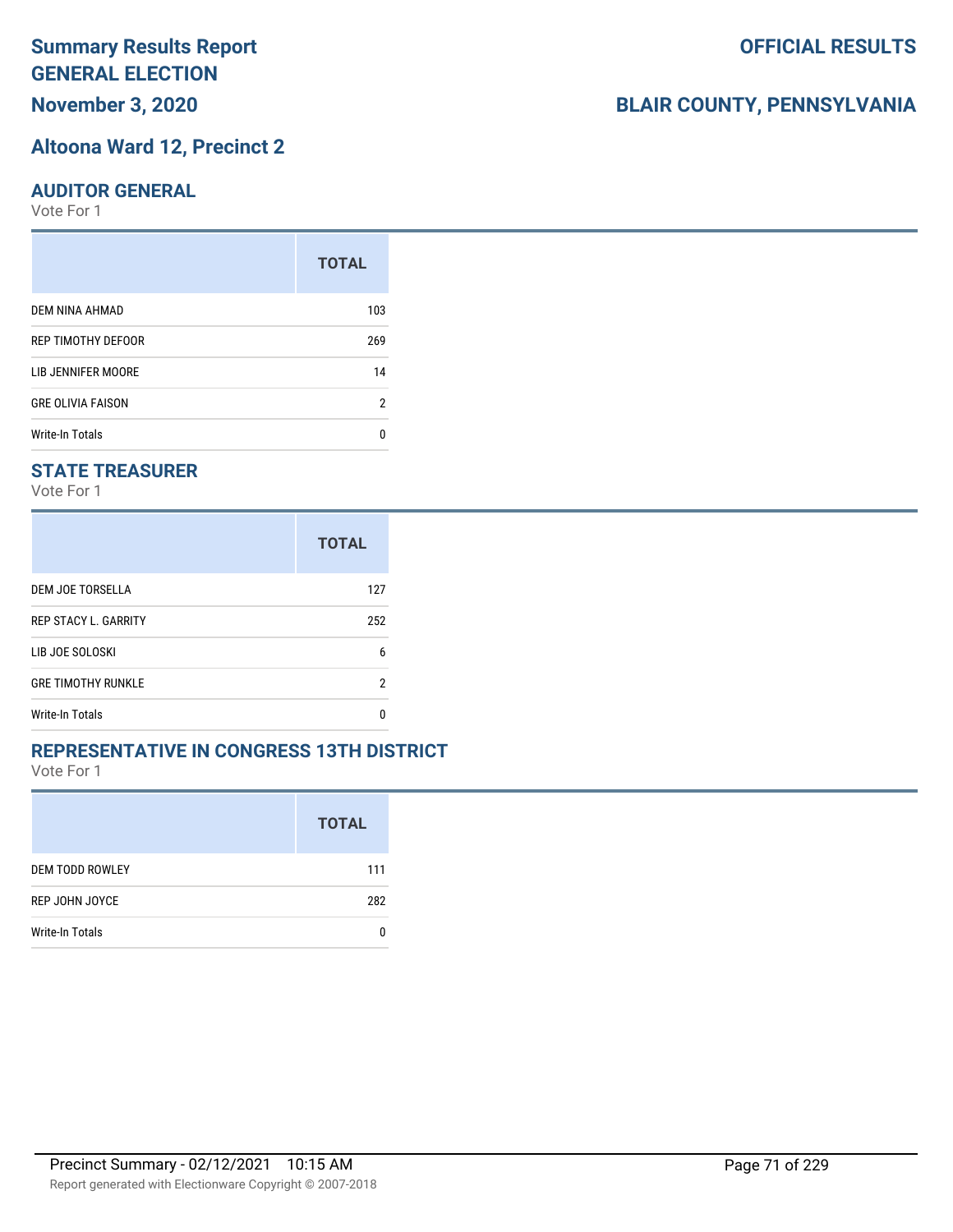# Summary Results Report GENERAL ELECTION

**OFFICIAL RESULTS**

**November 3, 2020**

**BLAIR COUNTY, PENNSYLVANIA**

## Altoona Ward 12, Precinct 2

### AUDITOR GENERAL

Vote For 1

| | TOTAL |
|---|---|
| DEM NINA AHMAD | 103 |
| REP TIMOTHY DEFOOR | 269 |
| LIB JENNIFER MOORE | 14 |
| GRE OLIVIA FAISON | 2 |
| Write-In Totals | 0 |

### STATE TREASURER

Vote For 1

| | TOTAL |
|---|---|
| DEM JOE TORSELLA | 127 |
| REP STACY L. GARRITY | 252 |
| LIB JOE SOLOSKI | 6 |
| GRE TIMOTHY RUNKLE | 2 |
| Write-In Totals | 0 |

### REPRESENTATIVE IN CONGRESS 13TH DISTRICT

Vote For 1

| | TOTAL |
|---|---|
| DEM TODD ROWLEY | 111 |
| REP JOHN JOYCE | 282 |
| Write-In Totals | 0 |

Precinct Summary - 02/12/2021 10:15 AM

Report generated with Electionware Copyright © 2007-2018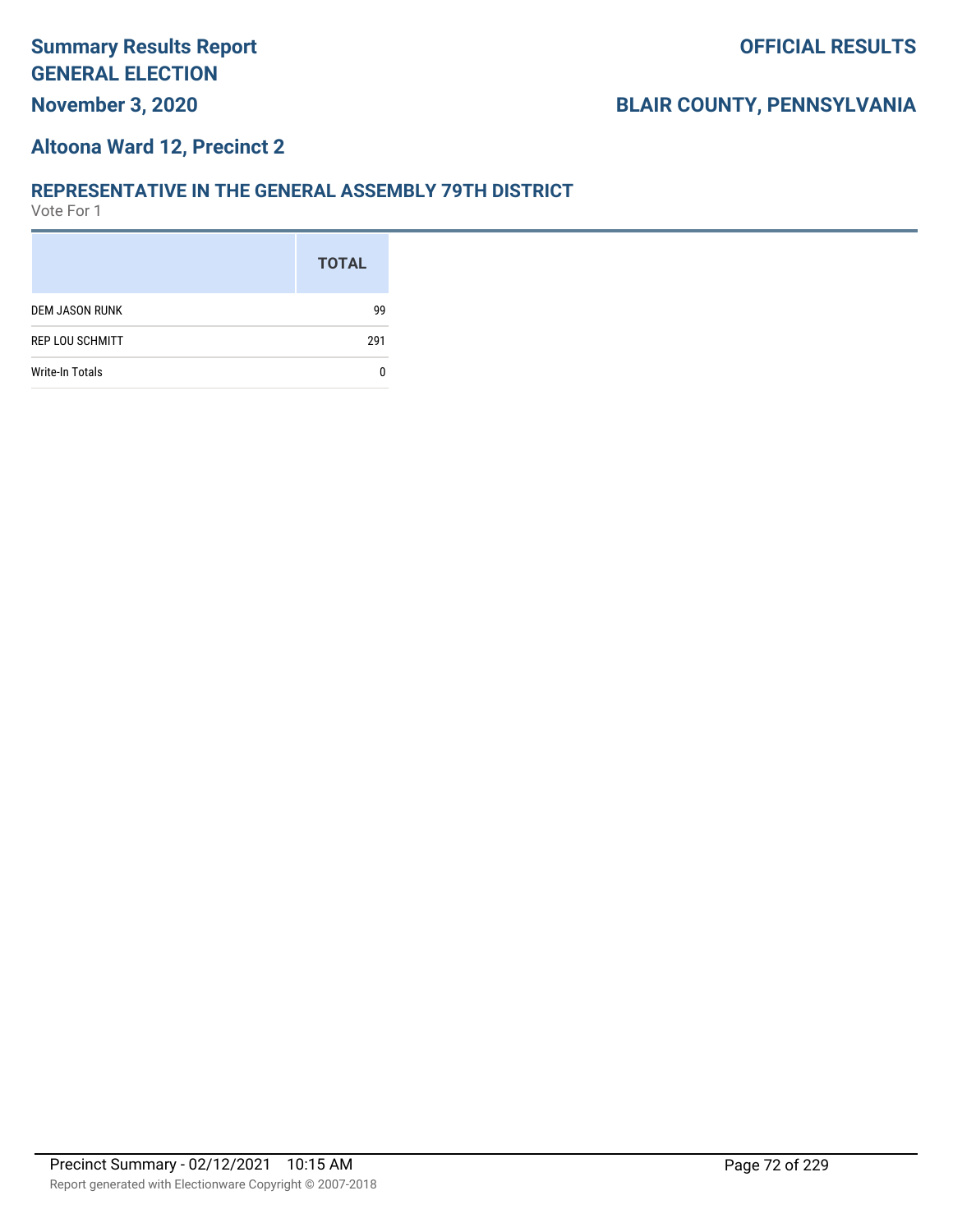# Summary Results Report
# GENERAL ELECTION

**OFFICIAL RESULTS**

**November 3, 2020**

**BLAIR COUNTY, PENNSYLVANIA**

## Altoona Ward 12, Precinct 2

### REPRESENTATIVE IN THE GENERAL ASSEMBLY 79TH DISTRICT

Vote For 1

| | TOTAL |
|---|---|
| DEM JASON RUNK | 99 |
| REP LOU SCHMITT | 291 |
| Write-In Totals | 0 |

Precinct Summary - 02/12/2021 10:15 AM

Report generated with Electionware Copyright © 2007-2018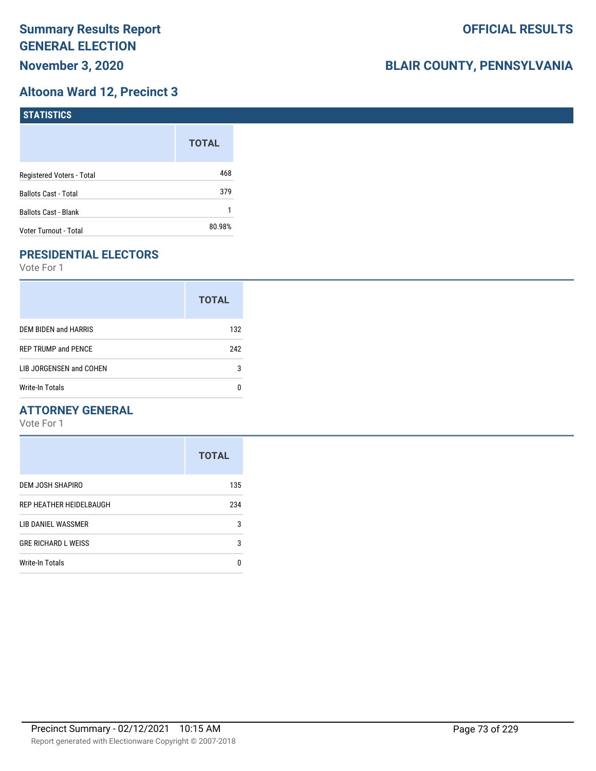# Summary Results Report GENERAL ELECTION

**November 3, 2020**

**OFFICIAL RESULTS**

**BLAIR COUNTY, PENNSYLVANIA**

## Altoona Ward 12, Precinct 3

### STATISTICS

| | TOTAL |
|---|---|
| Registered Voters - Total | 468 |
| Ballots Cast - Total | 379 |
| Ballots Cast - Blank | 1 |
| Voter Turnout - Total | 80.98% |

### PRESIDENTIAL ELECTORS

Vote For 1

| | TOTAL |
|---|---|
| DEM BIDEN and HARRIS | 132 |
| REP TRUMP and PENCE | 242 |
| LIB JORGENSEN and COHEN | 3 |
| Write-In Totals | 0 |

### ATTORNEY GENERAL

Vote For 1

| | TOTAL |
|---|---|
| DEM JOSH SHAPIRO | 135 |
| REP HEATHER HEIDELBAUGH | 234 |
| LIB DANIEL WASSMER | 3 |
| GRE RICHARD L WEISS | 3 |
| Write-In Totals | 0 |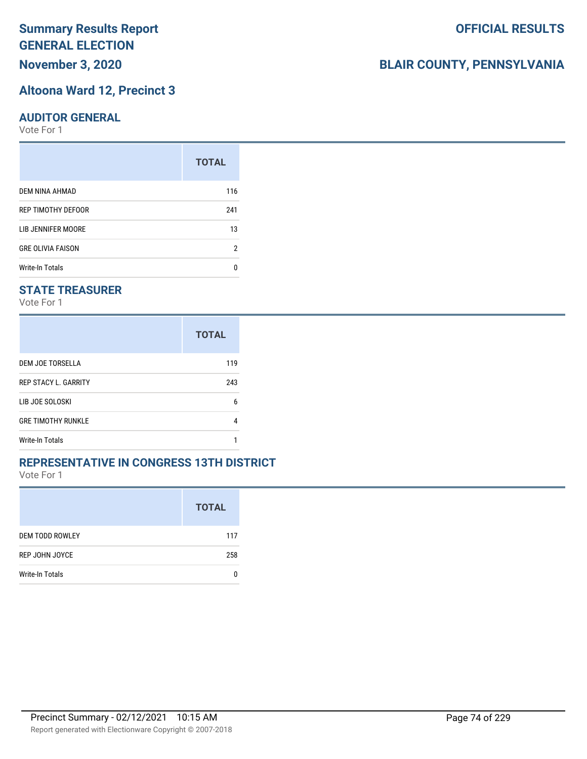# Summary Results Report GENERAL ELECTION

**OFFICIAL RESULTS**

**November 3, 2020**

**BLAIR COUNTY, PENNSYLVANIA**

## Altoona Ward 12, Precinct 3

### AUDITOR GENERAL

Vote For 1

| | TOTAL |
|---|---|
| DEM NINA AHMAD | 116 |
| REP TIMOTHY DEFOOR | 241 |
| LIB JENNIFER MOORE | 13 |
| GRE OLIVIA FAISON | 2 |
| Write-In Totals | 0 |

### STATE TREASURER

Vote For 1

| | TOTAL |
|---|---|
| DEM JOE TORSELLA | 119 |
| REP STACY L. GARRITY | 243 |
| LIB JOE SOLOSKI | 6 |
| GRE TIMOTHY RUNKLE | 4 |
| Write-In Totals | 1 |

### REPRESENTATIVE IN CONGRESS 13TH DISTRICT

Vote For 1

| | TOTAL |
|---|---|
| DEM TODD ROWLEY | 117 |
| REP JOHN JOYCE | 258 |
| Write-In Totals | 0 |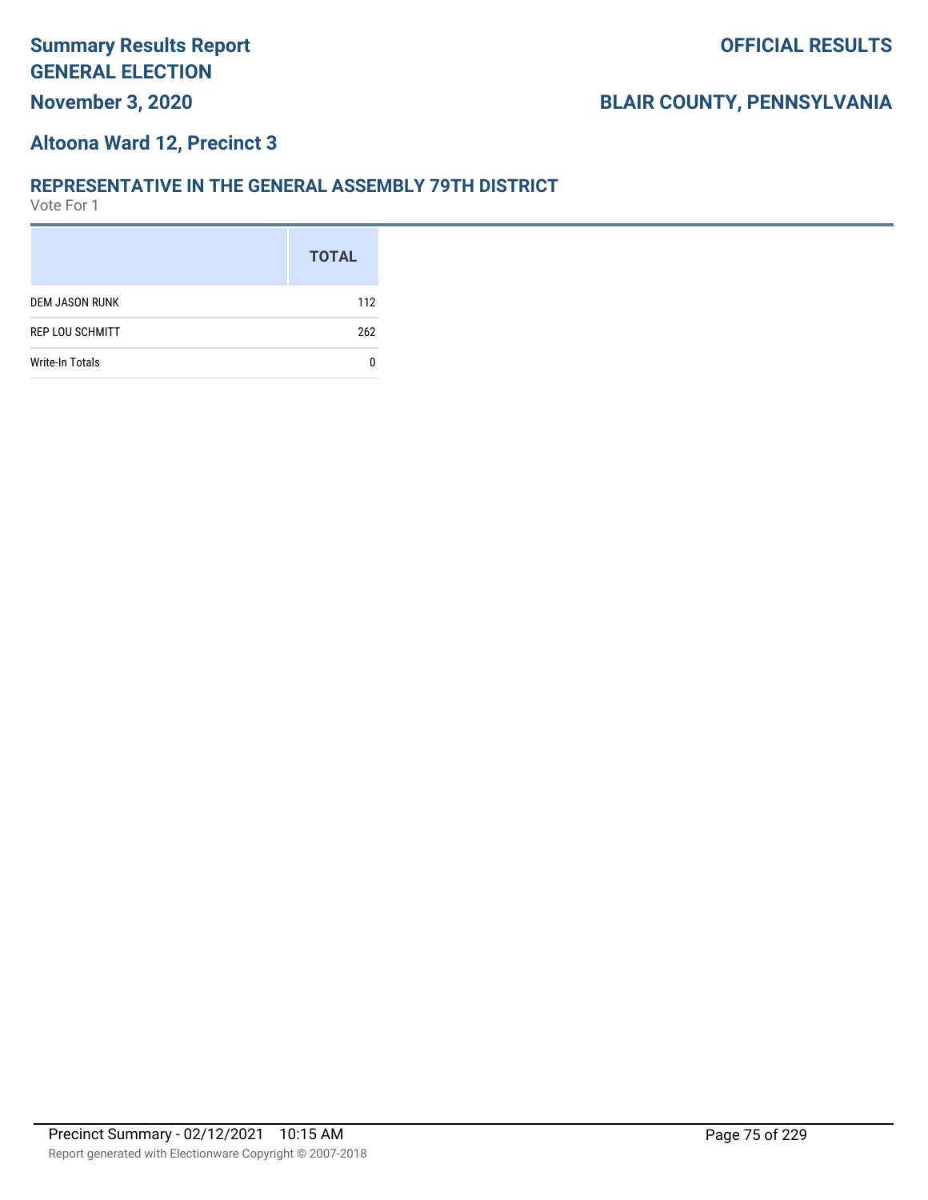# Summary Results Report
# GENERAL ELECTION

**November 3, 2020**

**OFFICIAL RESULTS**

**BLAIR COUNTY, PENNSYLVANIA**

## Altoona Ward 12, Precinct 3

### REPRESENTATIVE IN THE GENERAL ASSEMBLY 79TH DISTRICT

Vote For 1

| | TOTAL |
|---|---|
| DEM JASON RUNK | 112 |
| REP LOU SCHMITT | 262 |
| Write-In Totals | 0 |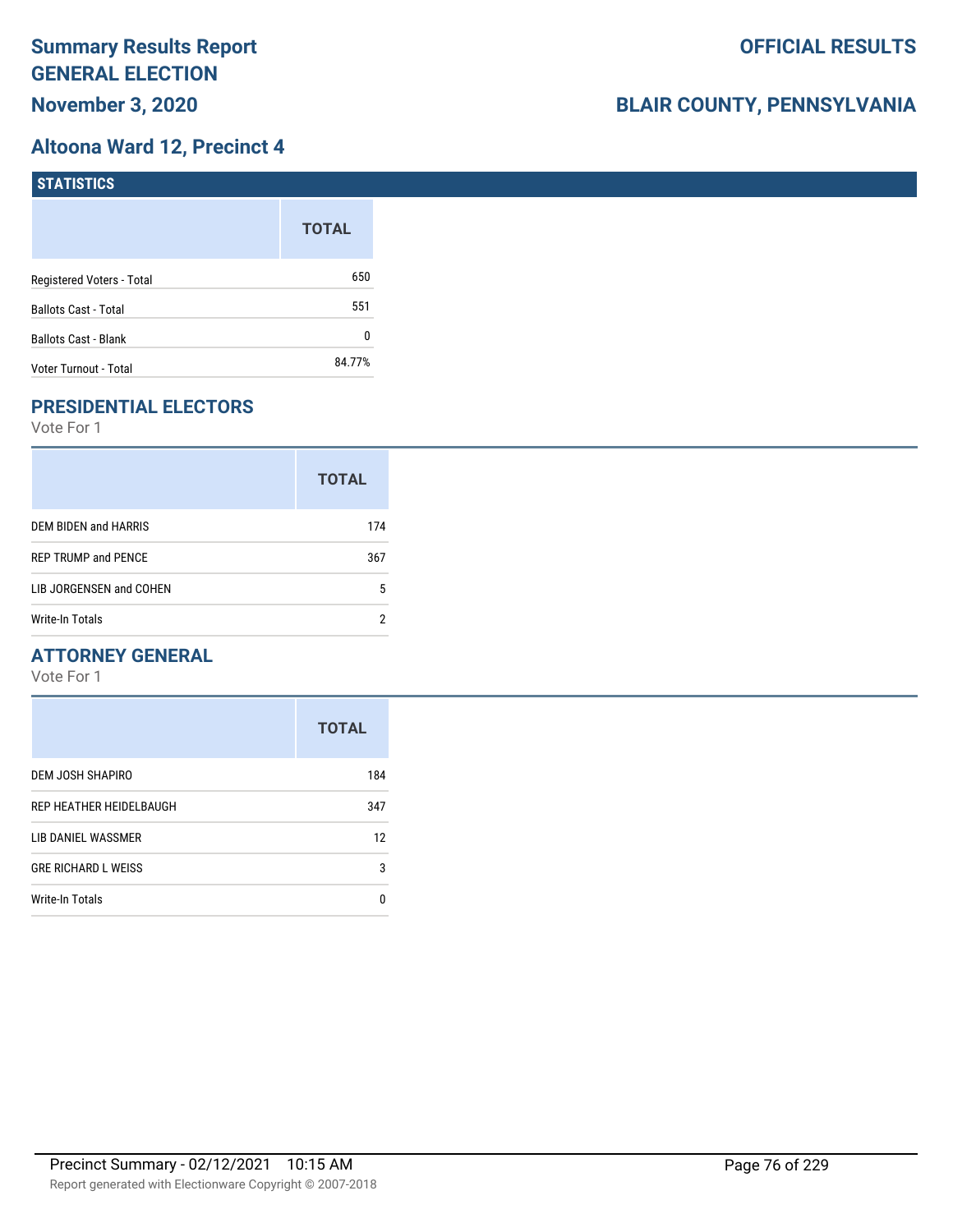# Summary Results Report
# GENERAL ELECTION
## November 3, 2020

**OFFICIAL RESULTS**

**BLAIR COUNTY, PENNSYLVANIA**

## Altoona Ward 12, Precinct 4

### STATISTICS

| | TOTAL |
|---|---|
| Registered Voters - Total | 650 |
| Ballots Cast - Total | 551 |
| Ballots Cast - Blank | 0 |
| Voter Turnout - Total | 84.77% |

### PRESIDENTIAL ELECTORS

Vote For 1

| | TOTAL |
|---|---|
| DEM BIDEN and HARRIS | 174 |
| REP TRUMP and PENCE | 367 |
| LIB JORGENSEN and COHEN | 5 |
| Write-In Totals | 2 |

### ATTORNEY GENERAL

Vote For 1

| | TOTAL |
|---|---|
| DEM JOSH SHAPIRO | 184 |
| REP HEATHER HEIDELBAUGH | 347 |
| LIB DANIEL WASSMER | 12 |
| GRE RICHARD L WEISS | 3 |
| Write-In Totals | 0 |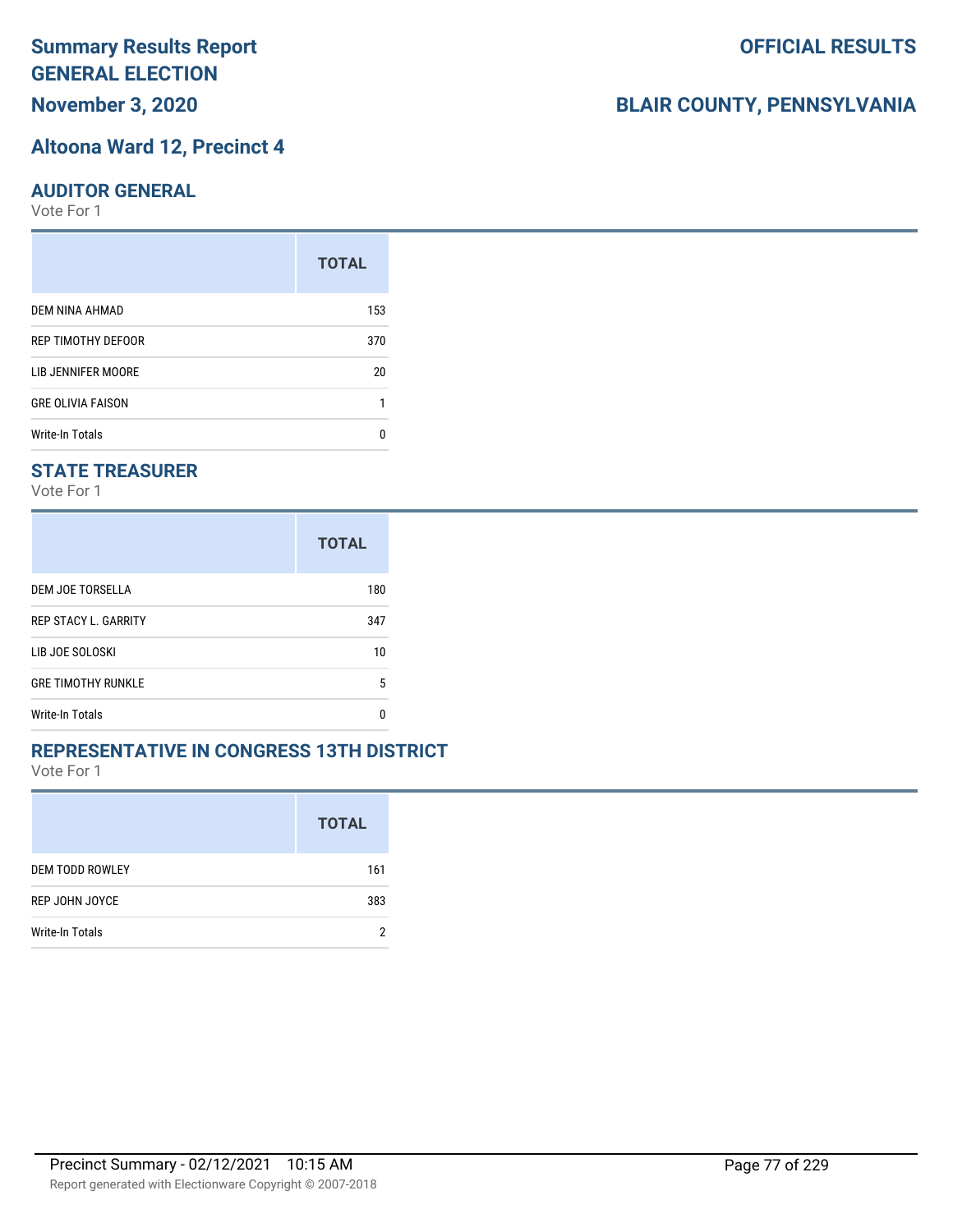# Summary Results Report GENERAL ELECTION

**November 3, 2020**

**OFFICIAL RESULTS**

**BLAIR COUNTY, PENNSYLVANIA**

## Altoona Ward 12, Precinct 4

### AUDITOR GENERAL

Vote For 1

| | TOTAL |
|---|---|
| DEM NINA AHMAD | 153 |
| REP TIMOTHY DEFOOR | 370 |
| LIB JENNIFER MOORE | 20 |
| GRE OLIVIA FAISON | 1 |
| Write-In Totals | 0 |

### STATE TREASURER

Vote For 1

| | TOTAL |
|---|---|
| DEM JOE TORSELLA | 180 |
| REP STACY L. GARRITY | 347 |
| LIB JOE SOLOSKI | 10 |
| GRE TIMOTHY RUNKLE | 5 |
| Write-In Totals | 0 |

### REPRESENTATIVE IN CONGRESS 13TH DISTRICT

Vote For 1

| | TOTAL |
|---|---|
| DEM TODD ROWLEY | 161 |
| REP JOHN JOYCE | 383 |
| Write-In Totals | 2 |

Precinct Summary - 02/12/2021 10:15 AM

Report generated with Electionware Copyright © 2007-2018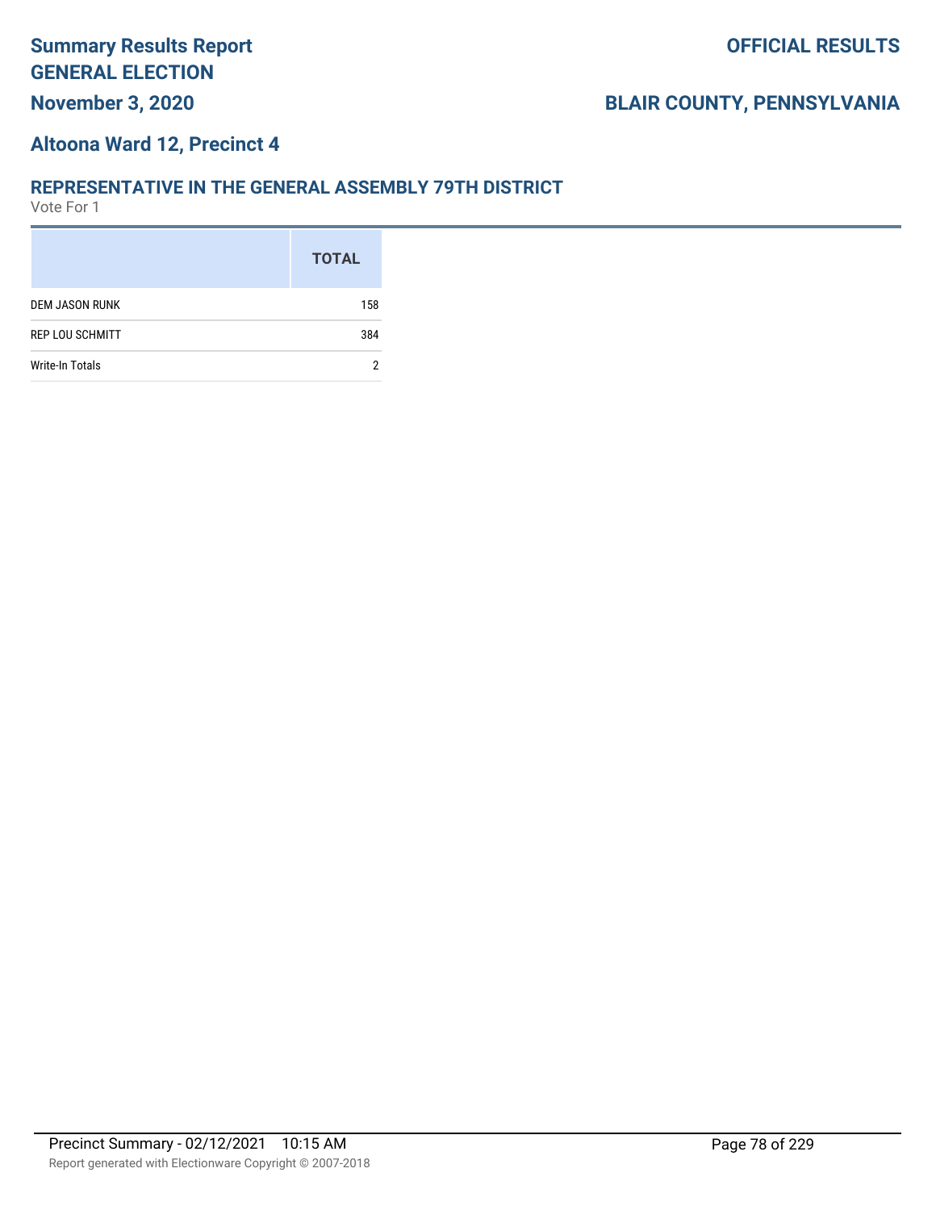# Summary Results Report
# GENERAL ELECTION

**November 3, 2020**

**OFFICIAL RESULTS**

**BLAIR COUNTY, PENNSYLVANIA**

## Altoona Ward 12, Precinct 4

### REPRESENTATIVE IN THE GENERAL ASSEMBLY 79TH DISTRICT

Vote For 1

| | TOTAL |
|---|---|
| DEM JASON RUNK | 158 |
| REP LOU SCHMITT | 384 |
| Write-In Totals | 2 |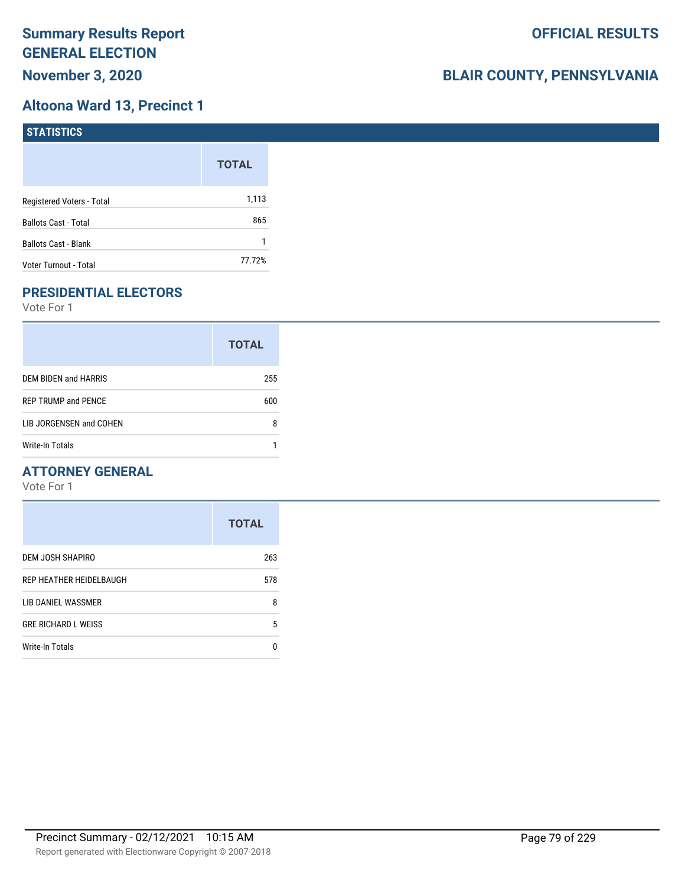# Summary Results Report
# GENERAL ELECTION
## November 3, 2020

**OFFICIAL RESULTS**

**BLAIR COUNTY, PENNSYLVANIA**

## Altoona Ward 13, Precinct 1

### STATISTICS

| | TOTAL |
|---|---|
| Registered Voters - Total | 1,113 |
| Ballots Cast - Total | 865 |
| Ballots Cast - Blank | 1 |
| Voter Turnout - Total | 77.72% |

### PRESIDENTIAL ELECTORS

Vote For 1

| | TOTAL |
|---|---|
| DEM BIDEN and HARRIS | 255 |
| REP TRUMP and PENCE | 600 |
| LIB JORGENSEN and COHEN | 8 |
| Write-In Totals | 1 |

### ATTORNEY GENERAL

Vote For 1

| | TOTAL |
|---|---|
| DEM JOSH SHAPIRO | 263 |
| REP HEATHER HEIDELBAUGH | 578 |
| LIB DANIEL WASSMER | 8 |
| GRE RICHARD L WEISS | 5 |
| Write-In Totals | 0 |

Precinct Summary - 02/12/2021 10:15 AM

Report generated with Electionware Copyright © 2007-2018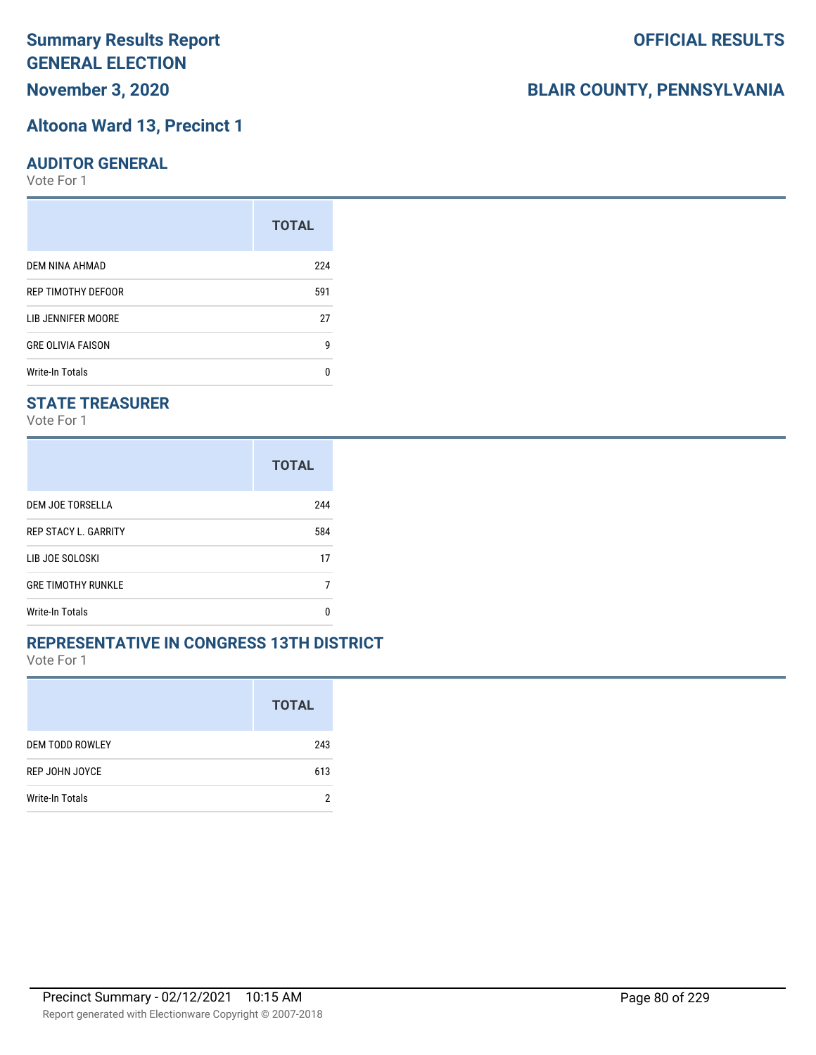# Summary Results Report
## GENERAL ELECTION
## November 3, 2020

**OFFICIAL RESULTS**

**BLAIR COUNTY, PENNSYLVANIA**

## Altoona Ward 13, Precinct 1

### AUDITOR GENERAL

Vote For 1

| | TOTAL |
|---|---|
| DEM NINA AHMAD | 224 |
| REP TIMOTHY DEFOOR | 591 |
| LIB JENNIFER MOORE | 27 |
| GRE OLIVIA FAISON | 9 |
| Write-In Totals | 0 |

### STATE TREASURER

Vote For 1

| | TOTAL |
|---|---|
| DEM JOE TORSELLA | 244 |
| REP STACY L. GARRITY | 584 |
| LIB JOE SOLOSKI | 17 |
| GRE TIMOTHY RUNKLE | 7 |
| Write-In Totals | 0 |

### REPRESENTATIVE IN CONGRESS 13TH DISTRICT

Vote For 1

| | TOTAL |
|---|---|
| DEM TODD ROWLEY | 243 |
| REP JOHN JOYCE | 613 |
| Write-In Totals | 2 |

Precinct Summary - 02/12/2021 10:15 AM

Report generated with Electionware Copyright © 2007-2018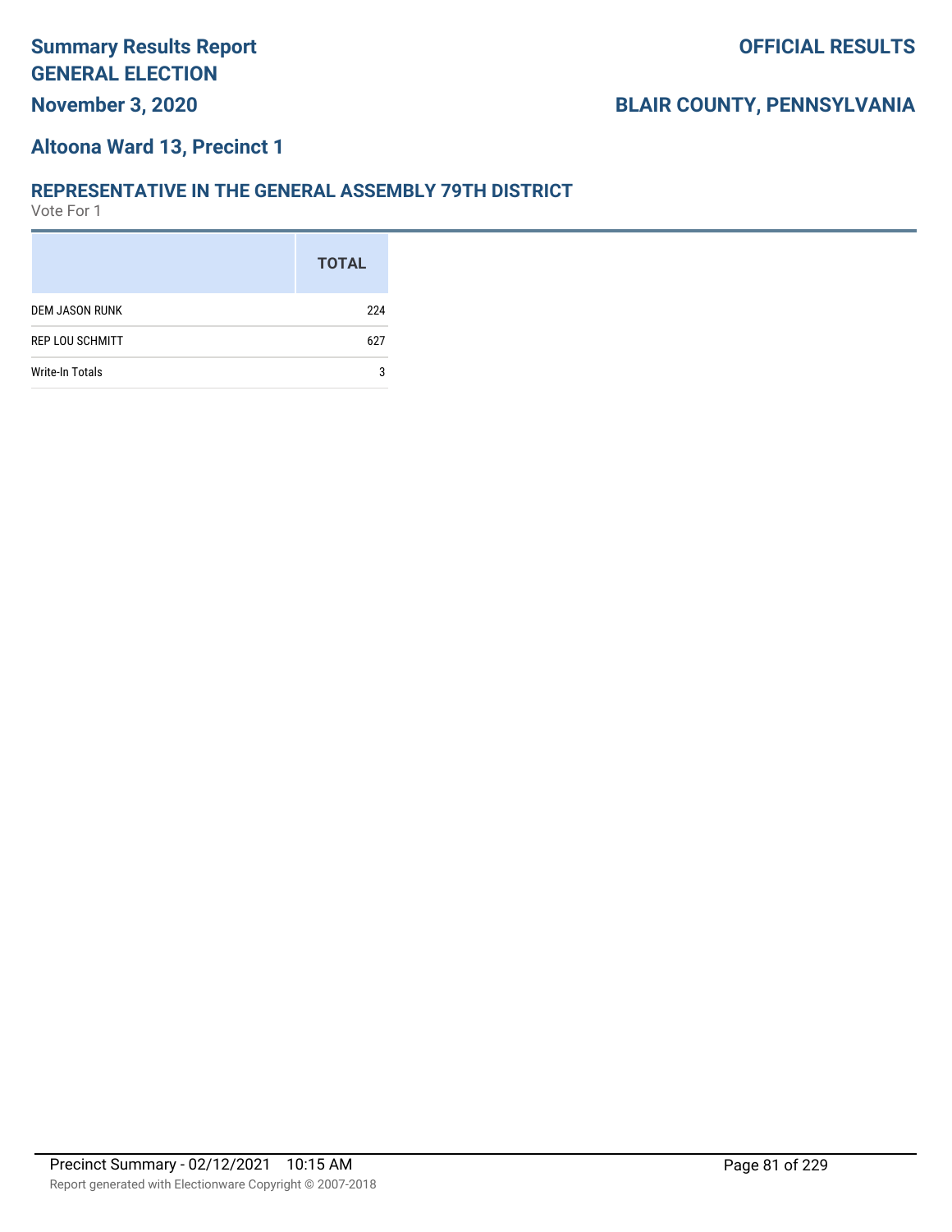# Summary Results Report GENERAL ELECTION

**OFFICIAL RESULTS**

**November 3, 2020**

**BLAIR COUNTY, PENNSYLVANIA**

## Altoona Ward 13, Precinct 1

### REPRESENTATIVE IN THE GENERAL ASSEMBLY 79TH DISTRICT

Vote For 1

| | TOTAL |
|---|---|
| DEM JASON RUNK | 224 |
| REP LOU SCHMITT | 627 |
| Write-In Totals | 3 |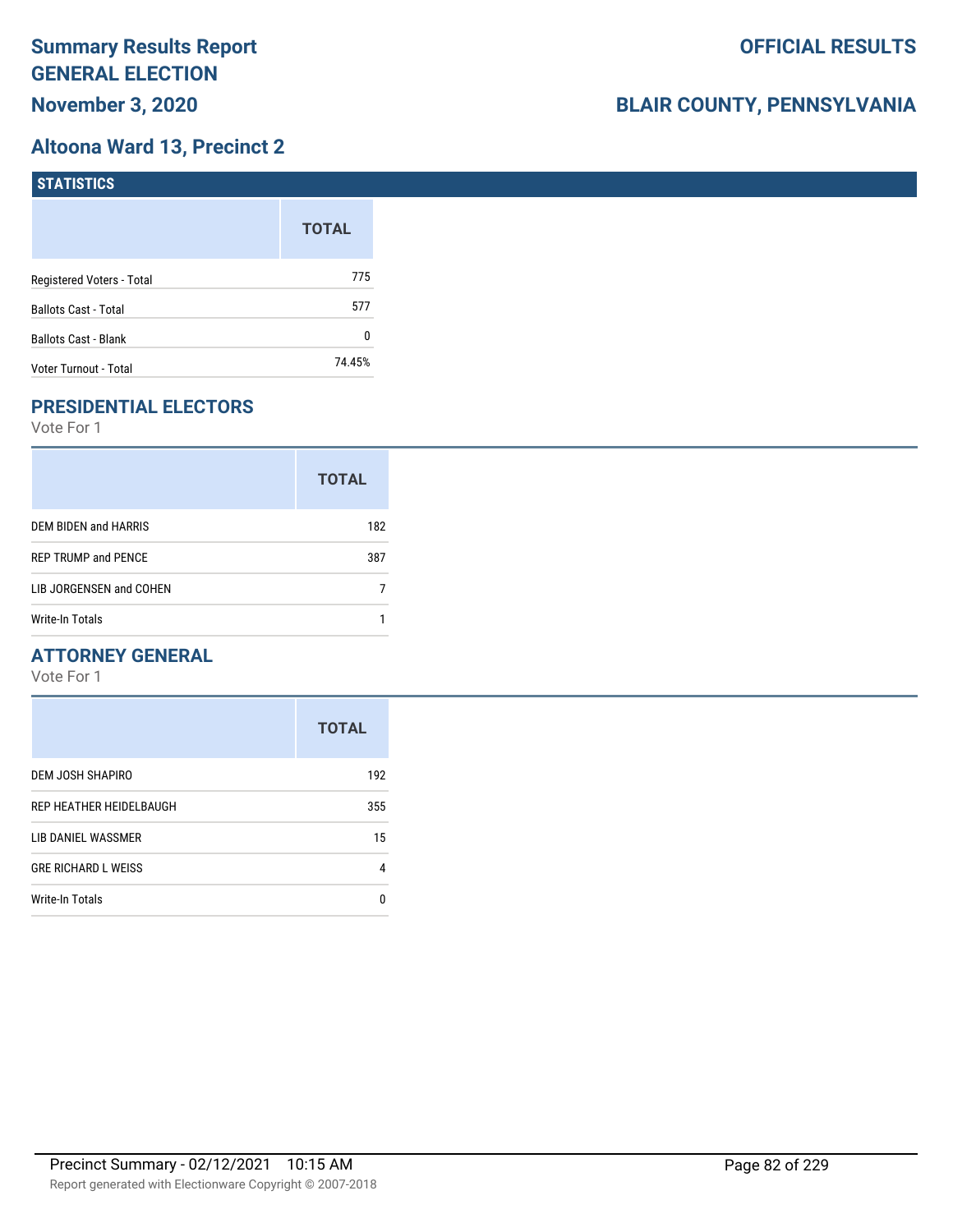# Summary Results Report
# GENERAL ELECTION
## November 3, 2020

**OFFICIAL RESULTS**

**BLAIR COUNTY, PENNSYLVANIA**

## Altoona Ward 13, Precinct 2

### STATISTICS

| | TOTAL |
|---|---|
| Registered Voters - Total | 775 |
| Ballots Cast - Total | 577 |
| Ballots Cast - Blank | 0 |
| Voter Turnout - Total | 74.45% |

### PRESIDENTIAL ELECTORS

Vote For 1

| | TOTAL |
|---|---|
| DEM BIDEN and HARRIS | 182 |
| REP TRUMP and PENCE | 387 |
| LIB JORGENSEN and COHEN | 7 |
| Write-In Totals | 1 |

### ATTORNEY GENERAL

Vote For 1

| | TOTAL |
|---|---|
| DEM JOSH SHAPIRO | 192 |
| REP HEATHER HEIDELBAUGH | 355 |
| LIB DANIEL WASSMER | 15 |
| GRE RICHARD L WEISS | 4 |
| Write-In Totals | 0 |

Precinct Summary - 02/12/2021 10:15 AM

Report generated with Electionware Copyright © 2007-2018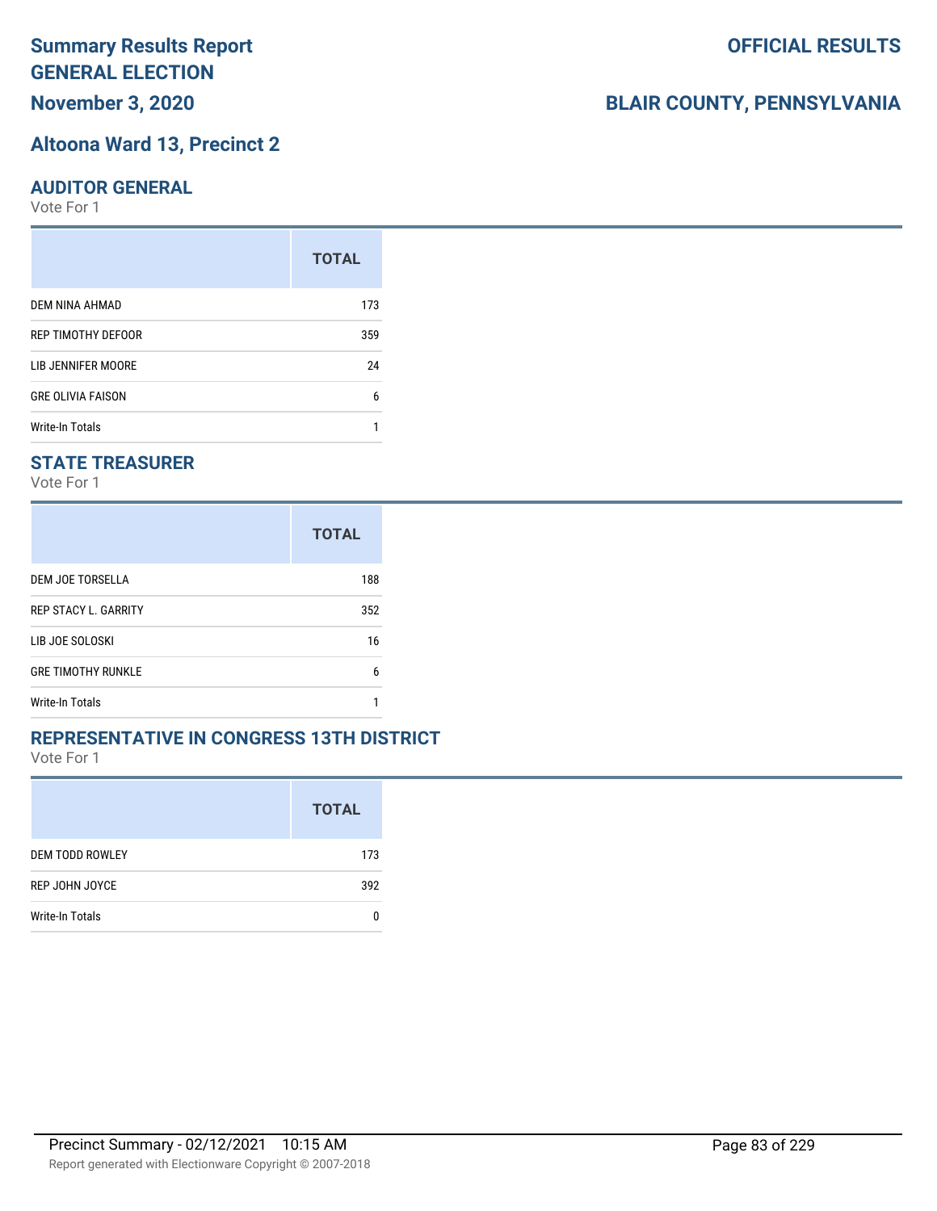# Summary Results Report
# GENERAL ELECTION

**OFFICIAL RESULTS**

**November 3, 2020**

**BLAIR COUNTY, PENNSYLVANIA**

## Altoona Ward 13, Precinct 2

### AUDITOR GENERAL

Vote For 1

| | TOTAL |
|---|---|
| DEM NINA AHMAD | 173 |
| REP TIMOTHY DEFOOR | 359 |
| LIB JENNIFER MOORE | 24 |
| GRE OLIVIA FAISON | 6 |
| Write-In Totals | 1 |

### STATE TREASURER

Vote For 1

| | TOTAL |
|---|---|
| DEM JOE TORSELLA | 188 |
| REP STACY L. GARRITY | 352 |
| LIB JOE SOLOSKI | 16 |
| GRE TIMOTHY RUNKLE | 6 |
| Write-In Totals | 1 |

### REPRESENTATIVE IN CONGRESS 13TH DISTRICT

Vote For 1

| | TOTAL |
|---|---|
| DEM TODD ROWLEY | 173 |
| REP JOHN JOYCE | 392 |
| Write-In Totals | 0 |

Precinct Summary - 02/12/2021 10:15 AM

Report generated with Electionware Copyright © 2007-2018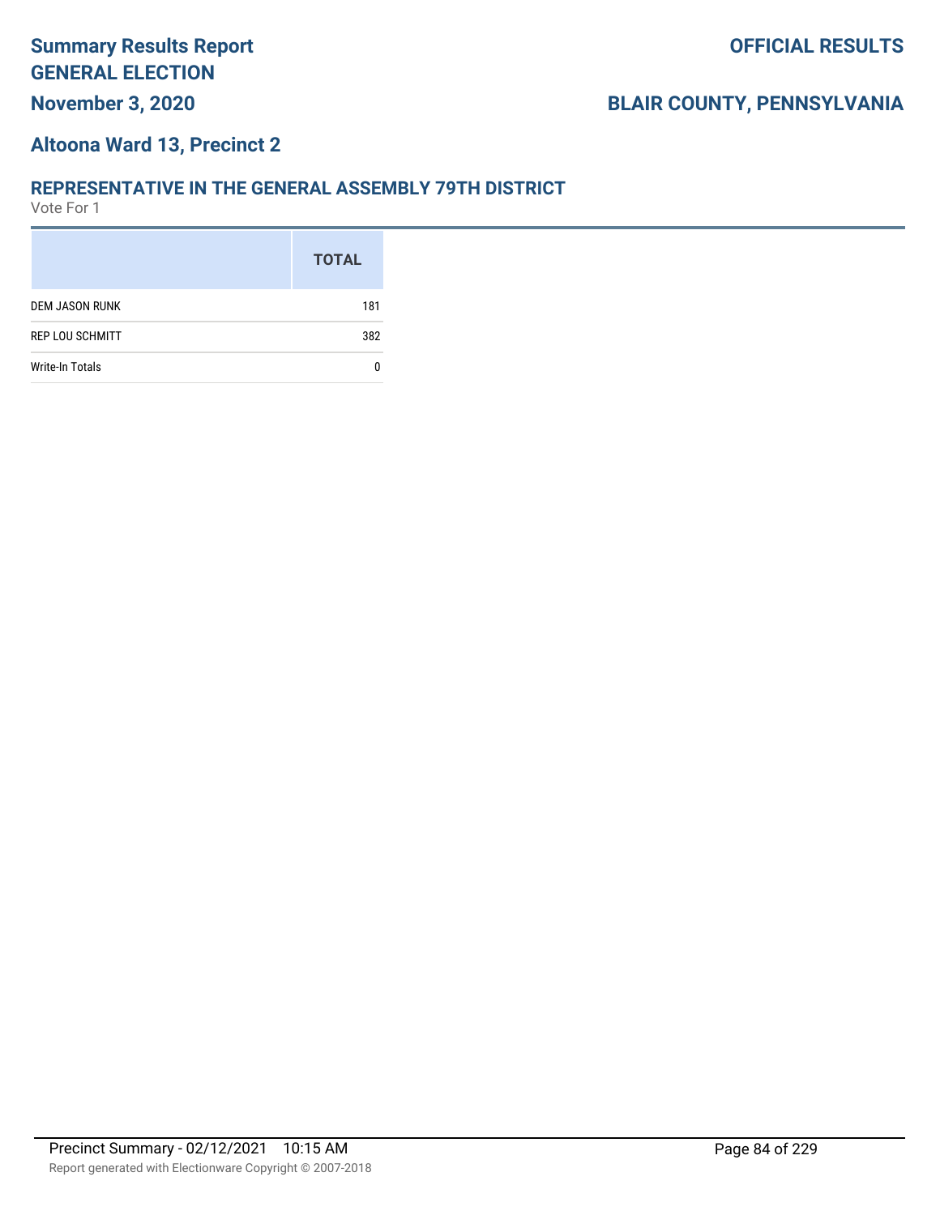# Summary Results Report
# GENERAL ELECTION
**November 3, 2020**

**OFFICIAL RESULTS**

**BLAIR COUNTY, PENNSYLVANIA**

## Altoona Ward 13, Precinct 2

### REPRESENTATIVE IN THE GENERAL ASSEMBLY 79TH DISTRICT
Vote For 1

| | TOTAL |
|---|---|
| DEM JASON RUNK | 181 |
| REP LOU SCHMITT | 382 |
| Write-In Totals | 0 |

Precinct Summary - 02/12/2021 10:15 AM

Report generated with Electionware Copyright © 2007-2018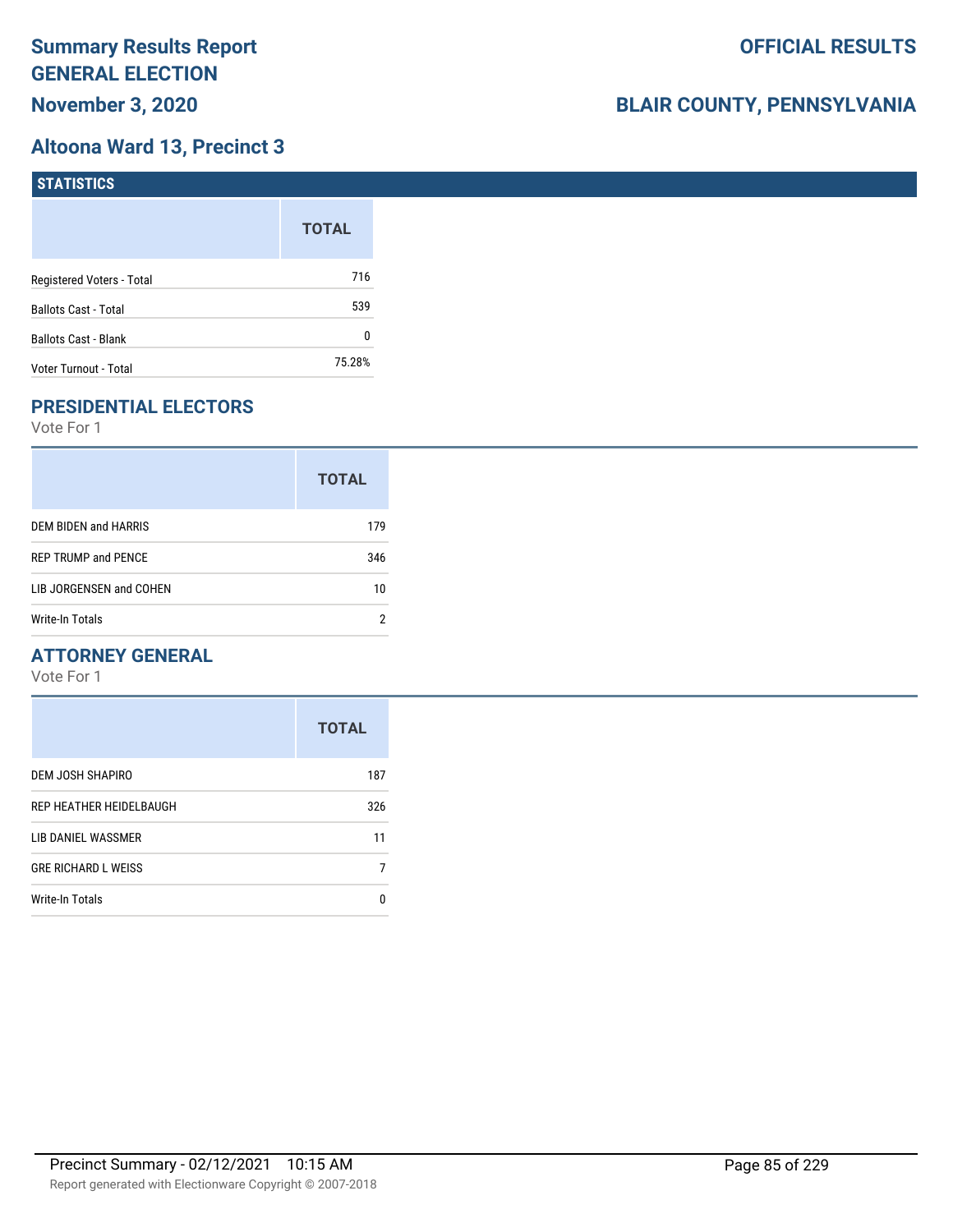# Summary Results Report
# GENERAL ELECTION
# November 3, 2020

**OFFICIAL RESULTS**

**BLAIR COUNTY, PENNSYLVANIA**

## Altoona Ward 13, Precinct 3

### STATISTICS

| | TOTAL |
|---|---|
| Registered Voters - Total | 716 |
| Ballots Cast - Total | 539 |
| Ballots Cast - Blank | 0 |
| Voter Turnout - Total | 75.28% |

### PRESIDENTIAL ELECTORS

Vote For 1

| | TOTAL |
|---|---|
| DEM BIDEN and HARRIS | 179 |
| REP TRUMP and PENCE | 346 |
| LIB JORGENSEN and COHEN | 10 |
| Write-In Totals | 2 |

### ATTORNEY GENERAL

Vote For 1

| | TOTAL |
|---|---|
| DEM JOSH SHAPIRO | 187 |
| REP HEATHER HEIDELBAUGH | 326 |
| LIB DANIEL WASSMER | 11 |
| GRE RICHARD L WEISS | 7 |
| Write-In Totals | 0 |

Precinct Summary - 02/12/2021 10:15 AM

Report generated with Electionware Copyright © 2007-2018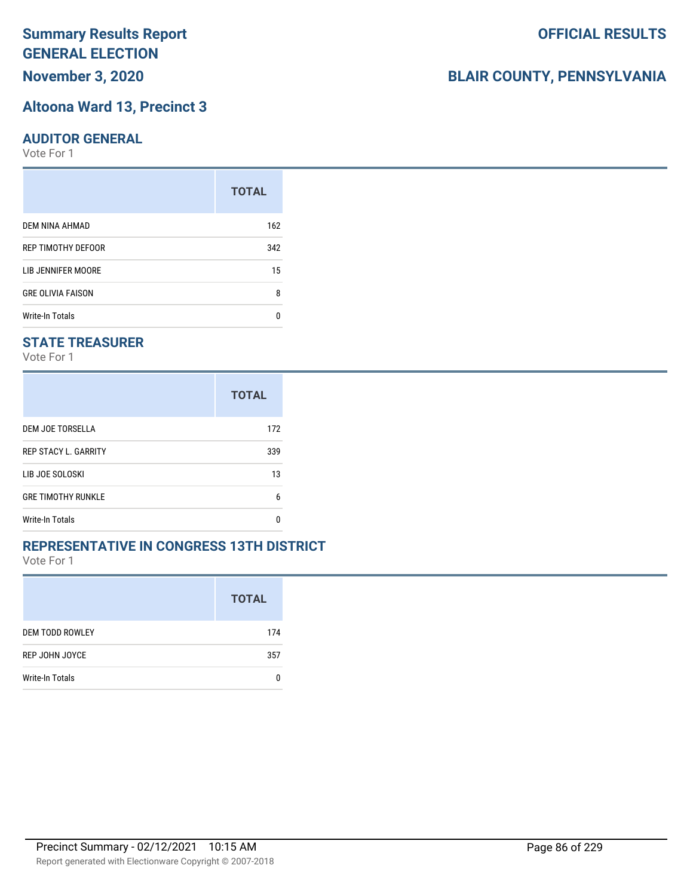# Summary Results Report
# GENERAL ELECTION
## November 3, 2020

**OFFICIAL RESULTS**

**BLAIR COUNTY, PENNSYLVANIA**

## Altoona Ward 13, Precinct 3

### AUDITOR GENERAL

Vote For 1

| | TOTAL |
|---|---|
| DEM NINA AHMAD | 162 |
| REP TIMOTHY DEFOOR | 342 |
| LIB JENNIFER MOORE | 15 |
| GRE OLIVIA FAISON | 8 |
| Write-In Totals | 0 |

### STATE TREASURER

Vote For 1

| | TOTAL |
|---|---|
| DEM JOE TORSELLA | 172 |
| REP STACY L. GARRITY | 339 |
| LIB JOE SOLOSKI | 13 |
| GRE TIMOTHY RUNKLE | 6 |
| Write-In Totals | 0 |

### REPRESENTATIVE IN CONGRESS 13TH DISTRICT

Vote For 1

| | TOTAL |
|---|---|
| DEM TODD ROWLEY | 174 |
| REP JOHN JOYCE | 357 |
| Write-In Totals | 0 |

Precinct Summary - 02/12/2021 10:15 AM

Report generated with Electionware Copyright © 2007-2018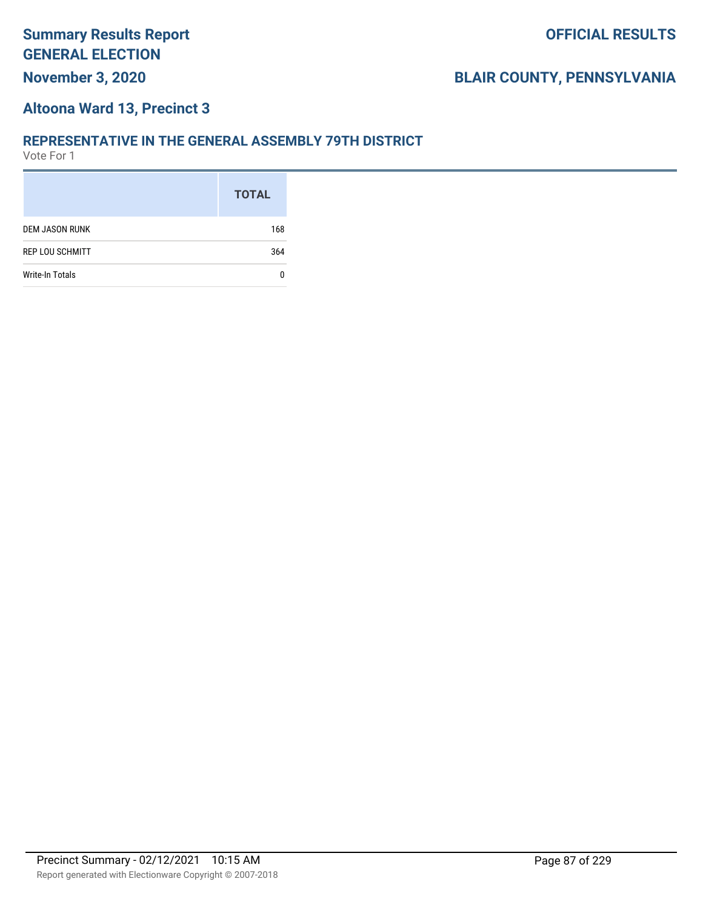# Summary Results Report GENERAL ELECTION

**November 3, 2020**

**OFFICIAL RESULTS**

**BLAIR COUNTY, PENNSYLVANIA**

## Altoona Ward 13, Precinct 3

### REPRESENTATIVE IN THE GENERAL ASSEMBLY 79TH DISTRICT

Vote For 1

| | TOTAL |
|---|---|
| DEM JASON RUNK | 168 |
| REP LOU SCHMITT | 364 |
| Write-In Totals | 0 |

Precinct Summary - 02/12/2021 10:15 AM

Report generated with Electionware Copyright © 2007-2018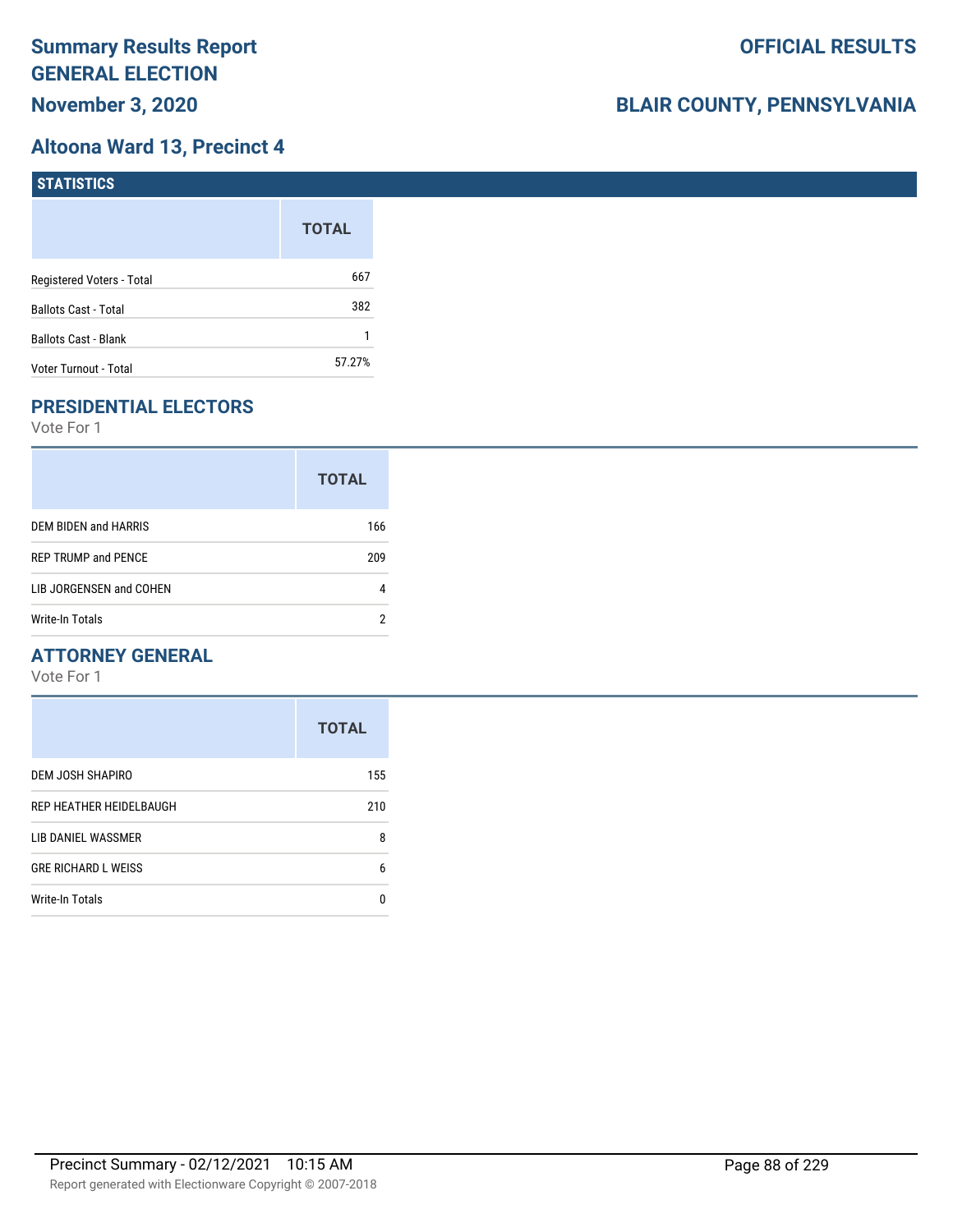# Summary Results Report
## GENERAL ELECTION
### November 3, 2020

**OFFICIAL RESULTS**

**BLAIR COUNTY, PENNSYLVANIA**

## Altoona Ward 13, Precinct 4

### STATISTICS

| | TOTAL |
|---|---|
| Registered Voters - Total | 667 |
| Ballots Cast - Total | 382 |
| Ballots Cast - Blank | 1 |
| Voter Turnout - Total | 57.27% |

### PRESIDENTIAL ELECTORS

Vote For 1

| | TOTAL |
|---|---|
| DEM BIDEN and HARRIS | 166 |
| REP TRUMP and PENCE | 209 |
| LIB JORGENSEN and COHEN | 4 |
| Write-In Totals | 2 |

### ATTORNEY GENERAL

Vote For 1

| | TOTAL |
|---|---|
| DEM JOSH SHAPIRO | 155 |
| REP HEATHER HEIDELBAUGH | 210 |
| LIB DANIEL WASSMER | 8 |
| GRE RICHARD L WEISS | 6 |
| Write-In Totals | 0 |

Precinct Summary - 02/12/2021 10:15 AM

Report generated with Electionware Copyright © 2007-2018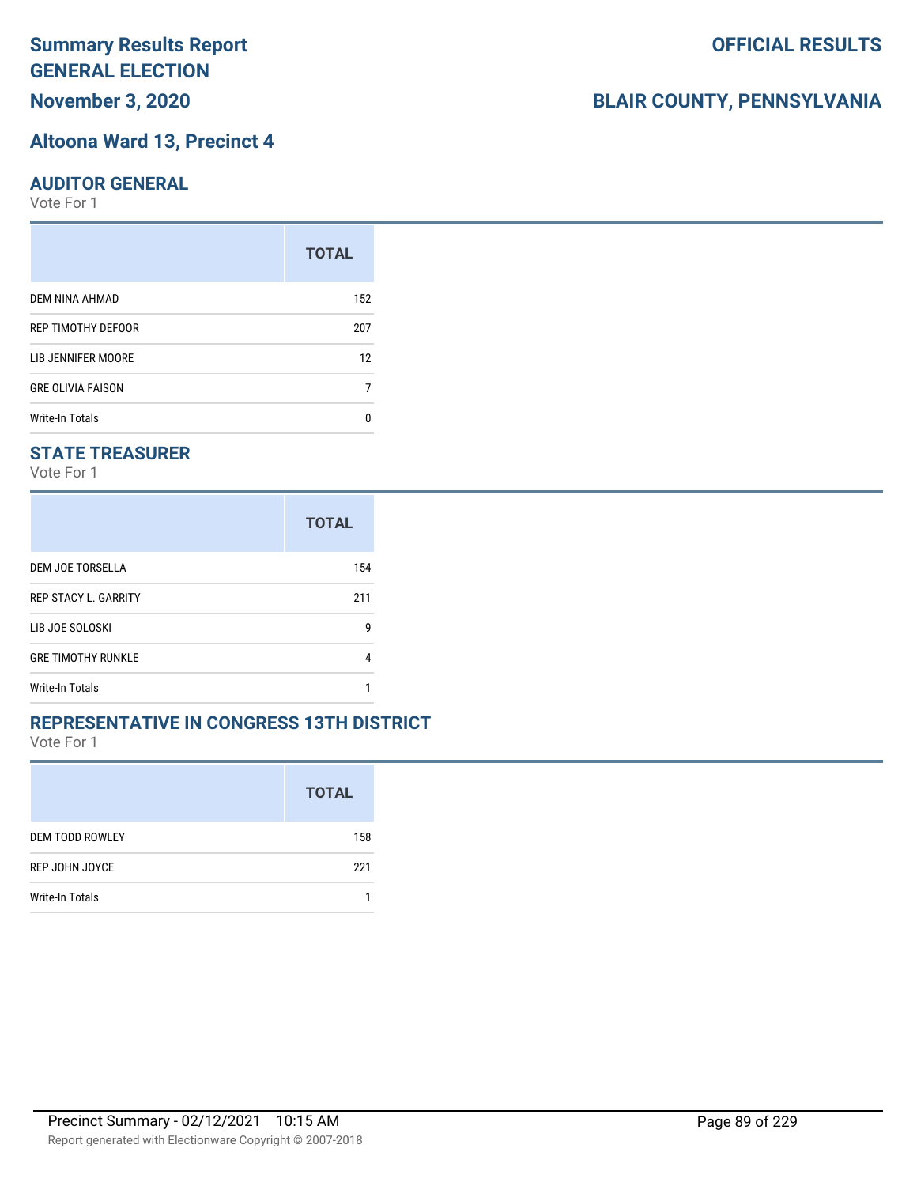# Summary Results Report
# GENERAL ELECTION
## November 3, 2020

**OFFICIAL RESULTS**

**BLAIR COUNTY, PENNSYLVANIA**

## Altoona Ward 13, Precinct 4

### AUDITOR GENERAL

Vote For 1

| | TOTAL |
|---|---|
| DEM NINA AHMAD | 152 |
| REP TIMOTHY DEFOOR | 207 |
| LIB JENNIFER MOORE | 12 |
| GRE OLIVIA FAISON | 7 |
| Write-In Totals | 0 |

### STATE TREASURER

Vote For 1

| | TOTAL |
|---|---|
| DEM JOE TORSELLA | 154 |
| REP STACY L. GARRITY | 211 |
| LIB JOE SOLOSKI | 9 |
| GRE TIMOTHY RUNKLE | 4 |
| Write-In Totals | 1 |

### REPRESENTATIVE IN CONGRESS 13TH DISTRICT

Vote For 1

| | TOTAL |
|---|---|
| DEM TODD ROWLEY | 158 |
| REP JOHN JOYCE | 221 |
| Write-In Totals | 1 |

Precinct Summary - 02/12/2021 10:15 AM

Report generated with Electionware Copyright © 2007-2018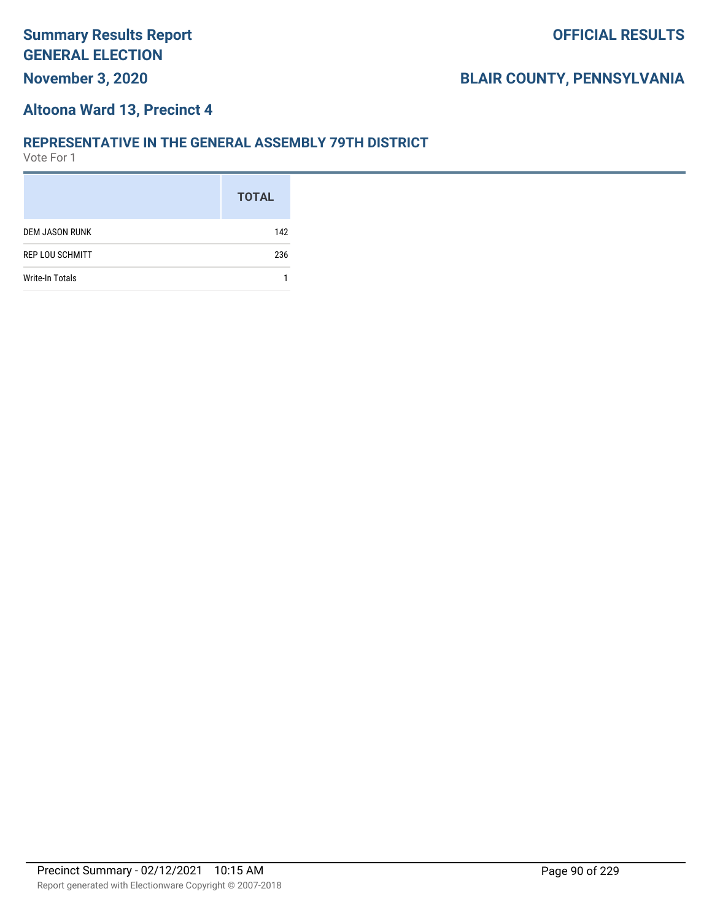## Altoona Ward 13, Precinct 4

### REPRESENTATIVE IN THE GENERAL ASSEMBLY 79TH DISTRICT

Vote For 1

| | TOTAL |
|---|---|
| DEM JASON RUNK | 142 |
| REP LOU SCHMITT | 236 |
| Write-In Totals | 1 |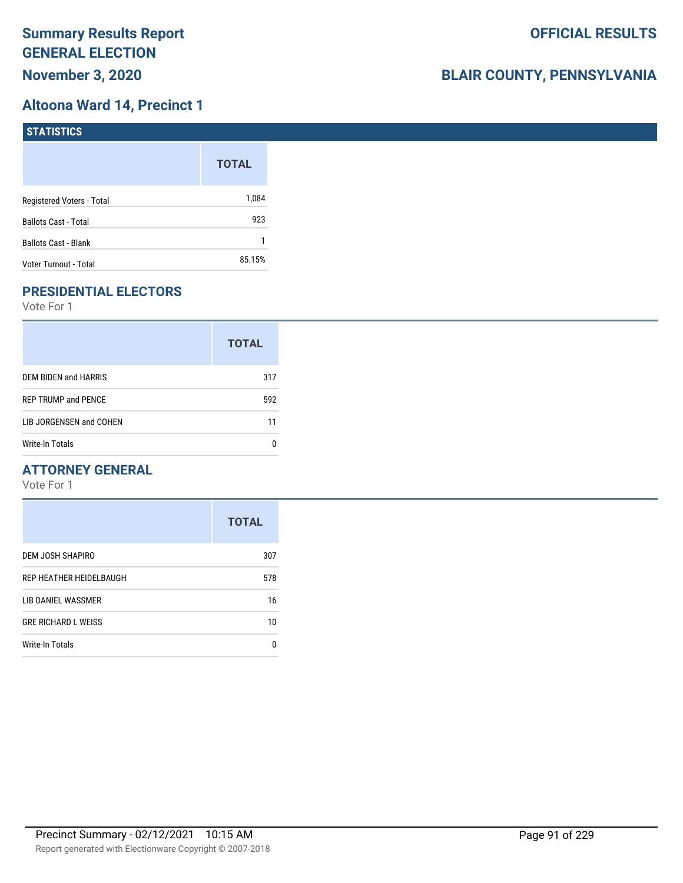# Summary Results Report
## GENERAL ELECTION
## November 3, 2020

**OFFICIAL RESULTS**

**BLAIR COUNTY, PENNSYLVANIA**

## Altoona Ward 14, Precinct 1

### STATISTICS

| | TOTAL |
|---|---|
| Registered Voters - Total | 1,084 |
| Ballots Cast - Total | 923 |
| Ballots Cast - Blank | 1 |
| Voter Turnout - Total | 85.15% |

### PRESIDENTIAL ELECTORS

Vote For 1

| | TOTAL |
|---|---|
| DEM BIDEN and HARRIS | 317 |
| REP TRUMP and PENCE | 592 |
| LIB JORGENSEN and COHEN | 11 |
| Write-In Totals | 0 |

### ATTORNEY GENERAL

Vote For 1

| | TOTAL |
|---|---|
| DEM JOSH SHAPIRO | 307 |
| REP HEATHER HEIDELBAUGH | 578 |
| LIB DANIEL WASSMER | 16 |
| GRE RICHARD L WEISS | 10 |
| Write-In Totals | 0 |

Precinct Summary - 02/12/2021 10:15 AM

Report generated with Electionware Copyright © 2007-2018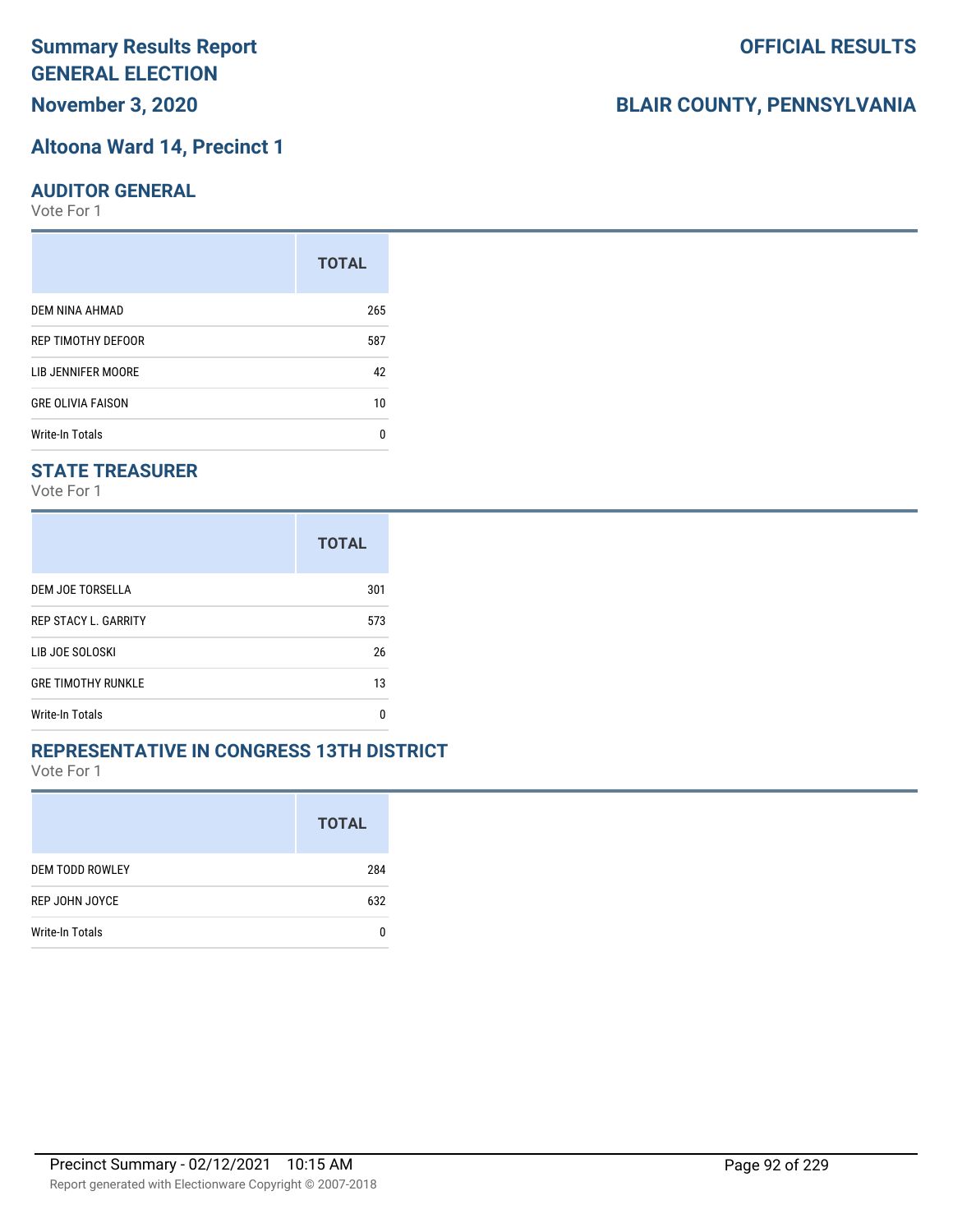# Summary Results Report
## GENERAL ELECTION
**November 3, 2020**

**OFFICIAL RESULTS**

**BLAIR COUNTY, PENNSYLVANIA**

## Altoona Ward 14, Precinct 1

### AUDITOR GENERAL
Vote For 1

| | TOTAL |
|---|---|
| DEM NINA AHMAD | 265 |
| REP TIMOTHY DEFOOR | 587 |
| LIB JENNIFER MOORE | 42 |
| GRE OLIVIA FAISON | 10 |
| Write-In Totals | 0 |

### STATE TREASURER
Vote For 1

| | TOTAL |
|---|---|
| DEM JOE TORSELLA | 301 |
| REP STACY L. GARRITY | 573 |
| LIB JOE SOLOSKI | 26 |
| GRE TIMOTHY RUNKLE | 13 |
| Write-In Totals | 0 |

### REPRESENTATIVE IN CONGRESS 13TH DISTRICT
Vote For 1

| | TOTAL |
|---|---|
| DEM TODD ROWLEY | 284 |
| REP JOHN JOYCE | 632 |
| Write-In Totals | 0 |

Precinct Summary - 02/12/2021 10:15 AM

Report generated with Electionware Copyright © 2007-2018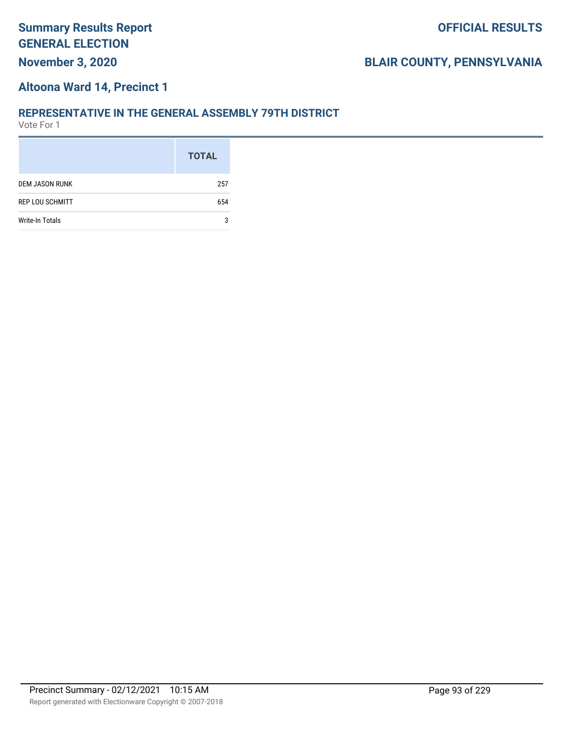# Summary Results Report
# GENERAL ELECTION

**OFFICIAL RESULTS**

**November 3, 2020**

**BLAIR COUNTY, PENNSYLVANIA**

## Altoona Ward 14, Precinct 1

### REPRESENTATIVE IN THE GENERAL ASSEMBLY 79TH DISTRICT

Vote For 1

| | TOTAL |
|---|---|
| DEM JASON RUNK | 257 |
| REP LOU SCHMITT | 654 |
| Write-In Totals | 3 |

Precinct Summary - 02/12/2021 10:15 AM

Report generated with Electionware Copyright © 2007-2018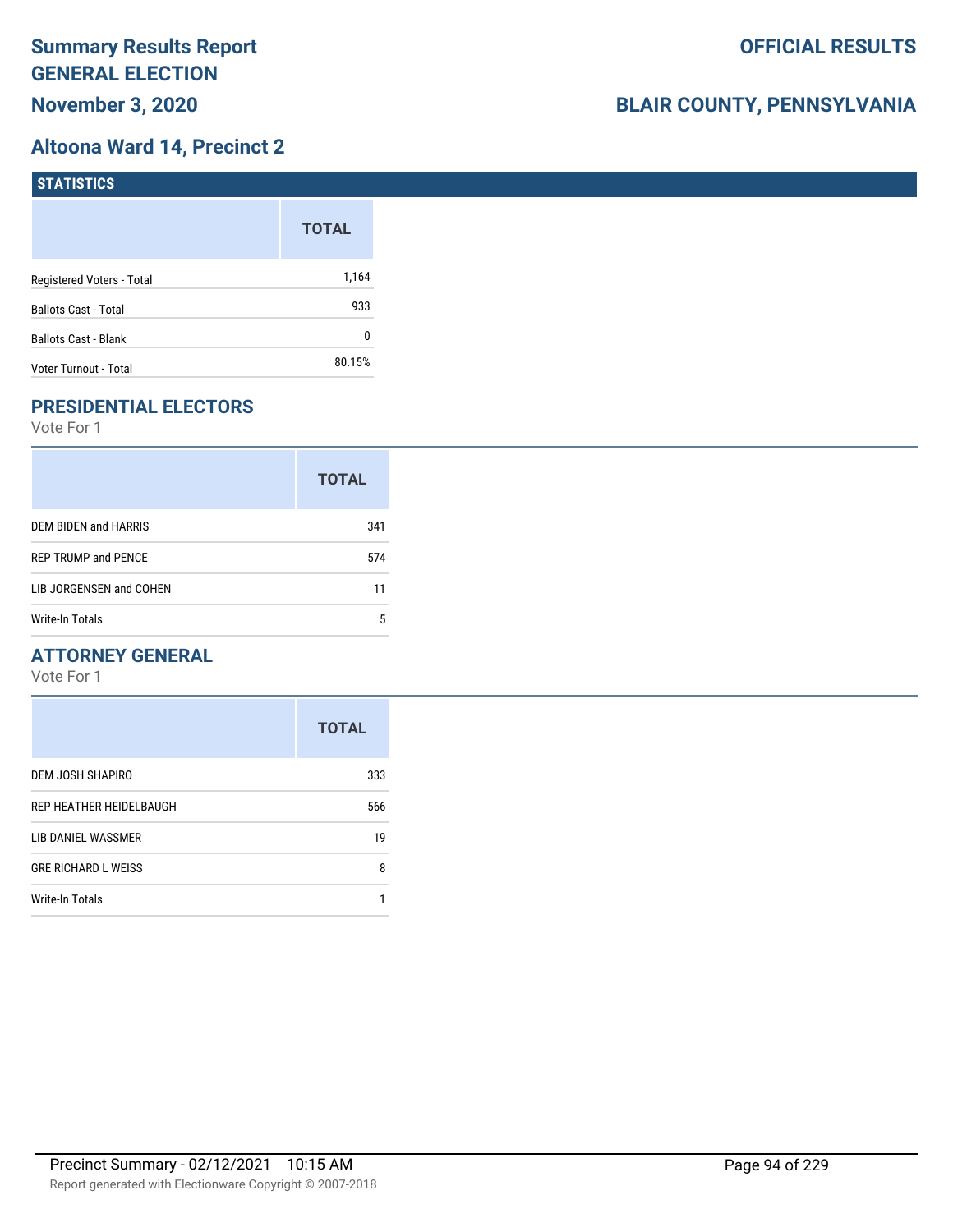# Summary Results Report GENERAL ELECTION

**November 3, 2020**

**OFFICIAL RESULTS**

**BLAIR COUNTY, PENNSYLVANIA**

## Altoona Ward 14, Precinct 2

### STATISTICS

| | TOTAL |
|---|---|
| Registered Voters - Total | 1,164 |
| Ballots Cast - Total | 933 |
| Ballots Cast - Blank | 0 |
| Voter Turnout - Total | 80.15% |

### PRESIDENTIAL ELECTORS

Vote For 1

| | TOTAL |
|---|---|
| DEM BIDEN and HARRIS | 341 |
| REP TRUMP and PENCE | 574 |
| LIB JORGENSEN and COHEN | 11 |
| Write-In Totals | 5 |

### ATTORNEY GENERAL

Vote For 1

| | TOTAL |
|---|---|
| DEM JOSH SHAPIRO | 333 |
| REP HEATHER HEIDELBAUGH | 566 |
| LIB DANIEL WASSMER | 19 |
| GRE RICHARD L WEISS | 8 |
| Write-In Totals | 1 |

Precinct Summary - 02/12/2021 10:15 AM

Report generated with Electionware Copyright © 2007-2018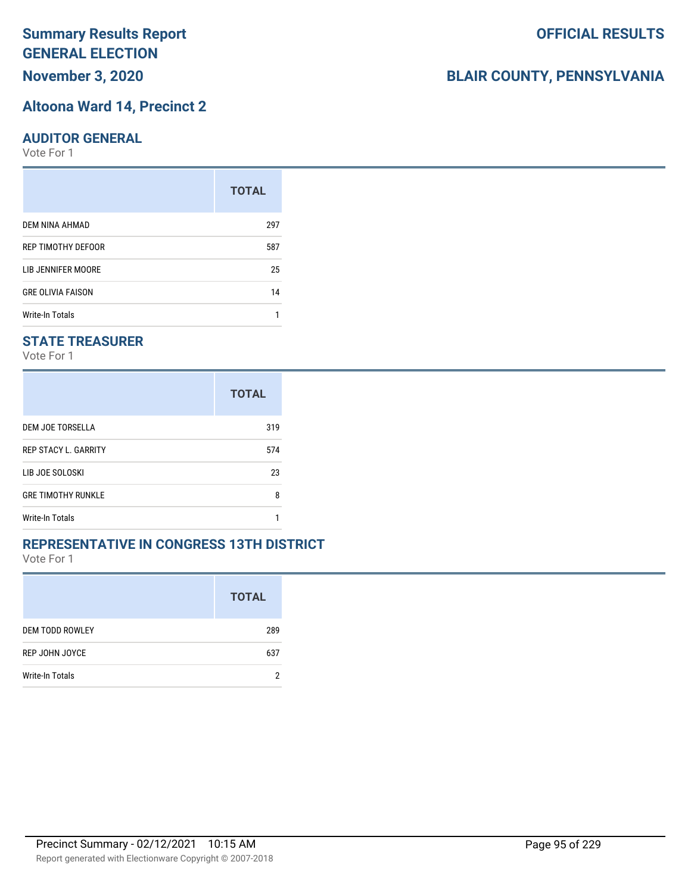# Summary Results Report GENERAL ELECTION

**OFFICIAL RESULTS**

## November 3, 2020

**BLAIR COUNTY, PENNSYLVANIA**

## Altoona Ward 14, Precinct 2

### AUDITOR GENERAL

Vote For 1

| | TOTAL |
|---|---|
| DEM NINA AHMAD | 297 |
| REP TIMOTHY DEFOOR | 587 |
| LIB JENNIFER MOORE | 25 |
| GRE OLIVIA FAISON | 14 |
| Write-In Totals | 1 |

### STATE TREASURER

Vote For 1

| | TOTAL |
|---|---|
| DEM JOE TORSELLA | 319 |
| REP STACY L. GARRITY | 574 |
| LIB JOE SOLOSKI | 23 |
| GRE TIMOTHY RUNKLE | 8 |
| Write-In Totals | 1 |

### REPRESENTATIVE IN CONGRESS 13TH DISTRICT

Vote For 1

| | TOTAL |
|---|---|
| DEM TODD ROWLEY | 289 |
| REP JOHN JOYCE | 637 |
| Write-In Totals | 2 |

Precinct Summary - 02/12/2021 10:15 AM

Report generated with Electionware Copyright © 2007-2018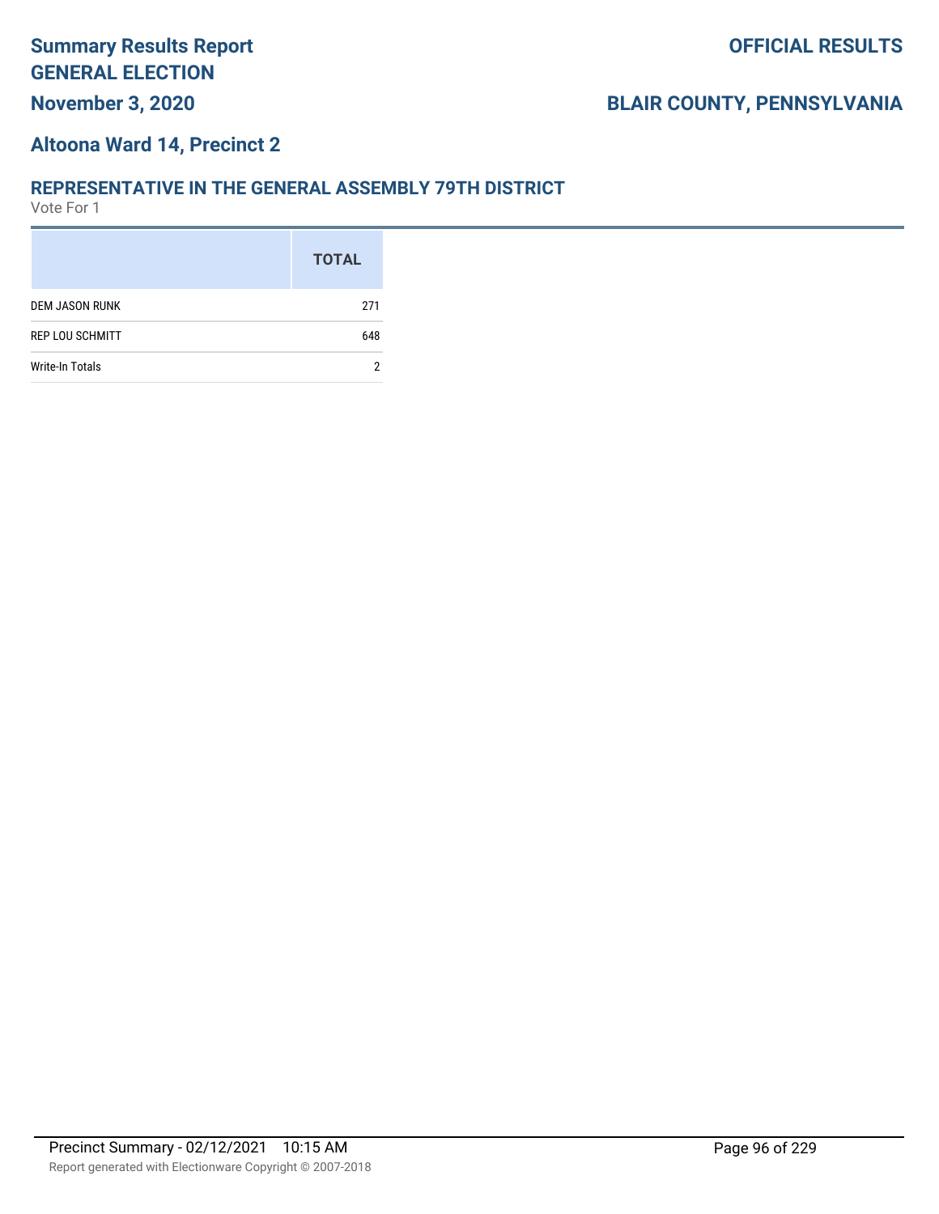# Summary Results Report
# GENERAL ELECTION

**OFFICIAL RESULTS**

**November 3, 2020**

**BLAIR COUNTY, PENNSYLVANIA**

## Altoona Ward 14, Precinct 2

### REPRESENTATIVE IN THE GENERAL ASSEMBLY 79TH DISTRICT

Vote For 1

| | TOTAL |
|---|---|
| DEM JASON RUNK | 271 |
| REP LOU SCHMITT | 648 |
| Write-In Totals | 2 |

Precinct Summary - 02/12/2021 10:15 AM

Report generated with Electionware Copyright © 2007-2018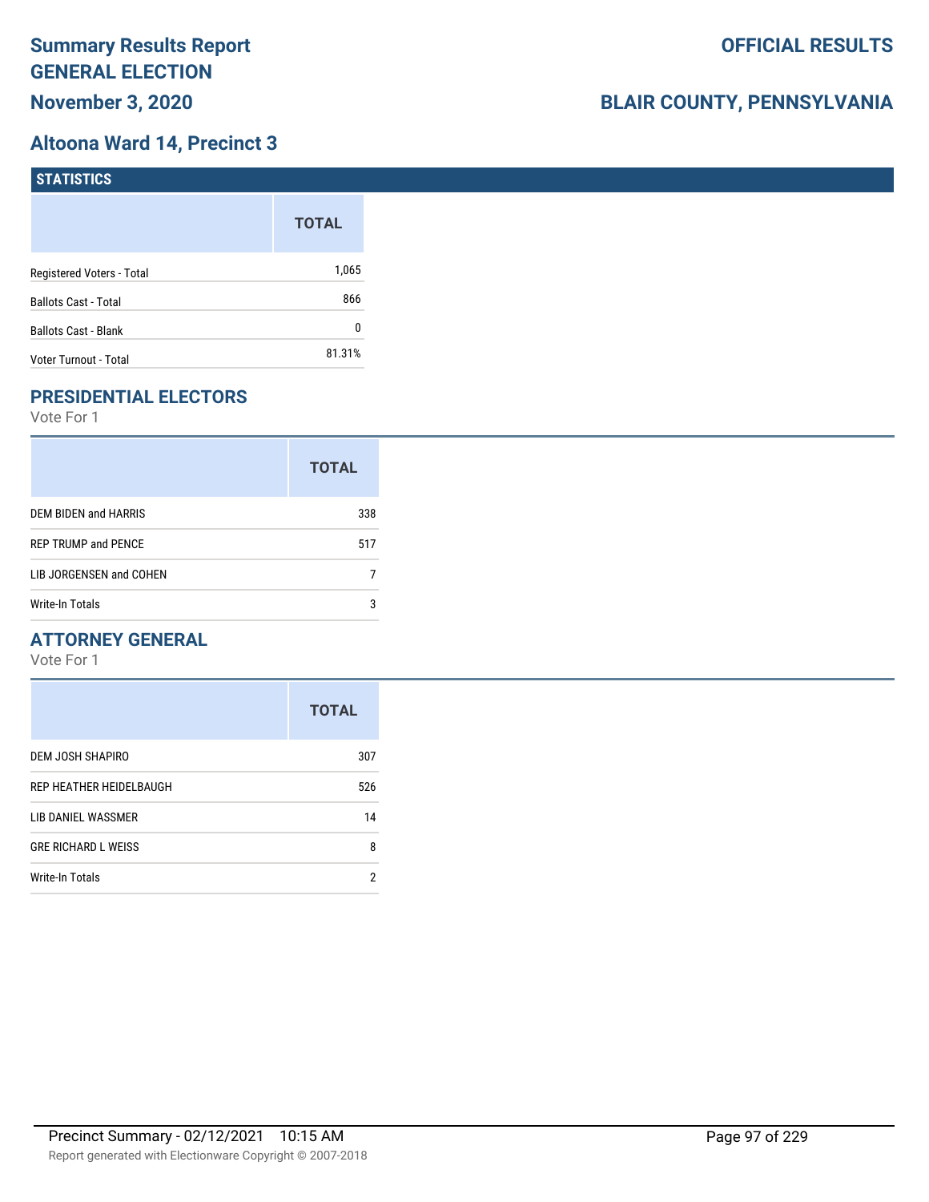# Summary Results Report GENERAL ELECTION

**November 3, 2020**

**OFFICIAL RESULTS**

**BLAIR COUNTY, PENNSYLVANIA**

## Altoona Ward 14, Precinct 3

### STATISTICS

| | TOTAL |
|---|---|
| Registered Voters - Total | 1,065 |
| Ballots Cast - Total | 866 |
| Ballots Cast - Blank | 0 |
| Voter Turnout - Total | 81.31% |

### PRESIDENTIAL ELECTORS

Vote For 1

| | TOTAL |
|---|---|
| DEM BIDEN and HARRIS | 338 |
| REP TRUMP and PENCE | 517 |
| LIB JORGENSEN and COHEN | 7 |
| Write-In Totals | 3 |

### ATTORNEY GENERAL

Vote For 1

| | TOTAL |
|---|---|
| DEM JOSH SHAPIRO | 307 |
| REP HEATHER HEIDELBAUGH | 526 |
| LIB DANIEL WASSMER | 14 |
| GRE RICHARD L WEISS | 8 |
| Write-In Totals | 2 |

Precinct Summary - 02/12/2021 10:15 AM

Report generated with Electionware Copyright © 2007-2018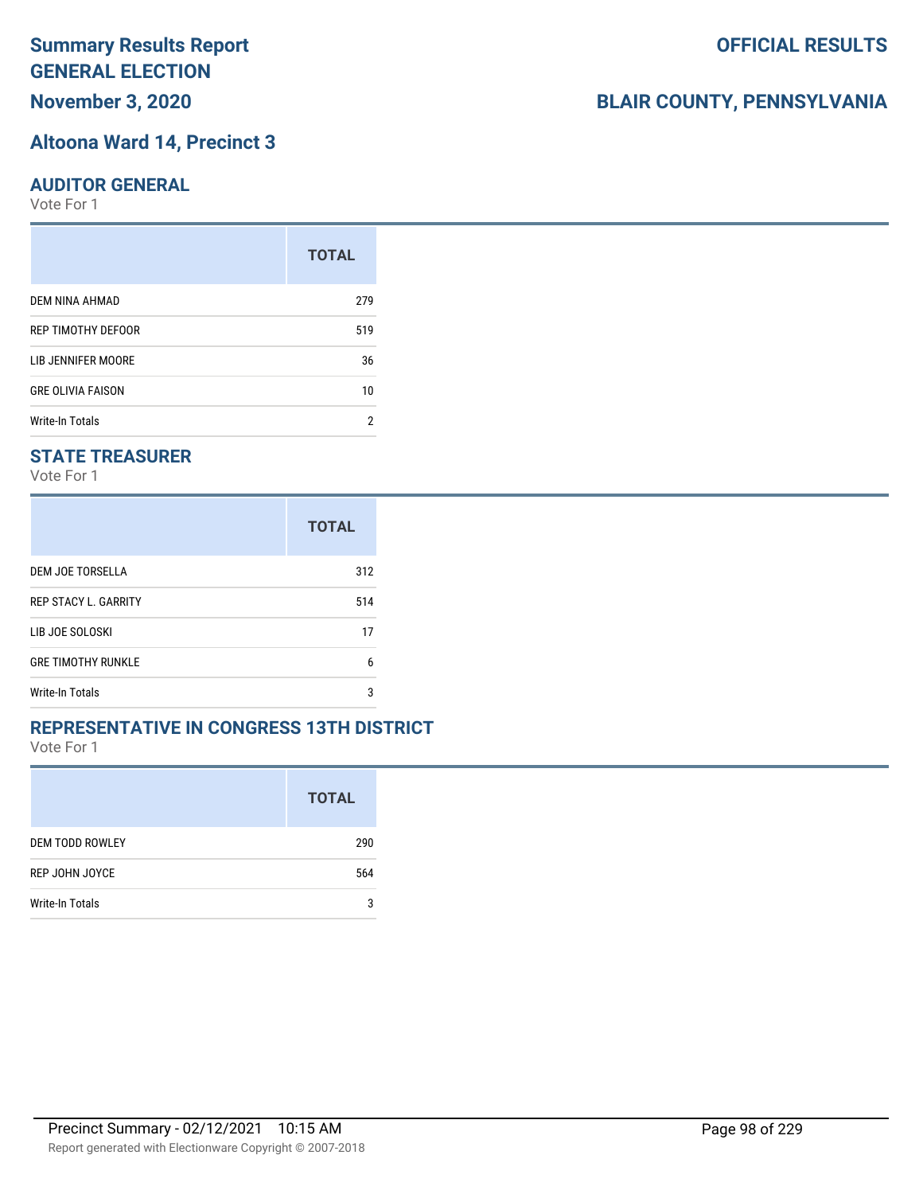# Summary Results Report
# GENERAL ELECTION
## November 3, 2020

**OFFICIAL RESULTS**

**BLAIR COUNTY, PENNSYLVANIA**

## Altoona Ward 14, Precinct 3

### AUDITOR GENERAL

Vote For 1

| | TOTAL |
|---|---|
| DEM NINA AHMAD | 279 |
| REP TIMOTHY DEFOOR | 519 |
| LIB JENNIFER MOORE | 36 |
| GRE OLIVIA FAISON | 10 |
| Write-In Totals | 2 |

### STATE TREASURER

Vote For 1

| | TOTAL |
|---|---|
| DEM JOE TORSELLA | 312 |
| REP STACY L. GARRITY | 514 |
| LIB JOE SOLOSKI | 17 |
| GRE TIMOTHY RUNKLE | 6 |
| Write-In Totals | 3 |

### REPRESENTATIVE IN CONGRESS 13TH DISTRICT

Vote For 1

| | TOTAL |
|---|---|
| DEM TODD ROWLEY | 290 |
| REP JOHN JOYCE | 564 |
| Write-In Totals | 3 |

Precinct Summary - 02/12/2021 10:15 AM

Report generated with Electionware Copyright © 2007-2018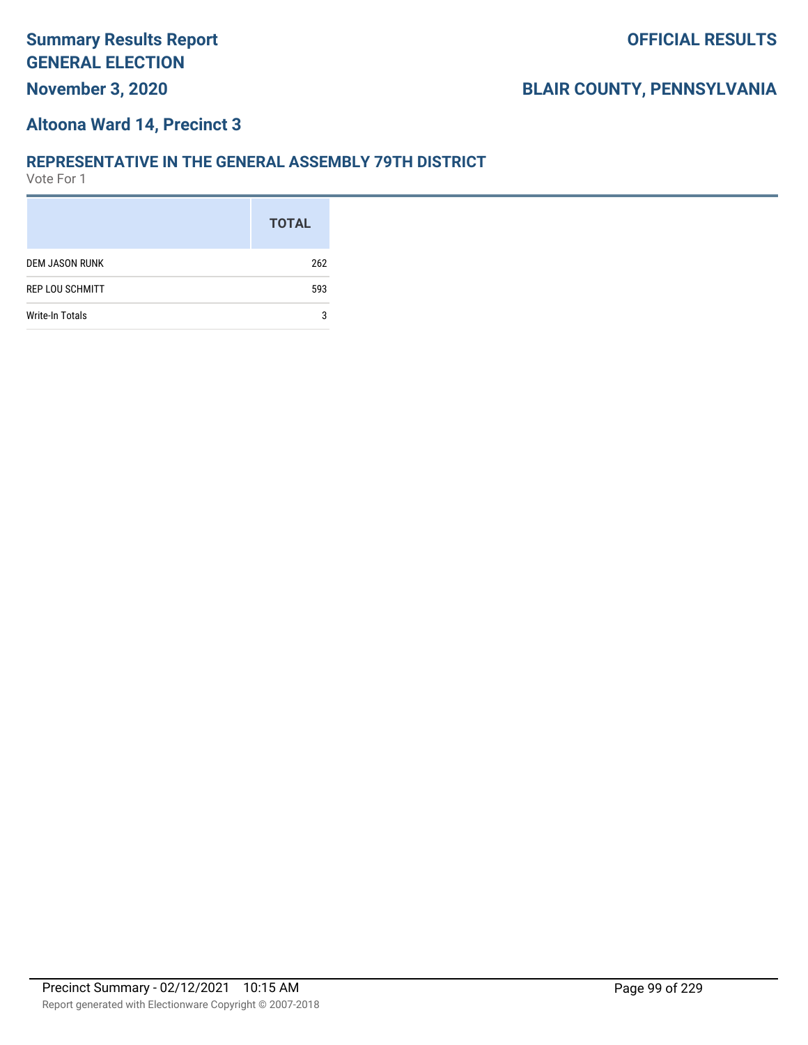# Summary Results Report
# GENERAL ELECTION

**OFFICIAL RESULTS**

**November 3, 2020**

**BLAIR COUNTY, PENNSYLVANIA**

## Altoona Ward 14, Precinct 3

### REPRESENTATIVE IN THE GENERAL ASSEMBLY 79TH DISTRICT

Vote For 1

| | TOTAL |
|---|---|
| DEM JASON RUNK | 262 |
| REP LOU SCHMITT | 593 |
| Write-In Totals | 3 |

Precinct Summary - 02/12/2021 10:15 AM

Report generated with Electionware Copyright © 2007-2018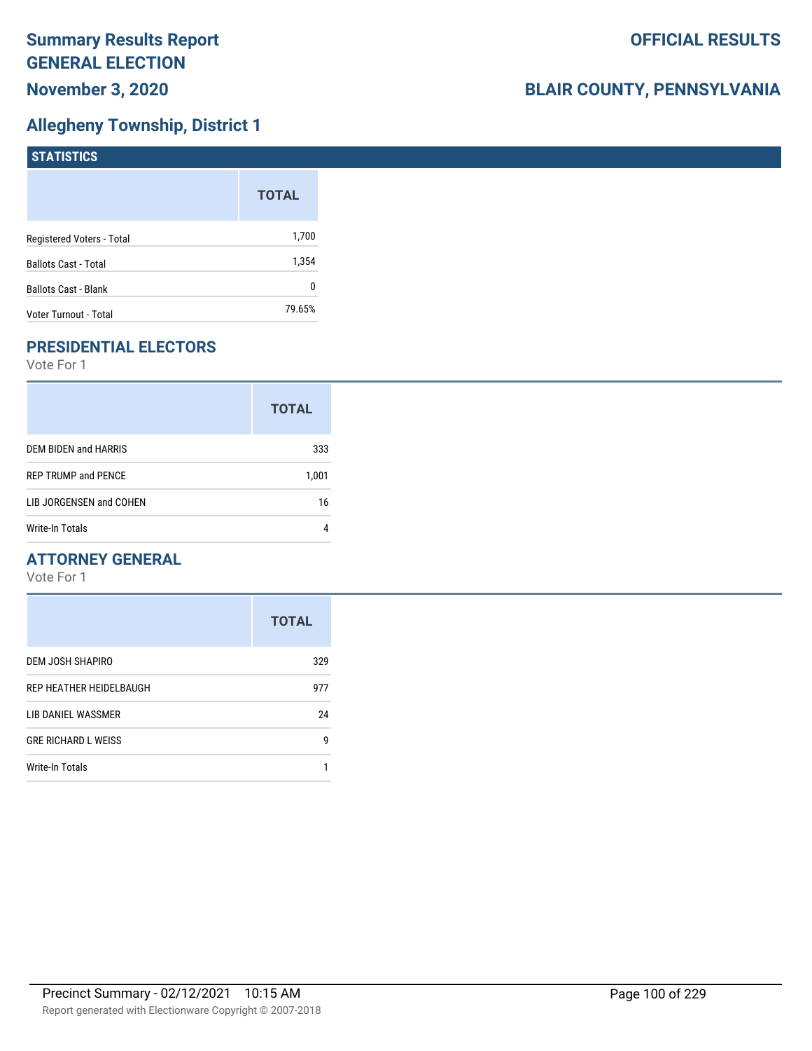# Summary Results Report
# GENERAL ELECTION
# November 3, 2020

**OFFICIAL RESULTS**

**BLAIR COUNTY, PENNSYLVANIA**

## Allegheny Township, District 1

### STATISTICS

| | TOTAL |
|---|---|
| Registered Voters - Total | 1,700 |
| Ballots Cast - Total | 1,354 |
| Ballots Cast - Blank | 0 |
| Voter Turnout - Total | 79.65% |

### PRESIDENTIAL ELECTORS

Vote For 1

| | TOTAL |
|---|---|
| DEM BIDEN and HARRIS | 333 |
| REP TRUMP and PENCE | 1,001 |
| LIB JORGENSEN and COHEN | 16 |
| Write-In Totals | 4 |

### ATTORNEY GENERAL

Vote For 1

| | TOTAL |
|---|---|
| DEM JOSH SHAPIRO | 329 |
| REP HEATHER HEIDELBAUGH | 977 |
| LIB DANIEL WASSMER | 24 |
| GRE RICHARD L WEISS | 9 |
| Write-In Totals | 1 |

Precinct Summary - 02/12/2021 10:15 AM

Report generated with Electionware Copyright © 2007-2018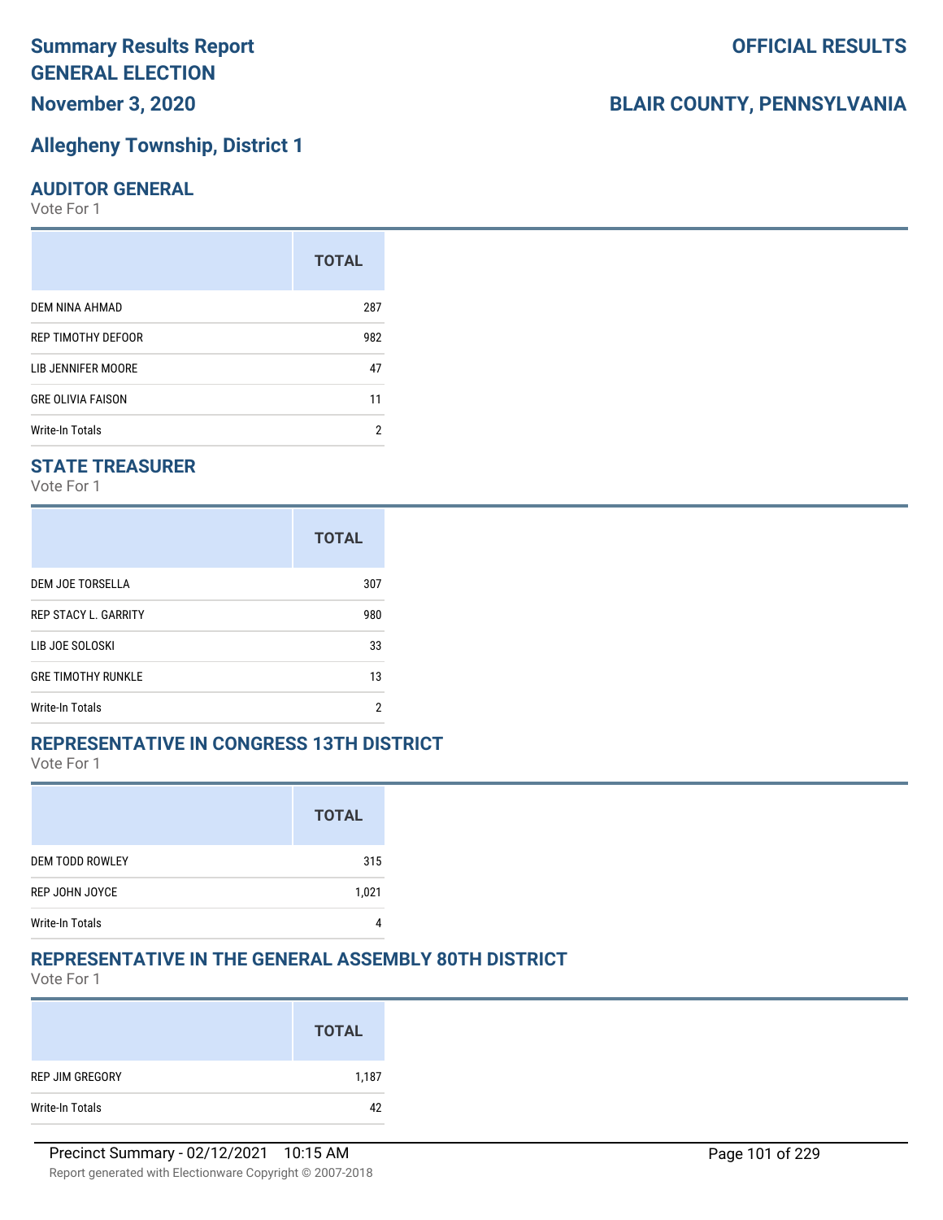# Summary Results Report GENERAL ELECTION

**OFFICIAL RESULTS**

**November 3, 2020**

**BLAIR COUNTY, PENNSYLVANIA**

## Allegheny Township, District 1

### AUDITOR GENERAL

Vote For 1

| | TOTAL |
|---|---|
| DEM NINA AHMAD | 287 |
| REP TIMOTHY DEFOOR | 982 |
| LIB JENNIFER MOORE | 47 |
| GRE OLIVIA FAISON | 11 |
| Write-In Totals | 2 |

### STATE TREASURER

Vote For 1

| | TOTAL |
|---|---|
| DEM JOE TORSELLA | 307 |
| REP STACY L. GARRITY | 980 |
| LIB JOE SOLOSKI | 33 |
| GRE TIMOTHY RUNKLE | 13 |
| Write-In Totals | 2 |

### REPRESENTATIVE IN CONGRESS 13TH DISTRICT

Vote For 1

| | TOTAL |
|---|---|
| DEM TODD ROWLEY | 315 |
| REP JOHN JOYCE | 1,021 |
| Write-In Totals | 4 |

### REPRESENTATIVE IN THE GENERAL ASSEMBLY 80TH DISTRICT

Vote For 1

| | TOTAL |
|---|---|
| REP JIM GREGORY | 1,187 |
| Write-In Totals | 42 |

Precinct Summary - 02/12/2021 10:15 AM

Report generated with Electionware Copyright © 2007-2018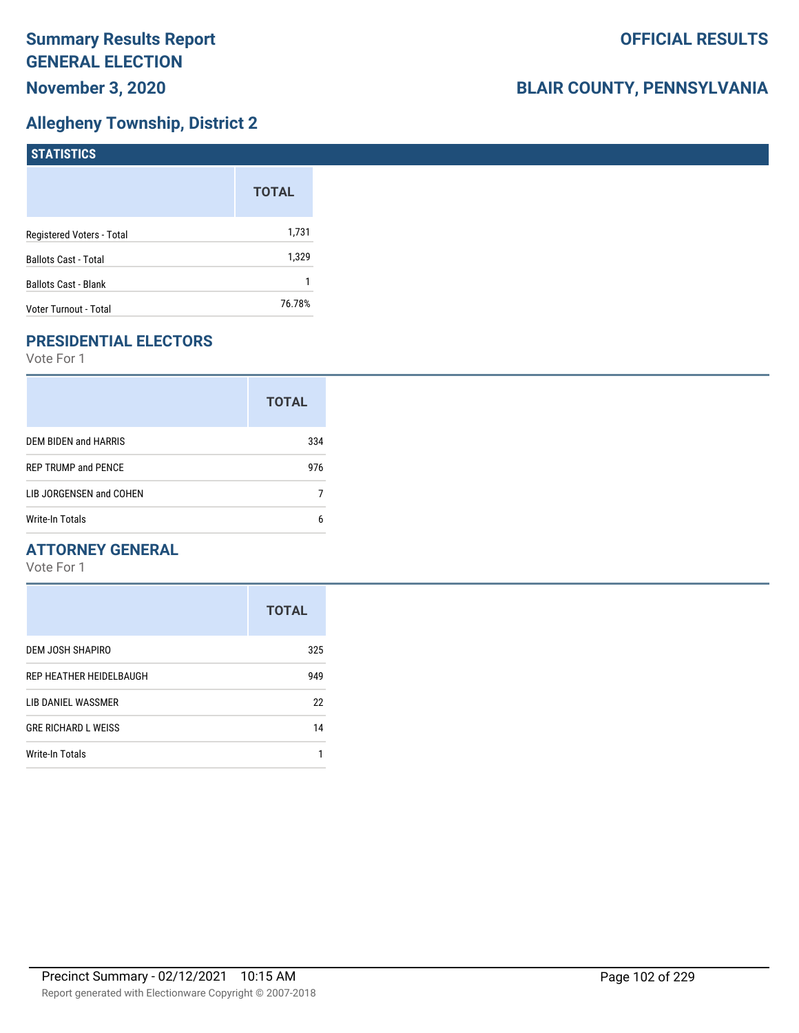# Summary Results Report
# GENERAL ELECTION
## November 3, 2020

**OFFICIAL RESULTS**

**BLAIR COUNTY, PENNSYLVANIA**

## Allegheny Township, District 2

### STATISTICS

| | TOTAL |
|---|---|
| Registered Voters - Total | 1,731 |
| Ballots Cast - Total | 1,329 |
| Ballots Cast - Blank | 1 |
| Voter Turnout - Total | 76.78% |

### PRESIDENTIAL ELECTORS

Vote For 1

| | TOTAL |
|---|---|
| DEM BIDEN and HARRIS | 334 |
| REP TRUMP and PENCE | 976 |
| LIB JORGENSEN and COHEN | 7 |
| Write-In Totals | 6 |

### ATTORNEY GENERAL

Vote For 1

| | TOTAL |
|---|---|
| DEM JOSH SHAPIRO | 325 |
| REP HEATHER HEIDELBAUGH | 949 |
| LIB DANIEL WASSMER | 22 |
| GRE RICHARD L WEISS | 14 |
| Write-In Totals | 1 |

Precinct Summary - 02/12/2021 10:15 AM

Report generated with Electionware Copyright © 2007-2018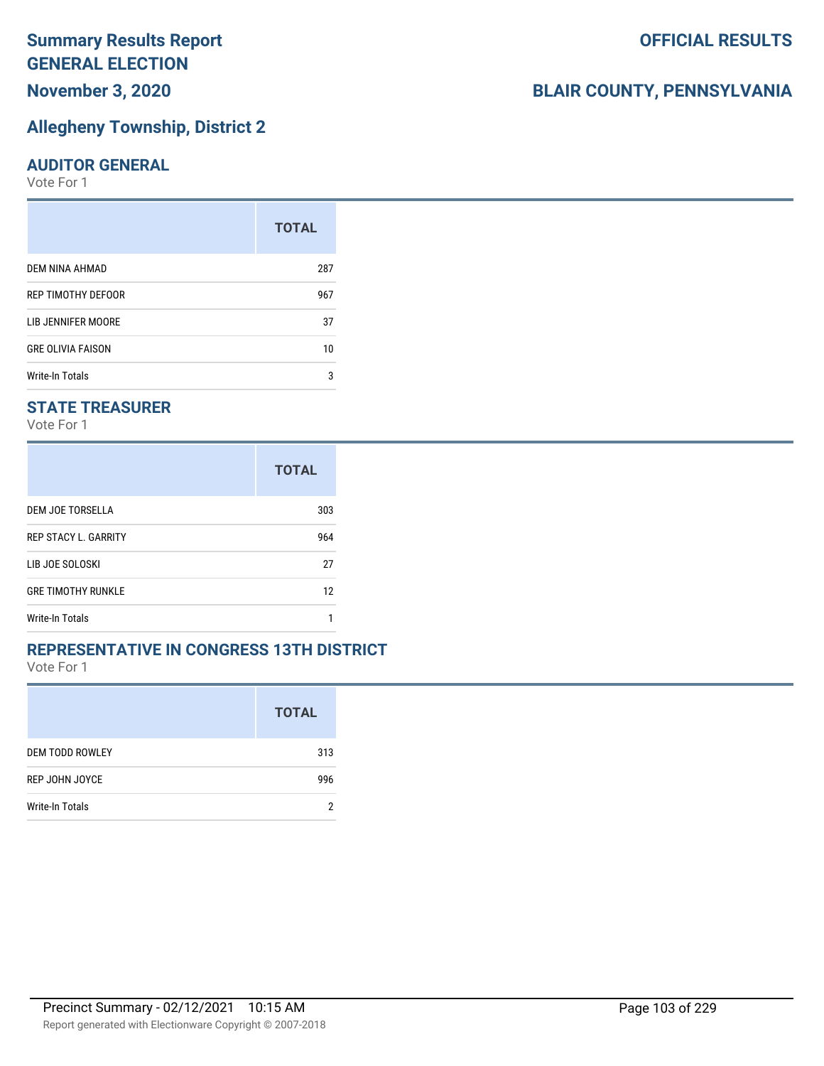# Summary Results Report GENERAL ELECTION

**OFFICIAL RESULTS**

**November 3, 2020**

**BLAIR COUNTY, PENNSYLVANIA**

## Allegheny Township, District 2

### AUDITOR GENERAL

Vote For 1

| | TOTAL |
|---|---|
| DEM NINA AHMAD | 287 |
| REP TIMOTHY DEFOOR | 967 |
| LIB JENNIFER MOORE | 37 |
| GRE OLIVIA FAISON | 10 |
| Write-In Totals | 3 |

### STATE TREASURER

Vote For 1

| | TOTAL |
|---|---|
| DEM JOE TORSELLA | 303 |
| REP STACY L. GARRITY | 964 |
| LIB JOE SOLOSKI | 27 |
| GRE TIMOTHY RUNKLE | 12 |
| Write-In Totals | 1 |

### REPRESENTATIVE IN CONGRESS 13TH DISTRICT

Vote For 1

| | TOTAL |
|---|---|
| DEM TODD ROWLEY | 313 |
| REP JOHN JOYCE | 996 |
| Write-In Totals | 2 |

Precinct Summary - 02/12/2021 10:15 AM

Report generated with Electionware Copyright © 2007-2018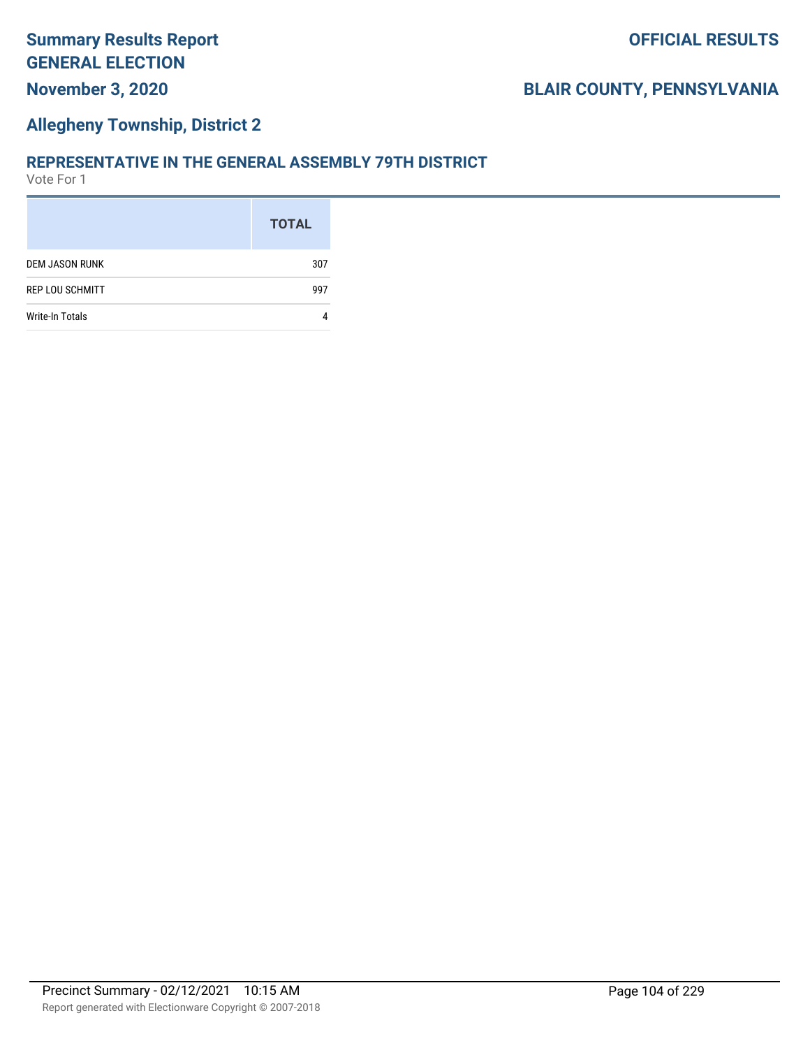## Allegheny Township, District 2

### REPRESENTATIVE IN THE GENERAL ASSEMBLY 79TH DISTRICT

Vote For 1

| | TOTAL |
|---|---|
| DEM JASON RUNK | 307 |
| REP LOU SCHMITT | 997 |
| Write-In Totals | 4 |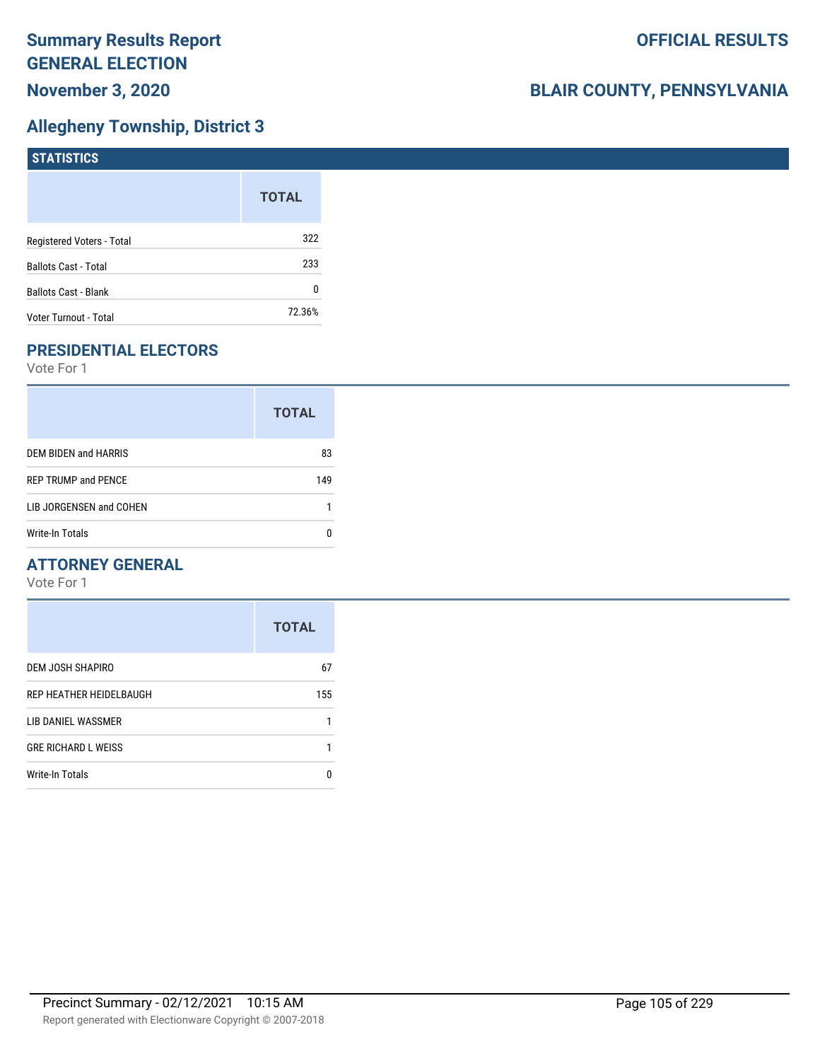# Summary Results Report
# GENERAL ELECTION
## November 3, 2020

**OFFICIAL RESULTS**

**BLAIR COUNTY, PENNSYLVANIA**

## Allegheny Township, District 3

### STATISTICS

| | TOTAL |
|---|---|
| Registered Voters - Total | 322 |
| Ballots Cast - Total | 233 |
| Ballots Cast - Blank | 0 |
| Voter Turnout - Total | 72.36% |

### PRESIDENTIAL ELECTORS

Vote For 1

| | TOTAL |
|---|---|
| DEM BIDEN and HARRIS | 83 |
| REP TRUMP and PENCE | 149 |
| LIB JORGENSEN and COHEN | 1 |
| Write-In Totals | 0 |

### ATTORNEY GENERAL

Vote For 1

| | TOTAL |
|---|---|
| DEM JOSH SHAPIRO | 67 |
| REP HEATHER HEIDELBAUGH | 155 |
| LIB DANIEL WASSMER | 1 |
| GRE RICHARD L WEISS | 1 |
| Write-In Totals | 0 |

Precinct Summary - 02/12/2021 10:15 AM

Report generated with Electionware Copyright © 2007-2018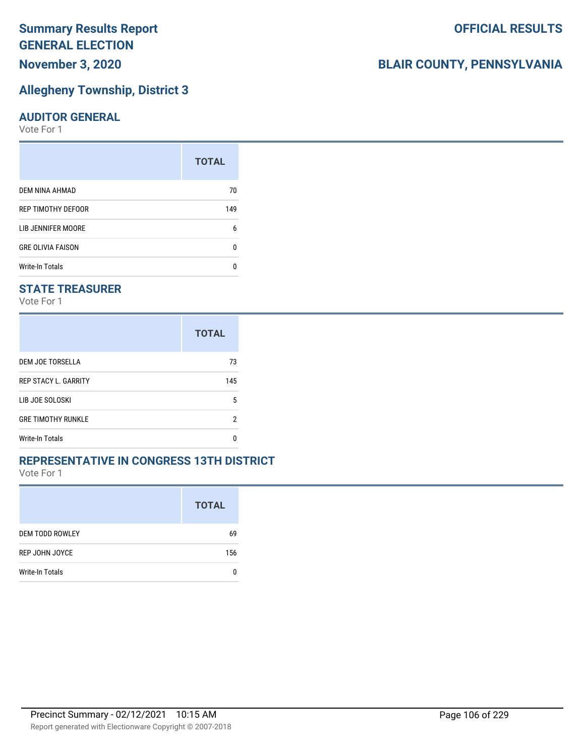# Summary Results Report GENERAL ELECTION

**November 3, 2020**

**OFFICIAL RESULTS**

**BLAIR COUNTY, PENNSYLVANIA**

## Allegheny Township, District 3

### AUDITOR GENERAL

Vote For 1

| | TOTAL |
|---|---|
| DEM NINA AHMAD | 70 |
| REP TIMOTHY DEFOOR | 149 |
| LIB JENNIFER MOORE | 6 |
| GRE OLIVIA FAISON | 0 |
| Write-In Totals | 0 |

### STATE TREASURER

Vote For 1

| | TOTAL |
|---|---|
| DEM JOE TORSELLA | 73 |
| REP STACY L. GARRITY | 145 |
| LIB JOE SOLOSKI | 5 |
| GRE TIMOTHY RUNKLE | 2 |
| Write-In Totals | 0 |

### REPRESENTATIVE IN CONGRESS 13TH DISTRICT

Vote For 1

| | TOTAL |
|---|---|
| DEM TODD ROWLEY | 69 |
| REP JOHN JOYCE | 156 |
| Write-In Totals | 0 |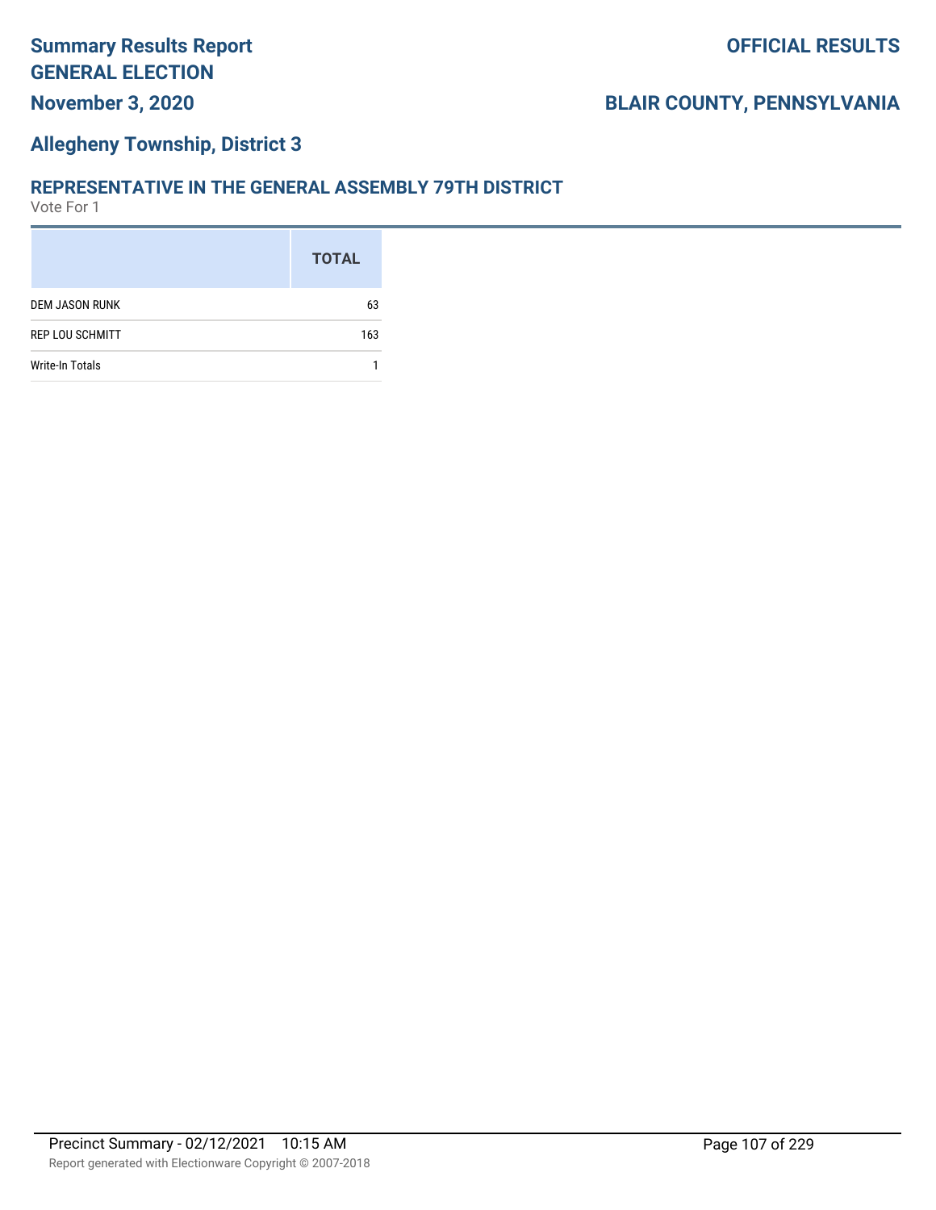# Summary Results Report GENERAL ELECTION

**OFFICIAL RESULTS**

**November 3, 2020**

**BLAIR COUNTY, PENNSYLVANIA**

## Allegheny Township, District 3

### REPRESENTATIVE IN THE GENERAL ASSEMBLY 79TH DISTRICT

Vote For 1

| | TOTAL |
|---|---|
| DEM JASON RUNK | 63 |
| REP LOU SCHMITT | 163 |
| Write-In Totals | 1 |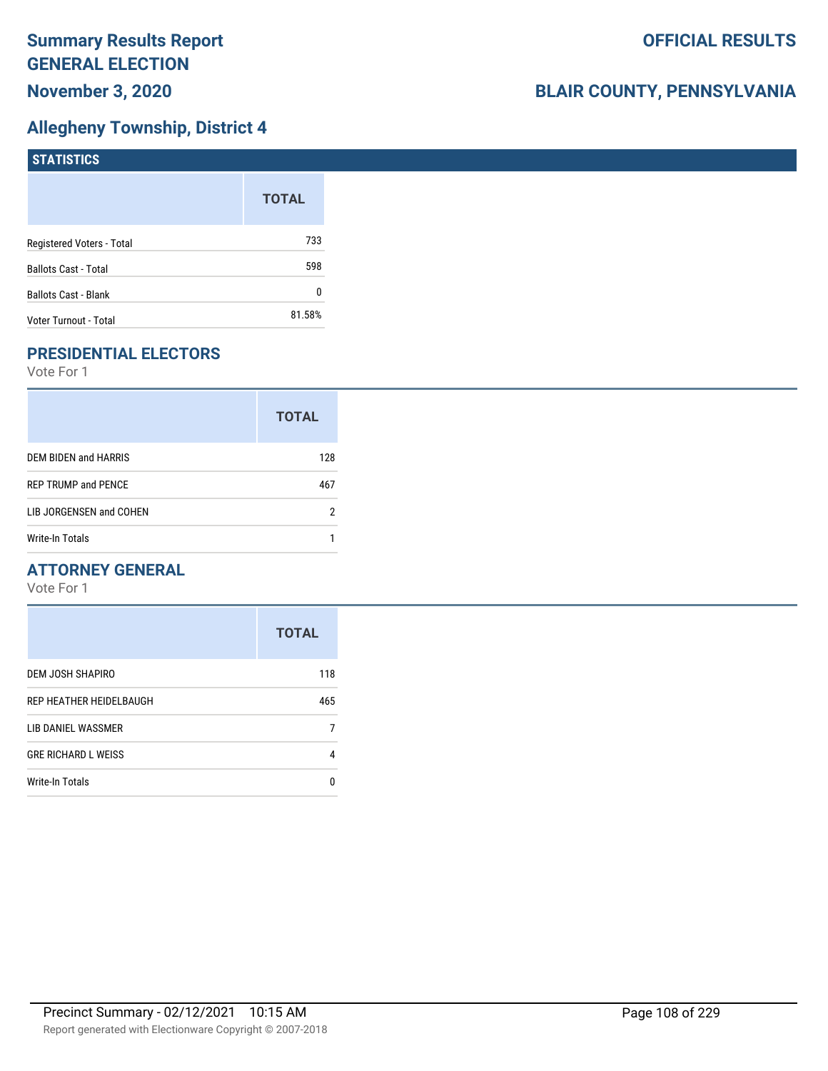# Summary Results Report
# GENERAL ELECTION
# November 3, 2020

**OFFICIAL RESULTS**

**BLAIR COUNTY, PENNSYLVANIA**

## Allegheny Township, District 4

### STATISTICS

| | TOTAL |
|---|---|
| Registered Voters - Total | 733 |
| Ballots Cast - Total | 598 |
| Ballots Cast - Blank | 0 |
| Voter Turnout - Total | 81.58% |

### PRESIDENTIAL ELECTORS

Vote For 1

| | TOTAL |
|---|---|
| DEM BIDEN and HARRIS | 128 |
| REP TRUMP and PENCE | 467 |
| LIB JORGENSEN and COHEN | 2 |
| Write-In Totals | 1 |

### ATTORNEY GENERAL

Vote For 1

| | TOTAL |
|---|---|
| DEM JOSH SHAPIRO | 118 |
| REP HEATHER HEIDELBAUGH | 465 |
| LIB DANIEL WASSMER | 7 |
| GRE RICHARD L WEISS | 4 |
| Write-In Totals | 0 |

Precinct Summary - 02/12/2021 10:15 AM

Report generated with Electionware Copyright © 2007-2018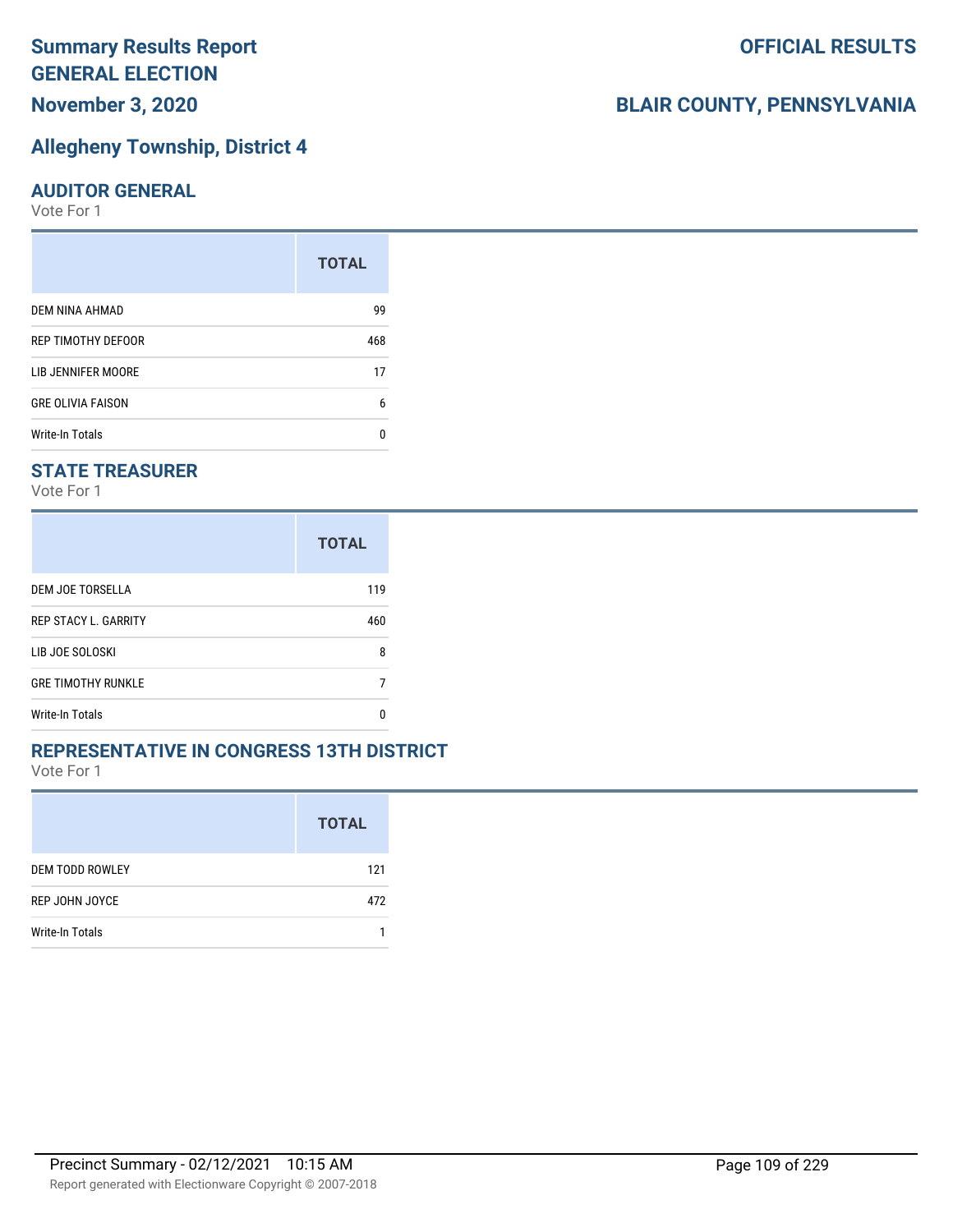# Summary Results Report
# GENERAL ELECTION
**November 3, 2020**

**OFFICIAL RESULTS**

**BLAIR COUNTY, PENNSYLVANIA**

## Allegheny Township, District 4

### AUDITOR GENERAL

Vote For 1

| | TOTAL |
|---|---|
| DEM NINA AHMAD | 99 |
| REP TIMOTHY DEFOOR | 468 |
| LIB JENNIFER MOORE | 17 |
| GRE OLIVIA FAISON | 6 |
| Write-In Totals | 0 |

### STATE TREASURER

Vote For 1

| | TOTAL |
|---|---|
| DEM JOE TORSELLA | 119 |
| REP STACY L. GARRITY | 460 |
| LIB JOE SOLOSKI | 8 |
| GRE TIMOTHY RUNKLE | 7 |
| Write-In Totals | 0 |

### REPRESENTATIVE IN CONGRESS 13TH DISTRICT

Vote For 1

| | TOTAL |
|---|---|
| DEM TODD ROWLEY | 121 |
| REP JOHN JOYCE | 472 |
| Write-In Totals | 1 |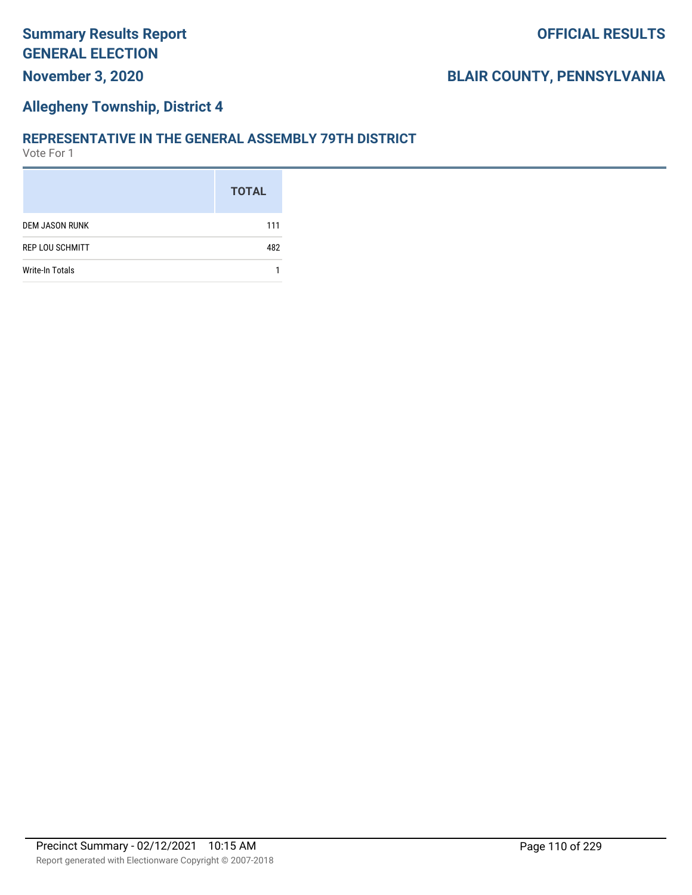## Allegheny Township, District 4

### REPRESENTATIVE IN THE GENERAL ASSEMBLY 79TH DISTRICT

Vote For 1

| | TOTAL |
|---|---|
| DEM JASON RUNK | 111 |
| REP LOU SCHMITT | 482 |
| Write-In Totals | 1 |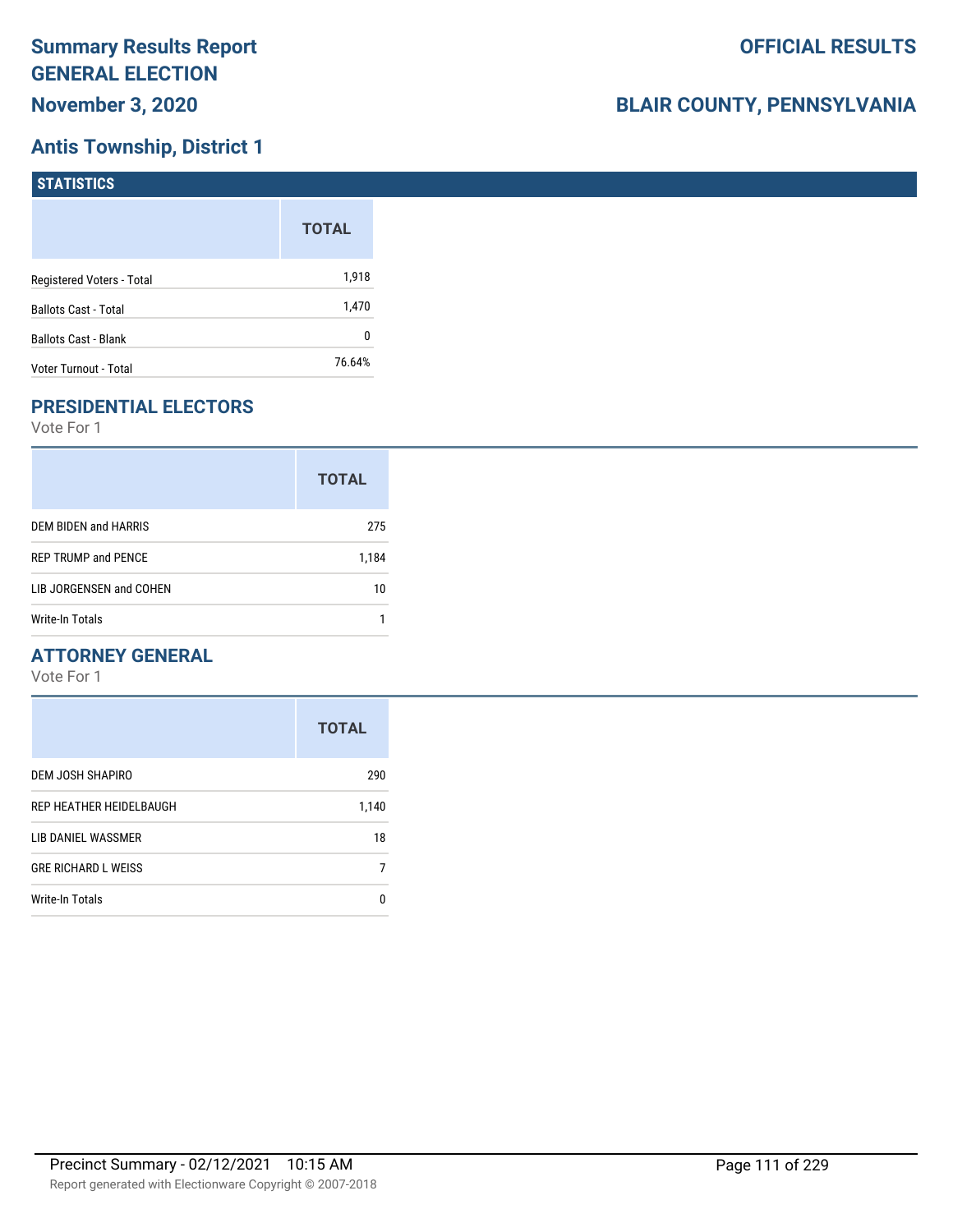# Summary Results Report
# GENERAL ELECTION
## November 3, 2020

**OFFICIAL RESULTS**

**BLAIR COUNTY, PENNSYLVANIA**

## Antis Township, District 1

### STATISTICS

| | TOTAL |
|---|---|
| Registered Voters - Total | 1,918 |
| Ballots Cast - Total | 1,470 |
| Ballots Cast - Blank | 0 |
| Voter Turnout - Total | 76.64% |

### PRESIDENTIAL ELECTORS

Vote For 1

| | TOTAL |
|---|---|
| DEM BIDEN and HARRIS | 275 |
| REP TRUMP and PENCE | 1,184 |
| LIB JORGENSEN and COHEN | 10 |
| Write-In Totals | 1 |

### ATTORNEY GENERAL

Vote For 1

| | TOTAL |
|---|---|
| DEM JOSH SHAPIRO | 290 |
| REP HEATHER HEIDELBAUGH | 1,140 |
| LIB DANIEL WASSMER | 18 |
| GRE RICHARD L WEISS | 7 |
| Write-In Totals | 0 |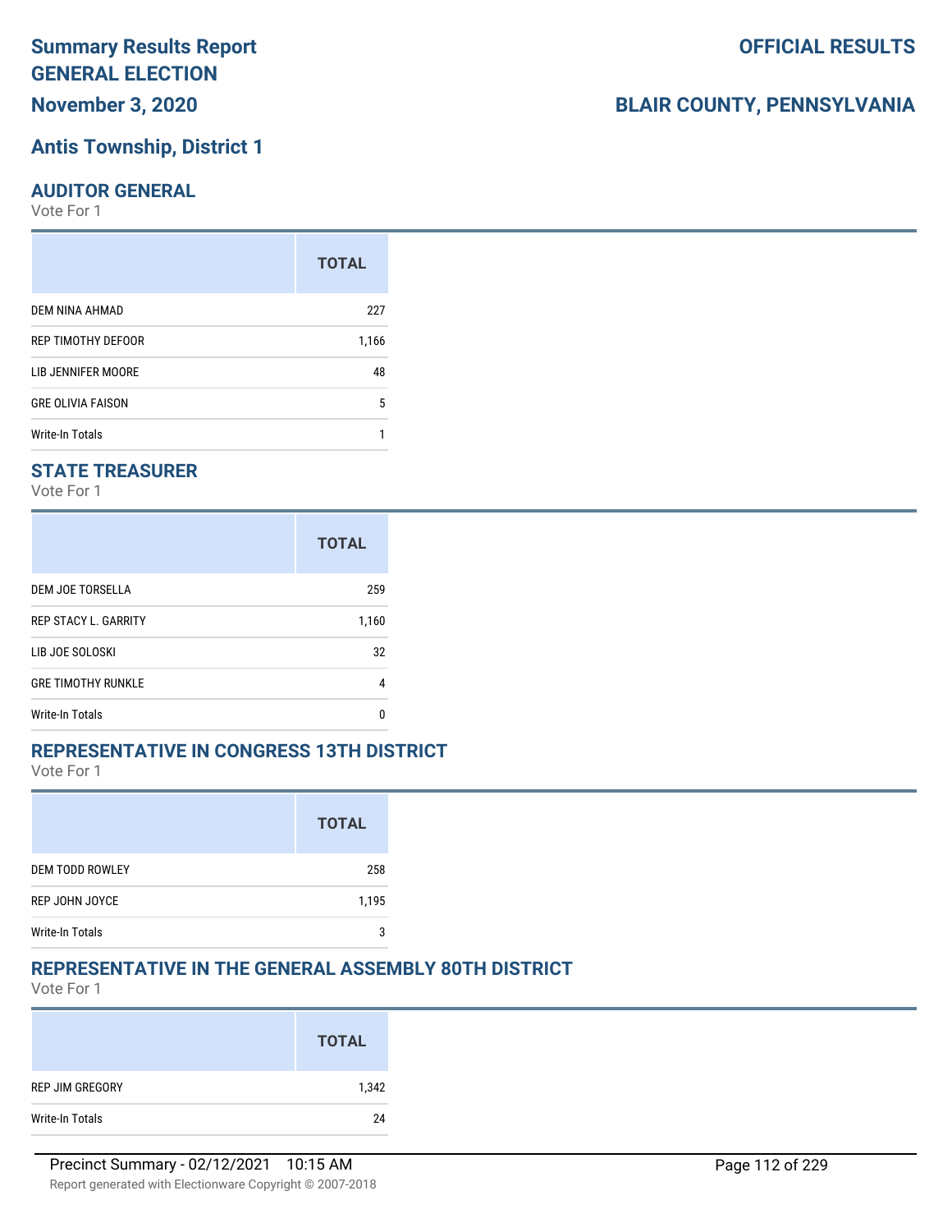# Summary Results Report
# GENERAL ELECTION
## November 3, 2020

# OFFICIAL RESULTS
## BLAIR COUNTY, PENNSYLVANIA

## Antis Township, District 1

### AUDITOR GENERAL

Vote For 1

| | TOTAL |
|---|---|
| DEM NINA AHMAD | 227 |
| REP TIMOTHY DEFOOR | 1,166 |
| LIB JENNIFER MOORE | 48 |
| GRE OLIVIA FAISON | 5 |
| Write-In Totals | 1 |

### STATE TREASURER

Vote For 1

| | TOTAL |
|---|---|
| DEM JOE TORSELLA | 259 |
| REP STACY L. GARRITY | 1,160 |
| LIB JOE SOLOSKI | 32 |
| GRE TIMOTHY RUNKLE | 4 |
| Write-In Totals | 0 |

### REPRESENTATIVE IN CONGRESS 13TH DISTRICT

Vote For 1

| | TOTAL |
|---|---|
| DEM TODD ROWLEY | 258 |
| REP JOHN JOYCE | 1,195 |
| Write-In Totals | 3 |

### REPRESENTATIVE IN THE GENERAL ASSEMBLY 80TH DISTRICT

Vote For 1

| | TOTAL |
|---|---|
| REP JIM GREGORY | 1,342 |
| Write-In Totals | 24 |

Precinct Summary - 02/12/2021 10:15 AM

Report generated with Electionware Copyright © 2007-2018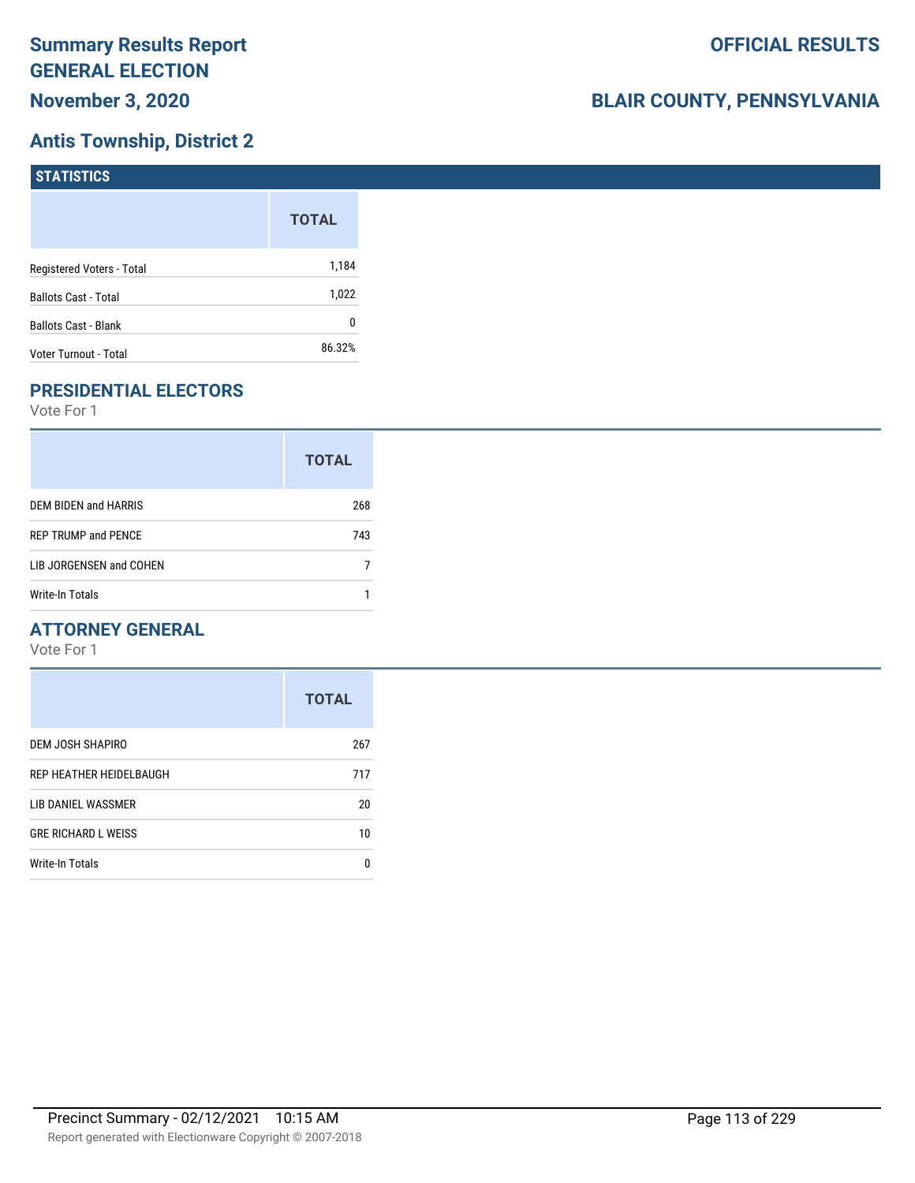# Summary Results Report
## GENERAL ELECTION
## November 3, 2020

**OFFICIAL RESULTS**

**BLAIR COUNTY, PENNSYLVANIA**

## Antis Township, District 2

### STATISTICS

| | TOTAL |
|---|---|
| Registered Voters - Total | 1,184 |
| Ballots Cast - Total | 1,022 |
| Ballots Cast - Blank | 0 |
| Voter Turnout - Total | 86.32% |

### PRESIDENTIAL ELECTORS

Vote For 1

| | TOTAL |
|---|---|
| DEM BIDEN and HARRIS | 268 |
| REP TRUMP and PENCE | 743 |
| LIB JORGENSEN and COHEN | 7 |
| Write-In Totals | 1 |

### ATTORNEY GENERAL

Vote For 1

| | TOTAL |
|---|---|
| DEM JOSH SHAPIRO | 267 |
| REP HEATHER HEIDELBAUGH | 717 |
| LIB DANIEL WASSMER | 20 |
| GRE RICHARD L WEISS | 10 |
| Write-In Totals | 0 |

Precinct Summary - 02/12/2021 10:15 AM

Report generated with Electionware Copyright © 2007-2018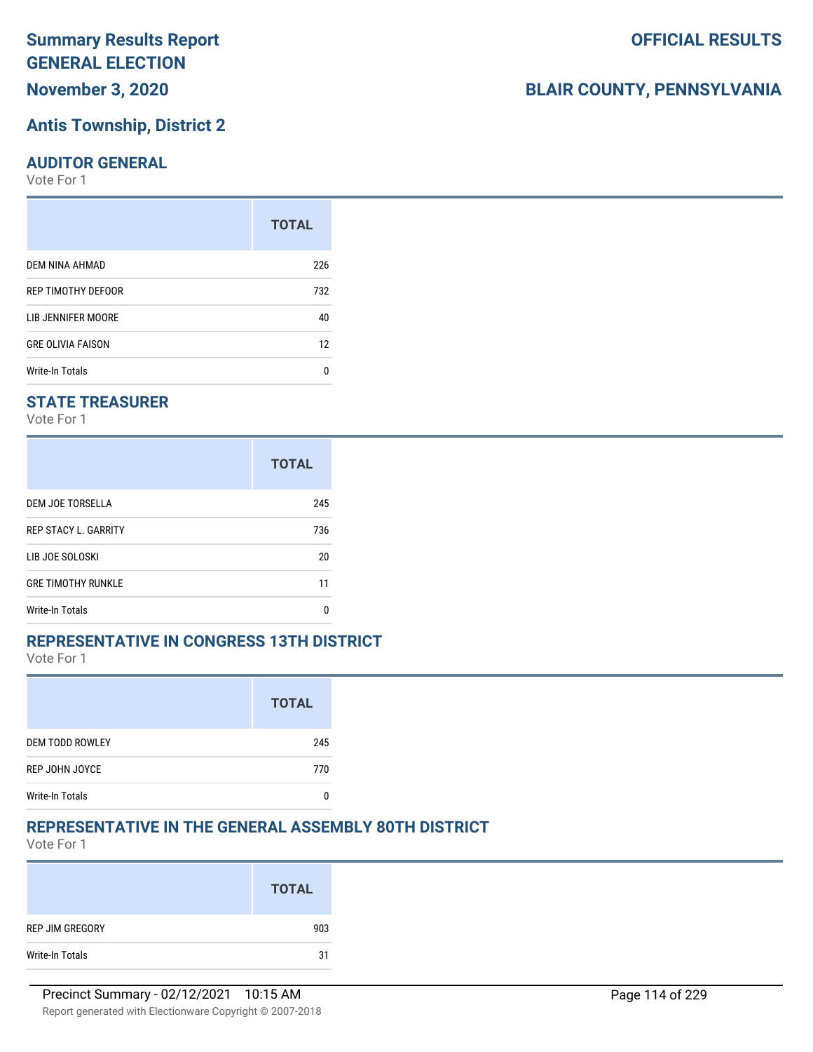# Summary Results Report GENERAL ELECTION

**OFFICIAL RESULTS**

**November 3, 2020**

**BLAIR COUNTY, PENNSYLVANIA**

## Antis Township, District 2

### AUDITOR GENERAL

Vote For 1

| | TOTAL |
|---|---|
| DEM NINA AHMAD | 226 |
| REP TIMOTHY DEFOOR | 732 |
| LIB JENNIFER MOORE | 40 |
| GRE OLIVIA FAISON | 12 |
| Write-In Totals | 0 |

### STATE TREASURER

Vote For 1

| | TOTAL |
|---|---|
| DEM JOE TORSELLA | 245 |
| REP STACY L. GARRITY | 736 |
| LIB JOE SOLOSKI | 20 |
| GRE TIMOTHY RUNKLE | 11 |
| Write-In Totals | 0 |

### REPRESENTATIVE IN CONGRESS 13TH DISTRICT

Vote For 1

| | TOTAL |
|---|---|
| DEM TODD ROWLEY | 245 |
| REP JOHN JOYCE | 770 |
| Write-In Totals | 0 |

### REPRESENTATIVE IN THE GENERAL ASSEMBLY 80TH DISTRICT

Vote For 1

| | TOTAL |
|---|---|
| REP JIM GREGORY | 903 |
| Write-In Totals | 31 |

Precinct Summary - 02/12/2021 10:15 AM

Report generated with Electionware Copyright © 2007-2018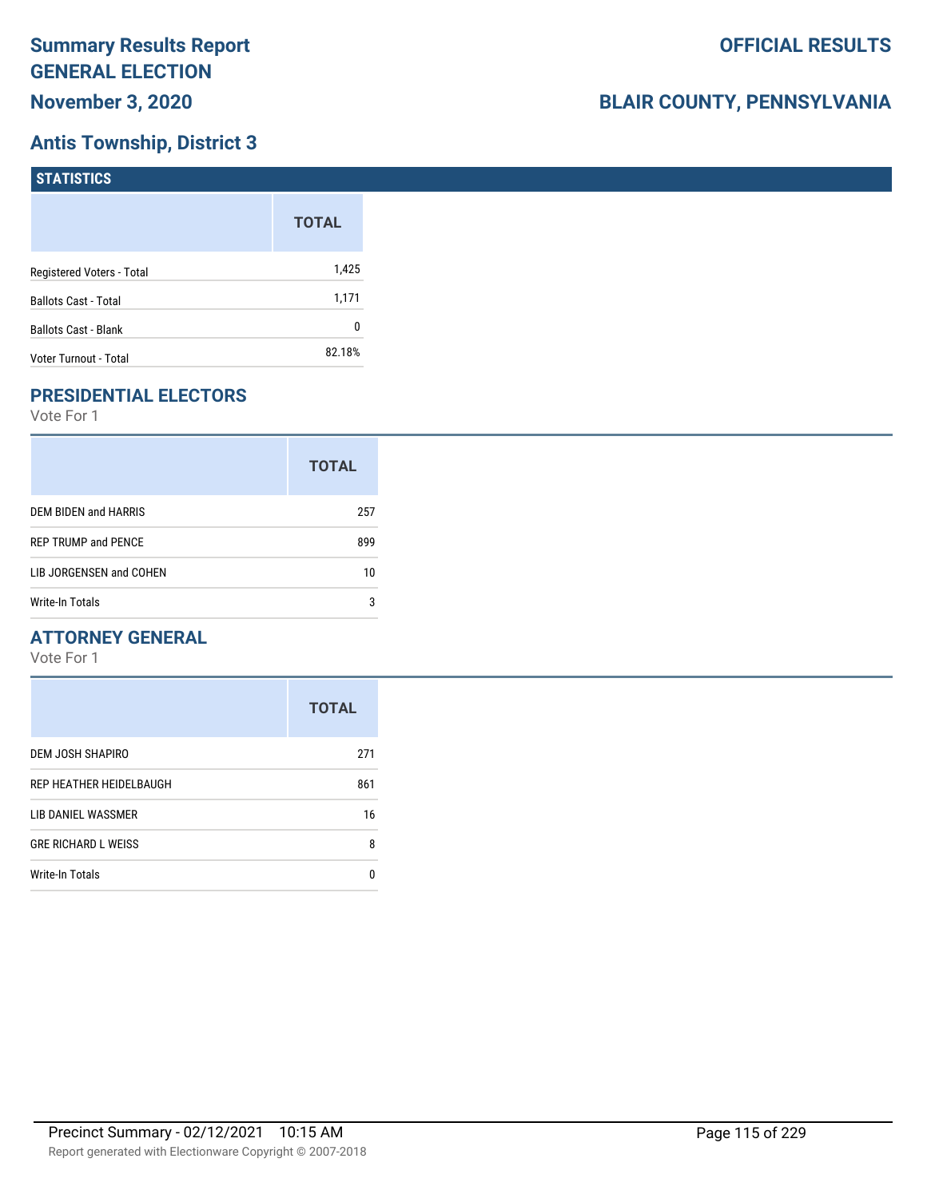# Summary Results Report
# GENERAL ELECTION
## November 3, 2020

## OFFICIAL RESULTS

## BLAIR COUNTY, PENNSYLVANIA

## Antis Township, District 3

### STATISTICS

| | TOTAL |
|---|---|
| Registered Voters - Total | 1,425 |
| Ballots Cast - Total | 1,171 |
| Ballots Cast - Blank | 0 |
| Voter Turnout - Total | 82.18% |

### PRESIDENTIAL ELECTORS

Vote For 1

| | TOTAL |
|---|---|
| DEM BIDEN and HARRIS | 257 |
| REP TRUMP and PENCE | 899 |
| LIB JORGENSEN and COHEN | 10 |
| Write-In Totals | 3 |

### ATTORNEY GENERAL

Vote For 1

| | TOTAL |
|---|---|
| DEM JOSH SHAPIRO | 271 |
| REP HEATHER HEIDELBAUGH | 861 |
| LIB DANIEL WASSMER | 16 |
| GRE RICHARD L WEISS | 8 |
| Write-In Totals | 0 |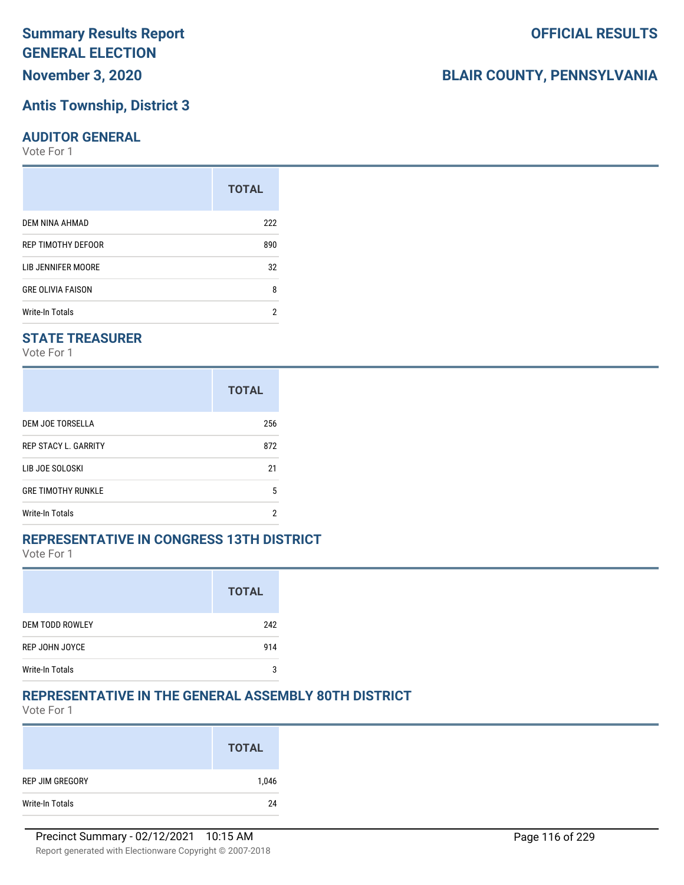# Summary Results Report
# GENERAL ELECTION

**OFFICIAL RESULTS**

**November 3, 2020**

**BLAIR COUNTY, PENNSYLVANIA**

## Antis Township, District 3

### AUDITOR GENERAL

Vote For 1

| | TOTAL |
|---|---|
| DEM NINA AHMAD | 222 |
| REP TIMOTHY DEFOOR | 890 |
| LIB JENNIFER MOORE | 32 |
| GRE OLIVIA FAISON | 8 |
| Write-In Totals | 2 |

### STATE TREASURER

Vote For 1

| | TOTAL |
|---|---|
| DEM JOE TORSELLA | 256 |
| REP STACY L. GARRITY | 872 |
| LIB JOE SOLOSKI | 21 |
| GRE TIMOTHY RUNKLE | 5 |
| Write-In Totals | 2 |

### REPRESENTATIVE IN CONGRESS 13TH DISTRICT

Vote For 1

| | TOTAL |
|---|---|
| DEM TODD ROWLEY | 242 |
| REP JOHN JOYCE | 914 |
| Write-In Totals | 3 |

### REPRESENTATIVE IN THE GENERAL ASSEMBLY 80TH DISTRICT

Vote For 1

| | TOTAL |
|---|---|
| REP JIM GREGORY | 1,046 |
| Write-In Totals | 24 |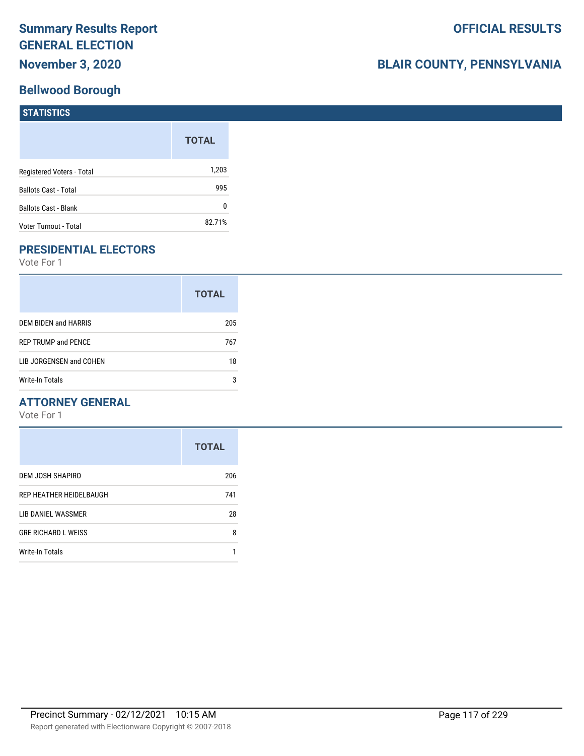# Summary Results Report

## GENERAL ELECTION

## November 3, 2020

## OFFICIAL RESULTS

## BLAIR COUNTY, PENNSYLVANIA

## Bellwood Borough

### STATISTICS

| | TOTAL |
|---|---|
| Registered Voters - Total | 1,203 |
| Ballots Cast - Total | 995 |
| Ballots Cast - Blank | 0 |
| Voter Turnout - Total | 82.71% |

### PRESIDENTIAL ELECTORS

Vote For 1

| | TOTAL |
|---|---|
| DEM BIDEN and HARRIS | 205 |
| REP TRUMP and PENCE | 767 |
| LIB JORGENSEN and COHEN | 18 |
| Write-In Totals | 3 |

### ATTORNEY GENERAL

Vote For 1

| | TOTAL |
|---|---|
| DEM JOSH SHAPIRO | 206 |
| REP HEATHER HEIDELBAUGH | 741 |
| LIB DANIEL WASSMER | 28 |
| GRE RICHARD L WEISS | 8 |
| Write-In Totals | 1 |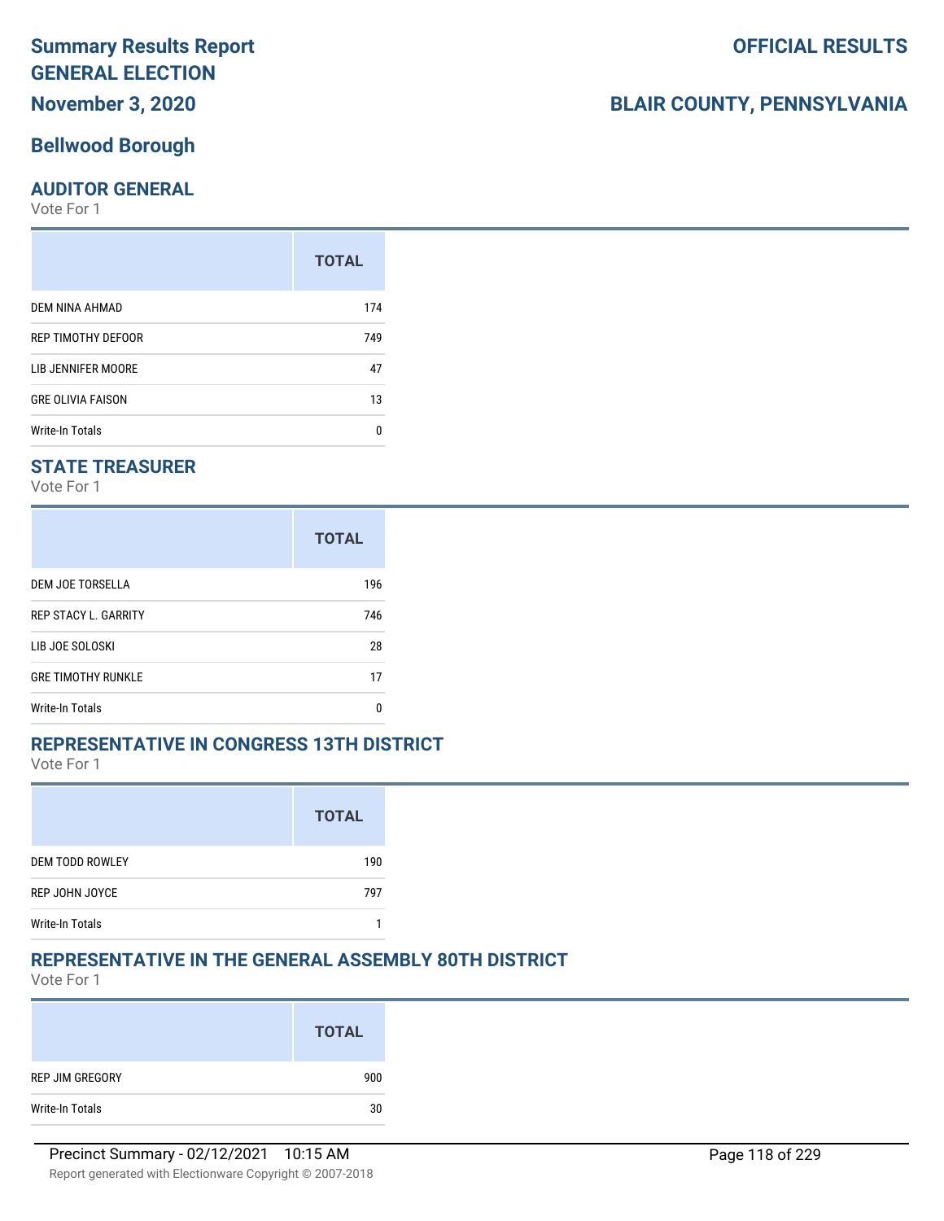# Summary Results Report GENERAL ELECTION

**OFFICIAL RESULTS**

**November 3, 2020**

**BLAIR COUNTY, PENNSYLVANIA**

## Bellwood Borough

### AUDITOR GENERAL

Vote For 1

| | TOTAL |
|---|---|
| DEM NINA AHMAD | 174 |
| REP TIMOTHY DEFOOR | 749 |
| LIB JENNIFER MOORE | 47 |
| GRE OLIVIA FAISON | 13 |
| Write-In Totals | 0 |

### STATE TREASURER

Vote For 1

| | TOTAL |
|---|---|
| DEM JOE TORSELLA | 196 |
| REP STACY L. GARRITY | 746 |
| LIB JOE SOLOSKI | 28 |
| GRE TIMOTHY RUNKLE | 17 |
| Write-In Totals | 0 |

### REPRESENTATIVE IN CONGRESS 13TH DISTRICT

Vote For 1

| | TOTAL |
|---|---|
| DEM TODD ROWLEY | 190 |
| REP JOHN JOYCE | 797 |
| Write-In Totals | 1 |

### REPRESENTATIVE IN THE GENERAL ASSEMBLY 80TH DISTRICT

Vote For 1

| | TOTAL |
|---|---|
| REP JIM GREGORY | 900 |
| Write-In Totals | 30 |

Precinct Summary - 02/12/2021 10:15 AM

Report generated with Electionware Copyright © 2007-2018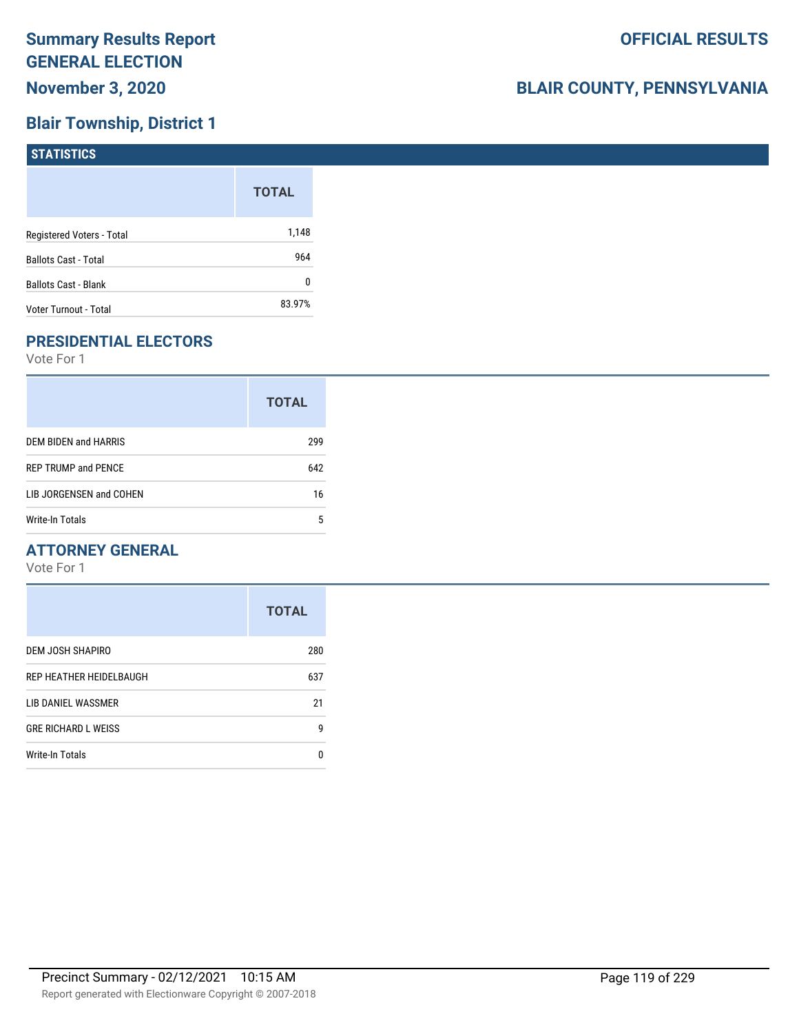# Summary Results Report GENERAL ELECTION

**November 3, 2020**

**OFFICIAL RESULTS**

**BLAIR COUNTY, PENNSYLVANIA**

## Blair Township, District 1

### STATISTICS

| | TOTAL |
|---|---|
| Registered Voters - Total | 1,148 |
| Ballots Cast - Total | 964 |
| Ballots Cast - Blank | 0 |
| Voter Turnout - Total | 83.97% |

### PRESIDENTIAL ELECTORS

Vote For 1

| | TOTAL |
|---|---|
| DEM BIDEN and HARRIS | 299 |
| REP TRUMP and PENCE | 642 |
| LIB JORGENSEN and COHEN | 16 |
| Write-In Totals | 5 |

### ATTORNEY GENERAL

Vote For 1

| | TOTAL |
|---|---|
| DEM JOSH SHAPIRO | 280 |
| REP HEATHER HEIDELBAUGH | 637 |
| LIB DANIEL WASSMER | 21 |
| GRE RICHARD L WEISS | 9 |
| Write-In Totals | 0 |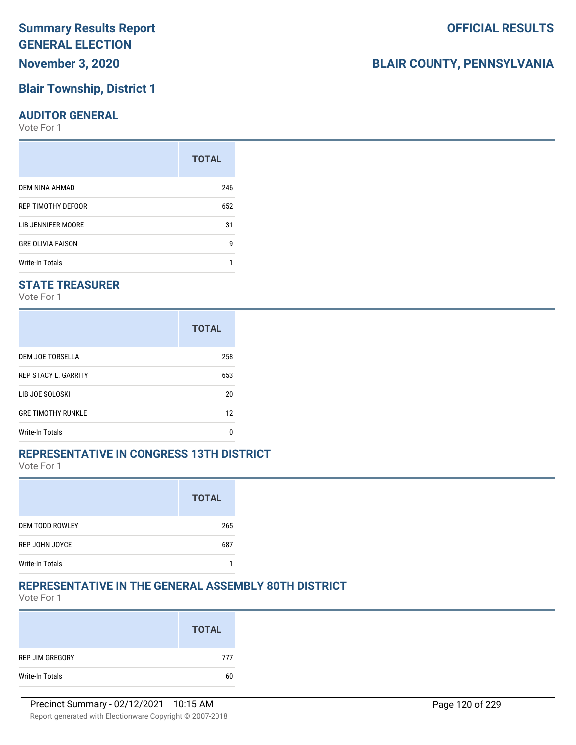# Summary Results Report
# GENERAL ELECTION
## November 3, 2020

**OFFICIAL RESULTS**

**BLAIR COUNTY, PENNSYLVANIA**

## Blair Township, District 1

### AUDITOR GENERAL
Vote For 1

| | TOTAL |
|---|---|
| DEM NINA AHMAD | 246 |
| REP TIMOTHY DEFOOR | 652 |
| LIB JENNIFER MOORE | 31 |
| GRE OLIVIA FAISON | 9 |
| Write-In Totals | 1 |

### STATE TREASURER
Vote For 1

| | TOTAL |
|---|---|
| DEM JOE TORSELLA | 258 |
| REP STACY L. GARRITY | 653 |
| LIB JOE SOLOSKI | 20 |
| GRE TIMOTHY RUNKLE | 12 |
| Write-In Totals | 0 |

### REPRESENTATIVE IN CONGRESS 13TH DISTRICT
Vote For 1

| | TOTAL |
|---|---|
| DEM TODD ROWLEY | 265 |
| REP JOHN JOYCE | 687 |
| Write-In Totals | 1 |

### REPRESENTATIVE IN THE GENERAL ASSEMBLY 80TH DISTRICT
Vote For 1

| | TOTAL |
|---|---|
| REP JIM GREGORY | 777 |
| Write-In Totals | 60 |

Precinct Summary - 02/12/2021 10:15 AM

Report generated with Electionware Copyright © 2007-2018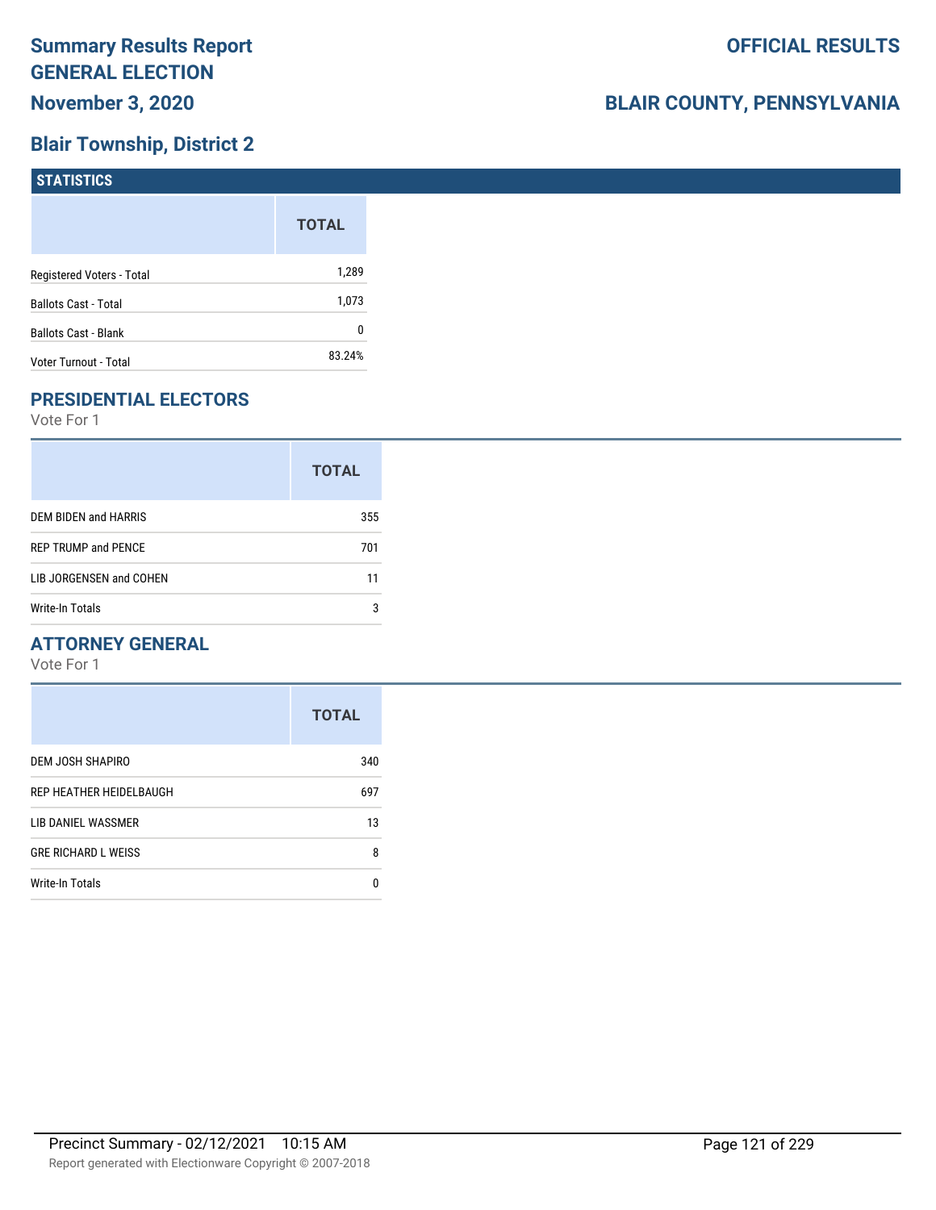# Summary Results Report GENERAL ELECTION

**November 3, 2020**

**OFFICIAL RESULTS**

**BLAIR COUNTY, PENNSYLVANIA**

## Blair Township, District 2

### STATISTICS

| | TOTAL |
|---|---|
| Registered Voters - Total | 1,289 |
| Ballots Cast - Total | 1,073 |
| Ballots Cast - Blank | 0 |
| Voter Turnout - Total | 83.24% |

## PRESIDENTIAL ELECTORS

Vote For 1

| | TOTAL |
|---|---|
| DEM BIDEN and HARRIS | 355 |
| REP TRUMP and PENCE | 701 |
| LIB JORGENSEN and COHEN | 11 |
| Write-In Totals | 3 |

## ATTORNEY GENERAL

Vote For 1

| | TOTAL |
|---|---|
| DEM JOSH SHAPIRO | 340 |
| REP HEATHER HEIDELBAUGH | 697 |
| LIB DANIEL WASSMER | 13 |
| GRE RICHARD L WEISS | 8 |
| Write-In Totals | 0 |

Precinct Summary - 02/12/2021 10:15 AM

Report generated with Electionware Copyright © 2007-2018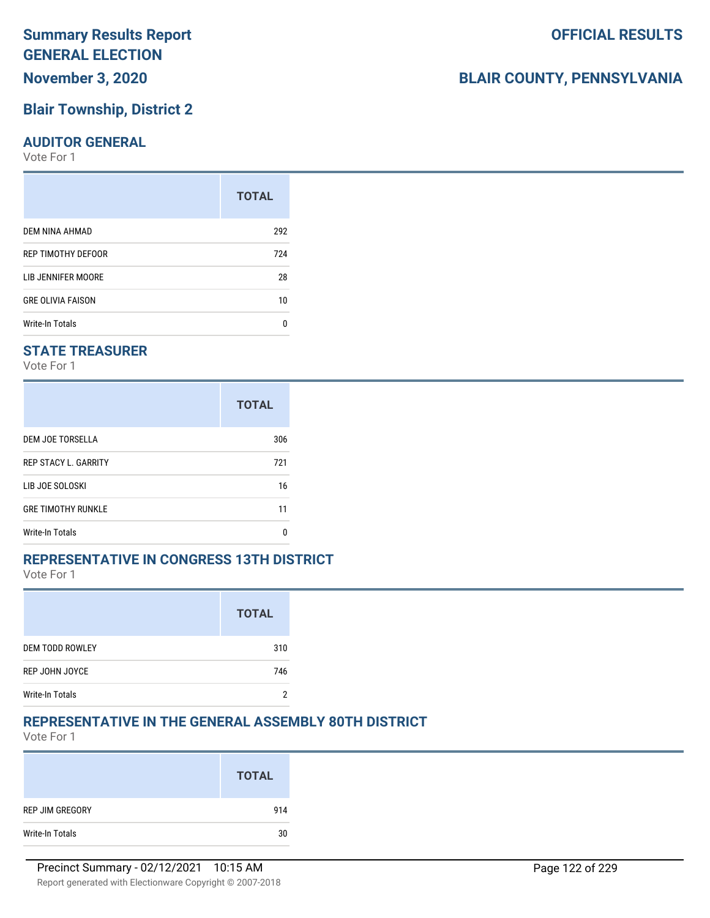# Summary Results Report GENERAL ELECTION

**OFFICIAL RESULTS**

**November 3, 2020**

**BLAIR COUNTY, PENNSYLVANIA**

## Blair Township, District 2

### AUDITOR GENERAL

Vote For 1

| | TOTAL |
|---|---|
| DEM NINA AHMAD | 292 |
| REP TIMOTHY DEFOOR | 724 |
| LIB JENNIFER MOORE | 28 |
| GRE OLIVIA FAISON | 10 |
| Write-In Totals | 0 |

### STATE TREASURER

Vote For 1

| | TOTAL |
|---|---|
| DEM JOE TORSELLA | 306 |
| REP STACY L. GARRITY | 721 |
| LIB JOE SOLOSKI | 16 |
| GRE TIMOTHY RUNKLE | 11 |
| Write-In Totals | 0 |

### REPRESENTATIVE IN CONGRESS 13TH DISTRICT

Vote For 1

| | TOTAL |
|---|---|
| DEM TODD ROWLEY | 310 |
| REP JOHN JOYCE | 746 |
| Write-In Totals | 2 |

### REPRESENTATIVE IN THE GENERAL ASSEMBLY 80TH DISTRICT

Vote For 1

| | TOTAL |
|---|---|
| REP JIM GREGORY | 914 |
| Write-In Totals | 30 |

Precinct Summary - 02/12/2021 10:15 AM

Report generated with Electionware Copyright © 2007-2018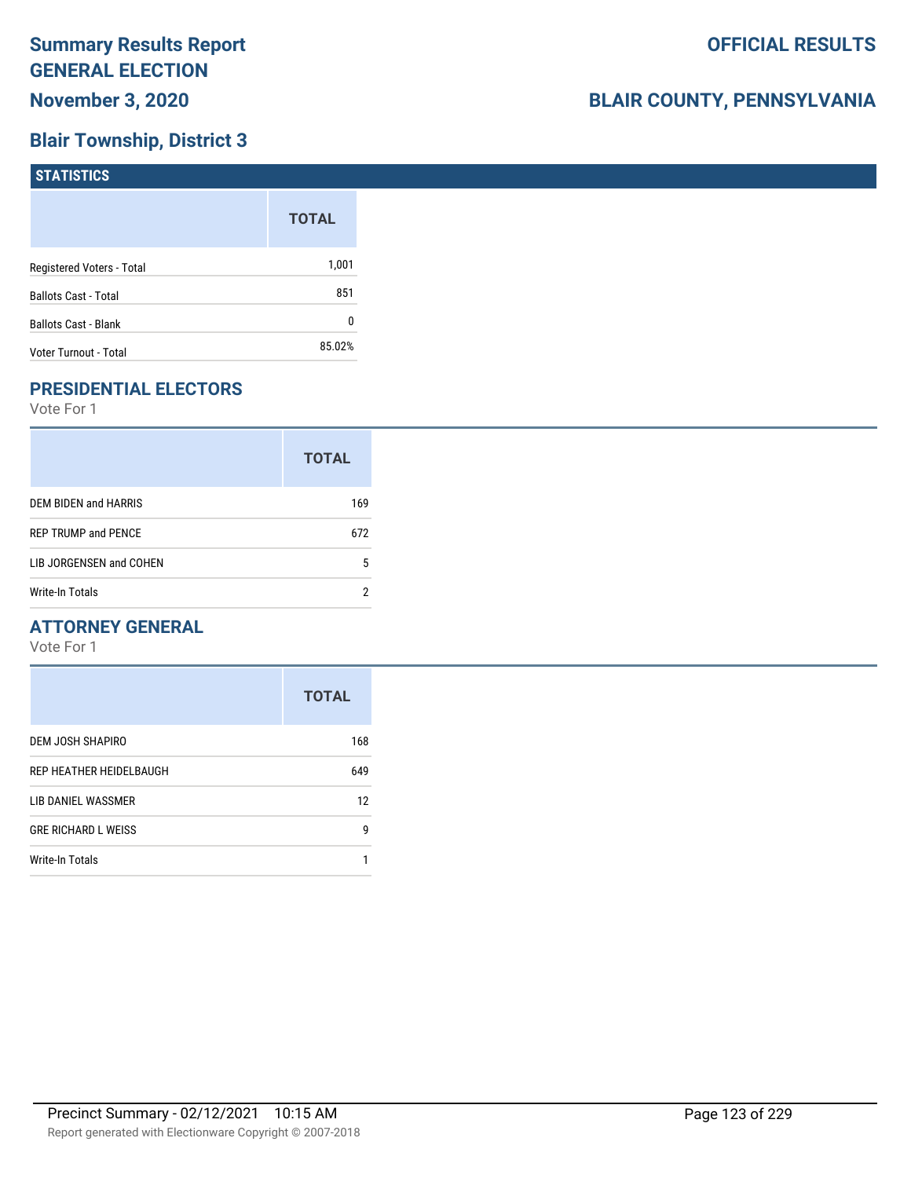# Summary Results Report GENERAL ELECTION

**November 3, 2020**

**OFFICIAL RESULTS**

**BLAIR COUNTY, PENNSYLVANIA**

## Blair Township, District 3

### STATISTICS

| | TOTAL |
|---|---|
| Registered Voters - Total | 1,001 |
| Ballots Cast - Total | 851 |
| Ballots Cast - Blank | 0 |
| Voter Turnout - Total | 85.02% |

### PRESIDENTIAL ELECTORS

Vote For 1

| | TOTAL |
|---|---|
| DEM BIDEN and HARRIS | 169 |
| REP TRUMP and PENCE | 672 |
| LIB JORGENSEN and COHEN | 5 |
| Write-In Totals | 2 |

### ATTORNEY GENERAL

Vote For 1

| | TOTAL |
|---|---|
| DEM JOSH SHAPIRO | 168 |
| REP HEATHER HEIDELBAUGH | 649 |
| LIB DANIEL WASSMER | 12 |
| GRE RICHARD L WEISS | 9 |
| Write-In Totals | 1 |

Precinct Summary - 02/12/2021 10:15 AM

Report generated with Electionware Copyright © 2007-2018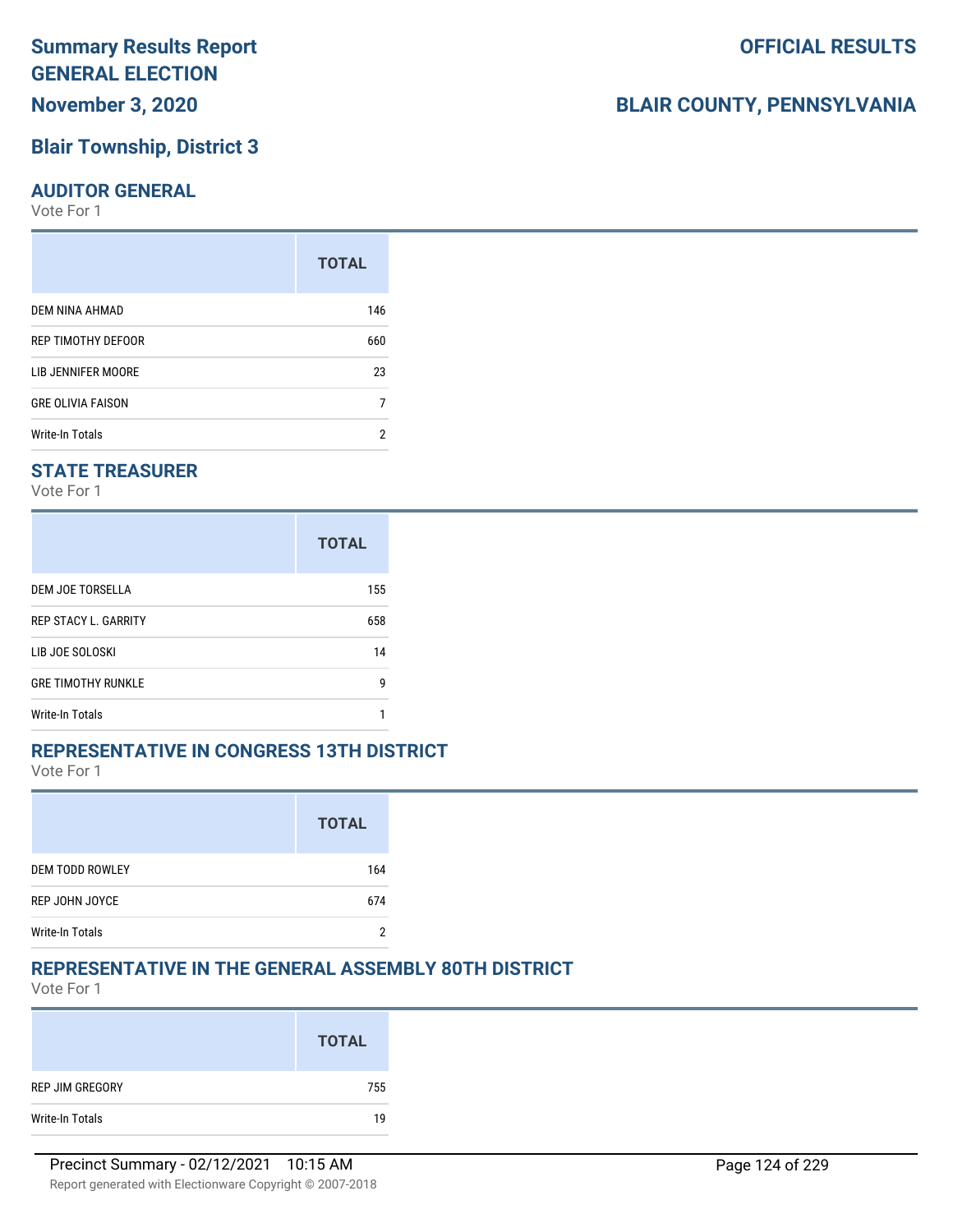# Summary Results Report

## GENERAL ELECTION

**November 3, 2020**

**OFFICIAL RESULTS**

**BLAIR COUNTY, PENNSYLVANIA**

## Blair Township, District 3

### AUDITOR GENERAL

Vote For 1

| | TOTAL |
|---|---|
| DEM NINA AHMAD | 146 |
| REP TIMOTHY DEFOOR | 660 |
| LIB JENNIFER MOORE | 23 |
| GRE OLIVIA FAISON | 7 |
| Write-In Totals | 2 |

### STATE TREASURER

Vote For 1

| | TOTAL |
|---|---|
| DEM JOE TORSELLA | 155 |
| REP STACY L. GARRITY | 658 |
| LIB JOE SOLOSKI | 14 |
| GRE TIMOTHY RUNKLE | 9 |
| Write-In Totals | 1 |

### REPRESENTATIVE IN CONGRESS 13TH DISTRICT

Vote For 1

| | TOTAL |
|---|---|
| DEM TODD ROWLEY | 164 |
| REP JOHN JOYCE | 674 |
| Write-In Totals | 2 |

### REPRESENTATIVE IN THE GENERAL ASSEMBLY 80TH DISTRICT

Vote For 1

| | TOTAL |
|---|---|
| REP JIM GREGORY | 755 |
| Write-In Totals | 19 |

Precinct Summary - 02/12/2021 10:15 AM

Report generated with Electionware Copyright © 2007-2018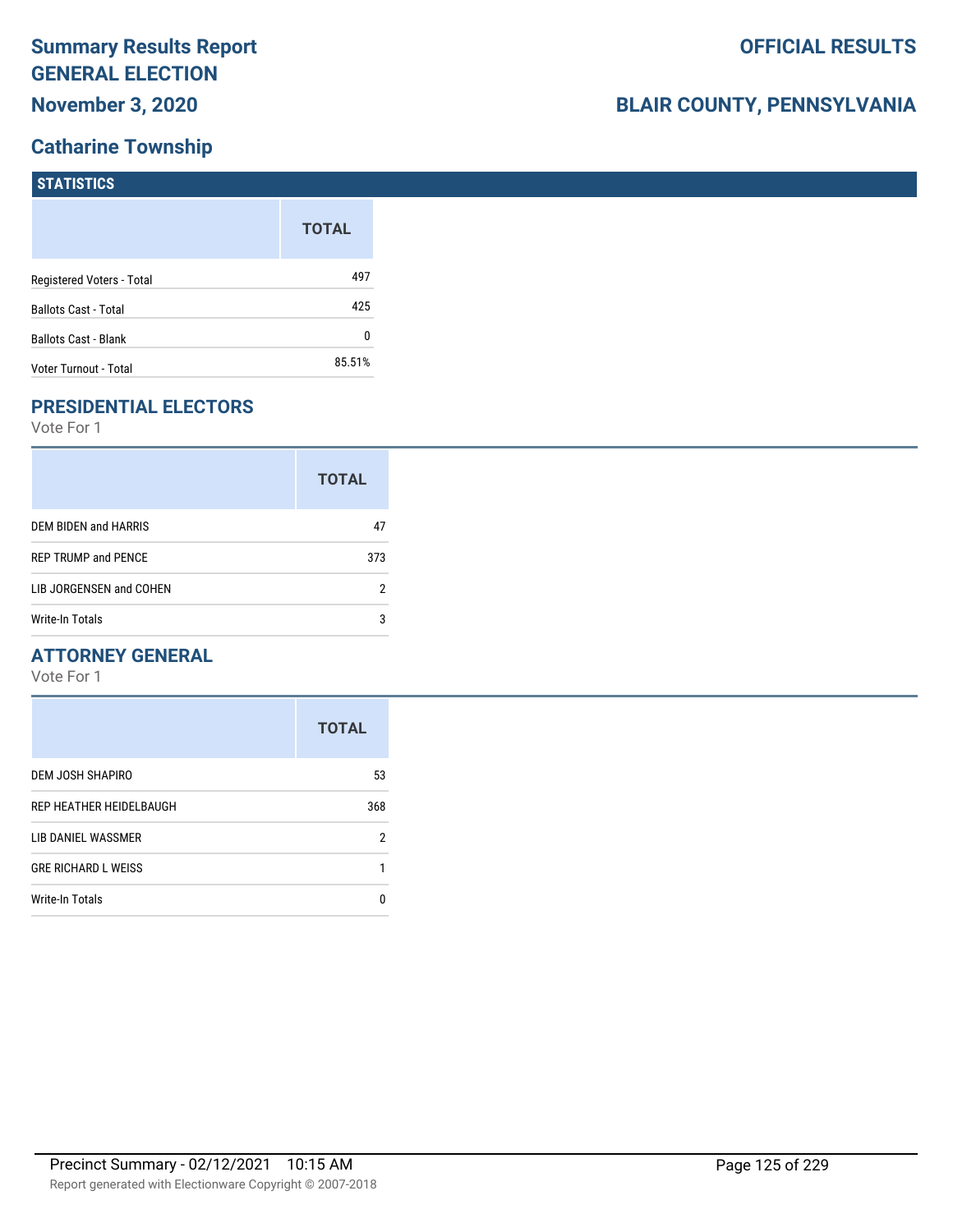# Summary Results Report
# GENERAL ELECTION
## November 3, 2020

**OFFICIAL RESULTS**

**BLAIR COUNTY, PENNSYLVANIA**

## Catharine Township

### STATISTICS

| | TOTAL |
|---|---|
| Registered Voters - Total | 497 |
| Ballots Cast - Total | 425 |
| Ballots Cast - Blank | 0 |
| Voter Turnout - Total | 85.51% |

### PRESIDENTIAL ELECTORS

Vote For 1

| | TOTAL |
|---|---|
| DEM BIDEN and HARRIS | 47 |
| REP TRUMP and PENCE | 373 |
| LIB JORGENSEN and COHEN | 2 |
| Write-In Totals | 3 |

### ATTORNEY GENERAL

Vote For 1

| | TOTAL |
|---|---|
| DEM JOSH SHAPIRO | 53 |
| REP HEATHER HEIDELBAUGH | 368 |
| LIB DANIEL WASSMER | 2 |
| GRE RICHARD L WEISS | 1 |
| Write-In Totals | 0 |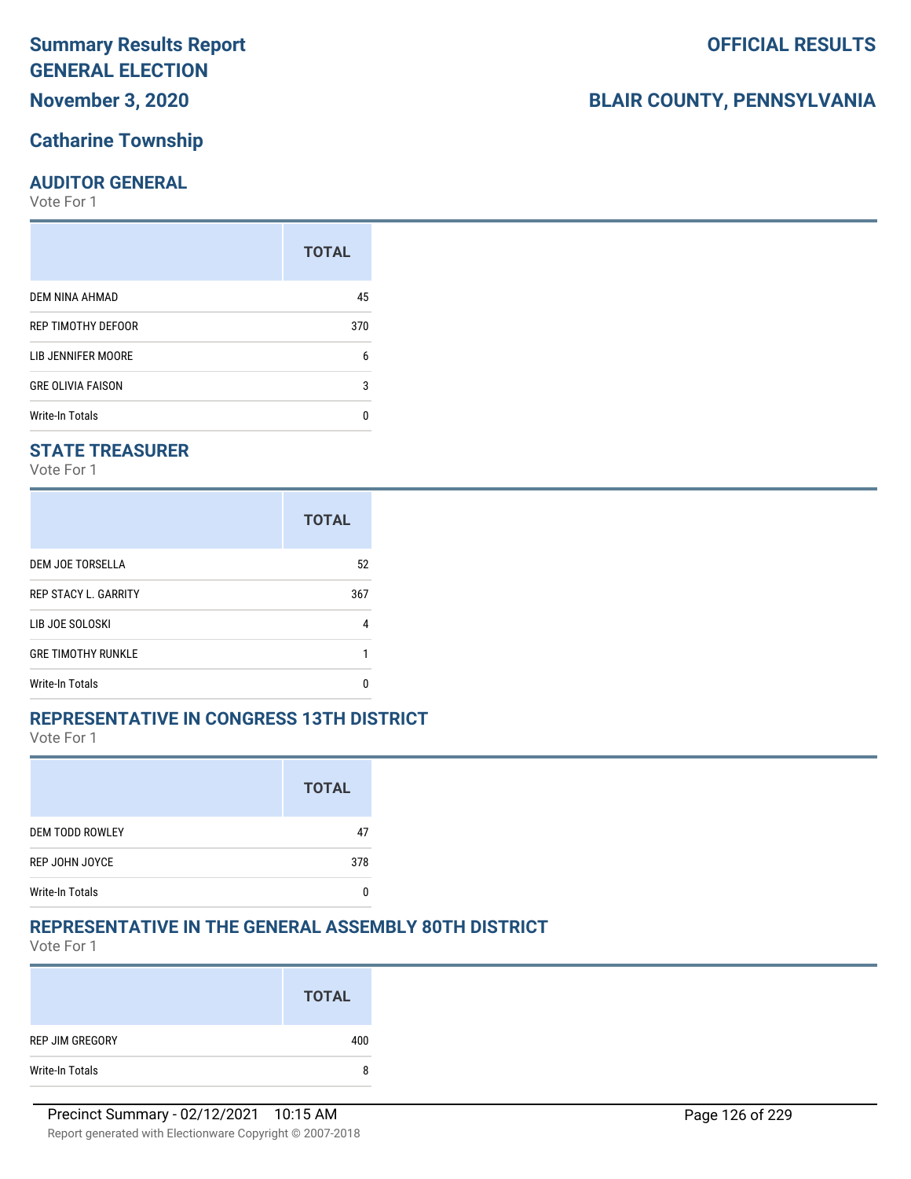# Summary Results Report

**OFFICIAL RESULTS**

## GENERAL ELECTION

**November 3, 2020**

**BLAIR COUNTY, PENNSYLVANIA**

### Catharine Township

### AUDITOR GENERAL

Vote For 1

| | TOTAL |
|---|---|
| DEM NINA AHMAD | 45 |
| REP TIMOTHY DEFOOR | 370 |
| LIB JENNIFER MOORE | 6 |
| GRE OLIVIA FAISON | 3 |
| Write-In Totals | 0 |

### STATE TREASURER

Vote For 1

| | TOTAL |
|---|---|
| DEM JOE TORSELLA | 52 |
| REP STACY L. GARRITY | 367 |
| LIB JOE SOLOSKI | 4 |
| GRE TIMOTHY RUNKLE | 1 |
| Write-In Totals | 0 |

### REPRESENTATIVE IN CONGRESS 13TH DISTRICT

Vote For 1

| | TOTAL |
|---|---|
| DEM TODD ROWLEY | 47 |
| REP JOHN JOYCE | 378 |
| Write-In Totals | 0 |

### REPRESENTATIVE IN THE GENERAL ASSEMBLY 80TH DISTRICT

Vote For 1

| | TOTAL |
|---|---|
| REP JIM GREGORY | 400 |
| Write-In Totals | 8 |

Precinct Summary - 02/12/2021 10:15 AM

Report generated with Electionware Copyright © 2007-2018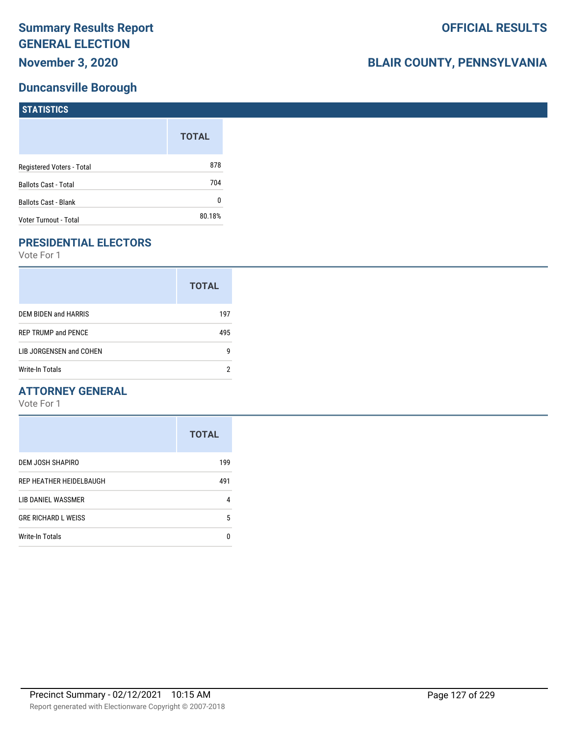# Summary Results Report
# GENERAL ELECTION
## November 3, 2020

**OFFICIAL RESULTS**

**BLAIR COUNTY, PENNSYLVANIA**

## Duncansville Borough

### STATISTICS

| | TOTAL |
|---|---|
| Registered Voters - Total | 878 |
| Ballots Cast - Total | 704 |
| Ballots Cast - Blank | 0 |
| Voter Turnout - Total | 80.18% |

### PRESIDENTIAL ELECTORS

Vote For 1

| | TOTAL |
|---|---|
| DEM BIDEN and HARRIS | 197 |
| REP TRUMP and PENCE | 495 |
| LIB JORGENSEN and COHEN | 9 |
| Write-In Totals | 2 |

### ATTORNEY GENERAL

Vote For 1

| | TOTAL |
|---|---|
| DEM JOSH SHAPIRO | 199 |
| REP HEATHER HEIDELBAUGH | 491 |
| LIB DANIEL WASSMER | 4 |
| GRE RICHARD L WEISS | 5 |
| Write-In Totals | 0 |

Precinct Summary - 02/12/2021 10:15 AM

Report generated with Electionware Copyright © 2007-2018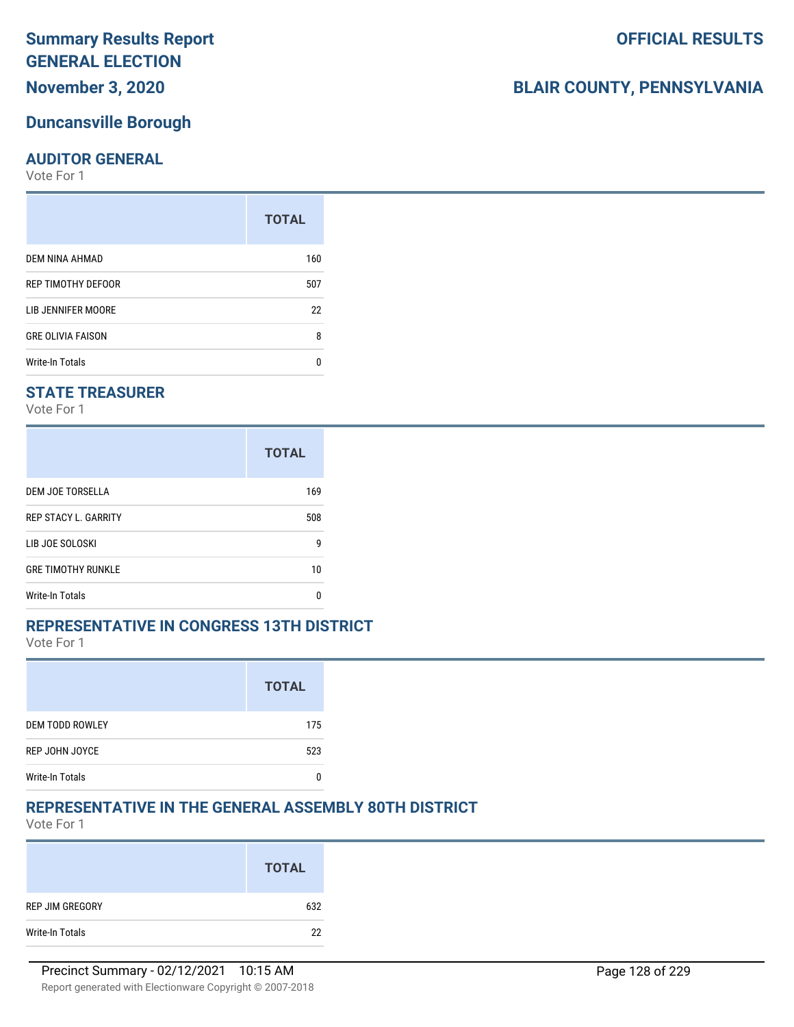# Summary Results Report GENERAL ELECTION

**November 3, 2020**

**OFFICIAL RESULTS**

**BLAIR COUNTY, PENNSYLVANIA**

## Duncansville Borough

### AUDITOR GENERAL

Vote For 1

| | TOTAL |
|---|---|
| DEM NINA AHMAD | 160 |
| REP TIMOTHY DEFOOR | 507 |
| LIB JENNIFER MOORE | 22 |
| GRE OLIVIA FAISON | 8 |
| Write-In Totals | 0 |

### STATE TREASURER

Vote For 1

| | TOTAL |
|---|---|
| DEM JOE TORSELLA | 169 |
| REP STACY L. GARRITY | 508 |
| LIB JOE SOLOSKI | 9 |
| GRE TIMOTHY RUNKLE | 10 |
| Write-In Totals | 0 |

### REPRESENTATIVE IN CONGRESS 13TH DISTRICT

Vote For 1

| | TOTAL |
|---|---|
| DEM TODD ROWLEY | 175 |
| REP JOHN JOYCE | 523 |
| Write-In Totals | 0 |

### REPRESENTATIVE IN THE GENERAL ASSEMBLY 80TH DISTRICT

Vote For 1

| | TOTAL |
|---|---|
| REP JIM GREGORY | 632 |
| Write-In Totals | 22 |

Precinct Summary - 02/12/2021 10:15 AM

Report generated with Electionware Copyright © 2007-2018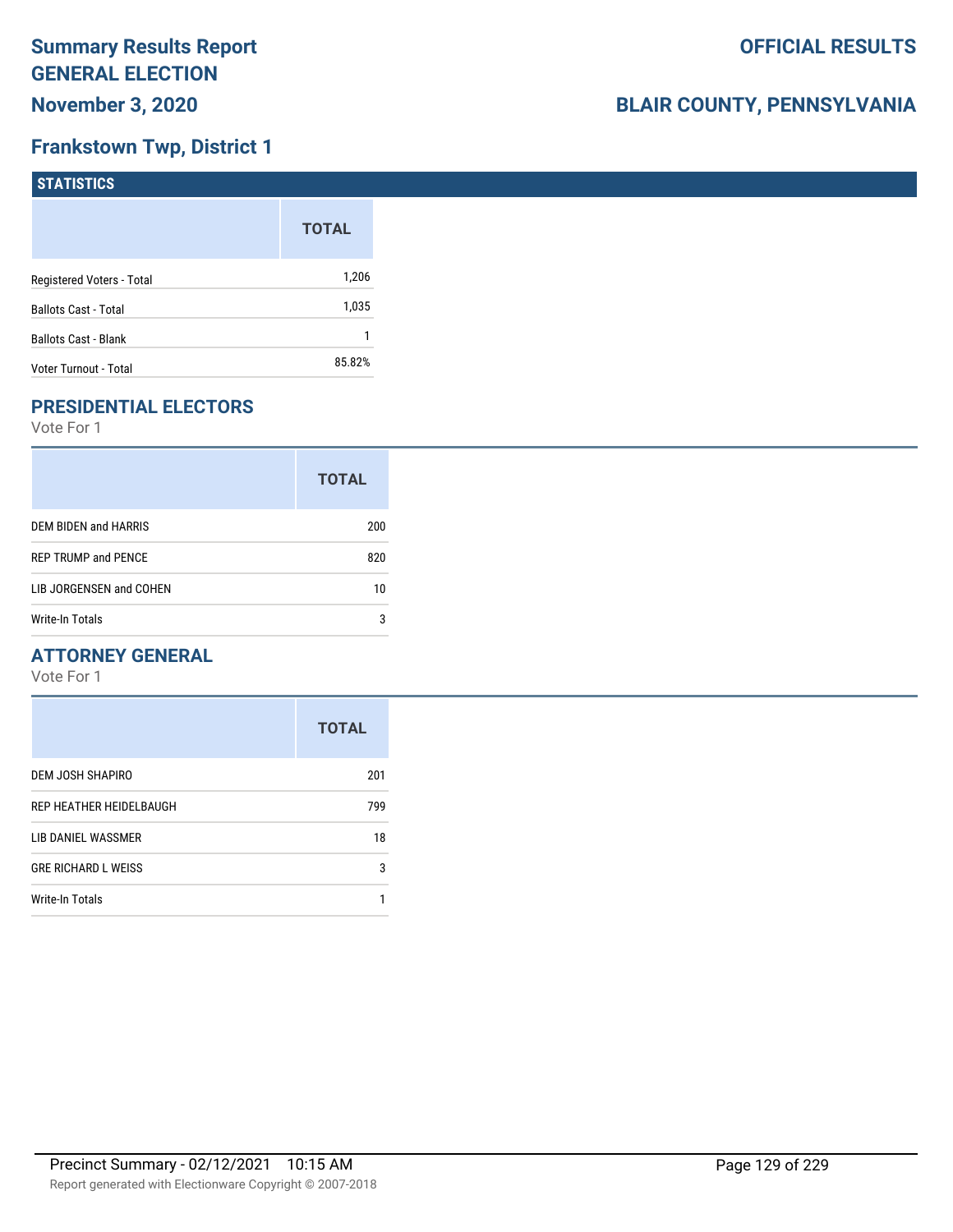# Summary Results Report
# GENERAL ELECTION
# November 3, 2020

**OFFICIAL RESULTS**

**BLAIR COUNTY, PENNSYLVANIA**

## Frankstown Twp, District 1

### STATISTICS

| | TOTAL |
|---|---|
| Registered Voters - Total | 1,206 |
| Ballots Cast - Total | 1,035 |
| Ballots Cast - Blank | 1 |
| Voter Turnout - Total | 85.82% |

### PRESIDENTIAL ELECTORS

Vote For 1

| | TOTAL |
|---|---|
| DEM BIDEN and HARRIS | 200 |
| REP TRUMP and PENCE | 820 |
| LIB JORGENSEN and COHEN | 10 |
| Write-In Totals | 3 |

### ATTORNEY GENERAL

Vote For 1

| | TOTAL |
|---|---|
| DEM JOSH SHAPIRO | 201 |
| REP HEATHER HEIDELBAUGH | 799 |
| LIB DANIEL WASSMER | 18 |
| GRE RICHARD L WEISS | 3 |
| Write-In Totals | 1 |

Precinct Summary - 02/12/2021 10:15 AM

Report generated with Electionware Copyright © 2007-2018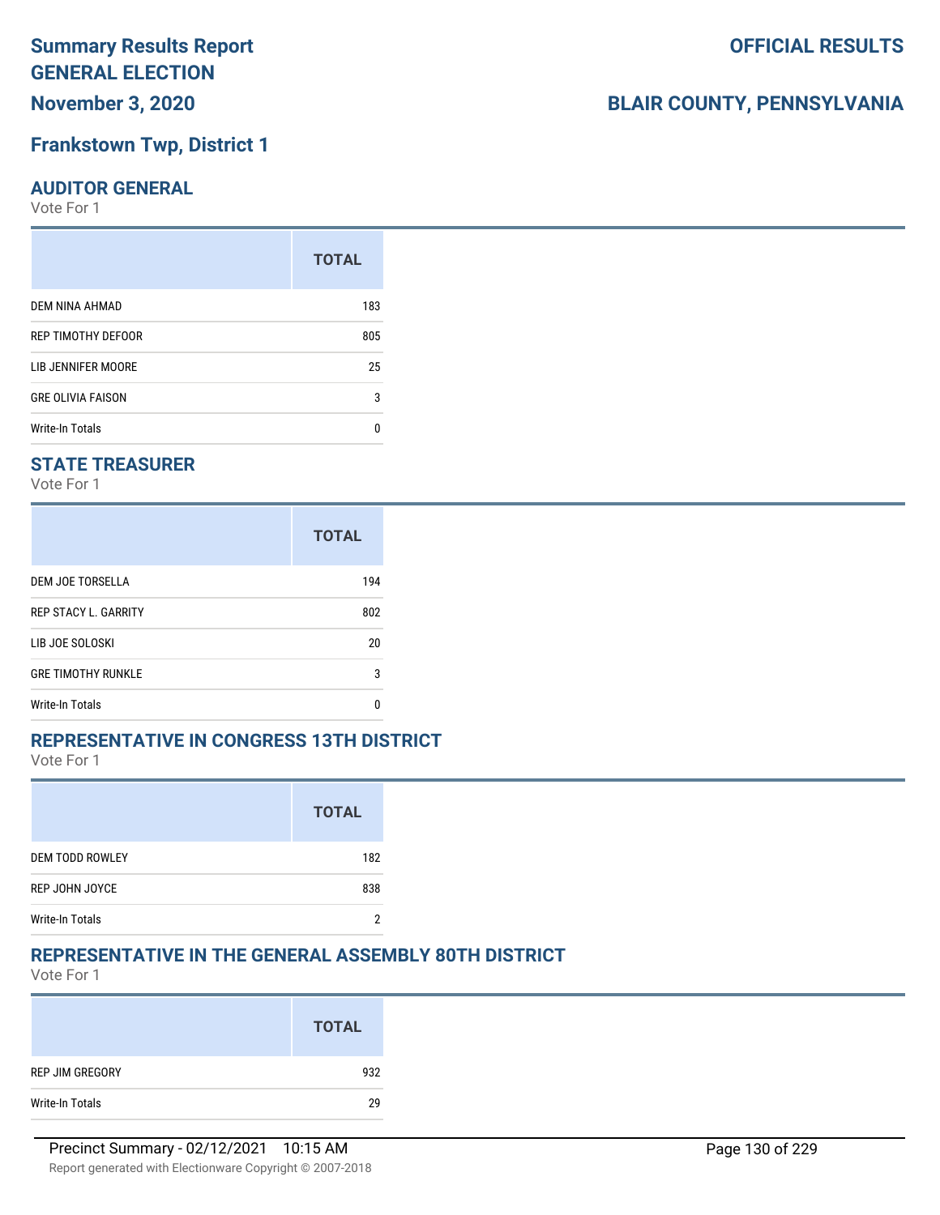# Summary Results Report
# GENERAL ELECTION
## November 3, 2020

**OFFICIAL RESULTS**

**BLAIR COUNTY, PENNSYLVANIA**

## Frankstown Twp, District 1

### AUDITOR GENERAL

Vote For 1

| | TOTAL |
|---|---|
| DEM NINA AHMAD | 183 |
| REP TIMOTHY DEFOOR | 805 |
| LIB JENNIFER MOORE | 25 |
| GRE OLIVIA FAISON | 3 |
| Write-In Totals | 0 |

### STATE TREASURER

Vote For 1

| | TOTAL |
|---|---|
| DEM JOE TORSELLA | 194 |
| REP STACY L. GARRITY | 802 |
| LIB JOE SOLOSKI | 20 |
| GRE TIMOTHY RUNKLE | 3 |
| Write-In Totals | 0 |

### REPRESENTATIVE IN CONGRESS 13TH DISTRICT

Vote For 1

| | TOTAL |
|---|---|
| DEM TODD ROWLEY | 182 |
| REP JOHN JOYCE | 838 |
| Write-In Totals | 2 |

### REPRESENTATIVE IN THE GENERAL ASSEMBLY 80TH DISTRICT

Vote For 1

| | TOTAL |
|---|---|
| REP JIM GREGORY | 932 |
| Write-In Totals | 29 |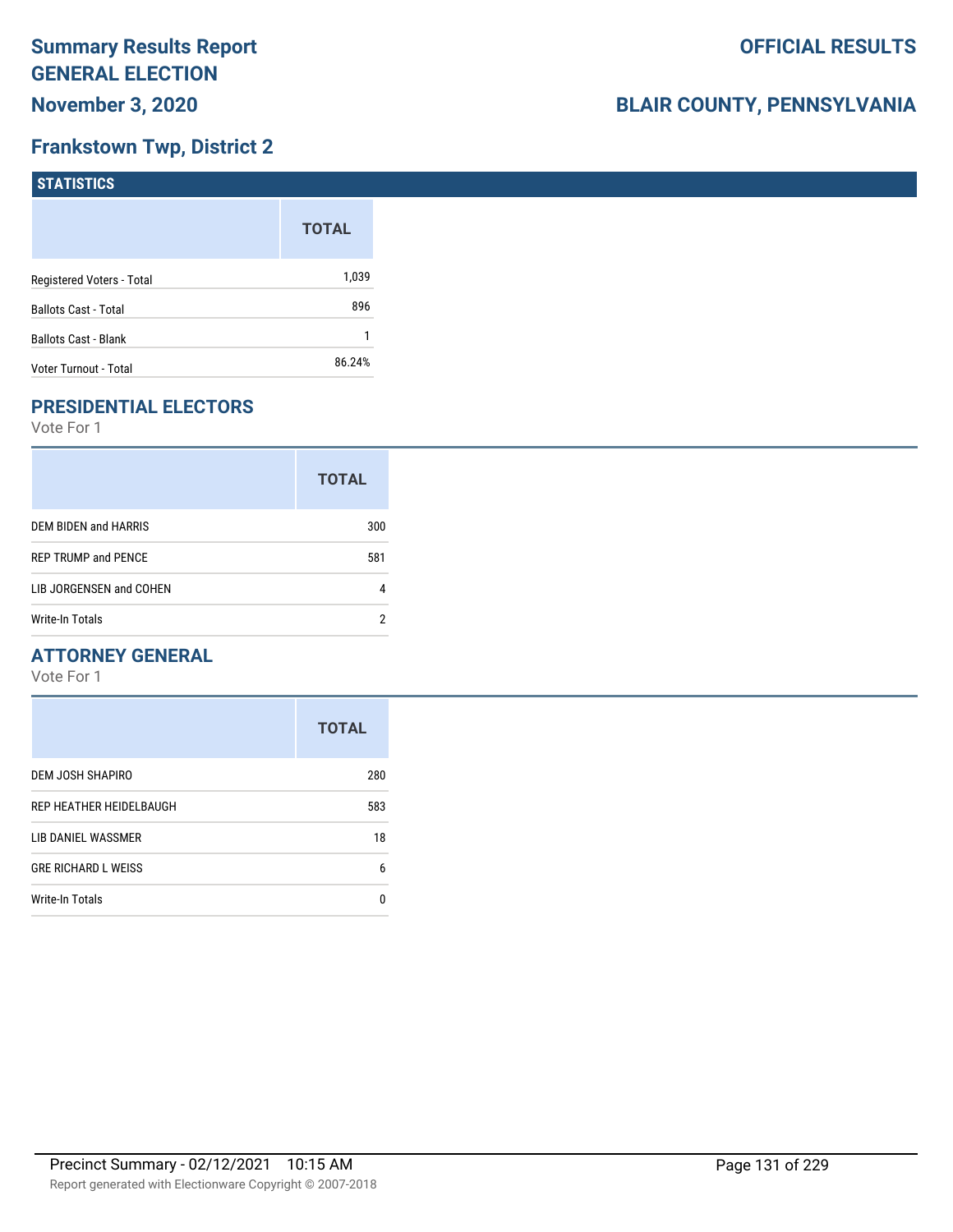# Summary Results Report
# GENERAL ELECTION
## November 3, 2020

**OFFICIAL RESULTS**

**BLAIR COUNTY, PENNSYLVANIA**

## Frankstown Twp, District 2

### STATISTICS

| | TOTAL |
|---|---|
| Registered Voters - Total | 1,039 |
| Ballots Cast - Total | 896 |
| Ballots Cast - Blank | 1 |
| Voter Turnout - Total | 86.24% |

### PRESIDENTIAL ELECTORS

Vote For 1

| | TOTAL |
|---|---|
| DEM BIDEN and HARRIS | 300 |
| REP TRUMP and PENCE | 581 |
| LIB JORGENSEN and COHEN | 4 |
| Write-In Totals | 2 |

### ATTORNEY GENERAL

Vote For 1

| | TOTAL |
|---|---|
| DEM JOSH SHAPIRO | 280 |
| REP HEATHER HEIDELBAUGH | 583 |
| LIB DANIEL WASSMER | 18 |
| GRE RICHARD L WEISS | 6 |
| Write-In Totals | 0 |

Precinct Summary - 02/12/2021 10:15 AM

Report generated with Electionware Copyright © 2007-2018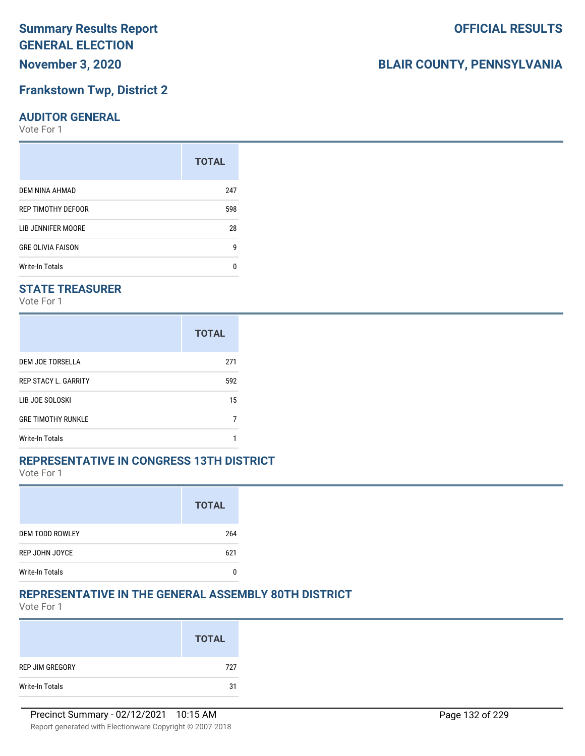# Summary Results Report
# GENERAL ELECTION

**November 3, 2020**

**OFFICIAL RESULTS**

**BLAIR COUNTY, PENNSYLVANIA**

## Frankstown Twp, District 2

### AUDITOR GENERAL

Vote For 1

| | TOTAL |
|---|---|
| DEM NINA AHMAD | 247 |
| REP TIMOTHY DEFOOR | 598 |
| LIB JENNIFER MOORE | 28 |
| GRE OLIVIA FAISON | 9 |
| Write-In Totals | 0 |

### STATE TREASURER

Vote For 1

| | TOTAL |
|---|---|
| DEM JOE TORSELLA | 271 |
| REP STACY L. GARRITY | 592 |
| LIB JOE SOLOSKI | 15 |
| GRE TIMOTHY RUNKLE | 7 |
| Write-In Totals | 1 |

### REPRESENTATIVE IN CONGRESS 13TH DISTRICT

Vote For 1

| | TOTAL |
|---|---|
| DEM TODD ROWLEY | 264 |
| REP JOHN JOYCE | 621 |
| Write-In Totals | 0 |

### REPRESENTATIVE IN THE GENERAL ASSEMBLY 80TH DISTRICT

Vote For 1

| | TOTAL |
|---|---|
| REP JIM GREGORY | 727 |
| Write-In Totals | 31 |

Precinct Summary - 02/12/2021 10:15 AM

Report generated with Electionware Copyright © 2007-2018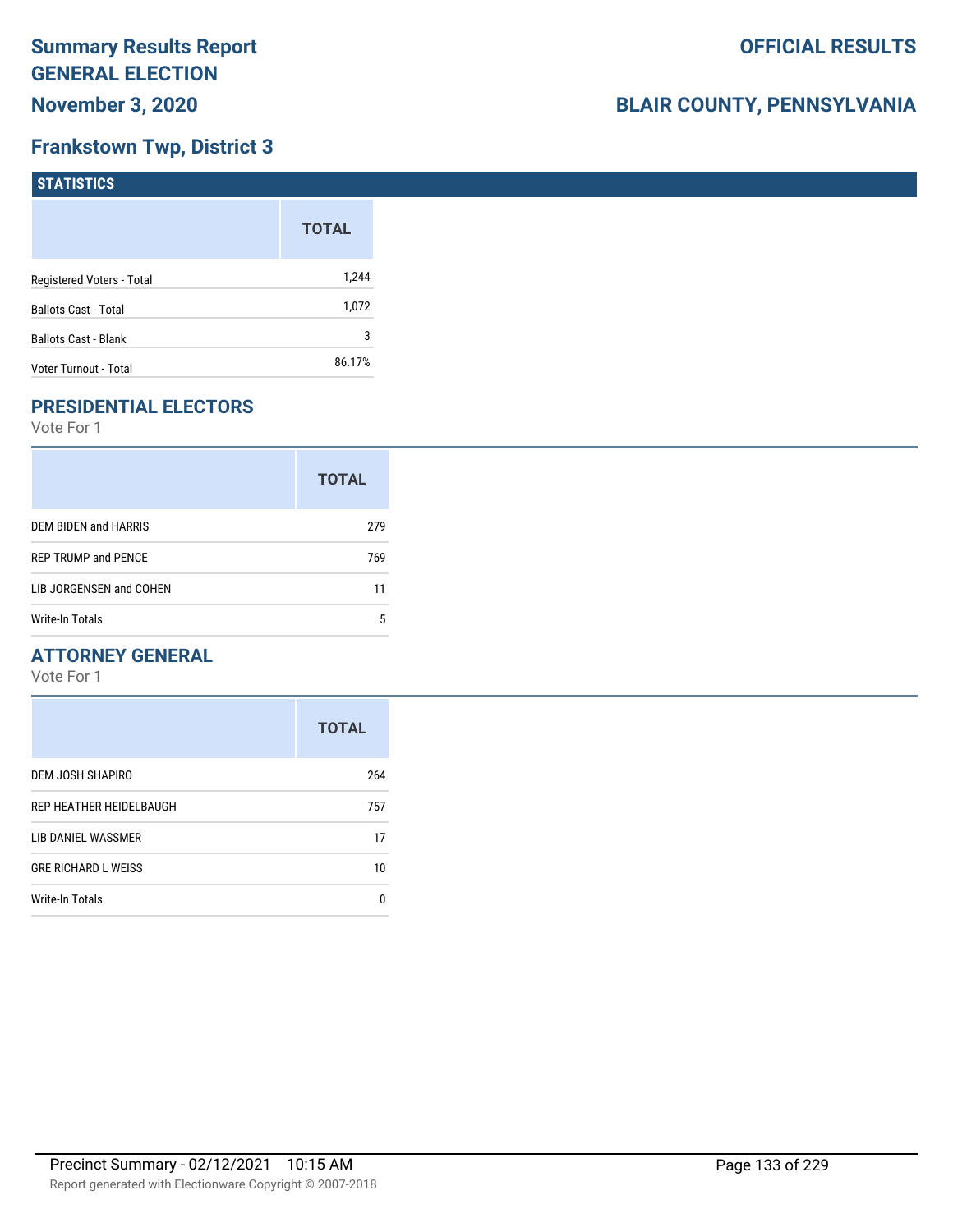# Summary Results Report
# GENERAL ELECTION
## November 3, 2020

**OFFICIAL RESULTS**

**BLAIR COUNTY, PENNSYLVANIA**

## Frankstown Twp, District 3

### STATISTICS

| | TOTAL |
|---|---|
| Registered Voters - Total | 1,244 |
| Ballots Cast - Total | 1,072 |
| Ballots Cast - Blank | 3 |
| Voter Turnout - Total | 86.17% |

### PRESIDENTIAL ELECTORS

Vote For 1

| | TOTAL |
|---|---|
| DEM BIDEN and HARRIS | 279 |
| REP TRUMP and PENCE | 769 |
| LIB JORGENSEN and COHEN | 11 |
| Write-In Totals | 5 |

### ATTORNEY GENERAL

Vote For 1

| | TOTAL |
|---|---|
| DEM JOSH SHAPIRO | 264 |
| REP HEATHER HEIDELBAUGH | 757 |
| LIB DANIEL WASSMER | 17 |
| GRE RICHARD L WEISS | 10 |
| Write-In Totals | 0 |

Precinct Summary - 02/12/2021 10:15 AM

Report generated with Electionware Copyright © 2007-2018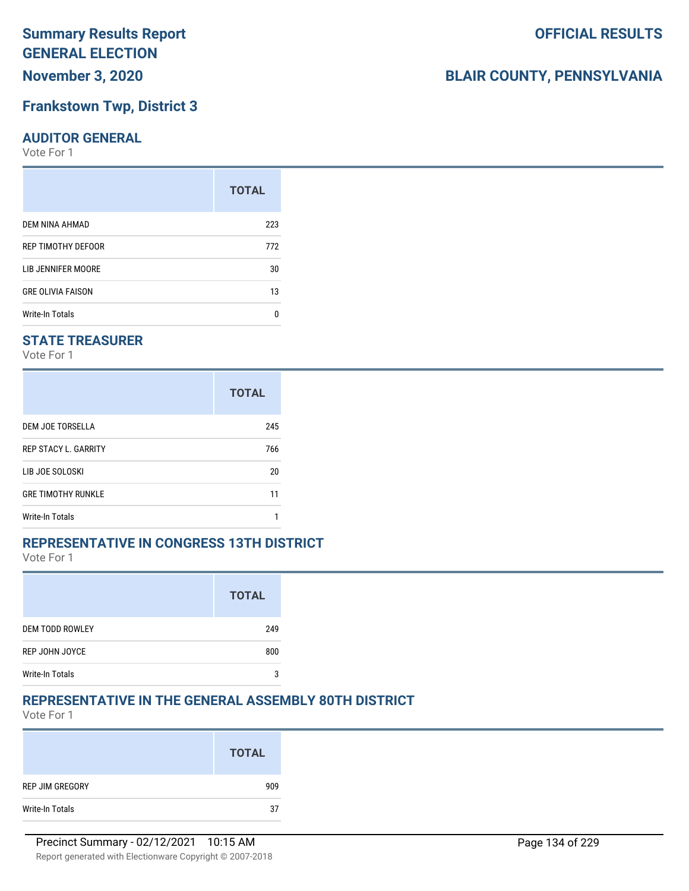# Summary Results Report
# GENERAL ELECTION
# November 3, 2020

# OFFICIAL RESULTS

# BLAIR COUNTY, PENNSYLVANIA

## Frankstown Twp, District 3

### AUDITOR GENERAL

Vote For 1

| | TOTAL |
|---|---|
| DEM NINA AHMAD | 223 |
| REP TIMOTHY DEFOOR | 772 |
| LIB JENNIFER MOORE | 30 |
| GRE OLIVIA FAISON | 13 |
| Write-In Totals | 0 |

### STATE TREASURER

Vote For 1

| | TOTAL |
|---|---|
| DEM JOE TORSELLA | 245 |
| REP STACY L. GARRITY | 766 |
| LIB JOE SOLOSKI | 20 |
| GRE TIMOTHY RUNKLE | 11 |
| Write-In Totals | 1 |

### REPRESENTATIVE IN CONGRESS 13TH DISTRICT

Vote For 1

| | TOTAL |
|---|---|
| DEM TODD ROWLEY | 249 |
| REP JOHN JOYCE | 800 |
| Write-In Totals | 3 |

### REPRESENTATIVE IN THE GENERAL ASSEMBLY 80TH DISTRICT

Vote For 1

| | TOTAL |
|---|---|
| REP JIM GREGORY | 909 |
| Write-In Totals | 37 |

Precinct Summary - 02/12/2021 10:15 AM

Report generated with Electionware Copyright © 2007-2018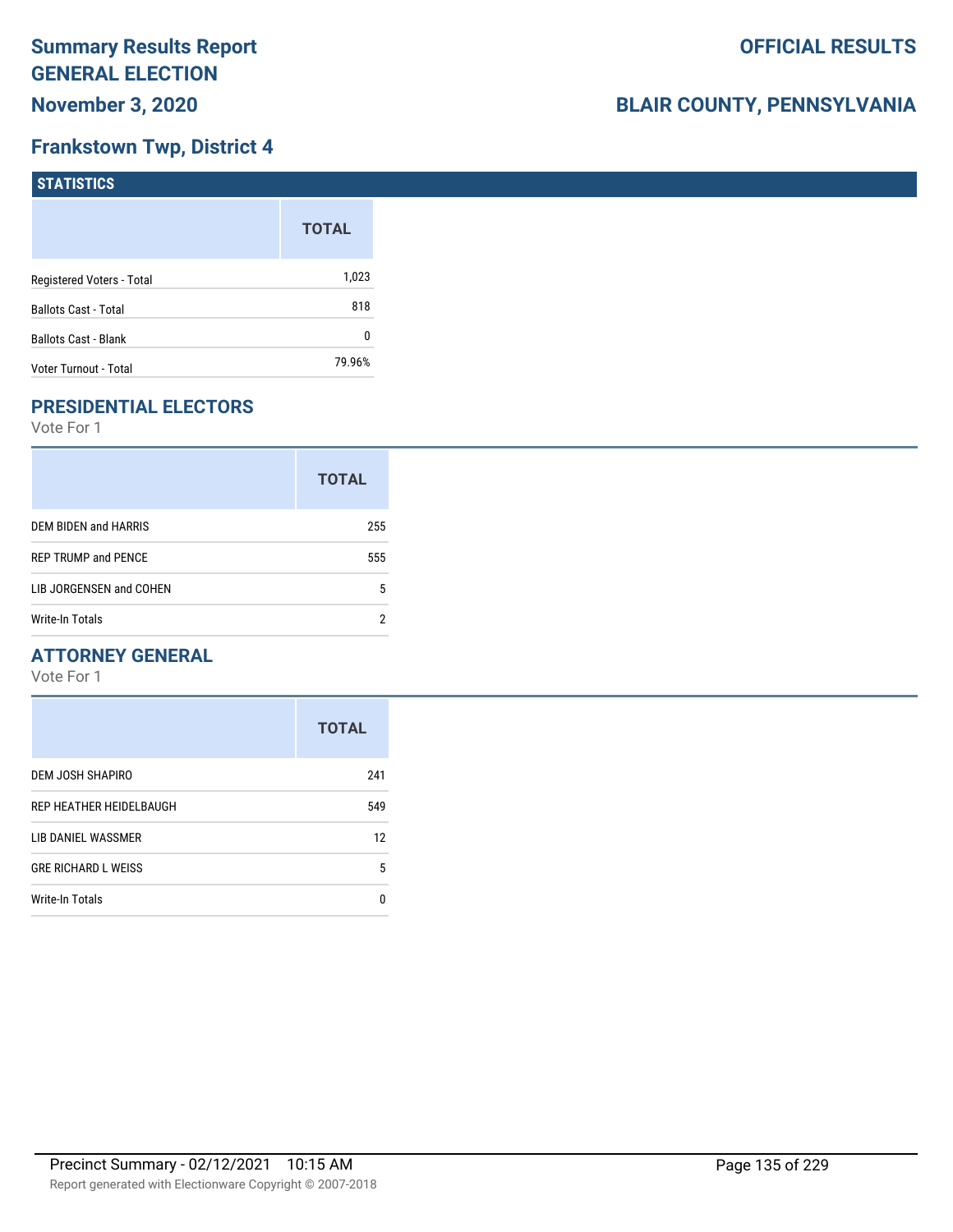# Summary Results Report
# GENERAL ELECTION
## November 3, 2020

**OFFICIAL RESULTS**

**BLAIR COUNTY, PENNSYLVANIA**

## Frankstown Twp, District 4

### STATISTICS

| | TOTAL |
|---|---|
| Registered Voters - Total | 1,023 |
| Ballots Cast - Total | 818 |
| Ballots Cast - Blank | 0 |
| Voter Turnout - Total | 79.96% |

### PRESIDENTIAL ELECTORS

Vote For 1

| | TOTAL |
|---|---|
| DEM BIDEN and HARRIS | 255 |
| REP TRUMP and PENCE | 555 |
| LIB JORGENSEN and COHEN | 5 |
| Write-In Totals | 2 |

### ATTORNEY GENERAL

Vote For 1

| | TOTAL |
|---|---|
| DEM JOSH SHAPIRO | 241 |
| REP HEATHER HEIDELBAUGH | 549 |
| LIB DANIEL WASSMER | 12 |
| GRE RICHARD L WEISS | 5 |
| Write-In Totals | 0 |

Precinct Summary - 02/12/2021 10:15 AM

Report generated with Electionware Copyright © 2007-2018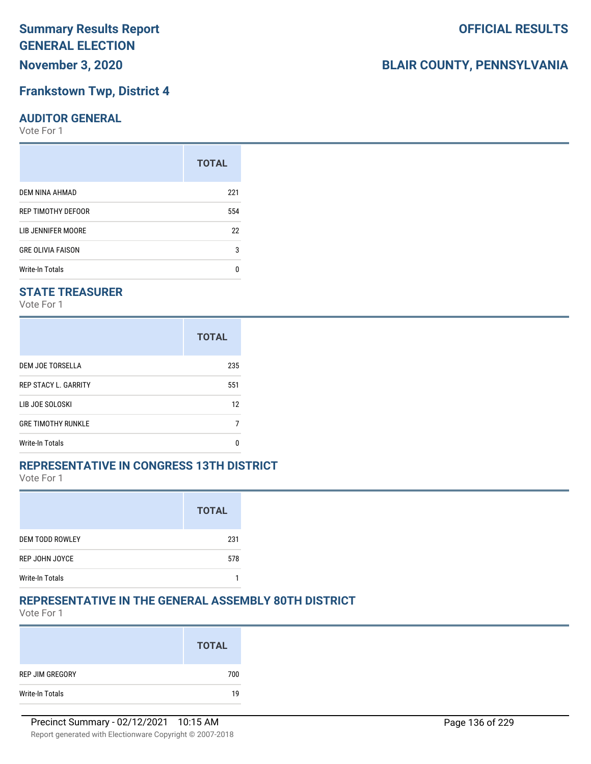# Summary Results Report
# GENERAL ELECTION
## November 3, 2020

**OFFICIAL RESULTS**

**BLAIR COUNTY, PENNSYLVANIA**

## Frankstown Twp, District 4

### AUDITOR GENERAL

Vote For 1

| | TOTAL |
|---|---|
| DEM NINA AHMAD | 221 |
| REP TIMOTHY DEFOOR | 554 |
| LIB JENNIFER MOORE | 22 |
| GRE OLIVIA FAISON | 3 |
| Write-In Totals | 0 |

### STATE TREASURER

Vote For 1

| | TOTAL |
|---|---|
| DEM JOE TORSELLA | 235 |
| REP STACY L. GARRITY | 551 |
| LIB JOE SOLOSKI | 12 |
| GRE TIMOTHY RUNKLE | 7 |
| Write-In Totals | 0 |

### REPRESENTATIVE IN CONGRESS 13TH DISTRICT

Vote For 1

| | TOTAL |
|---|---|
| DEM TODD ROWLEY | 231 |
| REP JOHN JOYCE | 578 |
| Write-In Totals | 1 |

### REPRESENTATIVE IN THE GENERAL ASSEMBLY 80TH DISTRICT

Vote For 1

| | TOTAL |
|---|---|
| REP JIM GREGORY | 700 |
| Write-In Totals | 19 |

Precinct Summary - 02/12/2021 10:15 AM

Report generated with Electionware Copyright © 2007-2018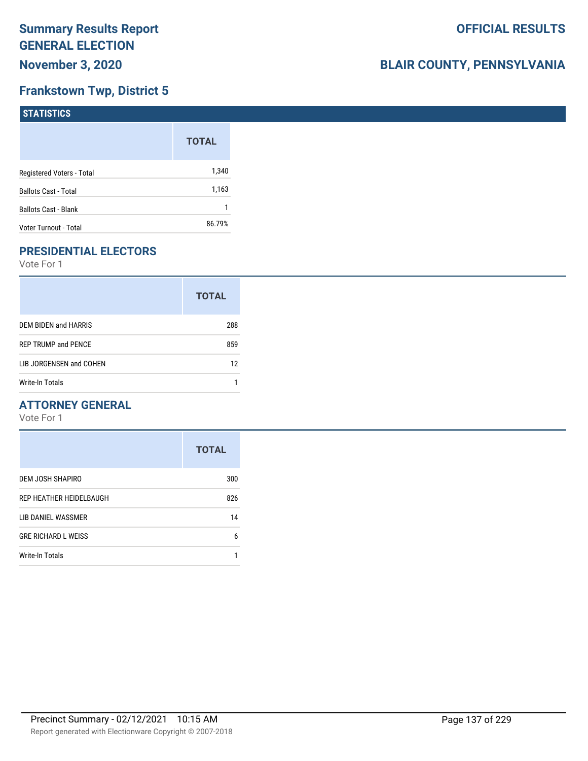# Summary Results Report
# GENERAL ELECTION

**November 3, 2020**

**OFFICIAL RESULTS**

**BLAIR COUNTY, PENNSYLVANIA**

## Frankstown Twp, District 5

### STATISTICS

| | TOTAL |
|---|---|
| Registered Voters - Total | 1,340 |
| Ballots Cast - Total | 1,163 |
| Ballots Cast - Blank | 1 |
| Voter Turnout - Total | 86.79% |

### PRESIDENTIAL ELECTORS

Vote For 1

| | TOTAL |
|---|---|
| DEM BIDEN and HARRIS | 288 |
| REP TRUMP and PENCE | 859 |
| LIB JORGENSEN and COHEN | 12 |
| Write-In Totals | 1 |

### ATTORNEY GENERAL

Vote For 1

| | TOTAL |
|---|---|
| DEM JOSH SHAPIRO | 300 |
| REP HEATHER HEIDELBAUGH | 826 |
| LIB DANIEL WASSMER | 14 |
| GRE RICHARD L WEISS | 6 |
| Write-In Totals | 1 |

Precinct Summary - 02/12/2021 10:15 AM

Report generated with Electionware Copyright © 2007-2018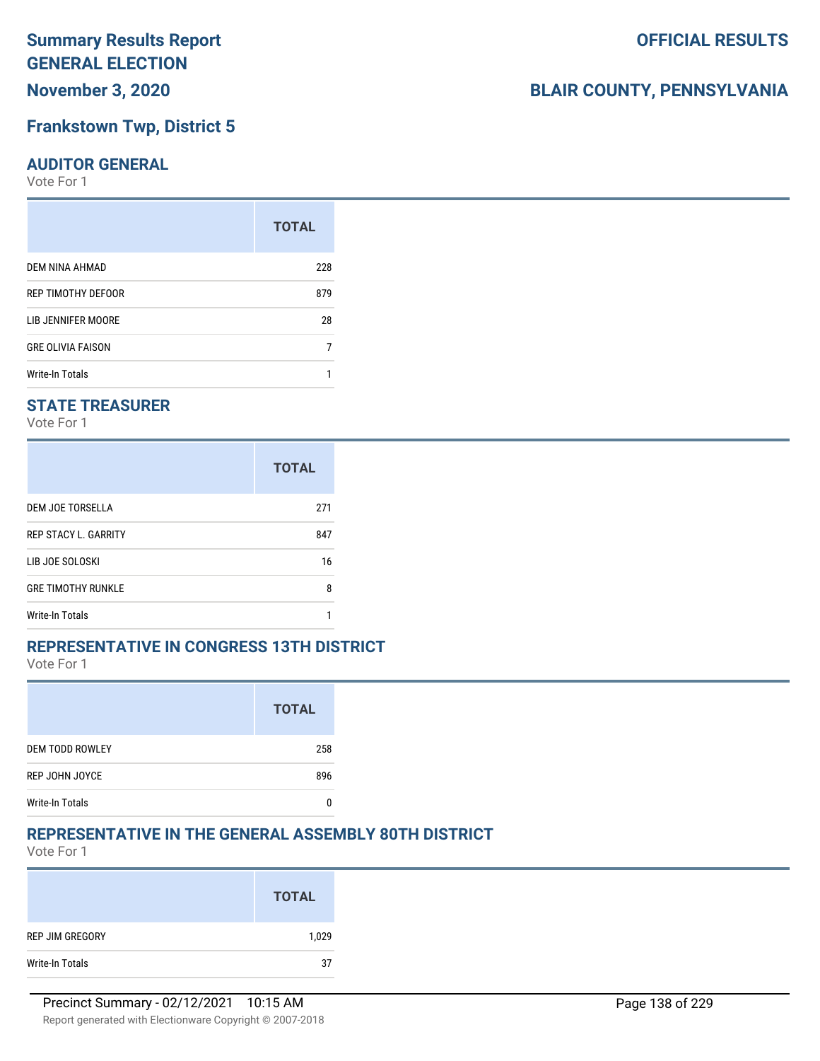# Summary Results Report GENERAL ELECTION

**November 3, 2020**

**OFFICIAL RESULTS**

**BLAIR COUNTY, PENNSYLVANIA**

## Frankstown Twp, District 5

### AUDITOR GENERAL

Vote For 1

| | TOTAL |
|---|---|
| DEM NINA AHMAD | 228 |
| REP TIMOTHY DEFOOR | 879 |
| LIB JENNIFER MOORE | 28 |
| GRE OLIVIA FAISON | 7 |
| Write-In Totals | 1 |

### STATE TREASURER

Vote For 1

| | TOTAL |
|---|---|
| DEM JOE TORSELLA | 271 |
| REP STACY L. GARRITY | 847 |
| LIB JOE SOLOSKI | 16 |
| GRE TIMOTHY RUNKLE | 8 |
| Write-In Totals | 1 |

### REPRESENTATIVE IN CONGRESS 13TH DISTRICT

Vote For 1

| | TOTAL |
|---|---|
| DEM TODD ROWLEY | 258 |
| REP JOHN JOYCE | 896 |
| Write-In Totals | 0 |

### REPRESENTATIVE IN THE GENERAL ASSEMBLY 80TH DISTRICT

Vote For 1

| | TOTAL |
|---|---|
| REP JIM GREGORY | 1,029 |
| Write-In Totals | 37 |

Precinct Summary - 02/12/2021 10:15 AM

Report generated with Electionware Copyright © 2007-2018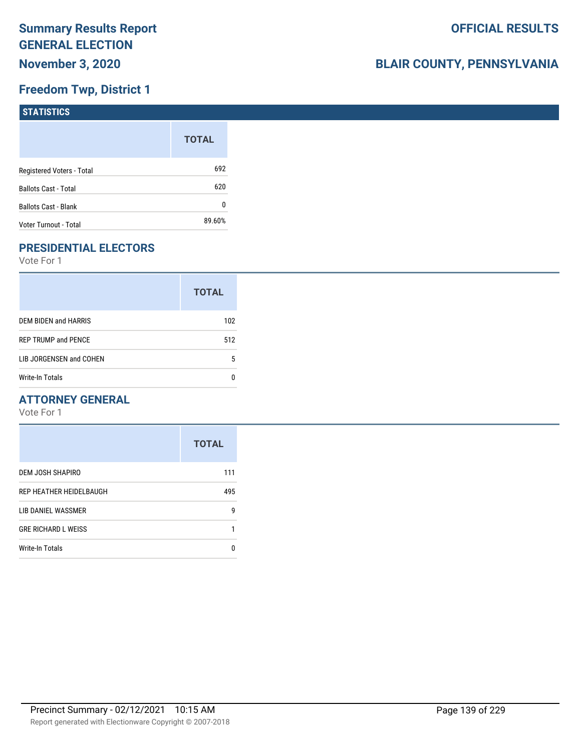# Summary Results Report GENERAL ELECTION

**November 3, 2020**

**OFFICIAL RESULTS**

**BLAIR COUNTY, PENNSYLVANIA**

## Freedom Twp, District 1

### STATISTICS

| | TOTAL |
|---|---|
| Registered Voters - Total | 692 |
| Ballots Cast - Total | 620 |
| Ballots Cast - Blank | 0 |
| Voter Turnout - Total | 89.60% |

## PRESIDENTIAL ELECTORS

Vote For 1

| | TOTAL |
|---|---|
| DEM BIDEN and HARRIS | 102 |
| REP TRUMP and PENCE | 512 |
| LIB JORGENSEN and COHEN | 5 |
| Write-In Totals | 0 |

## ATTORNEY GENERAL

Vote For 1

| | TOTAL |
|---|---|
| DEM JOSH SHAPIRO | 111 |
| REP HEATHER HEIDELBAUGH | 495 |
| LIB DANIEL WASSMER | 9 |
| GRE RICHARD L WEISS | 1 |
| Write-In Totals | 0 |

Precinct Summary - 02/12/2021 10:15 AM

Report generated with Electionware Copyright © 2007-2018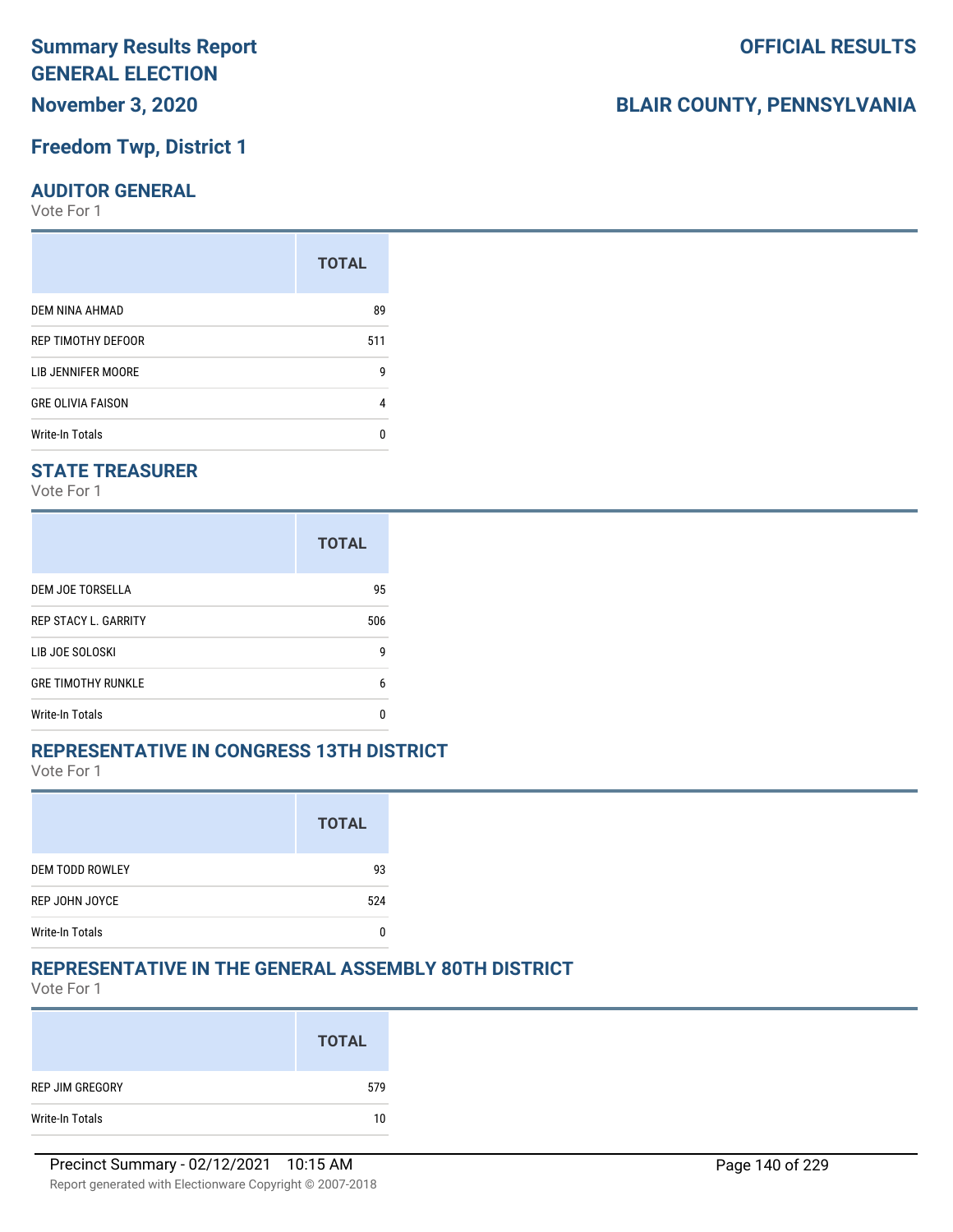# Summary Results Report GENERAL ELECTION

**OFFICIAL RESULTS**

**November 3, 2020**

**BLAIR COUNTY, PENNSYLVANIA**

## Freedom Twp, District 1

### AUDITOR GENERAL

Vote For 1

| | TOTAL |
|---|---|
| DEM NINA AHMAD | 89 |
| REP TIMOTHY DEFOOR | 511 |
| LIB JENNIFER MOORE | 9 |
| GRE OLIVIA FAISON | 4 |
| Write-In Totals | 0 |

### STATE TREASURER

Vote For 1

| | TOTAL |
|---|---|
| DEM JOE TORSELLA | 95 |
| REP STACY L. GARRITY | 506 |
| LIB JOE SOLOSKI | 9 |
| GRE TIMOTHY RUNKLE | 6 |
| Write-In Totals | 0 |

### REPRESENTATIVE IN CONGRESS 13TH DISTRICT

Vote For 1

| | TOTAL |
|---|---|
| DEM TODD ROWLEY | 93 |
| REP JOHN JOYCE | 524 |
| Write-In Totals | 0 |

### REPRESENTATIVE IN THE GENERAL ASSEMBLY 80TH DISTRICT

Vote For 1

| | TOTAL |
|---|---|
| REP JIM GREGORY | 579 |
| Write-In Totals | 10 |

Precinct Summary - 02/12/2021 10:15 AM

Report generated with Electionware Copyright © 2007-2018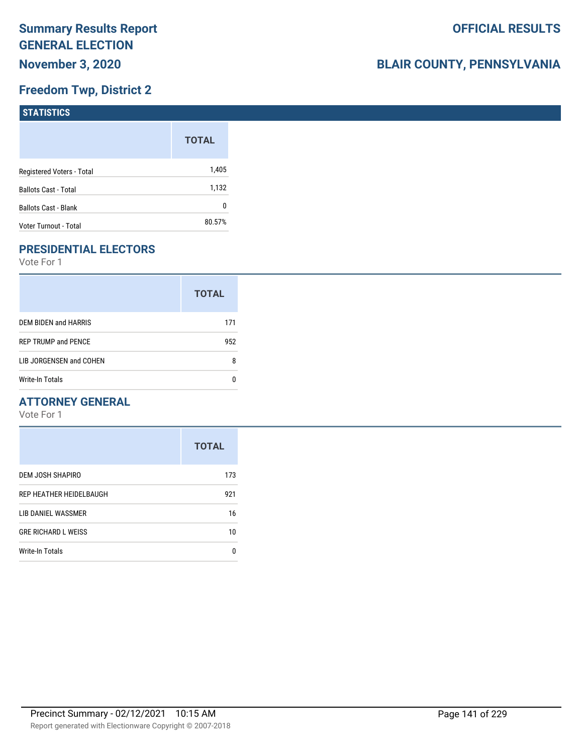# Summary Results Report
## GENERAL ELECTION
## November 3, 2020

**OFFICIAL RESULTS**

**BLAIR COUNTY, PENNSYLVANIA**

## Freedom Twp, District 2

### STATISTICS

| | TOTAL |
|---|---|
| Registered Voters - Total | 1,405 |
| Ballots Cast - Total | 1,132 |
| Ballots Cast - Blank | 0 |
| Voter Turnout - Total | 80.57% |

### PRESIDENTIAL ELECTORS

Vote For 1

| | TOTAL |
|---|---|
| DEM BIDEN and HARRIS | 171 |
| REP TRUMP and PENCE | 952 |
| LIB JORGENSEN and COHEN | 8 |
| Write-In Totals | 0 |

### ATTORNEY GENERAL

Vote For 1

| | TOTAL |
|---|---|
| DEM JOSH SHAPIRO | 173 |
| REP HEATHER HEIDELBAUGH | 921 |
| LIB DANIEL WASSMER | 16 |
| GRE RICHARD L WEISS | 10 |
| Write-In Totals | 0 |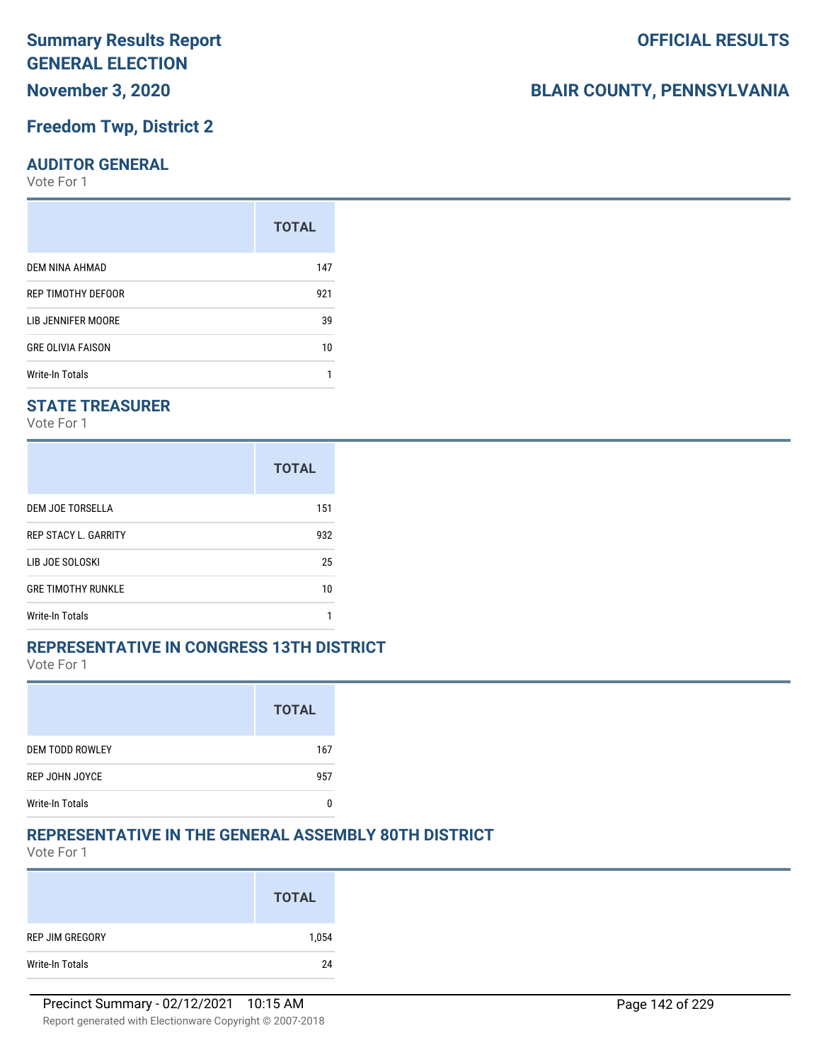# Summary Results Report
# GENERAL ELECTION
## November 3, 2020

**OFFICIAL RESULTS**

**BLAIR COUNTY, PENNSYLVANIA**

## Freedom Twp, District 2

### AUDITOR GENERAL
Vote For 1

| | TOTAL |
|---|---|
| DEM NINA AHMAD | 147 |
| REP TIMOTHY DEFOOR | 921 |
| LIB JENNIFER MOORE | 39 |
| GRE OLIVIA FAISON | 10 |
| Write-In Totals | 1 |

### STATE TREASURER
Vote For 1

| | TOTAL |
|---|---|
| DEM JOE TORSELLA | 151 |
| REP STACY L. GARRITY | 932 |
| LIB JOE SOLOSKI | 25 |
| GRE TIMOTHY RUNKLE | 10 |
| Write-In Totals | 1 |

### REPRESENTATIVE IN CONGRESS 13TH DISTRICT
Vote For 1

| | TOTAL |
|---|---|
| DEM TODD ROWLEY | 167 |
| REP JOHN JOYCE | 957 |
| Write-In Totals | 0 |

### REPRESENTATIVE IN THE GENERAL ASSEMBLY 80TH DISTRICT
Vote For 1

| | TOTAL |
|---|---|
| REP JIM GREGORY | 1,054 |
| Write-In Totals | 24 |

Precinct Summary - 02/12/2021 10:15 AM

Report generated with Electionware Copyright © 2007-2018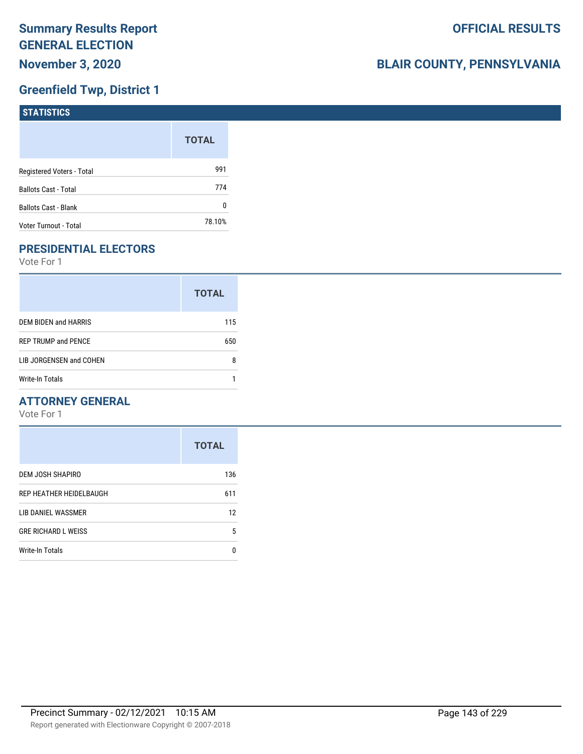# Summary Results Report
# GENERAL ELECTION
## November 3, 2020

# OFFICIAL RESULTS

## BLAIR COUNTY, PENNSYLVANIA

## Greenfield Twp, District 1

### STATISTICS

| | TOTAL |
|---|---|
| Registered Voters - Total | 991 |
| Ballots Cast - Total | 774 |
| Ballots Cast - Blank | 0 |
| Voter Turnout - Total | 78.10% |

### PRESIDENTIAL ELECTORS

Vote For 1

| | TOTAL |
|---|---|
| DEM BIDEN and HARRIS | 115 |
| REP TRUMP and PENCE | 650 |
| LIB JORGENSEN and COHEN | 8 |
| Write-In Totals | 1 |

### ATTORNEY GENERAL

Vote For 1

| | TOTAL |
|---|---|
| DEM JOSH SHAPIRO | 136 |
| REP HEATHER HEIDELBAUGH | 611 |
| LIB DANIEL WASSMER | 12 |
| GRE RICHARD L WEISS | 5 |
| Write-In Totals | 0 |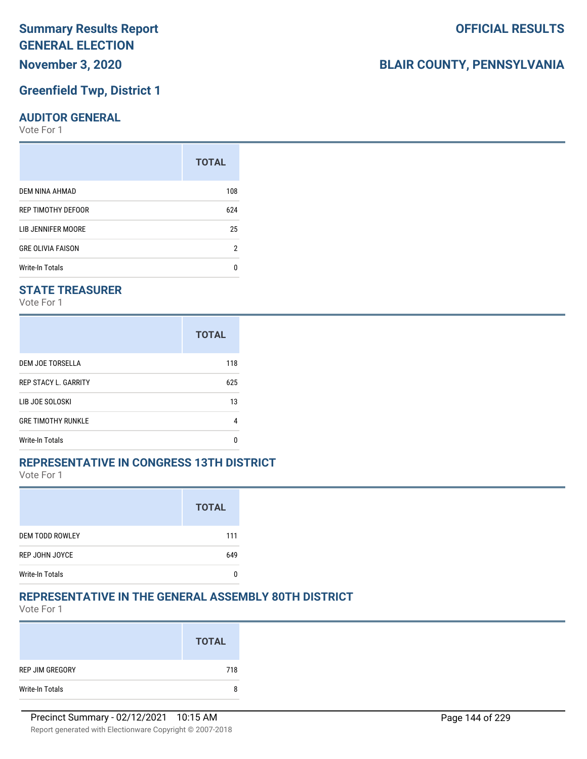# Summary Results Report
# GENERAL ELECTION
## November 3, 2020

**OFFICIAL RESULTS**

**BLAIR COUNTY, PENNSYLVANIA**

## Greenfield Twp, District 1

### AUDITOR GENERAL

Vote For 1

| | TOTAL |
|---|---|
| DEM NINA AHMAD | 108 |
| REP TIMOTHY DEFOOR | 624 |
| LIB JENNIFER MOORE | 25 |
| GRE OLIVIA FAISON | 2 |
| Write-In Totals | 0 |

### STATE TREASURER

Vote For 1

| | TOTAL |
|---|---|
| DEM JOE TORSELLA | 118 |
| REP STACY L. GARRITY | 625 |
| LIB JOE SOLOSKI | 13 |
| GRE TIMOTHY RUNKLE | 4 |
| Write-In Totals | 0 |

### REPRESENTATIVE IN CONGRESS 13TH DISTRICT

Vote For 1

| | TOTAL |
|---|---|
| DEM TODD ROWLEY | 111 |
| REP JOHN JOYCE | 649 |
| Write-In Totals | 0 |

### REPRESENTATIVE IN THE GENERAL ASSEMBLY 80TH DISTRICT

Vote For 1

| | TOTAL |
|---|---|
| REP JIM GREGORY | 718 |
| Write-In Totals | 8 |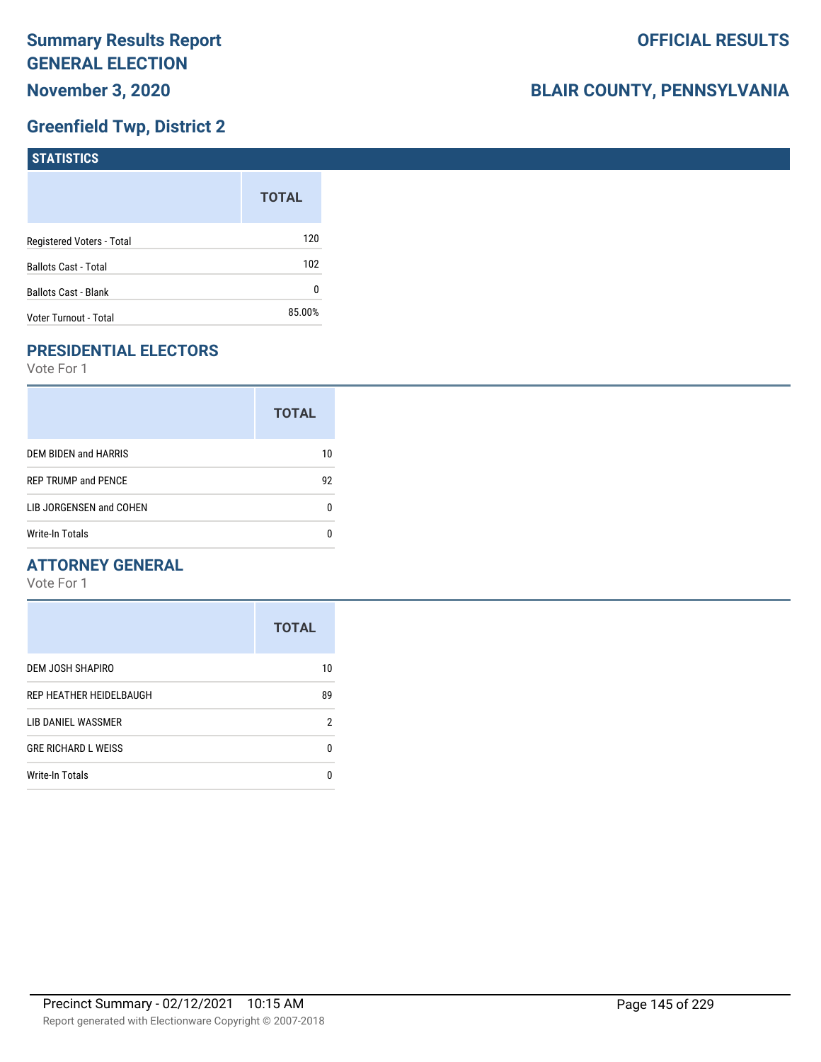# Summary Results Report GENERAL ELECTION

**November 3, 2020**

**OFFICIAL RESULTS**

**BLAIR COUNTY, PENNSYLVANIA**

## Greenfield Twp, District 2

### STATISTICS

| | TOTAL |
|---|---|
| Registered Voters - Total | 120 |
| Ballots Cast - Total | 102 |
| Ballots Cast - Blank | 0 |
| Voter Turnout - Total | 85.00% |

## PRESIDENTIAL ELECTORS

Vote For 1

| | TOTAL |
|---|---|
| DEM BIDEN and HARRIS | 10 |
| REP TRUMP and PENCE | 92 |
| LIB JORGENSEN and COHEN | 0 |
| Write-In Totals | 0 |

## ATTORNEY GENERAL

Vote For 1

| | TOTAL |
|---|---|
| DEM JOSH SHAPIRO | 10 |
| REP HEATHER HEIDELBAUGH | 89 |
| LIB DANIEL WASSMER | 2 |
| GRE RICHARD L WEISS | 0 |
| Write-In Totals | 0 |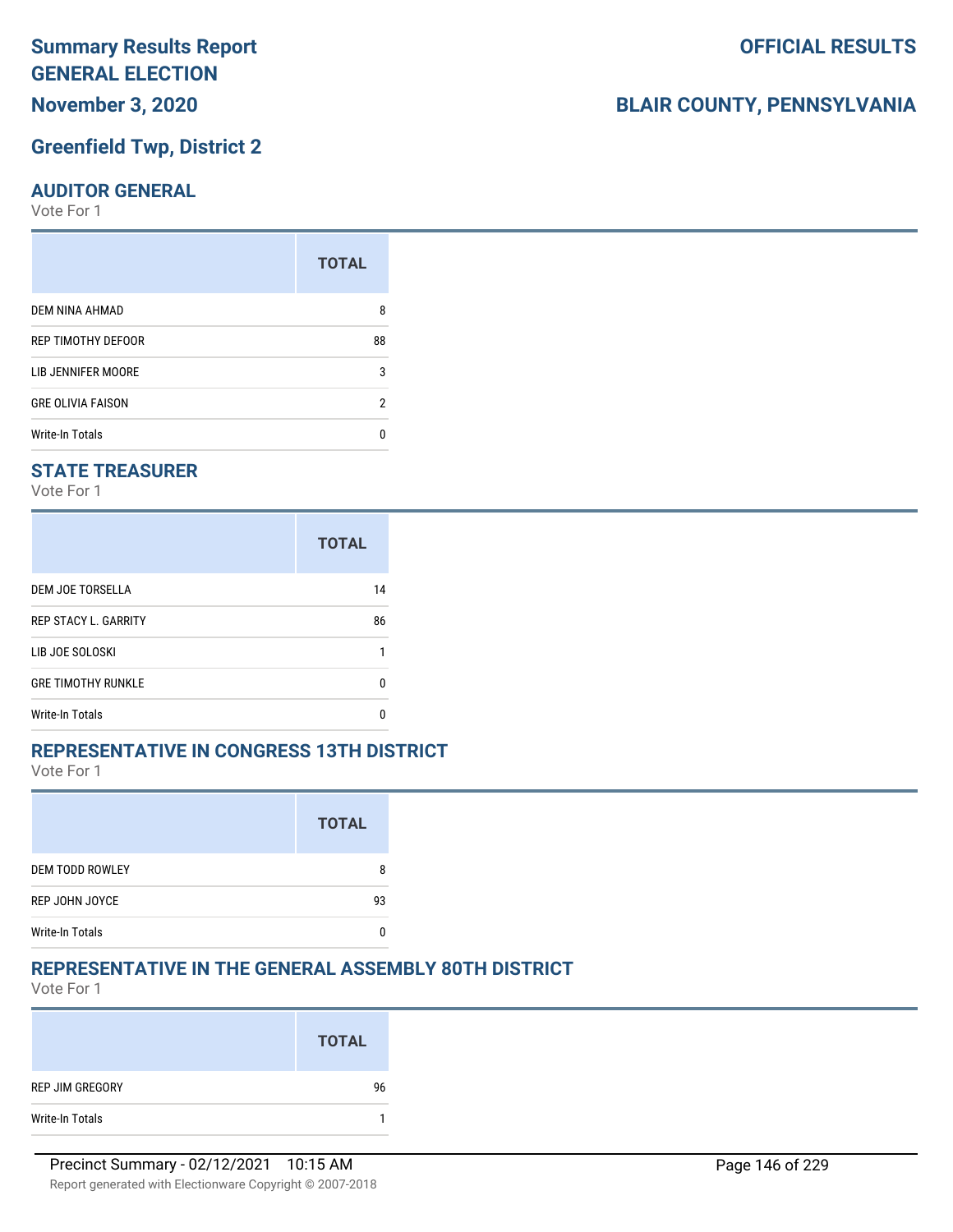# Summary Results Report GENERAL ELECTION

**November 3, 2020**

**OFFICIAL RESULTS**

**BLAIR COUNTY, PENNSYLVANIA**

## Greenfield Twp, District 2

### AUDITOR GENERAL

Vote For 1

| | TOTAL |
|---|---|
| DEM NINA AHMAD | 8 |
| REP TIMOTHY DEFOOR | 88 |
| LIB JENNIFER MOORE | 3 |
| GRE OLIVIA FAISON | 2 |
| Write-In Totals | 0 |

### STATE TREASURER

Vote For 1

| | TOTAL |
|---|---|
| DEM JOE TORSELLA | 14 |
| REP STACY L. GARRITY | 86 |
| LIB JOE SOLOSKI | 1 |
| GRE TIMOTHY RUNKLE | 0 |
| Write-In Totals | 0 |

### REPRESENTATIVE IN CONGRESS 13TH DISTRICT

Vote For 1

| | TOTAL |
|---|---|
| DEM TODD ROWLEY | 8 |
| REP JOHN JOYCE | 93 |
| Write-In Totals | 0 |

### REPRESENTATIVE IN THE GENERAL ASSEMBLY 80TH DISTRICT

Vote For 1

| | TOTAL |
|---|---|
| REP JIM GREGORY | 96 |
| Write-In Totals | 1 |

Precinct Summary - 02/12/2021 10:15 AM

Report generated with Electionware Copyright © 2007-2018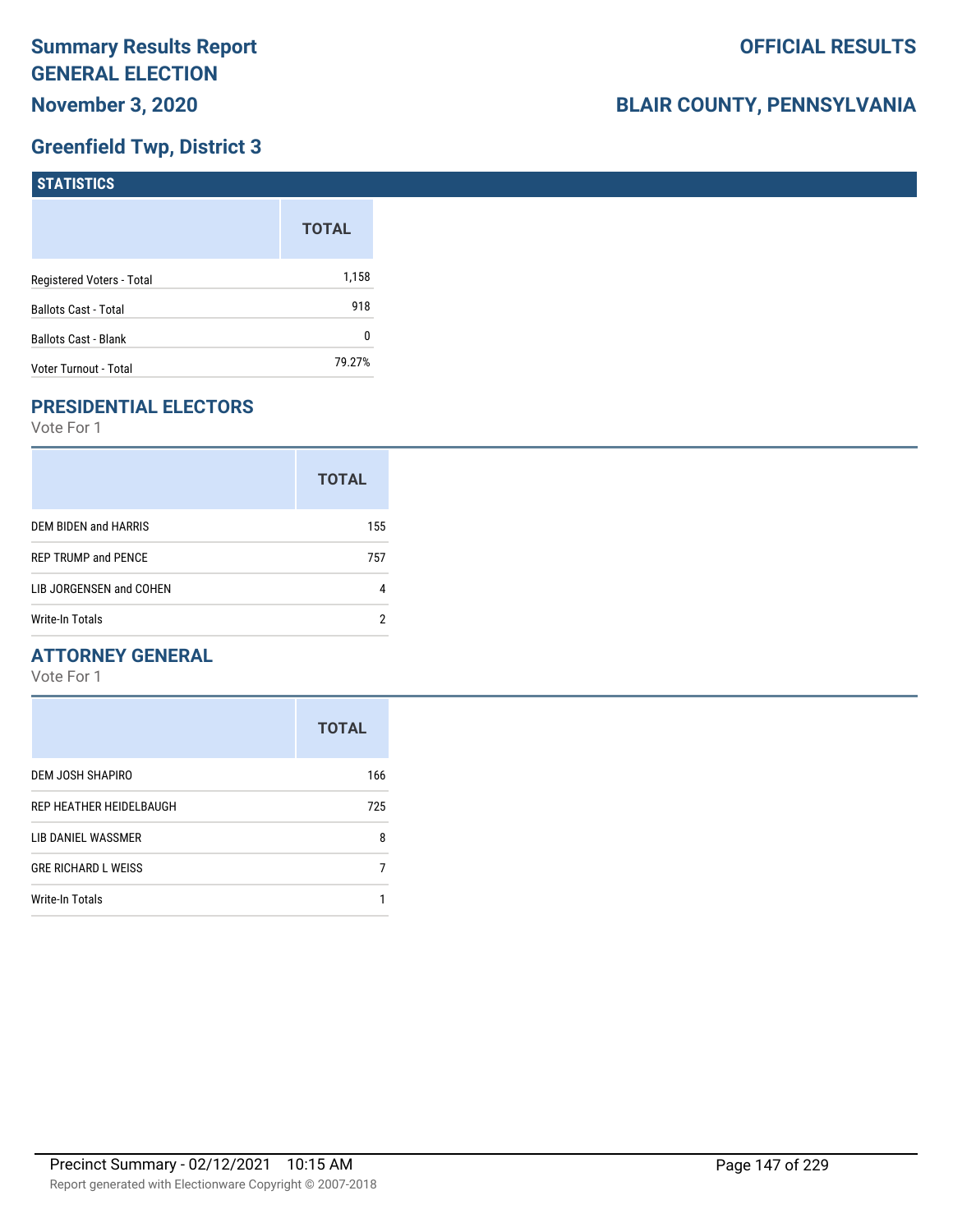# Summary Results Report
# GENERAL ELECTION
## November 3, 2020

**OFFICIAL RESULTS**

**BLAIR COUNTY, PENNSYLVANIA**

## Greenfield Twp, District 3

### STATISTICS

| | TOTAL |
|---|---|
| Registered Voters - Total | 1,158 |
| Ballots Cast - Total | 918 |
| Ballots Cast - Blank | 0 |
| Voter Turnout - Total | 79.27% |

### PRESIDENTIAL ELECTORS

Vote For 1

| | TOTAL |
|---|---|
| DEM BIDEN and HARRIS | 155 |
| REP TRUMP and PENCE | 757 |
| LIB JORGENSEN and COHEN | 4 |
| Write-In Totals | 2 |

### ATTORNEY GENERAL

Vote For 1

| | TOTAL |
|---|---|
| DEM JOSH SHAPIRO | 166 |
| REP HEATHER HEIDELBAUGH | 725 |
| LIB DANIEL WASSMER | 8 |
| GRE RICHARD L WEISS | 7 |
| Write-In Totals | 1 |

Precinct Summary - 02/12/2021 10:15 AM

Report generated with Electionware Copyright © 2007-2018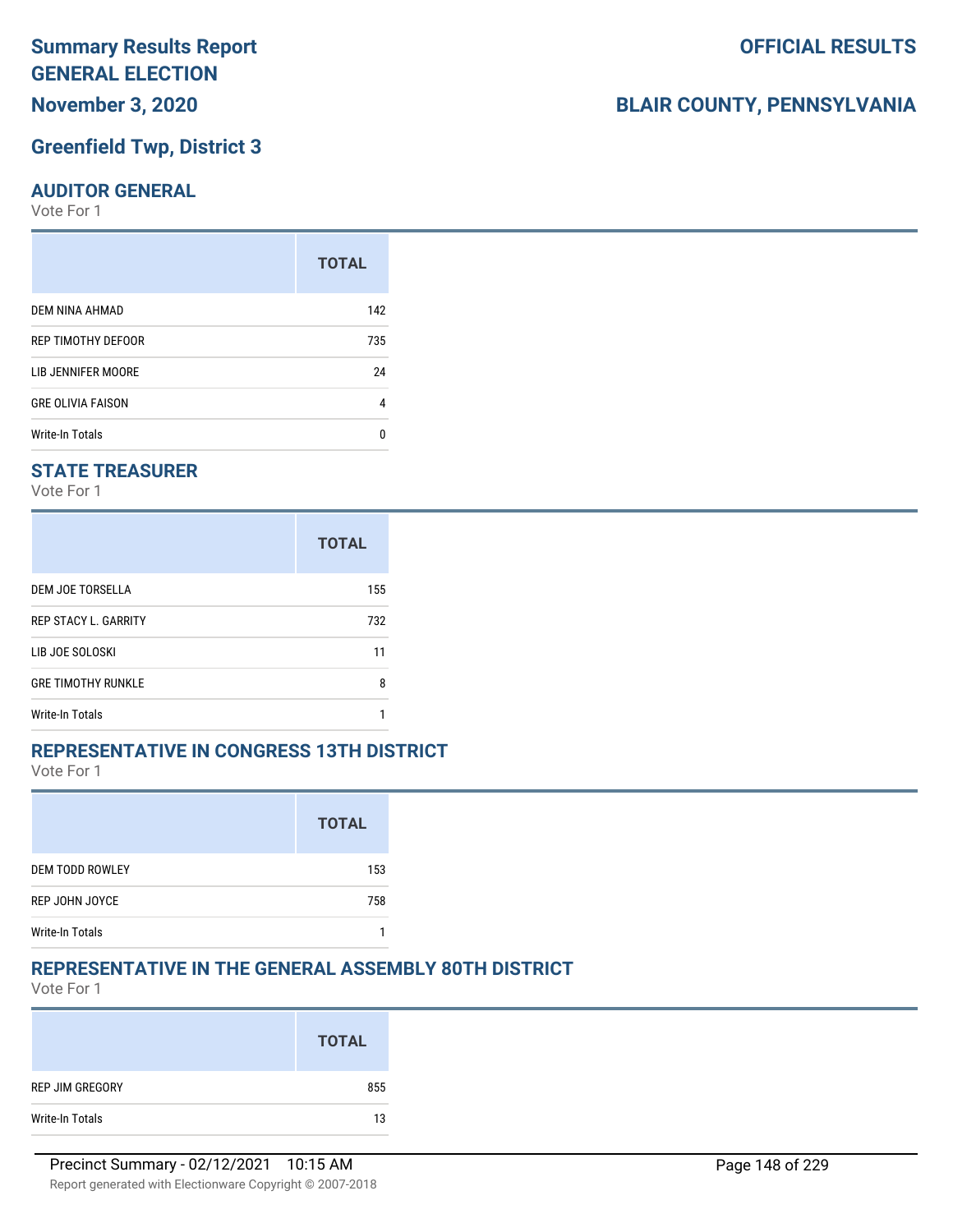# Summary Results Report
# GENERAL ELECTION

**November 3, 2020**

**OFFICIAL RESULTS**

**BLAIR COUNTY, PENNSYLVANIA**

## Greenfield Twp, District 3

### AUDITOR GENERAL

Vote For 1

| | TOTAL |
|---|---|
| DEM NINA AHMAD | 142 |
| REP TIMOTHY DEFOOR | 735 |
| LIB JENNIFER MOORE | 24 |
| GRE OLIVIA FAISON | 4 |
| Write-In Totals | 0 |

### STATE TREASURER

Vote For 1

| | TOTAL |
|---|---|
| DEM JOE TORSELLA | 155 |
| REP STACY L. GARRITY | 732 |
| LIB JOE SOLOSKI | 11 |
| GRE TIMOTHY RUNKLE | 8 |
| Write-In Totals | 1 |

### REPRESENTATIVE IN CONGRESS 13TH DISTRICT

Vote For 1

| | TOTAL |
|---|---|
| DEM TODD ROWLEY | 153 |
| REP JOHN JOYCE | 758 |
| Write-In Totals | 1 |

### REPRESENTATIVE IN THE GENERAL ASSEMBLY 80TH DISTRICT

Vote For 1

| | TOTAL |
|---|---|
| REP JIM GREGORY | 855 |
| Write-In Totals | 13 |

Precinct Summary - 02/12/2021 10:15 AM

Report generated with Electionware Copyright © 2007-2018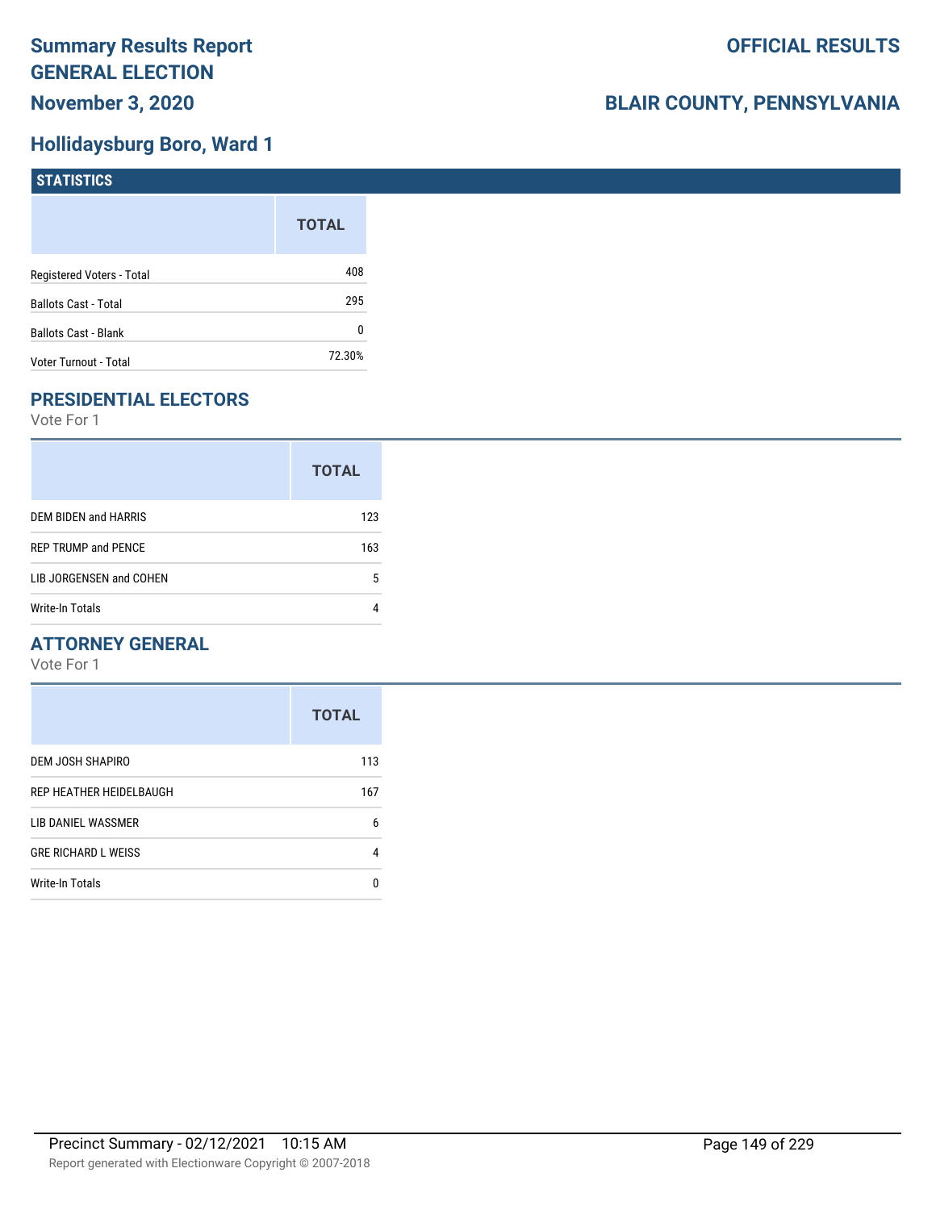# Summary Results Report
# GENERAL ELECTION
## November 3, 2020

**OFFICIAL RESULTS**

**BLAIR COUNTY, PENNSYLVANIA**

## Hollidaysburg Boro, Ward 1

### STATISTICS

| | TOTAL |
|---|---|
| Registered Voters - Total | 408 |
| Ballots Cast - Total | 295 |
| Ballots Cast - Blank | 0 |
| Voter Turnout - Total | 72.30% |

### PRESIDENTIAL ELECTORS

Vote For 1

| | TOTAL |
|---|---|
| DEM BIDEN and HARRIS | 123 |
| REP TRUMP and PENCE | 163 |
| LIB JORGENSEN and COHEN | 5 |
| Write-In Totals | 4 |

### ATTORNEY GENERAL

Vote For 1

| | TOTAL |
|---|---|
| DEM JOSH SHAPIRO | 113 |
| REP HEATHER HEIDELBAUGH | 167 |
| LIB DANIEL WASSMER | 6 |
| GRE RICHARD L WEISS | 4 |
| Write-In Totals | 0 |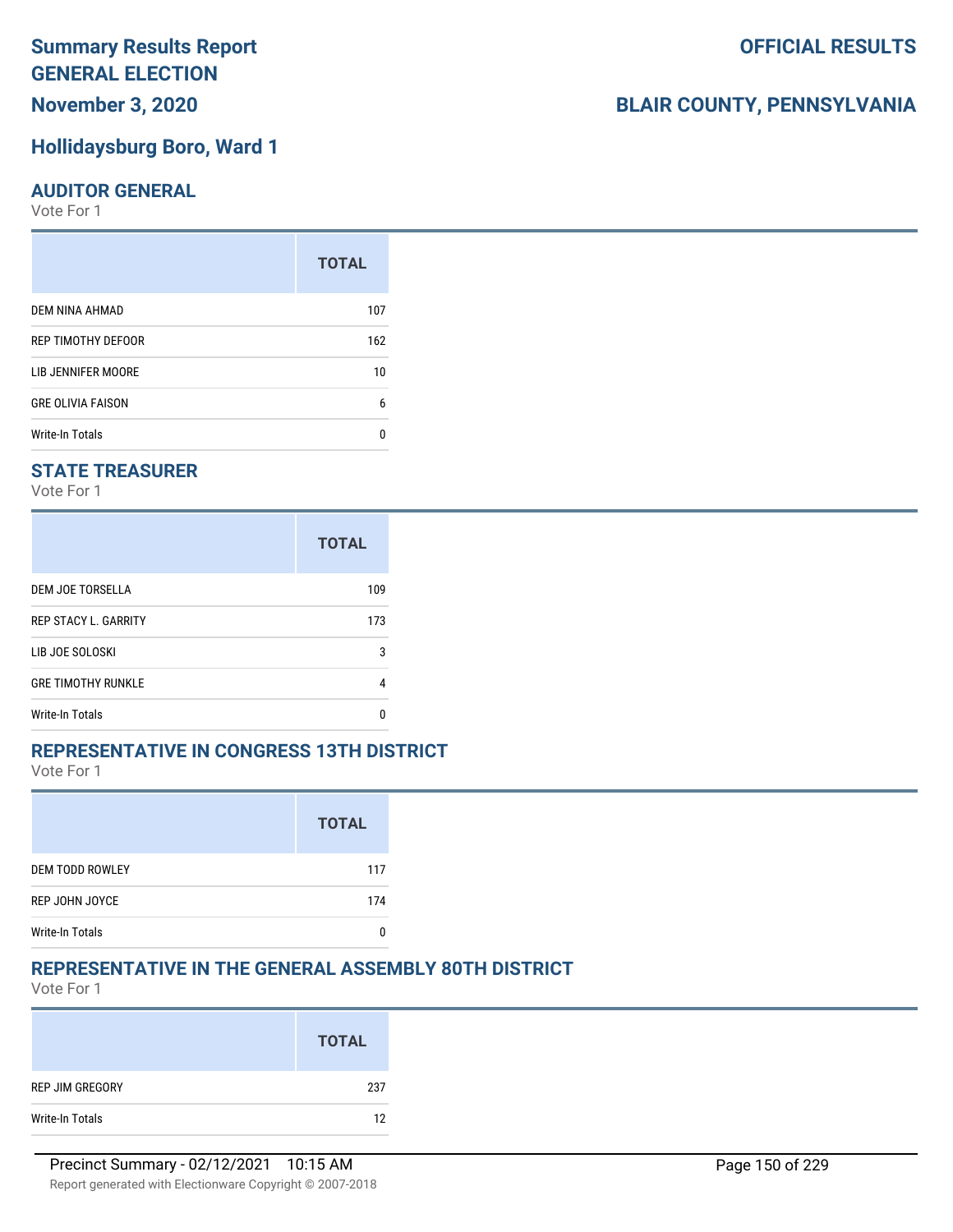# Summary Results Report
# GENERAL ELECTION
# November 3, 2020

# OFFICIAL RESULTS

# BLAIR COUNTY, PENNSYLVANIA

## Hollidaysburg Boro, Ward 1

### AUDITOR GENERAL
Vote For 1

| | TOTAL |
|---|---|
| DEM NINA AHMAD | 107 |
| REP TIMOTHY DEFOOR | 162 |
| LIB JENNIFER MOORE | 10 |
| GRE OLIVIA FAISON | 6 |
| Write-In Totals | 0 |

### STATE TREASURER
Vote For 1

| | TOTAL |
|---|---|
| DEM JOE TORSELLA | 109 |
| REP STACY L. GARRITY | 173 |
| LIB JOE SOLOSKI | 3 |
| GRE TIMOTHY RUNKLE | 4 |
| Write-In Totals | 0 |

### REPRESENTATIVE IN CONGRESS 13TH DISTRICT
Vote For 1

| | TOTAL |
|---|---|
| DEM TODD ROWLEY | 117 |
| REP JOHN JOYCE | 174 |
| Write-In Totals | 0 |

### REPRESENTATIVE IN THE GENERAL ASSEMBLY 80TH DISTRICT
Vote For 1

| | TOTAL |
|---|---|
| REP JIM GREGORY | 237 |
| Write-In Totals | 12 |

Precinct Summary - 02/12/2021 10:15 AM

Report generated with Electionware Copyright © 2007-2018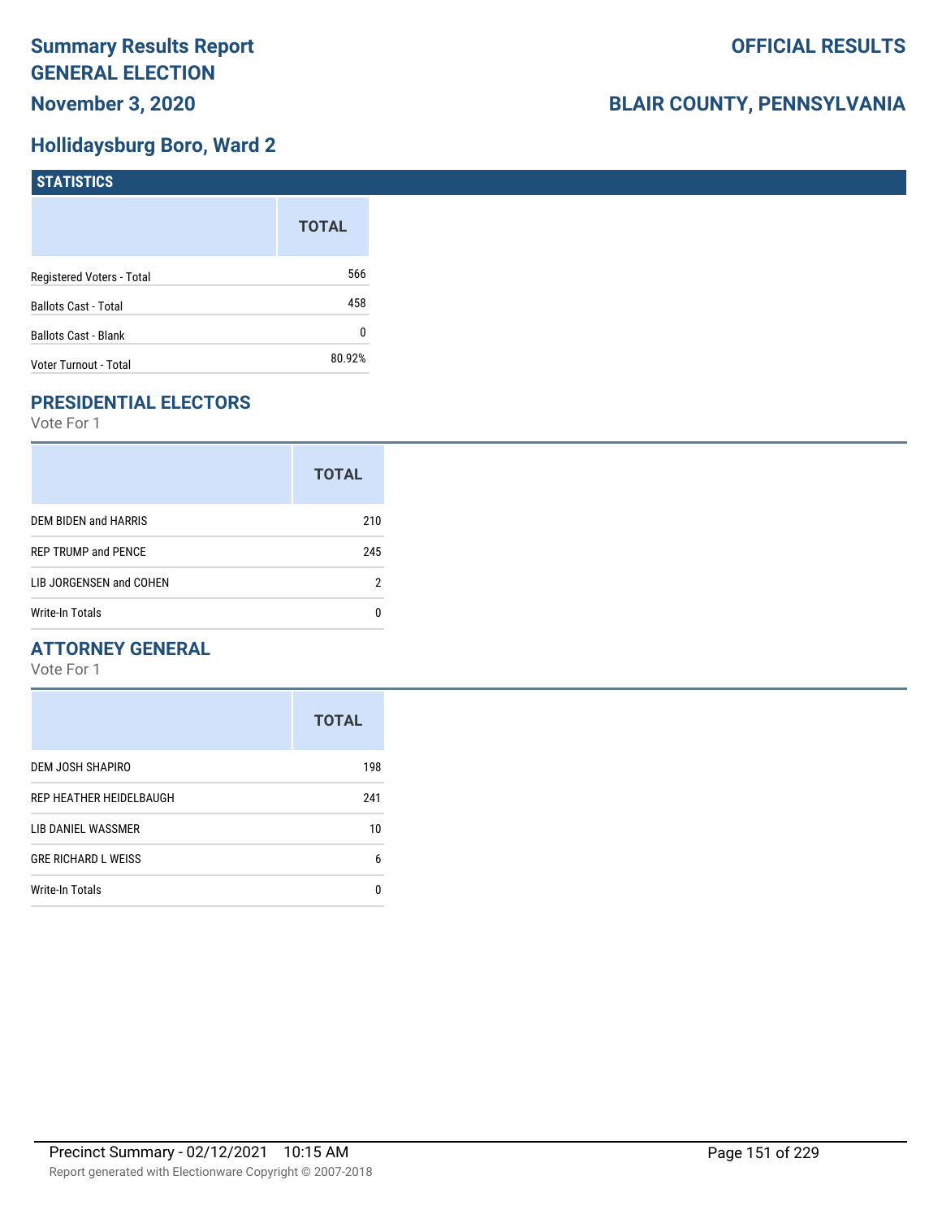# Summary Results Report
# GENERAL ELECTION
## November 3, 2020

**OFFICIAL RESULTS**

**BLAIR COUNTY, PENNSYLVANIA**

## Hollidaysburg Boro, Ward 2

### STATISTICS

| | TOTAL |
|---|---|
| Registered Voters - Total | 566 |
| Ballots Cast - Total | 458 |
| Ballots Cast - Blank | 0 |
| Voter Turnout - Total | 80.92% |

### PRESIDENTIAL ELECTORS

Vote For 1

| | TOTAL |
|---|---|
| DEM BIDEN and HARRIS | 210 |
| REP TRUMP and PENCE | 245 |
| LIB JORGENSEN and COHEN | 2 |
| Write-In Totals | 0 |

### ATTORNEY GENERAL

Vote For 1

| | TOTAL |
|---|---|
| DEM JOSH SHAPIRO | 198 |
| REP HEATHER HEIDELBAUGH | 241 |
| LIB DANIEL WASSMER | 10 |
| GRE RICHARD L WEISS | 6 |
| Write-In Totals | 0 |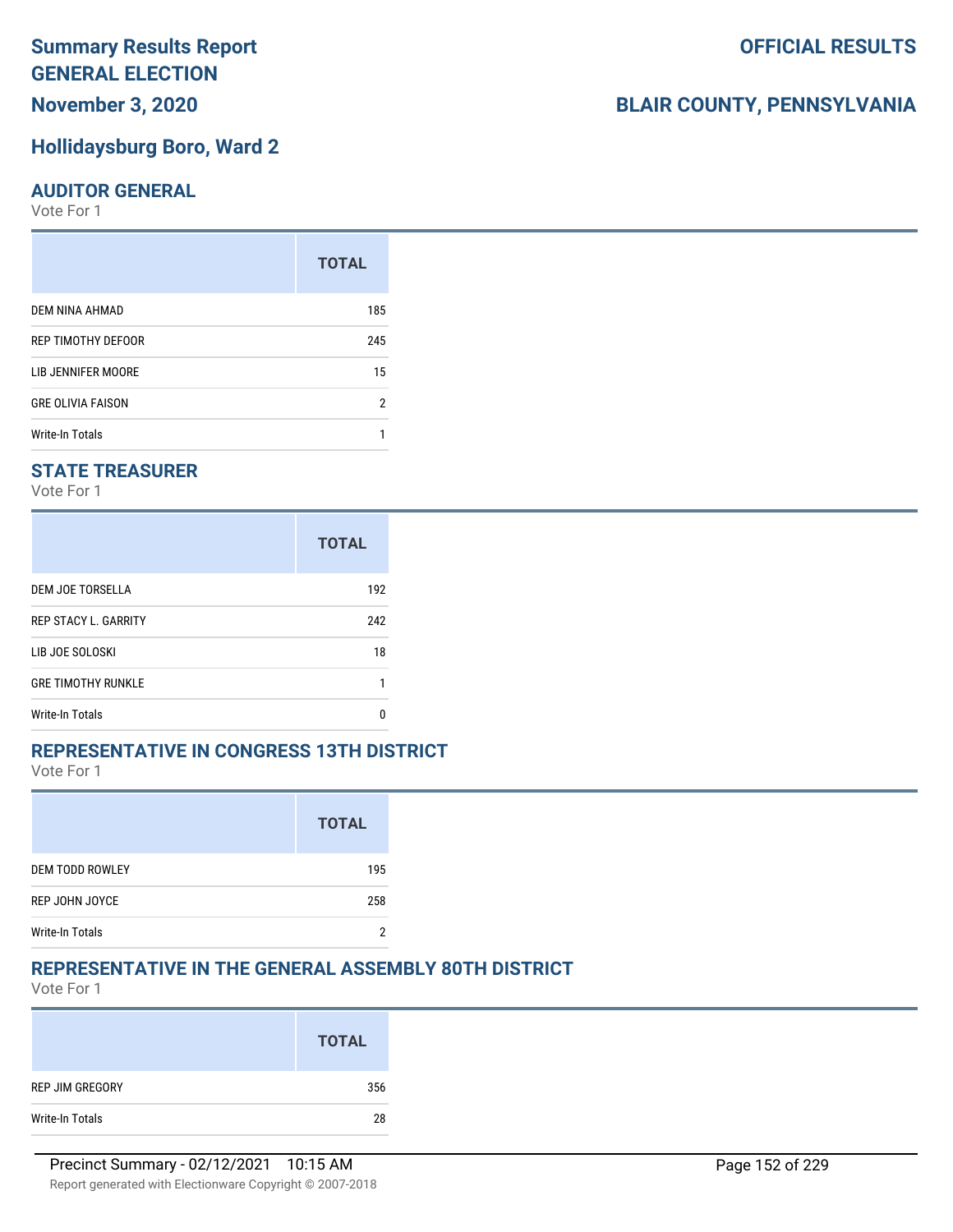# Summary Results Report
# GENERAL ELECTION
# November 3, 2020

# OFFICIAL RESULTS

# BLAIR COUNTY, PENNSYLVANIA

## Hollidaysburg Boro, Ward 2

### AUDITOR GENERAL

Vote For 1

| | TOTAL |
|---|---|
| DEM NINA AHMAD | 185 |
| REP TIMOTHY DEFOOR | 245 |
| LIB JENNIFER MOORE | 15 |
| GRE OLIVIA FAISON | 2 |
| Write-In Totals | 1 |

### STATE TREASURER

Vote For 1

| | TOTAL |
|---|---|
| DEM JOE TORSELLA | 192 |
| REP STACY L. GARRITY | 242 |
| LIB JOE SOLOSKI | 18 |
| GRE TIMOTHY RUNKLE | 1 |
| Write-In Totals | 0 |

### REPRESENTATIVE IN CONGRESS 13TH DISTRICT

Vote For 1

| | TOTAL |
|---|---|
| DEM TODD ROWLEY | 195 |
| REP JOHN JOYCE | 258 |
| Write-In Totals | 2 |

### REPRESENTATIVE IN THE GENERAL ASSEMBLY 80TH DISTRICT

Vote For 1

| | TOTAL |
|---|---|
| REP JIM GREGORY | 356 |
| Write-In Totals | 28 |

Precinct Summary - 02/12/2021 10:15 AM

Report generated with Electionware Copyright © 2007-2018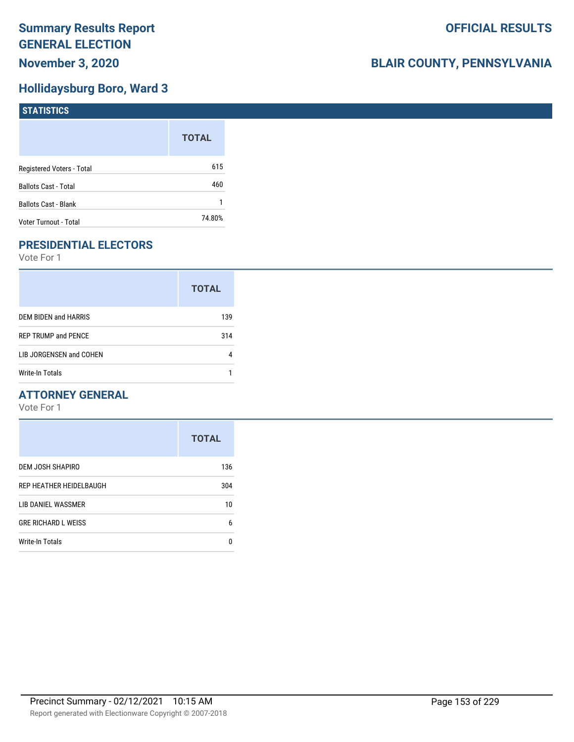# Summary Results Report
# GENERAL ELECTION
**November 3, 2020**

**OFFICIAL RESULTS**

**BLAIR COUNTY, PENNSYLVANIA**

## Hollidaysburg Boro, Ward 3

### STATISTICS

| | TOTAL |
|---|---|
| Registered Voters - Total | 615 |
| Ballots Cast - Total | 460 |
| Ballots Cast - Blank | 1 |
| Voter Turnout - Total | 74.80% |

### PRESIDENTIAL ELECTORS

Vote For 1

| | TOTAL |
|---|---|
| DEM BIDEN and HARRIS | 139 |
| REP TRUMP and PENCE | 314 |
| LIB JORGENSEN and COHEN | 4 |
| Write-In Totals | 1 |

### ATTORNEY GENERAL

Vote For 1

| | TOTAL |
|---|---|
| DEM JOSH SHAPIRO | 136 |
| REP HEATHER HEIDELBAUGH | 304 |
| LIB DANIEL WASSMER | 10 |
| GRE RICHARD L WEISS | 6 |
| Write-In Totals | 0 |

Precinct Summary - 02/12/2021 10:15 AM

Report generated with Electionware Copyright © 2007-2018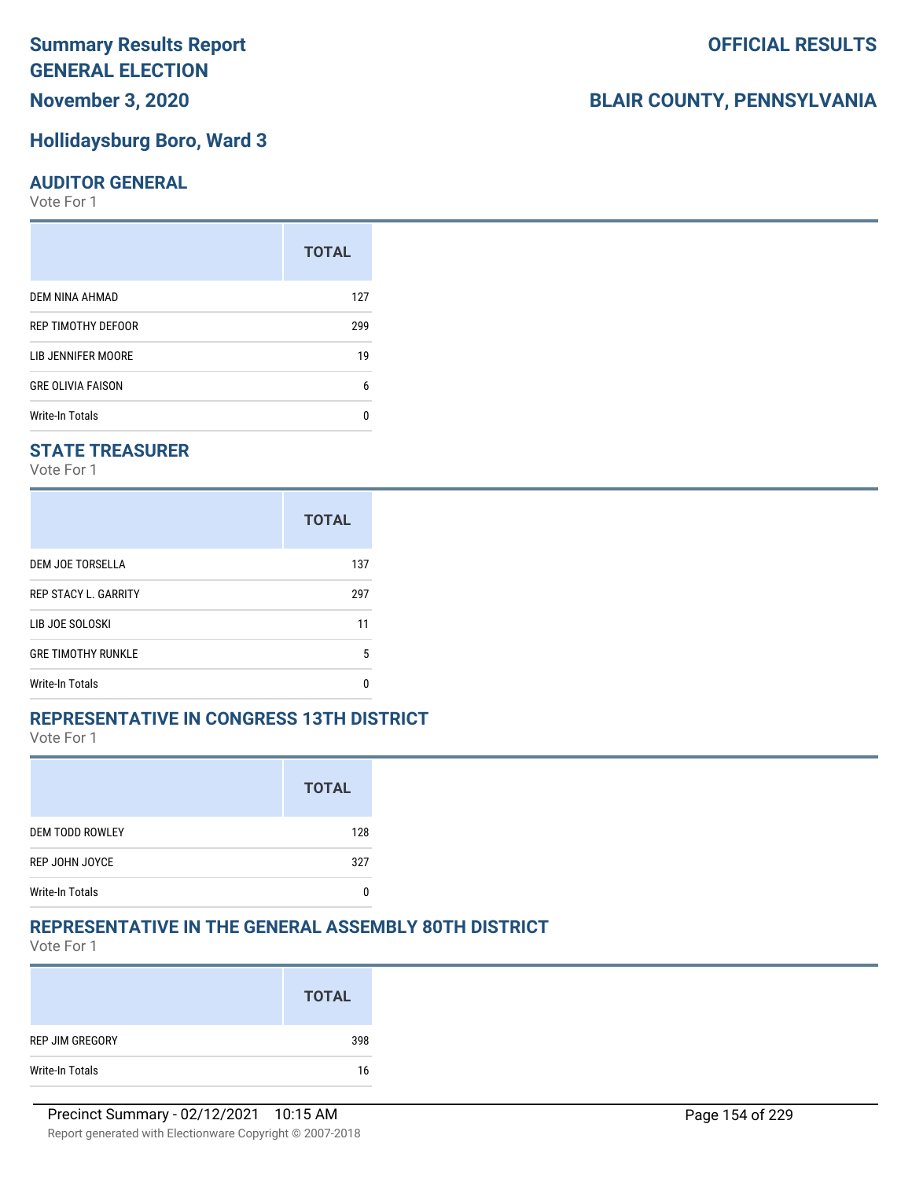# Summary Results Report GENERAL ELECTION

**OFFICIAL RESULTS**

**November 3, 2020**

**BLAIR COUNTY, PENNSYLVANIA**

## Hollidaysburg Boro, Ward 3

### AUDITOR GENERAL

Vote For 1

| | TOTAL |
|---|---|
| DEM NINA AHMAD | 127 |
| REP TIMOTHY DEFOOR | 299 |
| LIB JENNIFER MOORE | 19 |
| GRE OLIVIA FAISON | 6 |
| Write-In Totals | 0 |

### STATE TREASURER

Vote For 1

| | TOTAL |
|---|---|
| DEM JOE TORSELLA | 137 |
| REP STACY L. GARRITY | 297 |
| LIB JOE SOLOSKI | 11 |
| GRE TIMOTHY RUNKLE | 5 |
| Write-In Totals | 0 |

### REPRESENTATIVE IN CONGRESS 13TH DISTRICT

Vote For 1

| | TOTAL |
|---|---|
| DEM TODD ROWLEY | 128 |
| REP JOHN JOYCE | 327 |
| Write-In Totals | 0 |

### REPRESENTATIVE IN THE GENERAL ASSEMBLY 80TH DISTRICT

Vote For 1

| | TOTAL |
|---|---|
| REP JIM GREGORY | 398 |
| Write-In Totals | 16 |

Precinct Summary - 02/12/2021 10:15 AM

Report generated with Electionware Copyright © 2007-2018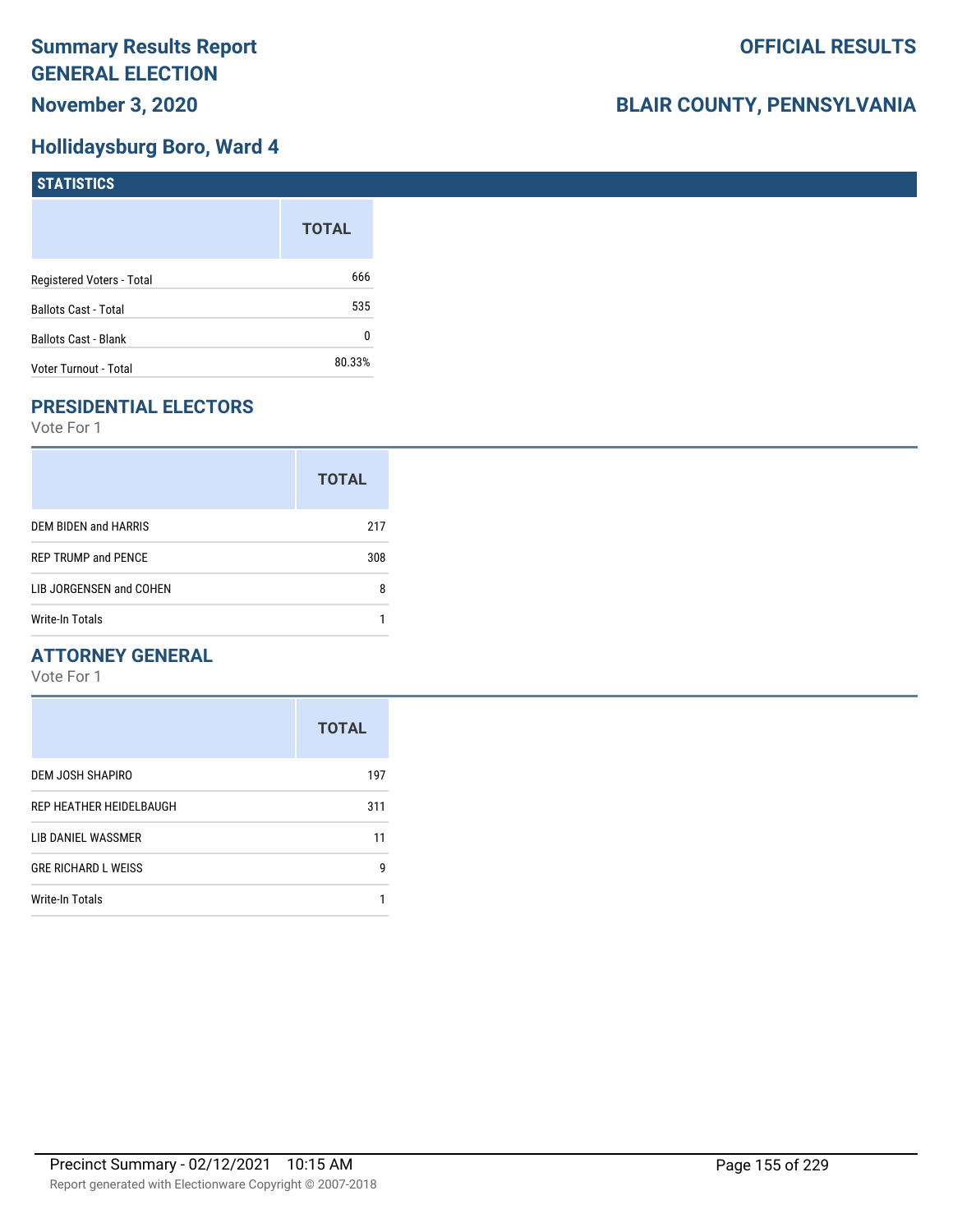# Summary Results Report
# GENERAL ELECTION
## November 3, 2020

**OFFICIAL RESULTS**

**BLAIR COUNTY, PENNSYLVANIA**

## Hollidaysburg Boro, Ward 4

### STATISTICS

| | TOTAL |
|---|---|
| Registered Voters - Total | 666 |
| Ballots Cast - Total | 535 |
| Ballots Cast - Blank | 0 |
| Voter Turnout - Total | 80.33% |

### PRESIDENTIAL ELECTORS

Vote For 1

| | TOTAL |
|---|---|
| DEM BIDEN and HARRIS | 217 |
| REP TRUMP and PENCE | 308 |
| LIB JORGENSEN and COHEN | 8 |
| Write-In Totals | 1 |

### ATTORNEY GENERAL

Vote For 1

| | TOTAL |
|---|---|
| DEM JOSH SHAPIRO | 197 |
| REP HEATHER HEIDELBAUGH | 311 |
| LIB DANIEL WASSMER | 11 |
| GRE RICHARD L WEISS | 9 |
| Write-In Totals | 1 |

Precinct Summary - 02/12/2021 10:15 AM

Report generated with Electionware Copyright © 2007-2018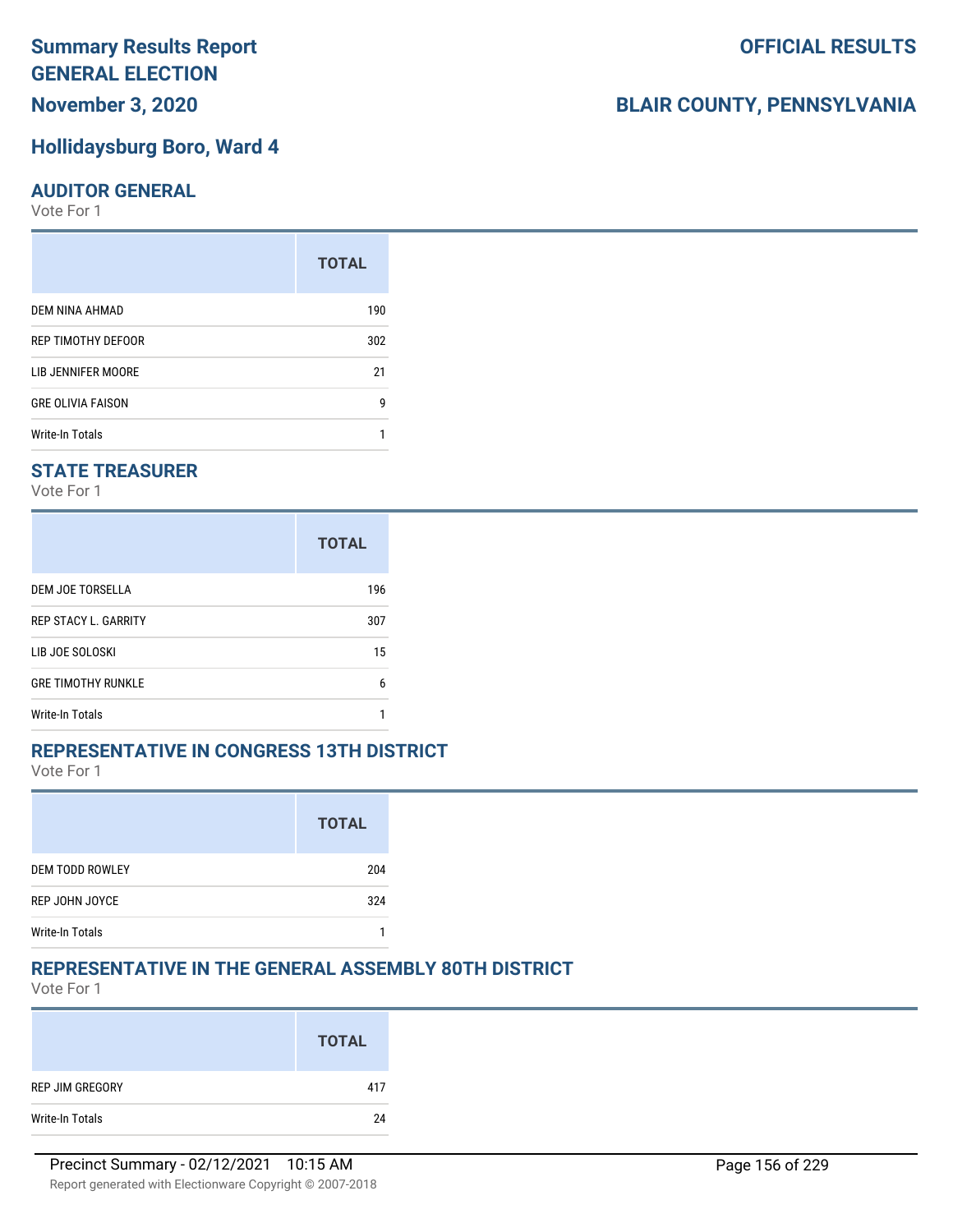# Summary Results Report GENERAL ELECTION

**OFFICIAL RESULTS**

**November 3, 2020**

**BLAIR COUNTY, PENNSYLVANIA**

## Hollidaysburg Boro, Ward 4

### AUDITOR GENERAL

Vote For 1

| | TOTAL |
|---|---|
| DEM NINA AHMAD | 190 |
| REP TIMOTHY DEFOOR | 302 |
| LIB JENNIFER MOORE | 21 |
| GRE OLIVIA FAISON | 9 |
| Write-In Totals | 1 |

### STATE TREASURER

Vote For 1

| | TOTAL |
|---|---|
| DEM JOE TORSELLA | 196 |
| REP STACY L. GARRITY | 307 |
| LIB JOE SOLOSKI | 15 |
| GRE TIMOTHY RUNKLE | 6 |
| Write-In Totals | 1 |

### REPRESENTATIVE IN CONGRESS 13TH DISTRICT

Vote For 1

| | TOTAL |
|---|---|
| DEM TODD ROWLEY | 204 |
| REP JOHN JOYCE | 324 |
| Write-In Totals | 1 |

### REPRESENTATIVE IN THE GENERAL ASSEMBLY 80TH DISTRICT

Vote For 1

| | TOTAL |
|---|---|
| REP JIM GREGORY | 417 |
| Write-In Totals | 24 |

Precinct Summary - 02/12/2021 10:15 AM

Report generated with Electionware Copyright © 2007-2018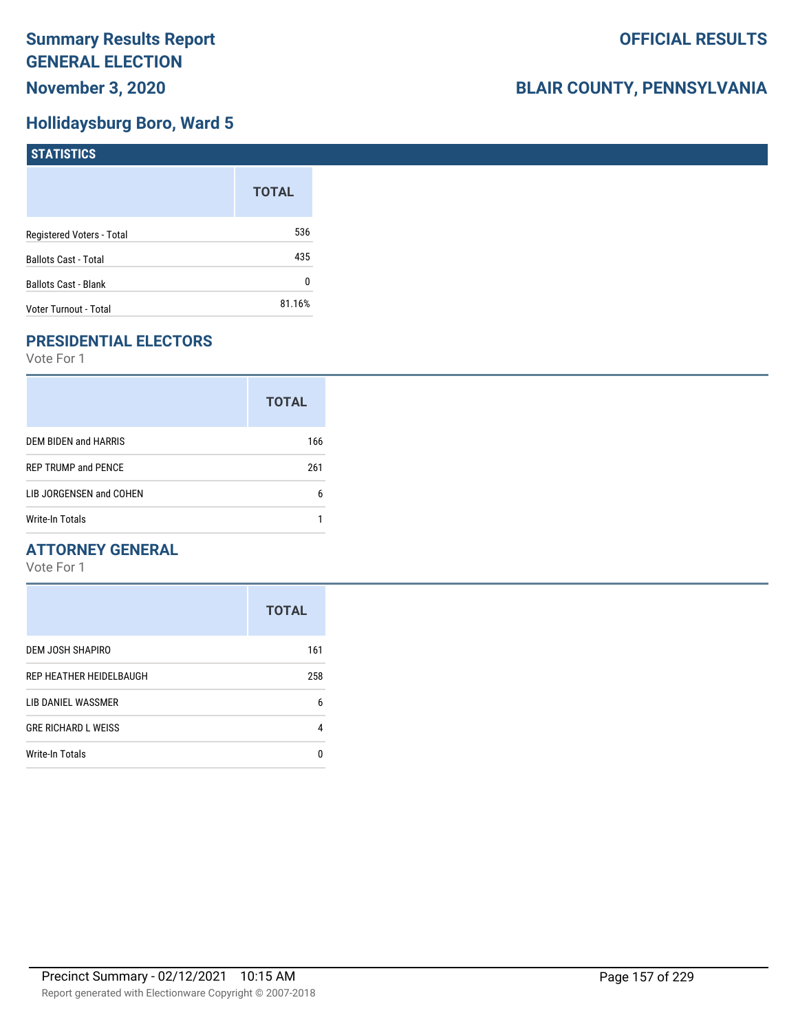# Summary Results Report
## GENERAL ELECTION
## November 3, 2020

**OFFICIAL RESULTS**

**BLAIR COUNTY, PENNSYLVANIA**

## Hollidaysburg Boro, Ward 5

### STATISTICS

| | TOTAL |
|---|---|
| Registered Voters - Total | 536 |
| Ballots Cast - Total | 435 |
| Ballots Cast - Blank | 0 |
| Voter Turnout - Total | 81.16% |

### PRESIDENTIAL ELECTORS

Vote For 1

| | TOTAL |
|---|---|
| DEM BIDEN and HARRIS | 166 |
| REP TRUMP and PENCE | 261 |
| LIB JORGENSEN and COHEN | 6 |
| Write-In Totals | 1 |

### ATTORNEY GENERAL

Vote For 1

| | TOTAL |
|---|---|
| DEM JOSH SHAPIRO | 161 |
| REP HEATHER HEIDELBAUGH | 258 |
| LIB DANIEL WASSMER | 6 |
| GRE RICHARD L WEISS | 4 |
| Write-In Totals | 0 |

Precinct Summary - 02/12/2021 10:15 AM

Report generated with Electionware Copyright © 2007-2018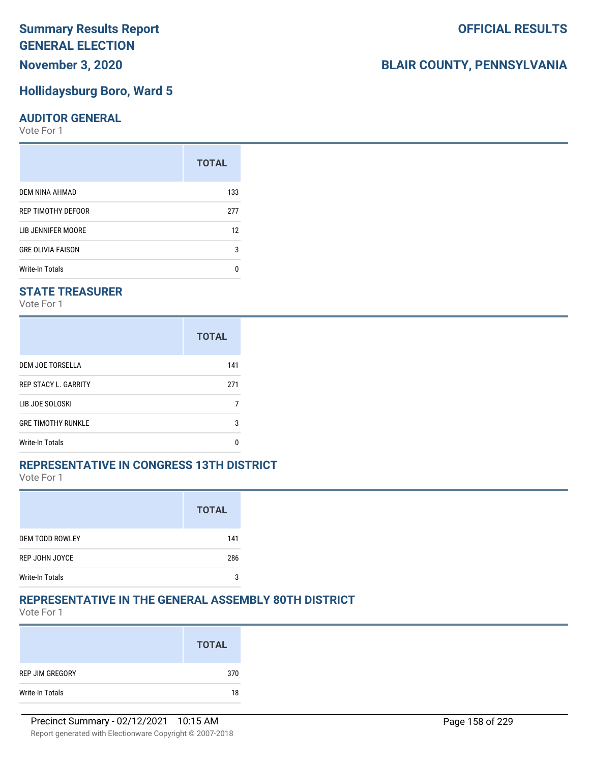# Summary Results Report
# GENERAL ELECTION
# November 3, 2020

# OFFICIAL RESULTS

# BLAIR COUNTY, PENNSYLVANIA

## Hollidaysburg Boro, Ward 5

### AUDITOR GENERAL

Vote For 1

| | TOTAL |
|---|---|
| DEM NINA AHMAD | 133 |
| REP TIMOTHY DEFOOR | 277 |
| LIB JENNIFER MOORE | 12 |
| GRE OLIVIA FAISON | 3 |
| Write-In Totals | 0 |

### STATE TREASURER

Vote For 1

| | TOTAL |
|---|---|
| DEM JOE TORSELLA | 141 |
| REP STACY L. GARRITY | 271 |
| LIB JOE SOLOSKI | 7 |
| GRE TIMOTHY RUNKLE | 3 |
| Write-In Totals | 0 |

### REPRESENTATIVE IN CONGRESS 13TH DISTRICT

Vote For 1

| | TOTAL |
|---|---|
| DEM TODD ROWLEY | 141 |
| REP JOHN JOYCE | 286 |
| Write-In Totals | 3 |

### REPRESENTATIVE IN THE GENERAL ASSEMBLY 80TH DISTRICT

Vote For 1

| | TOTAL |
|---|---|
| REP JIM GREGORY | 370 |
| Write-In Totals | 18 |

Precinct Summary - 02/12/2021 10:15 AM

Report generated with Electionware Copyright © 2007-2018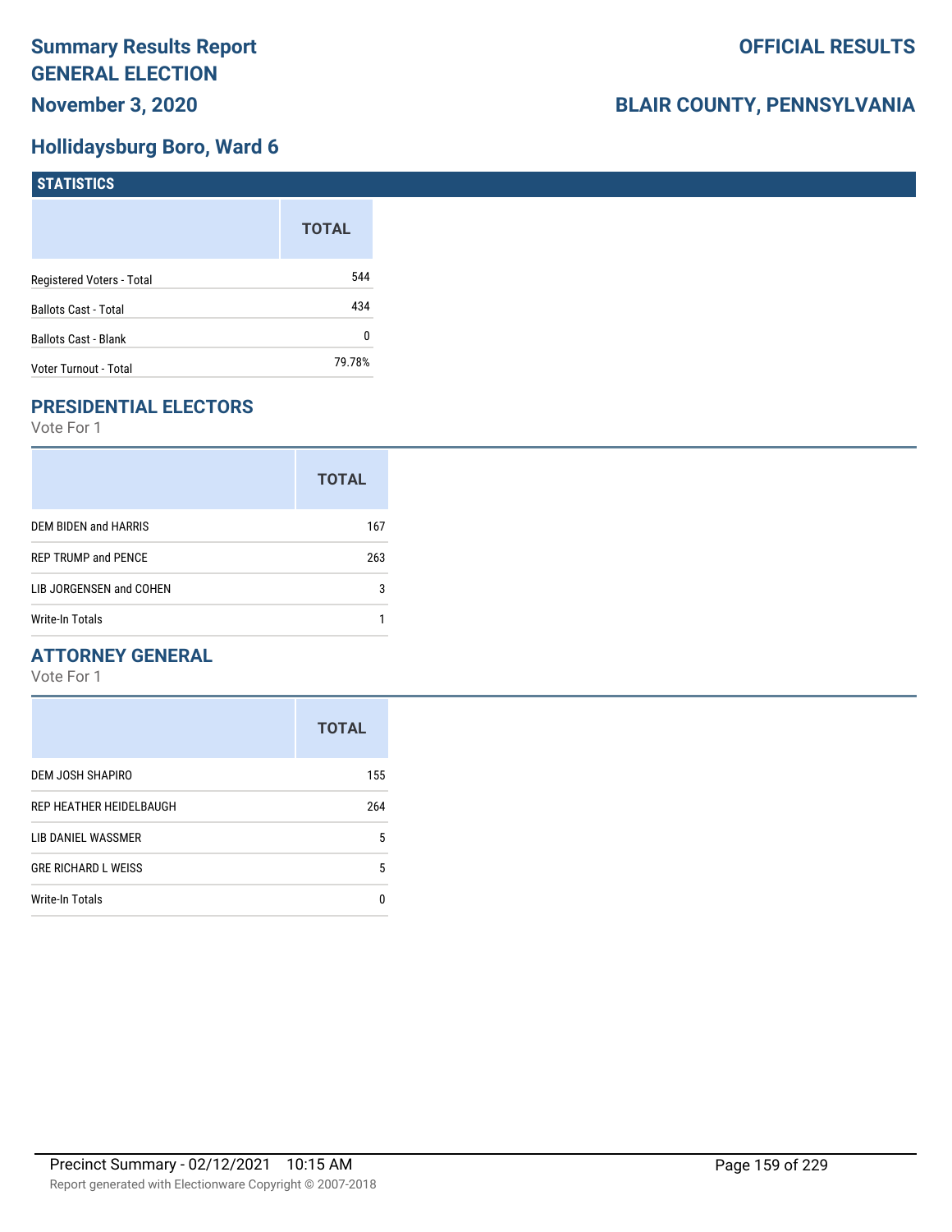# Summary Results Report GENERAL ELECTION

**OFFICIAL RESULTS**

**November 3, 2020**

**BLAIR COUNTY, PENNSYLVANIA**

## Hollidaysburg Boro, Ward 6

### STATISTICS

| | TOTAL |
|---|---|
| Registered Voters - Total | 544 |
| Ballots Cast - Total | 434 |
| Ballots Cast - Blank | 0 |
| Voter Turnout - Total | 79.78% |

### PRESIDENTIAL ELECTORS

Vote For 1

| | TOTAL |
|---|---|
| DEM BIDEN and HARRIS | 167 |
| REP TRUMP and PENCE | 263 |
| LIB JORGENSEN and COHEN | 3 |
| Write-In Totals | 1 |

### ATTORNEY GENERAL

Vote For 1

| | TOTAL |
|---|---|
| DEM JOSH SHAPIRO | 155 |
| REP HEATHER HEIDELBAUGH | 264 |
| LIB DANIEL WASSMER | 5 |
| GRE RICHARD L WEISS | 5 |
| Write-In Totals | 0 |

Precinct Summary - 02/12/2021 10:15 AM

Report generated with Electionware Copyright © 2007-2018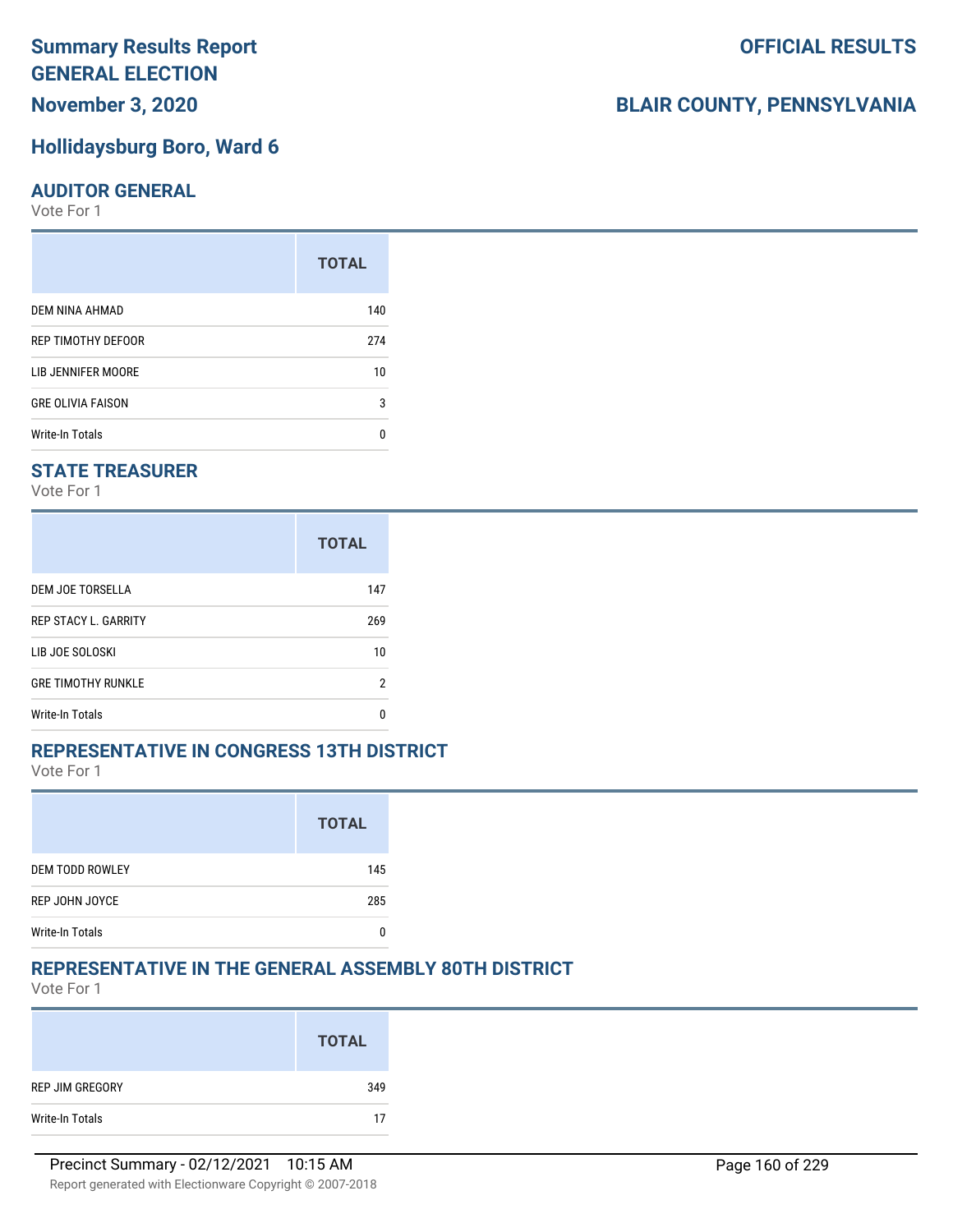# Summary Results Report
# GENERAL ELECTION
## November 3, 2020

# OFFICIAL RESULTS

# BLAIR COUNTY, PENNSYLVANIA

## Hollidaysburg Boro, Ward 6

### AUDITOR GENERAL

Vote For 1

| | TOTAL |
|---|---|
| DEM NINA AHMAD | 140 |
| REP TIMOTHY DEFOOR | 274 |
| LIB JENNIFER MOORE | 10 |
| GRE OLIVIA FAISON | 3 |
| Write-In Totals | 0 |

### STATE TREASURER

Vote For 1

| | TOTAL |
|---|---|
| DEM JOE TORSELLA | 147 |
| REP STACY L. GARRITY | 269 |
| LIB JOE SOLOSKI | 10 |
| GRE TIMOTHY RUNKLE | 2 |
| Write-In Totals | 0 |

### REPRESENTATIVE IN CONGRESS 13TH DISTRICT

Vote For 1

| | TOTAL |
|---|---|
| DEM TODD ROWLEY | 145 |
| REP JOHN JOYCE | 285 |
| Write-In Totals | 0 |

### REPRESENTATIVE IN THE GENERAL ASSEMBLY 80TH DISTRICT

Vote For 1

| | TOTAL |
|---|---|
| REP JIM GREGORY | 349 |
| Write-In Totals | 17 |

Precinct Summary - 02/12/2021 10:15 AM

Report generated with Electionware Copyright © 2007-2018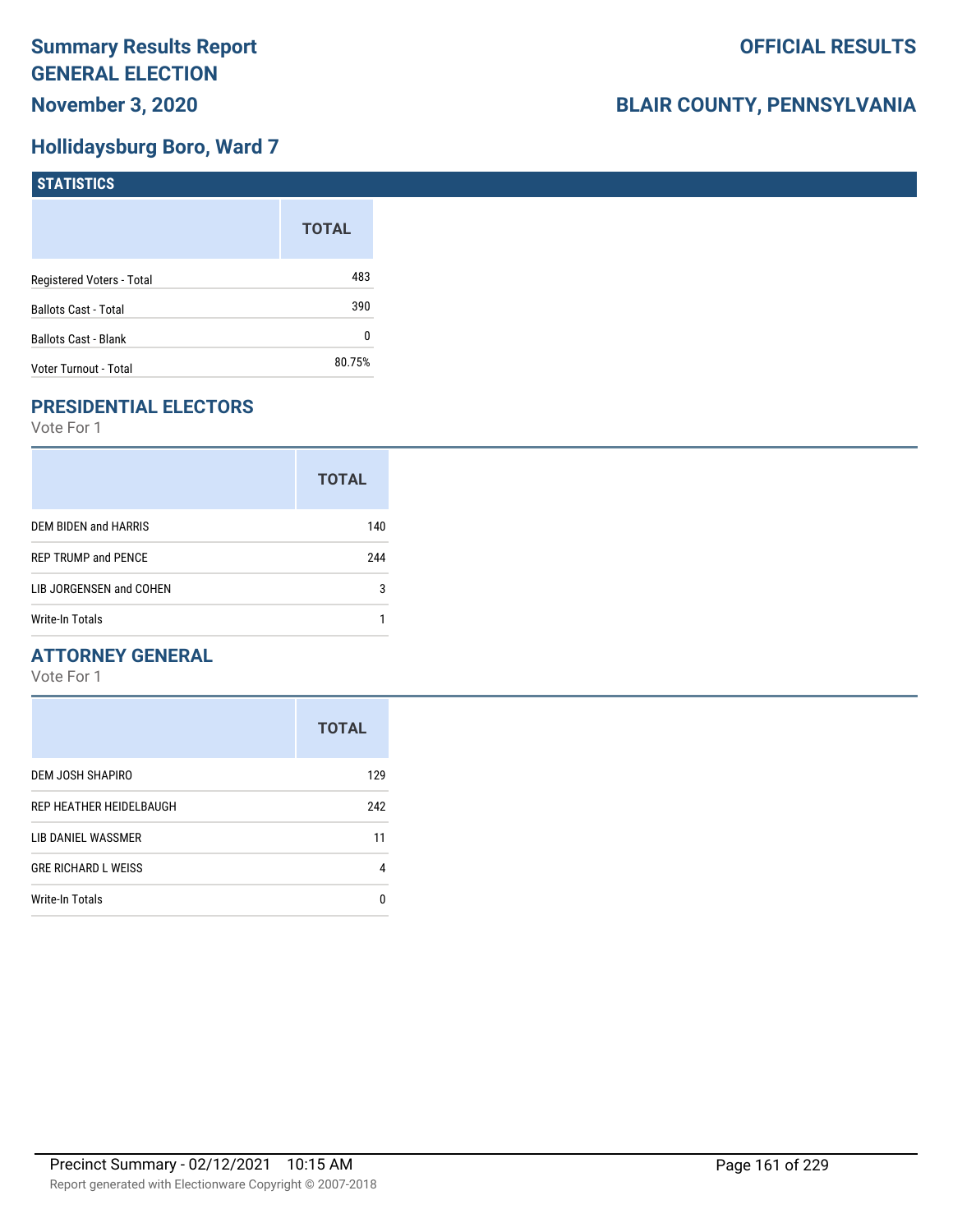# Summary Results Report
# GENERAL ELECTION
## November 3, 2020

**OFFICIAL RESULTS**

**BLAIR COUNTY, PENNSYLVANIA**

## Hollidaysburg Boro, Ward 7

### STATISTICS

| | TOTAL |
|---|---|
| Registered Voters - Total | 483 |
| Ballots Cast - Total | 390 |
| Ballots Cast - Blank | 0 |
| Voter Turnout - Total | 80.75% |

### PRESIDENTIAL ELECTORS

Vote For 1

| | TOTAL |
|---|---|
| DEM BIDEN and HARRIS | 140 |
| REP TRUMP and PENCE | 244 |
| LIB JORGENSEN and COHEN | 3 |
| Write-In Totals | 1 |

### ATTORNEY GENERAL

Vote For 1

| | TOTAL |
|---|---|
| DEM JOSH SHAPIRO | 129 |
| REP HEATHER HEIDELBAUGH | 242 |
| LIB DANIEL WASSMER | 11 |
| GRE RICHARD L WEISS | 4 |
| Write-In Totals | 0 |

Precinct Summary - 02/12/2021 10:15 AM

Report generated with Electionware Copyright © 2007-2018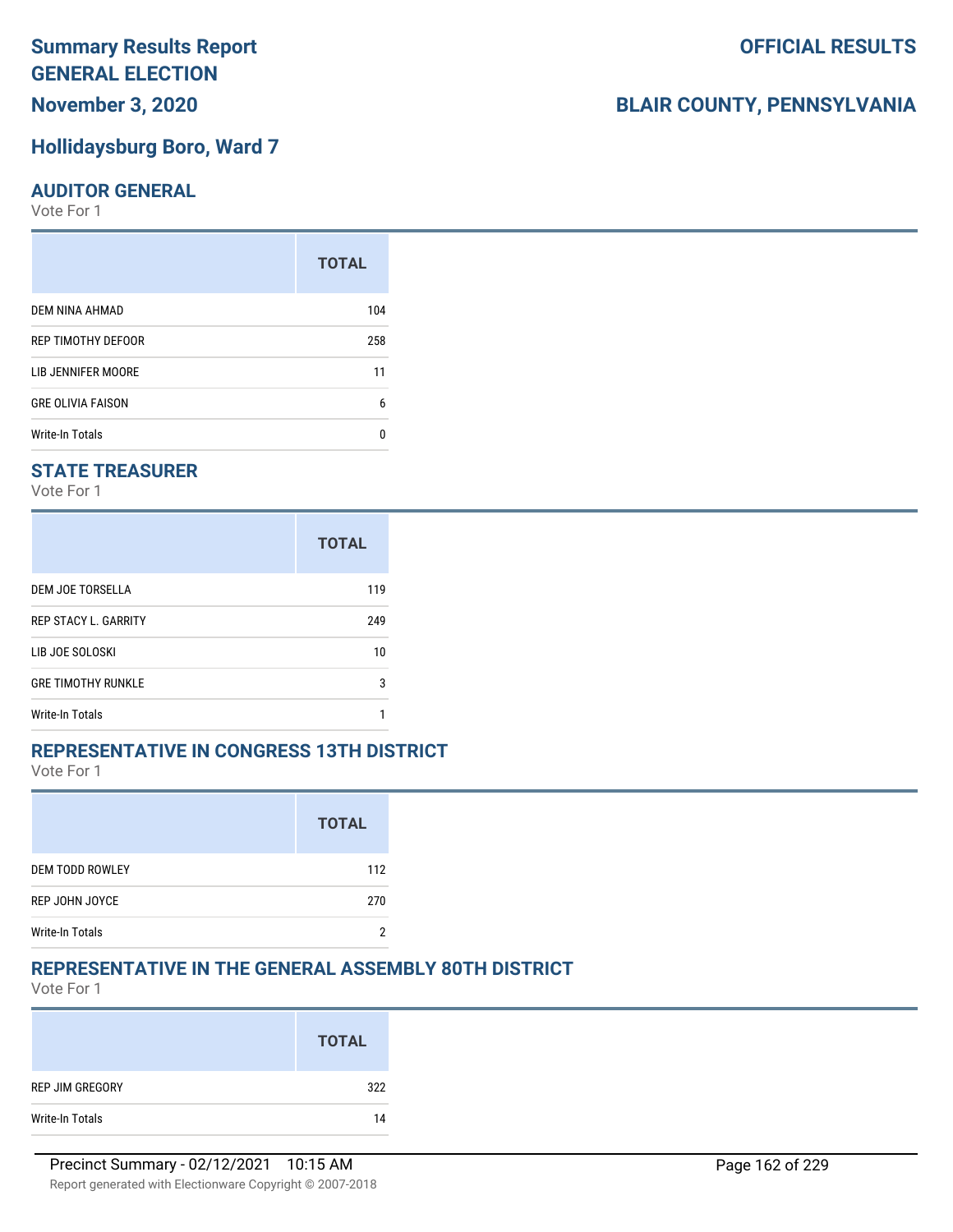# Summary Results Report
# GENERAL ELECTION
## November 3, 2020

**OFFICIAL RESULTS**

**BLAIR COUNTY, PENNSYLVANIA**

## Hollidaysburg Boro, Ward 7

### AUDITOR GENERAL

Vote For 1

| | TOTAL |
|---|---|
| DEM NINA AHMAD | 104 |
| REP TIMOTHY DEFOOR | 258 |
| LIB JENNIFER MOORE | 11 |
| GRE OLIVIA FAISON | 6 |
| Write-In Totals | 0 |

### STATE TREASURER

Vote For 1

| | TOTAL |
|---|---|
| DEM JOE TORSELLA | 119 |
| REP STACY L. GARRITY | 249 |
| LIB JOE SOLOSKI | 10 |
| GRE TIMOTHY RUNKLE | 3 |
| Write-In Totals | 1 |

### REPRESENTATIVE IN CONGRESS 13TH DISTRICT

Vote For 1

| | TOTAL |
|---|---|
| DEM TODD ROWLEY | 112 |
| REP JOHN JOYCE | 270 |
| Write-In Totals | 2 |

### REPRESENTATIVE IN THE GENERAL ASSEMBLY 80TH DISTRICT

Vote For 1

| | TOTAL |
|---|---|
| REP JIM GREGORY | 322 |
| Write-In Totals | 14 |

Precinct Summary - 02/12/2021 10:15 AM

Report generated with Electionware Copyright © 2007-2018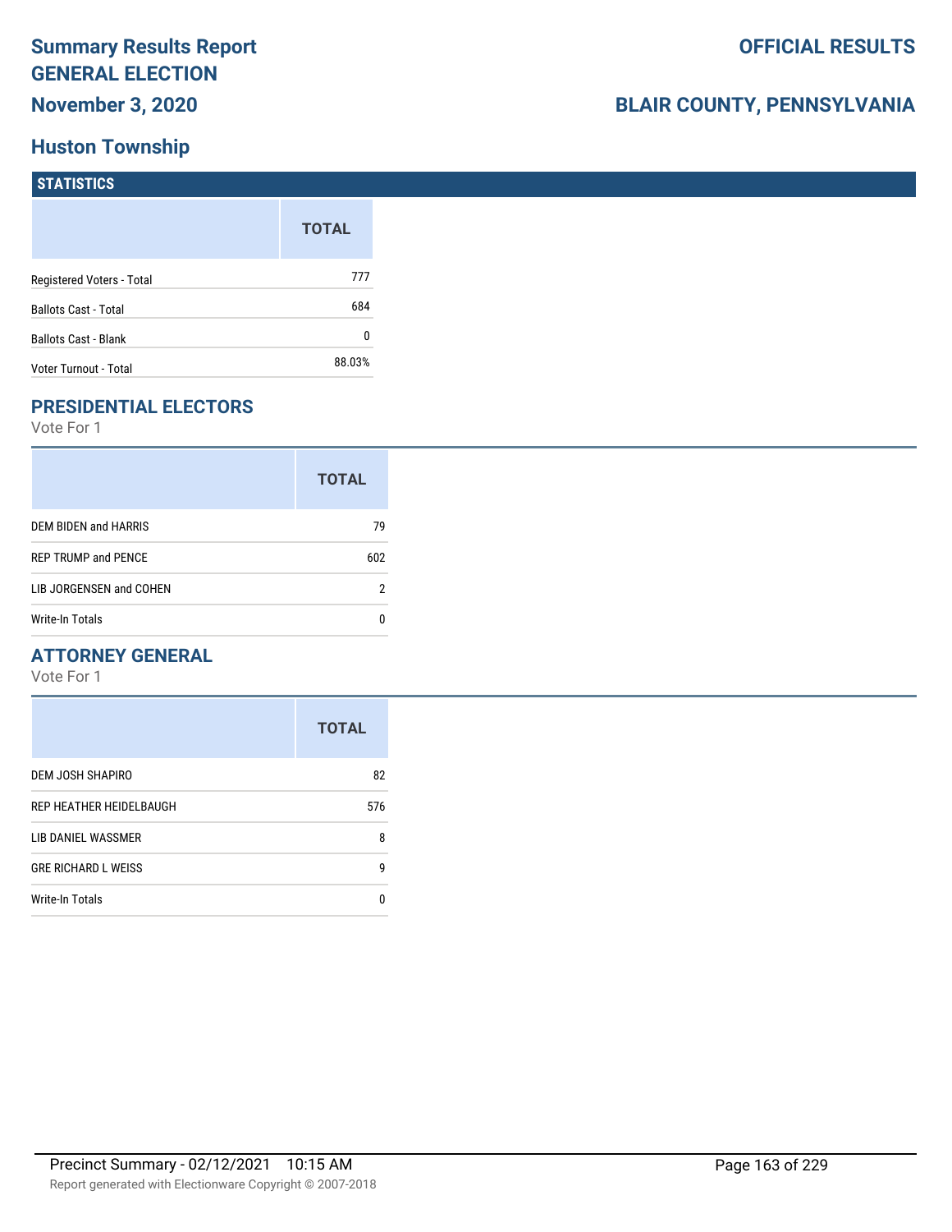# Summary Results Report
# GENERAL ELECTION
## November 3, 2020

**OFFICIAL RESULTS**

**BLAIR COUNTY, PENNSYLVANIA**

## Huston Township

### STATISTICS

| | TOTAL |
|---|---|
| Registered Voters - Total | 777 |
| Ballots Cast - Total | 684 |
| Ballots Cast - Blank | 0 |
| Voter Turnout - Total | 88.03% |

### PRESIDENTIAL ELECTORS

Vote For 1

| | TOTAL |
|---|---|
| DEM BIDEN and HARRIS | 79 |
| REP TRUMP and PENCE | 602 |
| LIB JORGENSEN and COHEN | 2 |
| Write-In Totals | 0 |

### ATTORNEY GENERAL

Vote For 1

| | TOTAL |
|---|---|
| DEM JOSH SHAPIRO | 82 |
| REP HEATHER HEIDELBAUGH | 576 |
| LIB DANIEL WASSMER | 8 |
| GRE RICHARD L WEISS | 9 |
| Write-In Totals | 0 |

Precinct Summary - 02/12/2021 10:15 AM

Report generated with Electionware Copyright © 2007-2018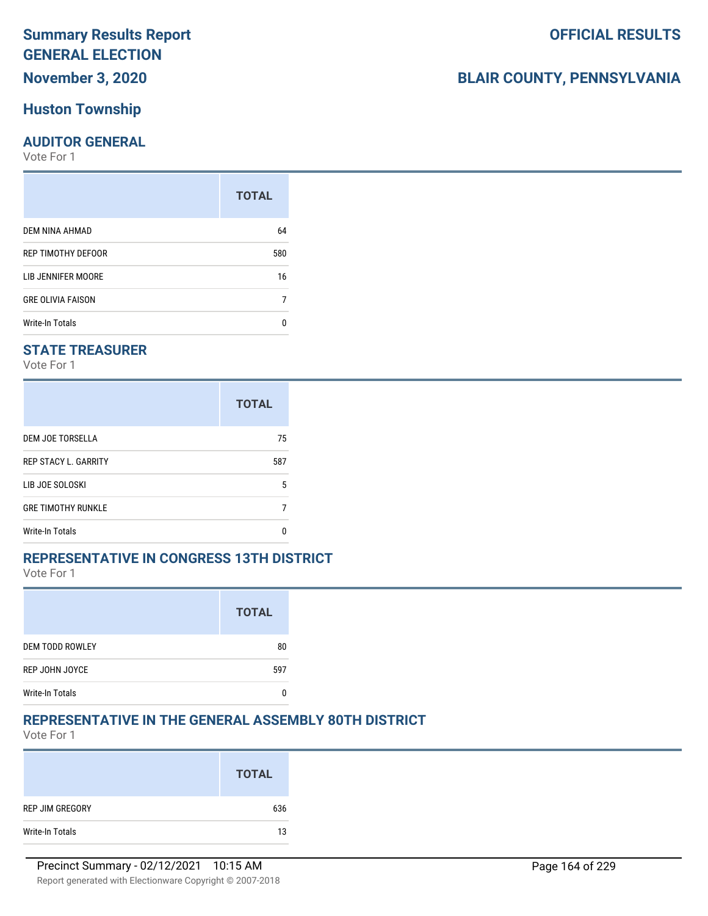# Summary Results Report
# GENERAL ELECTION
## November 3, 2020

**OFFICIAL RESULTS**

**BLAIR COUNTY, PENNSYLVANIA**

## Huston Township

### AUDITOR GENERAL

Vote For 1

| | TOTAL |
|---|---|
| DEM NINA AHMAD | 64 |
| REP TIMOTHY DEFOOR | 580 |
| LIB JENNIFER MOORE | 16 |
| GRE OLIVIA FAISON | 7 |
| Write-In Totals | 0 |

### STATE TREASURER

Vote For 1

| | TOTAL |
|---|---|
| DEM JOE TORSELLA | 75 |
| REP STACY L. GARRITY | 587 |
| LIB JOE SOLOSKI | 5 |
| GRE TIMOTHY RUNKLE | 7 |
| Write-In Totals | 0 |

### REPRESENTATIVE IN CONGRESS 13TH DISTRICT

Vote For 1

| | TOTAL |
|---|---|
| DEM TODD ROWLEY | 80 |
| REP JOHN JOYCE | 597 |
| Write-In Totals | 0 |

### REPRESENTATIVE IN THE GENERAL ASSEMBLY 80TH DISTRICT

Vote For 1

| | TOTAL |
|---|---|
| REP JIM GREGORY | 636 |
| Write-In Totals | 13 |

Precinct Summary - 02/12/2021 10:15 AM

Report generated with Electionware Copyright © 2007-2018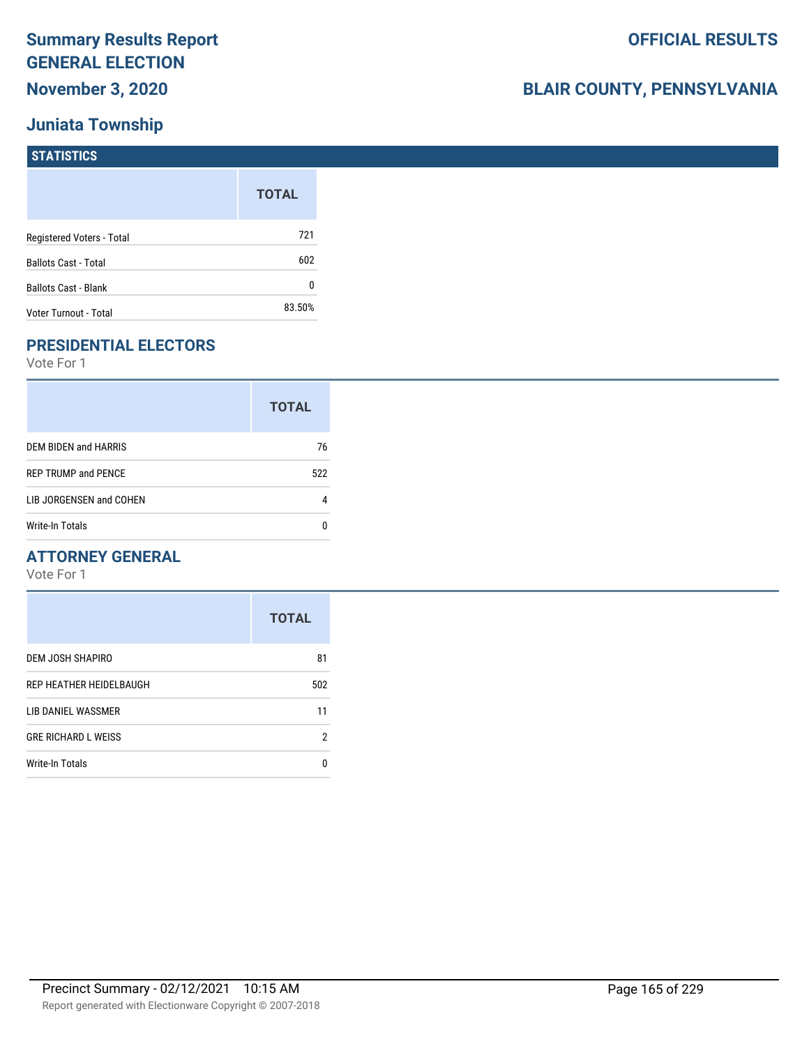# Summary Results Report
# GENERAL ELECTION
## November 3, 2020

## OFFICIAL RESULTS

## BLAIR COUNTY, PENNSYLVANIA

## Juniata Township

### STATISTICS

| | TOTAL |
|---|---|
| Registered Voters - Total | 721 |
| Ballots Cast - Total | 602 |
| Ballots Cast - Blank | 0 |
| Voter Turnout - Total | 83.50% |

### PRESIDENTIAL ELECTORS

Vote For 1

| | TOTAL |
|---|---|
| DEM BIDEN and HARRIS | 76 |
| REP TRUMP and PENCE | 522 |
| LIB JORGENSEN and COHEN | 4 |
| Write-In Totals | 0 |

### ATTORNEY GENERAL

Vote For 1

| | TOTAL |
|---|---|
| DEM JOSH SHAPIRO | 81 |
| REP HEATHER HEIDELBAUGH | 502 |
| LIB DANIEL WASSMER | 11 |
| GRE RICHARD L WEISS | 2 |
| Write-In Totals | 0 |

Precinct Summary - 02/12/2021 10:15 AM

Report generated with Electionware Copyright © 2007-2018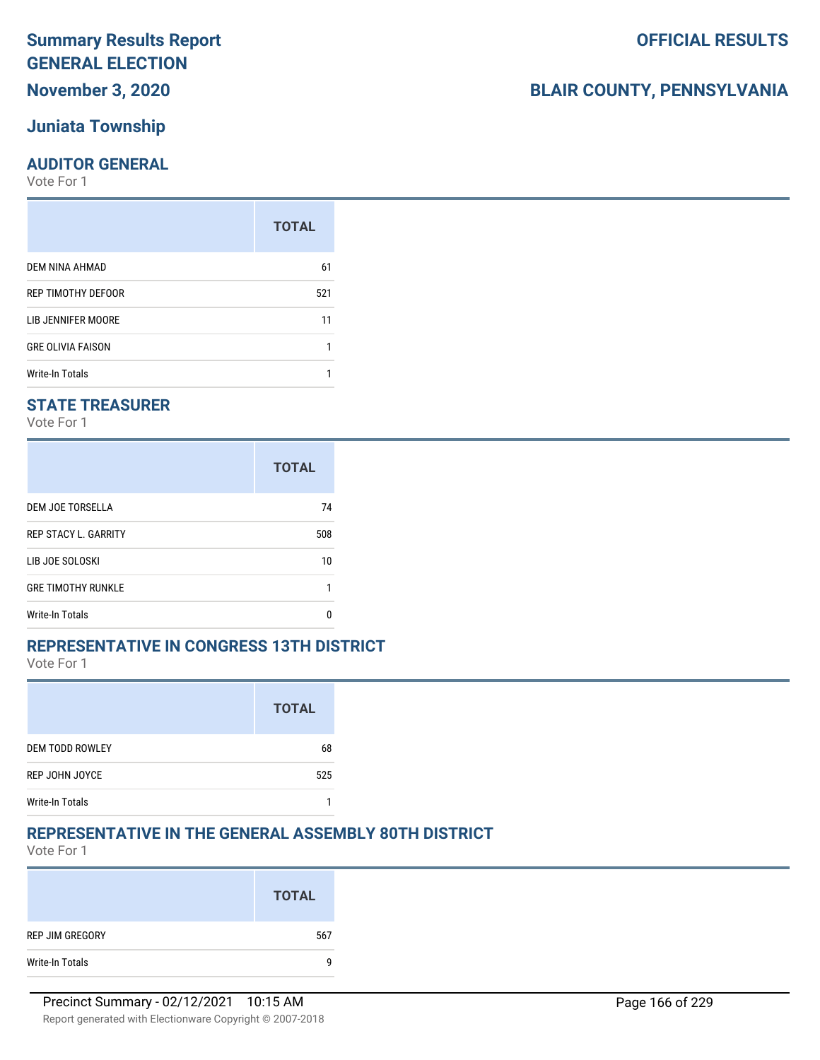# Summary Results Report
# GENERAL ELECTION
# November 3, 2020

# OFFICIAL RESULTS

# BLAIR COUNTY, PENNSYLVANIA

## Juniata Township

### AUDITOR GENERAL

Vote For 1

| | TOTAL |
|---|---|
| DEM NINA AHMAD | 61 |
| REP TIMOTHY DEFOOR | 521 |
| LIB JENNIFER MOORE | 11 |
| GRE OLIVIA FAISON | 1 |
| Write-In Totals | 1 |

### STATE TREASURER

Vote For 1

| | TOTAL |
|---|---|
| DEM JOE TORSELLA | 74 |
| REP STACY L. GARRITY | 508 |
| LIB JOE SOLOSKI | 10 |
| GRE TIMOTHY RUNKLE | 1 |
| Write-In Totals | 0 |

### REPRESENTATIVE IN CONGRESS 13TH DISTRICT

Vote For 1

| | TOTAL |
|---|---|
| DEM TODD ROWLEY | 68 |
| REP JOHN JOYCE | 525 |
| Write-In Totals | 1 |

### REPRESENTATIVE IN THE GENERAL ASSEMBLY 80TH DISTRICT

Vote For 1

| | TOTAL |
|---|---|
| REP JIM GREGORY | 567 |
| Write-In Totals | 9 |

Precinct Summary - 02/12/2021 10:15 AM

Report generated with Electionware Copyright © 2007-2018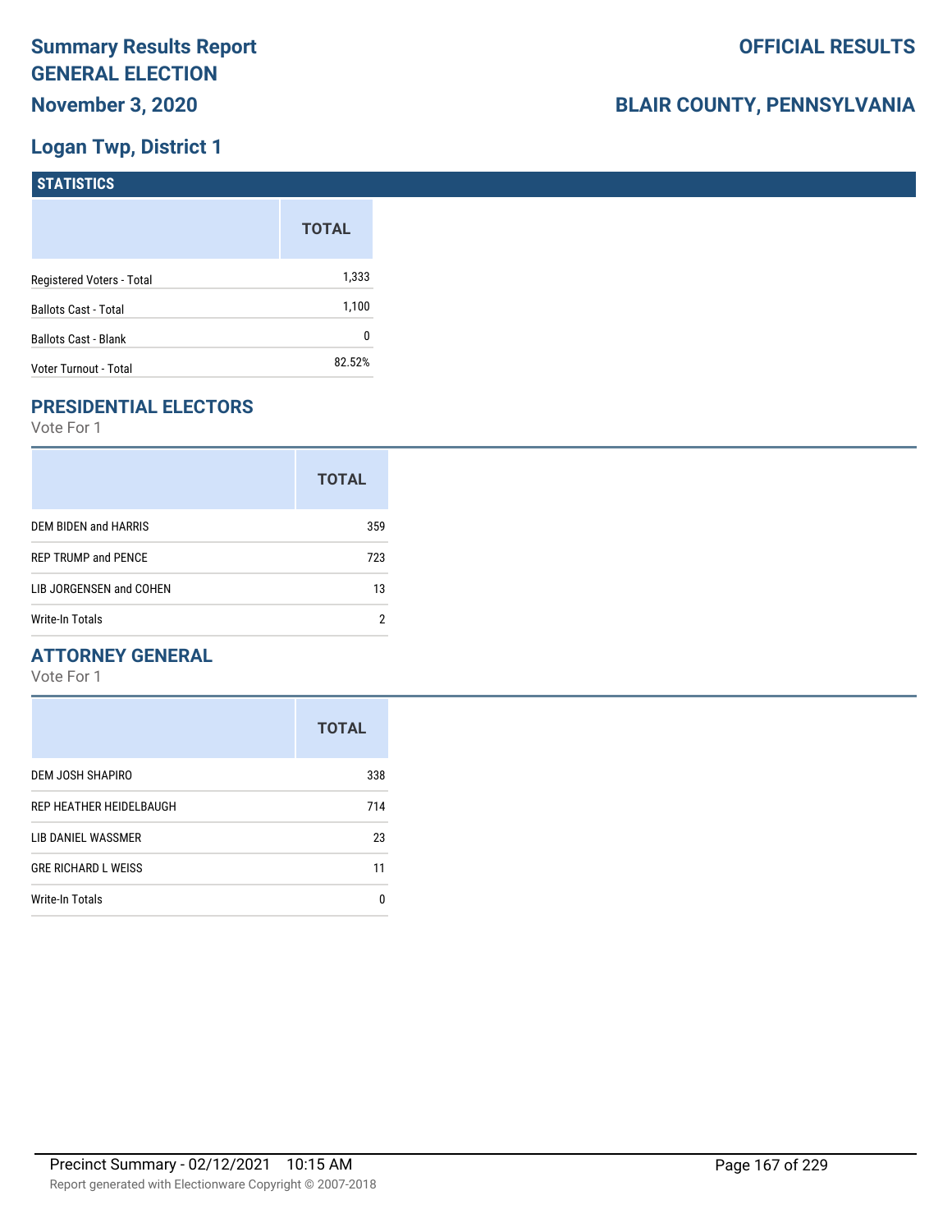# Summary Results Report
# GENERAL ELECTION
## November 3, 2020

**OFFICIAL RESULTS**

**BLAIR COUNTY, PENNSYLVANIA**

## Logan Twp, District 1

### STATISTICS

| | TOTAL |
|---|---|
| Registered Voters - Total | 1,333 |
| Ballots Cast - Total | 1,100 |
| Ballots Cast - Blank | 0 |
| Voter Turnout - Total | 82.52% |

### PRESIDENTIAL ELECTORS

Vote For 1

| | TOTAL |
|---|---|
| DEM BIDEN and HARRIS | 359 |
| REP TRUMP and PENCE | 723 |
| LIB JORGENSEN and COHEN | 13 |
| Write-In Totals | 2 |

### ATTORNEY GENERAL

Vote For 1

| | TOTAL |
|---|---|
| DEM JOSH SHAPIRO | 338 |
| REP HEATHER HEIDELBAUGH | 714 |
| LIB DANIEL WASSMER | 23 |
| GRE RICHARD L WEISS | 11 |
| Write-In Totals | 0 |

Precinct Summary - 02/12/2021 10:15 AM

Report generated with Electionware Copyright © 2007-2018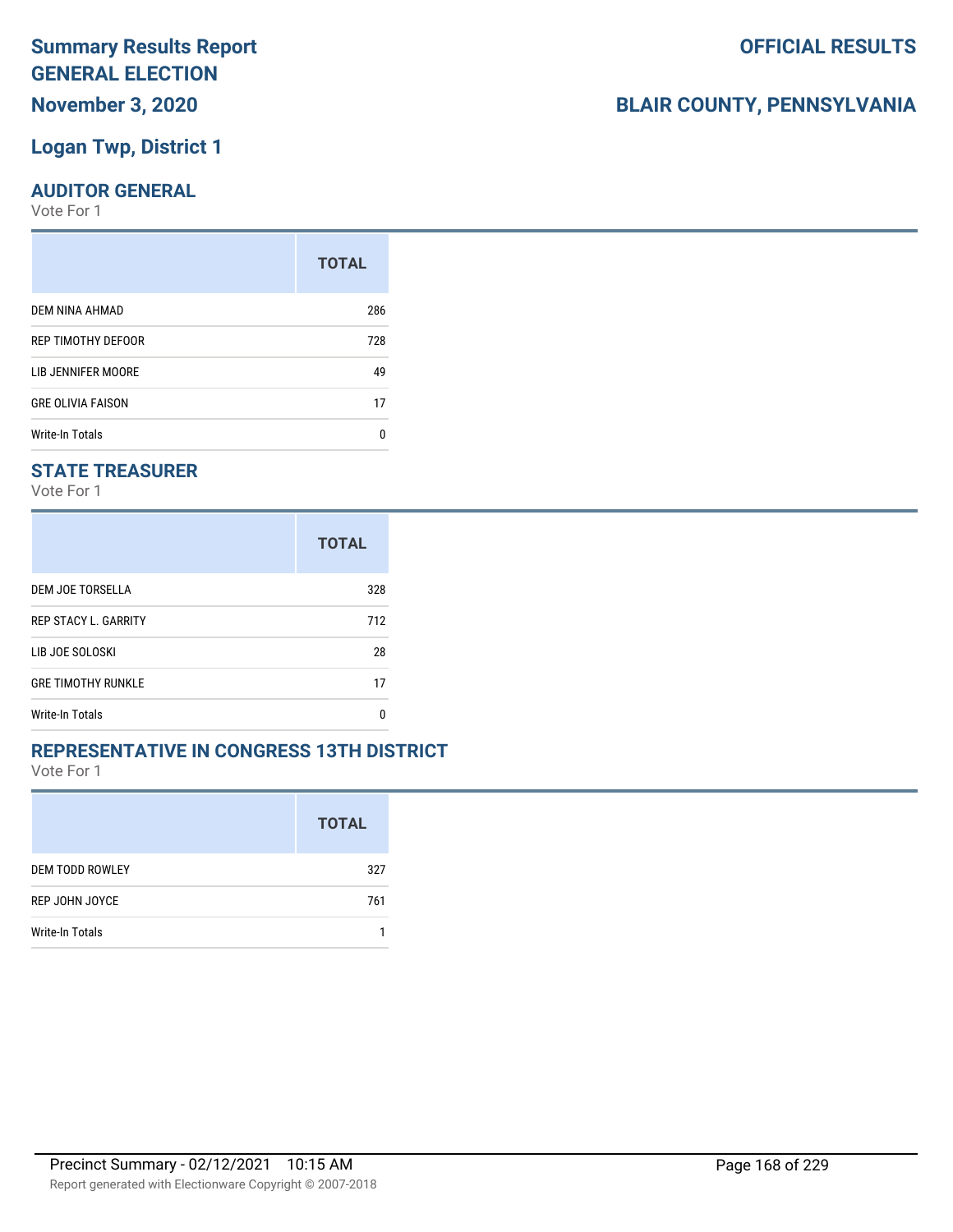# Summary Results Report
# GENERAL ELECTION
## November 3, 2020

# OFFICIAL RESULTS

## BLAIR COUNTY, PENNSYLVANIA

## Logan Twp, District 1

### AUDITOR GENERAL

Vote For 1

| | TOTAL |
|---|---|
| DEM NINA AHMAD | 286 |
| REP TIMOTHY DEFOOR | 728 |
| LIB JENNIFER MOORE | 49 |
| GRE OLIVIA FAISON | 17 |
| Write-In Totals | 0 |

### STATE TREASURER

Vote For 1

| | TOTAL |
|---|---|
| DEM JOE TORSELLA | 328 |
| REP STACY L. GARRITY | 712 |
| LIB JOE SOLOSKI | 28 |
| GRE TIMOTHY RUNKLE | 17 |
| Write-In Totals | 0 |

### REPRESENTATIVE IN CONGRESS 13TH DISTRICT

Vote For 1

| | TOTAL |
|---|---|
| DEM TODD ROWLEY | 327 |
| REP JOHN JOYCE | 761 |
| Write-In Totals | 1 |

Precinct Summary - 02/12/2021 10:15 AM

Report generated with Electionware Copyright © 2007-2018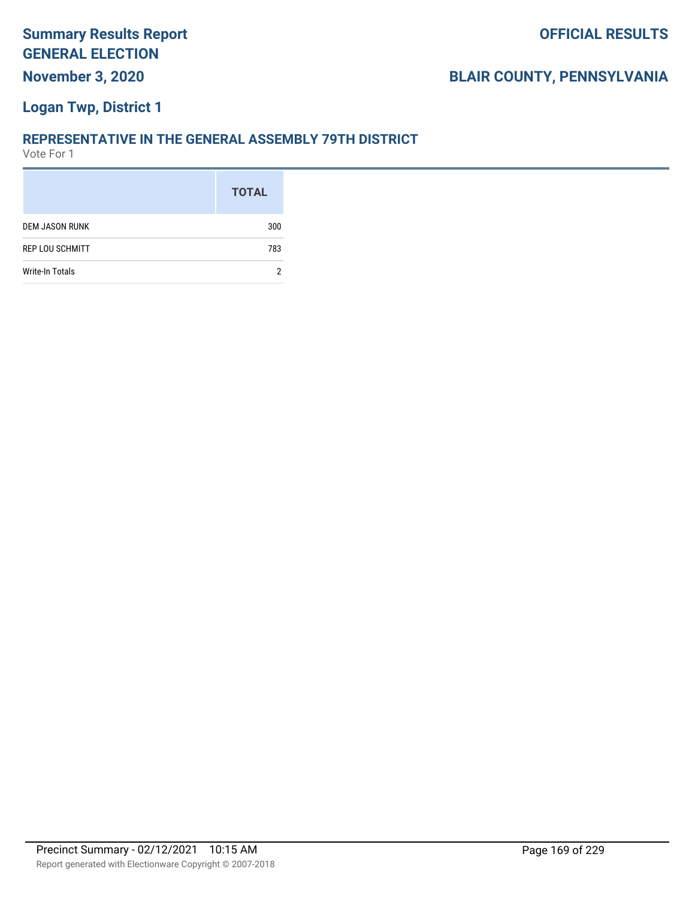# Summary Results Report
# GENERAL ELECTION

**November 3, 2020**

**OFFICIAL RESULTS**

**BLAIR COUNTY, PENNSYLVANIA**

## Logan Twp, District 1

### REPRESENTATIVE IN THE GENERAL ASSEMBLY 79TH DISTRICT

Vote For 1

| | TOTAL |
|---|---|
| DEM JASON RUNK | 300 |
| REP LOU SCHMITT | 783 |
| Write-In Totals | 2 |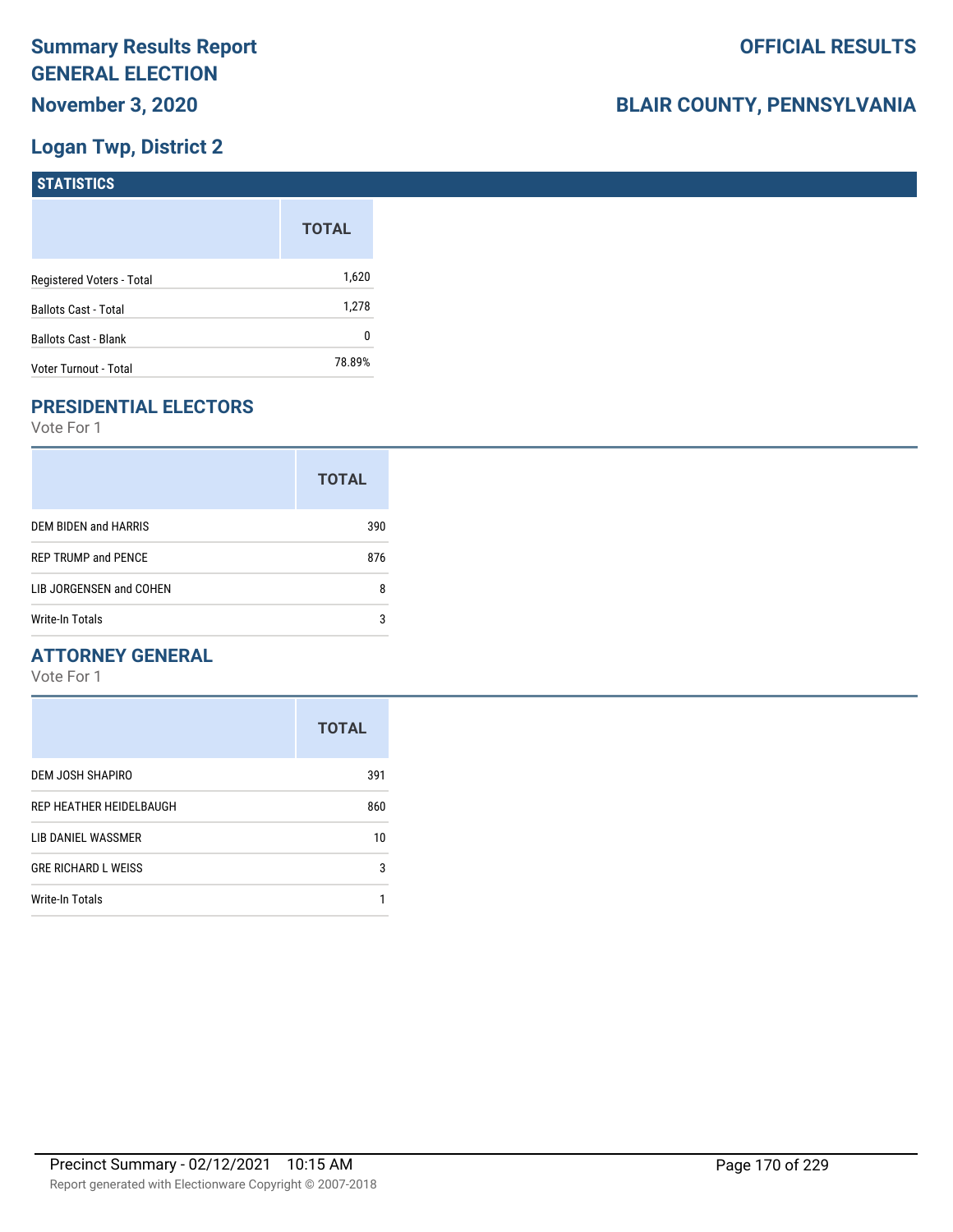# Summary Results Report
# GENERAL ELECTION
## November 3, 2020

## OFFICIAL RESULTS

## BLAIR COUNTY, PENNSYLVANIA

## Logan Twp, District 2

### STATISTICS

| | TOTAL |
|---|---|
| Registered Voters - Total | 1,620 |
| Ballots Cast - Total | 1,278 |
| Ballots Cast - Blank | 0 |
| Voter Turnout - Total | 78.89% |

### PRESIDENTIAL ELECTORS

Vote For 1

| | TOTAL |
|---|---|
| DEM BIDEN and HARRIS | 390 |
| REP TRUMP and PENCE | 876 |
| LIB JORGENSEN and COHEN | 8 |
| Write-In Totals | 3 |

### ATTORNEY GENERAL

Vote For 1

| | TOTAL |
|---|---|
| DEM JOSH SHAPIRO | 391 |
| REP HEATHER HEIDELBAUGH | 860 |
| LIB DANIEL WASSMER | 10 |
| GRE RICHARD L WEISS | 3 |
| Write-In Totals | 1 |

Precinct Summary - 02/12/2021 10:15 AM

Report generated with Electionware Copyright © 2007-2018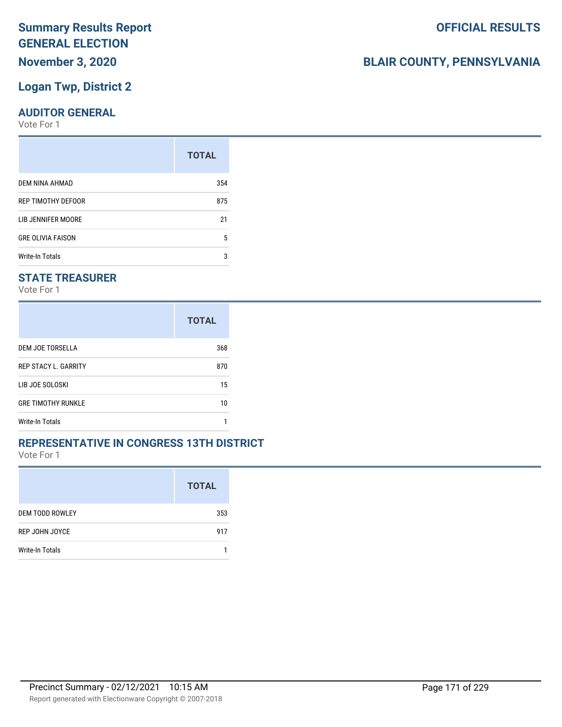# Summary Results Report
# GENERAL ELECTION
## November 3, 2020

**OFFICIAL RESULTS**

**BLAIR COUNTY, PENNSYLVANIA**

## Logan Twp, District 2

### AUDITOR GENERAL
Vote For 1

| | TOTAL |
|---|---|
| DEM NINA AHMAD | 354 |
| REP TIMOTHY DEFOOR | 875 |
| LIB JENNIFER MOORE | 21 |
| GRE OLIVIA FAISON | 5 |
| Write-In Totals | 3 |

### STATE TREASURER
Vote For 1

| | TOTAL |
|---|---|
| DEM JOE TORSELLA | 368 |
| REP STACY L. GARRITY | 870 |
| LIB JOE SOLOSKI | 15 |
| GRE TIMOTHY RUNKLE | 10 |
| Write-In Totals | 1 |

### REPRESENTATIVE IN CONGRESS 13TH DISTRICT
Vote For 1

| | TOTAL |
|---|---|
| DEM TODD ROWLEY | 353 |
| REP JOHN JOYCE | 917 |
| Write-In Totals | 1 |

Precinct Summary - 02/12/2021 10:15 AM

Report generated with Electionware Copyright © 2007-2018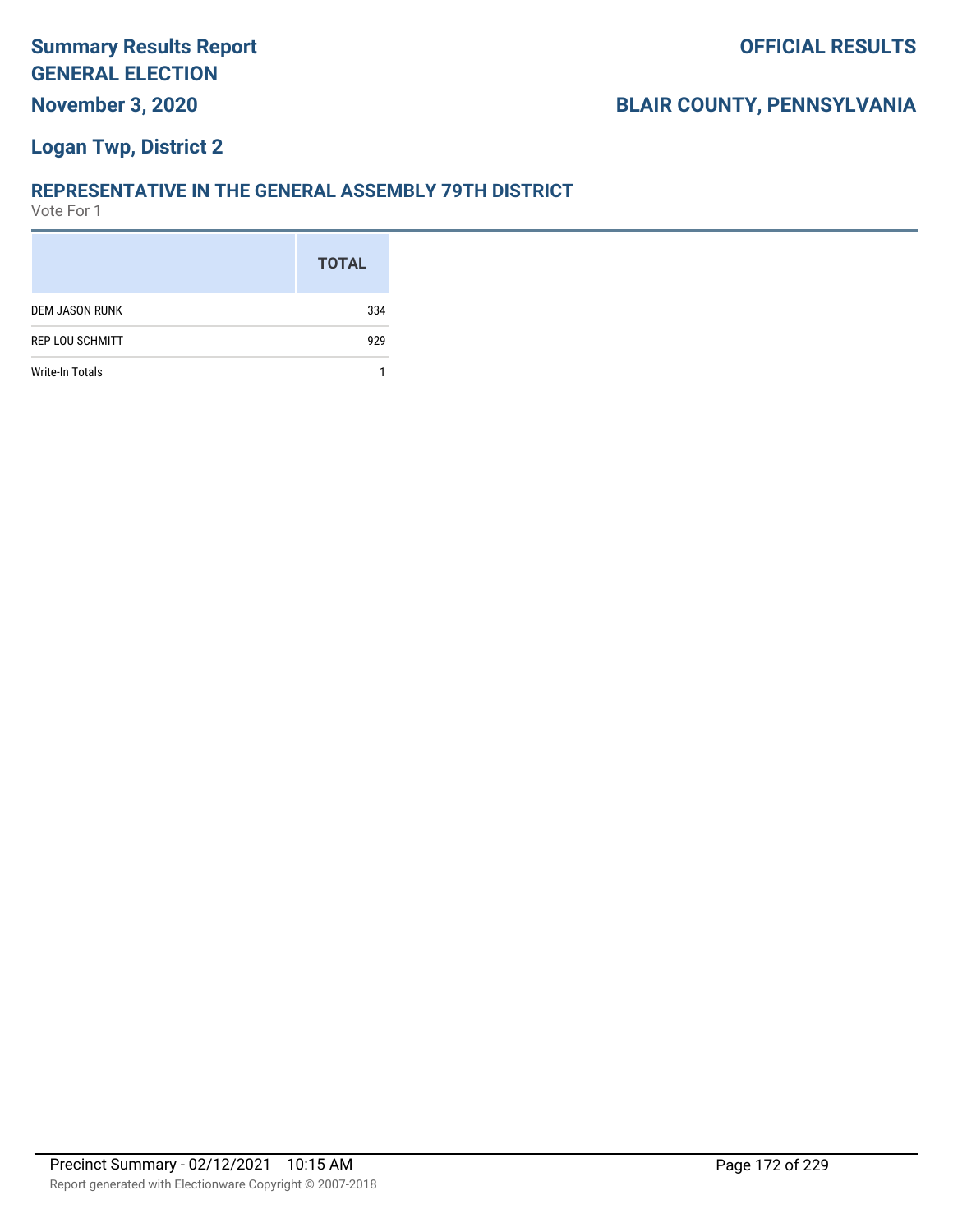# Summary Results Report
# GENERAL ELECTION
**November 3, 2020**

**OFFICIAL RESULTS**

**BLAIR COUNTY, PENNSYLVANIA**

## Logan Twp, District 2

### REPRESENTATIVE IN THE GENERAL ASSEMBLY 79TH DISTRICT
Vote For 1

| | TOTAL |
|---|---|
| DEM JASON RUNK | 334 |
| REP LOU SCHMITT | 929 |
| Write-In Totals | 1 |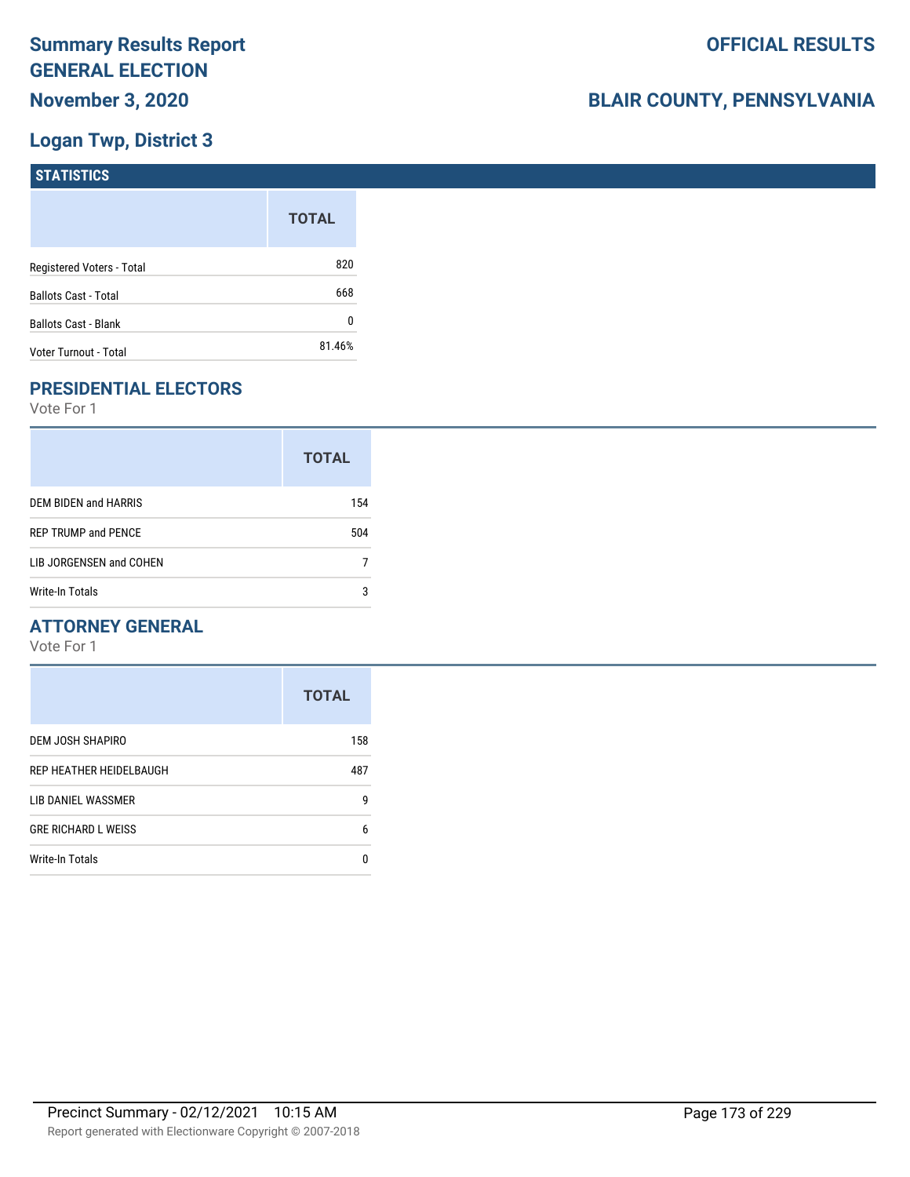# Summary Results Report
## GENERAL ELECTION
## November 3, 2020

**OFFICIAL RESULTS**

**BLAIR COUNTY, PENNSYLVANIA**

## Logan Twp, District 3

### STATISTICS

| | TOTAL |
|---|---|
| Registered Voters - Total | 820 |
| Ballots Cast - Total | 668 |
| Ballots Cast - Blank | 0 |
| Voter Turnout - Total | 81.46% |

### PRESIDENTIAL ELECTORS

Vote For 1

| | TOTAL |
|---|---|
| DEM BIDEN and HARRIS | 154 |
| REP TRUMP and PENCE | 504 |
| LIB JORGENSEN and COHEN | 7 |
| Write-In Totals | 3 |

### ATTORNEY GENERAL

Vote For 1

| | TOTAL |
|---|---|
| DEM JOSH SHAPIRO | 158 |
| REP HEATHER HEIDELBAUGH | 487 |
| LIB DANIEL WASSMER | 9 |
| GRE RICHARD L WEISS | 6 |
| Write-In Totals | 0 |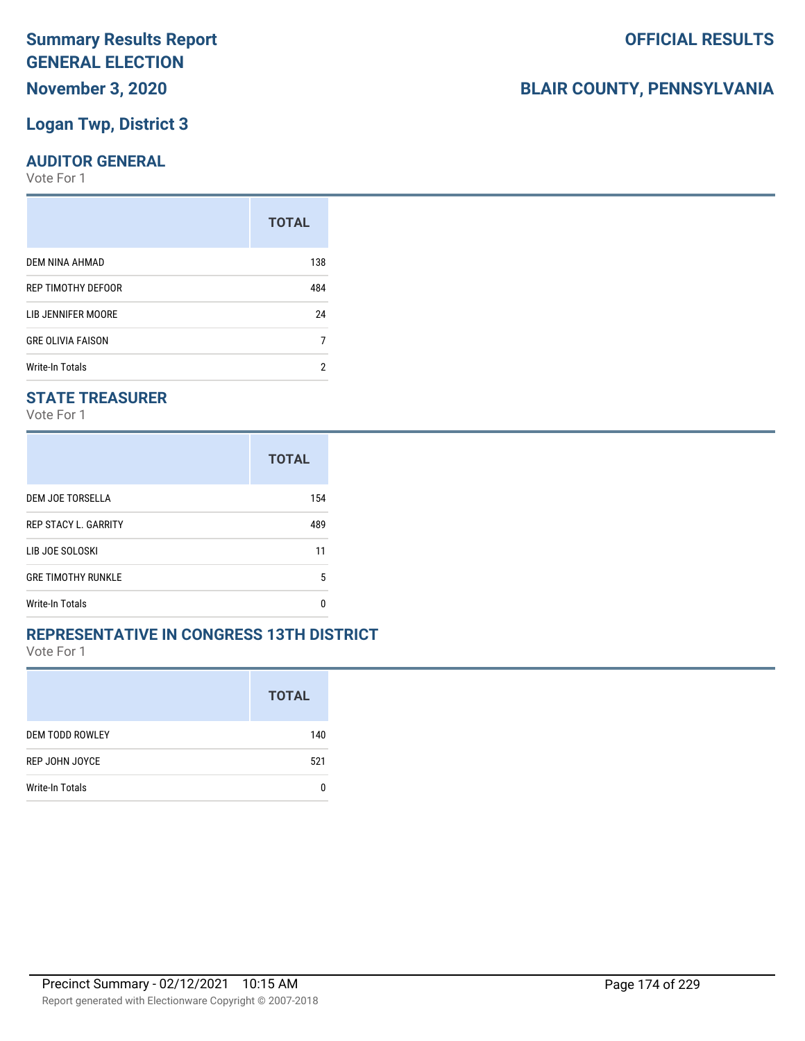# Summary Results Report
# GENERAL ELECTION
## November 3, 2020

**OFFICIAL RESULTS**

**BLAIR COUNTY, PENNSYLVANIA**

## Logan Twp, District 3

### AUDITOR GENERAL
Vote For 1

| | TOTAL |
|---|---|
| DEM NINA AHMAD | 138 |
| REP TIMOTHY DEFOOR | 484 |
| LIB JENNIFER MOORE | 24 |
| GRE OLIVIA FAISON | 7 |
| Write-In Totals | 2 |

### STATE TREASURER
Vote For 1

| | TOTAL |
|---|---|
| DEM JOE TORSELLA | 154 |
| REP STACY L. GARRITY | 489 |
| LIB JOE SOLOSKI | 11 |
| GRE TIMOTHY RUNKLE | 5 |
| Write-In Totals | 0 |

### REPRESENTATIVE IN CONGRESS 13TH DISTRICT
Vote For 1

| | TOTAL |
|---|---|
| DEM TODD ROWLEY | 140 |
| REP JOHN JOYCE | 521 |
| Write-In Totals | 0 |

Precinct Summary - 02/12/2021 10:15 AM

Report generated with Electionware Copyright © 2007-2018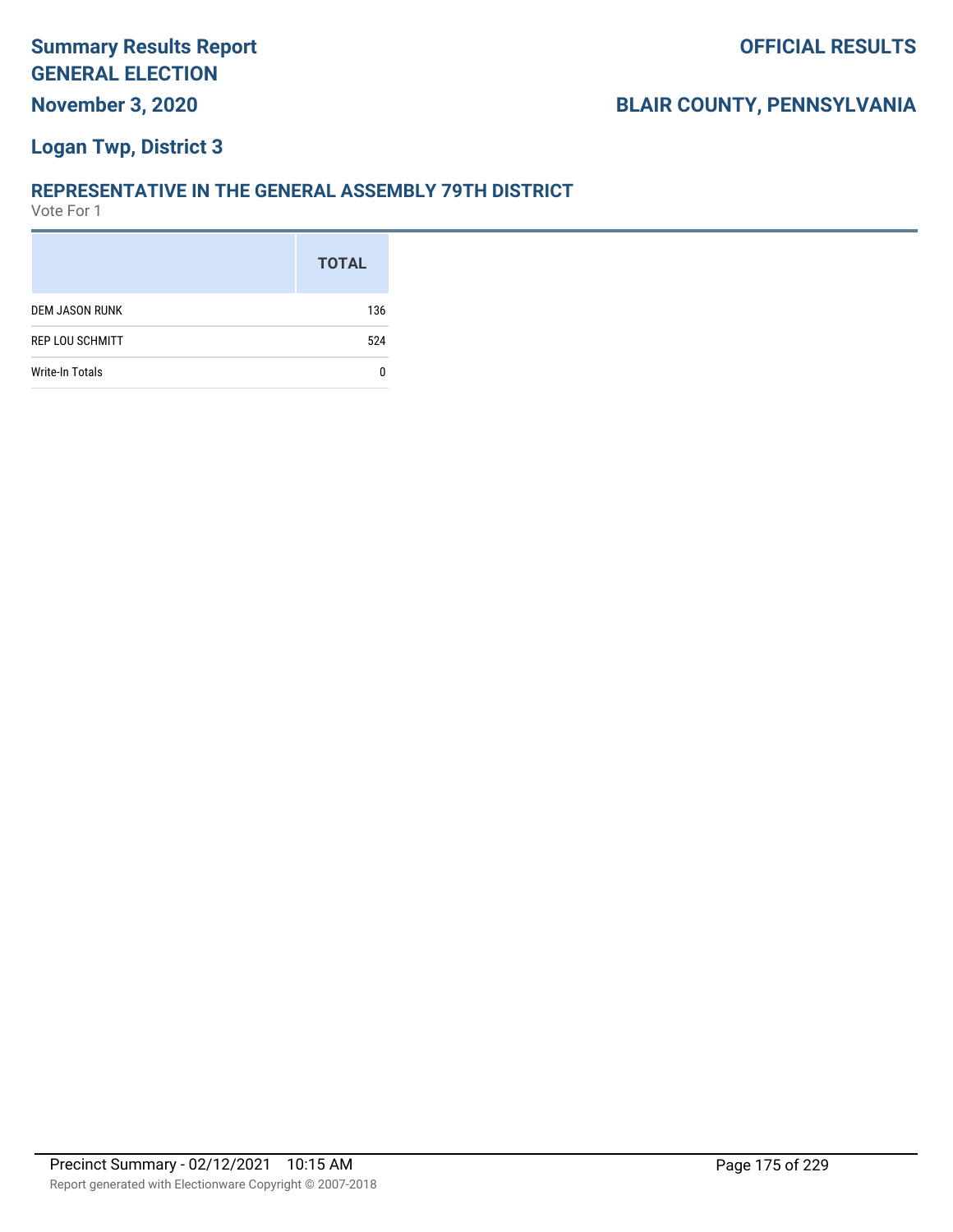# Summary Results Report
## GENERAL ELECTION
## November 3, 2020

**OFFICIAL RESULTS**

**BLAIR COUNTY, PENNSYLVANIA**

### Logan Twp, District 3

### REPRESENTATIVE IN THE GENERAL ASSEMBLY 79TH DISTRICT

Vote For 1

| | TOTAL |
|---|---|
| DEM JASON RUNK | 136 |
| REP LOU SCHMITT | 524 |
| Write-In Totals | 0 |

Precinct Summary - 02/12/2021 10:15 AM

Report generated with Electionware Copyright © 2007-2018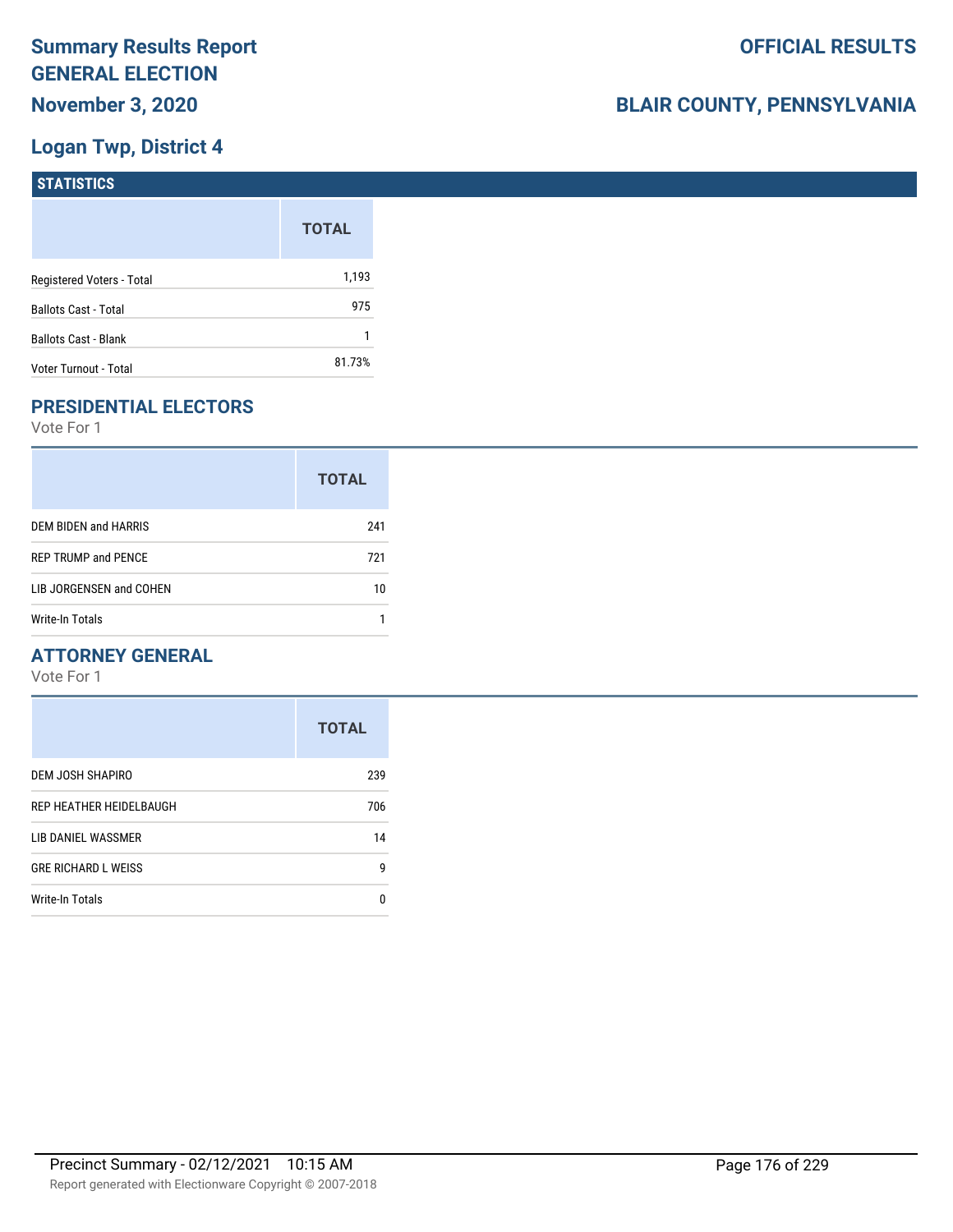# Summary Results Report GENERAL ELECTION

**November 3, 2020**

**OFFICIAL RESULTS**

**BLAIR COUNTY, PENNSYLVANIA**

## Logan Twp, District 4

### STATISTICS

| | TOTAL |
|---|---|
| Registered Voters - Total | 1,193 |
| Ballots Cast - Total | 975 |
| Ballots Cast - Blank | 1 |
| Voter Turnout - Total | 81.73% |

## PRESIDENTIAL ELECTORS

Vote For 1

| | TOTAL |
|---|---|
| DEM BIDEN and HARRIS | 241 |
| REP TRUMP and PENCE | 721 |
| LIB JORGENSEN and COHEN | 10 |
| Write-In Totals | 1 |

## ATTORNEY GENERAL

Vote For 1

| | TOTAL |
|---|---|
| DEM JOSH SHAPIRO | 239 |
| REP HEATHER HEIDELBAUGH | 706 |
| LIB DANIEL WASSMER | 14 |
| GRE RICHARD L WEISS | 9 |
| Write-In Totals | 0 |

Precinct Summary - 02/12/2021 10:15 AM

Report generated with Electionware Copyright © 2007-2018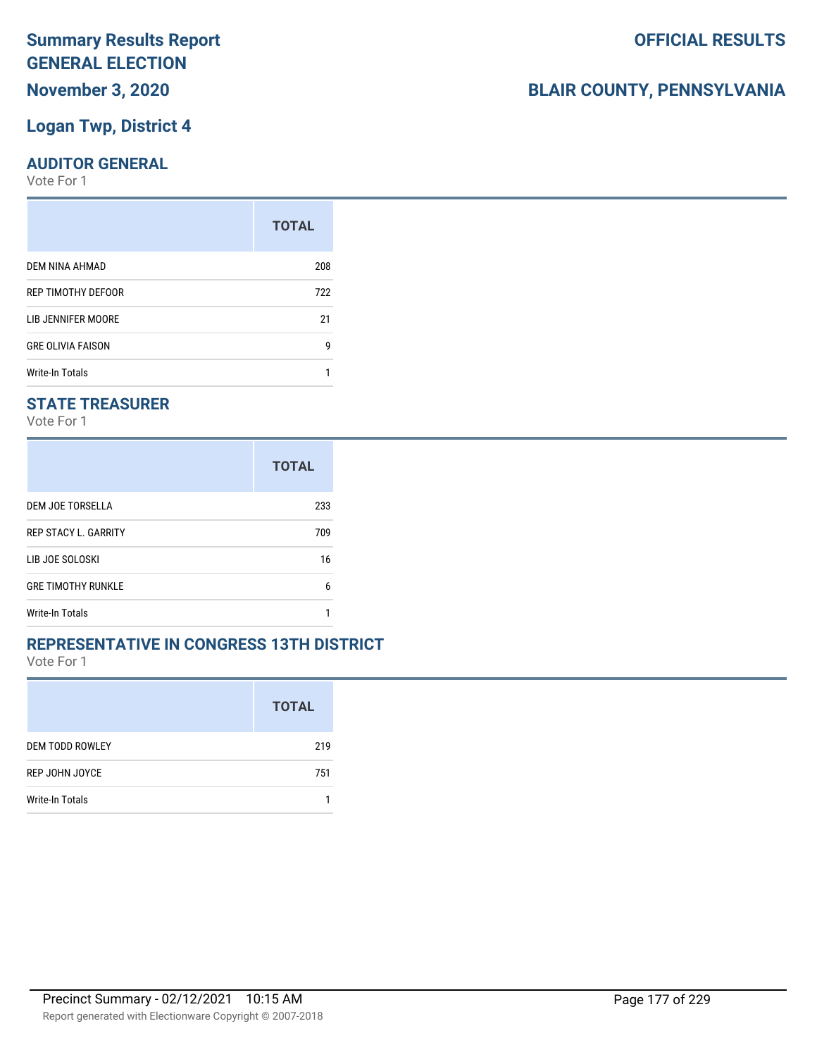# Summary Results Report GENERAL ELECTION

**November 3, 2020**

**OFFICIAL RESULTS**

**BLAIR COUNTY, PENNSYLVANIA**

## Logan Twp, District 4

### AUDITOR GENERAL

Vote For 1

| | TOTAL |
|---|---|
| DEM NINA AHMAD | 208 |
| REP TIMOTHY DEFOOR | 722 |
| LIB JENNIFER MOORE | 21 |
| GRE OLIVIA FAISON | 9 |
| Write-In Totals | 1 |

### STATE TREASURER

Vote For 1

| | TOTAL |
|---|---|
| DEM JOE TORSELLA | 233 |
| REP STACY L. GARRITY | 709 |
| LIB JOE SOLOSKI | 16 |
| GRE TIMOTHY RUNKLE | 6 |
| Write-In Totals | 1 |

### REPRESENTATIVE IN CONGRESS 13TH DISTRICT

Vote For 1

| | TOTAL |
|---|---|
| DEM TODD ROWLEY | 219 |
| REP JOHN JOYCE | 751 |
| Write-In Totals | 1 |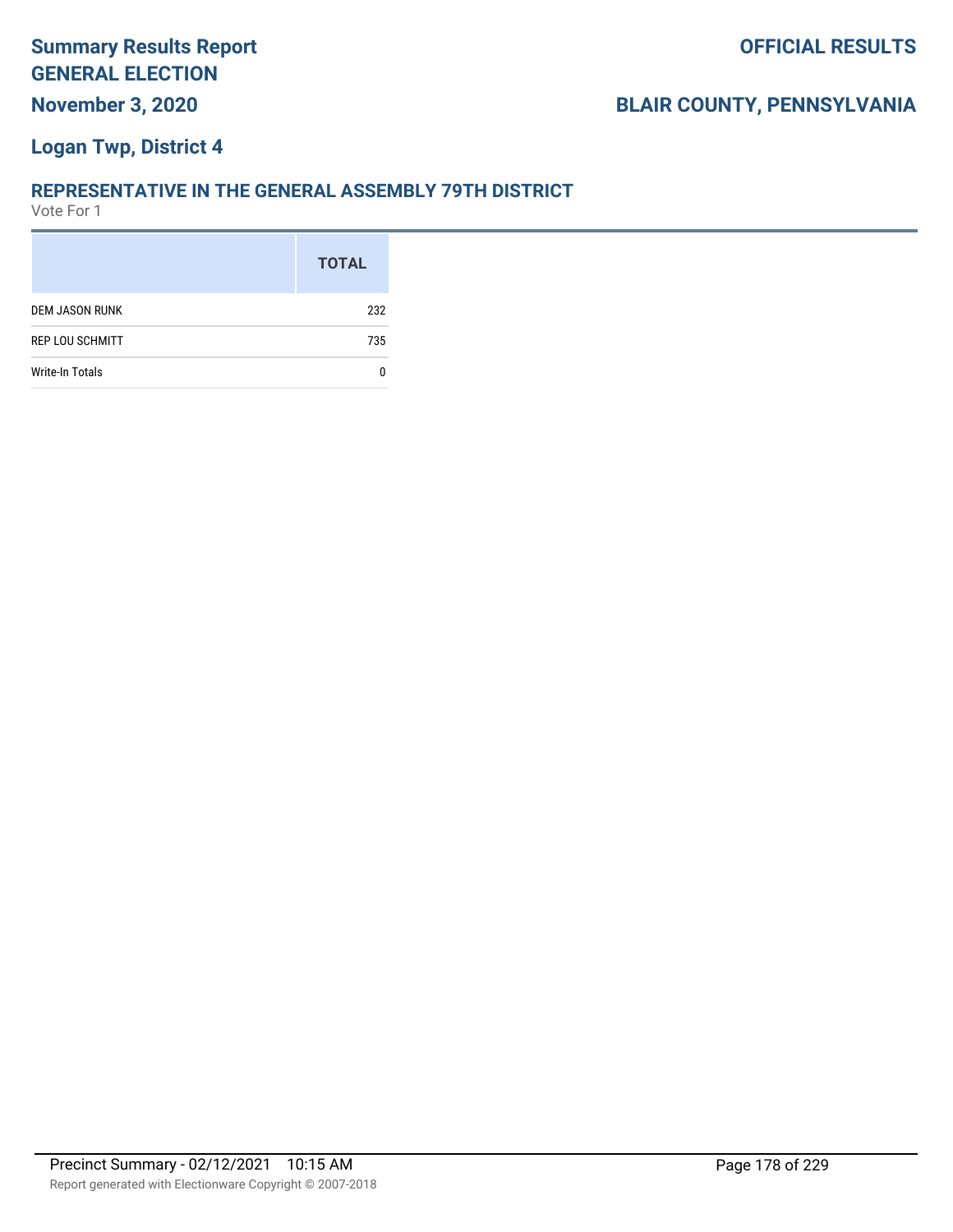# Summary Results Report

## GENERAL ELECTION

**November 3, 2020**

**OFFICIAL RESULTS**

**BLAIR COUNTY, PENNSYLVANIA**

**Logan Twp, District 4**

### REPRESENTATIVE IN THE GENERAL ASSEMBLY 79TH DISTRICT

Vote For 1

| | TOTAL |
|---|---|
| DEM JASON RUNK | 232 |
| REP LOU SCHMITT | 735 |
| Write-In Totals | 0 |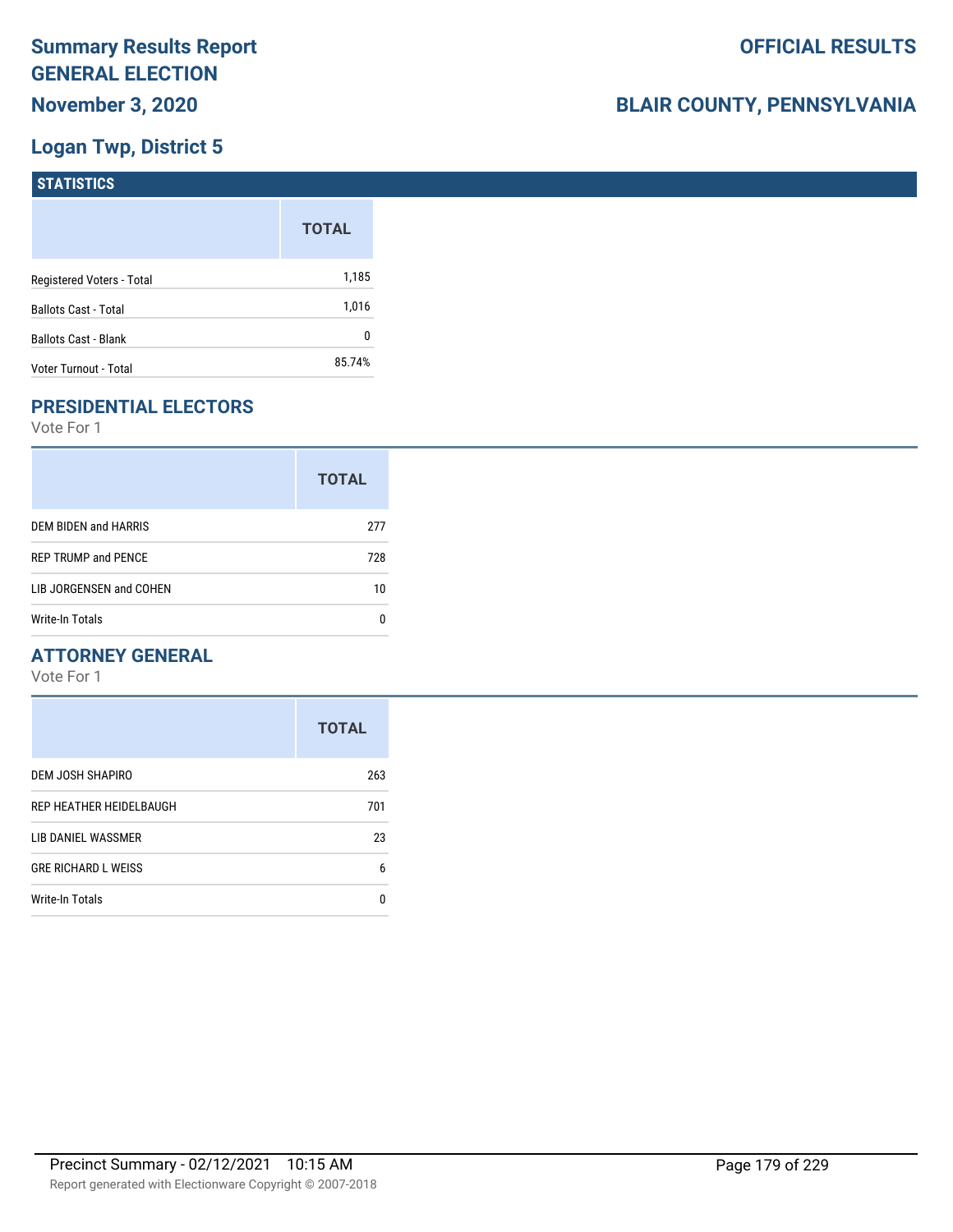# Summary Results Report
# GENERAL ELECTION
## November 3, 2020

**OFFICIAL RESULTS**

**BLAIR COUNTY, PENNSYLVANIA**

## Logan Twp, District 5

### STATISTICS

| | TOTAL |
|---|---|
| Registered Voters - Total | 1,185 |
| Ballots Cast - Total | 1,016 |
| Ballots Cast - Blank | 0 |
| Voter Turnout - Total | 85.74% |

### PRESIDENTIAL ELECTORS

Vote For 1

| | TOTAL |
|---|---|
| DEM BIDEN and HARRIS | 277 |
| REP TRUMP and PENCE | 728 |
| LIB JORGENSEN and COHEN | 10 |
| Write-In Totals | 0 |

### ATTORNEY GENERAL

Vote For 1

| | TOTAL |
|---|---|
| DEM JOSH SHAPIRO | 263 |
| REP HEATHER HEIDELBAUGH | 701 |
| LIB DANIEL WASSMER | 23 |
| GRE RICHARD L WEISS | 6 |
| Write-In Totals | 0 |

Precinct Summary - 02/12/2021 10:15 AM

Report generated with Electionware Copyright © 2007-2018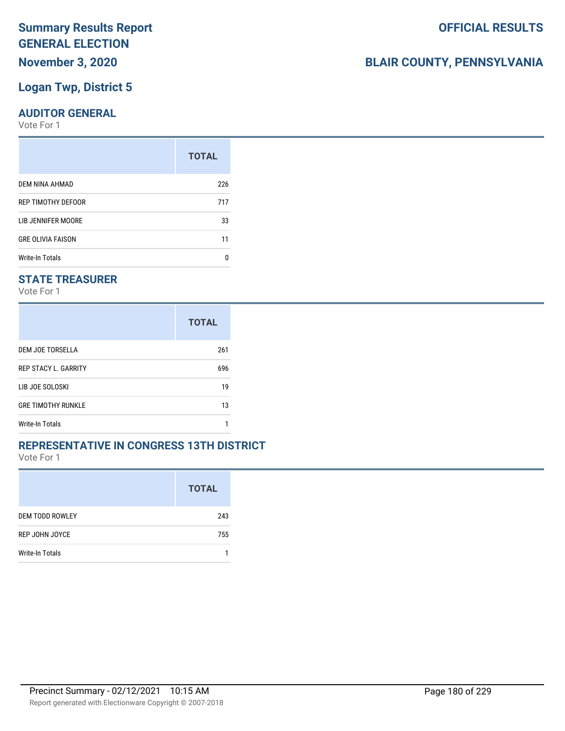# Summary Results Report
## GENERAL ELECTION
## November 3, 2020

**OFFICIAL RESULTS**

**BLAIR COUNTY, PENNSYLVANIA**

## Logan Twp, District 5

### AUDITOR GENERAL
Vote For 1

| | TOTAL |
|---|---|
| DEM NINA AHMAD | 226 |
| REP TIMOTHY DEFOOR | 717 |
| LIB JENNIFER MOORE | 33 |
| GRE OLIVIA FAISON | 11 |
| Write-In Totals | 0 |

### STATE TREASURER
Vote For 1

| | TOTAL |
|---|---|
| DEM JOE TORSELLA | 261 |
| REP STACY L. GARRITY | 696 |
| LIB JOE SOLOSKI | 19 |
| GRE TIMOTHY RUNKLE | 13 |
| Write-In Totals | 1 |

### REPRESENTATIVE IN CONGRESS 13TH DISTRICT
Vote For 1

| | TOTAL |
|---|---|
| DEM TODD ROWLEY | 243 |
| REP JOHN JOYCE | 755 |
| Write-In Totals | 1 |

Precinct Summary - 02/12/2021 10:15 AM

Report generated with Electionware Copyright © 2007-2018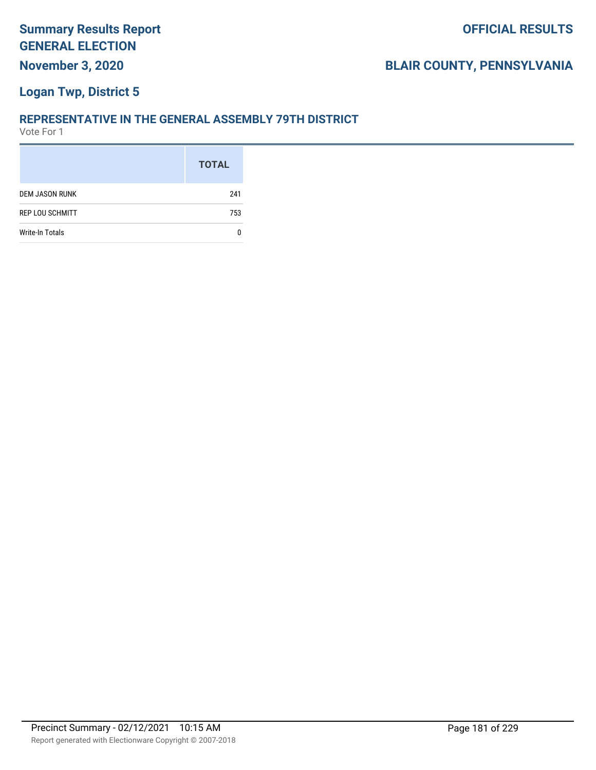# Summary Results Report
## GENERAL ELECTION
## November 3, 2020

## OFFICIAL RESULTS

## BLAIR COUNTY, PENNSYLVANIA

### Logan Twp, District 5

### REPRESENTATIVE IN THE GENERAL ASSEMBLY 79TH DISTRICT

Vote For 1

| | TOTAL |
|---|---|
| DEM JASON RUNK | 241 |
| REP LOU SCHMITT | 753 |
| Write-In Totals | 0 |

Precinct Summary - 02/12/2021 10:15 AM

Report generated with Electionware Copyright © 2007-2018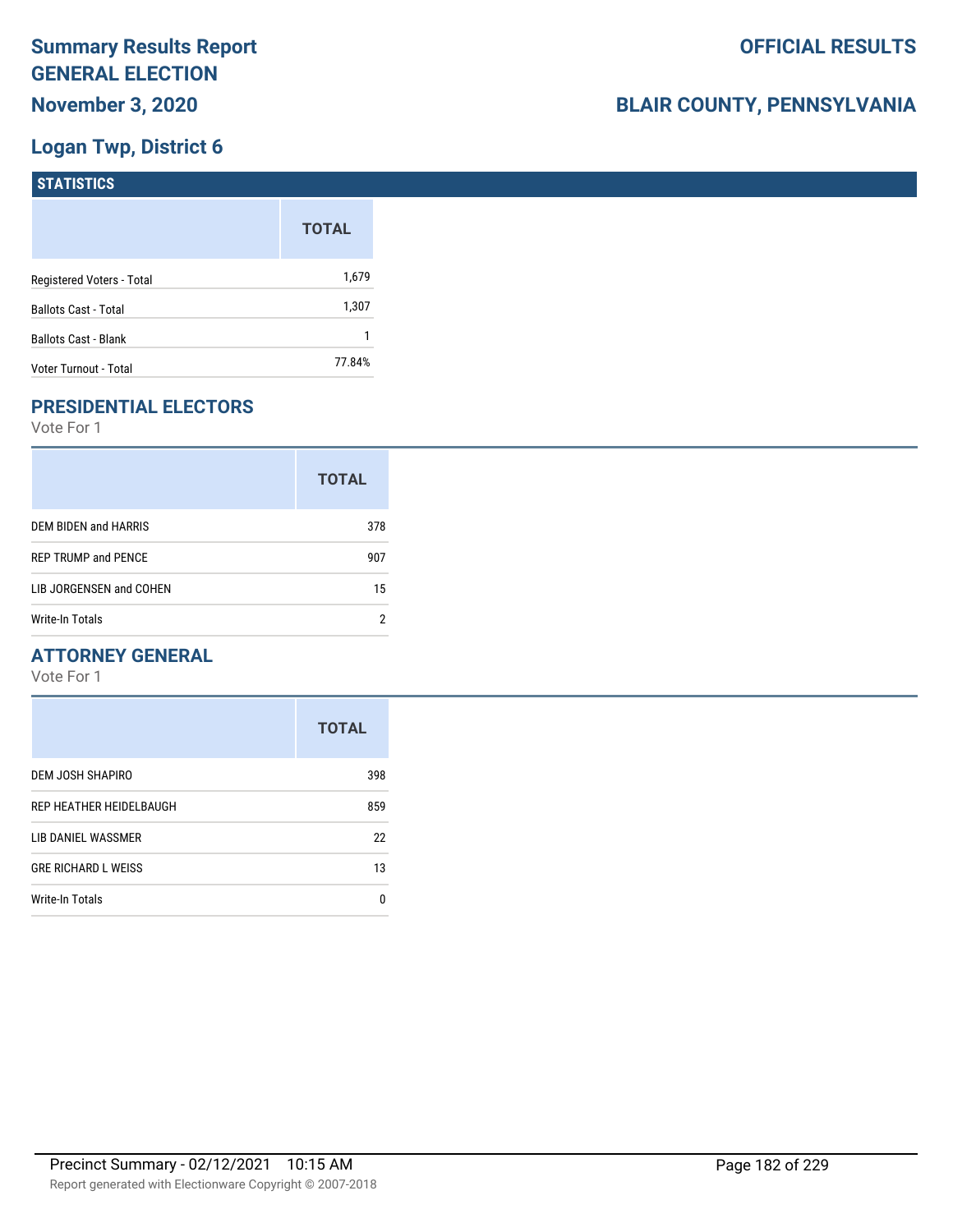# Summary Results Report GENERAL ELECTION

## November 3, 2020

**OFFICIAL RESULTS**

**BLAIR COUNTY, PENNSYLVANIA**

## Logan Twp, District 6

### STATISTICS

| | TOTAL |
|---|---|
| Registered Voters - Total | 1,679 |
| Ballots Cast - Total | 1,307 |
| Ballots Cast - Blank | 1 |
| Voter Turnout - Total | 77.84% |

### PRESIDENTIAL ELECTORS

Vote For 1

| | TOTAL |
|---|---|
| DEM BIDEN and HARRIS | 378 |
| REP TRUMP and PENCE | 907 |
| LIB JORGENSEN and COHEN | 15 |
| Write-In Totals | 2 |

### ATTORNEY GENERAL

Vote For 1

| | TOTAL |
|---|---|
| DEM JOSH SHAPIRO | 398 |
| REP HEATHER HEIDELBAUGH | 859 |
| LIB DANIEL WASSMER | 22 |
| GRE RICHARD L WEISS | 13 |
| Write-In Totals | 0 |

Precinct Summary - 02/12/2021 10:15 AM

Report generated with Electionware Copyright © 2007-2018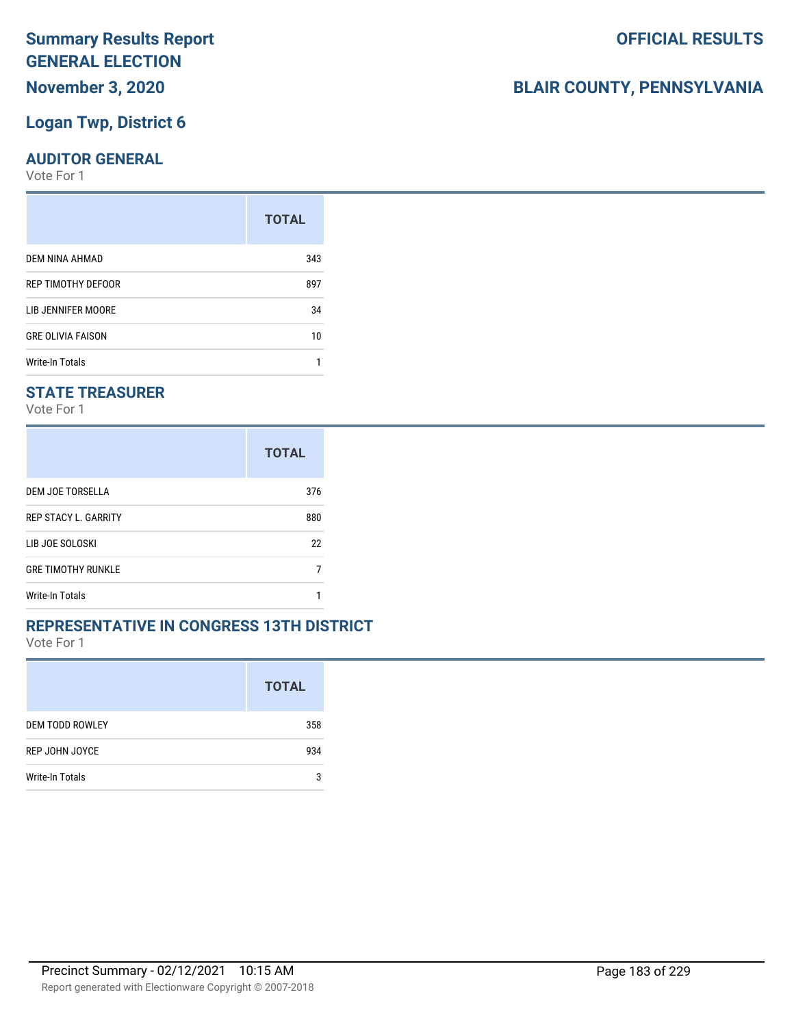# Summary Results Report
# GENERAL ELECTION
# November 3, 2020

# OFFICIAL RESULTS

# BLAIR COUNTY, PENNSYLVANIA

## Logan Twp, District 6

### AUDITOR GENERAL

Vote For 1

| | TOTAL |
|---|---|
| DEM NINA AHMAD | 343 |
| REP TIMOTHY DEFOOR | 897 |
| LIB JENNIFER MOORE | 34 |
| GRE OLIVIA FAISON | 10 |
| Write-In Totals | 1 |

### STATE TREASURER

Vote For 1

| | TOTAL |
|---|---|
| DEM JOE TORSELLA | 376 |
| REP STACY L. GARRITY | 880 |
| LIB JOE SOLOSKI | 22 |
| GRE TIMOTHY RUNKLE | 7 |
| Write-In Totals | 1 |

### REPRESENTATIVE IN CONGRESS 13TH DISTRICT

Vote For 1

| | TOTAL |
|---|---|
| DEM TODD ROWLEY | 358 |
| REP JOHN JOYCE | 934 |
| Write-In Totals | 3 |

Precinct Summary - 02/12/2021 10:15 AM

Report generated with Electionware Copyright © 2007-2018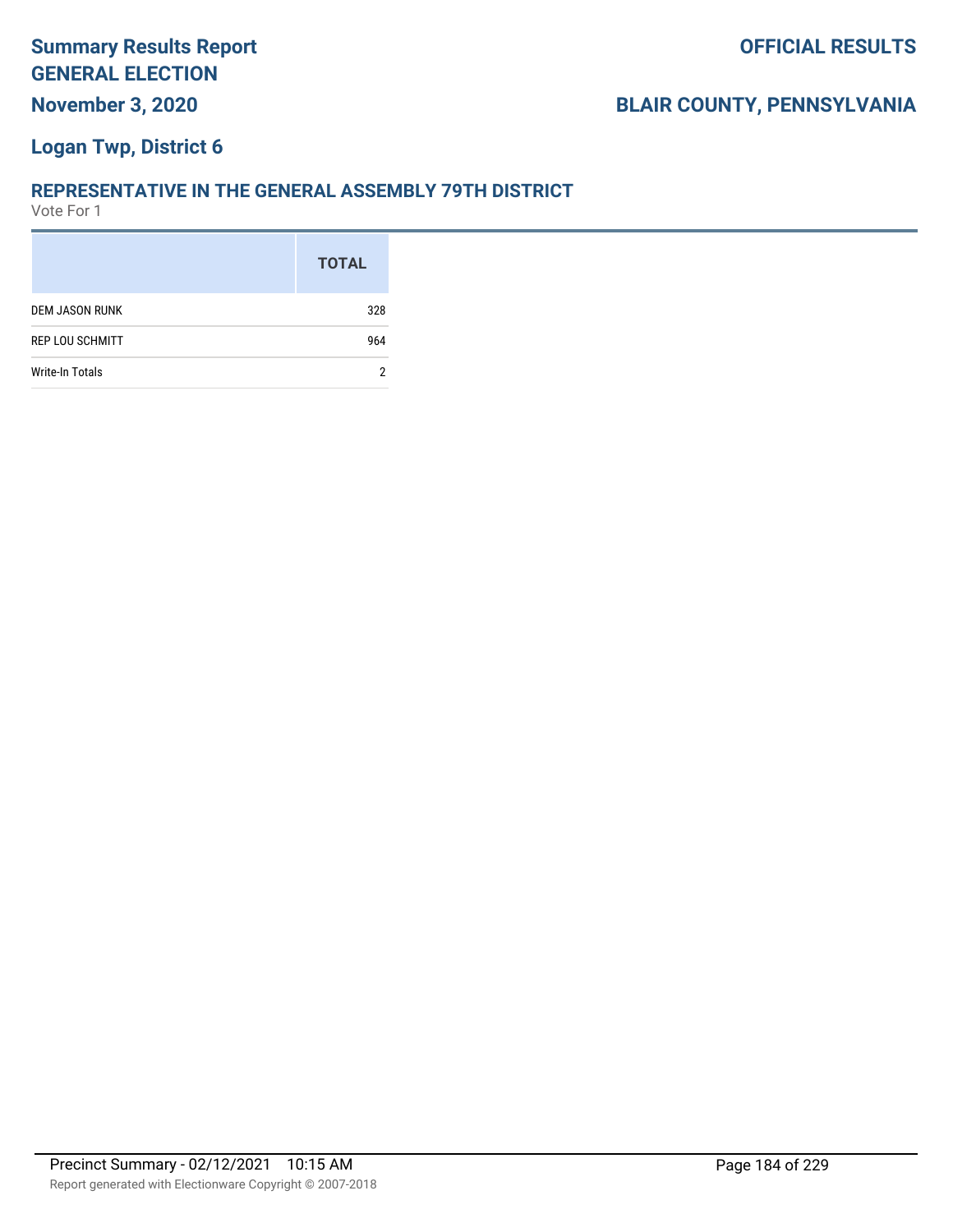# Summary Results Report

# GENERAL ELECTION

**November 3, 2020**

**OFFICIAL RESULTS**

**BLAIR COUNTY, PENNSYLVANIA**

## Logan Twp, District 6

### REPRESENTATIVE IN THE GENERAL ASSEMBLY 79TH DISTRICT

Vote For 1

| | TOTAL |
|---|---|
| DEM JASON RUNK | 328 |
| REP LOU SCHMITT | 964 |
| Write-In Totals | 2 |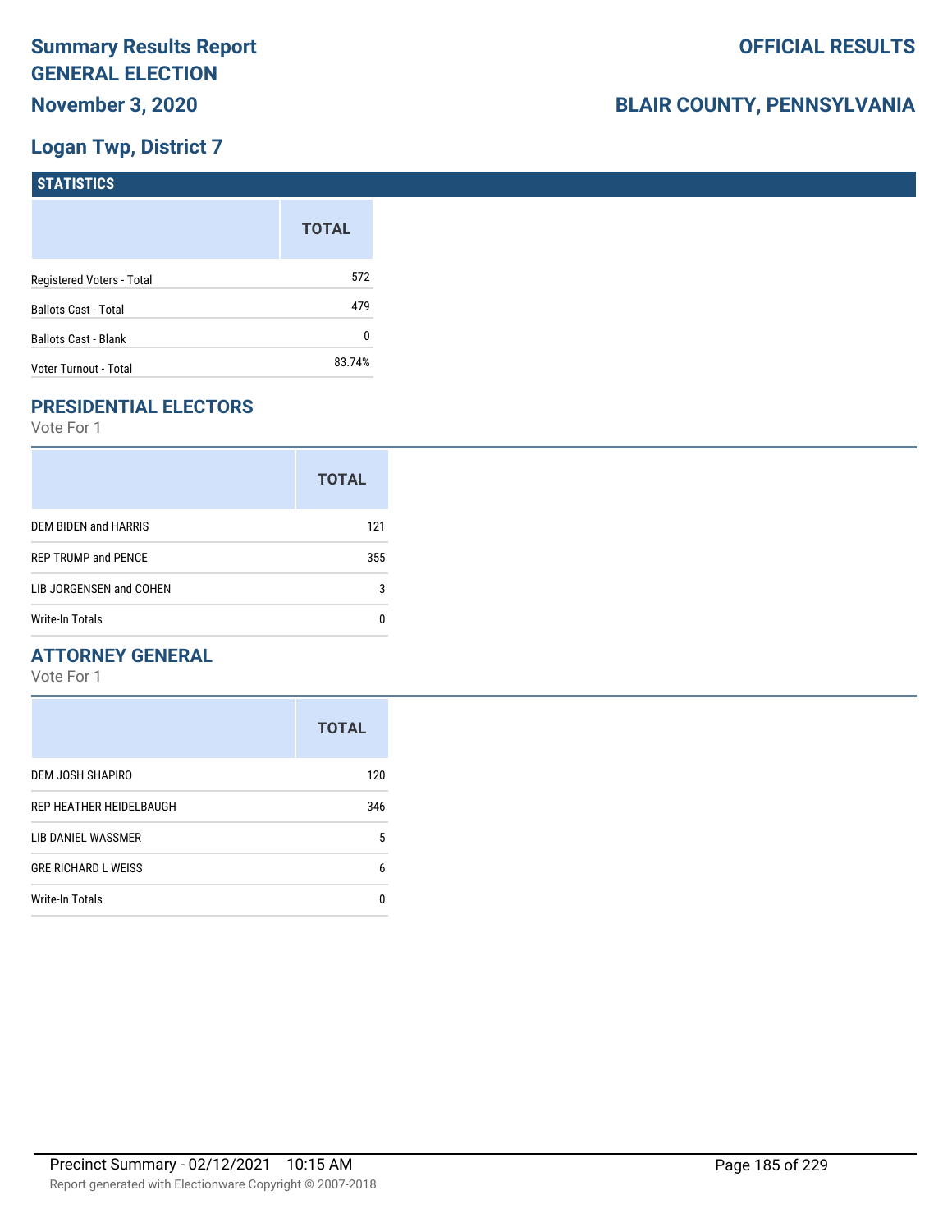# Summary Results Report
## GENERAL ELECTION
## November 3, 2020

**OFFICIAL RESULTS**

**BLAIR COUNTY, PENNSYLVANIA**

## Logan Twp, District 7

### STATISTICS

| | TOTAL |
|---|---|
| Registered Voters - Total | 572 |
| Ballots Cast - Total | 479 |
| Ballots Cast - Blank | 0 |
| Voter Turnout - Total | 83.74% |

### PRESIDENTIAL ELECTORS

Vote For 1

| | TOTAL |
|---|---|
| DEM BIDEN and HARRIS | 121 |
| REP TRUMP and PENCE | 355 |
| LIB JORGENSEN and COHEN | 3 |
| Write-In Totals | 0 |

### ATTORNEY GENERAL

Vote For 1

| | TOTAL |
|---|---|
| DEM JOSH SHAPIRO | 120 |
| REP HEATHER HEIDELBAUGH | 346 |
| LIB DANIEL WASSMER | 5 |
| GRE RICHARD L WEISS | 6 |
| Write-In Totals | 0 |

Precinct Summary - 02/12/2021 10:15 AM

Report generated with Electionware Copyright © 2007-2018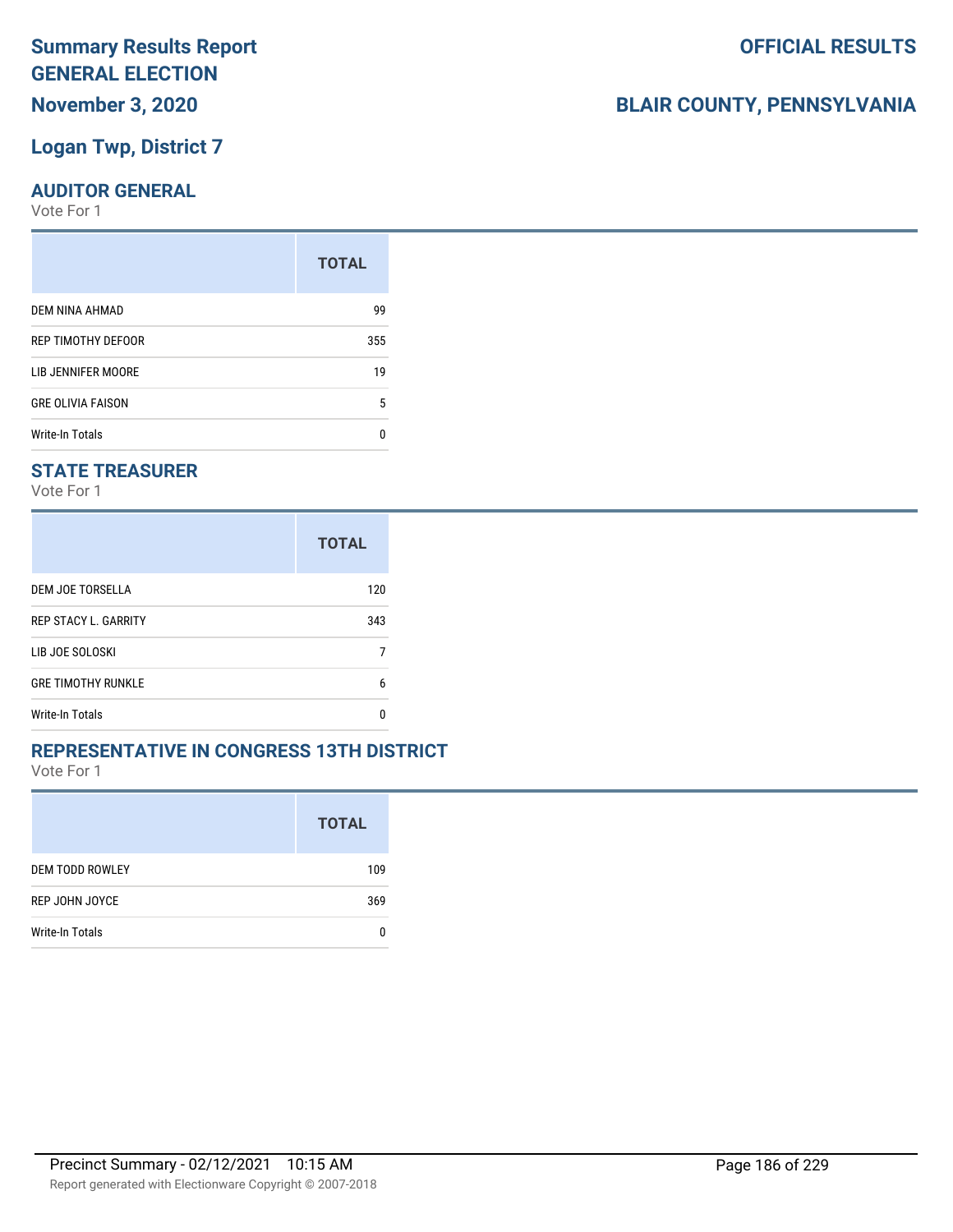# Summary Results Report
# GENERAL ELECTION
## November 3, 2020

**OFFICIAL RESULTS**

**BLAIR COUNTY, PENNSYLVANIA**

## Logan Twp, District 7

### AUDITOR GENERAL

Vote For 1

| | TOTAL |
|---|---|
| DEM NINA AHMAD | 99 |
| REP TIMOTHY DEFOOR | 355 |
| LIB JENNIFER MOORE | 19 |
| GRE OLIVIA FAISON | 5 |
| Write-In Totals | 0 |

### STATE TREASURER

Vote For 1

| | TOTAL |
|---|---|
| DEM JOE TORSELLA | 120 |
| REP STACY L. GARRITY | 343 |
| LIB JOE SOLOSKI | 7 |
| GRE TIMOTHY RUNKLE | 6 |
| Write-In Totals | 0 |

### REPRESENTATIVE IN CONGRESS 13TH DISTRICT

Vote For 1

| | TOTAL |
|---|---|
| DEM TODD ROWLEY | 109 |
| REP JOHN JOYCE | 369 |
| Write-In Totals | 0 |

Precinct Summary - 02/12/2021 10:15 AM

Report generated with Electionware Copyright © 2007-2018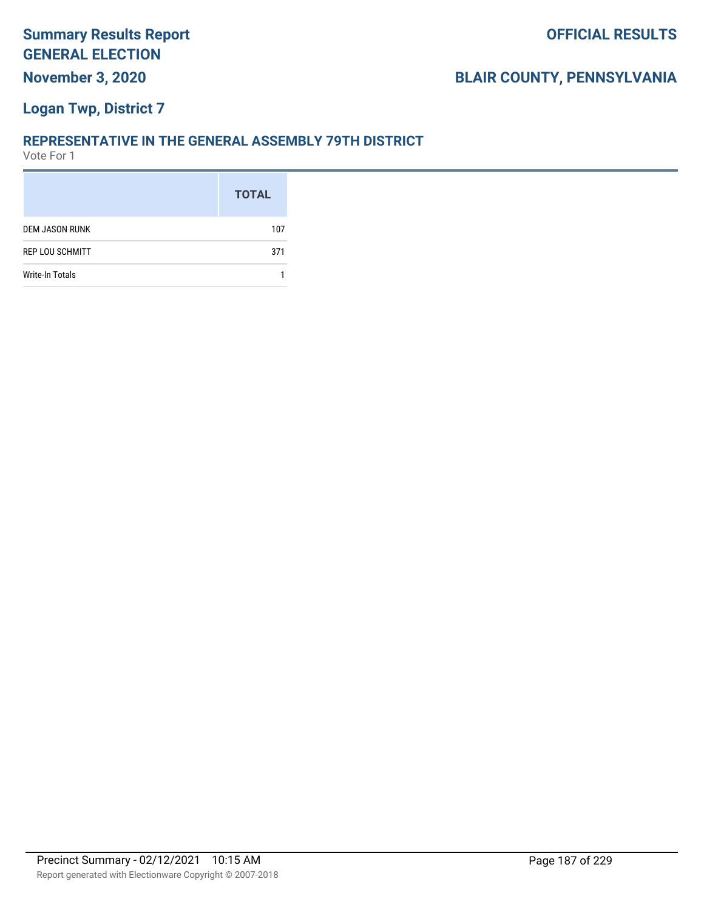# Summary Results Report
# GENERAL ELECTION
## November 3, 2020

**OFFICIAL RESULTS**

**BLAIR COUNTY, PENNSYLVANIA**

## Logan Twp, District 7

### REPRESENTATIVE IN THE GENERAL ASSEMBLY 79TH DISTRICT

Vote For 1

| | TOTAL |
|---|---|
| DEM JASON RUNK | 107 |
| REP LOU SCHMITT | 371 |
| Write-In Totals | 1 |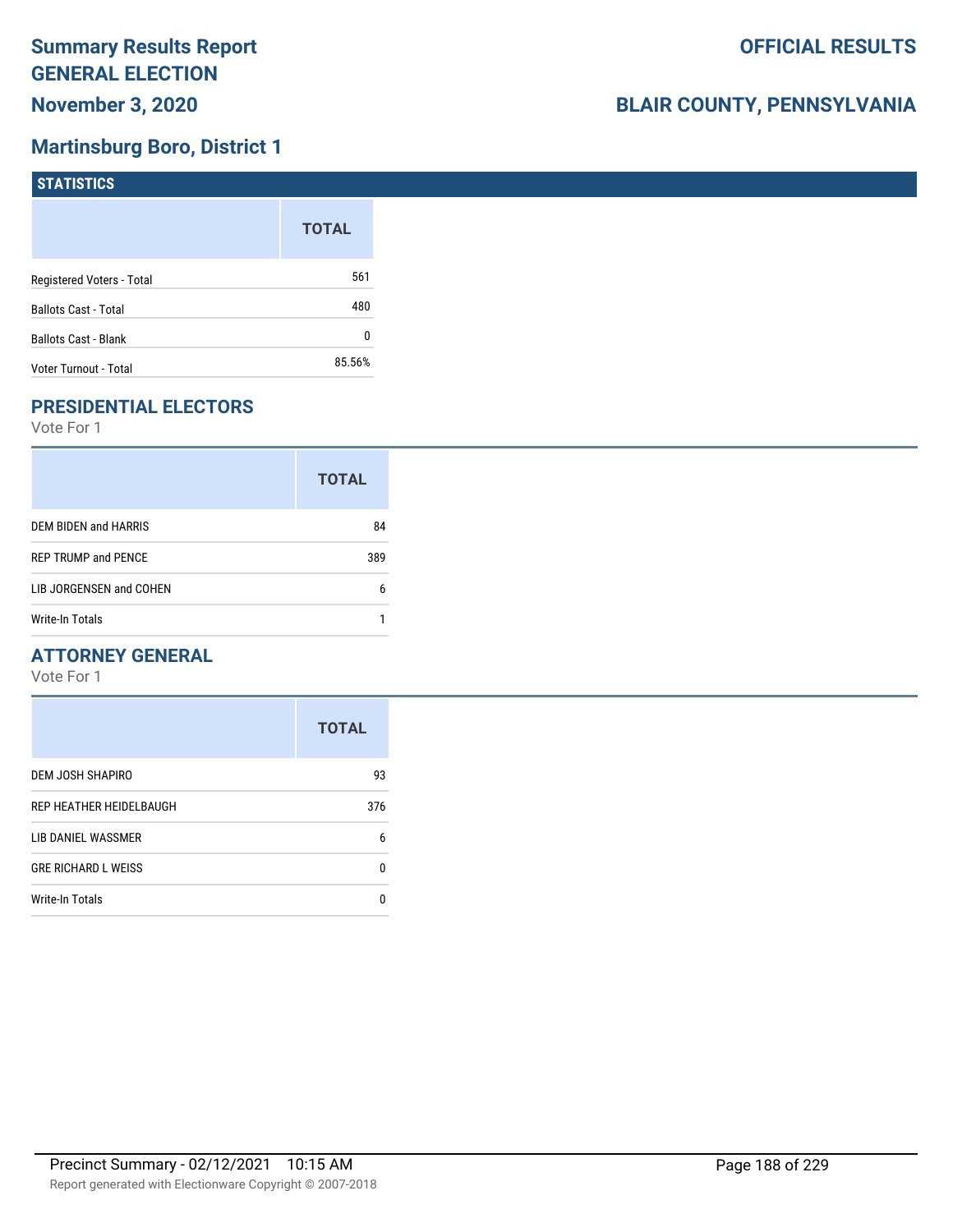# Summary Results Report GENERAL ELECTION

**November 3, 2020**

**OFFICIAL RESULTS**

**BLAIR COUNTY, PENNSYLVANIA**

## Martinsburg Boro, District 1

### STATISTICS

| | TOTAL |
|---|---|
| Registered Voters - Total | 561 |
| Ballots Cast - Total | 480 |
| Ballots Cast - Blank | 0 |
| Voter Turnout - Total | 85.56% |

### PRESIDENTIAL ELECTORS

Vote For 1

| | TOTAL |
|---|---|
| DEM BIDEN and HARRIS | 84 |
| REP TRUMP and PENCE | 389 |
| LIB JORGENSEN and COHEN | 6 |
| Write-In Totals | 1 |

### ATTORNEY GENERAL

Vote For 1

| | TOTAL |
|---|---|
| DEM JOSH SHAPIRO | 93 |
| REP HEATHER HEIDELBAUGH | 376 |
| LIB DANIEL WASSMER | 6 |
| GRE RICHARD L WEISS | 0 |
| Write-In Totals | 0 |

Precinct Summary - 02/12/2021 10:15 AM

Report generated with Electionware Copyright © 2007-2018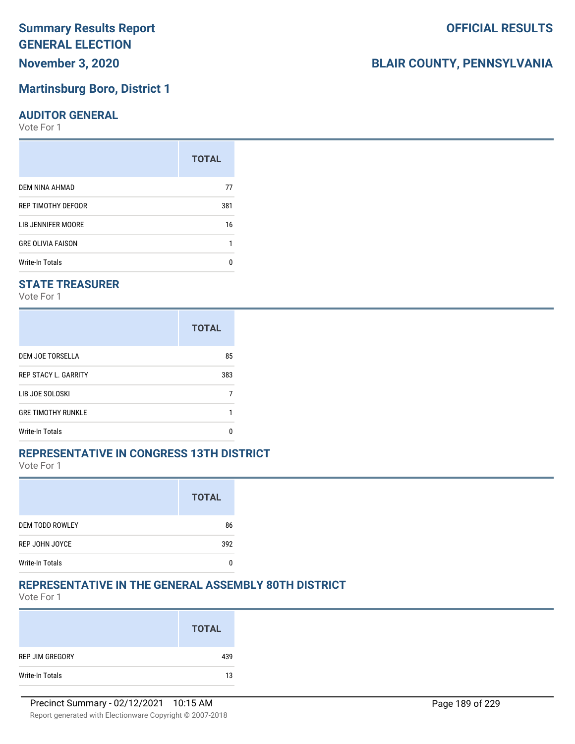# Summary Results Report
# GENERAL ELECTION
## November 3, 2020

**OFFICIAL RESULTS**

**BLAIR COUNTY, PENNSYLVANIA**

## Martinsburg Boro, District 1

### AUDITOR GENERAL
Vote For 1

| | TOTAL |
|---|---|
| DEM NINA AHMAD | 77 |
| REP TIMOTHY DEFOOR | 381 |
| LIB JENNIFER MOORE | 16 |
| GRE OLIVIA FAISON | 1 |
| Write-In Totals | 0 |

### STATE TREASURER
Vote For 1

| | TOTAL |
|---|---|
| DEM JOE TORSELLA | 85 |
| REP STACY L. GARRITY | 383 |
| LIB JOE SOLOSKI | 7 |
| GRE TIMOTHY RUNKLE | 1 |
| Write-In Totals | 0 |

### REPRESENTATIVE IN CONGRESS 13TH DISTRICT
Vote For 1

| | TOTAL |
|---|---|
| DEM TODD ROWLEY | 86 |
| REP JOHN JOYCE | 392 |
| Write-In Totals | 0 |

### REPRESENTATIVE IN THE GENERAL ASSEMBLY 80TH DISTRICT
Vote For 1

| | TOTAL |
|---|---|
| REP JIM GREGORY | 439 |
| Write-In Totals | 13 |

Precinct Summary - 02/12/2021 10:15 AM

Report generated with Electionware Copyright © 2007-2018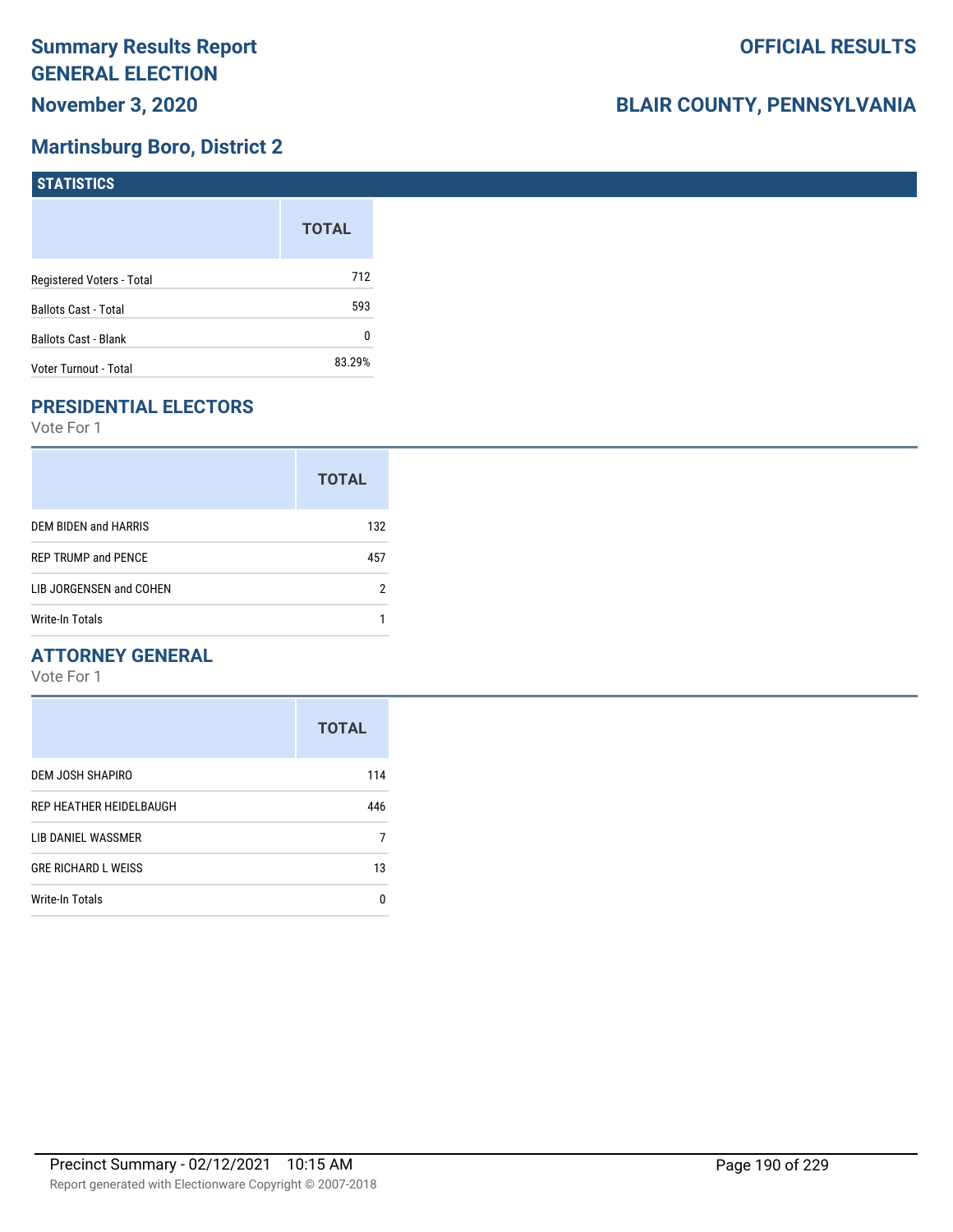# Summary Results Report
# GENERAL ELECTION
## November 3, 2020

**OFFICIAL RESULTS**

**BLAIR COUNTY, PENNSYLVANIA**

## Martinsburg Boro, District 2

### STATISTICS

| | TOTAL |
|---|---|
| Registered Voters - Total | 712 |
| Ballots Cast - Total | 593 |
| Ballots Cast - Blank | 0 |
| Voter Turnout - Total | 83.29% |

### PRESIDENTIAL ELECTORS

Vote For 1

| | TOTAL |
|---|---|
| DEM BIDEN and HARRIS | 132 |
| REP TRUMP and PENCE | 457 |
| LIB JORGENSEN and COHEN | 2 |
| Write-In Totals | 1 |

### ATTORNEY GENERAL

Vote For 1

| | TOTAL |
|---|---|
| DEM JOSH SHAPIRO | 114 |
| REP HEATHER HEIDELBAUGH | 446 |
| LIB DANIEL WASSMER | 7 |
| GRE RICHARD L WEISS | 13 |
| Write-In Totals | 0 |

Precinct Summary - 02/12/2021 10:15 AM

Report generated with Electionware Copyright © 2007-2018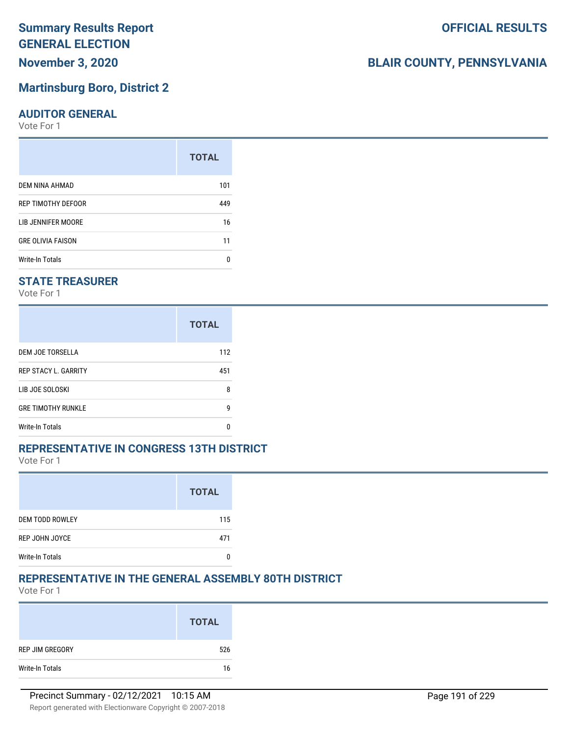# Summary Results Report
# GENERAL ELECTION
## November 3, 2020

## OFFICIAL RESULTS

## BLAIR COUNTY, PENNSYLVANIA

## Martinsburg Boro, District 2

### AUDITOR GENERAL
Vote For 1

| | TOTAL |
|---|---|
| DEM NINA AHMAD | 101 |
| REP TIMOTHY DEFOOR | 449 |
| LIB JENNIFER MOORE | 16 |
| GRE OLIVIA FAISON | 11 |
| Write-In Totals | 0 |

### STATE TREASURER
Vote For 1

| | TOTAL |
|---|---|
| DEM JOE TORSELLA | 112 |
| REP STACY L. GARRITY | 451 |
| LIB JOE SOLOSKI | 8 |
| GRE TIMOTHY RUNKLE | 9 |
| Write-In Totals | 0 |

### REPRESENTATIVE IN CONGRESS 13TH DISTRICT
Vote For 1

| | TOTAL |
|---|---|
| DEM TODD ROWLEY | 115 |
| REP JOHN JOYCE | 471 |
| Write-In Totals | 0 |

### REPRESENTATIVE IN THE GENERAL ASSEMBLY 80TH DISTRICT
Vote For 1

| | TOTAL |
|---|---|
| REP JIM GREGORY | 526 |
| Write-In Totals | 16 |

Precinct Summary - 02/12/2021 10:15 AM

Report generated with Electionware Copyright © 2007-2018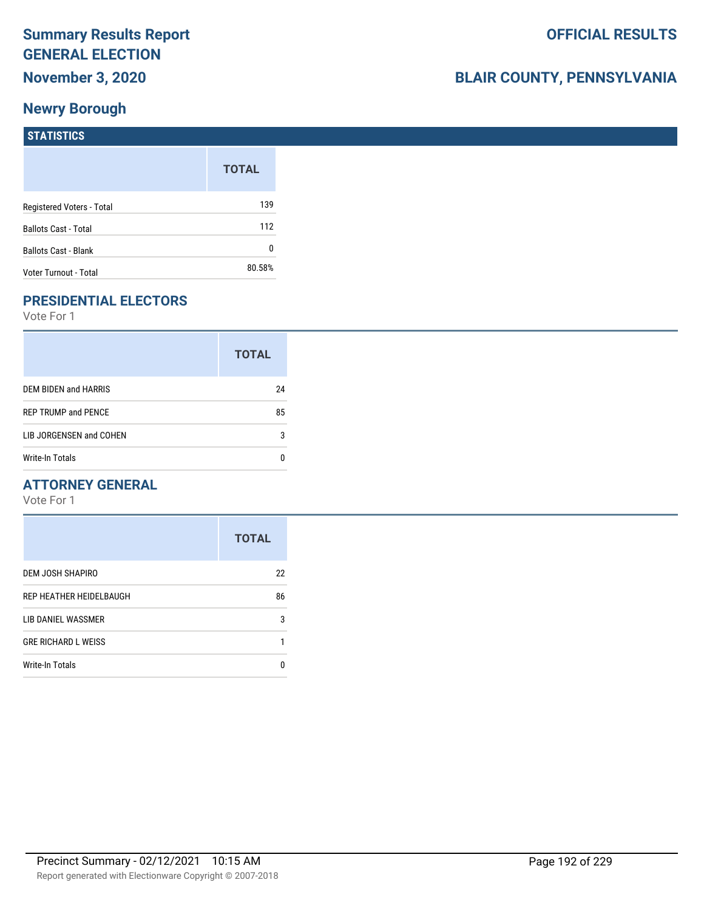# Summary Results Report
# GENERAL ELECTION
# November 3, 2020

# OFFICIAL RESULTS

# BLAIR COUNTY, PENNSYLVANIA

## Newry Borough

### STATISTICS

| | TOTAL |
|---|---|
| Registered Voters - Total | 139 |
| Ballots Cast - Total | 112 |
| Ballots Cast - Blank | 0 |
| Voter Turnout - Total | 80.58% |

### PRESIDENTIAL ELECTORS

Vote For 1

| | TOTAL |
|---|---|
| DEM BIDEN and HARRIS | 24 |
| REP TRUMP and PENCE | 85 |
| LIB JORGENSEN and COHEN | 3 |
| Write-In Totals | 0 |

### ATTORNEY GENERAL

Vote For 1

| | TOTAL |
|---|---|
| DEM JOSH SHAPIRO | 22 |
| REP HEATHER HEIDELBAUGH | 86 |
| LIB DANIEL WASSMER | 3 |
| GRE RICHARD L WEISS | 1 |
| Write-In Totals | 0 |

Precinct Summary - 02/12/2021 10:15 AM

Report generated with Electionware Copyright © 2007-2018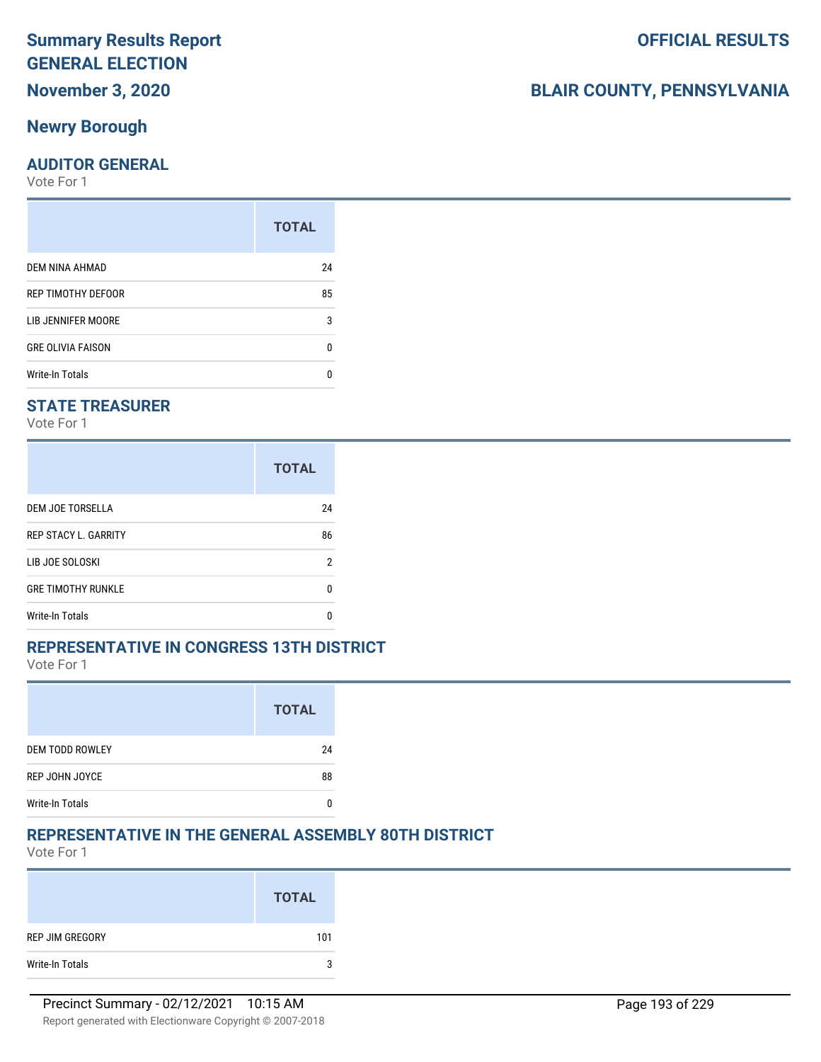# Summary Results Report
# GENERAL ELECTION
# November 3, 2020

**OFFICIAL RESULTS**

**BLAIR COUNTY, PENNSYLVANIA**

## Newry Borough

### AUDITOR GENERAL

Vote For 1

| | TOTAL |
|---|---|
| DEM NINA AHMAD | 24 |
| REP TIMOTHY DEFOOR | 85 |
| LIB JENNIFER MOORE | 3 |
| GRE OLIVIA FAISON | 0 |
| Write-In Totals | 0 |

### STATE TREASURER

Vote For 1

| | TOTAL |
|---|---|
| DEM JOE TORSELLA | 24 |
| REP STACY L. GARRITY | 86 |
| LIB JOE SOLOSKI | 2 |
| GRE TIMOTHY RUNKLE | 0 |
| Write-In Totals | 0 |

### REPRESENTATIVE IN CONGRESS 13TH DISTRICT

Vote For 1

| | TOTAL |
|---|---|
| DEM TODD ROWLEY | 24 |
| REP JOHN JOYCE | 88 |
| Write-In Totals | 0 |

### REPRESENTATIVE IN THE GENERAL ASSEMBLY 80TH DISTRICT

Vote For 1

| | TOTAL |
|---|---|
| REP JIM GREGORY | 101 |
| Write-In Totals | 3 |

Precinct Summary - 02/12/2021 10:15 AM

Report generated with Electionware Copyright © 2007-2018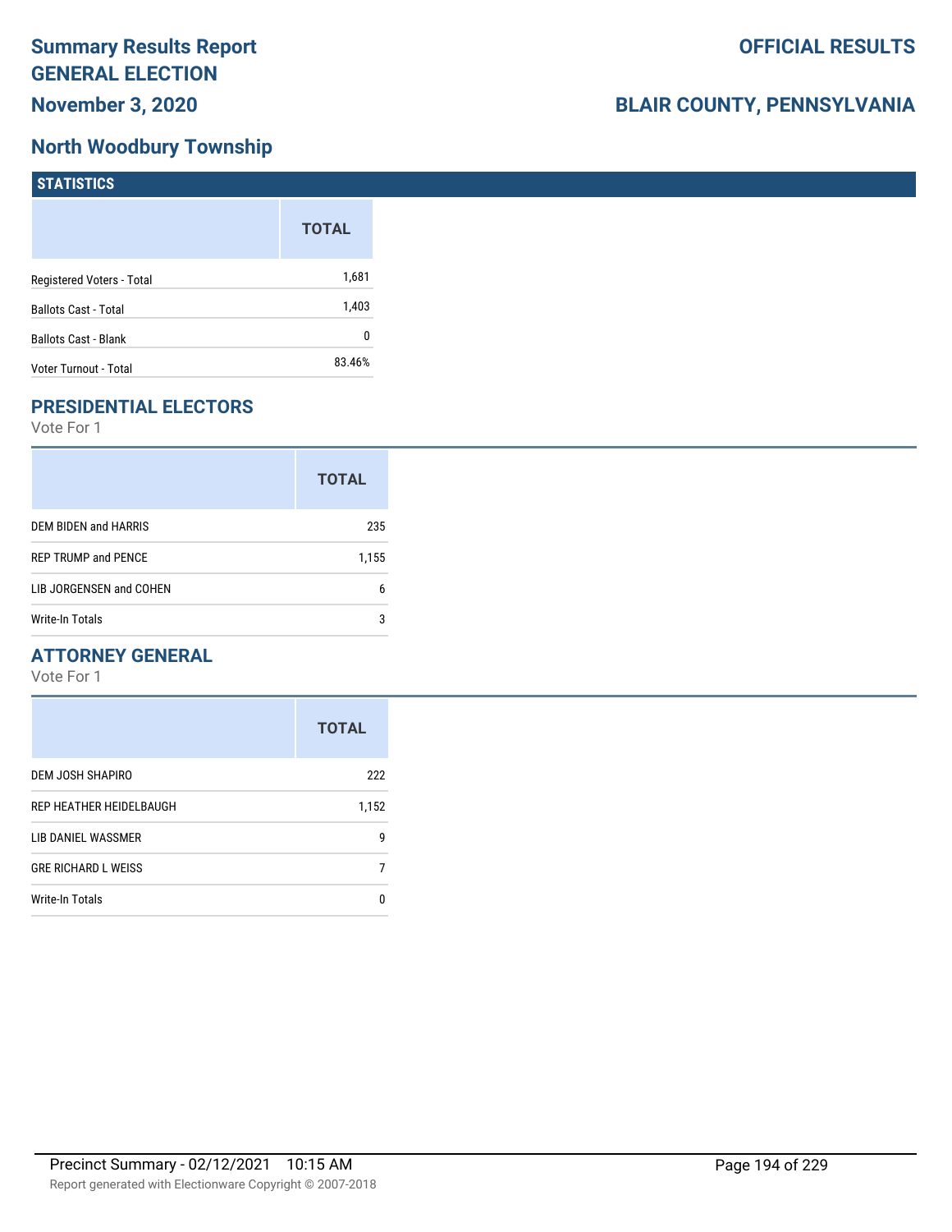# Summary Results Report
# GENERAL ELECTION
## November 3, 2020

**OFFICIAL RESULTS**

**BLAIR COUNTY, PENNSYLVANIA**

## North Woodbury Township

### STATISTICS

| | TOTAL |
|---|---|
| Registered Voters - Total | 1,681 |
| Ballots Cast - Total | 1,403 |
| Ballots Cast - Blank | 0 |
| Voter Turnout - Total | 83.46% |

### PRESIDENTIAL ELECTORS

Vote For 1

| | TOTAL |
|---|---|
| DEM BIDEN and HARRIS | 235 |
| REP TRUMP and PENCE | 1,155 |
| LIB JORGENSEN and COHEN | 6 |
| Write-In Totals | 3 |

### ATTORNEY GENERAL

Vote For 1

| | TOTAL |
|---|---|
| DEM JOSH SHAPIRO | 222 |
| REP HEATHER HEIDELBAUGH | 1,152 |
| LIB DANIEL WASSMER | 9 |
| GRE RICHARD L WEISS | 7 |
| Write-In Totals | 0 |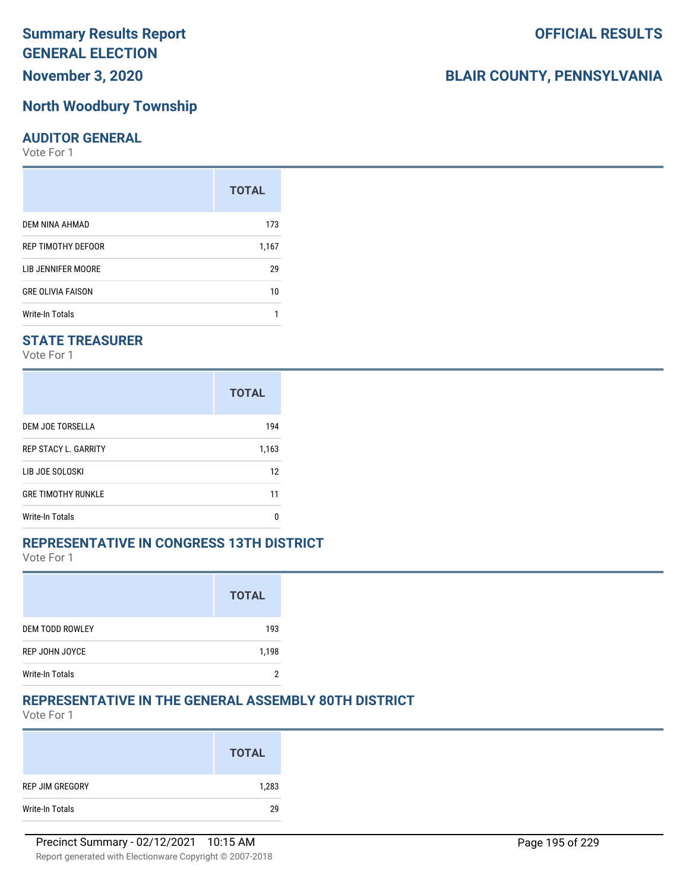# Summary Results Report GENERAL ELECTION

**November 3, 2020**

**OFFICIAL RESULTS**

**BLAIR COUNTY, PENNSYLVANIA**

## North Woodbury Township

### AUDITOR GENERAL

Vote For 1

| | TOTAL |
|---|---|
| DEM NINA AHMAD | 173 |
| REP TIMOTHY DEFOOR | 1,167 |
| LIB JENNIFER MOORE | 29 |
| GRE OLIVIA FAISON | 10 |
| Write-In Totals | 1 |

### STATE TREASURER

Vote For 1

| | TOTAL |
|---|---|
| DEM JOE TORSELLA | 194 |
| REP STACY L. GARRITY | 1,163 |
| LIB JOE SOLOSKI | 12 |
| GRE TIMOTHY RUNKLE | 11 |
| Write-In Totals | 0 |

### REPRESENTATIVE IN CONGRESS 13TH DISTRICT

Vote For 1

| | TOTAL |
|---|---|
| DEM TODD ROWLEY | 193 |
| REP JOHN JOYCE | 1,198 |
| Write-In Totals | 2 |

### REPRESENTATIVE IN THE GENERAL ASSEMBLY 80TH DISTRICT

Vote For 1

| | TOTAL |
|---|---|
| REP JIM GREGORY | 1,283 |
| Write-In Totals | 29 |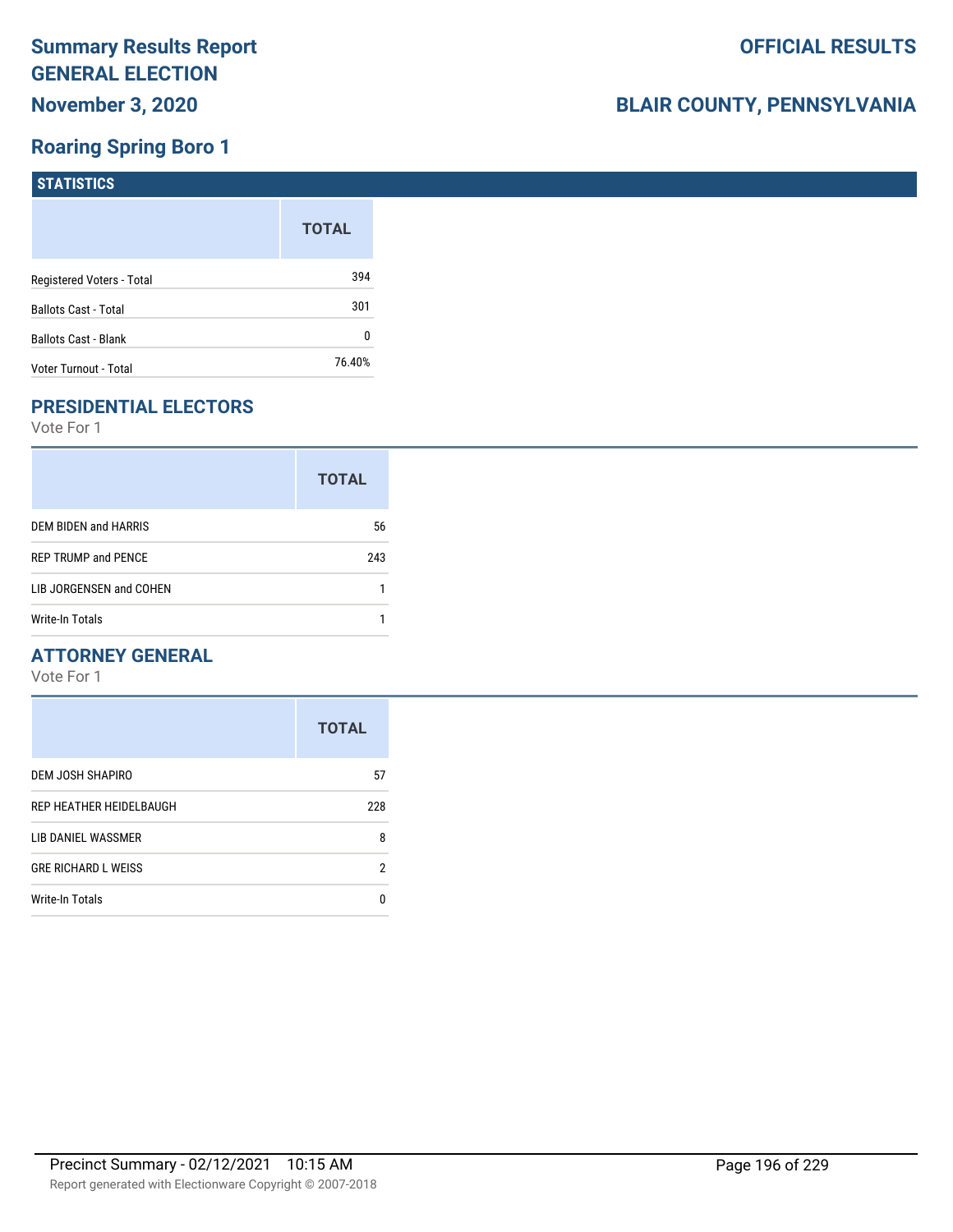# Summary Results Report GENERAL ELECTION

**November 3, 2020**

**OFFICIAL RESULTS**

**BLAIR COUNTY, PENNSYLVANIA**

## Roaring Spring Boro 1

### STATISTICS

| | TOTAL |
|---|---|
| Registered Voters - Total | 394 |
| Ballots Cast - Total | 301 |
| Ballots Cast - Blank | 0 |
| Voter Turnout - Total | 76.40% |

## PRESIDENTIAL ELECTORS

Vote For 1

| | TOTAL |
|---|---|
| DEM BIDEN and HARRIS | 56 |
| REP TRUMP and PENCE | 243 |
| LIB JORGENSEN and COHEN | 1 |
| Write-In Totals | 1 |

## ATTORNEY GENERAL

Vote For 1

| | TOTAL |
|---|---|
| DEM JOSH SHAPIRO | 57 |
| REP HEATHER HEIDELBAUGH | 228 |
| LIB DANIEL WASSMER | 8 |
| GRE RICHARD L WEISS | 2 |
| Write-In Totals | 0 |

Precinct Summary - 02/12/2021 10:15 AM

Report generated with Electionware Copyright © 2007-2018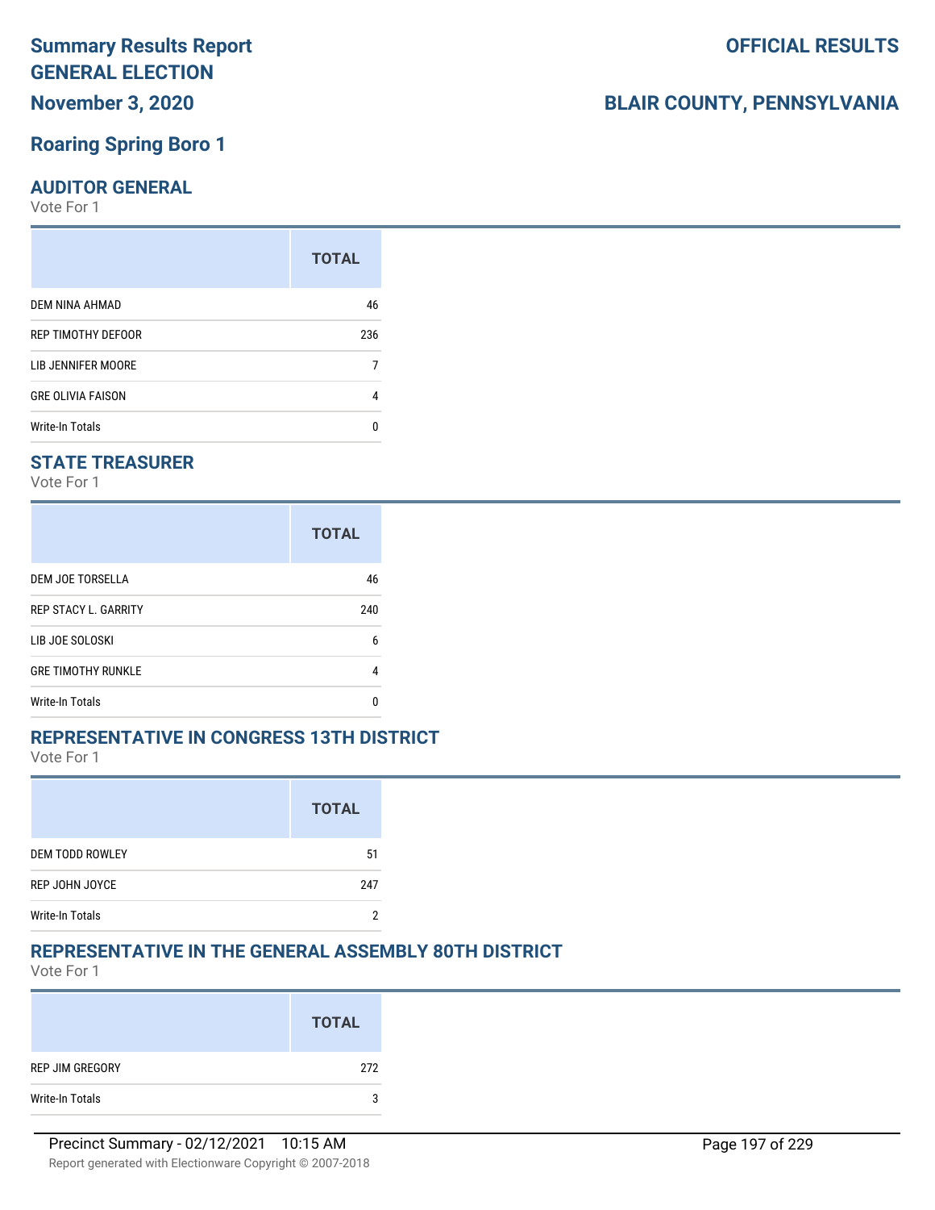# Summary Results Report GENERAL ELECTION

**November 3, 2020**

**OFFICIAL RESULTS**

**BLAIR COUNTY, PENNSYLVANIA**

## Roaring Spring Boro 1

### AUDITOR GENERAL

Vote For 1

| | TOTAL |
|---|---|
| DEM NINA AHMAD | 46 |
| REP TIMOTHY DEFOOR | 236 |
| LIB JENNIFER MOORE | 7 |
| GRE OLIVIA FAISON | 4 |
| Write-In Totals | 0 |

### STATE TREASURER

Vote For 1

| | TOTAL |
|---|---|
| DEM JOE TORSELLA | 46 |
| REP STACY L. GARRITY | 240 |
| LIB JOE SOLOSKI | 6 |
| GRE TIMOTHY RUNKLE | 4 |
| Write-In Totals | 0 |

### REPRESENTATIVE IN CONGRESS 13TH DISTRICT

Vote For 1

| | TOTAL |
|---|---|
| DEM TODD ROWLEY | 51 |
| REP JOHN JOYCE | 247 |
| Write-In Totals | 2 |

### REPRESENTATIVE IN THE GENERAL ASSEMBLY 80TH DISTRICT

Vote For 1

| | TOTAL |
|---|---|
| REP JIM GREGORY | 272 |
| Write-In Totals | 3 |

Precinct Summary - 02/12/2021 10:15 AM

Report generated with Electionware Copyright © 2007-2018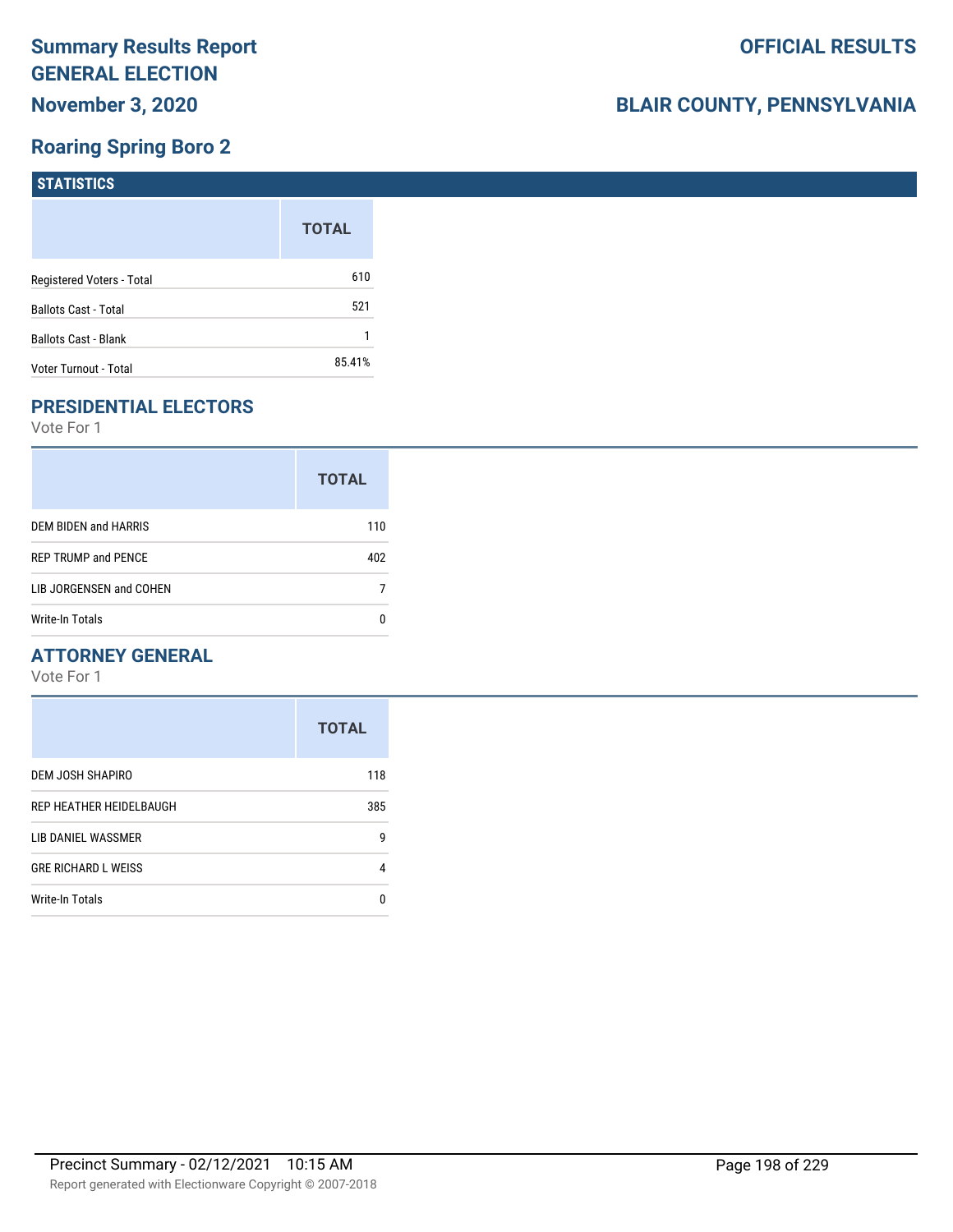# Summary Results Report GENERAL ELECTION

**November 3, 2020**

**OFFICIAL RESULTS**

**BLAIR COUNTY, PENNSYLVANIA**

## Roaring Spring Boro 2

### STATISTICS

| | TOTAL |
|---|---|
| Registered Voters - Total | 610 |
| Ballots Cast - Total | 521 |
| Ballots Cast - Blank | 1 |
| Voter Turnout - Total | 85.41% |

### PRESIDENTIAL ELECTORS

Vote For 1

| | TOTAL |
|---|---|
| DEM BIDEN and HARRIS | 110 |
| REP TRUMP and PENCE | 402 |
| LIB JORGENSEN and COHEN | 7 |
| Write-In Totals | 0 |

### ATTORNEY GENERAL

Vote For 1

| | TOTAL |
|---|---|
| DEM JOSH SHAPIRO | 118 |
| REP HEATHER HEIDELBAUGH | 385 |
| LIB DANIEL WASSMER | 9 |
| GRE RICHARD L WEISS | 4 |
| Write-In Totals | 0 |

Precinct Summary - 02/12/2021 10:15 AM

Report generated with Electionware Copyright © 2007-2018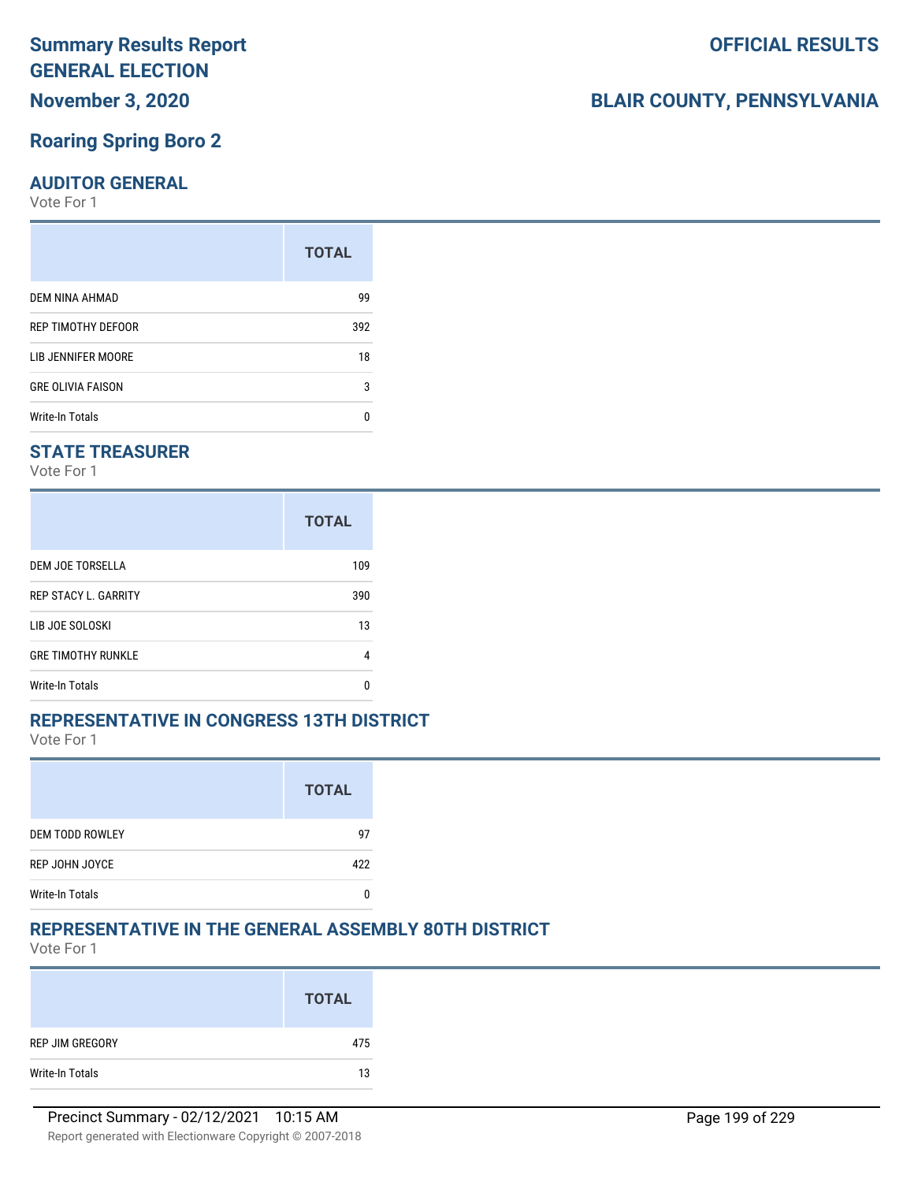# Summary Results Report
# GENERAL ELECTION
# November 3, 2020

# OFFICIAL RESULTS

# BLAIR COUNTY, PENNSYLVANIA

## Roaring Spring Boro 2

### AUDITOR GENERAL

Vote For 1

| | TOTAL |
|---|---|
| DEM NINA AHMAD | 99 |
| REP TIMOTHY DEFOOR | 392 |
| LIB JENNIFER MOORE | 18 |
| GRE OLIVIA FAISON | 3 |
| Write-In Totals | 0 |

### STATE TREASURER

Vote For 1

| | TOTAL |
|---|---|
| DEM JOE TORSELLA | 109 |
| REP STACY L. GARRITY | 390 |
| LIB JOE SOLOSKI | 13 |
| GRE TIMOTHY RUNKLE | 4 |
| Write-In Totals | 0 |

### REPRESENTATIVE IN CONGRESS 13TH DISTRICT

Vote For 1

| | TOTAL |
|---|---|
| DEM TODD ROWLEY | 97 |
| REP JOHN JOYCE | 422 |
| Write-In Totals | 0 |

### REPRESENTATIVE IN THE GENERAL ASSEMBLY 80TH DISTRICT

Vote For 1

| | TOTAL |
|---|---|
| REP JIM GREGORY | 475 |
| Write-In Totals | 13 |

Precinct Summary - 02/12/2021 10:15 AM

Report generated with Electionware Copyright © 2007-2018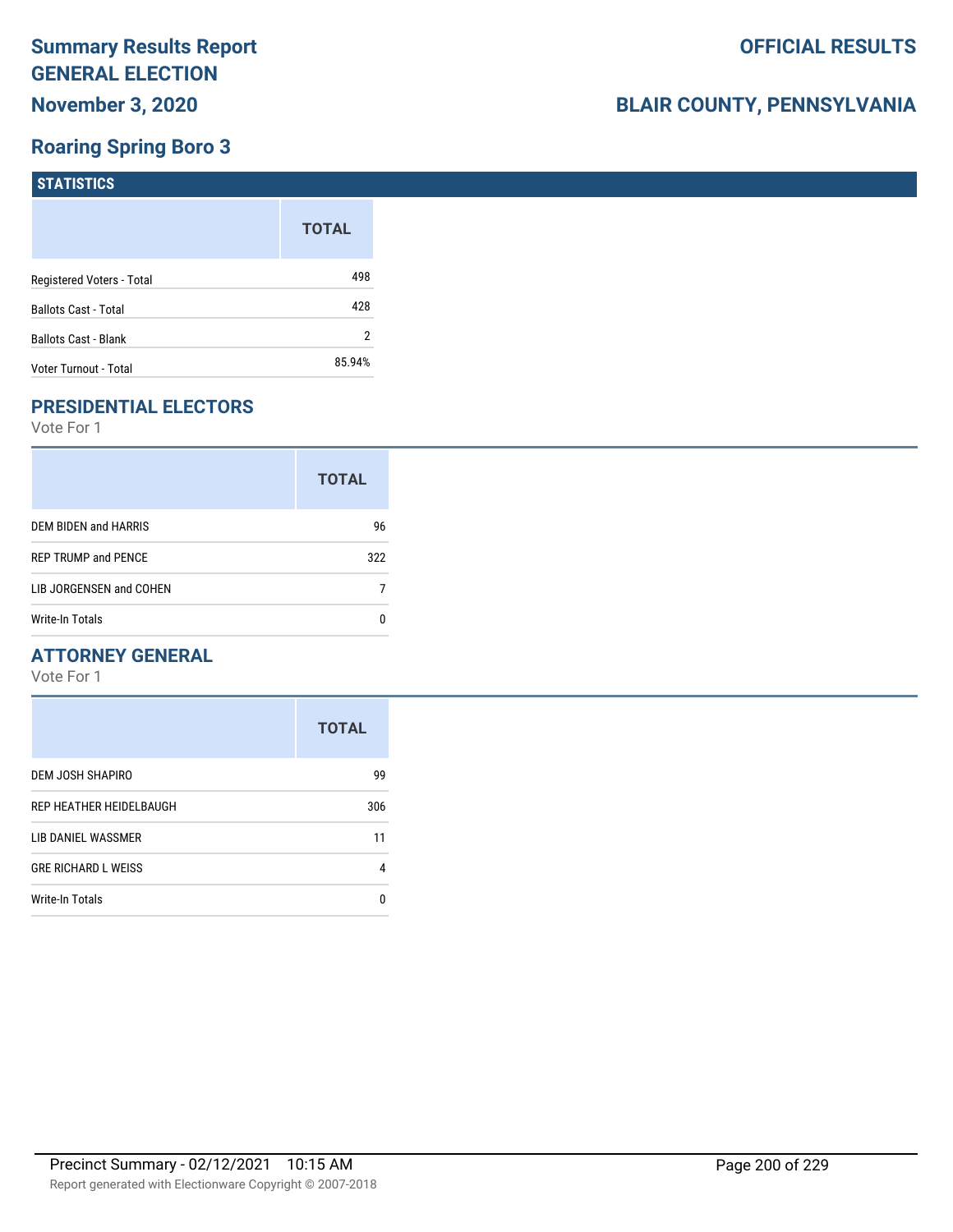# Summary Results Report GENERAL ELECTION

**November 3, 2020**

**OFFICIAL RESULTS**

**BLAIR COUNTY, PENNSYLVANIA**

## Roaring Spring Boro 3

### STATISTICS

| | TOTAL |
|---|---|
| Registered Voters - Total | 498 |
| Ballots Cast - Total | 428 |
| Ballots Cast - Blank | 2 |
| Voter Turnout - Total | 85.94% |

### PRESIDENTIAL ELECTORS

Vote For 1

| | TOTAL |
|---|---|
| DEM BIDEN and HARRIS | 96 |
| REP TRUMP and PENCE | 322 |
| LIB JORGENSEN and COHEN | 7 |
| Write-In Totals | 0 |

### ATTORNEY GENERAL

Vote For 1

| | TOTAL |
|---|---|
| DEM JOSH SHAPIRO | 99 |
| REP HEATHER HEIDELBAUGH | 306 |
| LIB DANIEL WASSMER | 11 |
| GRE RICHARD L WEISS | 4 |
| Write-In Totals | 0 |

Precinct Summary - 02/12/2021 10:15 AM

Report generated with Electionware Copyright © 2007-2018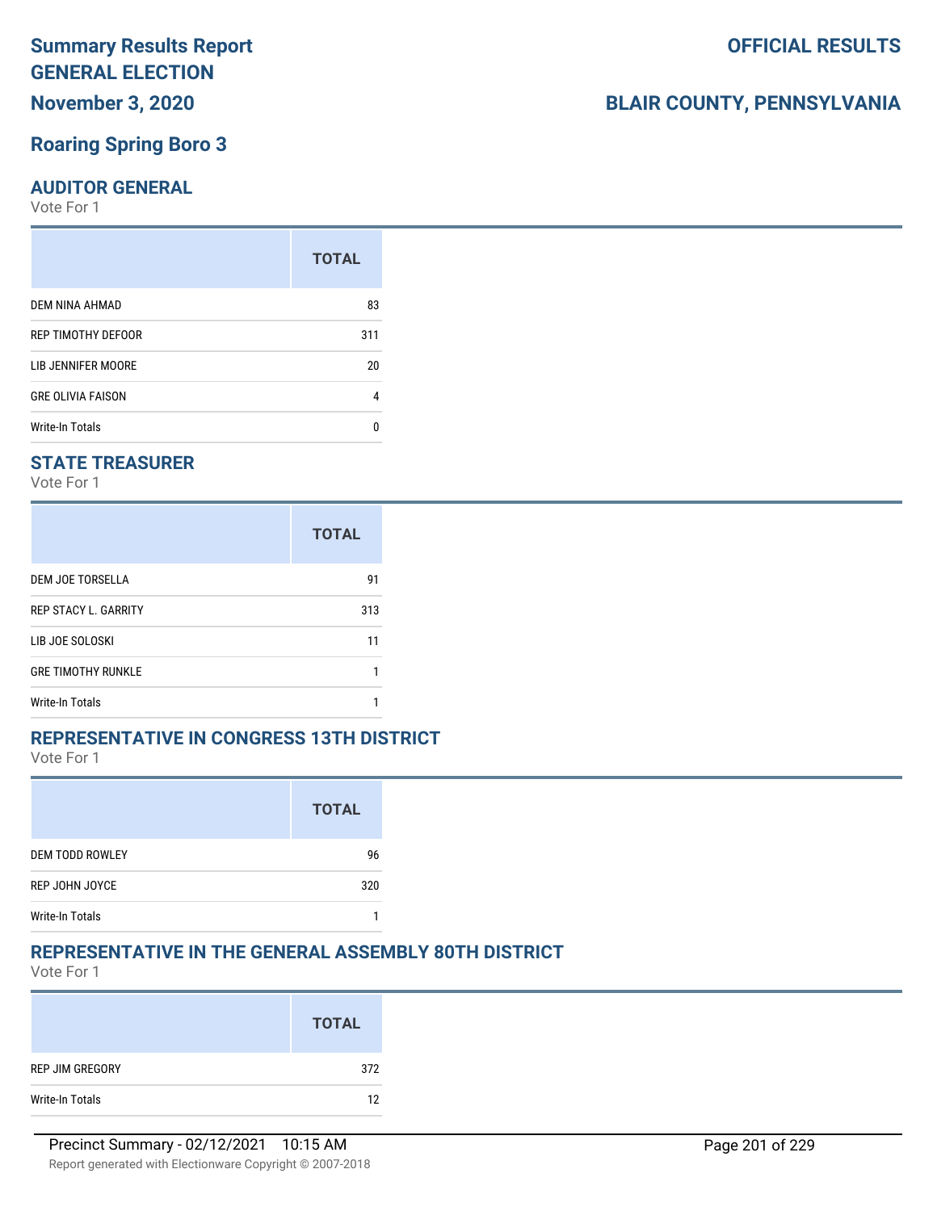# Summary Results Report
# GENERAL ELECTION
## November 3, 2020

## OFFICIAL RESULTS

## BLAIR COUNTY, PENNSYLVANIA

## Roaring Spring Boro 3

### AUDITOR GENERAL
Vote For 1

| | TOTAL |
|---|---|
| DEM NINA AHMAD | 83 |
| REP TIMOTHY DEFOOR | 311 |
| LIB JENNIFER MOORE | 20 |
| GRE OLIVIA FAISON | 4 |
| Write-In Totals | 0 |

### STATE TREASURER
Vote For 1

| | TOTAL |
|---|---|
| DEM JOE TORSELLA | 91 |
| REP STACY L. GARRITY | 313 |
| LIB JOE SOLOSKI | 11 |
| GRE TIMOTHY RUNKLE | 1 |
| Write-In Totals | 1 |

### REPRESENTATIVE IN CONGRESS 13TH DISTRICT
Vote For 1

| | TOTAL |
|---|---|
| DEM TODD ROWLEY | 96 |
| REP JOHN JOYCE | 320 |
| Write-In Totals | 1 |

### REPRESENTATIVE IN THE GENERAL ASSEMBLY 80TH DISTRICT
Vote For 1

| | TOTAL |
|---|---|
| REP JIM GREGORY | 372 |
| Write-In Totals | 12 |

Precinct Summary - 02/12/2021 10:15 AM

Report generated with Electionware Copyright © 2007-2018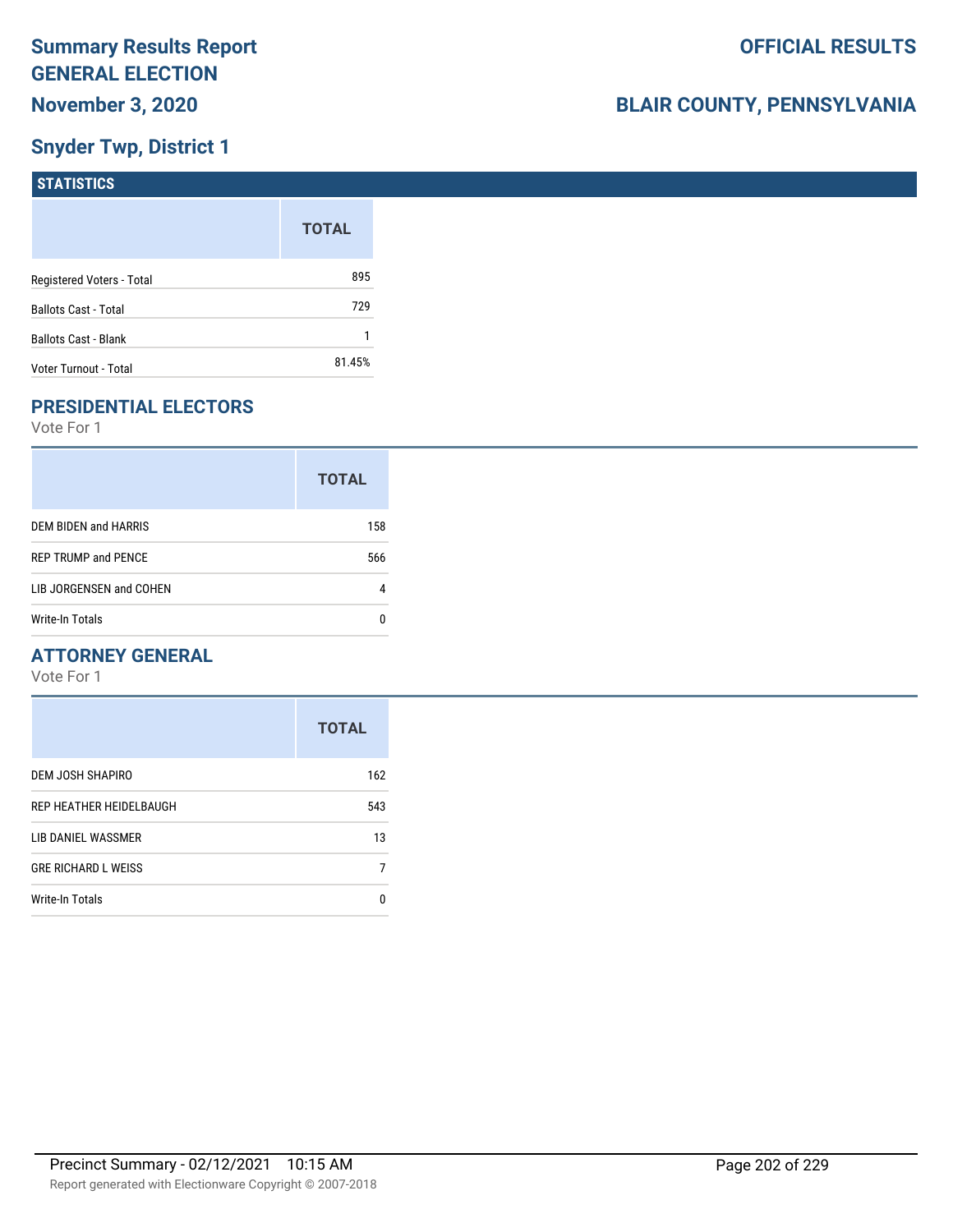# Summary Results Report
# GENERAL ELECTION
## November 3, 2020

## OFFICIAL RESULTS

## BLAIR COUNTY, PENNSYLVANIA

## Snyder Twp, District 1

### STATISTICS

| | TOTAL |
|---|---|
| Registered Voters - Total | 895 |
| Ballots Cast - Total | 729 |
| Ballots Cast - Blank | 1 |
| Voter Turnout - Total | 81.45% |

### PRESIDENTIAL ELECTORS

Vote For 1

| | TOTAL |
|---|---|
| DEM BIDEN and HARRIS | 158 |
| REP TRUMP and PENCE | 566 |
| LIB JORGENSEN and COHEN | 4 |
| Write-In Totals | 0 |

### ATTORNEY GENERAL

Vote For 1

| | TOTAL |
|---|---|
| DEM JOSH SHAPIRO | 162 |
| REP HEATHER HEIDELBAUGH | 543 |
| LIB DANIEL WASSMER | 13 |
| GRE RICHARD L WEISS | 7 |
| Write-In Totals | 0 |

Precinct Summary - 02/12/2021 10:15 AM

Report generated with Electionware Copyright © 2007-2018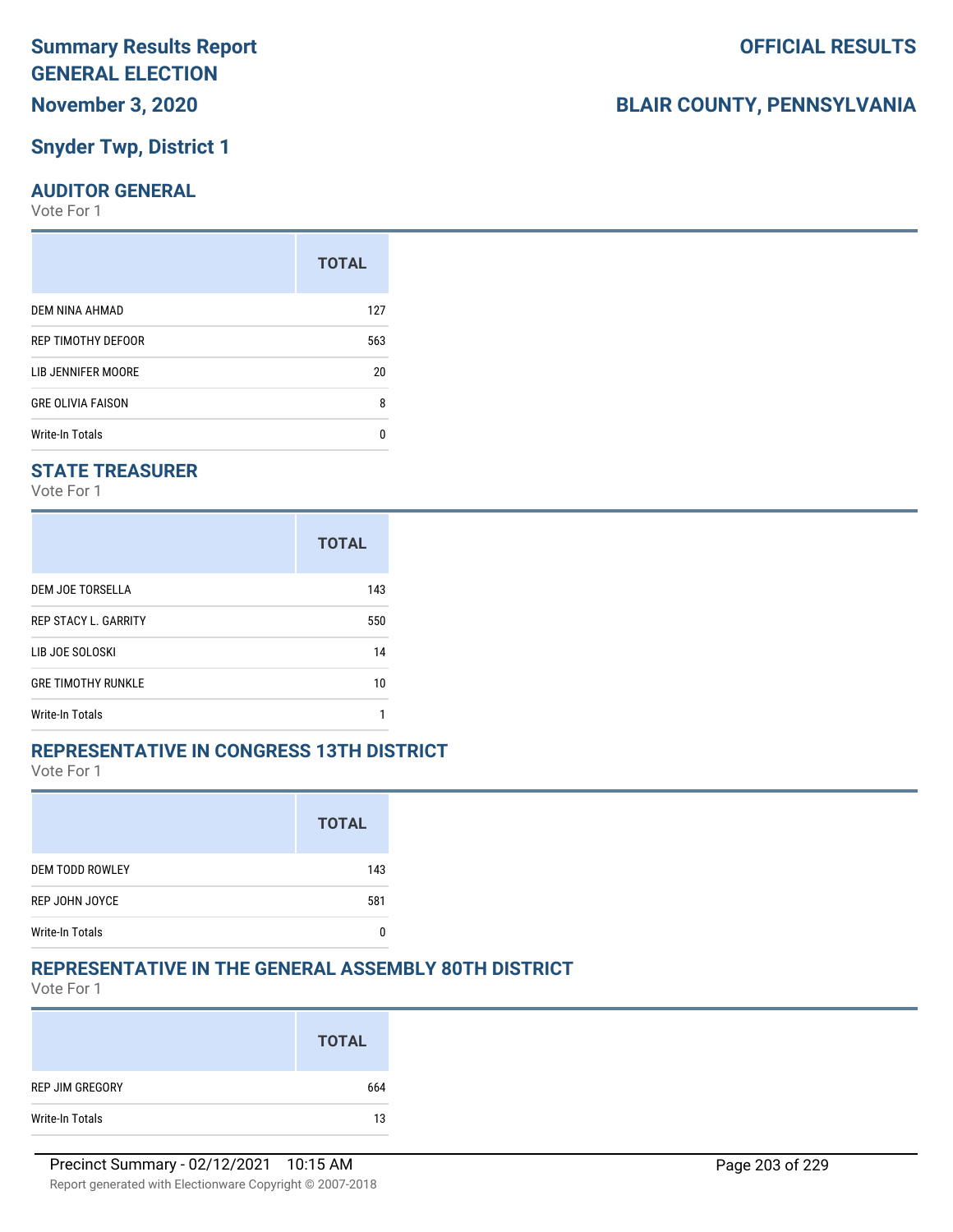# Summary Results Report
# GENERAL ELECTION

**OFFICIAL RESULTS**

**November 3, 2020**

**BLAIR COUNTY, PENNSYLVANIA**

## Snyder Twp, District 1

### AUDITOR GENERAL

Vote For 1

| | TOTAL |
|---|---|
| DEM NINA AHMAD | 127 |
| REP TIMOTHY DEFOOR | 563 |
| LIB JENNIFER MOORE | 20 |
| GRE OLIVIA FAISON | 8 |
| Write-In Totals | 0 |

### STATE TREASURER

Vote For 1

| | TOTAL |
|---|---|
| DEM JOE TORSELLA | 143 |
| REP STACY L. GARRITY | 550 |
| LIB JOE SOLOSKI | 14 |
| GRE TIMOTHY RUNKLE | 10 |
| Write-In Totals | 1 |

### REPRESENTATIVE IN CONGRESS 13TH DISTRICT

Vote For 1

| | TOTAL |
|---|---|
| DEM TODD ROWLEY | 143 |
| REP JOHN JOYCE | 581 |
| Write-In Totals | 0 |

### REPRESENTATIVE IN THE GENERAL ASSEMBLY 80TH DISTRICT

Vote For 1

| | TOTAL |
|---|---|
| REP JIM GREGORY | 664 |
| Write-In Totals | 13 |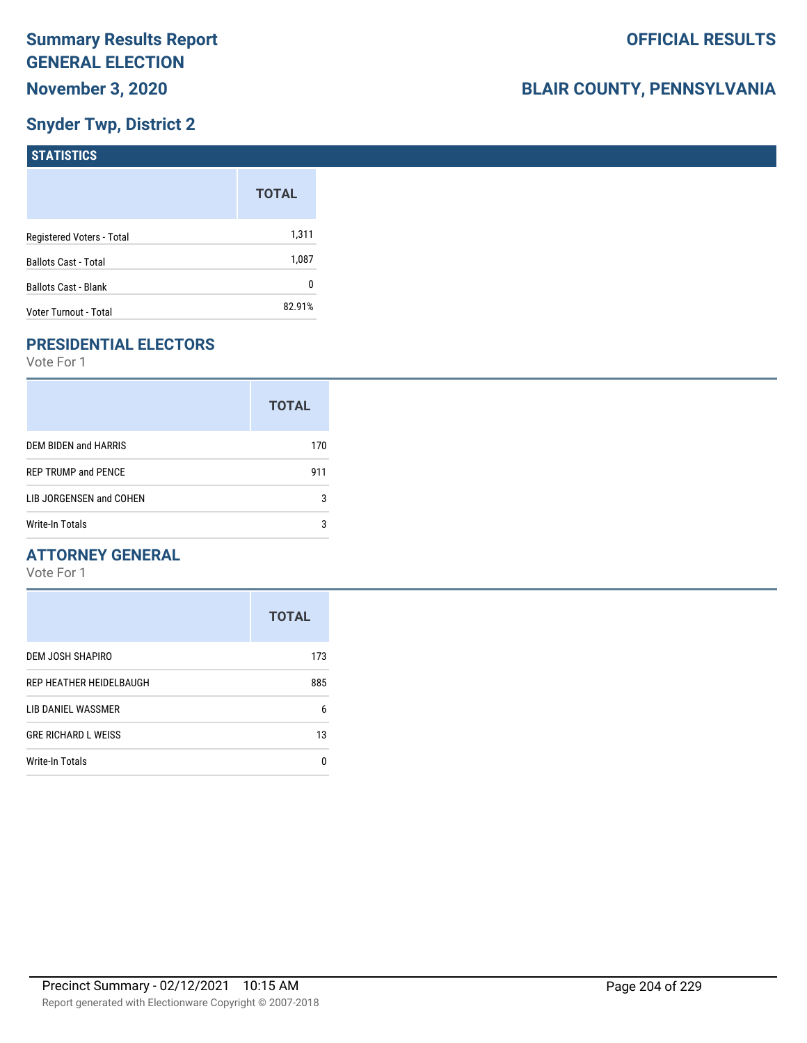# Summary Results Report GENERAL ELECTION

**November 3, 2020**

**OFFICIAL RESULTS**

**BLAIR COUNTY, PENNSYLVANIA**

## Snyder Twp, District 2

### STATISTICS

| | TOTAL |
|---|---|
| Registered Voters - Total | 1,311 |
| Ballots Cast - Total | 1,087 |
| Ballots Cast - Blank | 0 |
| Voter Turnout - Total | 82.91% |

### PRESIDENTIAL ELECTORS

Vote For 1

| | TOTAL |
|---|---|
| DEM BIDEN and HARRIS | 170 |
| REP TRUMP and PENCE | 911 |
| LIB JORGENSEN and COHEN | 3 |
| Write-In Totals | 3 |

### ATTORNEY GENERAL

Vote For 1

| | TOTAL |
|---|---|
| DEM JOSH SHAPIRO | 173 |
| REP HEATHER HEIDELBAUGH | 885 |
| LIB DANIEL WASSMER | 6 |
| GRE RICHARD L WEISS | 13 |
| Write-In Totals | 0 |

Precinct Summary - 02/12/2021 10:15 AM

Report generated with Electionware Copyright © 2007-2018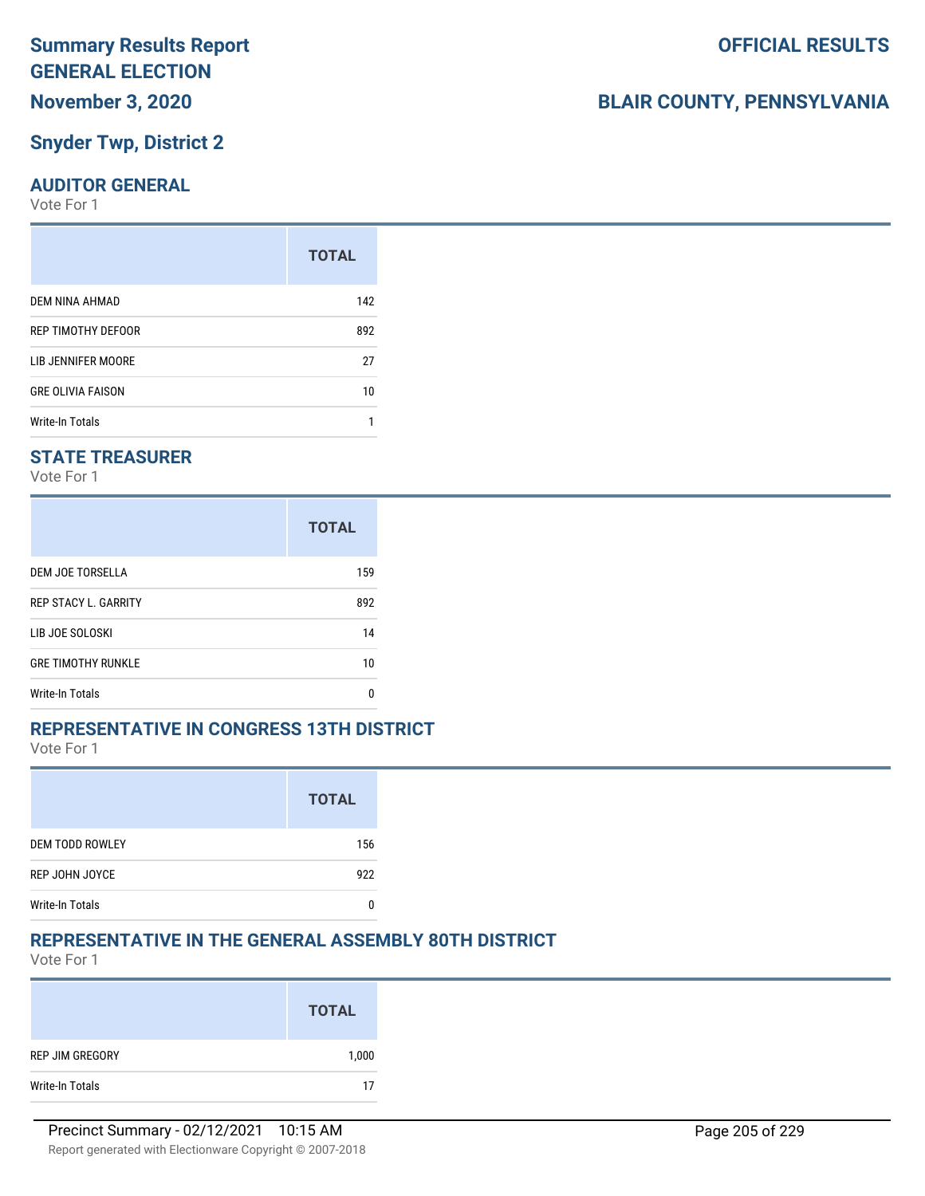# Summary Results Report
# GENERAL ELECTION
## November 3, 2020

**OFFICIAL RESULTS**

**BLAIR COUNTY, PENNSYLVANIA**

## Snyder Twp, District 2

### AUDITOR GENERAL

Vote For 1

| | TOTAL |
|---|---|
| DEM NINA AHMAD | 142 |
| REP TIMOTHY DEFOOR | 892 |
| LIB JENNIFER MOORE | 27 |
| GRE OLIVIA FAISON | 10 |
| Write-In Totals | 1 |

### STATE TREASURER

Vote For 1

| | TOTAL |
|---|---|
| DEM JOE TORSELLA | 159 |
| REP STACY L. GARRITY | 892 |
| LIB JOE SOLOSKI | 14 |
| GRE TIMOTHY RUNKLE | 10 |
| Write-In Totals | 0 |

### REPRESENTATIVE IN CONGRESS 13TH DISTRICT

Vote For 1

| | TOTAL |
|---|---|
| DEM TODD ROWLEY | 156 |
| REP JOHN JOYCE | 922 |
| Write-In Totals | 0 |

### REPRESENTATIVE IN THE GENERAL ASSEMBLY 80TH DISTRICT

Vote For 1

| | TOTAL |
|---|---|
| REP JIM GREGORY | 1,000 |
| Write-In Totals | 17 |

Precinct Summary - 02/12/2021 10:15 AM

Report generated with Electionware Copyright © 2007-2018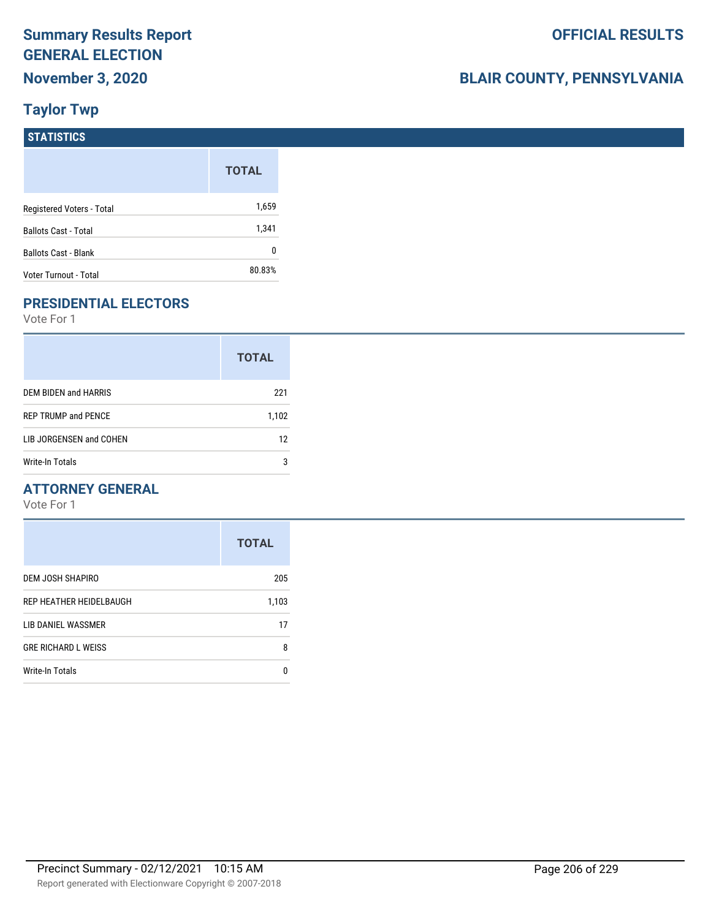# Summary Results Report
# GENERAL ELECTION
## November 3, 2020

**OFFICIAL RESULTS**

**BLAIR COUNTY, PENNSYLVANIA**

## Taylor Twp

### STATISTICS

| | TOTAL |
|---|---|
| Registered Voters - Total | 1,659 |
| Ballots Cast - Total | 1,341 |
| Ballots Cast - Blank | 0 |
| Voter Turnout - Total | 80.83% |

### PRESIDENTIAL ELECTORS

Vote For 1

| | TOTAL |
|---|---|
| DEM BIDEN and HARRIS | 221 |
| REP TRUMP and PENCE | 1,102 |
| LIB JORGENSEN and COHEN | 12 |
| Write-In Totals | 3 |

### ATTORNEY GENERAL

Vote For 1

| | TOTAL |
|---|---|
| DEM JOSH SHAPIRO | 205 |
| REP HEATHER HEIDELBAUGH | 1,103 |
| LIB DANIEL WASSMER | 17 |
| GRE RICHARD L WEISS | 8 |
| Write-In Totals | 0 |

Precinct Summary - 02/12/2021 10:15 AM

Report generated with Electionware Copyright © 2007-2018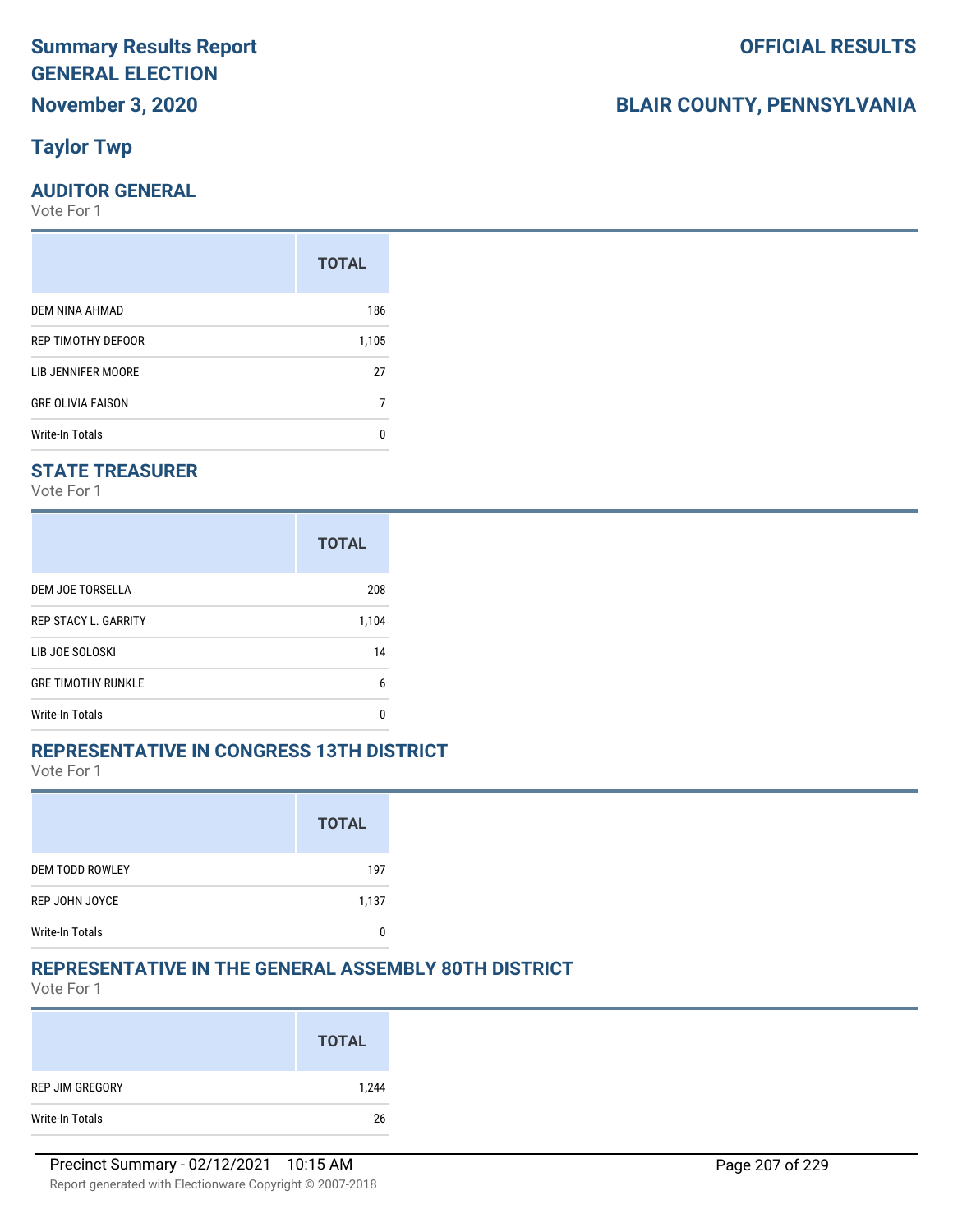# Summary Results Report
# GENERAL ELECTION
## November 3, 2020

**OFFICIAL RESULTS**

**BLAIR COUNTY, PENNSYLVANIA**

## Taylor Twp

### AUDITOR GENERAL
Vote For 1

| | TOTAL |
|---|---|
| DEM NINA AHMAD | 186 |
| REP TIMOTHY DEFOOR | 1,105 |
| LIB JENNIFER MOORE | 27 |
| GRE OLIVIA FAISON | 7 |
| Write-In Totals | 0 |

### STATE TREASURER
Vote For 1

| | TOTAL |
|---|---|
| DEM JOE TORSELLA | 208 |
| REP STACY L. GARRITY | 1,104 |
| LIB JOE SOLOSKI | 14 |
| GRE TIMOTHY RUNKLE | 6 |
| Write-In Totals | 0 |

### REPRESENTATIVE IN CONGRESS 13TH DISTRICT
Vote For 1

| | TOTAL |
|---|---|
| DEM TODD ROWLEY | 197 |
| REP JOHN JOYCE | 1,137 |
| Write-In Totals | 0 |

### REPRESENTATIVE IN THE GENERAL ASSEMBLY 80TH DISTRICT
Vote For 1

| | TOTAL |
|---|---|
| REP JIM GREGORY | 1,244 |
| Write-In Totals | 26 |

Precinct Summary - 02/12/2021 10:15 AM

Report generated with Electionware Copyright © 2007-2018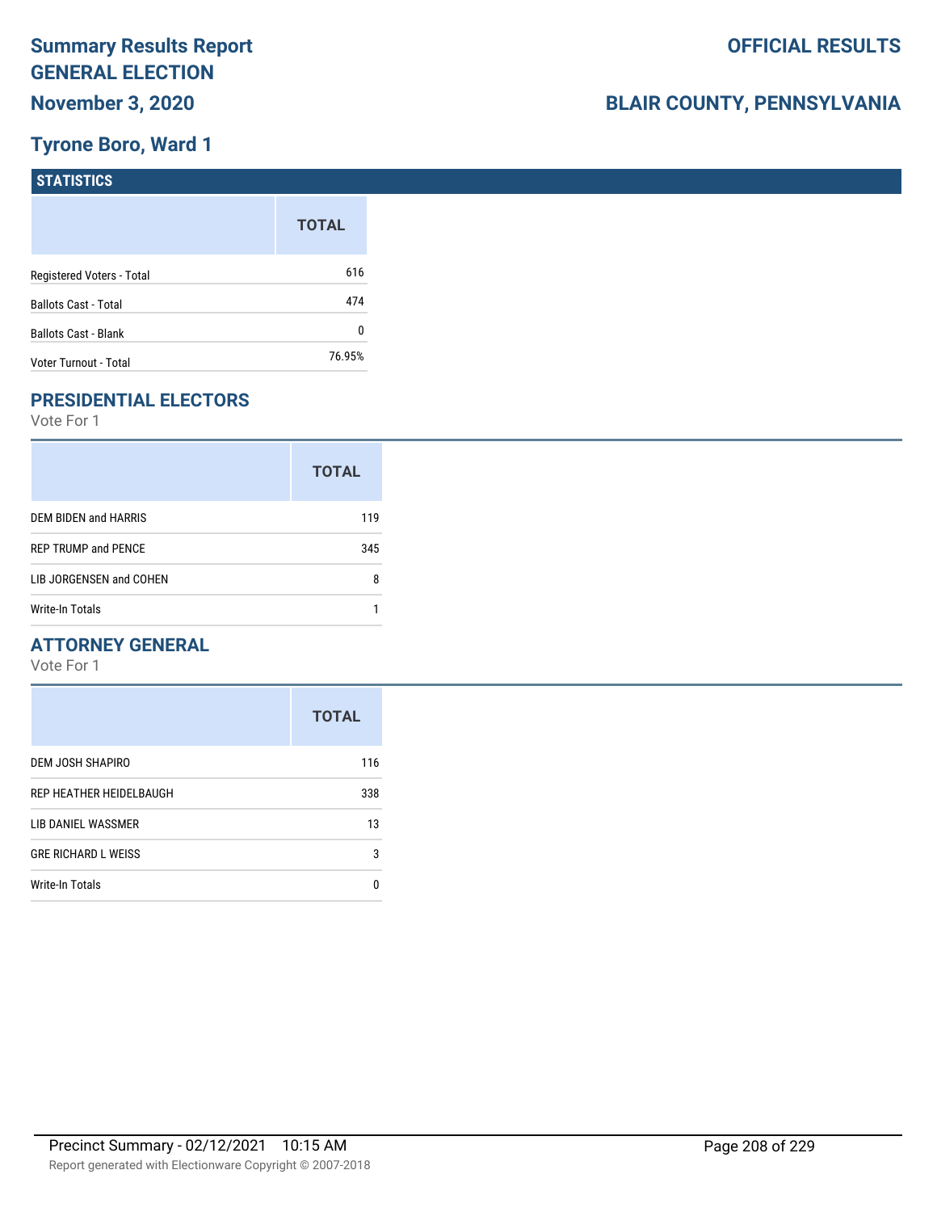# Summary Results Report GENERAL ELECTION

**November 3, 2020**

**OFFICIAL RESULTS**

**BLAIR COUNTY, PENNSYLVANIA**

## Tyrone Boro, Ward 1

### STATISTICS

| | TOTAL |
|---|---|
| Registered Voters - Total | 616 |
| Ballots Cast - Total | 474 |
| Ballots Cast - Blank | 0 |
| Voter Turnout - Total | 76.95% |

### PRESIDENTIAL ELECTORS

Vote For 1

| | TOTAL |
|---|---|
| DEM BIDEN and HARRIS | 119 |
| REP TRUMP and PENCE | 345 |
| LIB JORGENSEN and COHEN | 8 |
| Write-In Totals | 1 |

### ATTORNEY GENERAL

Vote For 1

| | TOTAL |
|---|---|
| DEM JOSH SHAPIRO | 116 |
| REP HEATHER HEIDELBAUGH | 338 |
| LIB DANIEL WASSMER | 13 |
| GRE RICHARD L WEISS | 3 |
| Write-In Totals | 0 |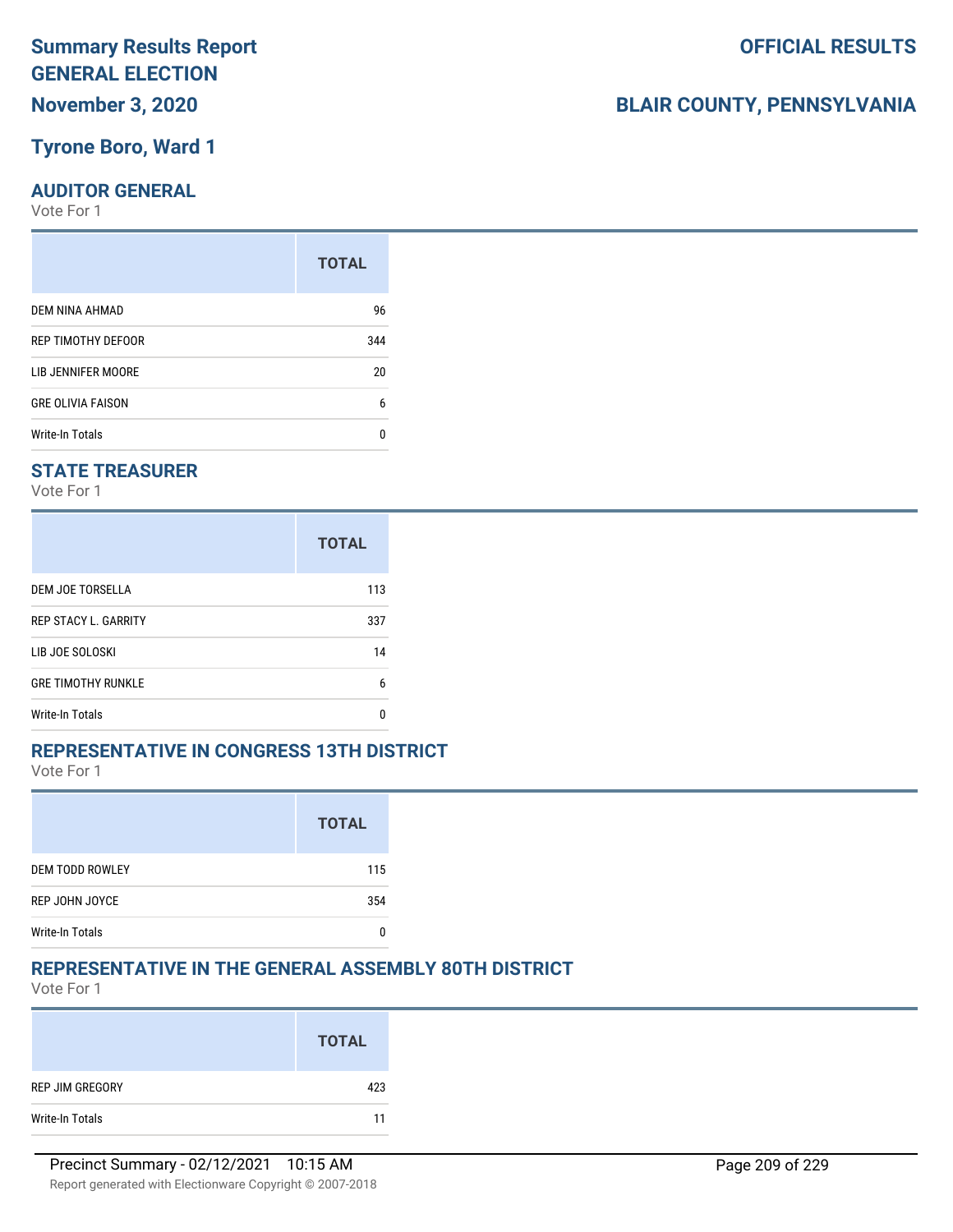# Summary Results Report
# GENERAL ELECTION
## November 3, 2020

**OFFICIAL RESULTS**

**BLAIR COUNTY, PENNSYLVANIA**

## Tyrone Boro, Ward 1

### AUDITOR GENERAL

Vote For 1

| | TOTAL |
|---|---|
| DEM NINA AHMAD | 96 |
| REP TIMOTHY DEFOOR | 344 |
| LIB JENNIFER MOORE | 20 |
| GRE OLIVIA FAISON | 6 |
| Write-In Totals | 0 |

### STATE TREASURER

Vote For 1

| | TOTAL |
|---|---|
| DEM JOE TORSELLA | 113 |
| REP STACY L. GARRITY | 337 |
| LIB JOE SOLOSKI | 14 |
| GRE TIMOTHY RUNKLE | 6 |
| Write-In Totals | 0 |

### REPRESENTATIVE IN CONGRESS 13TH DISTRICT

Vote For 1

| | TOTAL |
|---|---|
| DEM TODD ROWLEY | 115 |
| REP JOHN JOYCE | 354 |
| Write-In Totals | 0 |

### REPRESENTATIVE IN THE GENERAL ASSEMBLY 80TH DISTRICT

Vote For 1

| | TOTAL |
|---|---|
| REP JIM GREGORY | 423 |
| Write-In Totals | 11 |

Precinct Summary - 02/12/2021 10:15 AM

Report generated with Electionware Copyright © 2007-2018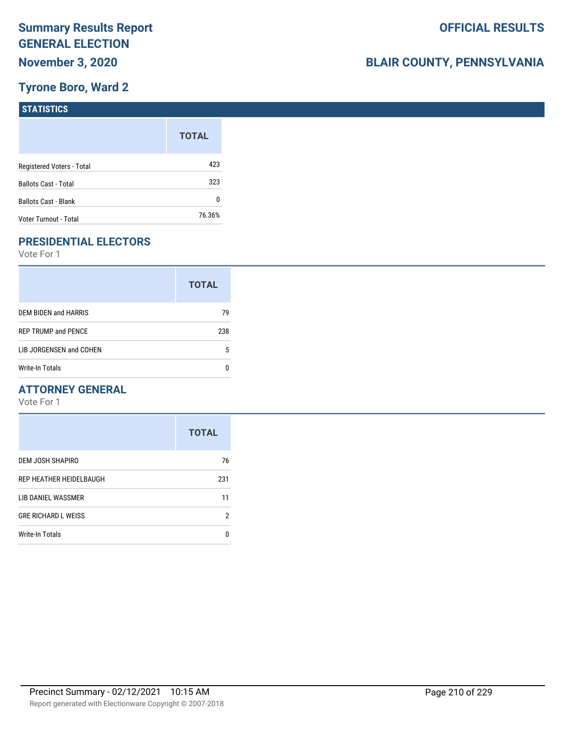# Summary Results Report

## GENERAL ELECTION

## November 3, 2020

## Tyrone Boro, Ward 2

**OFFICIAL RESULTS**

**BLAIR COUNTY, PENNSYLVANIA**

### STATISTICS

| | TOTAL |
|---|---|
| Registered Voters - Total | 423 |
| Ballots Cast - Total | 323 |
| Ballots Cast - Blank | 0 |
| Voter Turnout - Total | 76.36% |

### PRESIDENTIAL ELECTORS

Vote For 1

| | TOTAL |
|---|---|
| DEM BIDEN and HARRIS | 79 |
| REP TRUMP and PENCE | 238 |
| LIB JORGENSEN and COHEN | 5 |
| Write-In Totals | 0 |

### ATTORNEY GENERAL

Vote For 1

| | TOTAL |
|---|---|
| DEM JOSH SHAPIRO | 76 |
| REP HEATHER HEIDELBAUGH | 231 |
| LIB DANIEL WASSMER | 11 |
| GRE RICHARD L WEISS | 2 |
| Write-In Totals | 0 |

Precinct Summary - 02/12/2021 10:15 AM

Report generated with Electionware Copyright © 2007-2018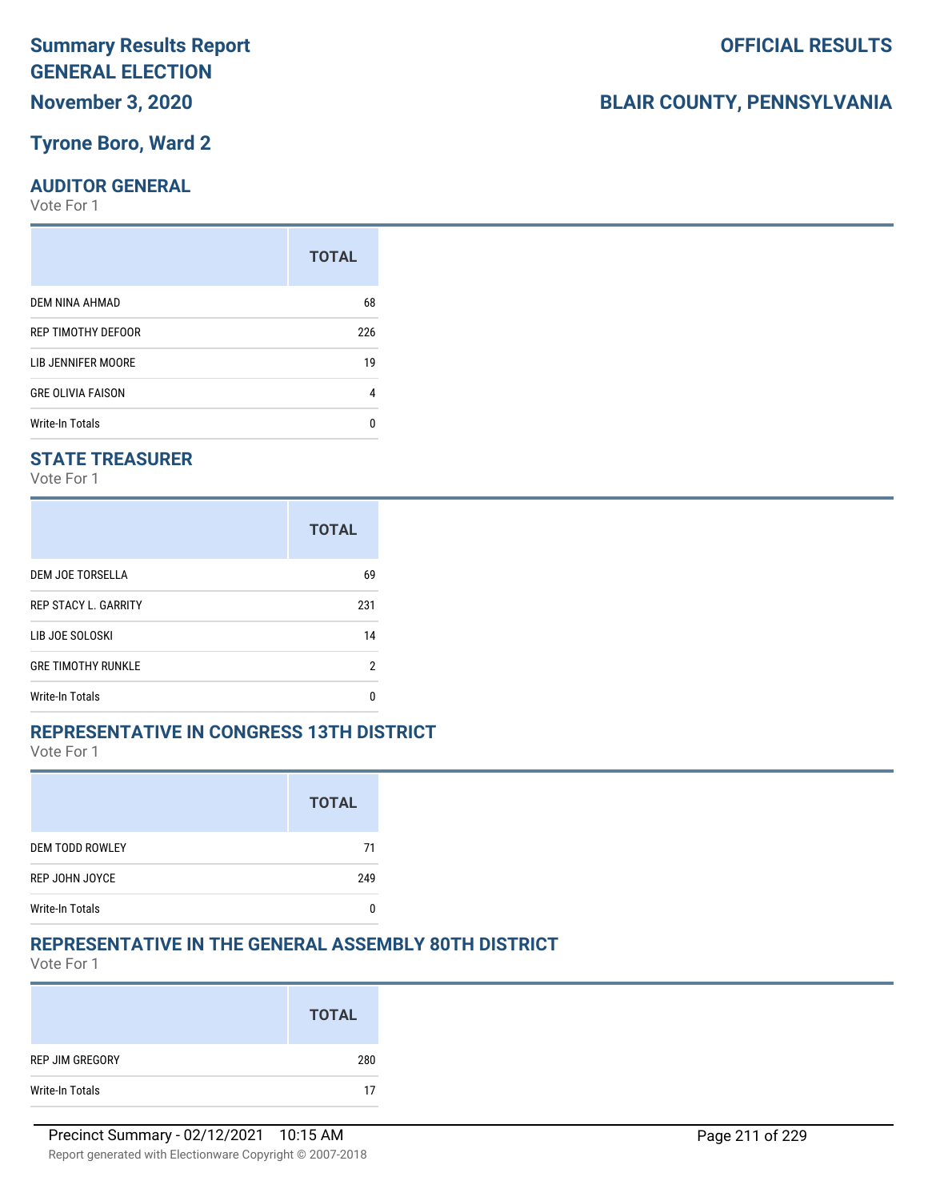# Summary Results Report GENERAL ELECTION

**OFFICIAL RESULTS**

**November 3, 2020**

**BLAIR COUNTY, PENNSYLVANIA**

## Tyrone Boro, Ward 2

### AUDITOR GENERAL

Vote For 1

| | TOTAL |
|---|---|
| DEM NINA AHMAD | 68 |
| REP TIMOTHY DEFOOR | 226 |
| LIB JENNIFER MOORE | 19 |
| GRE OLIVIA FAISON | 4 |
| Write-In Totals | 0 |

### STATE TREASURER

Vote For 1

| | TOTAL |
|---|---|
| DEM JOE TORSELLA | 69 |
| REP STACY L. GARRITY | 231 |
| LIB JOE SOLOSKI | 14 |
| GRE TIMOTHY RUNKLE | 2 |
| Write-In Totals | 0 |

### REPRESENTATIVE IN CONGRESS 13TH DISTRICT

Vote For 1

| | TOTAL |
|---|---|
| DEM TODD ROWLEY | 71 |
| REP JOHN JOYCE | 249 |
| Write-In Totals | 0 |

### REPRESENTATIVE IN THE GENERAL ASSEMBLY 80TH DISTRICT

Vote For 1

| | TOTAL |
|---|---|
| REP JIM GREGORY | 280 |
| Write-In Totals | 17 |

Precinct Summary - 02/12/2021 10:15 AM

Report generated with Electionware Copyright © 2007-2018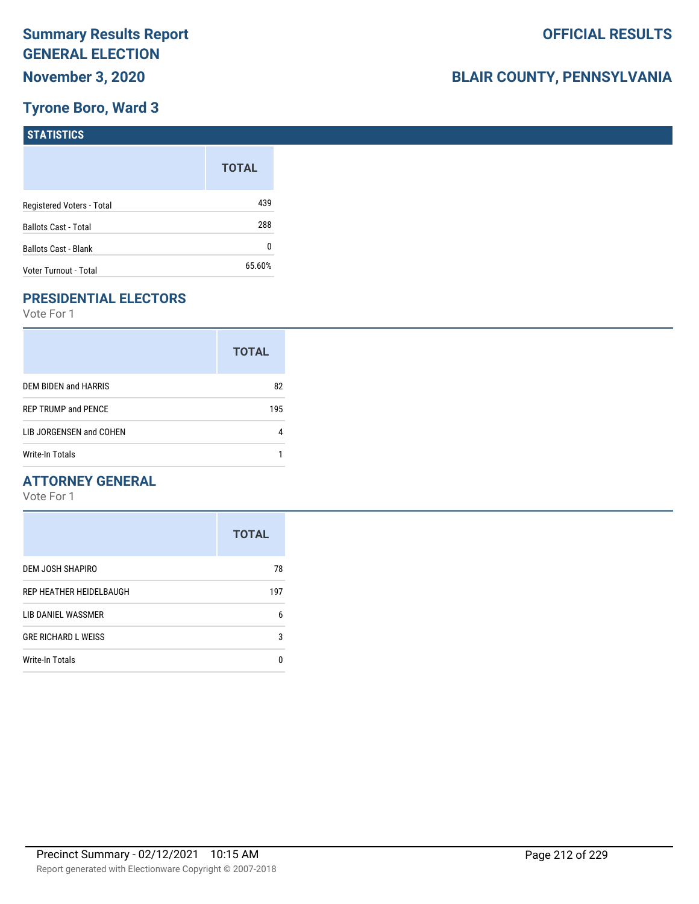# Summary Results Report GENERAL ELECTION

## November 3, 2020

**OFFICIAL RESULTS**

**BLAIR COUNTY, PENNSYLVANIA**

## Tyrone Boro, Ward 3

### STATISTICS

| | TOTAL |
|---|---|
| Registered Voters - Total | 439 |
| Ballots Cast - Total | 288 |
| Ballots Cast - Blank | 0 |
| Voter Turnout - Total | 65.60% |

### PRESIDENTIAL ELECTORS

Vote For 1

| | TOTAL |
|---|---|
| DEM BIDEN and HARRIS | 82 |
| REP TRUMP and PENCE | 195 |
| LIB JORGENSEN and COHEN | 4 |
| Write-In Totals | 1 |

### ATTORNEY GENERAL

Vote For 1

| | TOTAL |
|---|---|
| DEM JOSH SHAPIRO | 78 |
| REP HEATHER HEIDELBAUGH | 197 |
| LIB DANIEL WASSMER | 6 |
| GRE RICHARD L WEISS | 3 |
| Write-In Totals | 0 |

Precinct Summary - 02/12/2021 10:15 AM

Report generated with Electionware Copyright © 2007-2018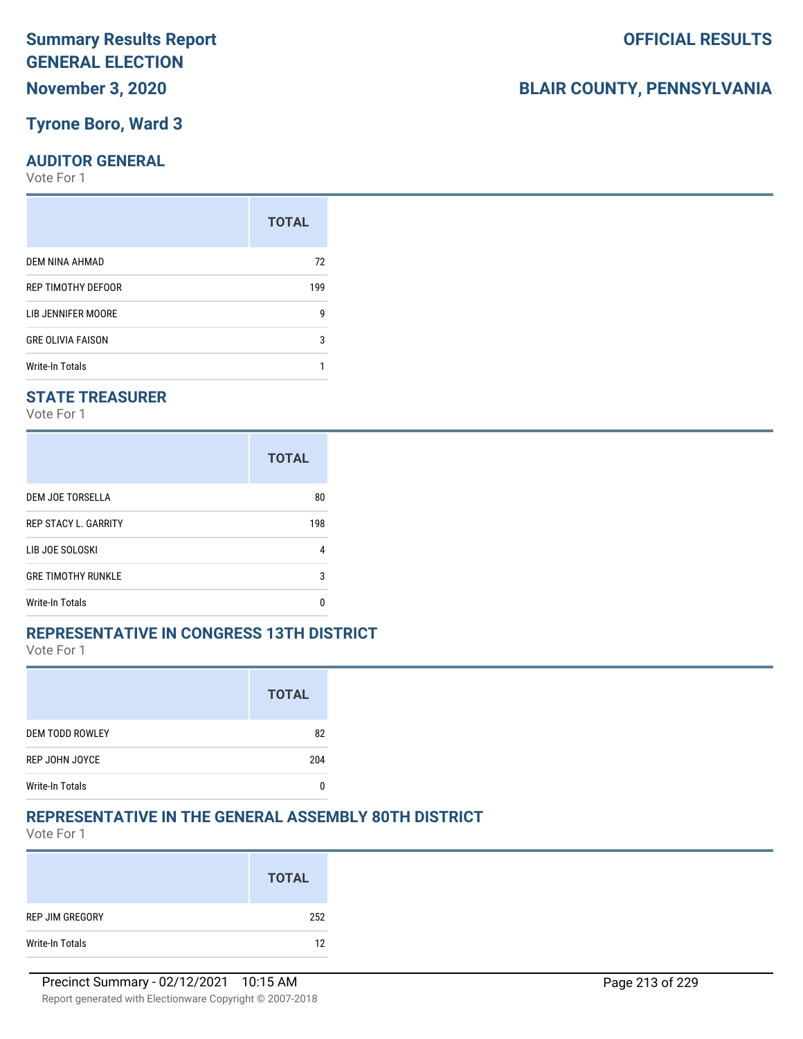# Summary Results Report
# GENERAL ELECTION
## November 3, 2020

# OFFICIAL RESULTS

## BLAIR COUNTY, PENNSYLVANIA

## Tyrone Boro, Ward 3

### AUDITOR GENERAL
Vote For 1

| | TOTAL |
|---|---|
| DEM NINA AHMAD | 72 |
| REP TIMOTHY DEFOOR | 199 |
| LIB JENNIFER MOORE | 9 |
| GRE OLIVIA FAISON | 3 |
| Write-In Totals | 1 |

### STATE TREASURER
Vote For 1

| | TOTAL |
|---|---|
| DEM JOE TORSELLA | 80 |
| REP STACY L. GARRITY | 198 |
| LIB JOE SOLOSKI | 4 |
| GRE TIMOTHY RUNKLE | 3 |
| Write-In Totals | 0 |

### REPRESENTATIVE IN CONGRESS 13TH DISTRICT
Vote For 1

| | TOTAL |
|---|---|
| DEM TODD ROWLEY | 82 |
| REP JOHN JOYCE | 204 |
| Write-In Totals | 0 |

### REPRESENTATIVE IN THE GENERAL ASSEMBLY 80TH DISTRICT
Vote For 1

| | TOTAL |
|---|---|
| REP JIM GREGORY | 252 |
| Write-In Totals | 12 |

Precinct Summary - 02/12/2021 10:15 AM

Report generated with Electionware Copyright © 2007-2018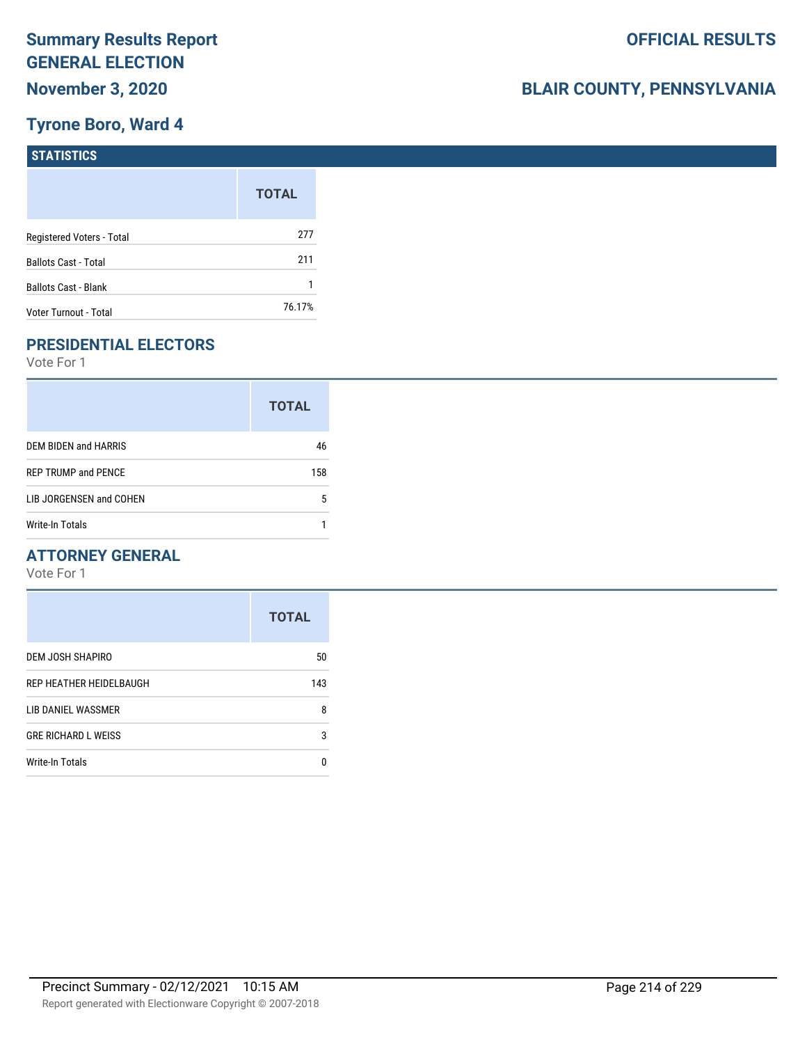# Summary Results Report GENERAL ELECTION

**November 3, 2020**

**OFFICIAL RESULTS**

**BLAIR COUNTY, PENNSYLVANIA**

## Tyrone Boro, Ward 4

### STATISTICS

| | TOTAL |
|---|---|
| Registered Voters - Total | 277 |
| Ballots Cast - Total | 211 |
| Ballots Cast - Blank | 1 |
| Voter Turnout - Total | 76.17% |

### PRESIDENTIAL ELECTORS

Vote For 1

| | TOTAL |
|---|---|
| DEM BIDEN and HARRIS | 46 |
| REP TRUMP and PENCE | 158 |
| LIB JORGENSEN and COHEN | 5 |
| Write-In Totals | 1 |

### ATTORNEY GENERAL

Vote For 1

| | TOTAL |
|---|---|
| DEM JOSH SHAPIRO | 50 |
| REP HEATHER HEIDELBAUGH | 143 |
| LIB DANIEL WASSMER | 8 |
| GRE RICHARD L WEISS | 3 |
| Write-In Totals | 0 |

Precinct Summary - 02/12/2021 10:15 AM

Report generated with Electionware Copyright © 2007-2018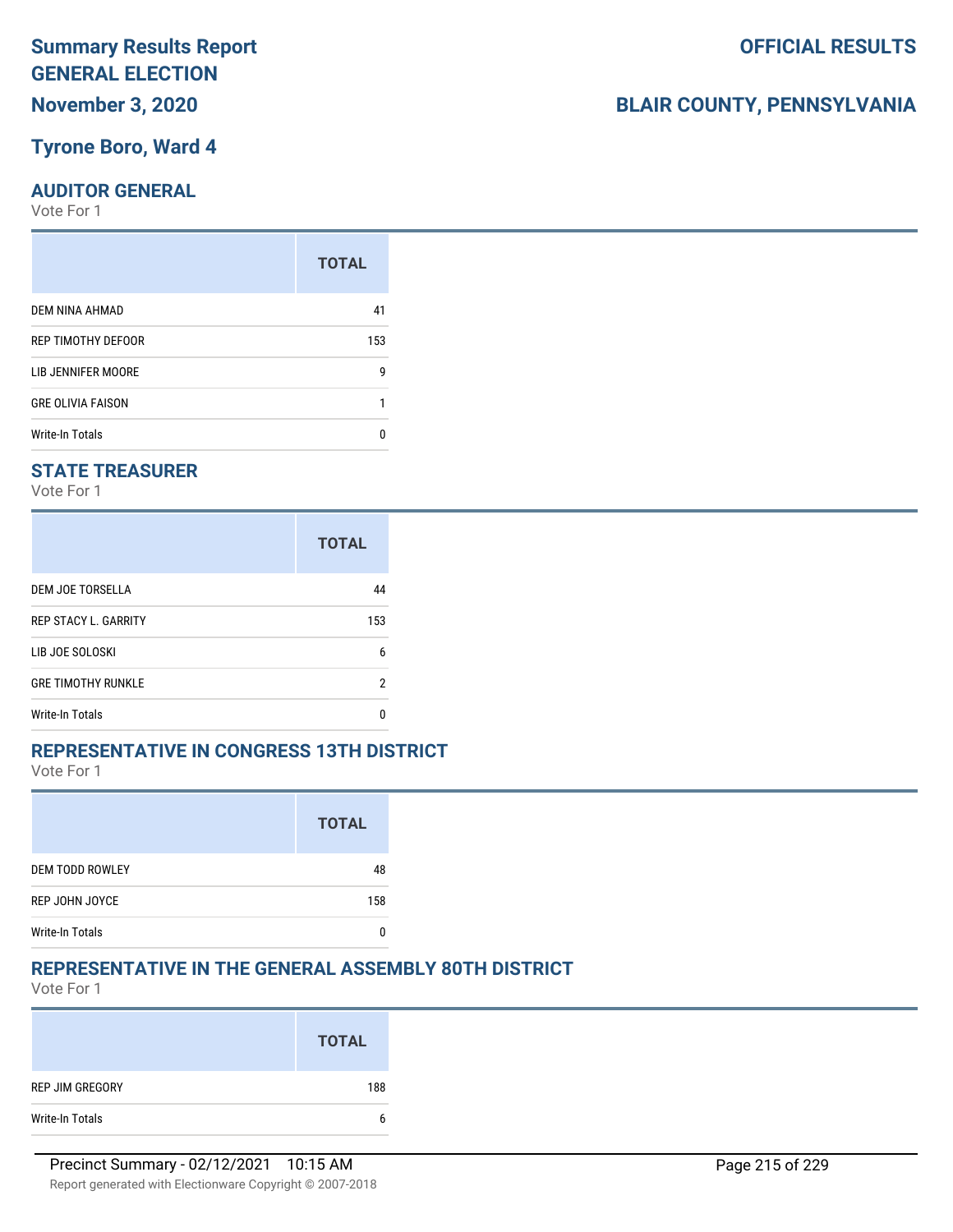# Summary Results Report
# GENERAL ELECTION
## November 3, 2020

**OFFICIAL RESULTS**

**BLAIR COUNTY, PENNSYLVANIA**

## Tyrone Boro, Ward 4

### AUDITOR GENERAL
Vote For 1

| | TOTAL |
|---|---|
| DEM NINA AHMAD | 41 |
| REP TIMOTHY DEFOOR | 153 |
| LIB JENNIFER MOORE | 9 |
| GRE OLIVIA FAISON | 1 |
| Write-In Totals | 0 |

### STATE TREASURER
Vote For 1

| | TOTAL |
|---|---|
| DEM JOE TORSELLA | 44 |
| REP STACY L. GARRITY | 153 |
| LIB JOE SOLOSKI | 6 |
| GRE TIMOTHY RUNKLE | 2 |
| Write-In Totals | 0 |

### REPRESENTATIVE IN CONGRESS 13TH DISTRICT
Vote For 1

| | TOTAL |
|---|---|
| DEM TODD ROWLEY | 48 |
| REP JOHN JOYCE | 158 |
| Write-In Totals | 0 |

### REPRESENTATIVE IN THE GENERAL ASSEMBLY 80TH DISTRICT
Vote For 1

| | TOTAL |
|---|---|
| REP JIM GREGORY | 188 |
| Write-In Totals | 6 |

Precinct Summary - 02/12/2021 10:15 AM

Report generated with Electionware Copyright © 2007-2018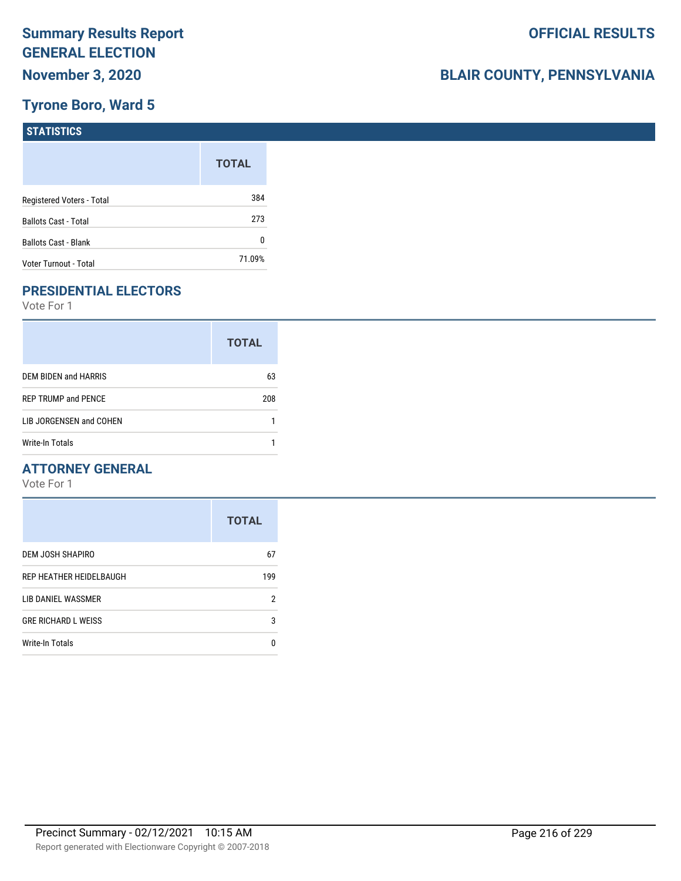# Summary Results Report
# GENERAL ELECTION
## November 3, 2020

## OFFICIAL RESULTS

## BLAIR COUNTY, PENNSYLVANIA

## Tyrone Boro, Ward 5

### STATISTICS

| | TOTAL |
|---|---|
| Registered Voters - Total | 384 |
| Ballots Cast - Total | 273 |
| Ballots Cast - Blank | 0 |
| Voter Turnout - Total | 71.09% |

### PRESIDENTIAL ELECTORS

Vote For 1

| | TOTAL |
|---|---|
| DEM BIDEN and HARRIS | 63 |
| REP TRUMP and PENCE | 208 |
| LIB JORGENSEN and COHEN | 1 |
| Write-In Totals | 1 |

### ATTORNEY GENERAL

Vote For 1

| | TOTAL |
|---|---|
| DEM JOSH SHAPIRO | 67 |
| REP HEATHER HEIDELBAUGH | 199 |
| LIB DANIEL WASSMER | 2 |
| GRE RICHARD L WEISS | 3 |
| Write-In Totals | 0 |

Precinct Summary - 02/12/2021 10:15 AM

Report generated with Electionware Copyright © 2007-2018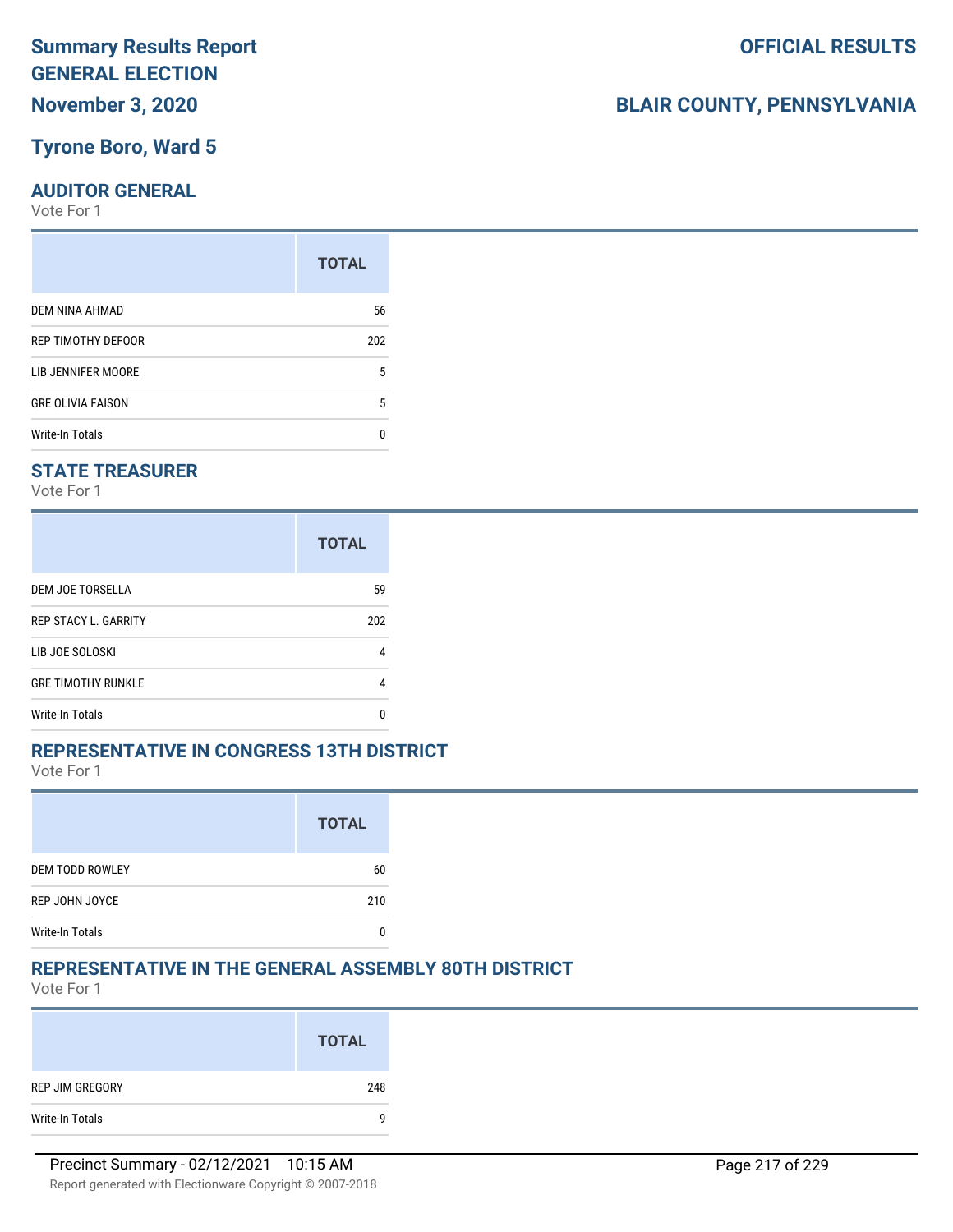# Summary Results Report
# GENERAL ELECTION
## November 3, 2020

**OFFICIAL RESULTS**

**BLAIR COUNTY, PENNSYLVANIA**

## Tyrone Boro, Ward 5

### AUDITOR GENERAL
Vote For 1

| | TOTAL |
|---|---|
| DEM NINA AHMAD | 56 |
| REP TIMOTHY DEFOOR | 202 |
| LIB JENNIFER MOORE | 5 |
| GRE OLIVIA FAISON | 5 |
| Write-In Totals | 0 |

### STATE TREASURER
Vote For 1

| | TOTAL |
|---|---|
| DEM JOE TORSELLA | 59 |
| REP STACY L. GARRITY | 202 |
| LIB JOE SOLOSKI | 4 |
| GRE TIMOTHY RUNKLE | 4 |
| Write-In Totals | 0 |

### REPRESENTATIVE IN CONGRESS 13TH DISTRICT
Vote For 1

| | TOTAL |
|---|---|
| DEM TODD ROWLEY | 60 |
| REP JOHN JOYCE | 210 |
| Write-In Totals | 0 |

### REPRESENTATIVE IN THE GENERAL ASSEMBLY 80TH DISTRICT
Vote For 1

| | TOTAL |
|---|---|
| REP JIM GREGORY | 248 |
| Write-In Totals | 9 |

Precinct Summary - 02/12/2021 10:15 AM

Report generated with Electionware Copyright © 2007-2018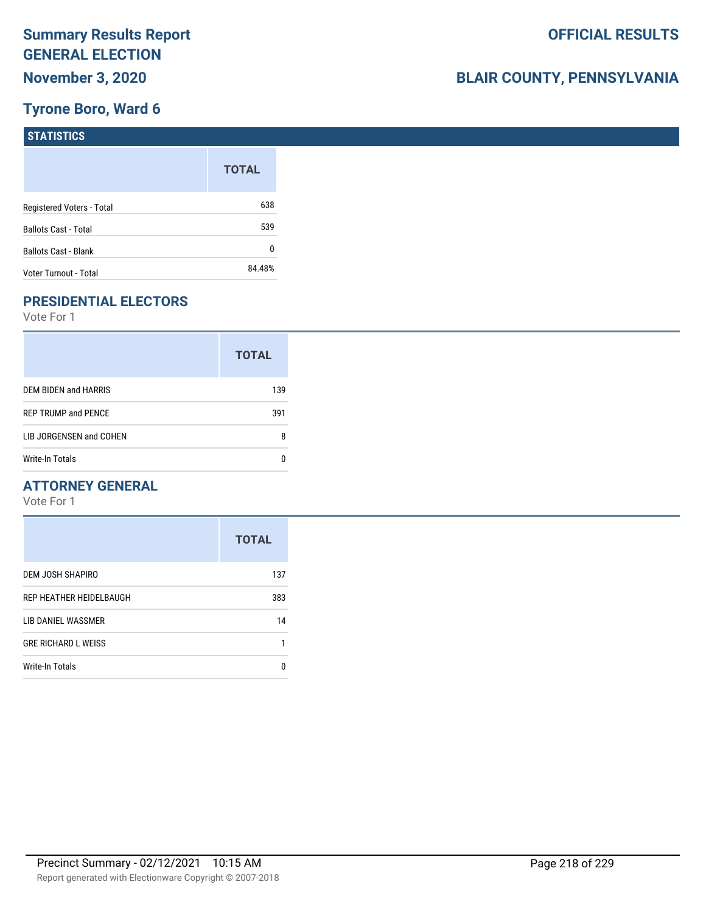# Summary Results Report GENERAL ELECTION

**November 3, 2020**

**OFFICIAL RESULTS**

**BLAIR COUNTY, PENNSYLVANIA**

## Tyrone Boro, Ward 6

### STATISTICS

| | TOTAL |
|---|---|
| Registered Voters - Total | 638 |
| Ballots Cast - Total | 539 |
| Ballots Cast - Blank | 0 |
| Voter Turnout - Total | 84.48% |

### PRESIDENTIAL ELECTORS

Vote For 1

| | TOTAL |
|---|---|
| DEM BIDEN and HARRIS | 139 |
| REP TRUMP and PENCE | 391 |
| LIB JORGENSEN and COHEN | 8 |
| Write-In Totals | 0 |

### ATTORNEY GENERAL

Vote For 1

| | TOTAL |
|---|---|
| DEM JOSH SHAPIRO | 137 |
| REP HEATHER HEIDELBAUGH | 383 |
| LIB DANIEL WASSMER | 14 |
| GRE RICHARD L WEISS | 1 |
| Write-In Totals | 0 |

Precinct Summary - 02/12/2021 10:15 AM

Report generated with Electionware Copyright © 2007-2018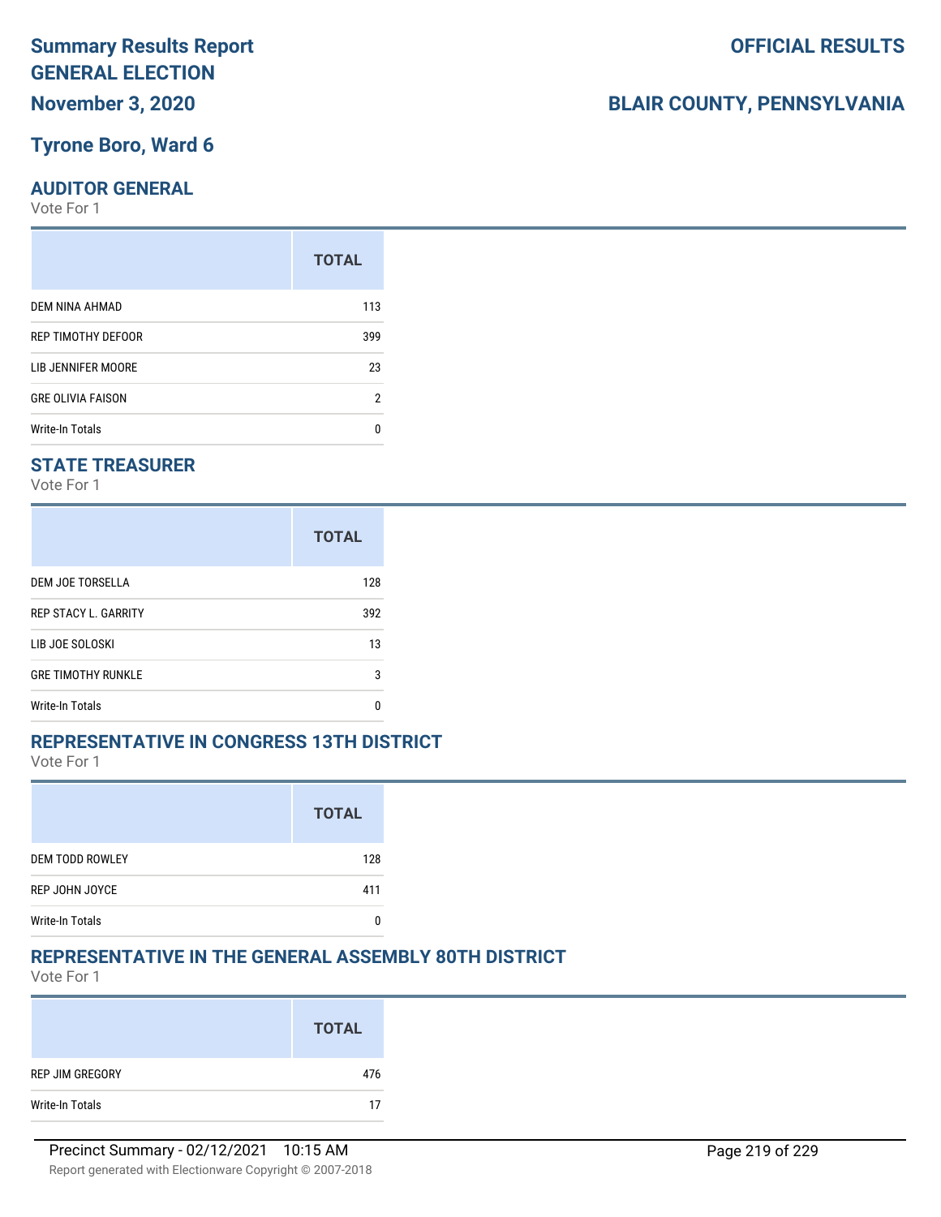# Summary Results Report GENERAL ELECTION

## November 3, 2020

**OFFICIAL RESULTS**

**BLAIR COUNTY, PENNSYLVANIA**

## Tyrone Boro, Ward 6

### AUDITOR GENERAL

Vote For 1

| | TOTAL |
|---|---|
| DEM NINA AHMAD | 113 |
| REP TIMOTHY DEFOOR | 399 |
| LIB JENNIFER MOORE | 23 |
| GRE OLIVIA FAISON | 2 |
| Write-In Totals | 0 |

### STATE TREASURER

Vote For 1

| | TOTAL |
|---|---|
| DEM JOE TORSELLA | 128 |
| REP STACY L. GARRITY | 392 |
| LIB JOE SOLOSKI | 13 |
| GRE TIMOTHY RUNKLE | 3 |
| Write-In Totals | 0 |

### REPRESENTATIVE IN CONGRESS 13TH DISTRICT

Vote For 1

| | TOTAL |
|---|---|
| DEM TODD ROWLEY | 128 |
| REP JOHN JOYCE | 411 |
| Write-In Totals | 0 |

### REPRESENTATIVE IN THE GENERAL ASSEMBLY 80TH DISTRICT

Vote For 1

| | TOTAL |
|---|---|
| REP JIM GREGORY | 476 |
| Write-In Totals | 17 |

Precinct Summary - 02/12/2021 10:15 AM

Report generated with Electionware Copyright © 2007-2018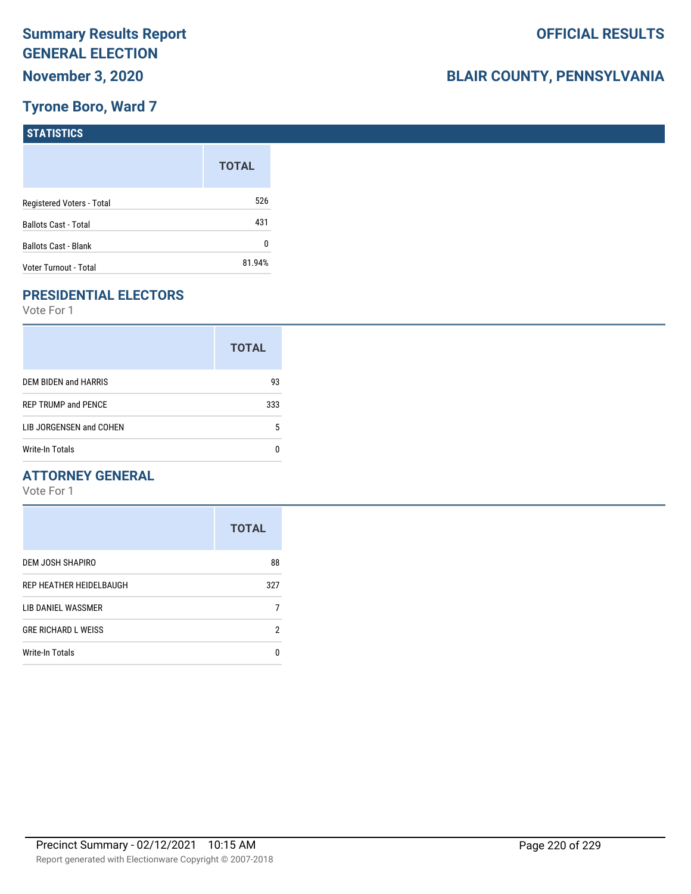# Summary Results Report
# GENERAL ELECTION
## November 3, 2020

**OFFICIAL RESULTS**

**BLAIR COUNTY, PENNSYLVANIA**

## Tyrone Boro, Ward 7

### STATISTICS

| | TOTAL |
|---|---|
| Registered Voters - Total | 526 |
| Ballots Cast - Total | 431 |
| Ballots Cast - Blank | 0 |
| Voter Turnout - Total | 81.94% |

### PRESIDENTIAL ELECTORS

Vote For 1

| | TOTAL |
|---|---|
| DEM BIDEN and HARRIS | 93 |
| REP TRUMP and PENCE | 333 |
| LIB JORGENSEN and COHEN | 5 |
| Write-In Totals | 0 |

### ATTORNEY GENERAL

Vote For 1

| | TOTAL |
|---|---|
| DEM JOSH SHAPIRO | 88 |
| REP HEATHER HEIDELBAUGH | 327 |
| LIB DANIEL WASSMER | 7 |
| GRE RICHARD L WEISS | 2 |
| Write-In Totals | 0 |

Precinct Summary - 02/12/2021 10:15 AM

Report generated with Electionware Copyright © 2007-2018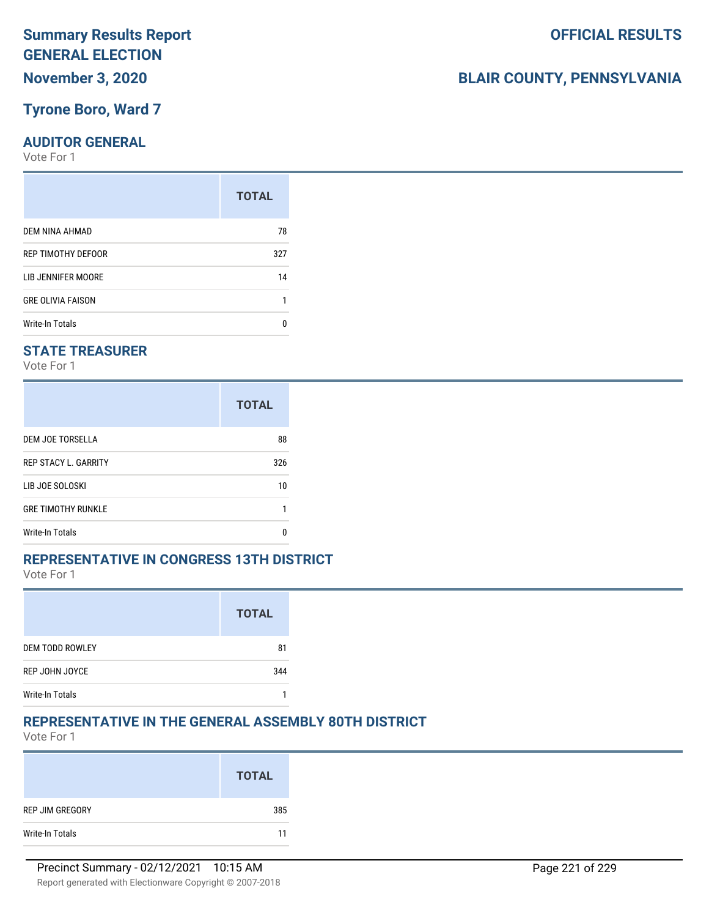# Summary Results Report GENERAL ELECTION

**OFFICIAL RESULTS**

**November 3, 2020**

**BLAIR COUNTY, PENNSYLVANIA**

## Tyrone Boro, Ward 7

### AUDITOR GENERAL

Vote For 1

| | TOTAL |
|---|---|
| DEM NINA AHMAD | 78 |
| REP TIMOTHY DEFOOR | 327 |
| LIB JENNIFER MOORE | 14 |
| GRE OLIVIA FAISON | 1 |
| Write-In Totals | 0 |

### STATE TREASURER

Vote For 1

| | TOTAL |
|---|---|
| DEM JOE TORSELLA | 88 |
| REP STACY L. GARRITY | 326 |
| LIB JOE SOLOSKI | 10 |
| GRE TIMOTHY RUNKLE | 1 |
| Write-In Totals | 0 |

### REPRESENTATIVE IN CONGRESS 13TH DISTRICT

Vote For 1

| | TOTAL |
|---|---|
| DEM TODD ROWLEY | 81 |
| REP JOHN JOYCE | 344 |
| Write-In Totals | 1 |

### REPRESENTATIVE IN THE GENERAL ASSEMBLY 80TH DISTRICT

Vote For 1

| | TOTAL |
|---|---|
| REP JIM GREGORY | 385 |
| Write-In Totals | 11 |

Precinct Summary - 02/12/2021 10:15 AM

Report generated with Electionware Copyright © 2007-2018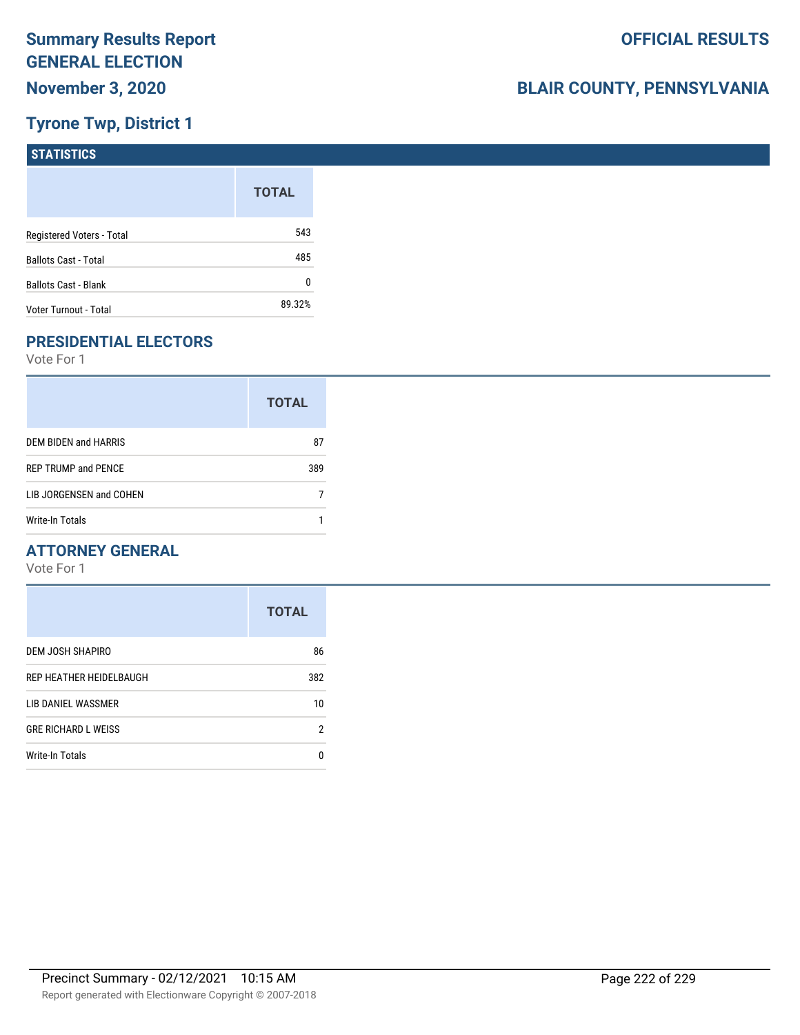# Summary Results Report GENERAL ELECTION

**OFFICIAL RESULTS**

**November 3, 2020**

**BLAIR COUNTY, PENNSYLVANIA**

## Tyrone Twp, District 1

### STATISTICS

| | TOTAL |
|---|---|
| Registered Voters - Total | 543 |
| Ballots Cast - Total | 485 |
| Ballots Cast - Blank | 0 |
| Voter Turnout - Total | 89.32% |

### PRESIDENTIAL ELECTORS

Vote For 1

| | TOTAL |
|---|---|
| DEM BIDEN and HARRIS | 87 |
| REP TRUMP and PENCE | 389 |
| LIB JORGENSEN and COHEN | 7 |
| Write-In Totals | 1 |

### ATTORNEY GENERAL

Vote For 1

| | TOTAL |
|---|---|
| DEM JOSH SHAPIRO | 86 |
| REP HEATHER HEIDELBAUGH | 382 |
| LIB DANIEL WASSMER | 10 |
| GRE RICHARD L WEISS | 2 |
| Write-In Totals | 0 |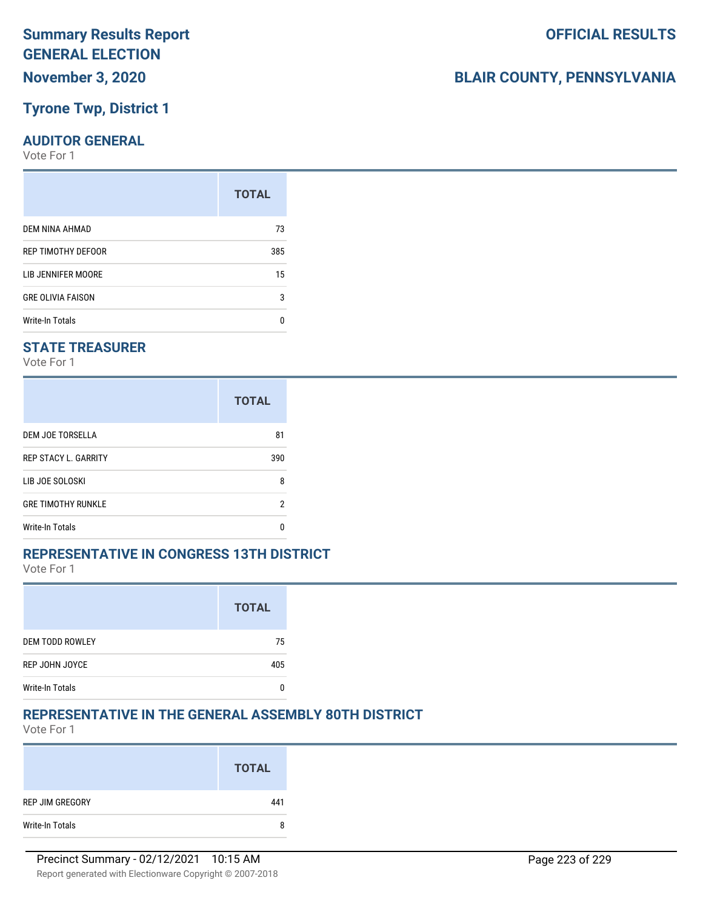# Summary Results Report GENERAL ELECTION

**OFFICIAL RESULTS**

**November 3, 2020**

**BLAIR COUNTY, PENNSYLVANIA**

## Tyrone Twp, District 1

### AUDITOR GENERAL

Vote For 1

| | TOTAL |
|---|---|
| DEM NINA AHMAD | 73 |
| REP TIMOTHY DEFOOR | 385 |
| LIB JENNIFER MOORE | 15 |
| GRE OLIVIA FAISON | 3 |
| Write-In Totals | 0 |

### STATE TREASURER

Vote For 1

| | TOTAL |
|---|---|
| DEM JOE TORSELLA | 81 |
| REP STACY L. GARRITY | 390 |
| LIB JOE SOLOSKI | 8 |
| GRE TIMOTHY RUNKLE | 2 |
| Write-In Totals | 0 |

### REPRESENTATIVE IN CONGRESS 13TH DISTRICT

Vote For 1

| | TOTAL |
|---|---|
| DEM TODD ROWLEY | 75 |
| REP JOHN JOYCE | 405 |
| Write-In Totals | 0 |

### REPRESENTATIVE IN THE GENERAL ASSEMBLY 80TH DISTRICT

Vote For 1

| | TOTAL |
|---|---|
| REP JIM GREGORY | 441 |
| Write-In Totals | 8 |

Precinct Summary - 02/12/2021 10:15 AM

Report generated with Electionware Copyright © 2007-2018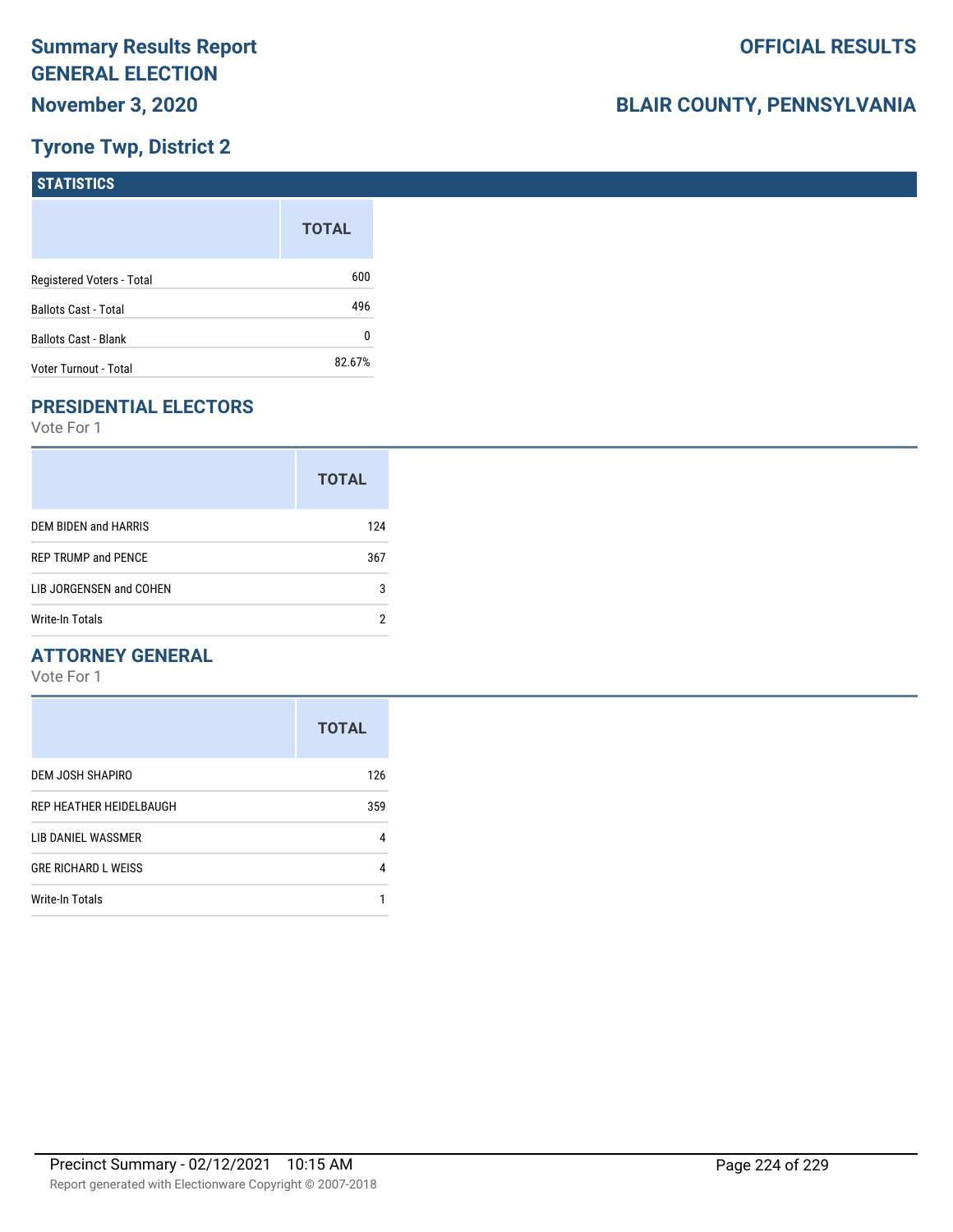# Summary Results Report GENERAL ELECTION

**November 3, 2020**

**OFFICIAL RESULTS**

**BLAIR COUNTY, PENNSYLVANIA**

## Tyrone Twp, District 2

### STATISTICS

| | TOTAL |
|---|---|
| Registered Voters - Total | 600 |
| Ballots Cast - Total | 496 |
| Ballots Cast - Blank | 0 |
| Voter Turnout - Total | 82.67% |

## PRESIDENTIAL ELECTORS

Vote For 1

| | TOTAL |
|---|---|
| DEM BIDEN and HARRIS | 124 |
| REP TRUMP and PENCE | 367 |
| LIB JORGENSEN and COHEN | 3 |
| Write-In Totals | 2 |

## ATTORNEY GENERAL

Vote For 1

| | TOTAL |
|---|---|
| DEM JOSH SHAPIRO | 126 |
| REP HEATHER HEIDELBAUGH | 359 |
| LIB DANIEL WASSMER | 4 |
| GRE RICHARD L WEISS | 4 |
| Write-In Totals | 1 |

Precinct Summary - 02/12/2021 10:15 AM

Report generated with Electionware Copyright © 2007-2018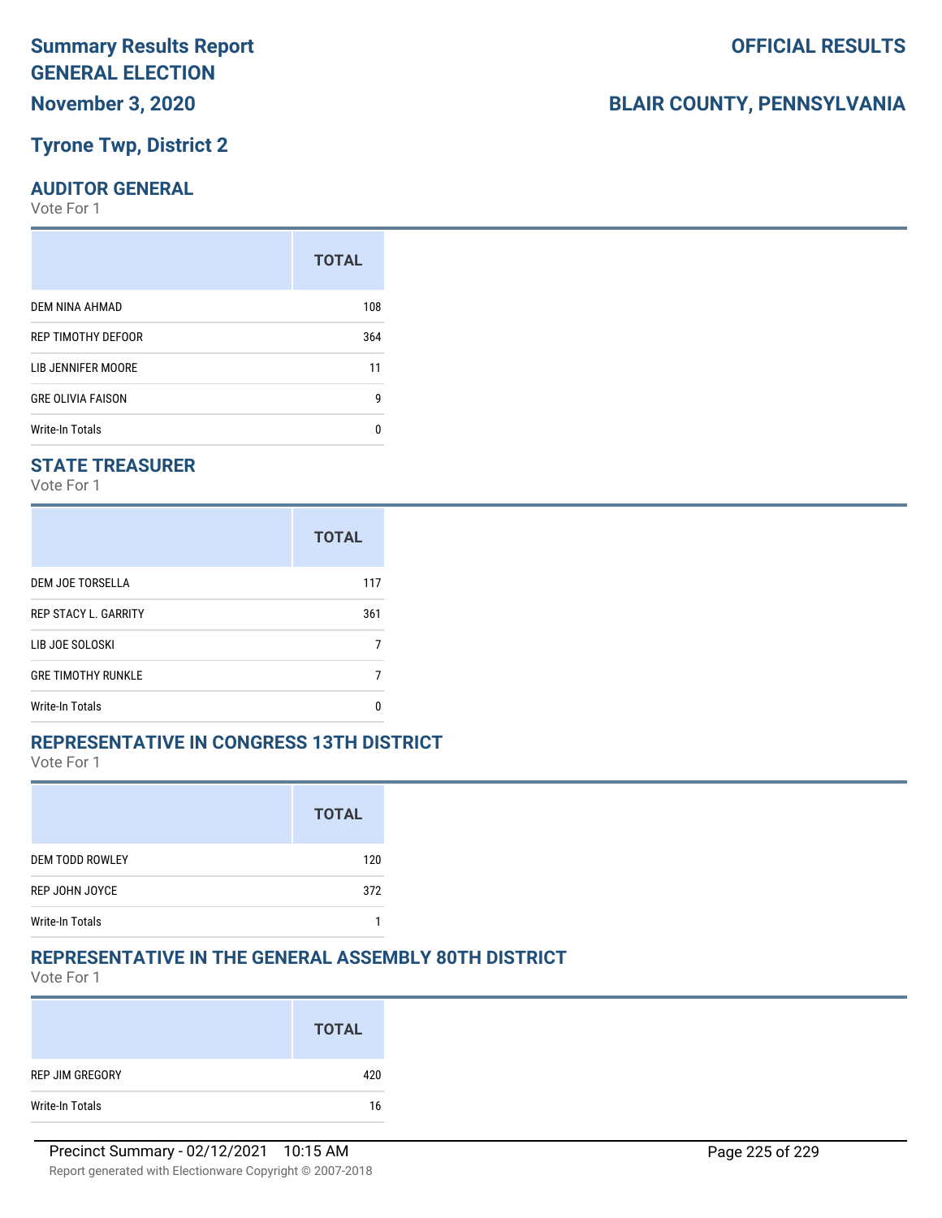# Summary Results Report
# GENERAL ELECTION
## November 3, 2020

**OFFICIAL RESULTS**

**BLAIR COUNTY, PENNSYLVANIA**

## Tyrone Twp, District 2

### AUDITOR GENERAL
Vote For 1

| | TOTAL |
|---|---|
| DEM NINA AHMAD | 108 |
| REP TIMOTHY DEFOOR | 364 |
| LIB JENNIFER MOORE | 11 |
| GRE OLIVIA FAISON | 9 |
| Write-In Totals | 0 |

### STATE TREASURER
Vote For 1

| | TOTAL |
|---|---|
| DEM JOE TORSELLA | 117 |
| REP STACY L. GARRITY | 361 |
| LIB JOE SOLOSKI | 7 |
| GRE TIMOTHY RUNKLE | 7 |
| Write-In Totals | 0 |

### REPRESENTATIVE IN CONGRESS 13TH DISTRICT
Vote For 1

| | TOTAL |
|---|---|
| DEM TODD ROWLEY | 120 |
| REP JOHN JOYCE | 372 |
| Write-In Totals | 1 |

### REPRESENTATIVE IN THE GENERAL ASSEMBLY 80TH DISTRICT
Vote For 1

| | TOTAL |
|---|---|
| REP JIM GREGORY | 420 |
| Write-In Totals | 16 |

Precinct Summary - 02/12/2021 10:15 AM

Report generated with Electionware Copyright © 2007-2018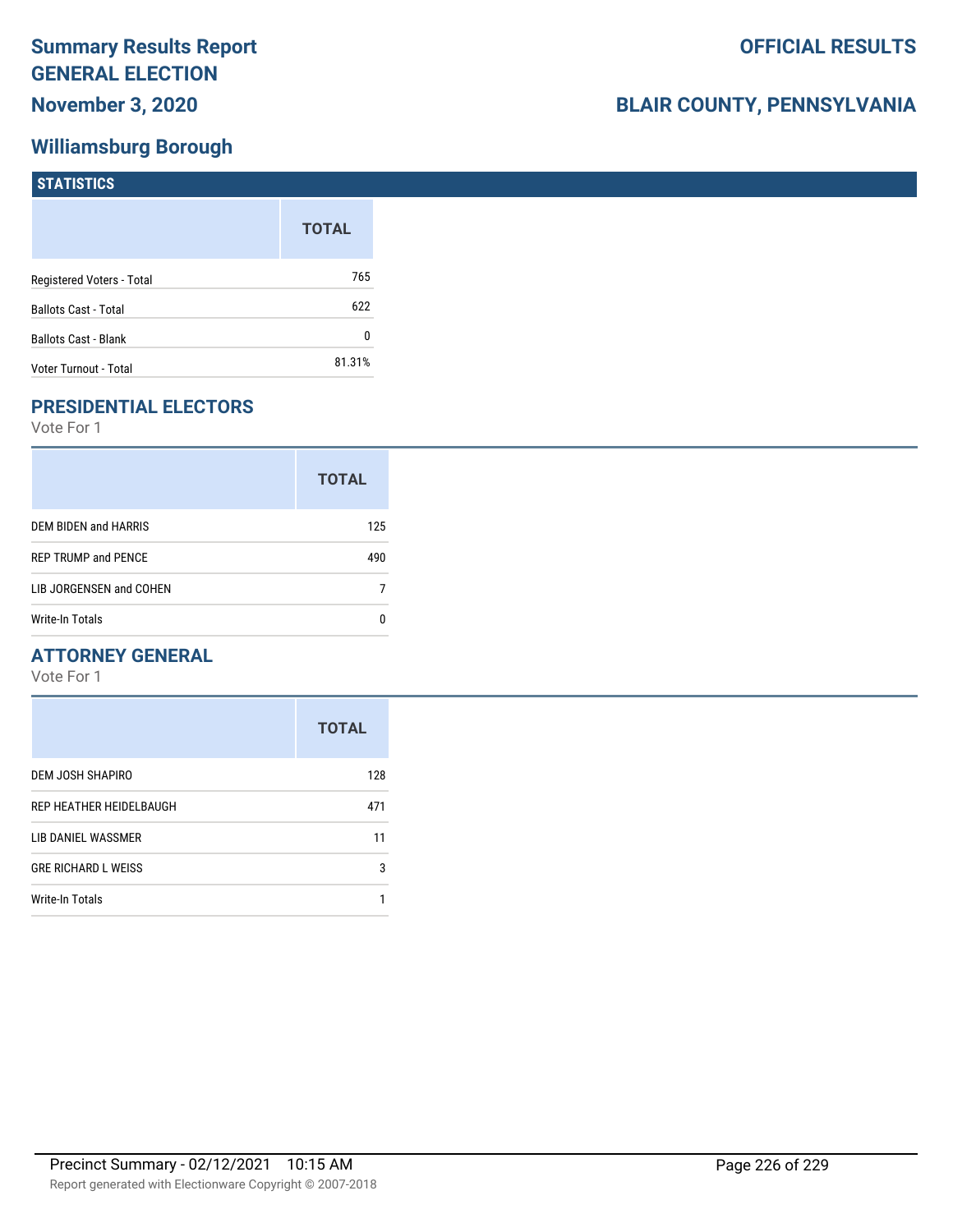# Summary Results Report
# GENERAL ELECTION
# November 3, 2020

# OFFICIAL RESULTS

# BLAIR COUNTY, PENNSYLVANIA

## Williamsburg Borough

### STATISTICS

| | TOTAL |
|---|---|
| Registered Voters - Total | 765 |
| Ballots Cast - Total | 622 |
| Ballots Cast - Blank | 0 |
| Voter Turnout - Total | 81.31% |

### PRESIDENTIAL ELECTORS

Vote For 1

| | TOTAL |
|---|---|
| DEM BIDEN and HARRIS | 125 |
| REP TRUMP and PENCE | 490 |
| LIB JORGENSEN and COHEN | 7 |
| Write-In Totals | 0 |

### ATTORNEY GENERAL

Vote For 1

| | TOTAL |
|---|---|
| DEM JOSH SHAPIRO | 128 |
| REP HEATHER HEIDELBAUGH | 471 |
| LIB DANIEL WASSMER | 11 |
| GRE RICHARD L WEISS | 3 |
| Write-In Totals | 1 |

Precinct Summary - 02/12/2021 10:15 AM

Report generated with Electionware Copyright © 2007-2018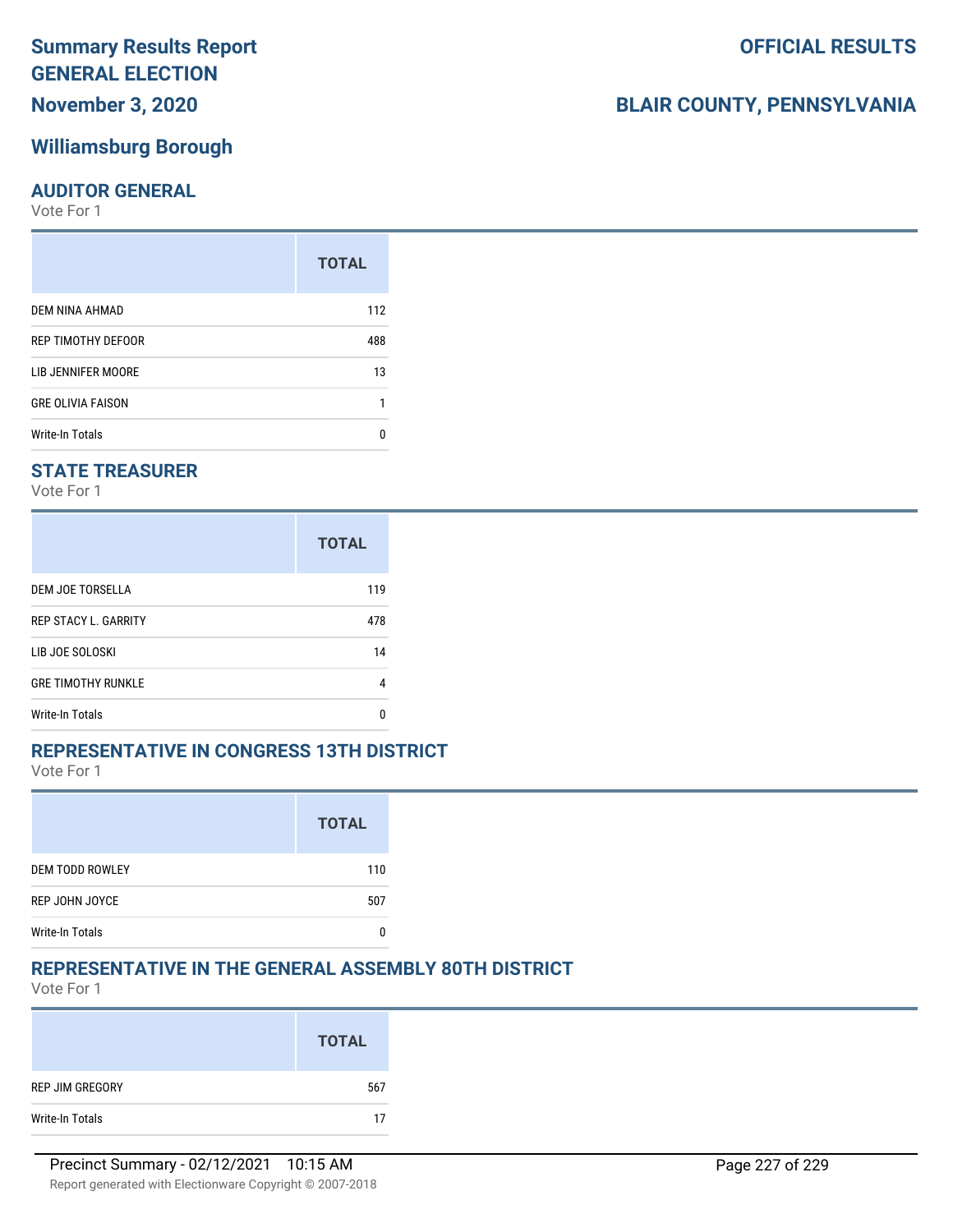# Summary Results Report GENERAL ELECTION

**OFFICIAL RESULTS**

**November 3, 2020**

**BLAIR COUNTY, PENNSYLVANIA**

## Williamsburg Borough

### AUDITOR GENERAL

Vote For 1

| | TOTAL |
|---|---|
| DEM NINA AHMAD | 112 |
| REP TIMOTHY DEFOOR | 488 |
| LIB JENNIFER MOORE | 13 |
| GRE OLIVIA FAISON | 1 |
| Write-In Totals | 0 |

### STATE TREASURER

Vote For 1

| | TOTAL |
|---|---|
| DEM JOE TORSELLA | 119 |
| REP STACY L. GARRITY | 478 |
| LIB JOE SOLOSKI | 14 |
| GRE TIMOTHY RUNKLE | 4 |
| Write-In Totals | 0 |

### REPRESENTATIVE IN CONGRESS 13TH DISTRICT

Vote For 1

| | TOTAL |
|---|---|
| DEM TODD ROWLEY | 110 |
| REP JOHN JOYCE | 507 |
| Write-In Totals | 0 |

### REPRESENTATIVE IN THE GENERAL ASSEMBLY 80TH DISTRICT

Vote For 1

| | TOTAL |
|---|---|
| REP JIM GREGORY | 567 |
| Write-In Totals | 17 |

Precinct Summary - 02/12/2021 10:15 AM

Report generated with Electionware Copyright © 2007-2018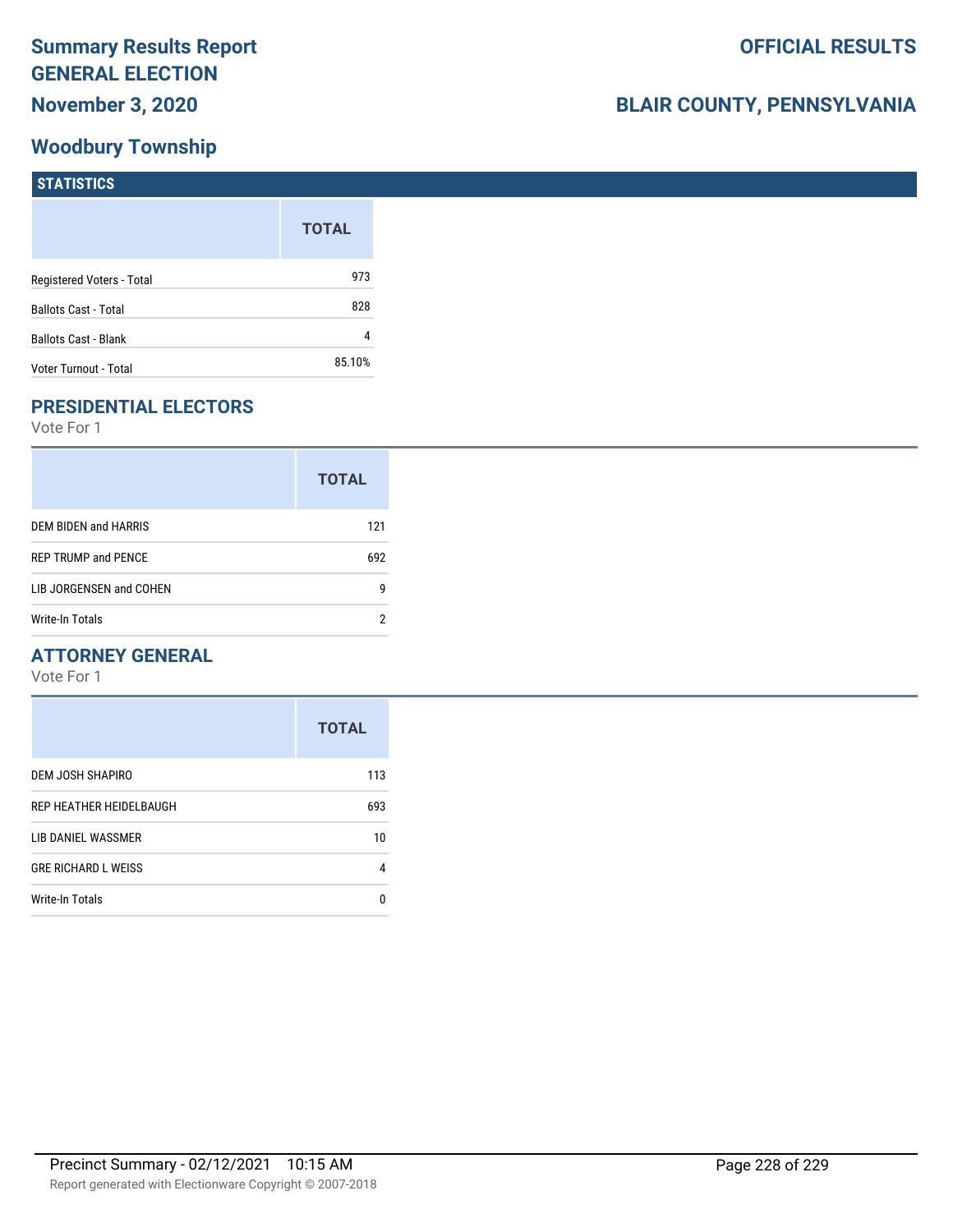# Summary Results Report GENERAL ELECTION

**November 3, 2020**

**OFFICIAL RESULTS**

**BLAIR COUNTY, PENNSYLVANIA**

## Woodbury Township

### STATISTICS

| | TOTAL |
|---|---|
| Registered Voters - Total | 973 |
| Ballots Cast - Total | 828 |
| Ballots Cast - Blank | 4 |
| Voter Turnout - Total | 85.10% |

### PRESIDENTIAL ELECTORS

Vote For 1

| | TOTAL |
|---|---|
| DEM BIDEN and HARRIS | 121 |
| REP TRUMP and PENCE | 692 |
| LIB JORGENSEN and COHEN | 9 |
| Write-In Totals | 2 |

### ATTORNEY GENERAL

Vote For 1

| | TOTAL |
|---|---|
| DEM JOSH SHAPIRO | 113 |
| REP HEATHER HEIDELBAUGH | 693 |
| LIB DANIEL WASSMER | 10 |
| GRE RICHARD L WEISS | 4 |
| Write-In Totals | 0 |

Precinct Summary - 02/12/2021 10:15 AM

Report generated with Electionware Copyright © 2007-2018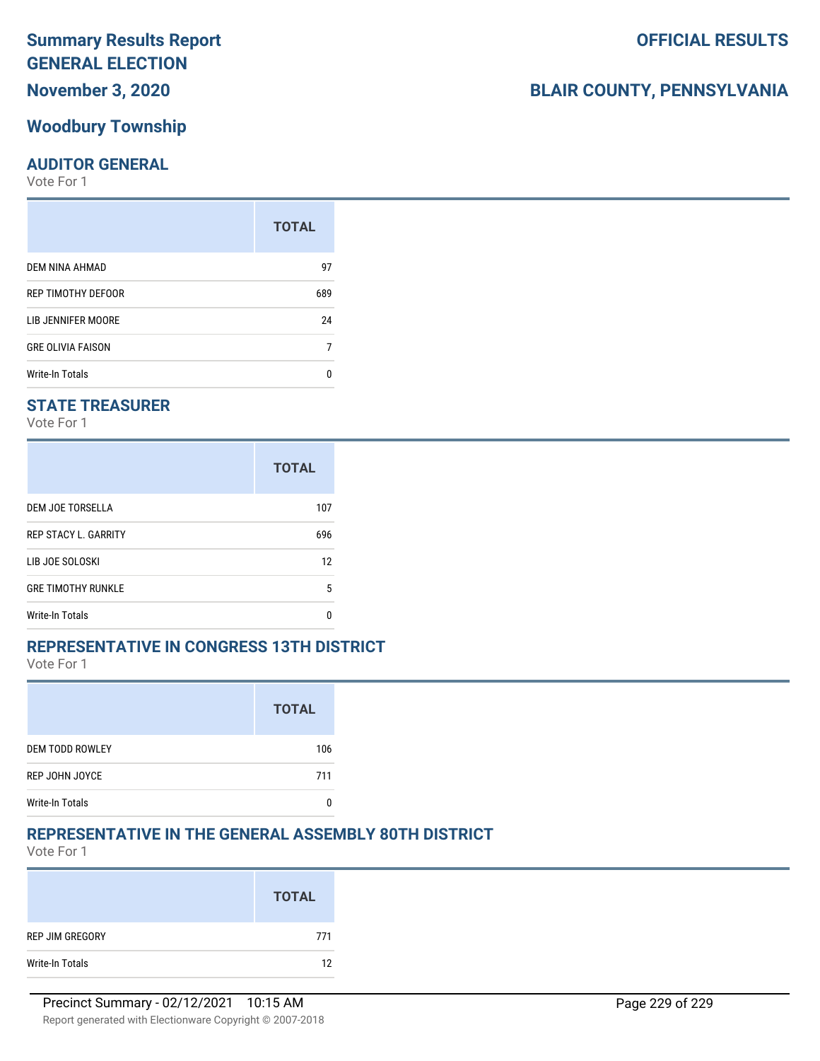# Summary Results Report GENERAL ELECTION

**November 3, 2020**

**OFFICIAL RESULTS**

**BLAIR COUNTY, PENNSYLVANIA**

## Woodbury Township

### AUDITOR GENERAL

Vote For 1

| | TOTAL |
|---|---|
| DEM NINA AHMAD | 97 |
| REP TIMOTHY DEFOOR | 689 |
| LIB JENNIFER MOORE | 24 |
| GRE OLIVIA FAISON | 7 |
| Write-In Totals | 0 |

### STATE TREASURER

Vote For 1

| | TOTAL |
|---|---|
| DEM JOE TORSELLA | 107 |
| REP STACY L. GARRITY | 696 |
| LIB JOE SOLOSKI | 12 |
| GRE TIMOTHY RUNKLE | 5 |
| Write-In Totals | 0 |

### REPRESENTATIVE IN CONGRESS 13TH DISTRICT

Vote For 1

| | TOTAL |
|---|---|
| DEM TODD ROWLEY | 106 |
| REP JOHN JOYCE | 711 |
| Write-In Totals | 0 |

### REPRESENTATIVE IN THE GENERAL ASSEMBLY 80TH DISTRICT

Vote For 1

| | TOTAL |
|---|---|
| REP JIM GREGORY | 771 |
| Write-In Totals | 12 |

Precinct Summary - 02/12/2021 10:15 AM

Report generated with Electionware Copyright © 2007-2018